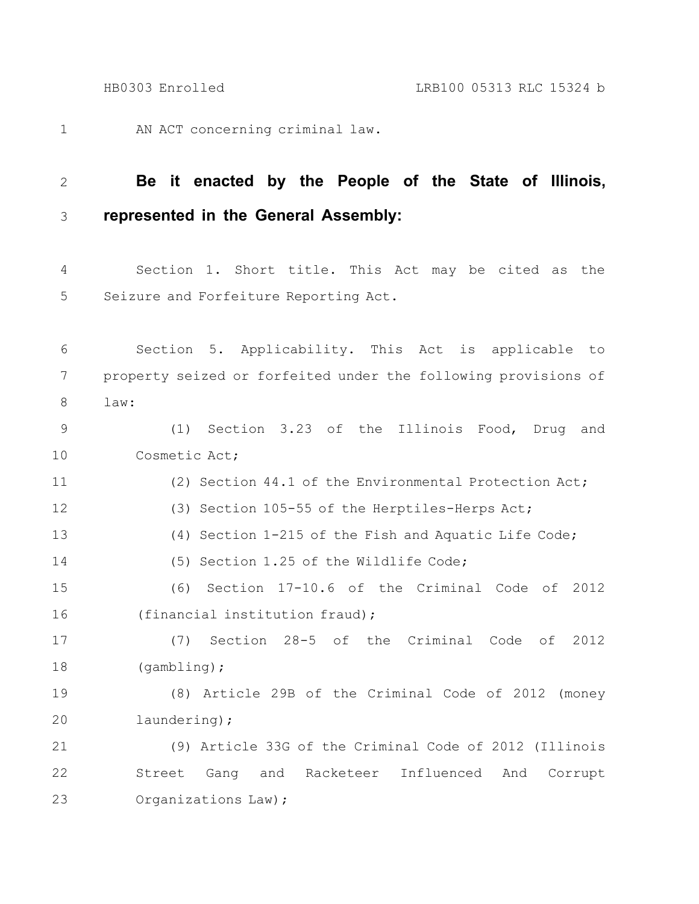AN ACT concerning criminal law.

**Be it enacted by the People of the State of Illinois, represented in the General Assembly:**

Section 1. Short title. This Act may be cited as the Seizure and Forfeiture Reporting Act.

Section 5. Applicability. This Act is applicable to property seized or forfeited under the following provisions of law:

(1) Section 3.23 of the Illinois Food, Drug and Cosmetic Act;

(2) Section 44.1 of the Environmental Protection Act;

(3) Section 105-55 of the Herptiles-Herps Act;

(4) Section 1-215 of the Fish and Aquatic Life Code;

(5) Section 1.25 of the Wildlife Code;

(6) Section 17-10.6 of the Criminal Code of 2012 (financial institution fraud);

(7) Section 28-5 of the Criminal Code of 2012 (gambling);

(8) Article 29B of the Criminal Code of 2012 (money laundering);

(9) Article 33G of the Criminal Code of 2012 (Illinois Street Gang and Racketeer Influenced And Corrupt Organizations Law);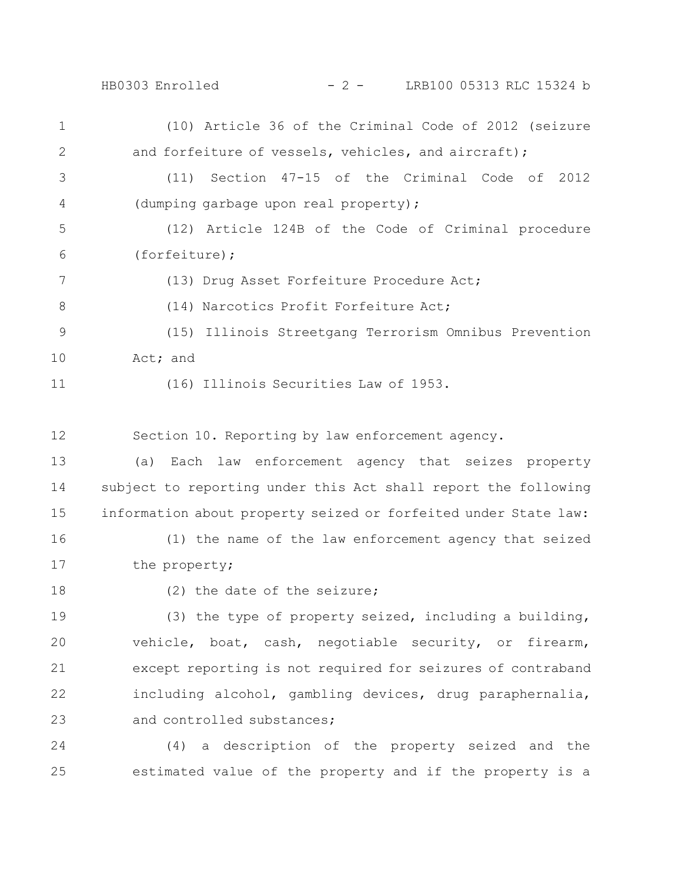(10) Article 36 of the Criminal Code of 2012 (seizure and forfeiture of vessels, vehicles, and aircraft);

(11) Section 47-15 of the Criminal Code of 2012 (dumping garbage upon real property);

(12) Article 124B of the Code of Criminal procedure (forfeiture);

(13) Drug Asset Forfeiture Procedure Act;

(14) Narcotics Profit Forfeiture Act;

(15) Illinois Streetgang Terrorism Omnibus Prevention Act; and

(16) Illinois Securities Law of 1953.

Section 10. Reporting by law enforcement agency.

(a) Each law enforcement agency that seizes property subject to reporting under this Act shall report the following information about property seized or forfeited under State law:

(1) the name of the law enforcement agency that seized the property;

(2) the date of the seizure;

(3) the type of property seized, including a building, vehicle, boat, cash, negotiable security, or firearm, except reporting is not required for seizures of contraband including alcohol, gambling devices, drug paraphernalia, and controlled substances;

(4) a description of the property seized and the estimated value of the property and if the property is a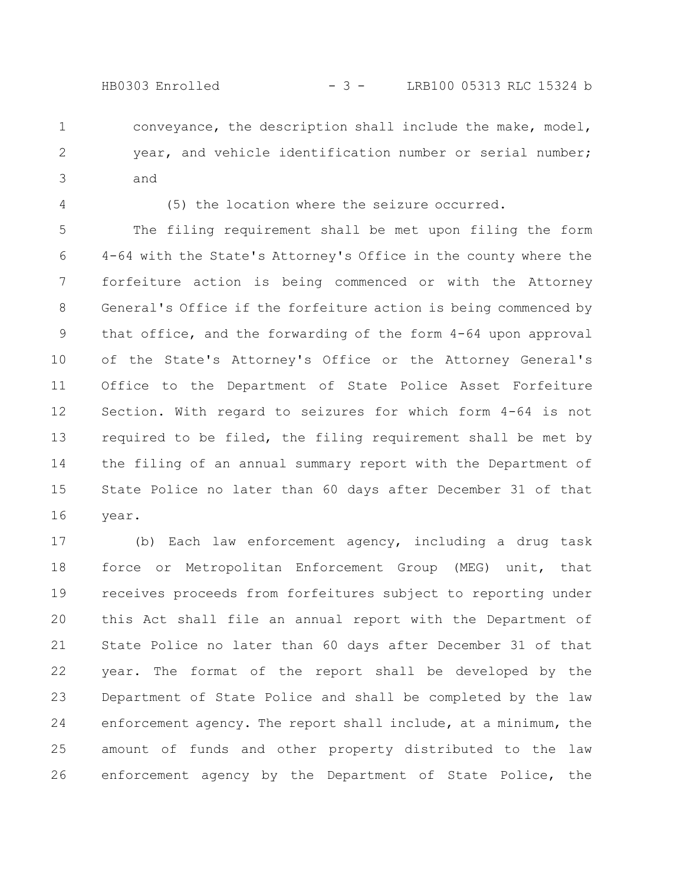conveyance, the description shall include the make, model, year, and vehicle identification number or serial number; and

(5) the location where the seizure occurred.

The filing requirement shall be met upon filing the form 4-64 with the State's Attorney's Office in the county where the forfeiture action is being commenced or with the Attorney General's Office if the forfeiture action is being commenced by that office, and the forwarding of the form 4-64 upon approval of the State's Attorney's Office or the Attorney General's Office to the Department of State Police Asset Forfeiture Section. With regard to seizures for which form 4-64 is not required to be filed, the filing requirement shall be met by the filing of an annual summary report with the Department of State Police no later than 60 days after December 31 of that year.

(b) Each law enforcement agency, including a drug task force or Metropolitan Enforcement Group (MEG) unit, that receives proceeds from forfeitures subject to reporting under this Act shall file an annual report with the Department of State Police no later than 60 days after December 31 of that year. The format of the report shall be developed by the Department of State Police and shall be completed by the law enforcement agency. The report shall include, at a minimum, the amount of funds and other property distributed to the law enforcement agency by the Department of State Police, the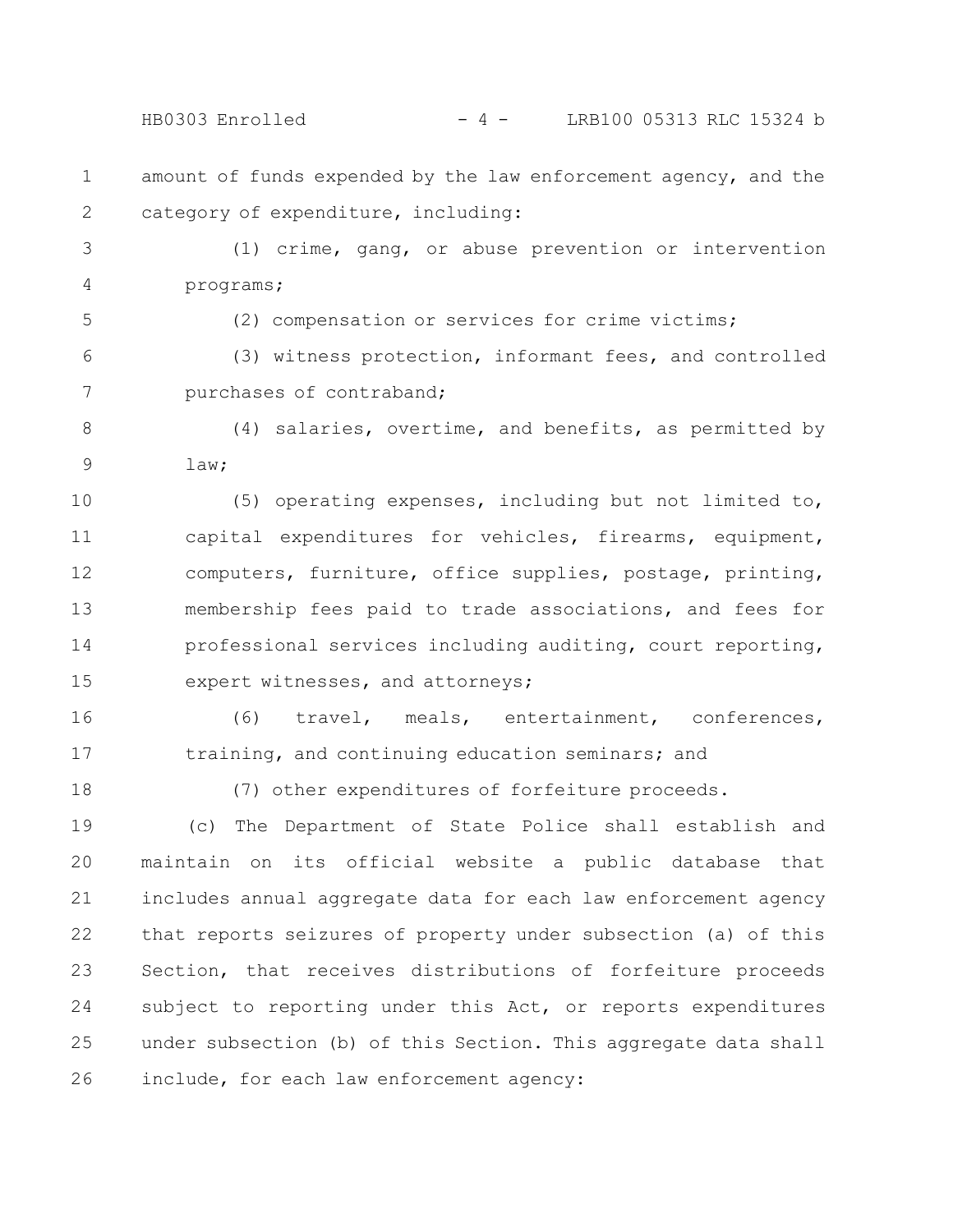amount of funds expended by the law enforcement agency, and the category of expenditure, including:

(1) crime, gang, or abuse prevention or intervention programs;

(2) compensation or services for crime victims;

(3) witness protection, informant fees, and controlled purchases of contraband;

(4) salaries, overtime, and benefits, as permitted by law;

(5) operating expenses, including but not limited to, capital expenditures for vehicles, firearms, equipment, computers, furniture, office supplies, postage, printing, membership fees paid to trade associations, and fees for professional services including auditing, court reporting, expert witnesses, and attorneys;

(6) travel, meals, entertainment, conferences, training, and continuing education seminars; and

(7) other expenditures of forfeiture proceeds.

(c) The Department of State Police shall establish and maintain on its official website a public database that includes annual aggregate data for each law enforcement agency that reports seizures of property under subsection (a) of this Section, that receives distributions of forfeiture proceeds subject to reporting under this Act, or reports expenditures under subsection (b) of this Section. This aggregate data shall include, for each law enforcement agency: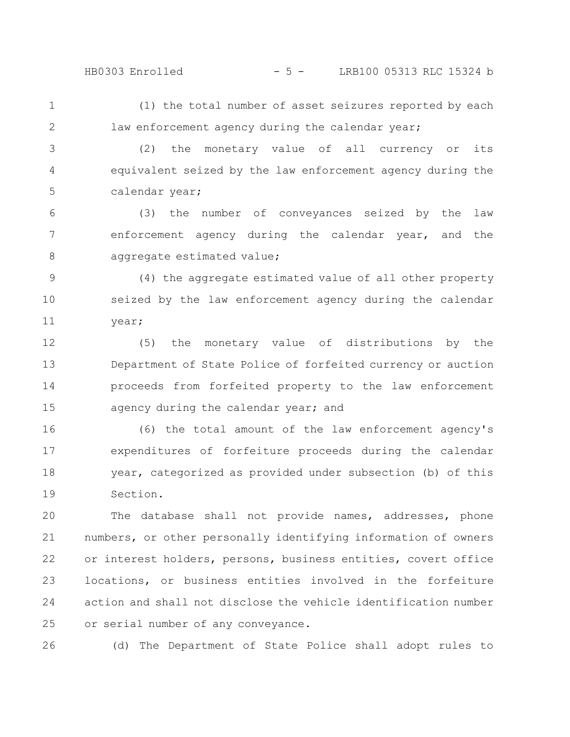(1) the total number of asset seizures reported by each law enforcement agency during the calendar year;

(2) the monetary value of all currency or its equivalent seized by the law enforcement agency during the calendar year;

(3) the number of conveyances seized by the law enforcement agency during the calendar year, and the aggregate estimated value;

(4) the aggregate estimated value of all other property seized by the law enforcement agency during the calendar year;

(5) the monetary value of distributions by the Department of State Police of forfeited currency or auction proceeds from forfeited property to the law enforcement agency during the calendar year; and

(6) the total amount of the law enforcement agency's expenditures of forfeiture proceeds during the calendar year, categorized as provided under subsection (b) of this Section.

The database shall not provide names, addresses, phone numbers, or other personally identifying information of owners or interest holders, persons, business entities, covert office locations, or business entities involved in the forfeiture action and shall not disclose the vehicle identification number or serial number of any conveyance.

(d) The Department of State Police shall adopt rules to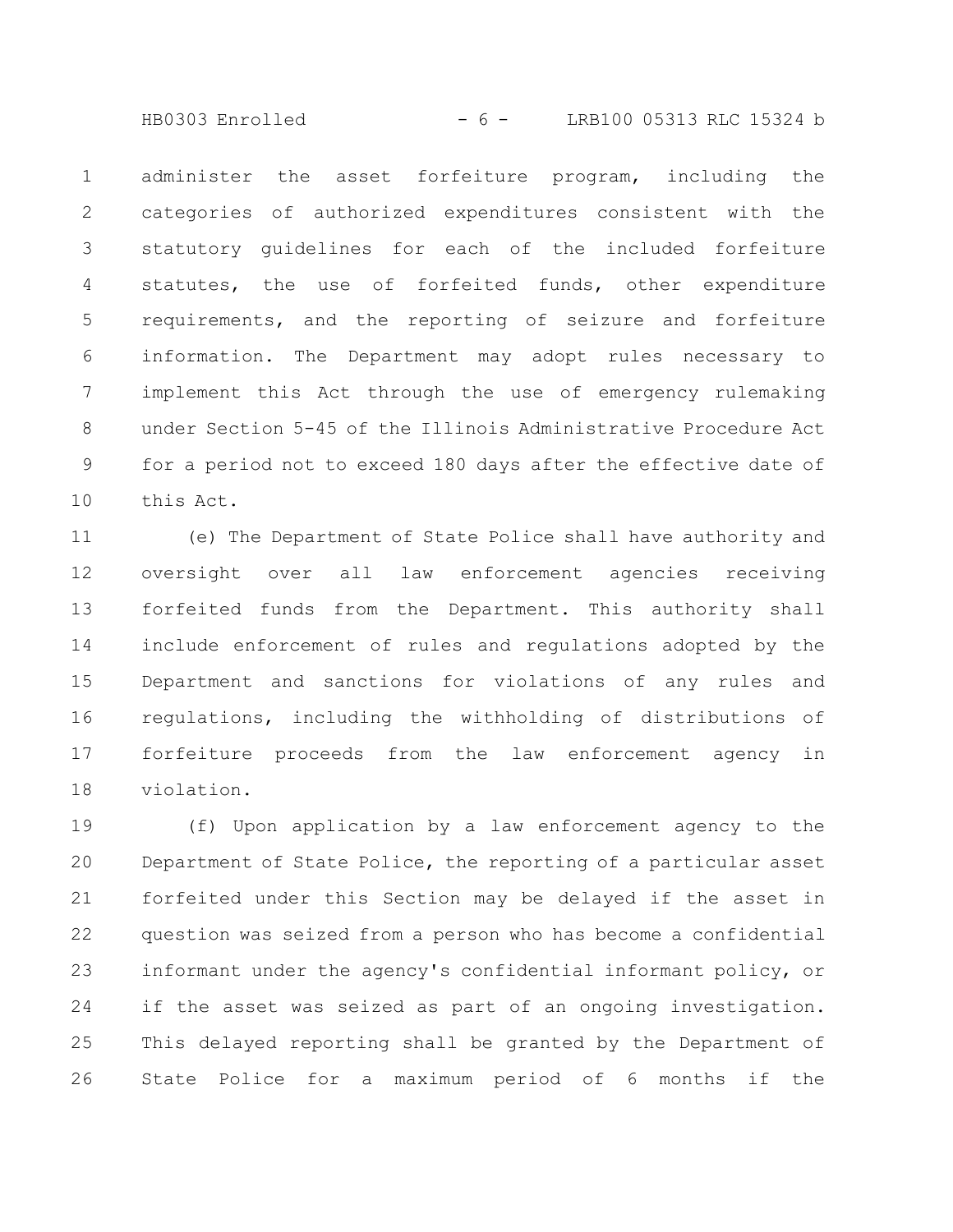administer the asset forfeiture program, including the categories of authorized expenditures consistent with the statutory guidelines for each of the included forfeiture statutes, the use of forfeited funds, other expenditure requirements, and the reporting of seizure and forfeiture information. The Department may adopt rules necessary to implement this Act through the use of emergency rulemaking under Section 5-45 of the Illinois Administrative Procedure Act for a period not to exceed 180 days after the effective date of this Act.

(e) The Department of State Police shall have authority and oversight over all law enforcement agencies receiving forfeited funds from the Department. This authority shall include enforcement of rules and regulations adopted by the Department and sanctions for violations of any rules and regulations, including the withholding of distributions of forfeiture proceeds from the law enforcement agency in violation.

(f) Upon application by a law enforcement agency to the Department of State Police, the reporting of a particular asset forfeited under this Section may be delayed if the asset in question was seized from a person who has become a confidential informant under the agency's confidential informant policy, or if the asset was seized as part of an ongoing investigation. This delayed reporting shall be granted by the Department of State Police for a maximum period of 6 months if the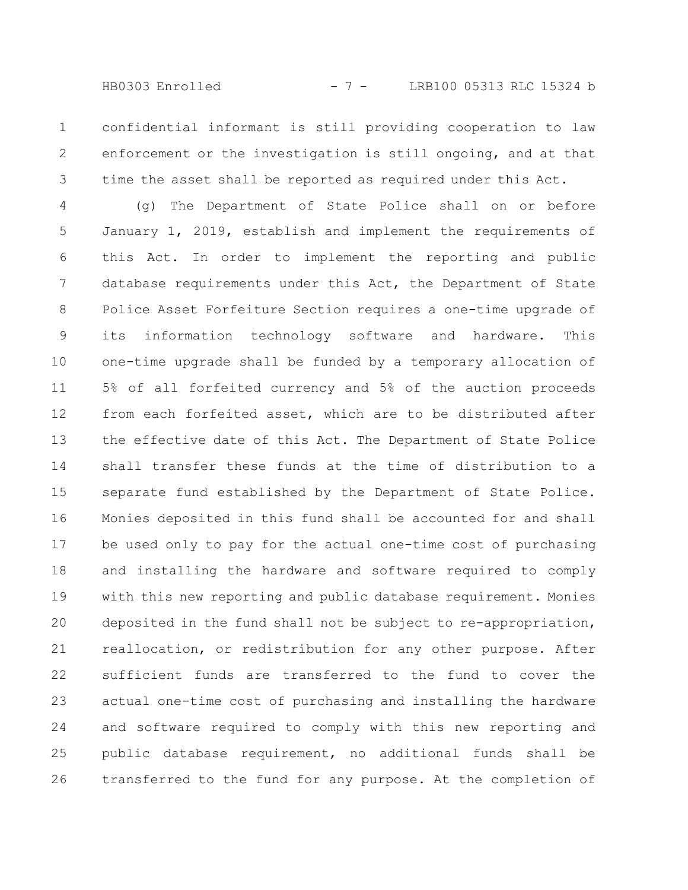confidential informant is still providing cooperation to law enforcement or the investigation is still ongoing, and at that time the asset shall be reported as required under this Act.

(g) The Department of State Police shall on or before January 1, 2019, establish and implement the requirements of this Act. In order to implement the reporting and public database requirements under this Act, the Department of State Police Asset Forfeiture Section requires a one-time upgrade of its information technology software and hardware. This one-time upgrade shall be funded by a temporary allocation of 5% of all forfeited currency and 5% of the auction proceeds from each forfeited asset, which are to be distributed after the effective date of this Act. The Department of State Police shall transfer these funds at the time of distribution to a separate fund established by the Department of State Police. Monies deposited in this fund shall be accounted for and shall be used only to pay for the actual one-time cost of purchasing and installing the hardware and software required to comply with this new reporting and public database requirement. Monies deposited in the fund shall not be subject to re-appropriation, reallocation, or redistribution for any other purpose. After sufficient funds are transferred to the fund to cover the actual one-time cost of purchasing and installing the hardware and software required to comply with this new reporting and public database requirement, no additional funds shall be transferred to the fund for any purpose. At the completion of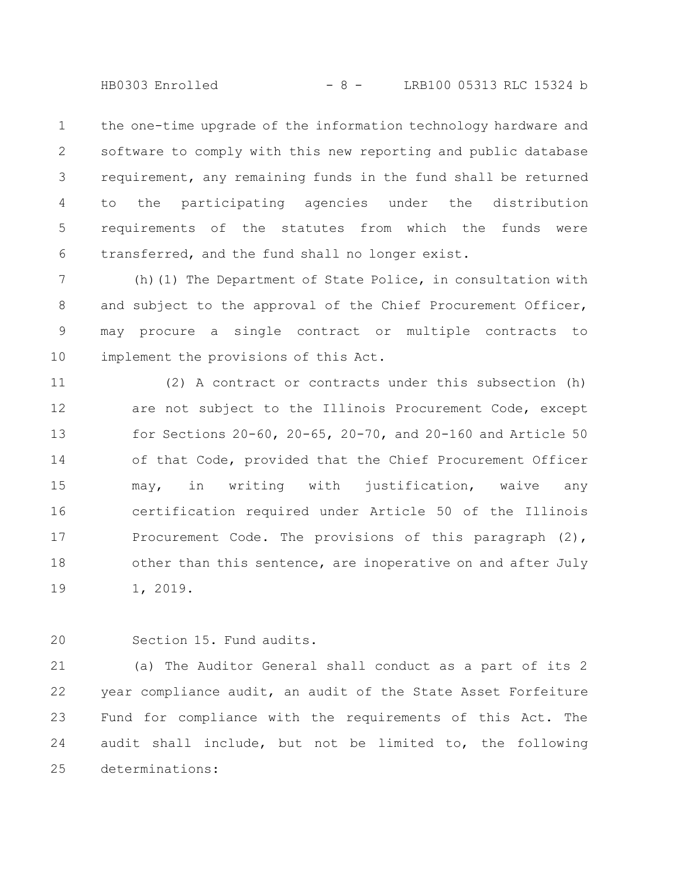the one-time upgrade of the information technology hardware and software to comply with this new reporting and public database requirement, any remaining funds in the fund shall be returned to the participating agencies under the distribution requirements of the statutes from which the funds were transferred, and the fund shall no longer exist.

(h)(1) The Department of State Police, in consultation with and subject to the approval of the Chief Procurement Officer, may procure a single contract or multiple contracts to implement the provisions of this Act.

(2) A contract or contracts under this subsection (h) are not subject to the Illinois Procurement Code, except for Sections 20-60, 20-65, 20-70, and 20-160 and Article 50 of that Code, provided that the Chief Procurement Officer may, in writing with justification, waive any certification required under Article 50 of the Illinois Procurement Code. The provisions of this paragraph (2), other than this sentence, are inoperative on and after July 1, 2019.

Section 15. Fund audits.

(a) The Auditor General shall conduct as a part of its 2 year compliance audit, an audit of the State Asset Forfeiture Fund for compliance with the requirements of this Act. The audit shall include, but not be limited to, the following determinations: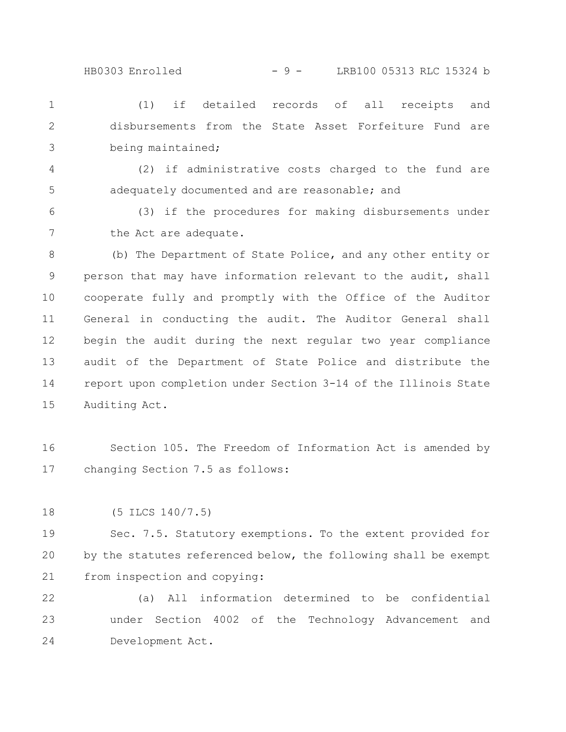(1) if detailed records of all receipts and disbursements from the State Asset Forfeiture Fund are being maintained;

(2) if administrative costs charged to the fund are adequately documented and are reasonable; and

(3) if the procedures for making disbursements under the Act are adequate.

(b) The Department of State Police, and any other entity or person that may have information relevant to the audit, shall cooperate fully and promptly with the Office of the Auditor General in conducting the audit. The Auditor General shall begin the audit during the next regular two year compliance audit of the Department of State Police and distribute the report upon completion under Section 3-14 of the Illinois State Auditing Act.

Section 105. The Freedom of Information Act is amended by changing Section 7.5 as follows:

(5 ILCS 140/7.5)

Sec. 7.5. Statutory exemptions. To the extent provided for by the statutes referenced below, the following shall be exempt from inspection and copying:

(a) All information determined to be confidential under Section 4002 of the Technology Advancement and Development Act.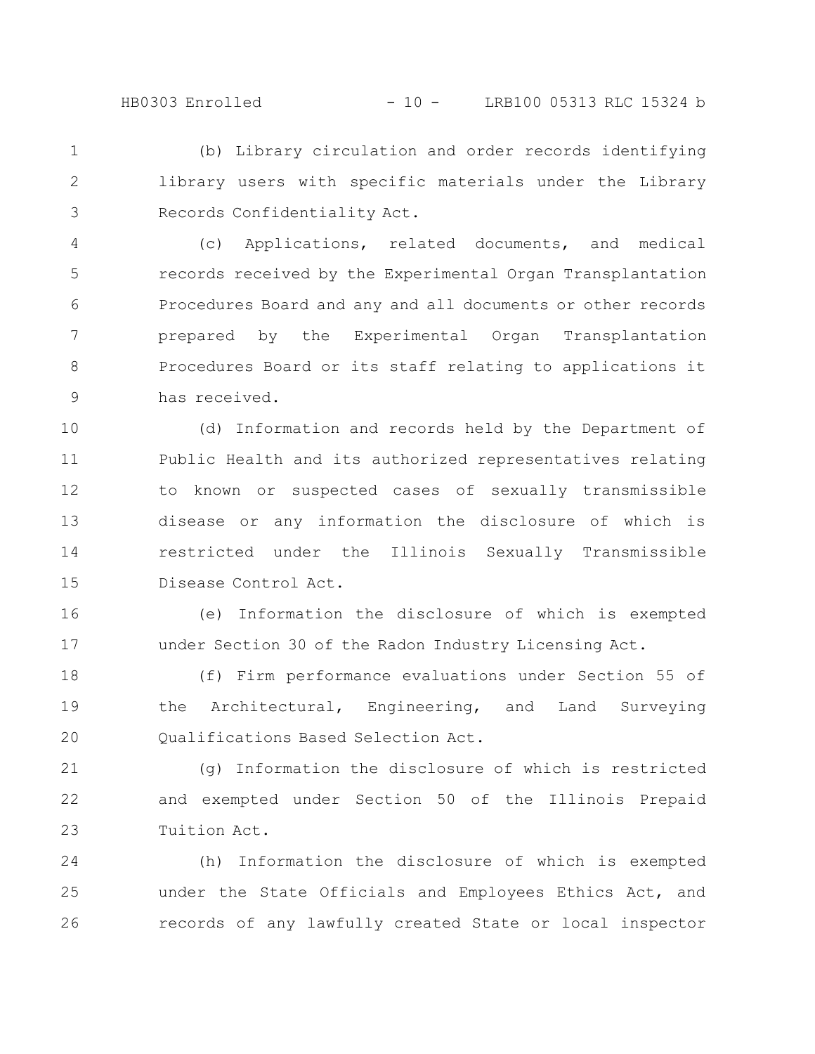(b) Library circulation and order records identifying library users with specific materials under the Library Records Confidentiality Act.

(c) Applications, related documents, and medical records received by the Experimental Organ Transplantation Procedures Board and any and all documents or other records prepared by the Experimental Organ Transplantation Procedures Board or its staff relating to applications it has received.

(d) Information and records held by the Department of Public Health and its authorized representatives relating to known or suspected cases of sexually transmissible disease or any information the disclosure of which is restricted under the Illinois Sexually Transmissible Disease Control Act.

(e) Information the disclosure of which is exempted under Section 30 of the Radon Industry Licensing Act.

(f) Firm performance evaluations under Section 55 of the Architectural, Engineering, and Land Surveying Qualifications Based Selection Act.

(g) Information the disclosure of which is restricted and exempted under Section 50 of the Illinois Prepaid Tuition Act.

(h) Information the disclosure of which is exempted under the State Officials and Employees Ethics Act, and records of any lawfully created State or local inspector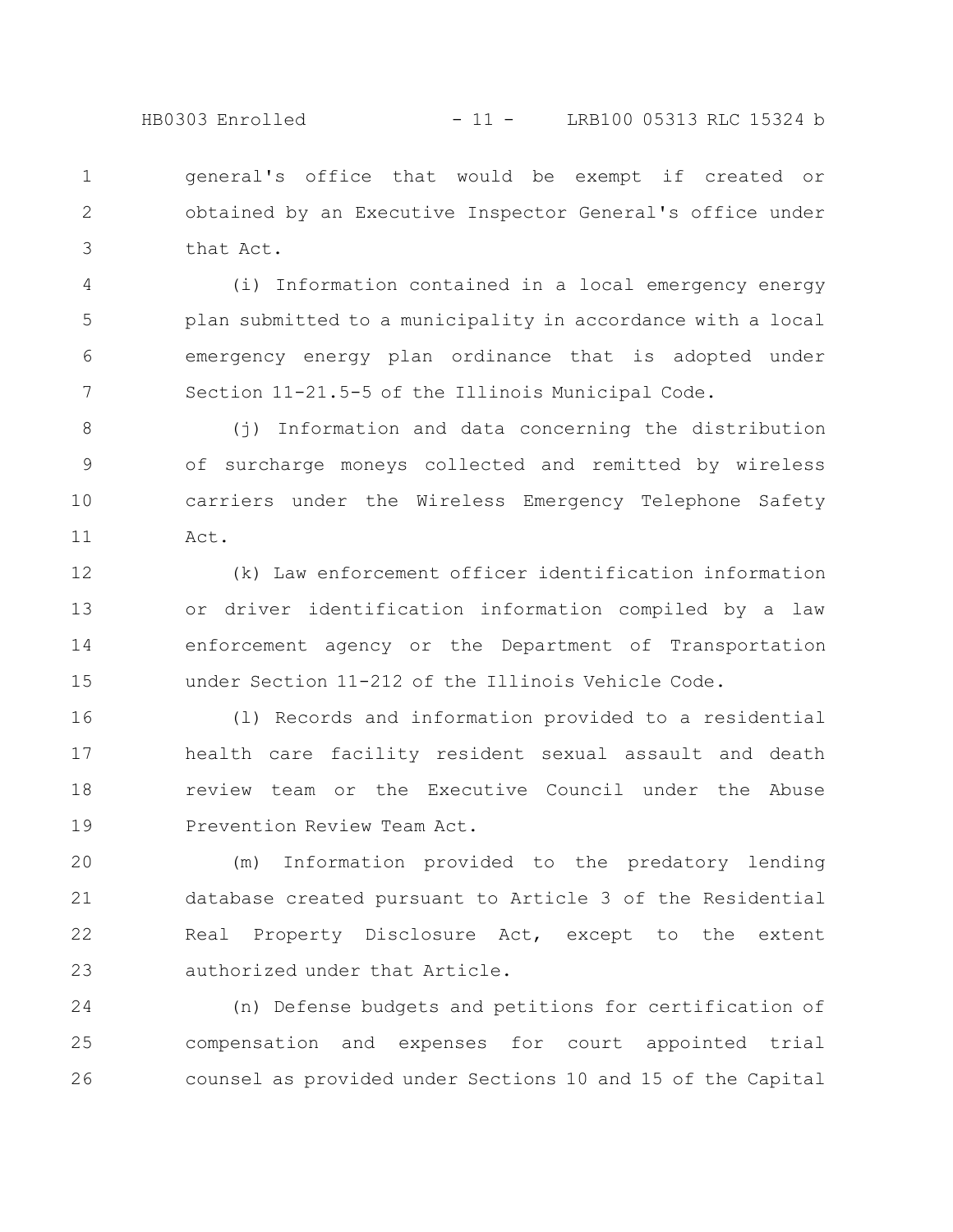general's office that would be exempt if created or obtained by an Executive Inspector General's office under that Act.

(i) Information contained in a local emergency energy plan submitted to a municipality in accordance with a local emergency energy plan ordinance that is adopted under Section 11-21.5-5 of the Illinois Municipal Code.

(j) Information and data concerning the distribution of surcharge moneys collected and remitted by wireless carriers under the Wireless Emergency Telephone Safety Act.

(k) Law enforcement officer identification information or driver identification information compiled by a law enforcement agency or the Department of Transportation under Section 11-212 of the Illinois Vehicle Code.

(l) Records and information provided to a residential health care facility resident sexual assault and death review team or the Executive Council under the Abuse Prevention Review Team Act.

(m) Information provided to the predatory lending database created pursuant to Article 3 of the Residential Real Property Disclosure Act, except to the extent authorized under that Article.

(n) Defense budgets and petitions for certification of compensation and expenses for court appointed trial counsel as provided under Sections 10 and 15 of the Capital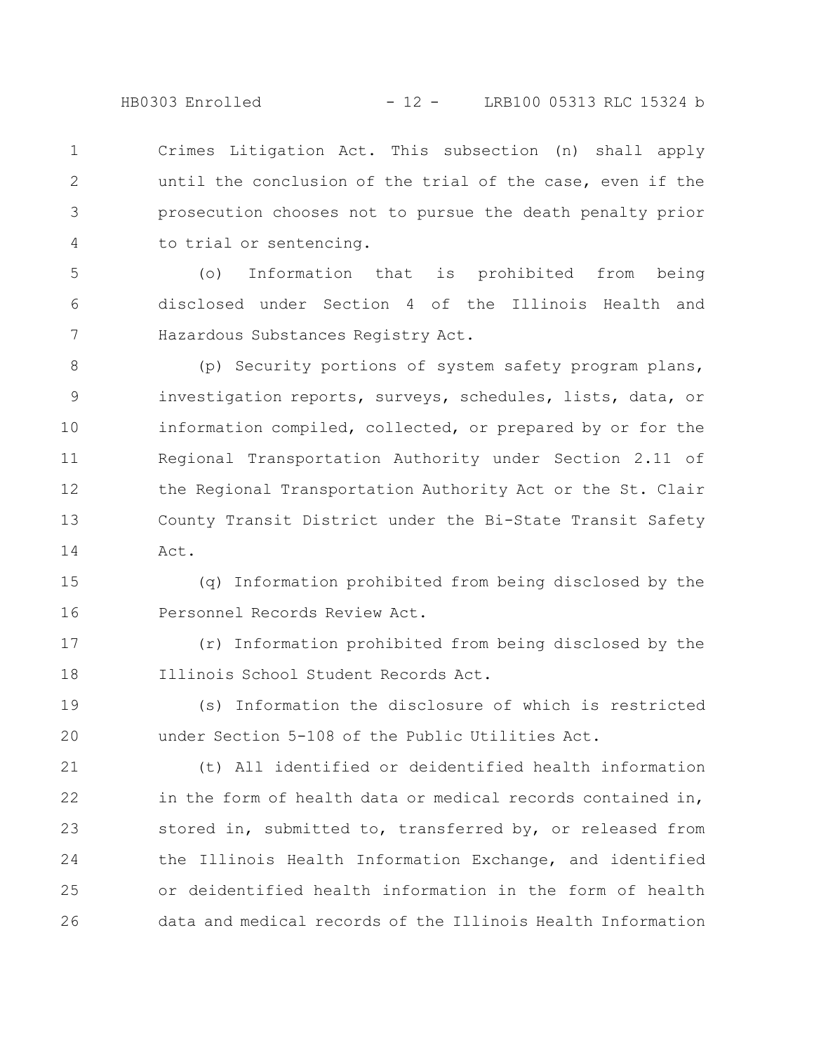Crimes Litigation Act. This subsection (n) shall apply until the conclusion of the trial of the case, even if the prosecution chooses not to pursue the death penalty prior to trial or sentencing.

(o) Information that is prohibited from being disclosed under Section 4 of the Illinois Health and Hazardous Substances Registry Act.

(p) Security portions of system safety program plans, investigation reports, surveys, schedules, lists, data, or information compiled, collected, or prepared by or for the Regional Transportation Authority under Section 2.11 of the Regional Transportation Authority Act or the St. Clair County Transit District under the Bi-State Transit Safety Act.

(q) Information prohibited from being disclosed by the Personnel Records Review Act.

(r) Information prohibited from being disclosed by the Illinois School Student Records Act.

(s) Information the disclosure of which is restricted under Section 5-108 of the Public Utilities Act.

(t) All identified or deidentified health information in the form of health data or medical records contained in, stored in, submitted to, transferred by, or released from the Illinois Health Information Exchange, and identified or deidentified health information in the form of health data and medical records of the Illinois Health Information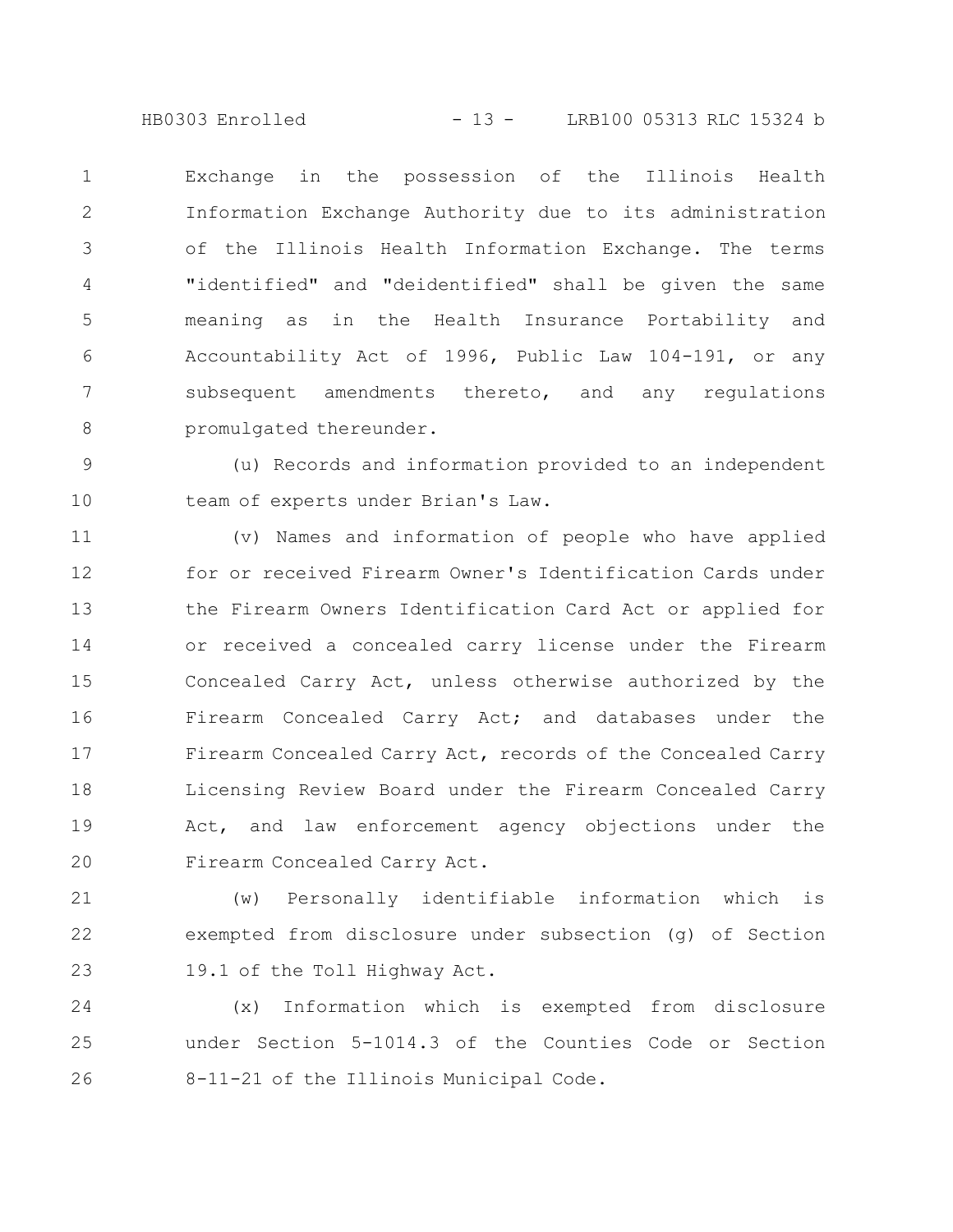Exchange in the possession of the Illinois Health Information Exchange Authority due to its administration of the Illinois Health Information Exchange. The terms "identified" and "deidentified" shall be given the same meaning as in the Health Insurance Portability and Accountability Act of 1996, Public Law 104-191, or any subsequent amendments thereto, and any regulations promulgated thereunder.

(u) Records and information provided to an independent team of experts under Brian's Law.

(v) Names and information of people who have applied for or received Firearm Owner's Identification Cards under the Firearm Owners Identification Card Act or applied for or received a concealed carry license under the Firearm Concealed Carry Act, unless otherwise authorized by the Firearm Concealed Carry Act; and databases under the Firearm Concealed Carry Act, records of the Concealed Carry Licensing Review Board under the Firearm Concealed Carry Act, and law enforcement agency objections under the Firearm Concealed Carry Act.

(w) Personally identifiable information which is exempted from disclosure under subsection (g) of Section 19.1 of the Toll Highway Act.

(x) Information which is exempted from disclosure under Section 5-1014.3 of the Counties Code or Section 8-11-21 of the Illinois Municipal Code.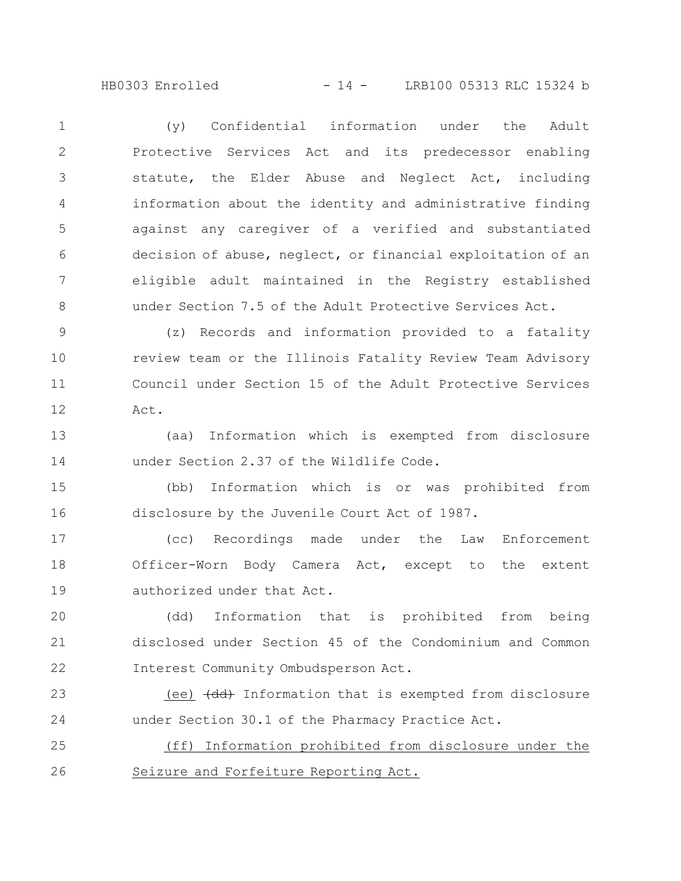(y) Confidential information under the Adult Protective Services Act and its predecessor enabling statute, the Elder Abuse and Neglect Act, including information about the identity and administrative finding against any caregiver of a verified and substantiated decision of abuse, neglect, or financial exploitation of an eligible adult maintained in the Registry established under Section 7.5 of the Adult Protective Services Act.

(z) Records and information provided to a fatality review team or the Illinois Fatality Review Team Advisory Council under Section 15 of the Adult Protective Services Act.

(aa) Information which is exempted from disclosure under Section 2.37 of the Wildlife Code.

(bb) Information which is or was prohibited from disclosure by the Juvenile Court Act of 1987.

(cc) Recordings made under the Law Enforcement Officer-Worn Body Camera Act, except to the extent authorized under that Act.

(dd) Information that is prohibited from being disclosed under Section 45 of the Condominium and Common Interest Community Ombudsperson Act.

<u>(ee)</u> ~~(dd)~~ Information that is exempted from disclosure under Section 30.1 of the Pharmacy Practice Act.

<u>(ff) Information prohibited from disclosure under the Seizure and Forfeiture Reporting Act.</u>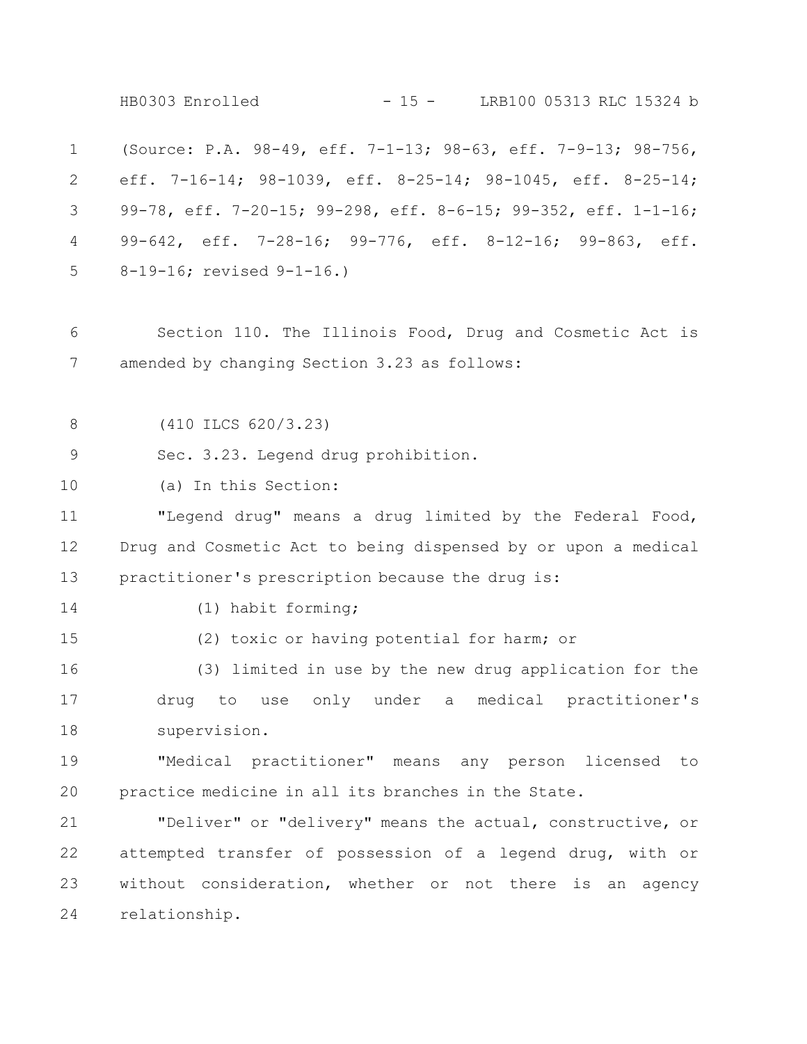(Source: P.A. 98-49, eff. 7-1-13; 98-63, eff. 7-9-13; 98-756, eff. 7-16-14; 98-1039, eff. 8-25-14; 98-1045, eff. 8-25-14; 99-78, eff. 7-20-15; 99-298, eff. 8-6-15; 99-352, eff. 1-1-16; 99-642, eff. 7-28-16; 99-776, eff. 8-12-16; 99-863, eff. 8-19-16; revised 9-1-16.)

Section 110. The Illinois Food, Drug and Cosmetic Act is amended by changing Section 3.23 as follows:

(410 ILCS 620/3.23)

Sec. 3.23. Legend drug prohibition.

(a) In this Section:

"Legend drug" means a drug limited by the Federal Food, Drug and Cosmetic Act to being dispensed by or upon a medical practitioner's prescription because the drug is:

(1) habit forming;

(2) toxic or having potential for harm; or

(3) limited in use by the new drug application for the drug to use only under a medical practitioner's supervision.

"Medical practitioner" means any person licensed to practice medicine in all its branches in the State.

"Deliver" or "delivery" means the actual, constructive, or attempted transfer of possession of a legend drug, with or without consideration, whether or not there is an agency relationship.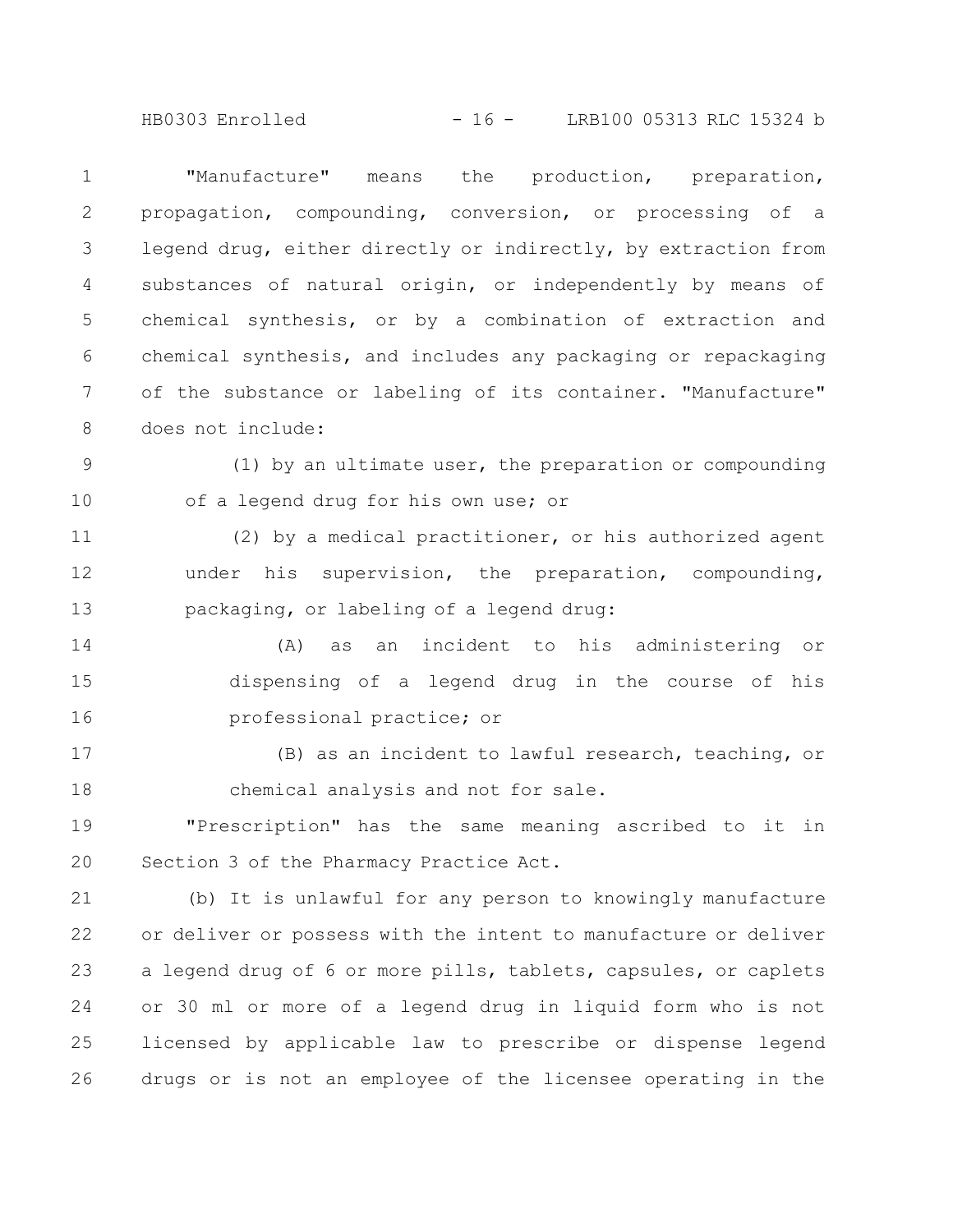"Manufacture" means the production, preparation, propagation, compounding, conversion, or processing of a legend drug, either directly or indirectly, by extraction from substances of natural origin, or independently by means of chemical synthesis, or by a combination of extraction and chemical synthesis, and includes any packaging or repackaging of the substance or labeling of its container. "Manufacture" does not include:

(1) by an ultimate user, the preparation or compounding of a legend drug for his own use; or

(2) by a medical practitioner, or his authorized agent under his supervision, the preparation, compounding, packaging, or labeling of a legend drug:

(A) as an incident to his administering or dispensing of a legend drug in the course of his professional practice; or

(B) as an incident to lawful research, teaching, or chemical analysis and not for sale.

"Prescription" has the same meaning ascribed to it in Section 3 of the Pharmacy Practice Act.

(b) It is unlawful for any person to knowingly manufacture or deliver or possess with the intent to manufacture or deliver a legend drug of 6 or more pills, tablets, capsules, or caplets or 30 ml or more of a legend drug in liquid form who is not licensed by applicable law to prescribe or dispense legend drugs or is not an employee of the licensee operating in the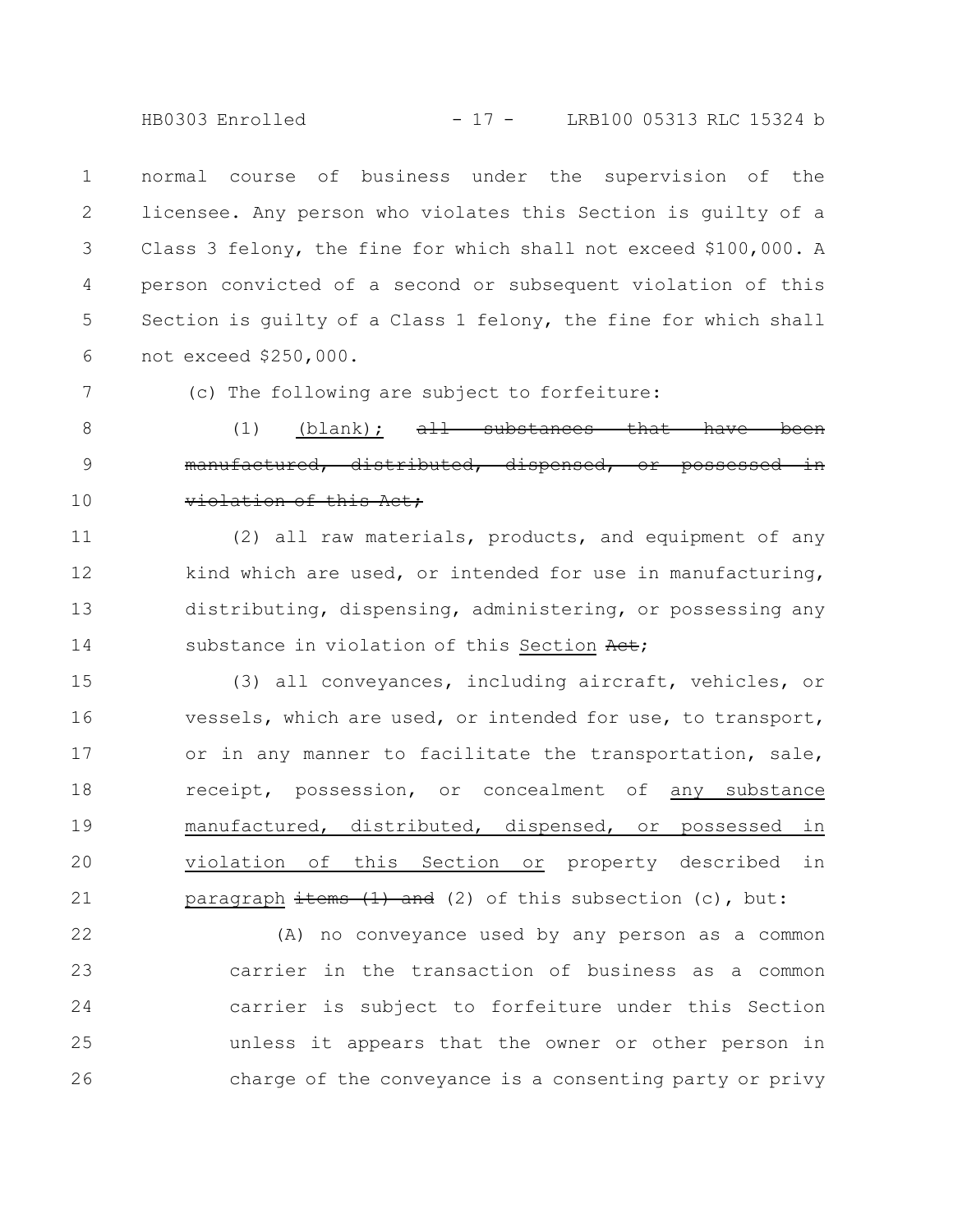normal course of business under the supervision of the licensee. Any person who violates this Section is guilty of a Class 3 felony, the fine for which shall not exceed $100,000. A person convicted of a second or subsequent violation of this Section is guilty of a Class 1 felony, the fine for which shall not exceed $250,000.

(c) The following are subject to forfeiture:

(1) <u>(blank);</u> ~~all substances that have been manufactured, distributed, dispensed, or possessed in violation of this Act;~~

(2) all raw materials, products, and equipment of any kind which are used, or intended for use in manufacturing, distributing, dispensing, administering, or possessing any substance in violation of this <u>Section</u> ~~Act~~;

(3) all conveyances, including aircraft, vehicles, or vessels, which are used, or intended for use, to transport, or in any manner to facilitate the transportation, sale, receipt, possession, or concealment of <u>any substance manufactured, distributed, dispensed, or possessed in violation of this Section or</u> property described in <u>paragraph</u> ~~items (1) and~~ (2) of this subsection (c), but:

(A) no conveyance used by any person as a common carrier in the transaction of business as a common carrier is subject to forfeiture under this Section unless it appears that the owner or other person in charge of the conveyance is a consenting party or privy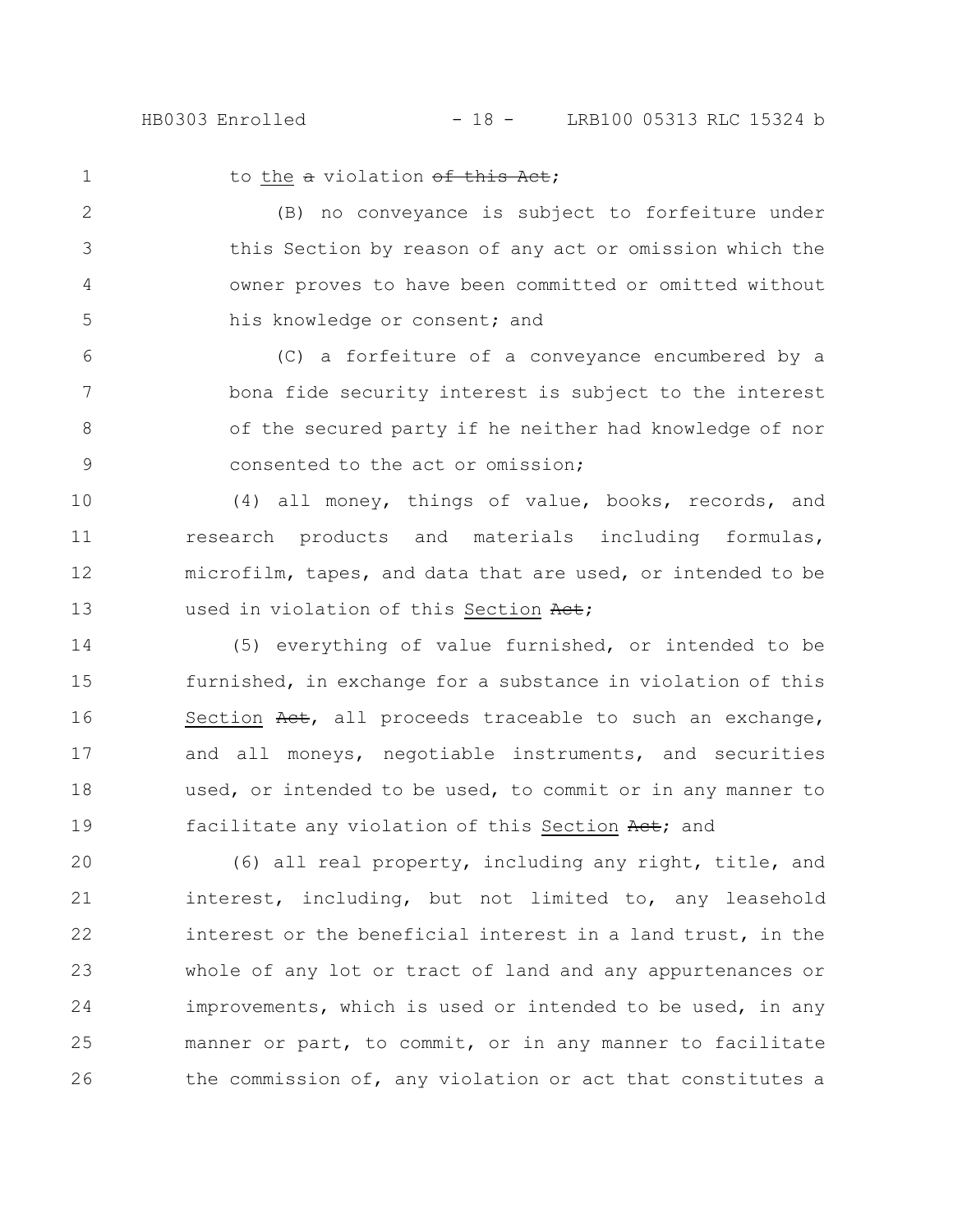to the ~~a~~ violation ~~of this Act~~;

(B) no conveyance is subject to forfeiture under this Section by reason of any act or omission which the owner proves to have been committed or omitted without his knowledge or consent; and

(C) a forfeiture of a conveyance encumbered by a bona fide security interest is subject to the interest of the secured party if he neither had knowledge of nor consented to the act or omission;

(4) all money, things of value, books, records, and research products and materials including formulas, microfilm, tapes, and data that are used, or intended to be used in violation of this Section ~~Act~~;

(5) everything of value furnished, or intended to be furnished, in exchange for a substance in violation of this Section ~~Act~~, all proceeds traceable to such an exchange, and all moneys, negotiable instruments, and securities used, or intended to be used, to commit or in any manner to facilitate any violation of this Section ~~Act~~; and

(6) all real property, including any right, title, and interest, including, but not limited to, any leasehold interest or the beneficial interest in a land trust, in the whole of any lot or tract of land and any appurtenances or improvements, which is used or intended to be used, in any manner or part, to commit, or in any manner to facilitate the commission of, any violation or act that constitutes a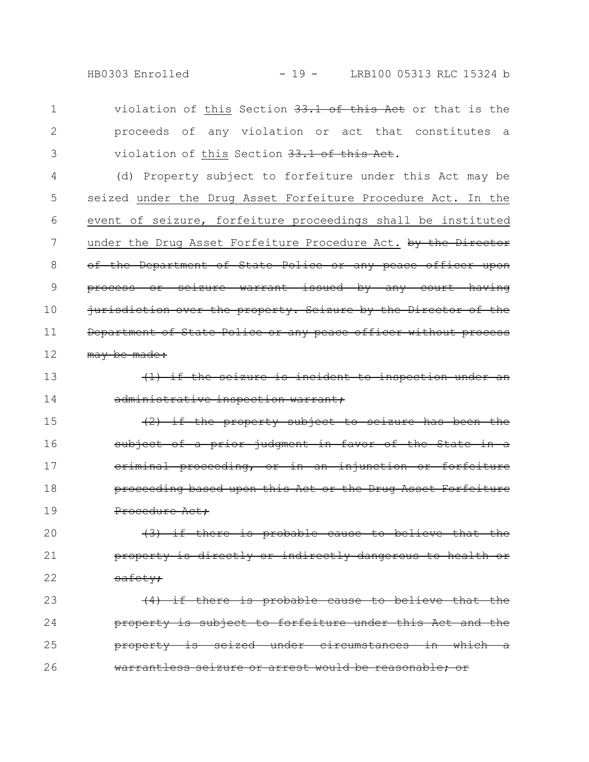violation of <u>this</u> Section ~~33.1 of this Act~~ or that is the proceeds of any violation or act that constitutes a violation of <u>this</u> Section ~~33.1 of this Act~~.

(d) Property subject to forfeiture under this Act may be seized <u>under the Drug Asset Forfeiture Procedure Act. In the event of seizure, forfeiture proceedings shall be instituted under the Drug Asset Forfeiture Procedure Act.</u> ~~by the Director of the Department of State Police or any peace officer upon process or seizure warrant issued by any court having jurisdiction over the property. Seizure by the Director of the Department of State Police or any peace officer without process may be made:~~

~~(1) if the seizure is incident to inspection under an administrative inspection warrant;~~

~~(2) if the property subject to seizure has been the subject of a prior judgment in favor of the State in a criminal proceeding, or in an injunction or forfeiture proceeding based upon this Act or the Drug Asset Forfeiture Procedure Act;~~

~~(3) if there is probable cause to believe that the property is directly or indirectly dangerous to health or safety;~~

~~(4) if there is probable cause to believe that the property is subject to forfeiture under this Act and the property is seized under circumstances in which a warrantless seizure or arrest would be reasonable; or~~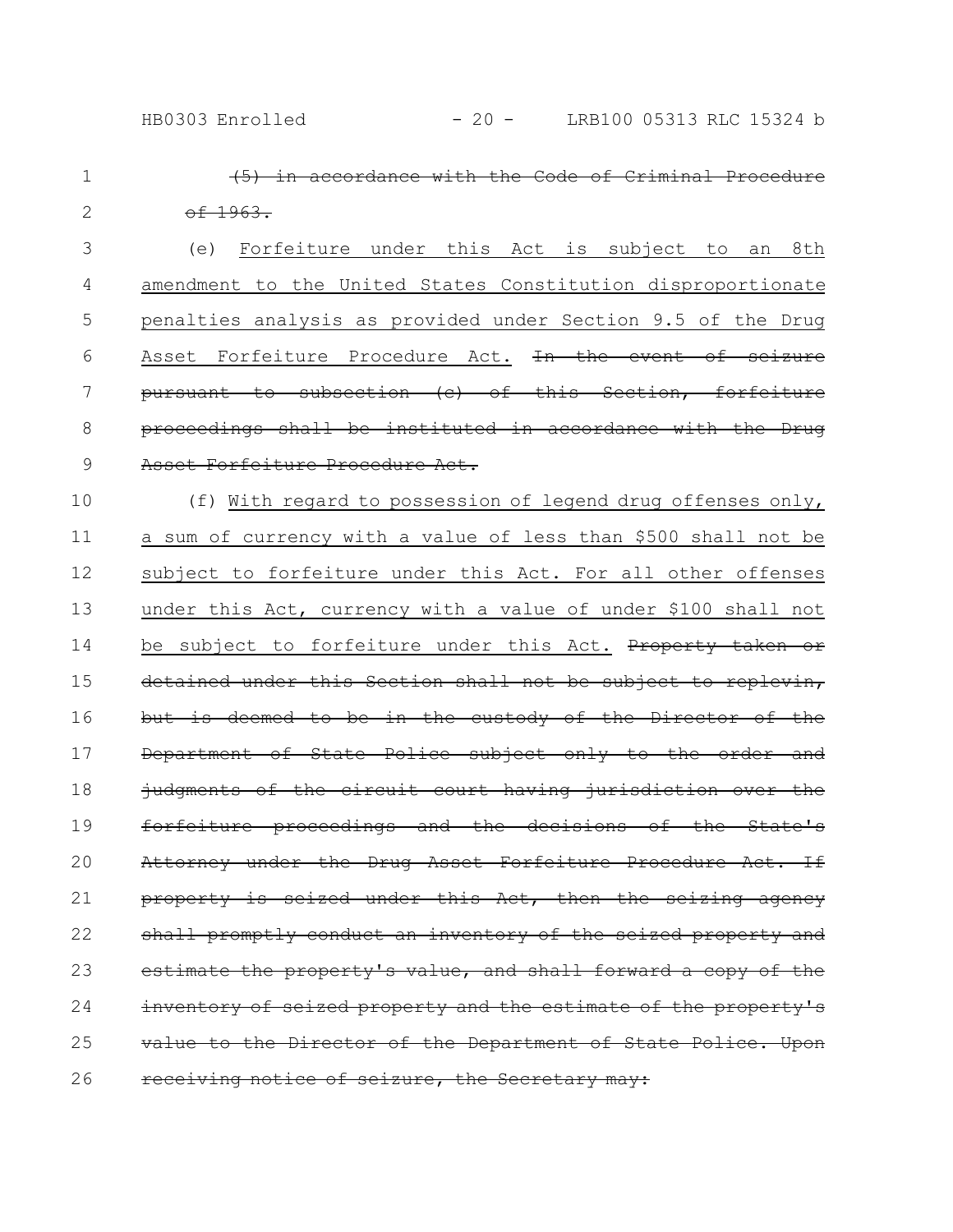~~(5) in accordance with the Code of Criminal Procedure of 1963.~~

(e) Forfeiture under this Act is subject to an 8th amendment to the United States Constitution disproportionate penalties analysis as provided under Section 9.5 of the Drug Asset Forfeiture Procedure Act. ~~In the event of seizure pursuant to subsection (c) of this Section, forfeiture proceedings shall be instituted in accordance with the Drug Asset Forfeiture Procedure Act.~~

(f) With regard to possession of legend drug offenses only, a sum of currency with a value of less than $500 shall not be subject to forfeiture under this Act. For all other offenses under this Act, currency with a value of under $100 shall not be subject to forfeiture under this Act. ~~Property taken or detained under this Section shall not be subject to replevin, but is deemed to be in the custody of the Director of the Department of State Police subject only to the order and judgments of the circuit court having jurisdiction over the forfeiture proceedings and the decisions of the State's Attorney under the Drug Asset Forfeiture Procedure Act. If property is seized under this Act, then the seizing agency shall promptly conduct an inventory of the seized property and estimate the property's value, and shall forward a copy of the inventory of seized property and the estimate of the property's value to the Director of the Department of State Police. Upon receiving notice of seizure, the Secretary may:~~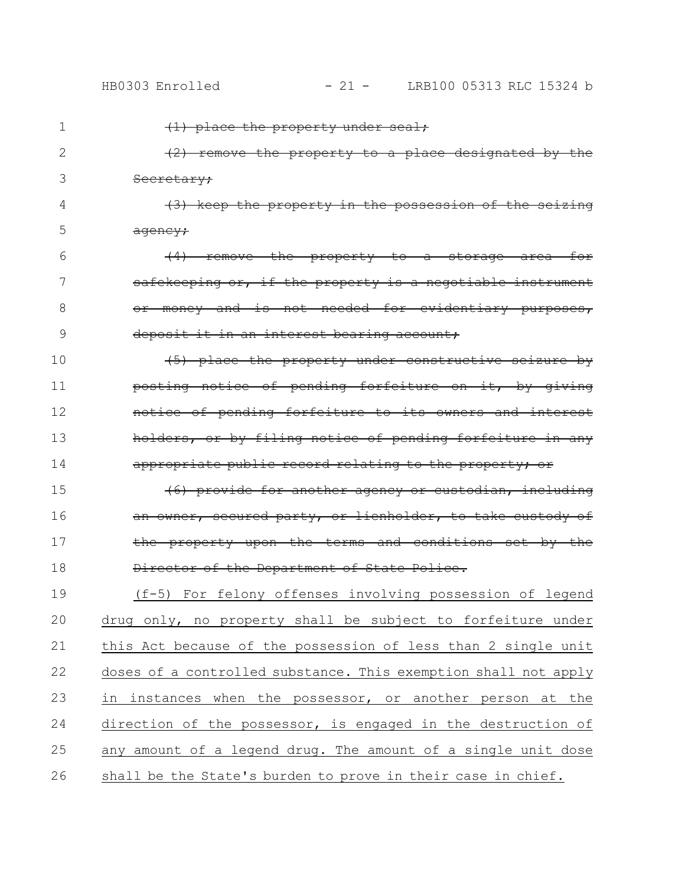~~(1) place the property under seal;~~

~~(2) remove the property to a place designated by the Secretary;~~

~~(3) keep the property in the possession of the seizing agency;~~

~~(4) remove the property to a storage area for safekeeping or, if the property is a negotiable instrument or money and is not needed for evidentiary purposes, deposit it in an interest bearing account;~~

~~(5) place the property under constructive seizure by posting notice of pending forfeiture on it, by giving notice of pending forfeiture to its owners and interest holders, or by filing notice of pending forfeiture in any appropriate public record relating to the property; or~~

~~(6) provide for another agency or custodian, including an owner, secured party, or lienholder, to take custody of the property upon the terms and conditions set by the Director of the Department of State Police.~~

(f-5) For felony offenses involving possession of legend drug only, no property shall be subject to forfeiture under this Act because of the possession of less than 2 single unit doses of a controlled substance. This exemption shall not apply in instances when the possessor, or another person at the direction of the possessor, is engaged in the destruction of any amount of a legend drug. The amount of a single unit dose shall be the State's burden to prove in their case in chief.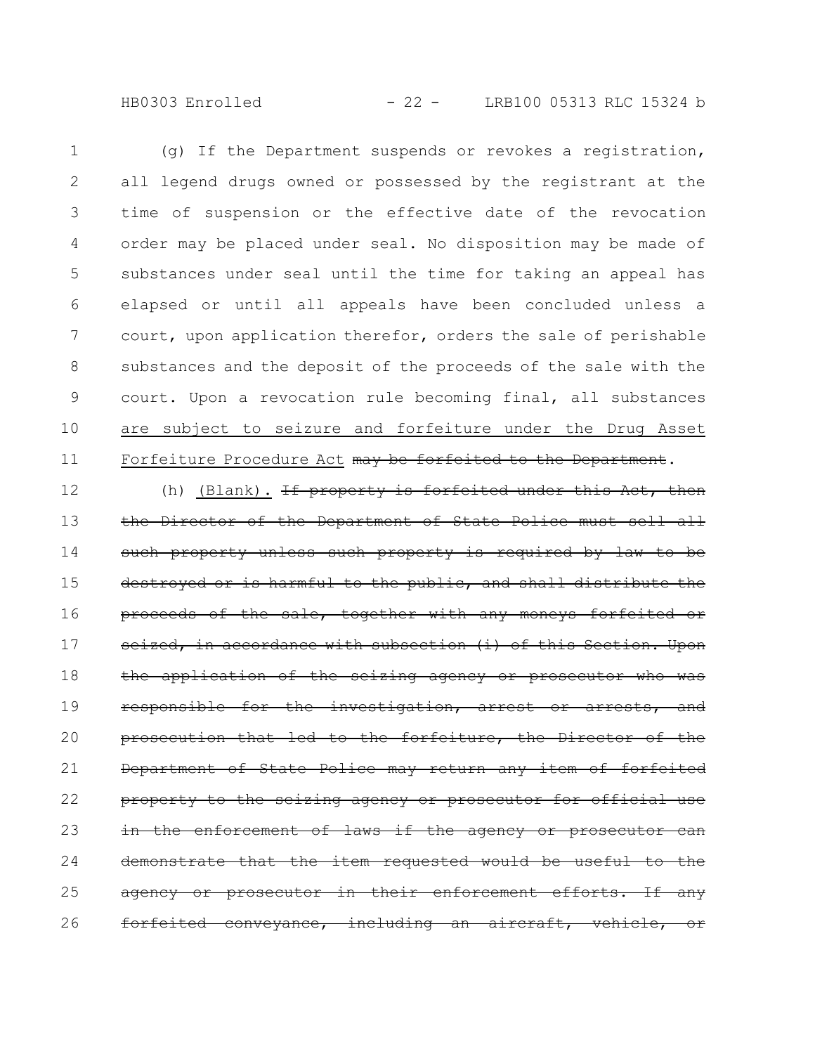(g) If the Department suspends or revokes a registration, all legend drugs owned or possessed by the registrant at the time of suspension or the effective date of the revocation order may be placed under seal. No disposition may be made of substances under seal until the time for taking an appeal has elapsed or until all appeals have been concluded unless a court, upon application therefor, orders the sale of perishable substances and the deposit of the proceeds of the sale with the court. Upon a revocation rule becoming final, all substances <u>are subject to seizure and forfeiture under the Drug Asset Forfeiture Procedure Act</u> ~~may be forfeited to the Department~~.

(h) <u>(Blank).</u> ~~If property is forfeited under this Act, then the Director of the Department of State Police must sell all such property unless such property is required by law to be destroyed or is harmful to the public, and shall distribute the proceeds of the sale, together with any moneys forfeited or seized, in accordance with subsection (i) of this Section. Upon the application of the seizing agency or prosecutor who was responsible for the investigation, arrest or arrests, and prosecution that led to the forfeiture, the Director of the Department of State Police may return any item of forfeited property to the seizing agency or prosecutor for official use in the enforcement of laws if the agency or prosecutor can demonstrate that the item requested would be useful to the agency or prosecutor in their enforcement efforts. If any forfeited conveyance, including an aircraft, vehicle, or~~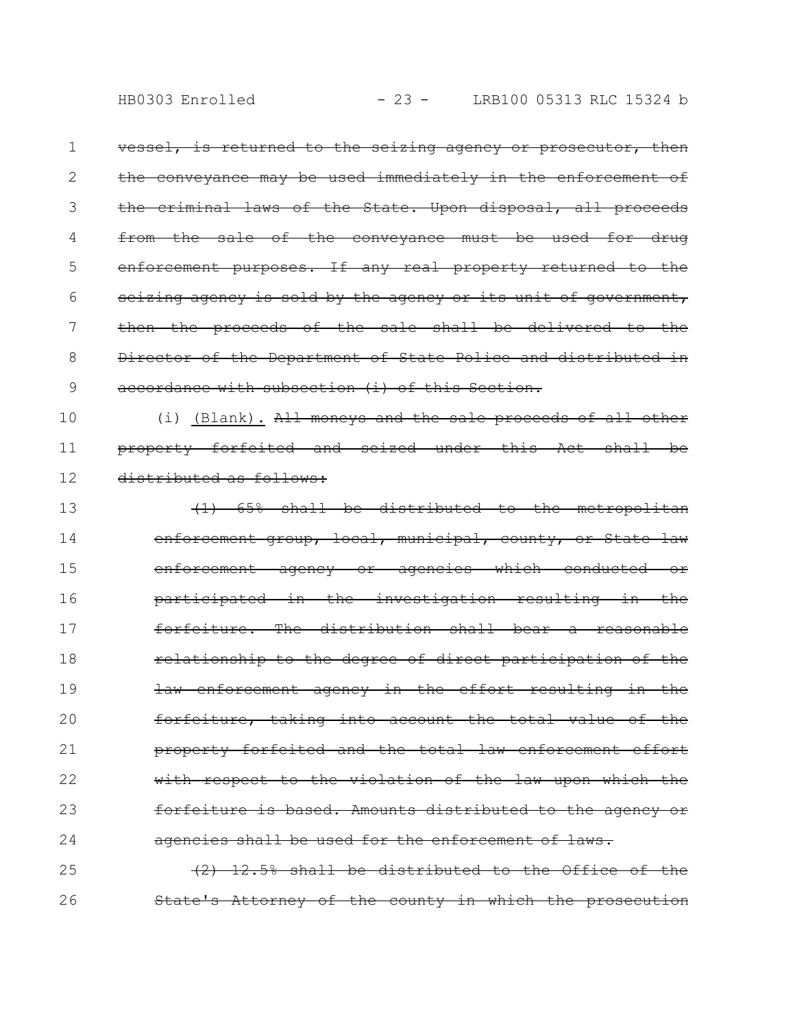~~vessel, is returned to the seizing agency or prosecutor, then the conveyance may be used immediately in the enforcement of the criminal laws of the State. Upon disposal, all proceeds from the sale of the conveyance must be used for drug enforcement purposes. If any real property returned to the seizing agency is sold by the agency or its unit of government, then the proceeds of the sale shall be delivered to the Director of the Department of State Police and distributed in accordance with subsection (i) of this Section.~~

(i) <u>(Blank).</u> ~~All moneys and the sale proceeds of all other property forfeited and seized under this Act shall be distributed as follows:~~

~~(1) 65% shall be distributed to the metropolitan enforcement group, local, municipal, county, or State law enforcement agency or agencies which conducted or participated in the investigation resulting in the forfeiture. The distribution shall bear a reasonable relationship to the degree of direct participation of the law enforcement agency in the effort resulting in the forfeiture, taking into account the total value of the property forfeited and the total law enforcement effort with respect to the violation of the law upon which the forfeiture is based. Amounts distributed to the agency or agencies shall be used for the enforcement of laws.~~

~~(2) 12.5% shall be distributed to the Office of the State's Attorney of the county in which the prosecution~~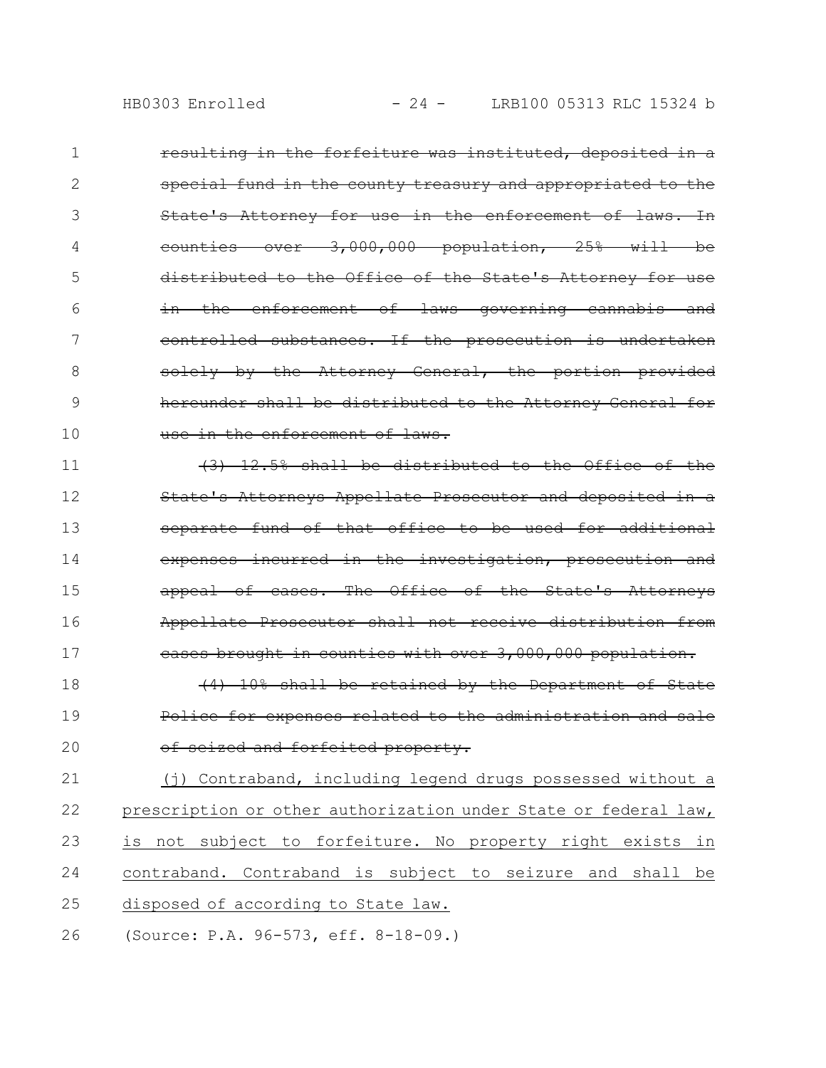~~resulting in the forfeiture was instituted, deposited in a special fund in the county treasury and appropriated to the State's Attorney for use in the enforcement of laws. In counties over 3,000,000 population, 25% will be distributed to the Office of the State's Attorney for use in the enforcement of laws governing cannabis and controlled substances. If the prosecution is undertaken solely by the Attorney General, the portion provided hereunder shall be distributed to the Attorney General for use in the enforcement of laws.~~

~~(3) 12.5% shall be distributed to the Office of the State's Attorneys Appellate Prosecutor and deposited in a separate fund of that office to be used for additional expenses incurred in the investigation, prosecution and appeal of cases. The Office of the State's Attorneys Appellate Prosecutor shall not receive distribution from cases brought in counties with over 3,000,000 population.~~

~~(4) 10% shall be retained by the Department of State Police for expenses related to the administration and sale of seized and forfeited property.~~

<u>(j) Contraband, including legend drugs possessed without a prescription or other authorization under State or federal law, is not subject to forfeiture. No property right exists in contraband. Contraband is subject to seizure and shall be disposed of according to State law.</u>

(Source: P.A. 96-573, eff. 8-18-09.)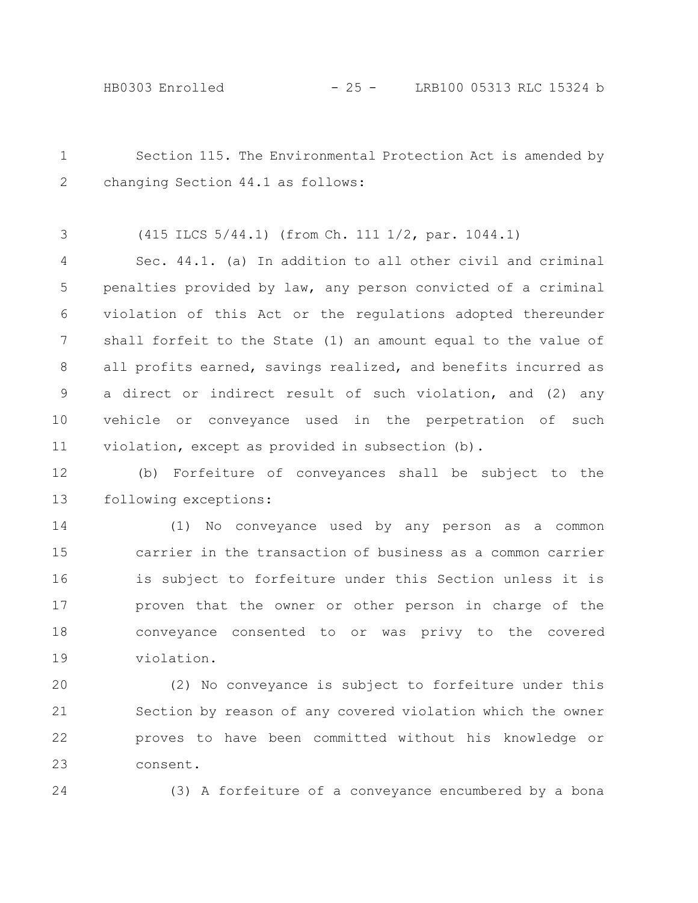Section 115. The Environmental Protection Act is amended by changing Section 44.1 as follows:

(415 ILCS 5/44.1) (from Ch. 111 1/2, par. 1044.1)

Sec. 44.1. (a) In addition to all other civil and criminal penalties provided by law, any person convicted of a criminal violation of this Act or the regulations adopted thereunder shall forfeit to the State (1) an amount equal to the value of all profits earned, savings realized, and benefits incurred as a direct or indirect result of such violation, and (2) any vehicle or conveyance used in the perpetration of such violation, except as provided in subsection (b).

(b) Forfeiture of conveyances shall be subject to the following exceptions:

(1) No conveyance used by any person as a common carrier in the transaction of business as a common carrier is subject to forfeiture under this Section unless it is proven that the owner or other person in charge of the conveyance consented to or was privy to the covered violation.

(2) No conveyance is subject to forfeiture under this Section by reason of any covered violation which the owner proves to have been committed without his knowledge or consent.

(3) A forfeiture of a conveyance encumbered by a bona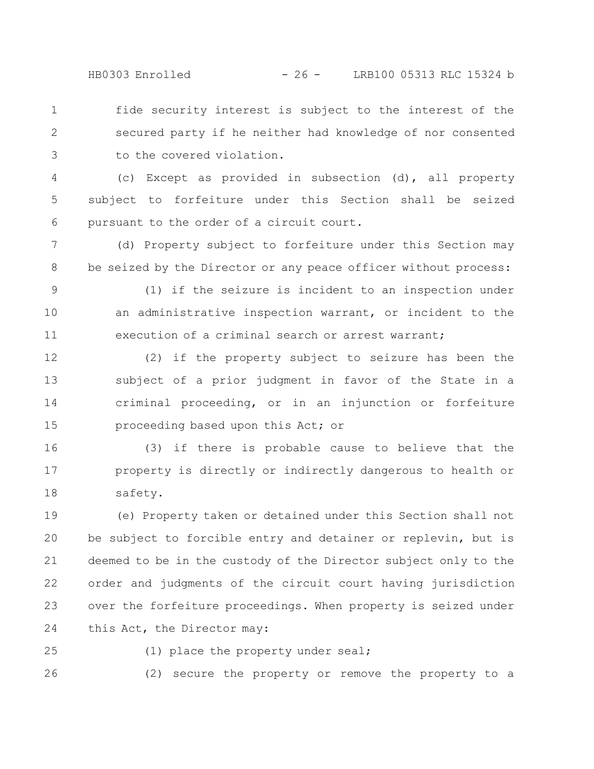fide security interest is subject to the interest of the secured party if he neither had knowledge of nor consented to the covered violation.

(c) Except as provided in subsection (d), all property subject to forfeiture under this Section shall be seized pursuant to the order of a circuit court.

(d) Property subject to forfeiture under this Section may be seized by the Director or any peace officer without process:

(1) if the seizure is incident to an inspection under an administrative inspection warrant, or incident to the execution of a criminal search or arrest warrant;

(2) if the property subject to seizure has been the subject of a prior judgment in favor of the State in a criminal proceeding, or in an injunction or forfeiture proceeding based upon this Act; or

(3) if there is probable cause to believe that the property is directly or indirectly dangerous to health or safety.

(e) Property taken or detained under this Section shall not be subject to forcible entry and detainer or replevin, but is deemed to be in the custody of the Director subject only to the order and judgments of the circuit court having jurisdiction over the forfeiture proceedings. When property is seized under this Act, the Director may:

(1) place the property under seal;

(2) secure the property or remove the property to a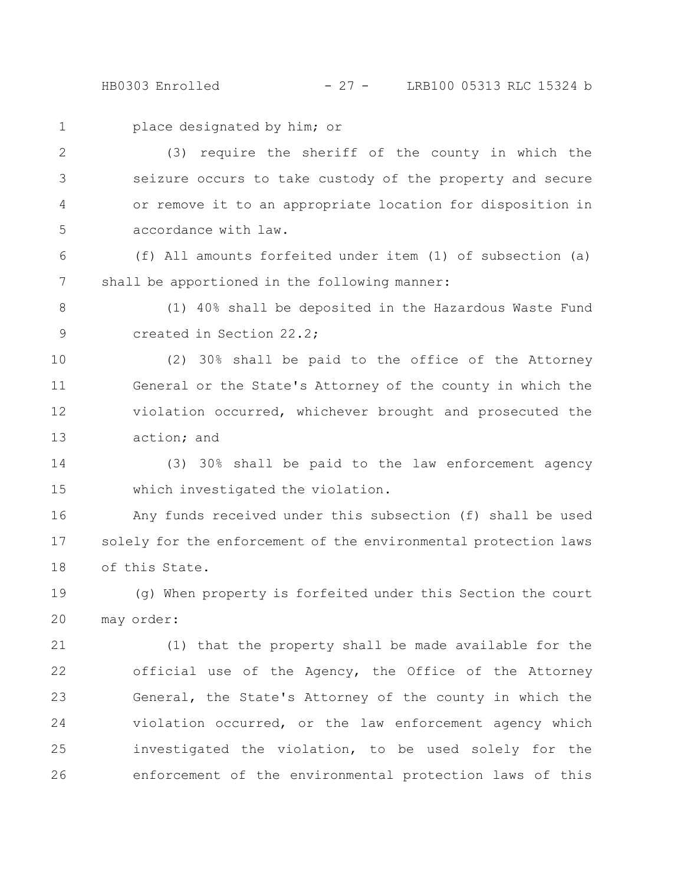place designated by him; or

(3) require the sheriff of the county in which the seizure occurs to take custody of the property and secure or remove it to an appropriate location for disposition in accordance with law.

(f) All amounts forfeited under item (1) of subsection (a) shall be apportioned in the following manner:

(1) 40% shall be deposited in the Hazardous Waste Fund created in Section 22.2;

(2) 30% shall be paid to the office of the Attorney General or the State's Attorney of the county in which the violation occurred, whichever brought and prosecuted the action; and

(3) 30% shall be paid to the law enforcement agency which investigated the violation.

Any funds received under this subsection (f) shall be used solely for the enforcement of the environmental protection laws of this State.

(g) When property is forfeited under this Section the court may order:

(1) that the property shall be made available for the official use of the Agency, the Office of the Attorney General, the State's Attorney of the county in which the violation occurred, or the law enforcement agency which investigated the violation, to be used solely for the enforcement of the environmental protection laws of this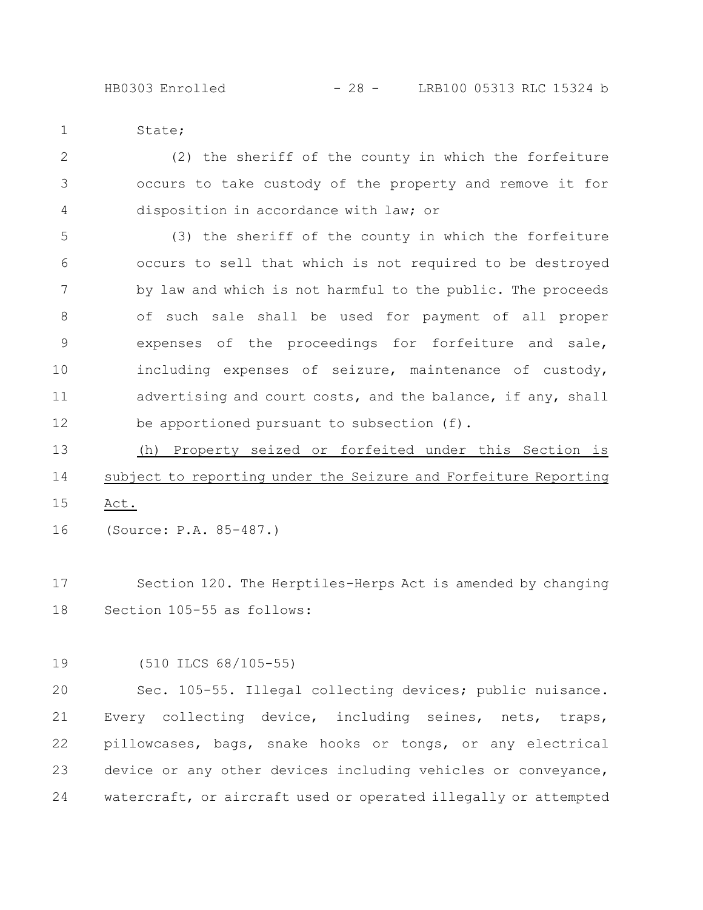State;

(2) the sheriff of the county in which the forfeiture occurs to take custody of the property and remove it for disposition in accordance with law; or

(3) the sheriff of the county in which the forfeiture occurs to sell that which is not required to be destroyed by law and which is not harmful to the public. The proceeds of such sale shall be used for payment of all proper expenses of the proceedings for forfeiture and sale, including expenses of seizure, maintenance of custody, advertising and court costs, and the balance, if any, shall be apportioned pursuant to subsection (f).

<u>(h) Property seized or forfeited under this Section is subject to reporting under the Seizure and Forfeiture Reporting Act.</u>

(Source: P.A. 85-487.)

Section 120. The Herptiles-Herps Act is amended by changing Section 105-55 as follows:

(510 ILCS 68/105-55)

Sec. 105-55. Illegal collecting devices; public nuisance. Every collecting device, including seines, nets, traps, pillowcases, bags, snake hooks or tongs, or any electrical device or any other devices including vehicles or conveyance, watercraft, or aircraft used or operated illegally or attempted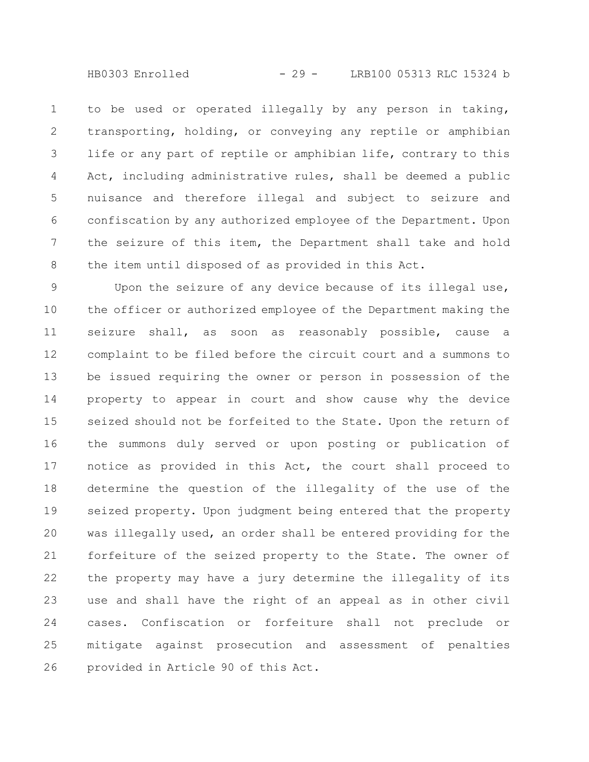to be used or operated illegally by any person in taking, transporting, holding, or conveying any reptile or amphibian life or any part of reptile or amphibian life, contrary to this Act, including administrative rules, shall be deemed a public nuisance and therefore illegal and subject to seizure and confiscation by any authorized employee of the Department. Upon the seizure of this item, the Department shall take and hold the item until disposed of as provided in this Act.

Upon the seizure of any device because of its illegal use, the officer or authorized employee of the Department making the seizure shall, as soon as reasonably possible, cause a complaint to be filed before the circuit court and a summons to be issued requiring the owner or person in possession of the property to appear in court and show cause why the device seized should not be forfeited to the State. Upon the return of the summons duly served or upon posting or publication of notice as provided in this Act, the court shall proceed to determine the question of the illegality of the use of the seized property. Upon judgment being entered that the property was illegally used, an order shall be entered providing for the forfeiture of the seized property to the State. The owner of the property may have a jury determine the illegality of its use and shall have the right of an appeal as in other civil cases. Confiscation or forfeiture shall not preclude or mitigate against prosecution and assessment of penalties provided in Article 90 of this Act.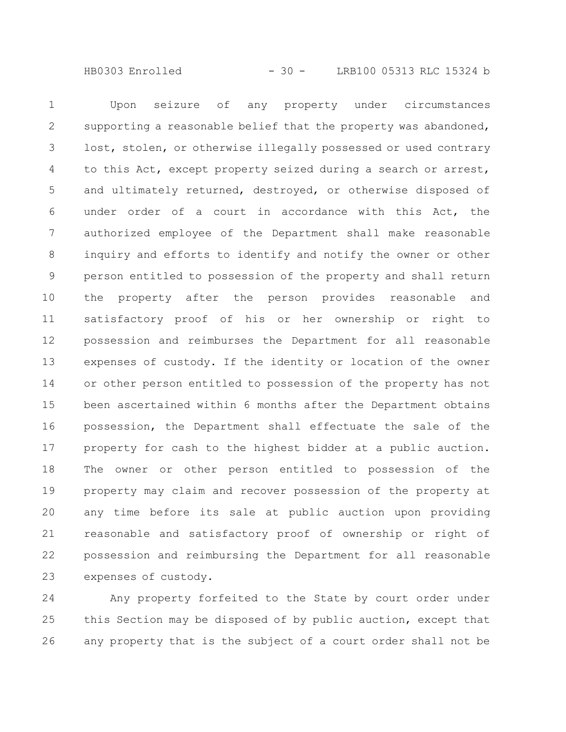Upon seizure of any property under circumstances supporting a reasonable belief that the property was abandoned, lost, stolen, or otherwise illegally possessed or used contrary to this Act, except property seized during a search or arrest, and ultimately returned, destroyed, or otherwise disposed of under order of a court in accordance with this Act, the authorized employee of the Department shall make reasonable inquiry and efforts to identify and notify the owner or other person entitled to possession of the property and shall return the property after the person provides reasonable and satisfactory proof of his or her ownership or right to possession and reimburses the Department for all reasonable expenses of custody. If the identity or location of the owner or other person entitled to possession of the property has not been ascertained within 6 months after the Department obtains possession, the Department shall effectuate the sale of the property for cash to the highest bidder at a public auction. The owner or other person entitled to possession of the property may claim and recover possession of the property at any time before its sale at public auction upon providing reasonable and satisfactory proof of ownership or right of possession and reimbursing the Department for all reasonable expenses of custody.

Any property forfeited to the State by court order under this Section may be disposed of by public auction, except that any property that is the subject of a court order shall not be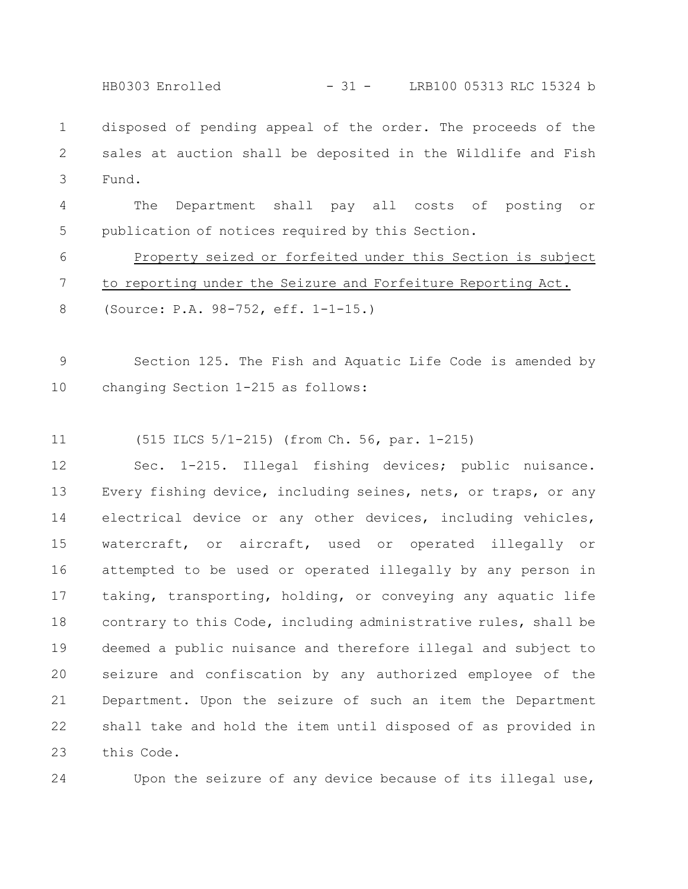disposed of pending appeal of the order. The proceeds of the sales at auction shall be deposited in the Wildlife and Fish Fund.

The Department shall pay all costs of posting or publication of notices required by this Section.

<u>Property seized or forfeited under this Section is subject to reporting under the Seizure and Forfeiture Reporting Act.</u>

(Source: P.A. 98-752, eff. 1-1-15.)

Section 125. The Fish and Aquatic Life Code is amended by changing Section 1-215 as follows:

(515 ILCS 5/1-215) (from Ch. 56, par. 1-215)

Sec. 1-215. Illegal fishing devices; public nuisance. Every fishing device, including seines, nets, or traps, or any electrical device or any other devices, including vehicles, watercraft, or aircraft, used or operated illegally or attempted to be used or operated illegally by any person in taking, transporting, holding, or conveying any aquatic life contrary to this Code, including administrative rules, shall be deemed a public nuisance and therefore illegal and subject to seizure and confiscation by any authorized employee of the Department. Upon the seizure of such an item the Department shall take and hold the item until disposed of as provided in this Code.

Upon the seizure of any device because of its illegal use,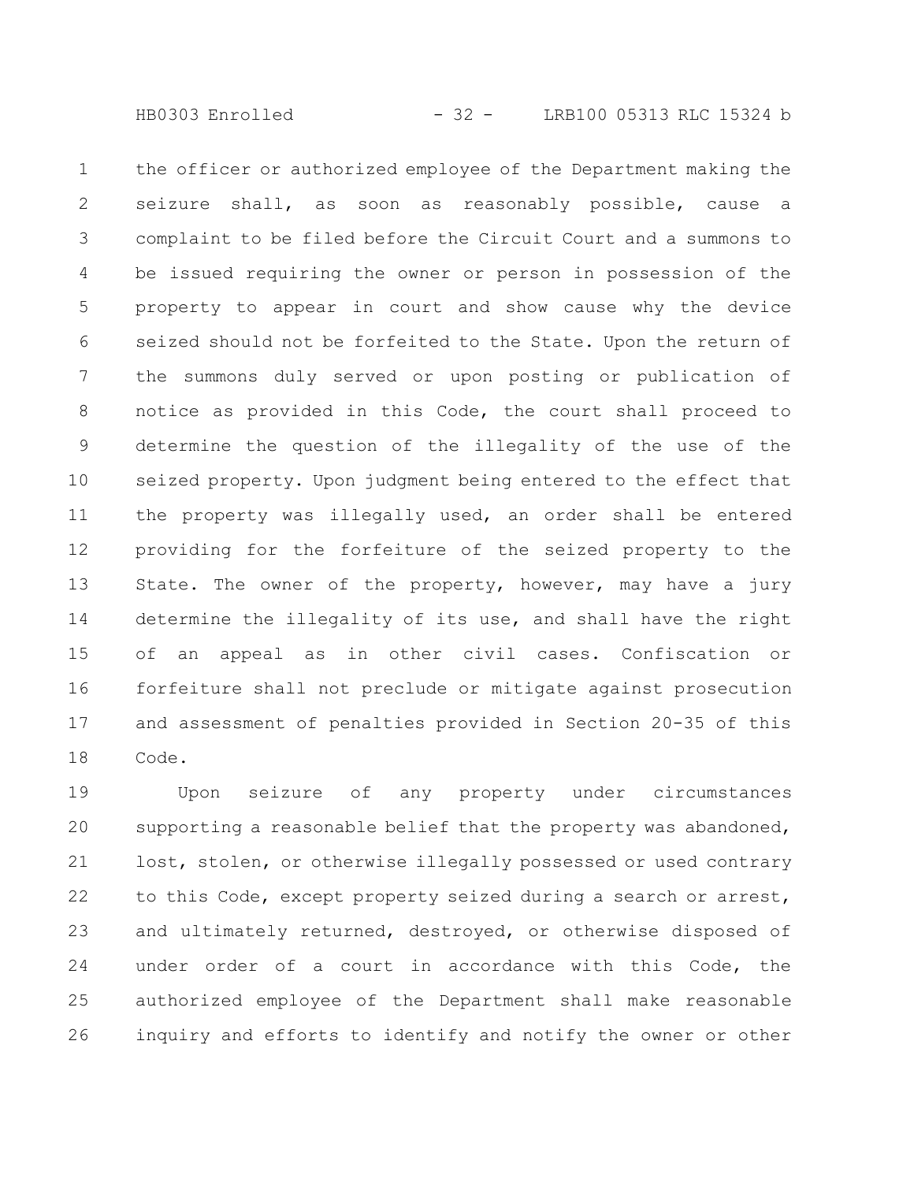the officer or authorized employee of the Department making the seizure shall, as soon as reasonably possible, cause a complaint to be filed before the Circuit Court and a summons to be issued requiring the owner or person in possession of the property to appear in court and show cause why the device seized should not be forfeited to the State. Upon the return of the summons duly served or upon posting or publication of notice as provided in this Code, the court shall proceed to determine the question of the illegality of the use of the seized property. Upon judgment being entered to the effect that the property was illegally used, an order shall be entered providing for the forfeiture of the seized property to the State. The owner of the property, however, may have a jury determine the illegality of its use, and shall have the right of an appeal as in other civil cases. Confiscation or forfeiture shall not preclude or mitigate against prosecution and assessment of penalties provided in Section 20-35 of this Code.

Upon seizure of any property under circumstances supporting a reasonable belief that the property was abandoned, lost, stolen, or otherwise illegally possessed or used contrary to this Code, except property seized during a search or arrest, and ultimately returned, destroyed, or otherwise disposed of under order of a court in accordance with this Code, the authorized employee of the Department shall make reasonable inquiry and efforts to identify and notify the owner or other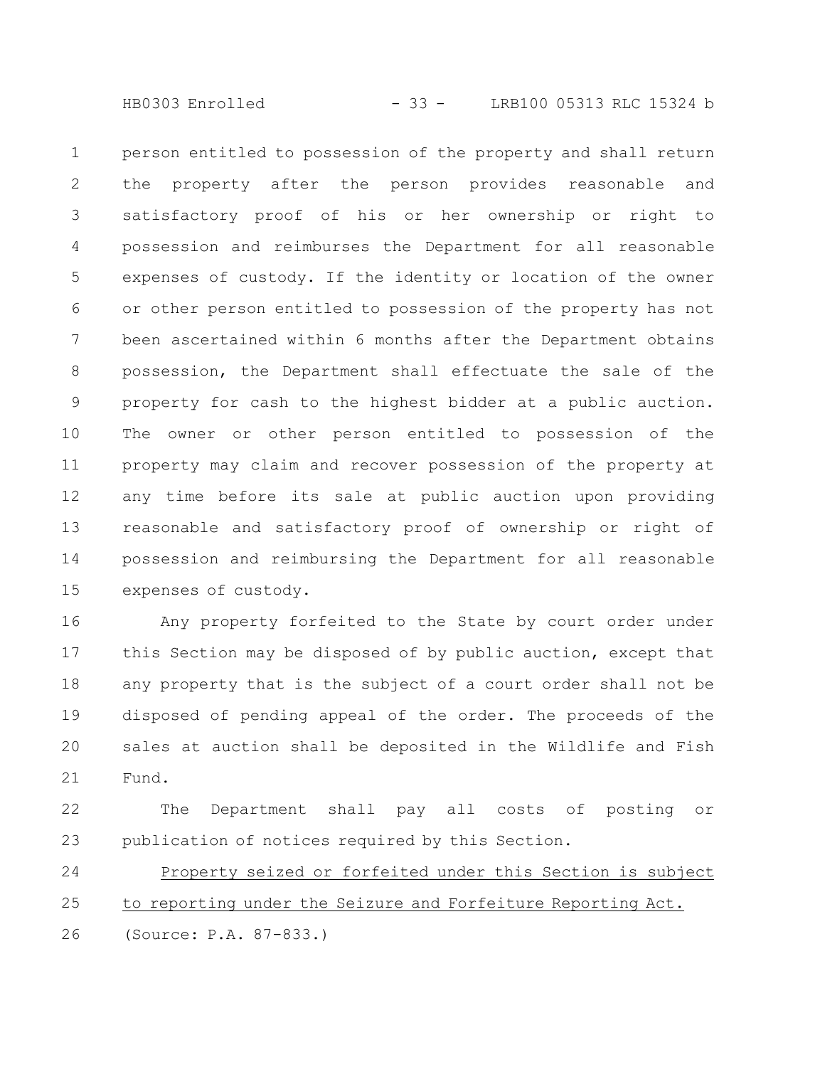person entitled to possession of the property and shall return the property after the person provides reasonable and satisfactory proof of his or her ownership or right to possession and reimburses the Department for all reasonable expenses of custody. If the identity or location of the owner or other person entitled to possession of the property has not been ascertained within 6 months after the Department obtains possession, the Department shall effectuate the sale of the property for cash to the highest bidder at a public auction. The owner or other person entitled to possession of the property may claim and recover possession of the property at any time before its sale at public auction upon providing reasonable and satisfactory proof of ownership or right of possession and reimbursing the Department for all reasonable expenses of custody.

Any property forfeited to the State by court order under this Section may be disposed of by public auction, except that any property that is the subject of a court order shall not be disposed of pending appeal of the order. The proceeds of the sales at auction shall be deposited in the Wildlife and Fish Fund.

The Department shall pay all costs of posting or publication of notices required by this Section.

Property seized or forfeited under this Section is subject to reporting under the Seizure and Forfeiture Reporting Act.

(Source: P.A. 87-833.)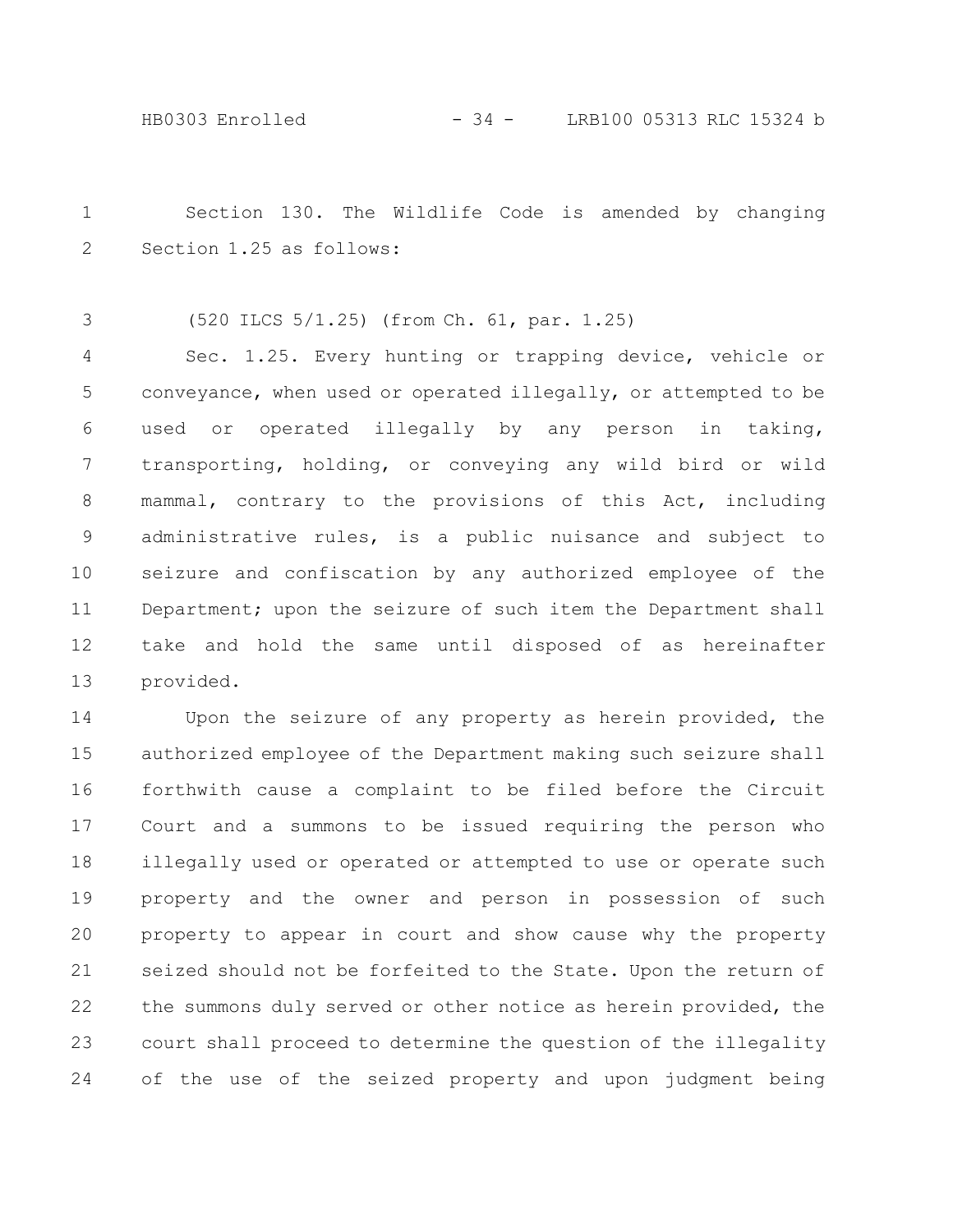Section 130. The Wildlife Code is amended by changing Section 1.25 as follows:

(520 ILCS 5/1.25) (from Ch. 61, par. 1.25)

Sec. 1.25. Every hunting or trapping device, vehicle or conveyance, when used or operated illegally, or attempted to be used or operated illegally by any person in taking, transporting, holding, or conveying any wild bird or wild mammal, contrary to the provisions of this Act, including administrative rules, is a public nuisance and subject to seizure and confiscation by any authorized employee of the Department; upon the seizure of such item the Department shall take and hold the same until disposed of as hereinafter provided.

Upon the seizure of any property as herein provided, the authorized employee of the Department making such seizure shall forthwith cause a complaint to be filed before the Circuit Court and a summons to be issued requiring the person who illegally used or operated or attempted to use or operate such property and the owner and person in possession of such property to appear in court and show cause why the property seized should not be forfeited to the State. Upon the return of the summons duly served or other notice as herein provided, the court shall proceed to determine the question of the illegality of the use of the seized property and upon judgment being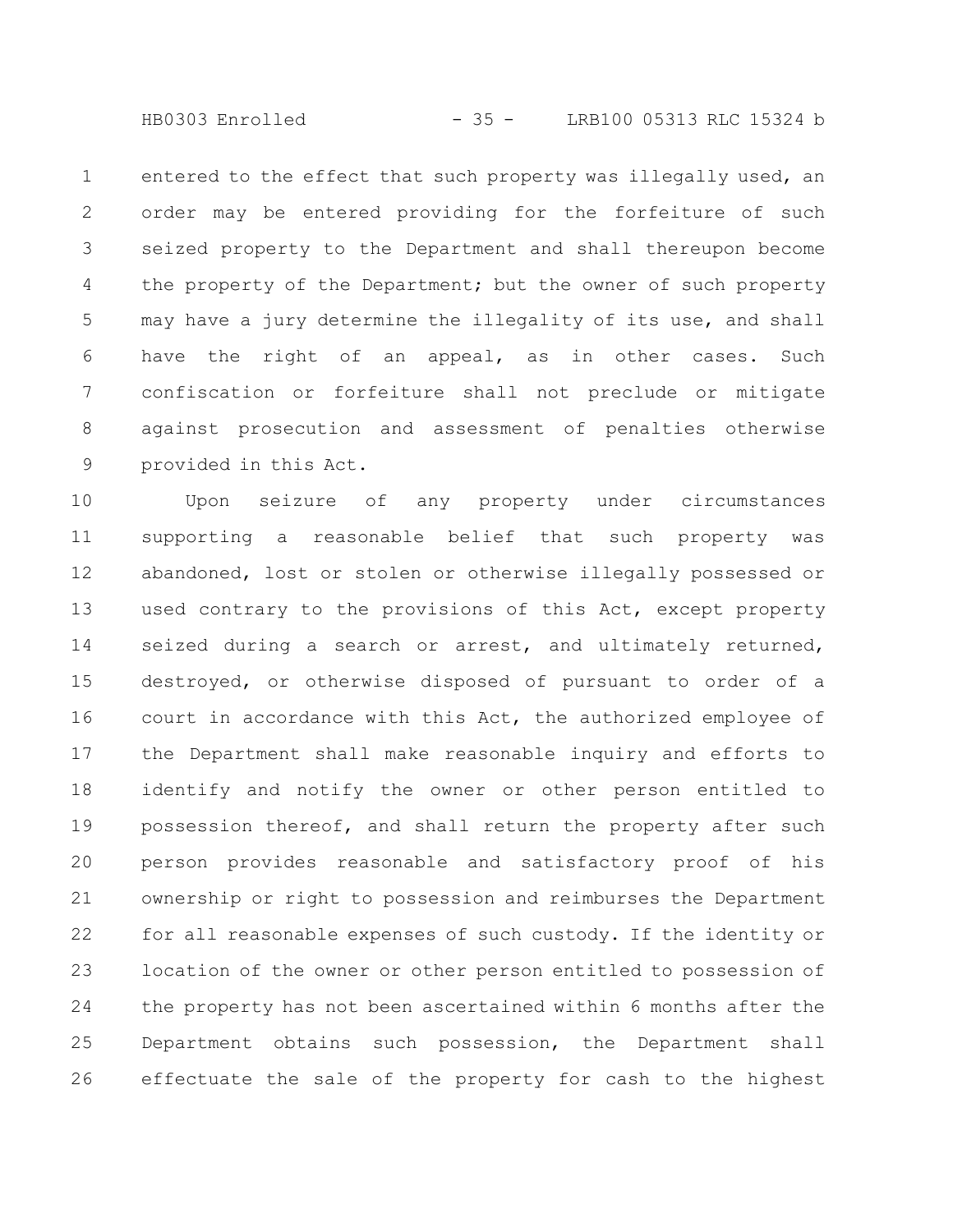entered to the effect that such property was illegally used, an order may be entered providing for the forfeiture of such seized property to the Department and shall thereupon become the property of the Department; but the owner of such property may have a jury determine the illegality of its use, and shall have the right of an appeal, as in other cases. Such confiscation or forfeiture shall not preclude or mitigate against prosecution and assessment of penalties otherwise provided in this Act.

Upon seizure of any property under circumstances supporting a reasonable belief that such property was abandoned, lost or stolen or otherwise illegally possessed or used contrary to the provisions of this Act, except property seized during a search or arrest, and ultimately returned, destroyed, or otherwise disposed of pursuant to order of a court in accordance with this Act, the authorized employee of the Department shall make reasonable inquiry and efforts to identify and notify the owner or other person entitled to possession thereof, and shall return the property after such person provides reasonable and satisfactory proof of his ownership or right to possession and reimburses the Department for all reasonable expenses of such custody. If the identity or location of the owner or other person entitled to possession of the property has not been ascertained within 6 months after the Department obtains such possession, the Department shall effectuate the sale of the property for cash to the highest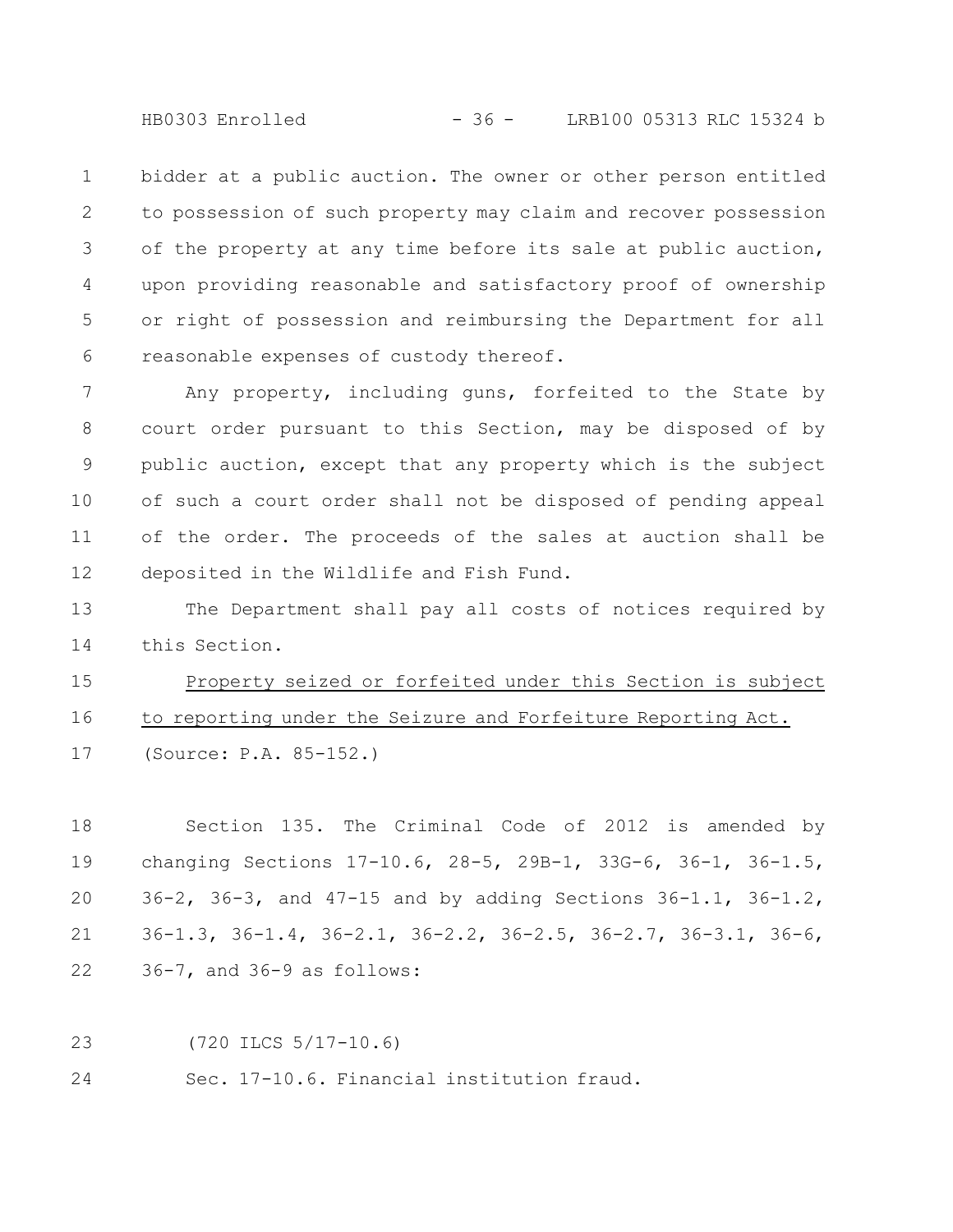bidder at a public auction. The owner or other person entitled to possession of such property may claim and recover possession of the property at any time before its sale at public auction, upon providing reasonable and satisfactory proof of ownership or right of possession and reimbursing the Department for all reasonable expenses of custody thereof.

Any property, including guns, forfeited to the State by court order pursuant to this Section, may be disposed of by public auction, except that any property which is the subject of such a court order shall not be disposed of pending appeal of the order. The proceeds of the sales at auction shall be deposited in the Wildlife and Fish Fund.

The Department shall pay all costs of notices required by this Section.

<u>Property seized or forfeited under this Section is subject to reporting under the Seizure and Forfeiture Reporting Act.</u>

(Source: P.A. 85-152.)

Section 135. The Criminal Code of 2012 is amended by changing Sections 17-10.6, 28-5, 29B-1, 33G-6, 36-1, 36-1.5, 36-2, 36-3, and 47-15 and by adding Sections 36-1.1, 36-1.2, 36-1.3, 36-1.4, 36-2.1, 36-2.2, 36-2.5, 36-2.7, 36-3.1, 36-6, 36-7, and 36-9 as follows:

(720 ILCS 5/17-10.6)

Sec. 17-10.6. Financial institution fraud.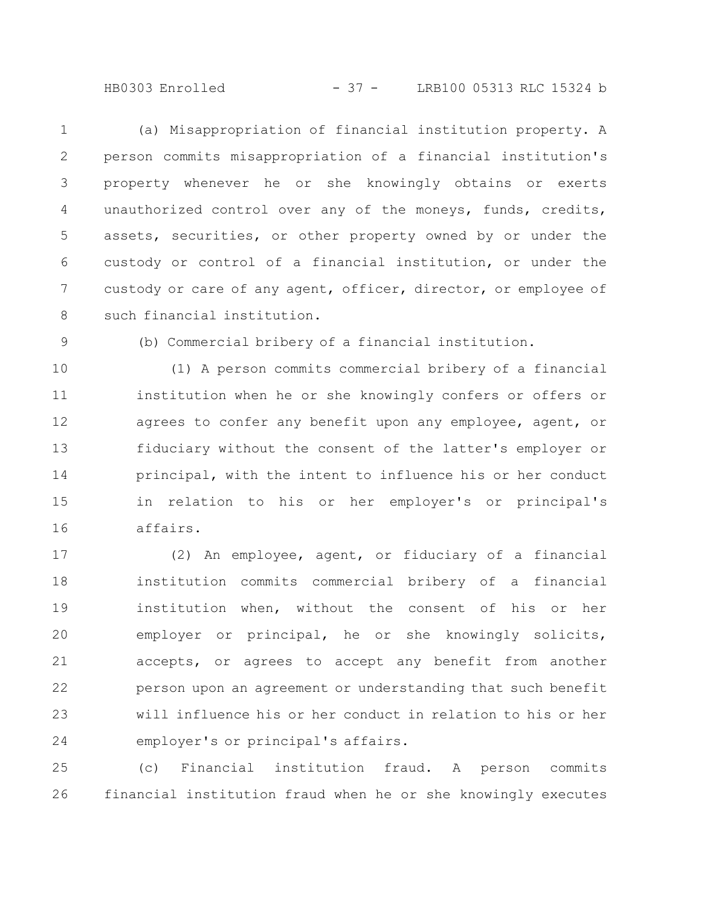(a) Misappropriation of financial institution property. A person commits misappropriation of a financial institution's property whenever he or she knowingly obtains or exerts unauthorized control over any of the moneys, funds, credits, assets, securities, or other property owned by or under the custody or control of a financial institution, or under the custody or care of any agent, officer, director, or employee of such financial institution.

(b) Commercial bribery of a financial institution.

(1) A person commits commercial bribery of a financial institution when he or she knowingly confers or offers or agrees to confer any benefit upon any employee, agent, or fiduciary without the consent of the latter's employer or principal, with the intent to influence his or her conduct in relation to his or her employer's or principal's affairs.

(2) An employee, agent, or fiduciary of a financial institution commits commercial bribery of a financial institution when, without the consent of his or her employer or principal, he or she knowingly solicits, accepts, or agrees to accept any benefit from another person upon an agreement or understanding that such benefit will influence his or her conduct in relation to his or her employer's or principal's affairs.

(c) Financial institution fraud. A person commits financial institution fraud when he or she knowingly executes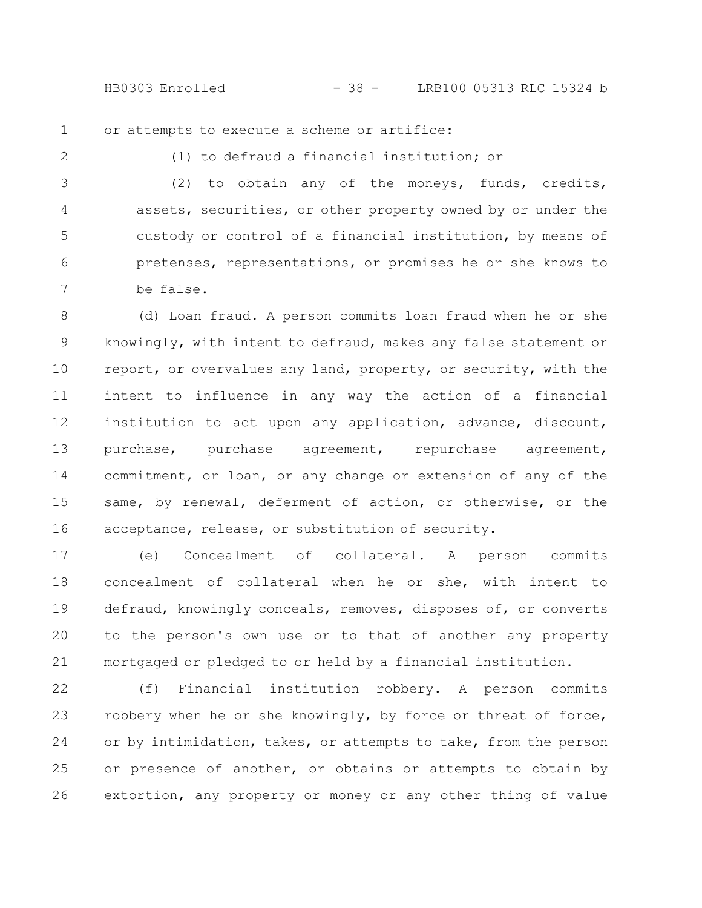or attempts to execute a scheme or artifice:

(1) to defraud a financial institution; or

(2) to obtain any of the moneys, funds, credits, assets, securities, or other property owned by or under the custody or control of a financial institution, by means of pretenses, representations, or promises he or she knows to be false.

(d) Loan fraud. A person commits loan fraud when he or she knowingly, with intent to defraud, makes any false statement or report, or overvalues any land, property, or security, with the intent to influence in any way the action of a financial institution to act upon any application, advance, discount, purchase, purchase agreement, repurchase agreement, commitment, or loan, or any change or extension of any of the same, by renewal, deferment of action, or otherwise, or the acceptance, release, or substitution of security.

(e) Concealment of collateral. A person commits concealment of collateral when he or she, with intent to defraud, knowingly conceals, removes, disposes of, or converts to the person's own use or to that of another any property mortgaged or pledged to or held by a financial institution.

(f) Financial institution robbery. A person commits robbery when he or she knowingly, by force or threat of force, or by intimidation, takes, or attempts to take, from the person or presence of another, or obtains or attempts to obtain by extortion, any property or money or any other thing of value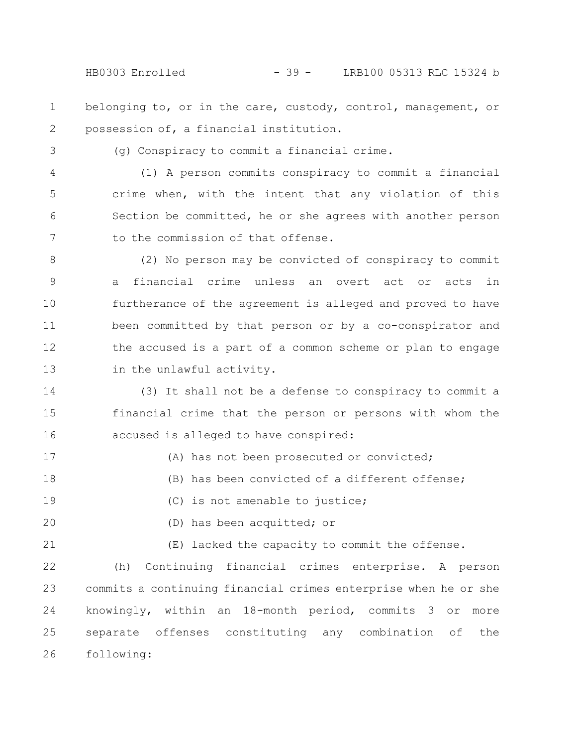belonging to, or in the care, custody, control, management, or possession of, a financial institution.

(g) Conspiracy to commit a financial crime.

(1) A person commits conspiracy to commit a financial crime when, with the intent that any violation of this Section be committed, he or she agrees with another person to the commission of that offense.

(2) No person may be convicted of conspiracy to commit a financial crime unless an overt act or acts in furtherance of the agreement is alleged and proved to have been committed by that person or by a co-conspirator and the accused is a part of a common scheme or plan to engage in the unlawful activity.

(3) It shall not be a defense to conspiracy to commit a financial crime that the person or persons with whom the accused is alleged to have conspired:

(A) has not been prosecuted or convicted;

(B) has been convicted of a different offense;

(C) is not amenable to justice;

(D) has been acquitted; or

(E) lacked the capacity to commit the offense.

(h) Continuing financial crimes enterprise. A person commits a continuing financial crimes enterprise when he or she knowingly, within an 18-month period, commits 3 or more separate offenses constituting any combination of the following: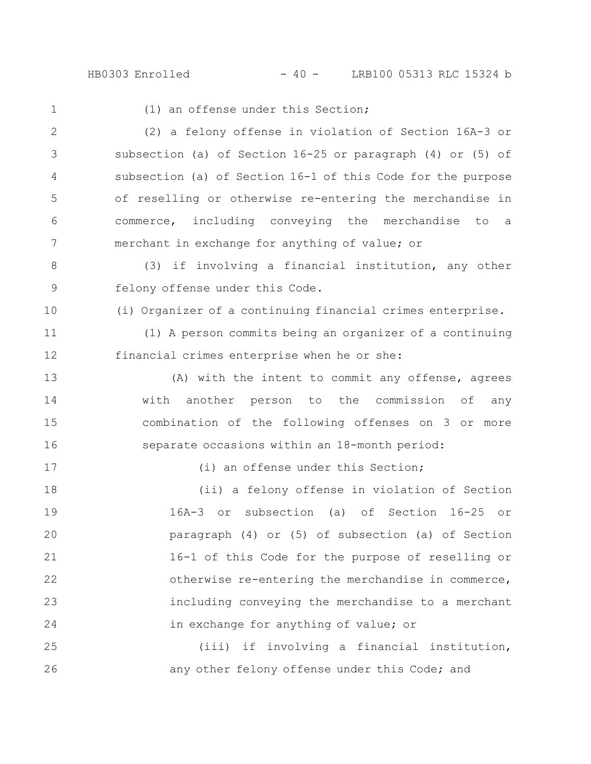(1) an offense under this Section;

(2) a felony offense in violation of Section 16A-3 or subsection (a) of Section 16-25 or paragraph (4) or (5) of subsection (a) of Section 16-1 of this Code for the purpose of reselling or otherwise re-entering the merchandise in commerce, including conveying the merchandise to a merchant in exchange for anything of value; or

(3) if involving a financial institution, any other felony offense under this Code.

(i) Organizer of a continuing financial crimes enterprise.

(1) A person commits being an organizer of a continuing financial crimes enterprise when he or she:

(A) with the intent to commit any offense, agrees with another person to the commission of any combination of the following offenses on 3 or more separate occasions within an 18-month period:

(i) an offense under this Section;

(ii) a felony offense in violation of Section 16A-3 or subsection (a) of Section 16-25 or paragraph (4) or (5) of subsection (a) of Section 16-1 of this Code for the purpose of reselling or otherwise re-entering the merchandise in commerce, including conveying the merchandise to a merchant in exchange for anything of value; or

(iii) if involving a financial institution, any other felony offense under this Code; and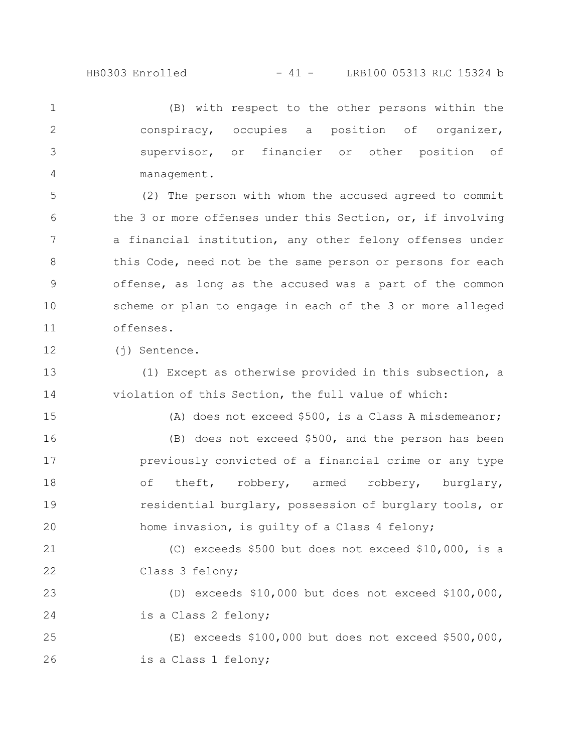(B) with respect to the other persons within the conspiracy, occupies a position of organizer, supervisor, or financier or other position of management.

(2) The person with whom the accused agreed to commit the 3 or more offenses under this Section, or, if involving a financial institution, any other felony offenses under this Code, need not be the same person or persons for each offense, as long as the accused was a part of the common scheme or plan to engage in each of the 3 or more alleged offenses.

(j) Sentence.

(1) Except as otherwise provided in this subsection, a violation of this Section, the full value of which:

(A) does not exceed $500, is a Class A misdemeanor;

(B) does not exceed $500, and the person has been previously convicted of a financial crime or any type of theft, robbery, armed robbery, burglary, residential burglary, possession of burglary tools, or home invasion, is guilty of a Class 4 felony;

(C) exceeds $500 but does not exceed $10,000, is a Class 3 felony;

(D) exceeds $10,000 but does not exceed $100,000, is a Class 2 felony;

(E) exceeds $100,000 but does not exceed $500,000, is a Class 1 felony;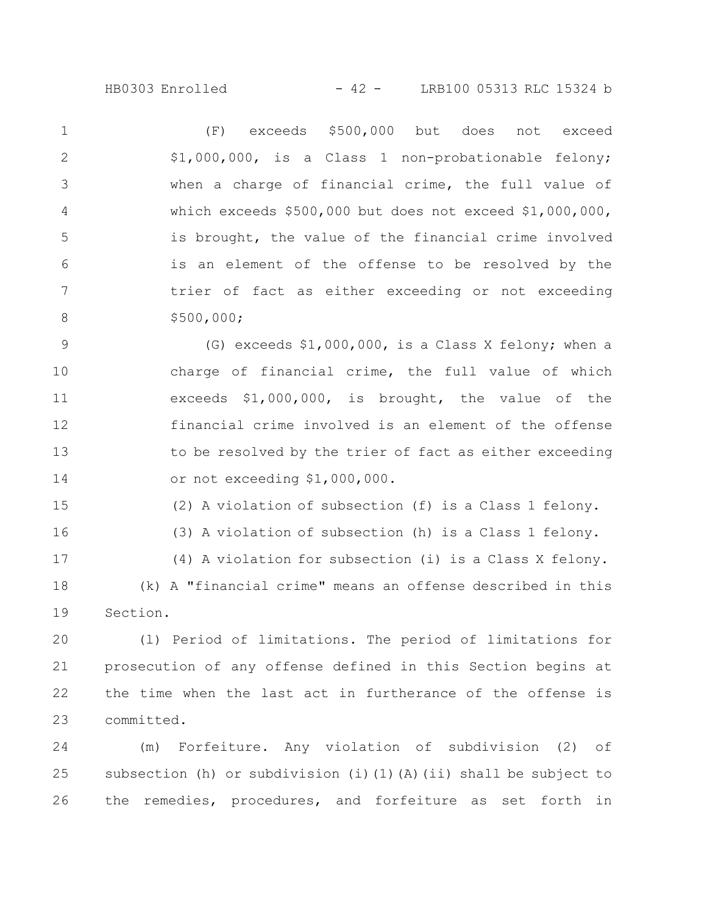(F) exceeds $500,000 but does not exceed $1,000,000, is a Class 1 non-probationable felony; when a charge of financial crime, the full value of which exceeds $500,000 but does not exceed $1,000,000, is brought, the value of the financial crime involved is an element of the offense to be resolved by the trier of fact as either exceeding or not exceeding $500,000;

(G) exceeds $1,000,000, is a Class X felony; when a charge of financial crime, the full value of which exceeds $1,000,000, is brought, the value of the financial crime involved is an element of the offense to be resolved by the trier of fact as either exceeding or not exceeding $1,000,000.

(2) A violation of subsection (f) is a Class 1 felony.

(3) A violation of subsection (h) is a Class 1 felony.

(4) A violation for subsection (i) is a Class X felony.

(k) A "financial crime" means an offense described in this Section.

(l) Period of limitations. The period of limitations for prosecution of any offense defined in this Section begins at the time when the last act in furtherance of the offense is committed.

(m) Forfeiture. Any violation of subdivision (2) of subsection (h) or subdivision (i)(1)(A)(ii) shall be subject to the remedies, procedures, and forfeiture as set forth in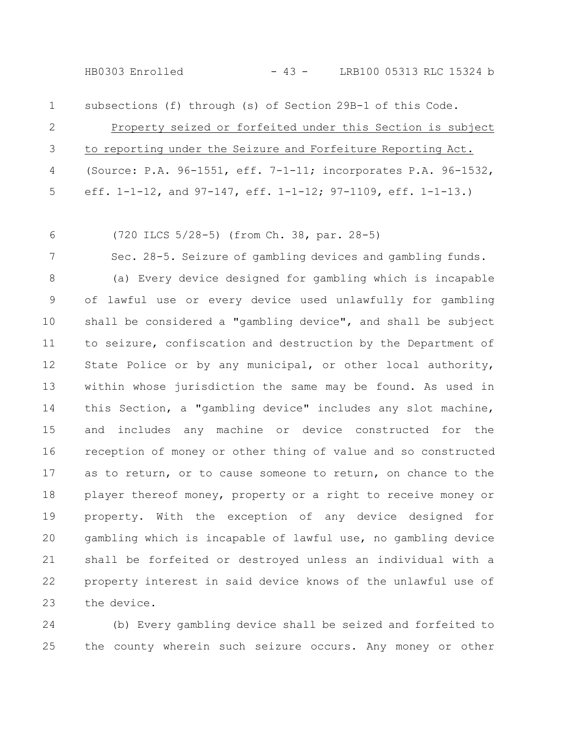subsections (f) through (s) of Section 29B-1 of this Code.

Property seized or forfeited under this Section is subject to reporting under the Seizure and Forfeiture Reporting Act.

(Source: P.A. 96-1551, eff. 7-1-11; incorporates P.A. 96-1532, eff. 1-1-12, and 97-147, eff. 1-1-12; 97-1109, eff. 1-1-13.)

(720 ILCS 5/28-5) (from Ch. 38, par. 28-5)

Sec. 28-5. Seizure of gambling devices and gambling funds.

(a) Every device designed for gambling which is incapable of lawful use or every device used unlawfully for gambling shall be considered a "gambling device", and shall be subject to seizure, confiscation and destruction by the Department of State Police or by any municipal, or other local authority, within whose jurisdiction the same may be found. As used in this Section, a "gambling device" includes any slot machine, and includes any machine or device constructed for the reception of money or other thing of value and so constructed as to return, or to cause someone to return, on chance to the player thereof money, property or a right to receive money or property. With the exception of any device designed for gambling which is incapable of lawful use, no gambling device shall be forfeited or destroyed unless an individual with a property interest in said device knows of the unlawful use of the device.

(b) Every gambling device shall be seized and forfeited to the county wherein such seizure occurs. Any money or other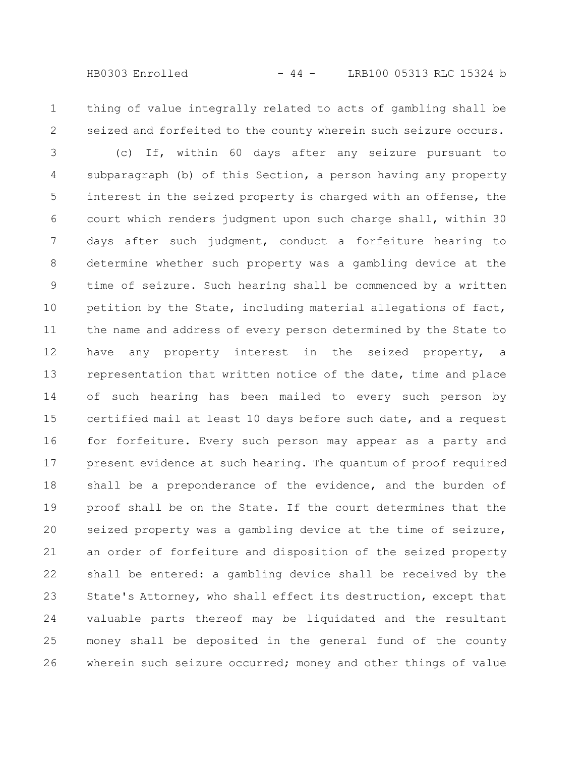thing of value integrally related to acts of gambling shall be seized and forfeited to the county wherein such seizure occurs.

(c) If, within 60 days after any seizure pursuant to subparagraph (b) of this Section, a person having any property interest in the seized property is charged with an offense, the court which renders judgment upon such charge shall, within 30 days after such judgment, conduct a forfeiture hearing to determine whether such property was a gambling device at the time of seizure. Such hearing shall be commenced by a written petition by the State, including material allegations of fact, the name and address of every person determined by the State to have any property interest in the seized property, a representation that written notice of the date, time and place of such hearing has been mailed to every such person by certified mail at least 10 days before such date, and a request for forfeiture. Every such person may appear as a party and present evidence at such hearing. The quantum of proof required shall be a preponderance of the evidence, and the burden of proof shall be on the State. If the court determines that the seized property was a gambling device at the time of seizure, an order of forfeiture and disposition of the seized property shall be entered: a gambling device shall be received by the State's Attorney, who shall effect its destruction, except that valuable parts thereof may be liquidated and the resultant money shall be deposited in the general fund of the county wherein such seizure occurred; money and other things of value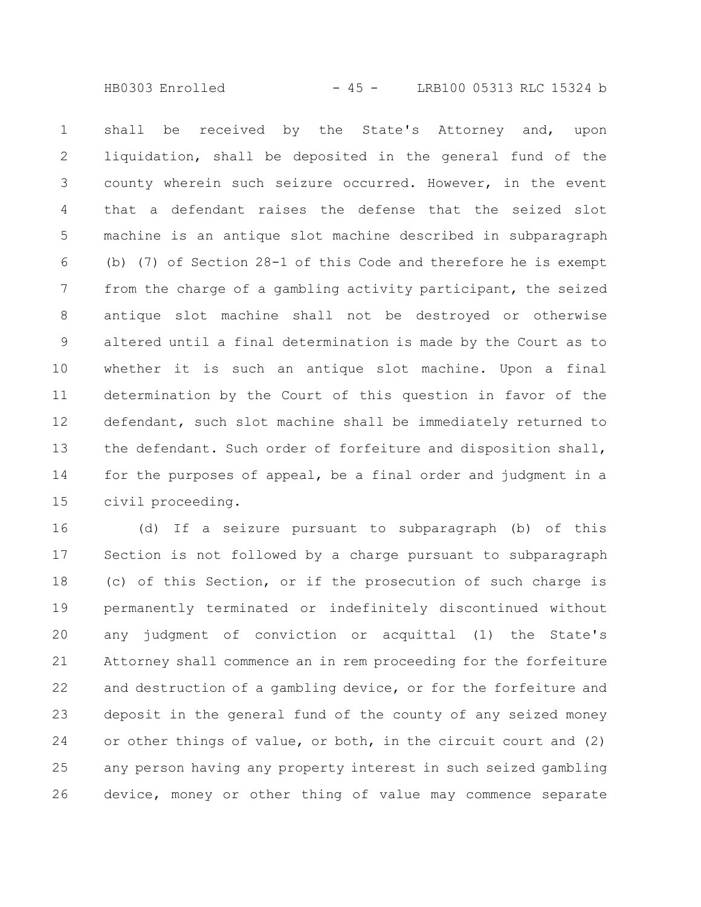shall be received by the State's Attorney and, upon liquidation, shall be deposited in the general fund of the county wherein such seizure occurred. However, in the event that a defendant raises the defense that the seized slot machine is an antique slot machine described in subparagraph (b) (7) of Section 28-1 of this Code and therefore he is exempt from the charge of a gambling activity participant, the seized antique slot machine shall not be destroyed or otherwise altered until a final determination is made by the Court as to whether it is such an antique slot machine. Upon a final determination by the Court of this question in favor of the defendant, such slot machine shall be immediately returned to the defendant. Such order of forfeiture and disposition shall, for the purposes of appeal, be a final order and judgment in a civil proceeding.

(d) If a seizure pursuant to subparagraph (b) of this Section is not followed by a charge pursuant to subparagraph (c) of this Section, or if the prosecution of such charge is permanently terminated or indefinitely discontinued without any judgment of conviction or acquittal (1) the State's Attorney shall commence an in rem proceeding for the forfeiture and destruction of a gambling device, or for the forfeiture and deposit in the general fund of the county of any seized money or other things of value, or both, in the circuit court and (2) any person having any property interest in such seized gambling device, money or other thing of value may commence separate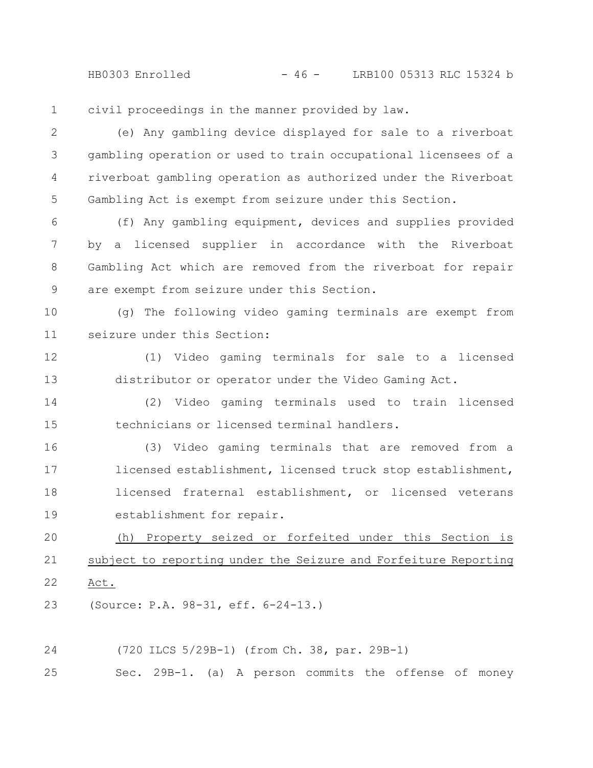civil proceedings in the manner provided by law.

(e) Any gambling device displayed for sale to a riverboat gambling operation or used to train occupational licensees of a riverboat gambling operation as authorized under the Riverboat Gambling Act is exempt from seizure under this Section.

(f) Any gambling equipment, devices and supplies provided by a licensed supplier in accordance with the Riverboat Gambling Act which are removed from the riverboat for repair are exempt from seizure under this Section.

(g) The following video gaming terminals are exempt from seizure under this Section:

(1) Video gaming terminals for sale to a licensed distributor or operator under the Video Gaming Act.

(2) Video gaming terminals used to train licensed technicians or licensed terminal handlers.

(3) Video gaming terminals that are removed from a licensed establishment, licensed truck stop establishment, licensed fraternal establishment, or licensed veterans establishment for repair.

(h) Property seized or forfeited under this Section is subject to reporting under the Seizure and Forfeiture Reporting Act.

(Source: P.A. 98-31, eff. 6-24-13.)

(720 ILCS 5/29B-1) (from Ch. 38, par. 29B-1)

Sec. 29B-1. (a) A person commits the offense of money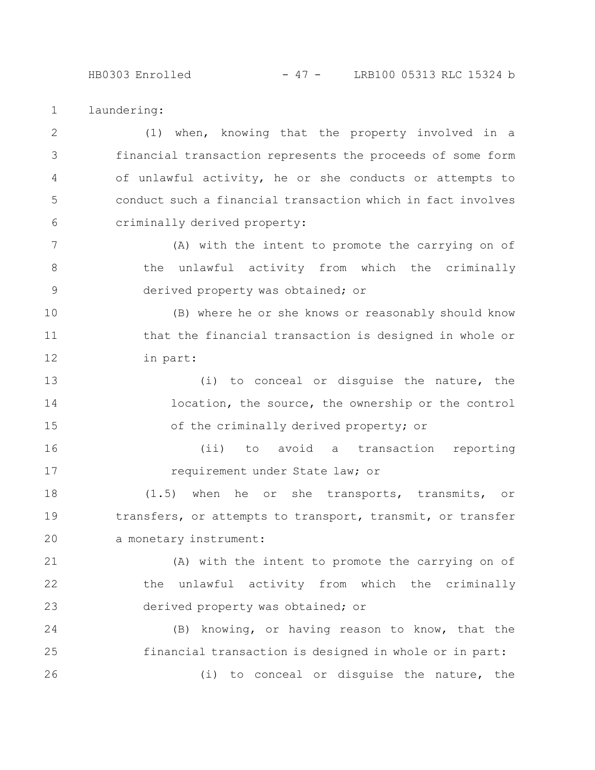laundering:

(1) when, knowing that the property involved in a financial transaction represents the proceeds of some form of unlawful activity, he or she conducts or attempts to conduct such a financial transaction which in fact involves criminally derived property:

(A) with the intent to promote the carrying on of the unlawful activity from which the criminally derived property was obtained; or

(B) where he or she knows or reasonably should know that the financial transaction is designed in whole or in part:

(i) to conceal or disguise the nature, the location, the source, the ownership or the control of the criminally derived property; or

(ii) to avoid a transaction reporting requirement under State law; or

(1.5) when he or she transports, transmits, or transfers, or attempts to transport, transmit, or transfer a monetary instrument:

(A) with the intent to promote the carrying on of the unlawful activity from which the criminally derived property was obtained; or

(B) knowing, or having reason to know, that the financial transaction is designed in whole or in part:

(i) to conceal or disguise the nature, the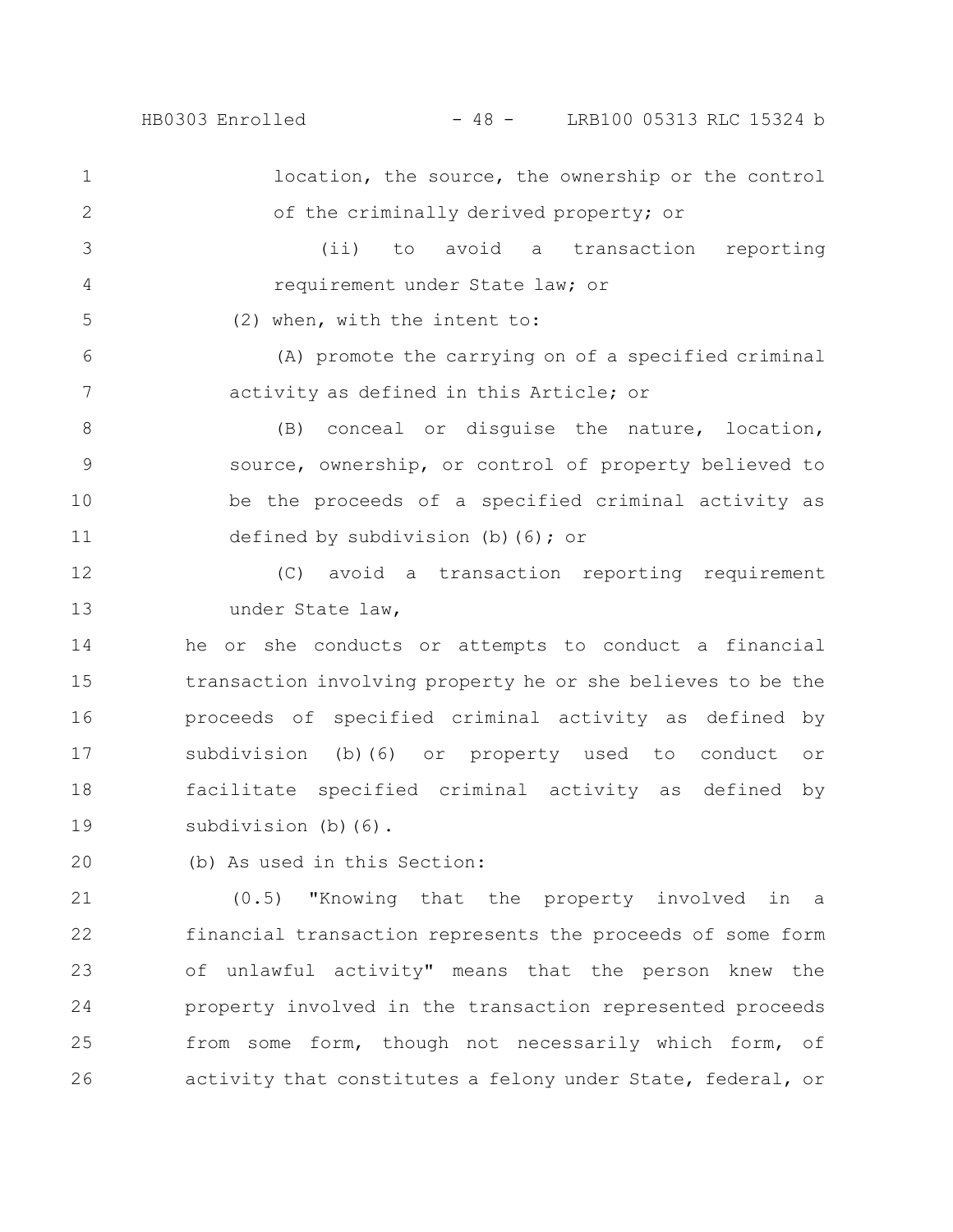location, the source, the ownership or the control of the criminally derived property; or

(ii) to avoid a transaction reporting requirement under State law; or

(2) when, with the intent to:

(A) promote the carrying on of a specified criminal activity as defined in this Article; or

(B) conceal or disguise the nature, location, source, ownership, or control of property believed to be the proceeds of a specified criminal activity as defined by subdivision (b)(6); or

(C) avoid a transaction reporting requirement under State law,

he or she conducts or attempts to conduct a financial transaction involving property he or she believes to be the proceeds of specified criminal activity as defined by subdivision (b)(6) or property used to conduct or facilitate specified criminal activity as defined by subdivision (b)(6).

(b) As used in this Section:

(0.5) "Knowing that the property involved in a financial transaction represents the proceeds of some form of unlawful activity" means that the person knew the property involved in the transaction represented proceeds from some form, though not necessarily which form, of activity that constitutes a felony under State, federal, or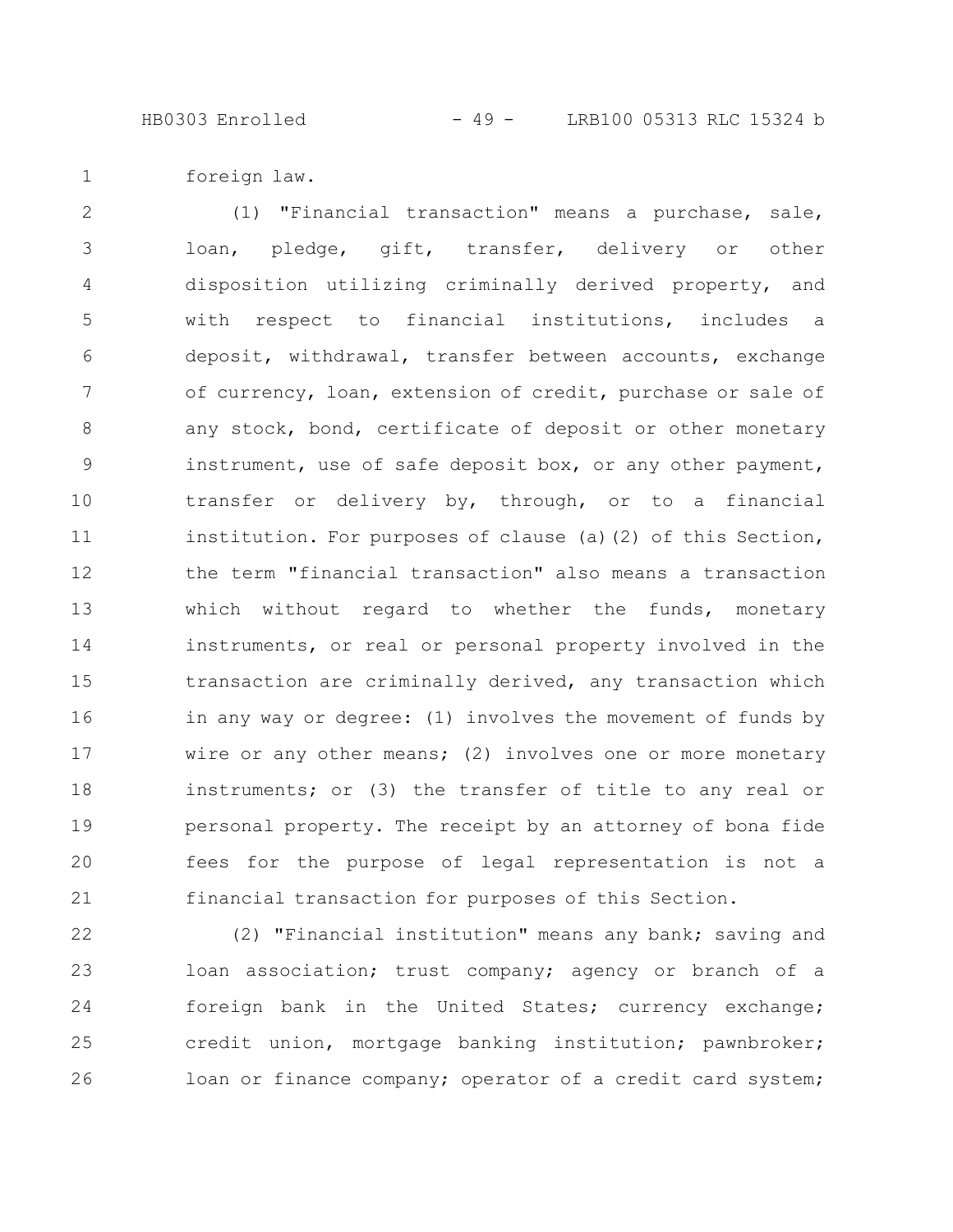foreign law.

(1) "Financial transaction" means a purchase, sale, loan, pledge, gift, transfer, delivery or other disposition utilizing criminally derived property, and with respect to financial institutions, includes a deposit, withdrawal, transfer between accounts, exchange of currency, loan, extension of credit, purchase or sale of any stock, bond, certificate of deposit or other monetary instrument, use of safe deposit box, or any other payment, transfer or delivery by, through, or to a financial institution. For purposes of clause (a)(2) of this Section, the term "financial transaction" also means a transaction which without regard to whether the funds, monetary instruments, or real or personal property involved in the transaction are criminally derived, any transaction which in any way or degree: (1) involves the movement of funds by wire or any other means; (2) involves one or more monetary instruments; or (3) the transfer of title to any real or personal property. The receipt by an attorney of bona fide fees for the purpose of legal representation is not a financial transaction for purposes of this Section.

(2) "Financial institution" means any bank; saving and loan association; trust company; agency or branch of a foreign bank in the United States; currency exchange; credit union, mortgage banking institution; pawnbroker; loan or finance company; operator of a credit card system;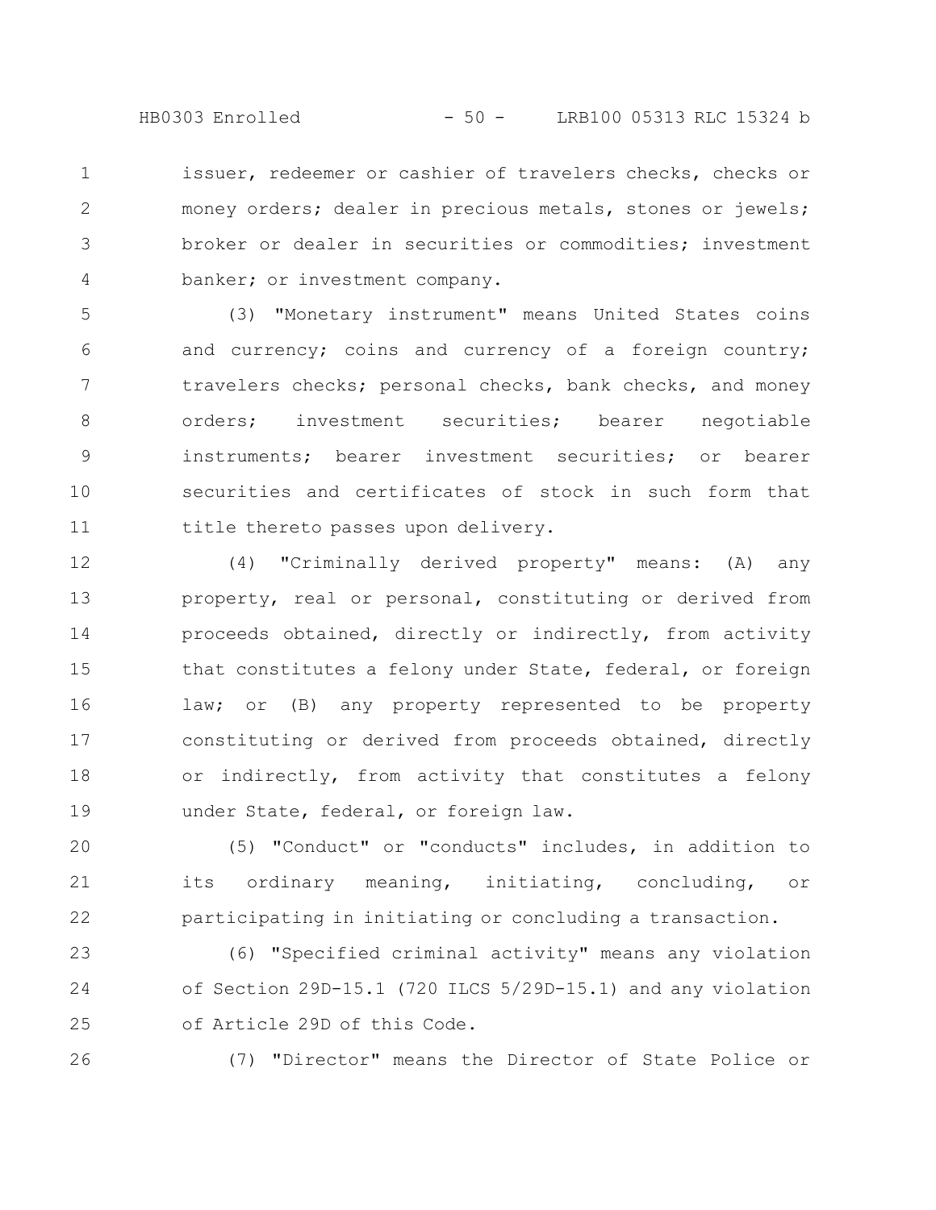issuer, redeemer or cashier of travelers checks, checks or money orders; dealer in precious metals, stones or jewels; broker or dealer in securities or commodities; investment banker; or investment company.

(3) "Monetary instrument" means United States coins and currency; coins and currency of a foreign country; travelers checks; personal checks, bank checks, and money orders; investment securities; bearer negotiable instruments; bearer investment securities; or bearer securities and certificates of stock in such form that title thereto passes upon delivery.

(4) "Criminally derived property" means: (A) any property, real or personal, constituting or derived from proceeds obtained, directly or indirectly, from activity that constitutes a felony under State, federal, or foreign law; or (B) any property represented to be property constituting or derived from proceeds obtained, directly or indirectly, from activity that constitutes a felony under State, federal, or foreign law.

(5) "Conduct" or "conducts" includes, in addition to its ordinary meaning, initiating, concluding, or participating in initiating or concluding a transaction.

(6) "Specified criminal activity" means any violation of Section 29D-15.1 (720 ILCS 5/29D-15.1) and any violation of Article 29D of this Code.

(7) "Director" means the Director of State Police or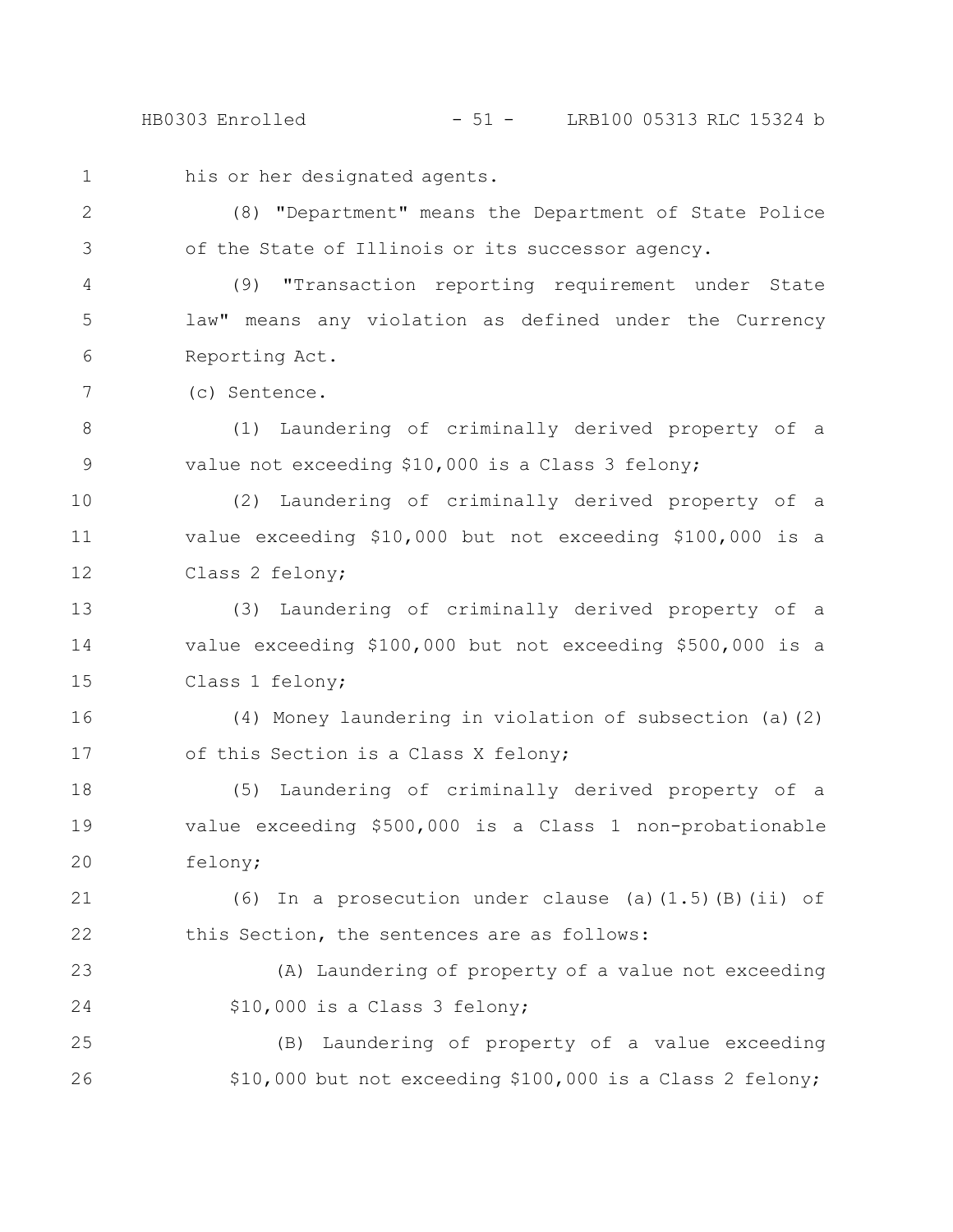his or her designated agents.

(8) "Department" means the Department of State Police of the State of Illinois or its successor agency.

(9) "Transaction reporting requirement under State law" means any violation as defined under the Currency Reporting Act.

(c) Sentence.

(1) Laundering of criminally derived property of a value not exceeding $10,000 is a Class 3 felony;

(2) Laundering of criminally derived property of a value exceeding $10,000 but not exceeding $100,000 is a Class 2 felony;

(3) Laundering of criminally derived property of a value exceeding $100,000 but not exceeding $500,000 is a Class 1 felony;

(4) Money laundering in violation of subsection (a)(2) of this Section is a Class X felony;

(5) Laundering of criminally derived property of a value exceeding $500,000 is a Class 1 non-probationable felony;

(6) In a prosecution under clause (a)(1.5)(B)(ii) of this Section, the sentences are as follows:

(A) Laundering of property of a value not exceeding $10,000 is a Class 3 felony;

(B) Laundering of property of a value exceeding $10,000 but not exceeding $100,000 is a Class 2 felony;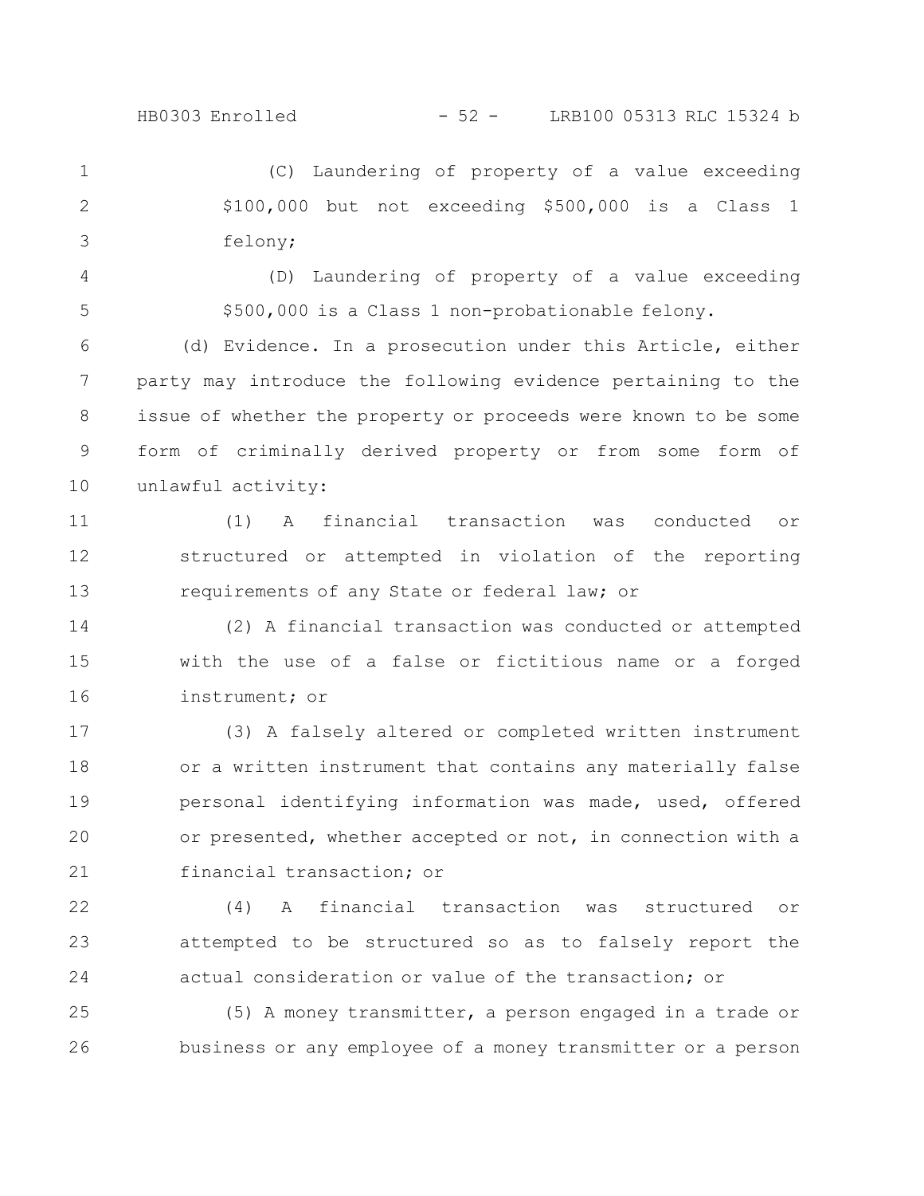(C) Laundering of property of a value exceeding $100,000 but not exceeding $500,000 is a Class 1 felony;

(D) Laundering of property of a value exceeding $500,000 is a Class 1 non-probationable felony.

(d) Evidence. In a prosecution under this Article, either party may introduce the following evidence pertaining to the issue of whether the property or proceeds were known to be some form of criminally derived property or from some form of unlawful activity:

(1) A financial transaction was conducted or structured or attempted in violation of the reporting requirements of any State or federal law; or

(2) A financial transaction was conducted or attempted with the use of a false or fictitious name or a forged instrument; or

(3) A falsely altered or completed written instrument or a written instrument that contains any materially false personal identifying information was made, used, offered or presented, whether accepted or not, in connection with a financial transaction; or

(4) A financial transaction was structured or attempted to be structured so as to falsely report the actual consideration or value of the transaction; or

(5) A money transmitter, a person engaged in a trade or business or any employee of a money transmitter or a person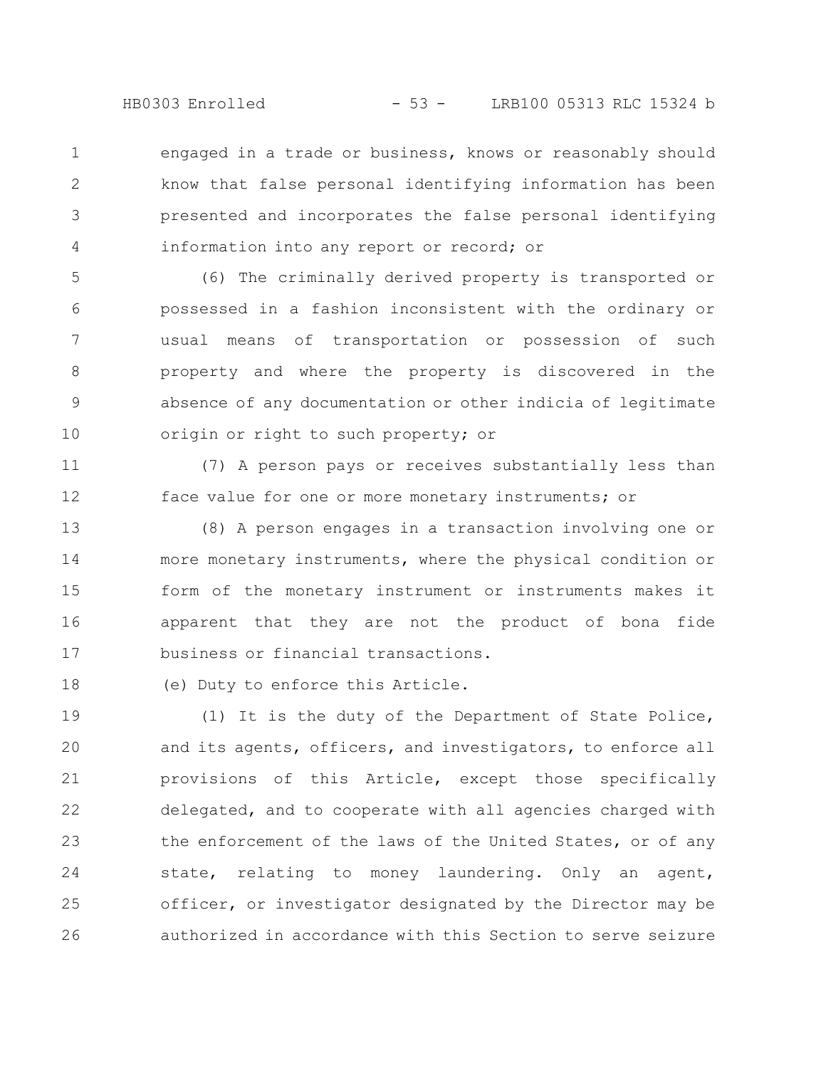engaged in a trade or business, knows or reasonably should know that false personal identifying information has been presented and incorporates the false personal identifying information into any report or record; or

(6) The criminally derived property is transported or possessed in a fashion inconsistent with the ordinary or usual means of transportation or possession of such property and where the property is discovered in the absence of any documentation or other indicia of legitimate origin or right to such property; or

(7) A person pays or receives substantially less than face value for one or more monetary instruments; or

(8) A person engages in a transaction involving one or more monetary instruments, where the physical condition or form of the monetary instrument or instruments makes it apparent that they are not the product of bona fide business or financial transactions.

(e) Duty to enforce this Article.

(1) It is the duty of the Department of State Police, and its agents, officers, and investigators, to enforce all provisions of this Article, except those specifically delegated, and to cooperate with all agencies charged with the enforcement of the laws of the United States, or of any state, relating to money laundering. Only an agent, officer, or investigator designated by the Director may be authorized in accordance with this Section to serve seizure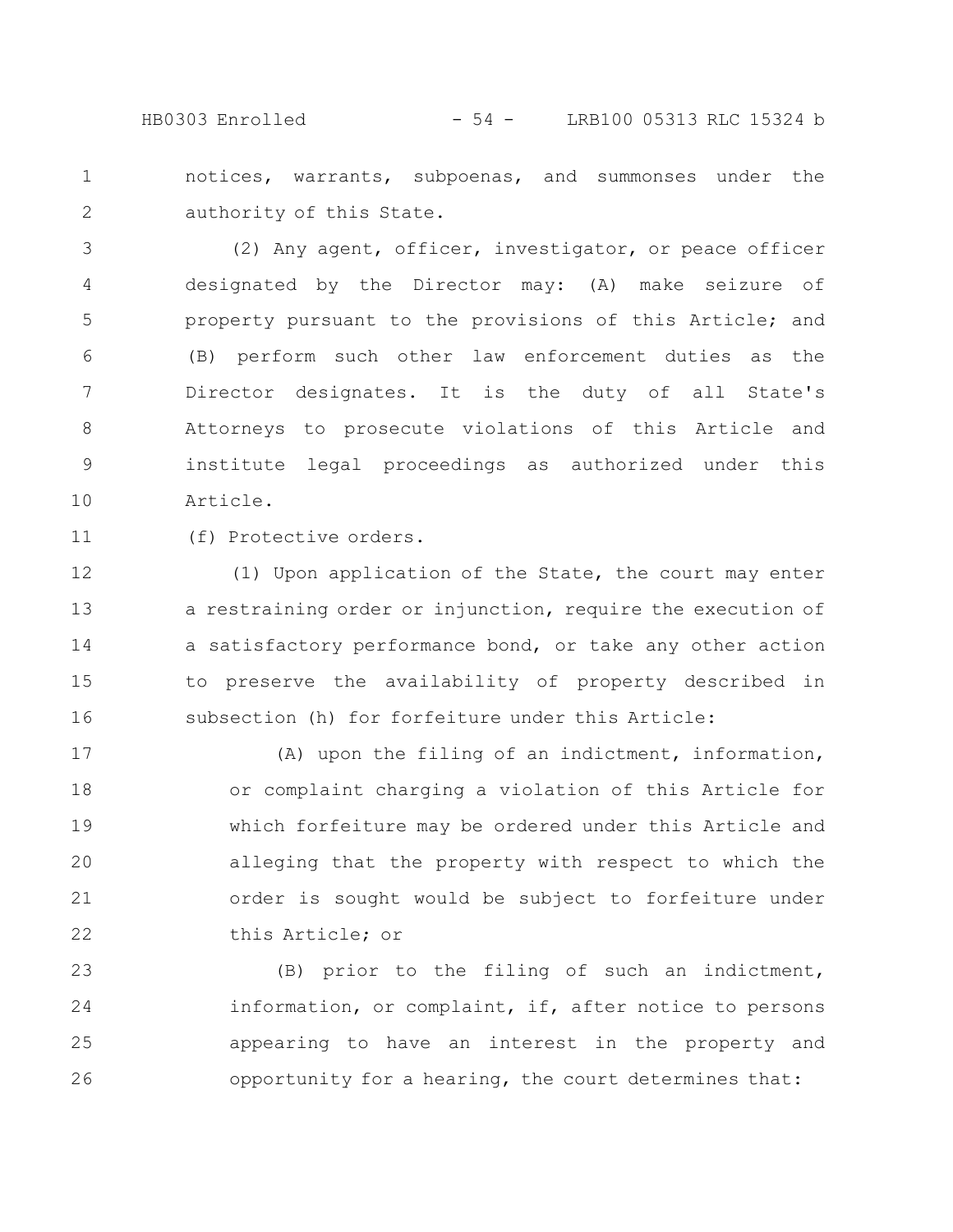notices, warrants, subpoenas, and summonses under the authority of this State.

(2) Any agent, officer, investigator, or peace officer designated by the Director may: (A) make seizure of property pursuant to the provisions of this Article; and (B) perform such other law enforcement duties as the Director designates. It is the duty of all State's Attorneys to prosecute violations of this Article and institute legal proceedings as authorized under this Article.

(f) Protective orders.

(1) Upon application of the State, the court may enter a restraining order or injunction, require the execution of a satisfactory performance bond, or take any other action to preserve the availability of property described in subsection (h) for forfeiture under this Article:

(A) upon the filing of an indictment, information, or complaint charging a violation of this Article for which forfeiture may be ordered under this Article and alleging that the property with respect to which the order is sought would be subject to forfeiture under this Article; or

(B) prior to the filing of such an indictment, information, or complaint, if, after notice to persons appearing to have an interest in the property and opportunity for a hearing, the court determines that: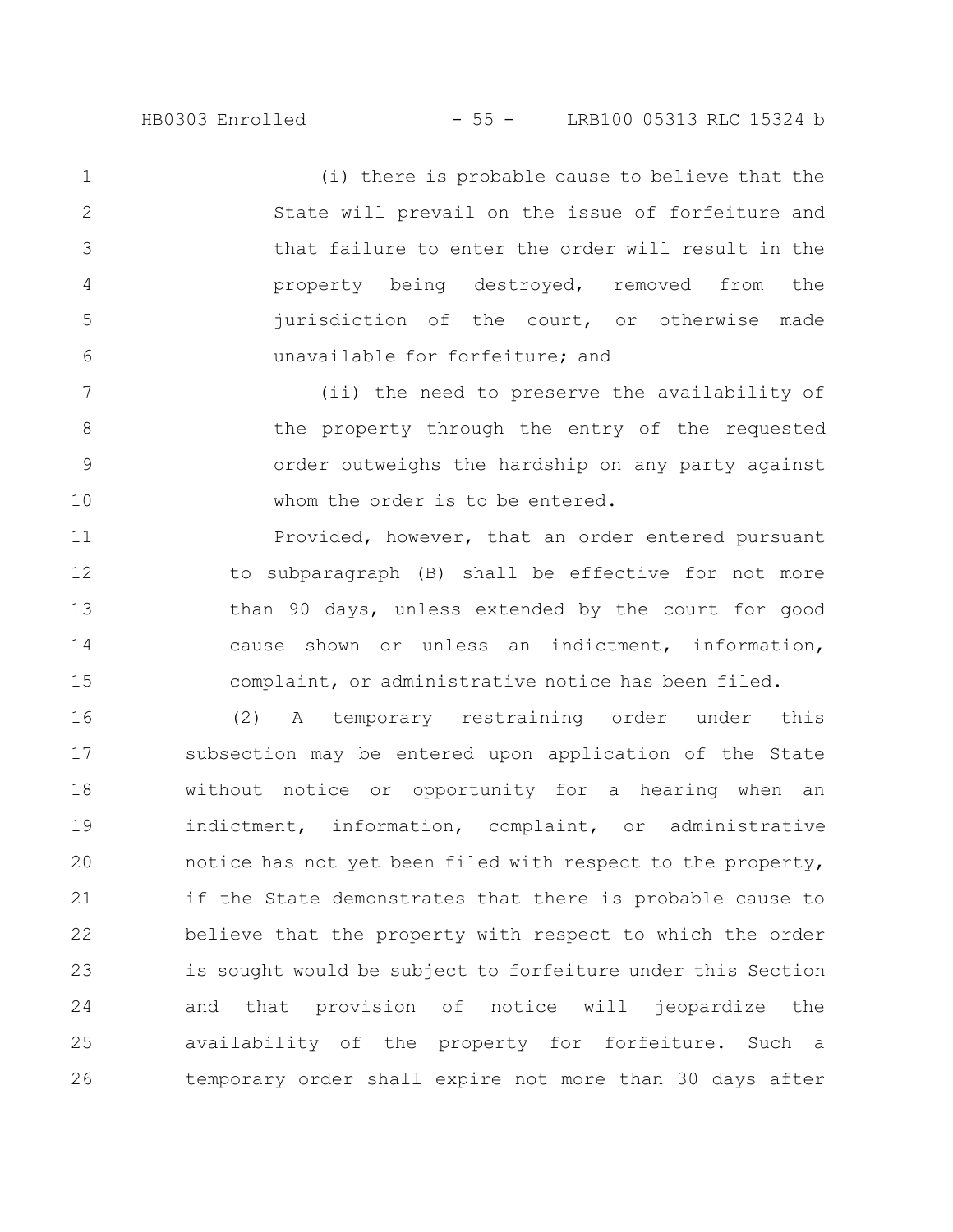(i) there is probable cause to believe that the State will prevail on the issue of forfeiture and that failure to enter the order will result in the property being destroyed, removed from the jurisdiction of the court, or otherwise made unavailable for forfeiture; and

(ii) the need to preserve the availability of the property through the entry of the requested order outweighs the hardship on any party against whom the order is to be entered.

Provided, however, that an order entered pursuant to subparagraph (B) shall be effective for not more than 90 days, unless extended by the court for good cause shown or unless an indictment, information, complaint, or administrative notice has been filed.

(2) A temporary restraining order under this subsection may be entered upon application of the State without notice or opportunity for a hearing when an indictment, information, complaint, or administrative notice has not yet been filed with respect to the property, if the State demonstrates that there is probable cause to believe that the property with respect to which the order is sought would be subject to forfeiture under this Section and that provision of notice will jeopardize the availability of the property for forfeiture. Such a temporary order shall expire not more than 30 days after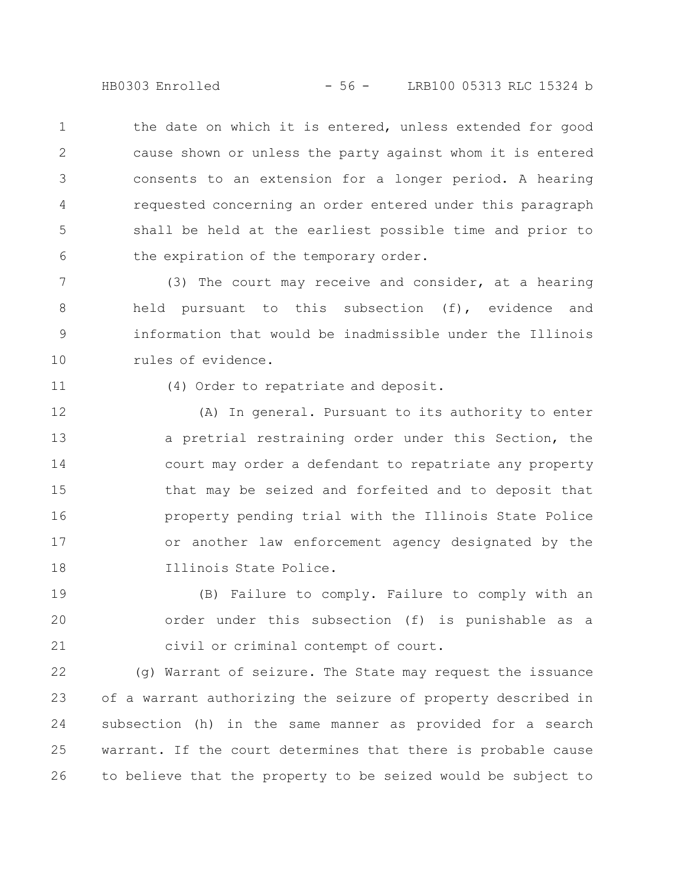the date on which it is entered, unless extended for good cause shown or unless the party against whom it is entered consents to an extension for a longer period. A hearing requested concerning an order entered under this paragraph shall be held at the earliest possible time and prior to the expiration of the temporary order.

(3) The court may receive and consider, at a hearing held pursuant to this subsection (f), evidence and information that would be inadmissible under the Illinois rules of evidence.

(4) Order to repatriate and deposit.

(A) In general. Pursuant to its authority to enter a pretrial restraining order under this Section, the court may order a defendant to repatriate any property that may be seized and forfeited and to deposit that property pending trial with the Illinois State Police or another law enforcement agency designated by the Illinois State Police.

(B) Failure to comply. Failure to comply with an order under this subsection (f) is punishable as a civil or criminal contempt of court.

(g) Warrant of seizure. The State may request the issuance of a warrant authorizing the seizure of property described in subsection (h) in the same manner as provided for a search warrant. If the court determines that there is probable cause to believe that the property to be seized would be subject to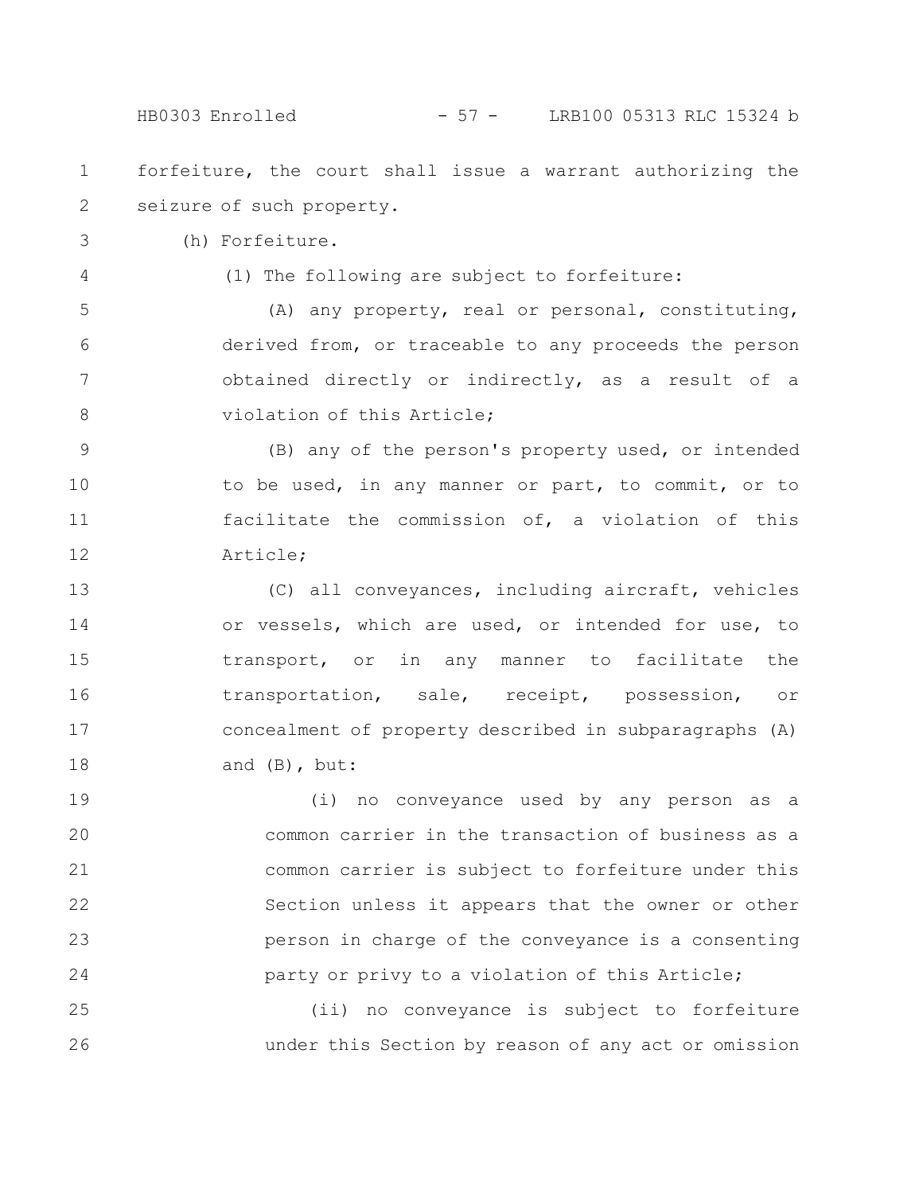forfeiture, the court shall issue a warrant authorizing the seizure of such property.

(h) Forfeiture.

(1) The following are subject to forfeiture:

(A) any property, real or personal, constituting, derived from, or traceable to any proceeds the person obtained directly or indirectly, as a result of a violation of this Article;

(B) any of the person's property used, or intended to be used, in any manner or part, to commit, or to facilitate the commission of, a violation of this Article;

(C) all conveyances, including aircraft, vehicles or vessels, which are used, or intended for use, to transport, or in any manner to facilitate the transportation, sale, receipt, possession, or concealment of property described in subparagraphs (A) and (B), but:

(i) no conveyance used by any person as a common carrier in the transaction of business as a common carrier is subject to forfeiture under this Section unless it appears that the owner or other person in charge of the conveyance is a consenting party or privy to a violation of this Article;

(ii) no conveyance is subject to forfeiture under this Section by reason of any act or omission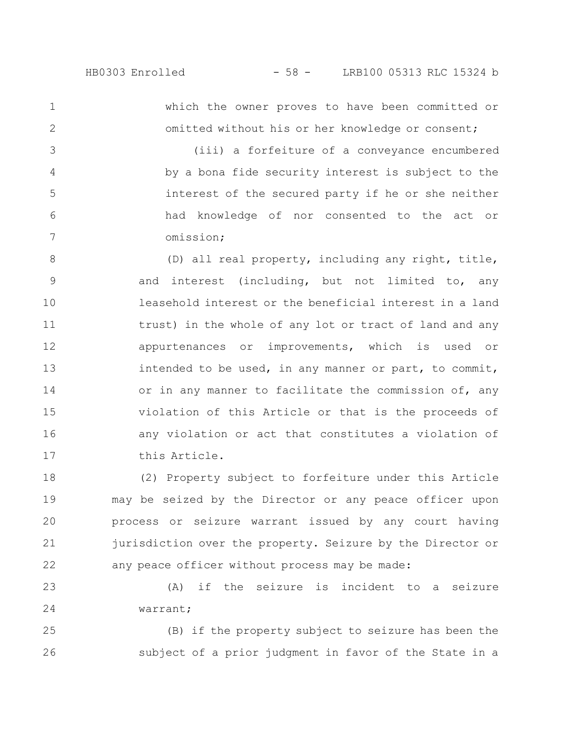which the owner proves to have been committed or omitted without his or her knowledge or consent;

(iii) a forfeiture of a conveyance encumbered by a bona fide security interest is subject to the interest of the secured party if he or she neither had knowledge of nor consented to the act or omission;

(D) all real property, including any right, title, and interest (including, but not limited to, any leasehold interest or the beneficial interest in a land trust) in the whole of any lot or tract of land and any appurtenances or improvements, which is used or intended to be used, in any manner or part, to commit, or in any manner to facilitate the commission of, any violation of this Article or that is the proceeds of any violation or act that constitutes a violation of this Article.

(2) Property subject to forfeiture under this Article may be seized by the Director or any peace officer upon process or seizure warrant issued by any court having jurisdiction over the property. Seizure by the Director or any peace officer without process may be made:

(A) if the seizure is incident to a seizure warrant;

(B) if the property subject to seizure has been the subject of a prior judgment in favor of the State in a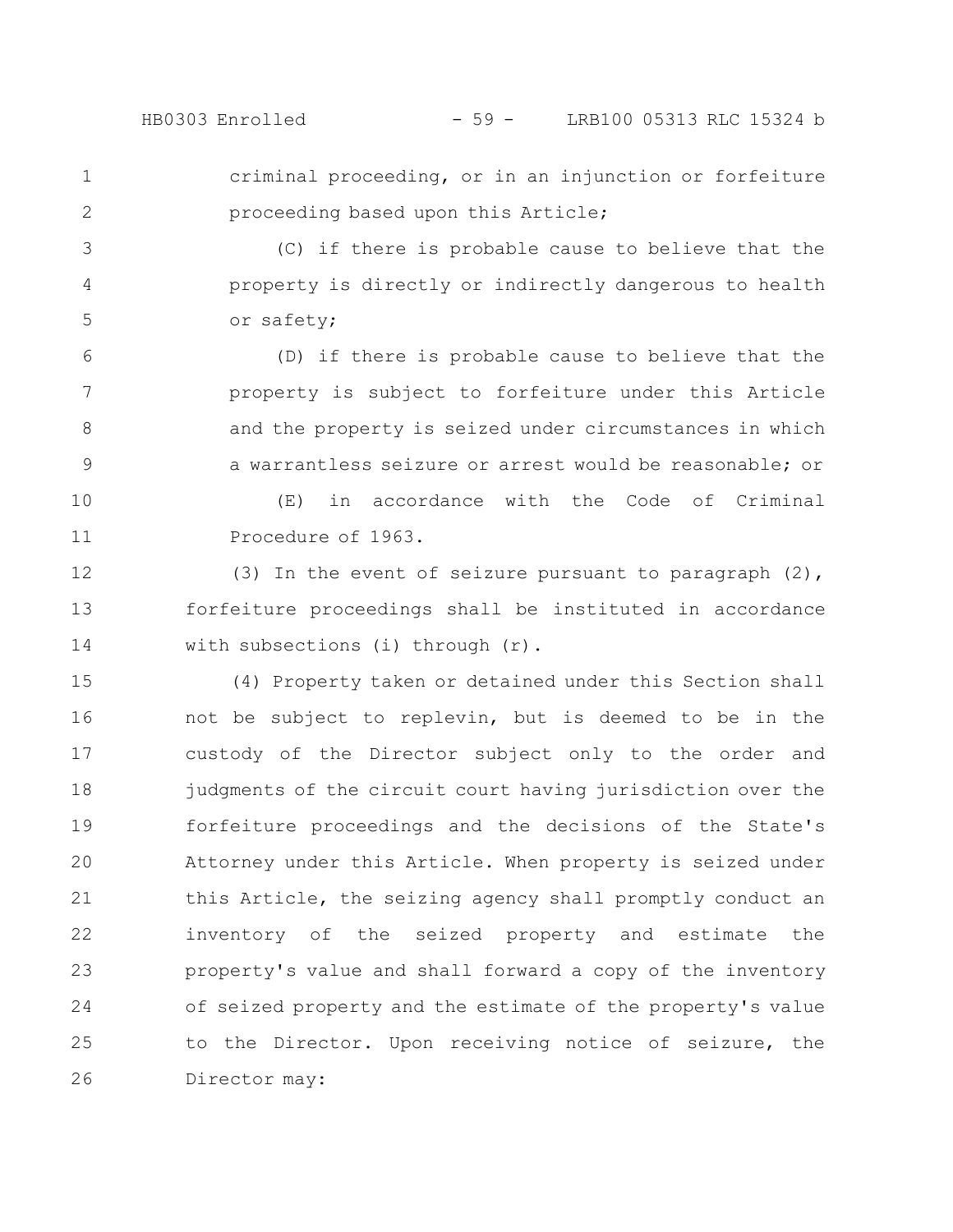criminal proceeding, or in an injunction or forfeiture proceeding based upon this Article;

(C) if there is probable cause to believe that the property is directly or indirectly dangerous to health or safety;

(D) if there is probable cause to believe that the property is subject to forfeiture under this Article and the property is seized under circumstances in which a warrantless seizure or arrest would be reasonable; or

(E) in accordance with the Code of Criminal Procedure of 1963.

(3) In the event of seizure pursuant to paragraph (2), forfeiture proceedings shall be instituted in accordance with subsections (i) through (r).

(4) Property taken or detained under this Section shall not be subject to replevin, but is deemed to be in the custody of the Director subject only to the order and judgments of the circuit court having jurisdiction over the forfeiture proceedings and the decisions of the State's Attorney under this Article. When property is seized under this Article, the seizing agency shall promptly conduct an inventory of the seized property and estimate the property's value and shall forward a copy of the inventory of seized property and the estimate of the property's value to the Director. Upon receiving notice of seizure, the Director may: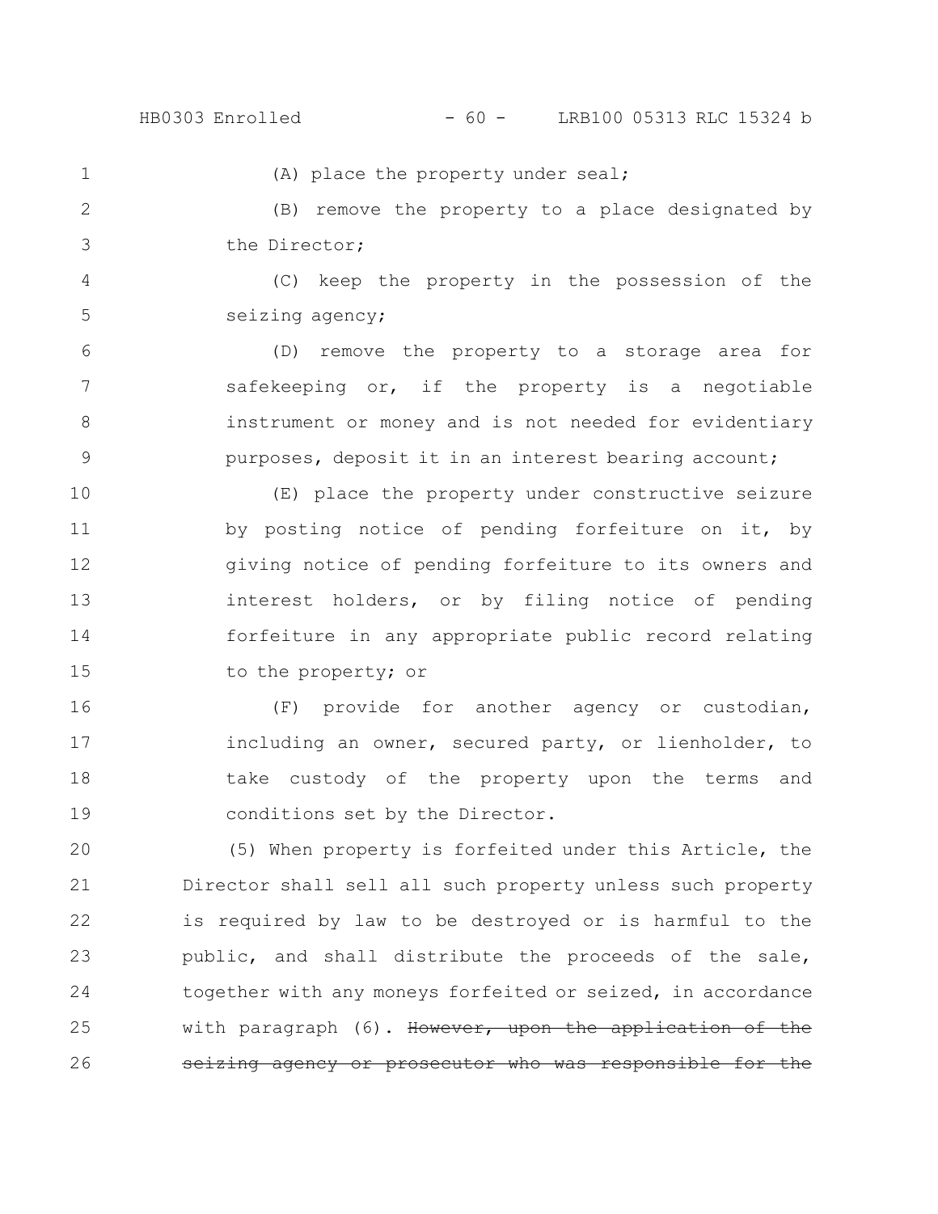(A) place the property under seal;

(B) remove the property to a place designated by the Director;

(C) keep the property in the possession of the seizing agency;

(D) remove the property to a storage area for safekeeping or, if the property is a negotiable instrument or money and is not needed for evidentiary purposes, deposit it in an interest bearing account;

(E) place the property under constructive seizure by posting notice of pending forfeiture on it, by giving notice of pending forfeiture to its owners and interest holders, or by filing notice of pending forfeiture in any appropriate public record relating to the property; or

(F) provide for another agency or custodian, including an owner, secured party, or lienholder, to take custody of the property upon the terms and conditions set by the Director.

(5) When property is forfeited under this Article, the Director shall sell all such property unless such property is required by law to be destroyed or is harmful to the public, and shall distribute the proceeds of the sale, together with any moneys forfeited or seized, in accordance with paragraph (6). ~~However, upon the application of the seizing agency or prosecutor who was responsible for the~~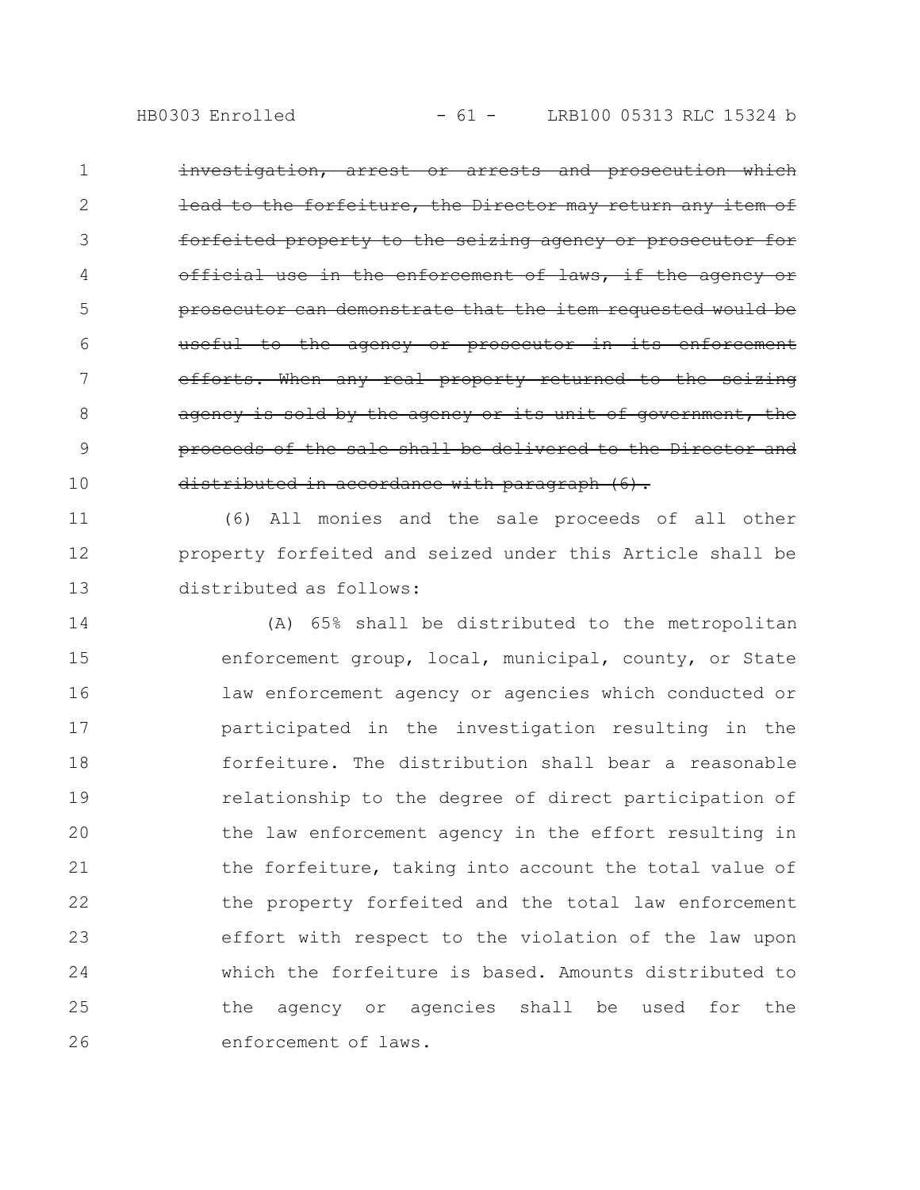~~investigation, arrest or arrests and prosecution which lead to the forfeiture, the Director may return any item of forfeited property to the seizing agency or prosecutor for official use in the enforcement of laws, if the agency or prosecutor can demonstrate that the item requested would be useful to the agency or prosecutor in its enforcement efforts. When any real property returned to the seizing agency is sold by the agency or its unit of government, the proceeds of the sale shall be delivered to the Director and distributed in accordance with paragraph (6).~~

(6) All monies and the sale proceeds of all other property forfeited and seized under this Article shall be distributed as follows:

(A) 65% shall be distributed to the metropolitan enforcement group, local, municipal, county, or State law enforcement agency or agencies which conducted or participated in the investigation resulting in the forfeiture. The distribution shall bear a reasonable relationship to the degree of direct participation of the law enforcement agency in the effort resulting in the forfeiture, taking into account the total value of the property forfeited and the total law enforcement effort with respect to the violation of the law upon which the forfeiture is based. Amounts distributed to the agency or agencies shall be used for the enforcement of laws.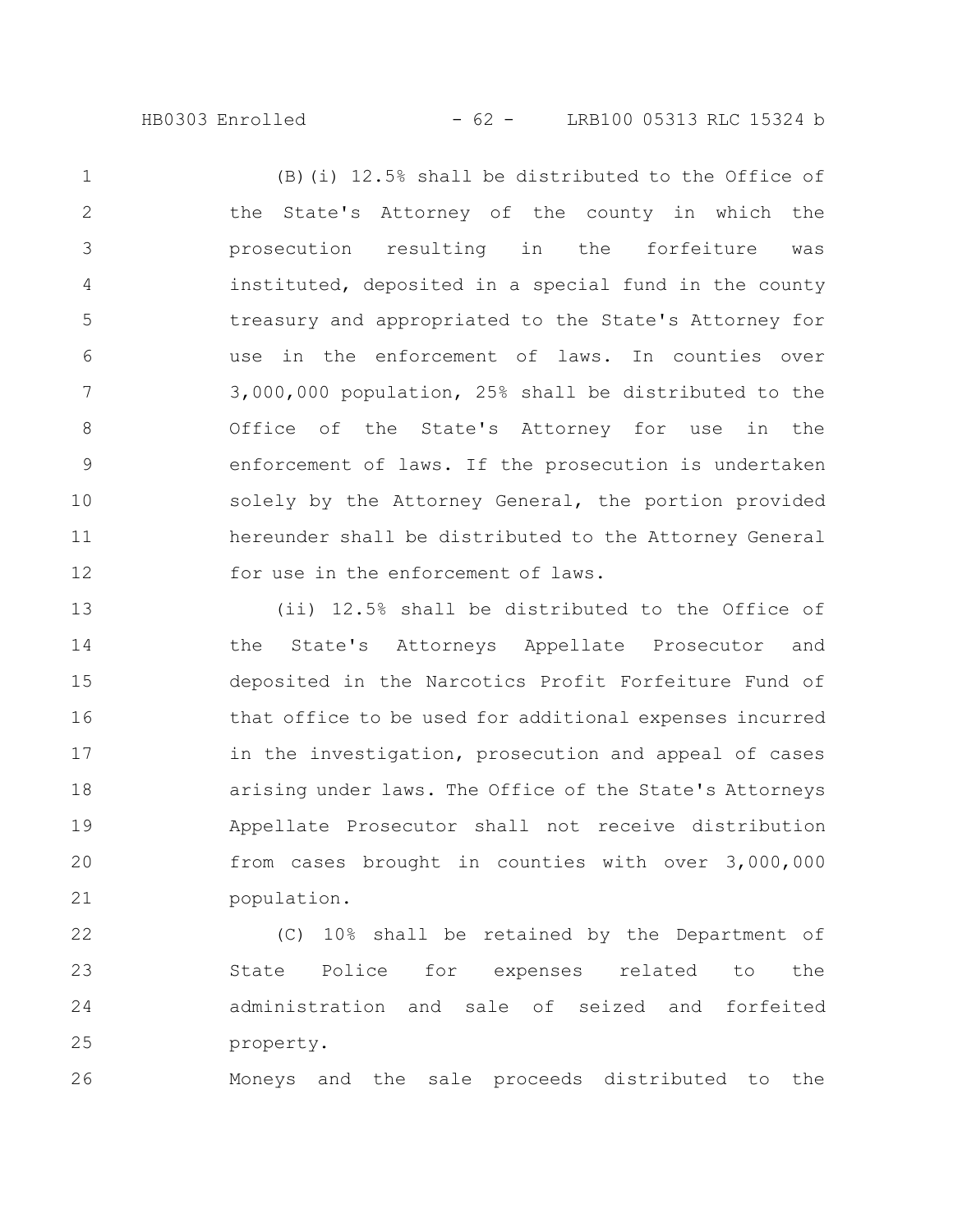(B)(i) 12.5% shall be distributed to the Office of the State's Attorney of the county in which the prosecution resulting in the forfeiture was instituted, deposited in a special fund in the county treasury and appropriated to the State's Attorney for use in the enforcement of laws. In counties over 3,000,000 population, 25% shall be distributed to the Office of the State's Attorney for use in the enforcement of laws. If the prosecution is undertaken solely by the Attorney General, the portion provided hereunder shall be distributed to the Attorney General for use in the enforcement of laws.

(ii) 12.5% shall be distributed to the Office of the State's Attorneys Appellate Prosecutor and deposited in the Narcotics Profit Forfeiture Fund of that office to be used for additional expenses incurred in the investigation, prosecution and appeal of cases arising under laws. The Office of the State's Attorneys Appellate Prosecutor shall not receive distribution from cases brought in counties with over 3,000,000 population.

(C) 10% shall be retained by the Department of State Police for expenses related to the administration and sale of seized and forfeited property.

Moneys and the sale proceeds distributed to the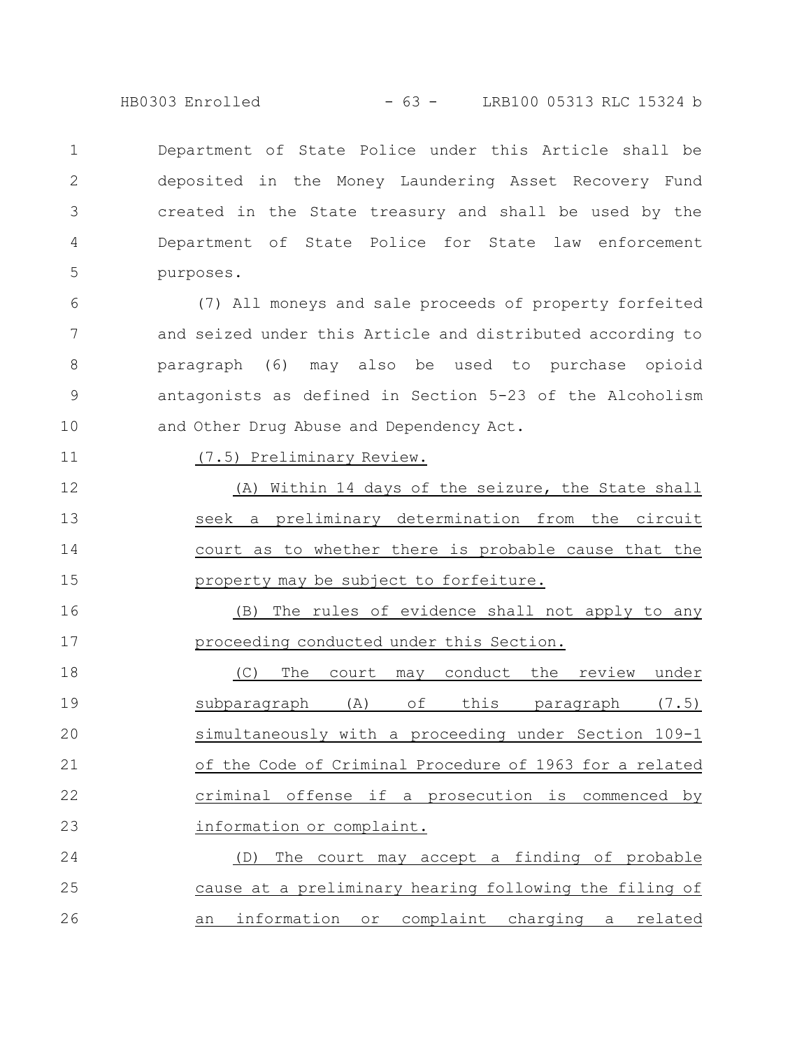Department of State Police under this Article shall be deposited in the Money Laundering Asset Recovery Fund created in the State treasury and shall be used by the Department of State Police for State law enforcement purposes.

(7) All moneys and sale proceeds of property forfeited and seized under this Article and distributed according to paragraph (6) may also be used to purchase opioid antagonists as defined in Section 5-23 of the Alcoholism and Other Drug Abuse and Dependency Act.

(7.5) Preliminary Review.

(A) Within 14 days of the seizure, the State shall seek a preliminary determination from the circuit court as to whether there is probable cause that the property may be subject to forfeiture.

(B) The rules of evidence shall not apply to any proceeding conducted under this Section.

(C) The court may conduct the review under subparagraph (A) of this paragraph (7.5) simultaneously with a proceeding under Section 109-1 of the Code of Criminal Procedure of 1963 for a related criminal offense if a prosecution is commenced by information or complaint.

(D) The court may accept a finding of probable cause at a preliminary hearing following the filing of an information or complaint charging a related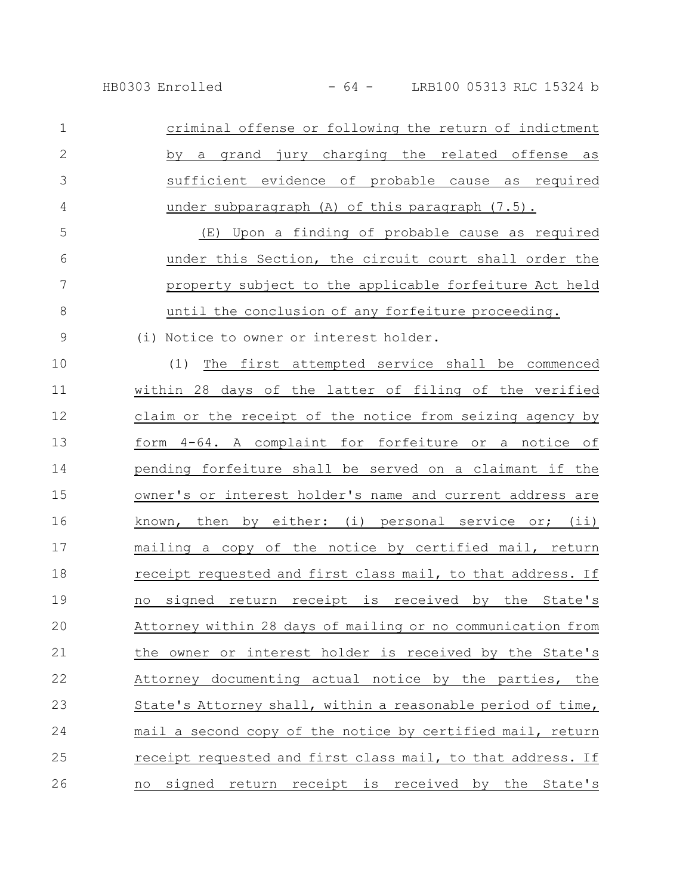criminal offense or following the return of indictment by a grand jury charging the related offense as sufficient evidence of probable cause as required under subparagraph (A) of this paragraph (7.5).

(E) Upon a finding of probable cause as required under this Section, the circuit court shall order the property subject to the applicable forfeiture Act held until the conclusion of any forfeiture proceeding.

(i) Notice to owner or interest holder.

(1) The first attempted service shall be commenced within 28 days of the latter of filing of the verified claim or the receipt of the notice from seizing agency by form 4-64. A complaint for forfeiture or a notice of pending forfeiture shall be served on a claimant if the owner's or interest holder's name and current address are known, then by either: (i) personal service or; (ii) mailing a copy of the notice by certified mail, return receipt requested and first class mail, to that address. If no signed return receipt is received by the State's Attorney within 28 days of mailing or no communication from the owner or interest holder is received by the State's Attorney documenting actual notice by the parties, the State's Attorney shall, within a reasonable period of time, mail a second copy of the notice by certified mail, return receipt requested and first class mail, to that address. If no signed return receipt is received by the State's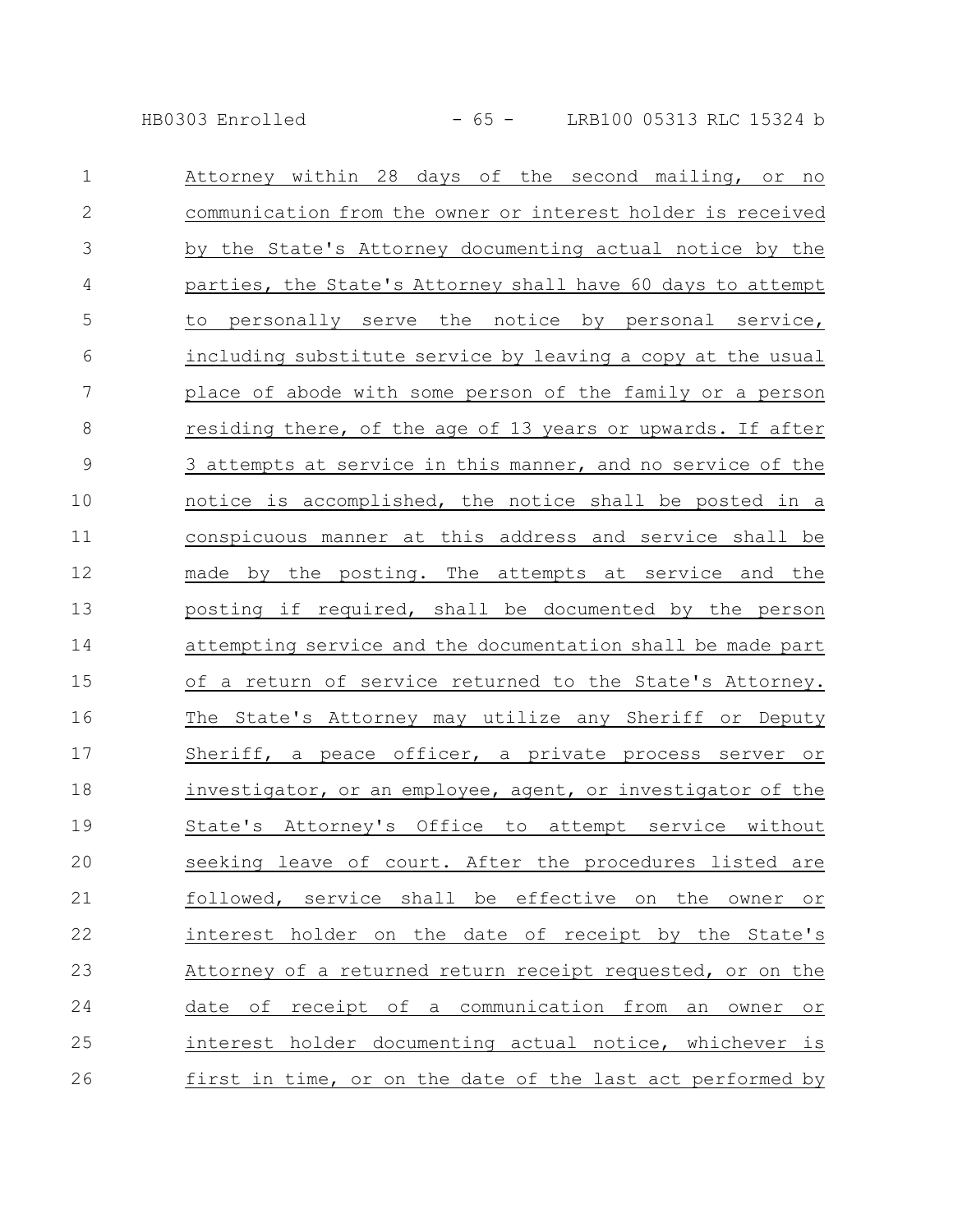Attorney within 28 days of the second mailing, or no communication from the owner or interest holder is received by the State's Attorney documenting actual notice by the parties, the State's Attorney shall have 60 days to attempt to personally serve the notice by personal service, including substitute service by leaving a copy at the usual place of abode with some person of the family or a person residing there, of the age of 13 years or upwards. If after 3 attempts at service in this manner, and no service of the notice is accomplished, the notice shall be posted in a conspicuous manner at this address and service shall be made by the posting. The attempts at service and the posting if required, shall be documented by the person attempting service and the documentation shall be made part of a return of service returned to the State's Attorney. The State's Attorney may utilize any Sheriff or Deputy Sheriff, a peace officer, a private process server or investigator, or an employee, agent, or investigator of the State's Attorney's Office to attempt service without seeking leave of court. After the procedures listed are followed, service shall be effective on the owner or interest holder on the date of receipt by the State's Attorney of a returned return receipt requested, or on the date of receipt of a communication from an owner or interest holder documenting actual notice, whichever is first in time, or on the date of the last act performed by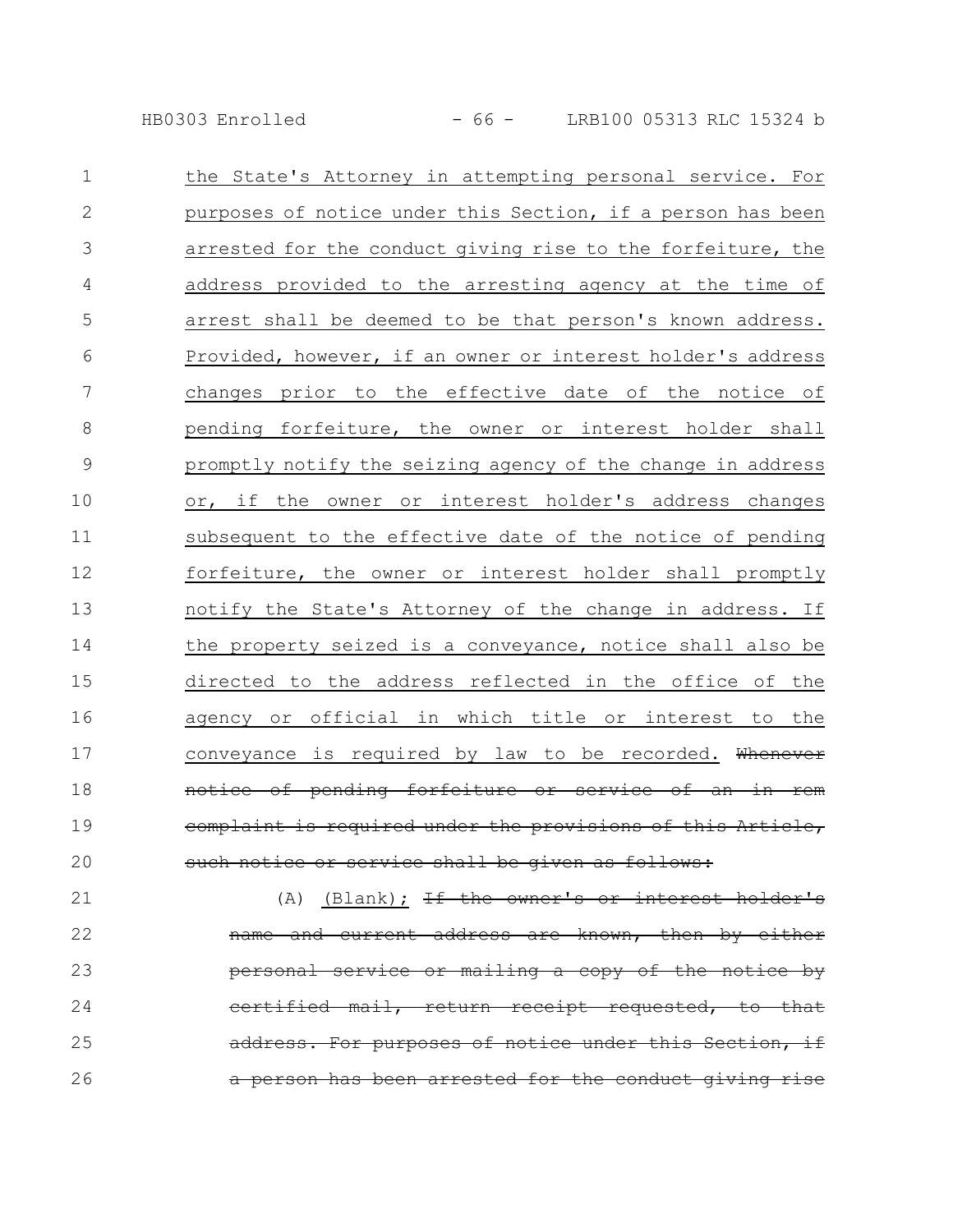the State's Attorney in attempting personal service. For purposes of notice under this Section, if a person has been arrested for the conduct giving rise to the forfeiture, the address provided to the arresting agency at the time of arrest shall be deemed to be that person's known address. Provided, however, if an owner or interest holder's address changes prior to the effective date of the notice of pending forfeiture, the owner or interest holder shall promptly notify the seizing agency of the change in address or, if the owner or interest holder's address changes subsequent to the effective date of the notice of pending forfeiture, the owner or interest holder shall promptly notify the State's Attorney of the change in address. If the property seized is a conveyance, notice shall also be directed to the address reflected in the office of the agency or official in which title or interest to the conveyance is required by law to be recorded. ~~Whenever notice of pending forfeiture or service of an in rem complaint is required under the provisions of this Article, such notice or service shall be given as follows:~~

(A) (Blank); ~~If the owner's or interest holder's name and current address are known, then by either personal service or mailing a copy of the notice by certified mail, return receipt requested, to that address. For purposes of notice under this Section, if a person has been arrested for the conduct giving rise~~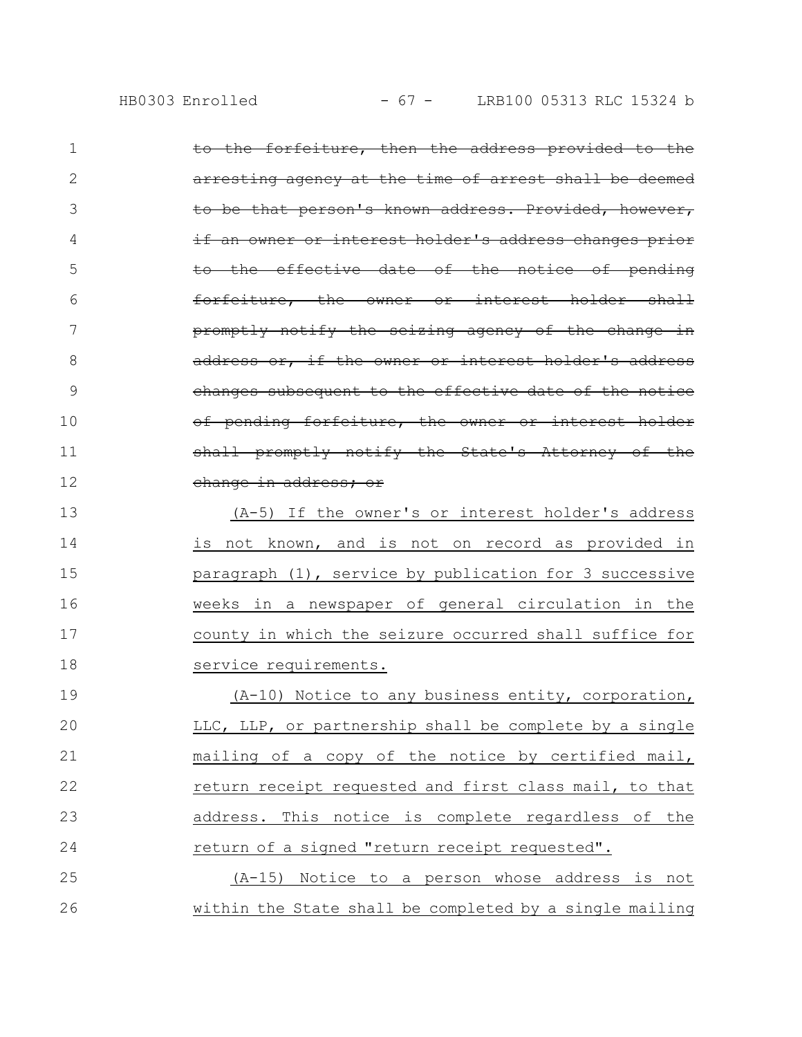~~to the forfeiture, then the address provided to the arresting agency at the time of arrest shall be deemed to be that person's known address. Provided, however, if an owner or interest holder's address changes prior to the effective date of the notice of pending forfeiture, the owner or interest holder shall promptly notify the seizing agency of the change in address or, if the owner or interest holder's address changes subsequent to the effective date of the notice of pending forfeiture, the owner or interest holder shall promptly notify the State's Attorney of the change in address; or~~

<u>(A-5) If the owner's or interest holder's address is not known, and is not on record as provided in paragraph (1), service by publication for 3 successive weeks in a newspaper of general circulation in the county in which the seizure occurred shall suffice for service requirements.</u>

<u>(A-10) Notice to any business entity, corporation, LLC, LLP, or partnership shall be complete by a single mailing of a copy of the notice by certified mail, return receipt requested and first class mail, to that address. This notice is complete regardless of the return of a signed "return receipt requested".</u>

<u>(A-15) Notice to a person whose address is not within the State shall be completed by a single mailing</u>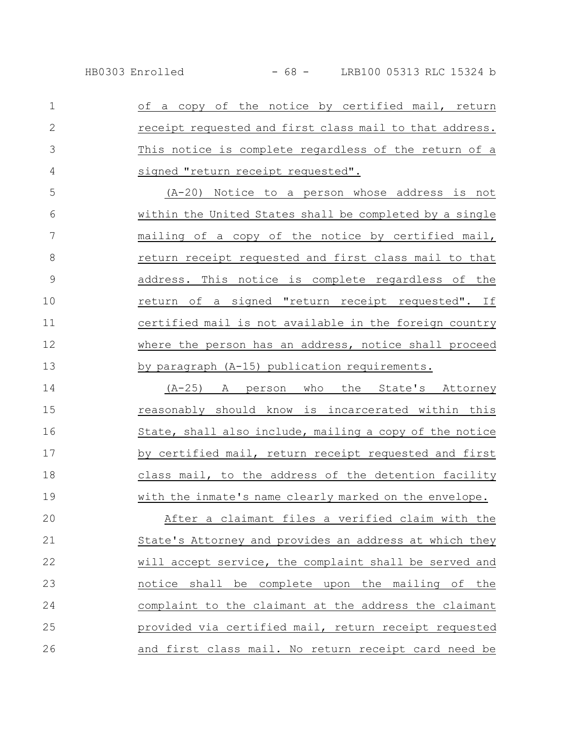of a copy of the notice by certified mail, return receipt requested and first class mail to that address. This notice is complete regardless of the return of a signed "return receipt requested".

(A-20) Notice to a person whose address is not within the United States shall be completed by a single mailing of a copy of the notice by certified mail, return receipt requested and first class mail to that address. This notice is complete regardless of the return of a signed "return receipt requested". If certified mail is not available in the foreign country where the person has an address, notice shall proceed by paragraph (A-15) publication requirements.

(A-25) A person who the State's Attorney reasonably should know is incarcerated within this State, shall also include, mailing a copy of the notice by certified mail, return receipt requested and first class mail, to the address of the detention facility with the inmate's name clearly marked on the envelope.

After a claimant files a verified claim with the State's Attorney and provides an address at which they will accept service, the complaint shall be served and notice shall be complete upon the mailing of the complaint to the claimant at the address the claimant provided via certified mail, return receipt requested and first class mail. No return receipt card need be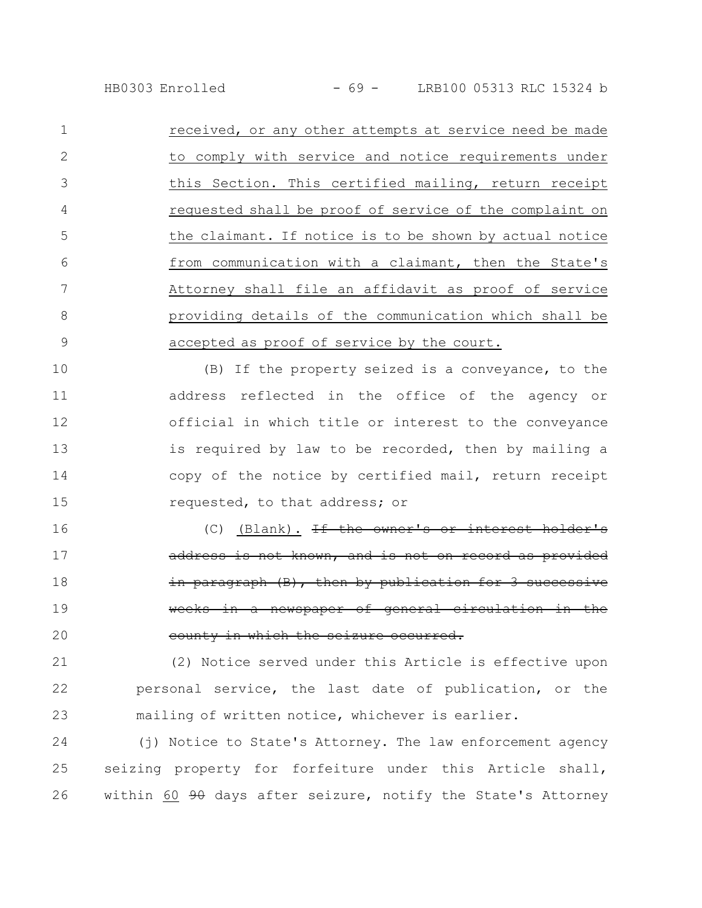received, or any other attempts at service need be made to comply with service and notice requirements under this Section. This certified mailing, return receipt requested shall be proof of service of the complaint on the claimant. If notice is to be shown by actual notice from communication with a claimant, then the State's Attorney shall file an affidavit as proof of service providing details of the communication which shall be accepted as proof of service by the court.

(B) If the property seized is a conveyance, to the address reflected in the office of the agency or official in which title or interest to the conveyance is required by law to be recorded, then by mailing a copy of the notice by certified mail, return receipt requested, to that address; or

(C) (Blank). ~~If the owner's or interest holder's address is not known, and is not on record as provided in paragraph (B), then by publication for 3 successive weeks in a newspaper of general circulation in the county in which the seizure occurred.~~

(2) Notice served under this Article is effective upon personal service, the last date of publication, or the mailing of written notice, whichever is earlier.

(j) Notice to State's Attorney. The law enforcement agency seizing property for forfeiture under this Article shall, within 60 ~~90~~ days after seizure, notify the State's Attorney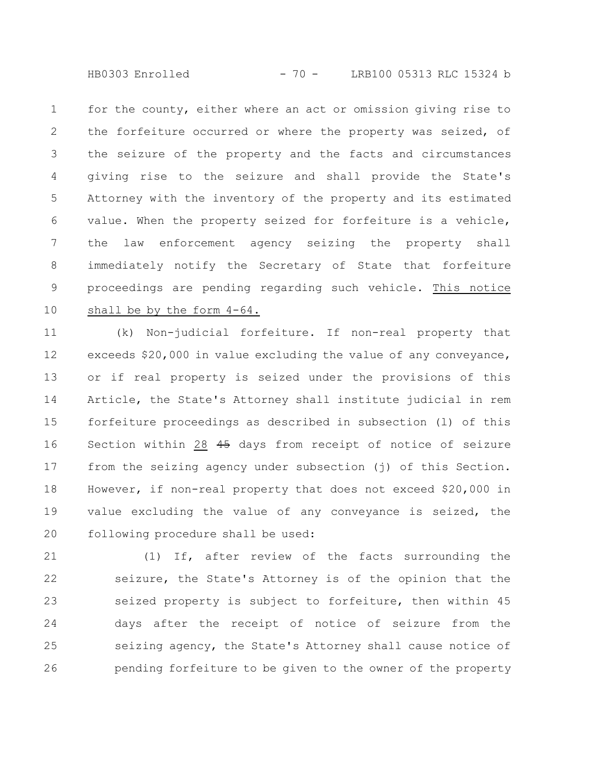for the county, either where an act or omission giving rise to the forfeiture occurred or where the property was seized, of the seizure of the property and the facts and circumstances giving rise to the seizure and shall provide the State's Attorney with the inventory of the property and its estimated value. When the property seized for forfeiture is a vehicle, the law enforcement agency seizing the property shall immediately notify the Secretary of State that forfeiture proceedings are pending regarding such vehicle. <u>This notice shall be by the form 4-64.</u>

(k) Non-judicial forfeiture. If non-real property that exceeds $20,000 in value excluding the value of any conveyance, or if real property is seized under the provisions of this Article, the State's Attorney shall institute judicial in rem forfeiture proceedings as described in subsection (l) of this Section within <u>28</u> ~~45~~ days from receipt of notice of seizure from the seizing agency under subsection (j) of this Section. However, if non-real property that does not exceed $20,000 in value excluding the value of any conveyance is seized, the following procedure shall be used:

(1) If, after review of the facts surrounding the seizure, the State's Attorney is of the opinion that the seized property is subject to forfeiture, then within 45 days after the receipt of notice of seizure from the seizing agency, the State's Attorney shall cause notice of pending forfeiture to be given to the owner of the property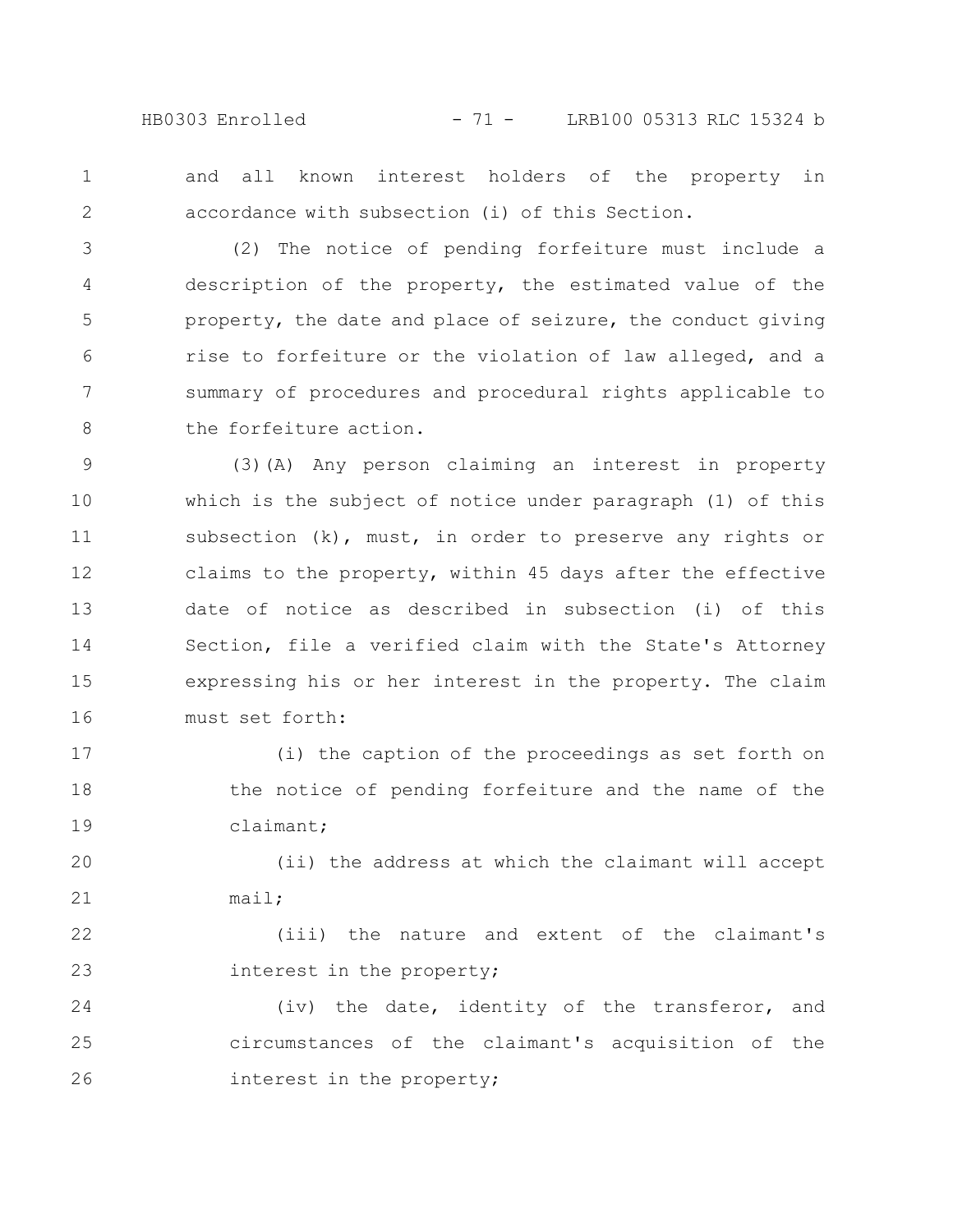and all known interest holders of the property in accordance with subsection (i) of this Section.

(2) The notice of pending forfeiture must include a description of the property, the estimated value of the property, the date and place of seizure, the conduct giving rise to forfeiture or the violation of law alleged, and a summary of procedures and procedural rights applicable to the forfeiture action.

(3)(A) Any person claiming an interest in property which is the subject of notice under paragraph (1) of this subsection (k), must, in order to preserve any rights or claims to the property, within 45 days after the effective date of notice as described in subsection (i) of this Section, file a verified claim with the State's Attorney expressing his or her interest in the property. The claim must set forth:

(i) the caption of the proceedings as set forth on the notice of pending forfeiture and the name of the claimant;

(ii) the address at which the claimant will accept mail;

(iii) the nature and extent of the claimant's interest in the property;

(iv) the date, identity of the transferor, and circumstances of the claimant's acquisition of the interest in the property;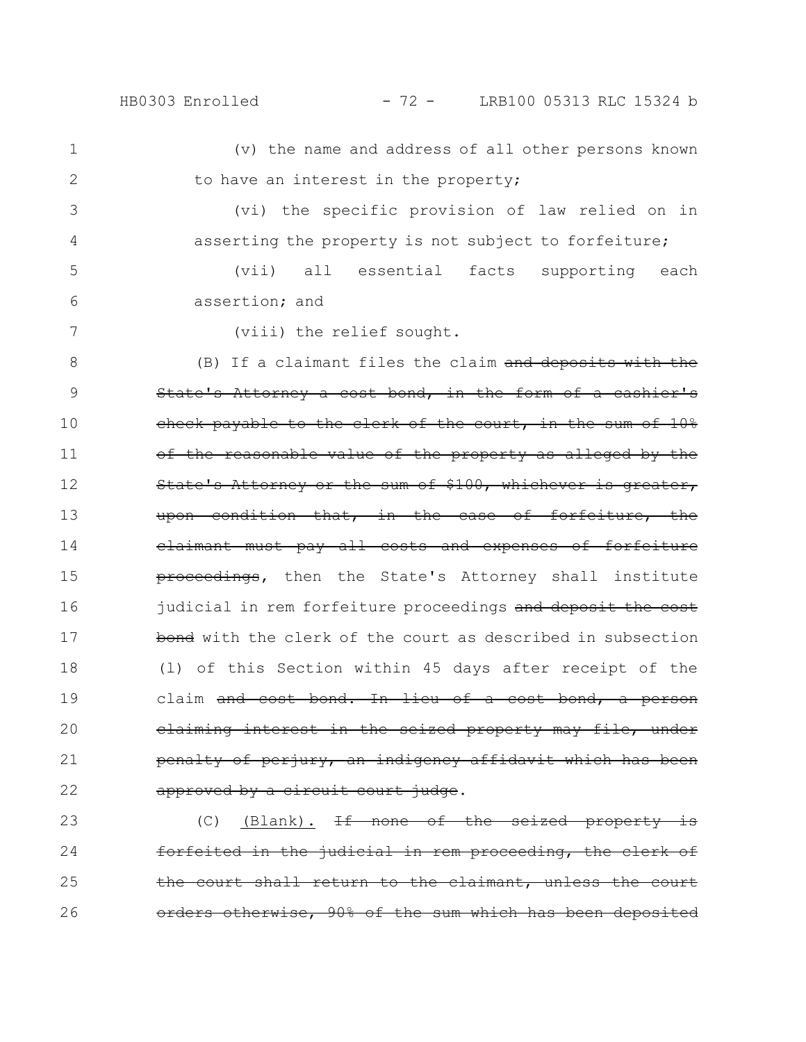(v) the name and address of all other persons known to have an interest in the property;

(vi) the specific provision of law relied on in asserting the property is not subject to forfeiture;

(vii) all essential facts supporting each assertion; and

(viii) the relief sought.

(B) If a claimant files the claim ~~and deposits with the State's Attorney a cost bond, in the form of a cashier's check payable to the clerk of the court, in the sum of 10% of the reasonable value of the property as alleged by the State's Attorney or the sum of $100, whichever is greater, upon condition that, in the case of forfeiture, the claimant must pay all costs and expenses of forfeiture proceedings~~, then the State's Attorney shall institute judicial in rem forfeiture proceedings ~~and deposit the cost bond~~ with the clerk of the court as described in subsection (l) of this Section within 45 days after receipt of the claim ~~and cost bond. In lieu of a cost bond, a person claiming interest in the seized property may file, under penalty of perjury, an indigency affidavit which has been approved by a circuit court judge~~.

(C) (Blank). ~~If none of the seized property is forfeited in the judicial in rem proceeding, the clerk of the court shall return to the claimant, unless the court orders otherwise, 90% of the sum which has been deposited~~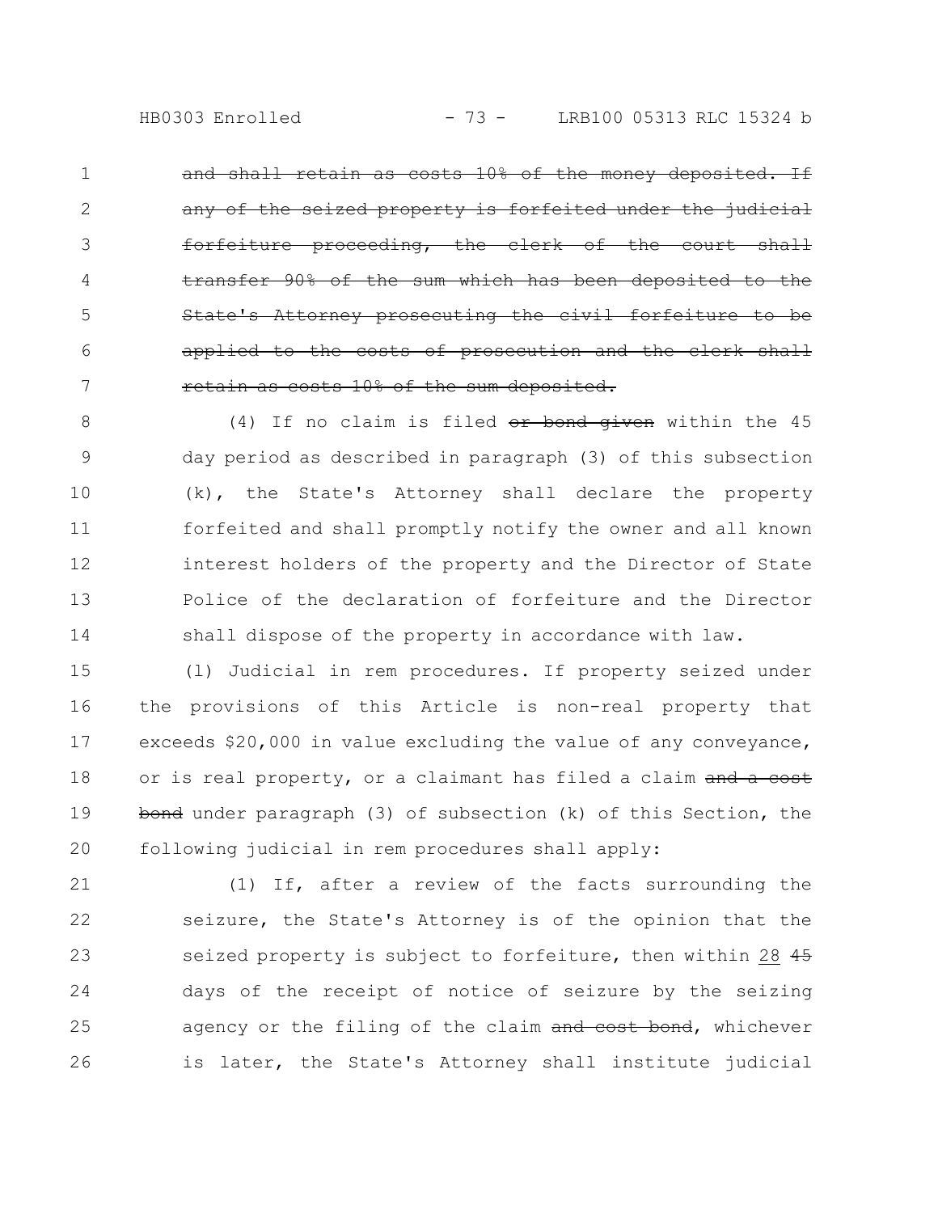~~and shall retain as costs 10% of the money deposited. If any of the seized property is forfeited under the judicial forfeiture proceeding, the clerk of the court shall transfer 90% of the sum which has been deposited to the State's Attorney prosecuting the civil forfeiture to be applied to the costs of prosecution and the clerk shall retain as costs 10% of the sum deposited.~~

(4) If no claim is filed ~~or bond given~~ within the 45 day period as described in paragraph (3) of this subsection (k), the State's Attorney shall declare the property forfeited and shall promptly notify the owner and all known interest holders of the property and the Director of State Police of the declaration of forfeiture and the Director shall dispose of the property in accordance with law.

(l) Judicial in rem procedures. If property seized under the provisions of this Article is non-real property that exceeds $20,000 in value excluding the value of any conveyance, or is real property, or a claimant has filed a claim ~~and a cost bond~~ under paragraph (3) of subsection (k) of this Section, the following judicial in rem procedures shall apply:

(1) If, after a review of the facts surrounding the seizure, the State's Attorney is of the opinion that the seized property is subject to forfeiture, then within <u>28</u> ~~45~~ days of the receipt of notice of seizure by the seizing agency or the filing of the claim ~~and cost bond~~, whichever is later, the State's Attorney shall institute judicial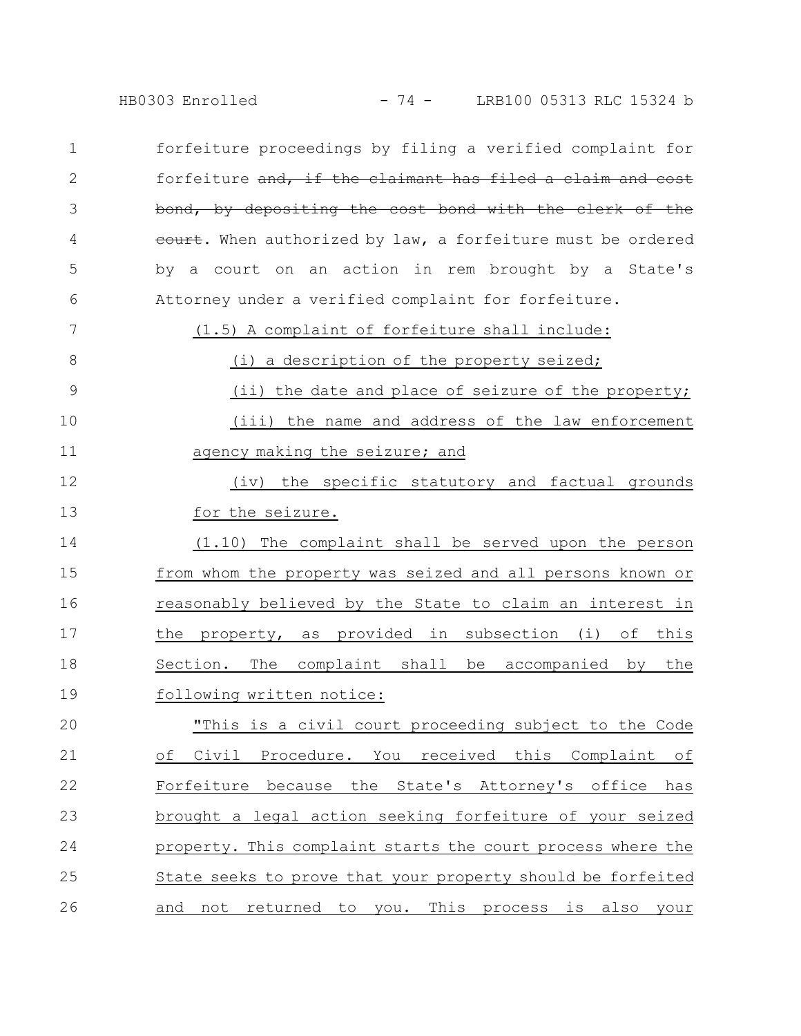forfeiture proceedings by filing a verified complaint for forfeiture ~~and, if the claimant has filed a claim and cost bond, by depositing the cost bond with the clerk of the court~~. When authorized by law, a forfeiture must be ordered by a court on an action in rem brought by a State's Attorney under a verified complaint for forfeiture.

(1.5) A complaint of forfeiture shall include:

(i) a description of the property seized;

(ii) the date and place of seizure of the property;

(iii) the name and address of the law enforcement agency making the seizure; and

(iv) the specific statutory and factual grounds for the seizure.

(1.10) The complaint shall be served upon the person from whom the property was seized and all persons known or reasonably believed by the State to claim an interest in the property, as provided in subsection (i) of this Section. The complaint shall be accompanied by the following written notice:

"This is a civil court proceeding subject to the Code of Civil Procedure. You received this Complaint of Forfeiture because the State's Attorney's office has brought a legal action seeking forfeiture of your seized property. This complaint starts the court process where the State seeks to prove that your property should be forfeited and not returned to you. This process is also your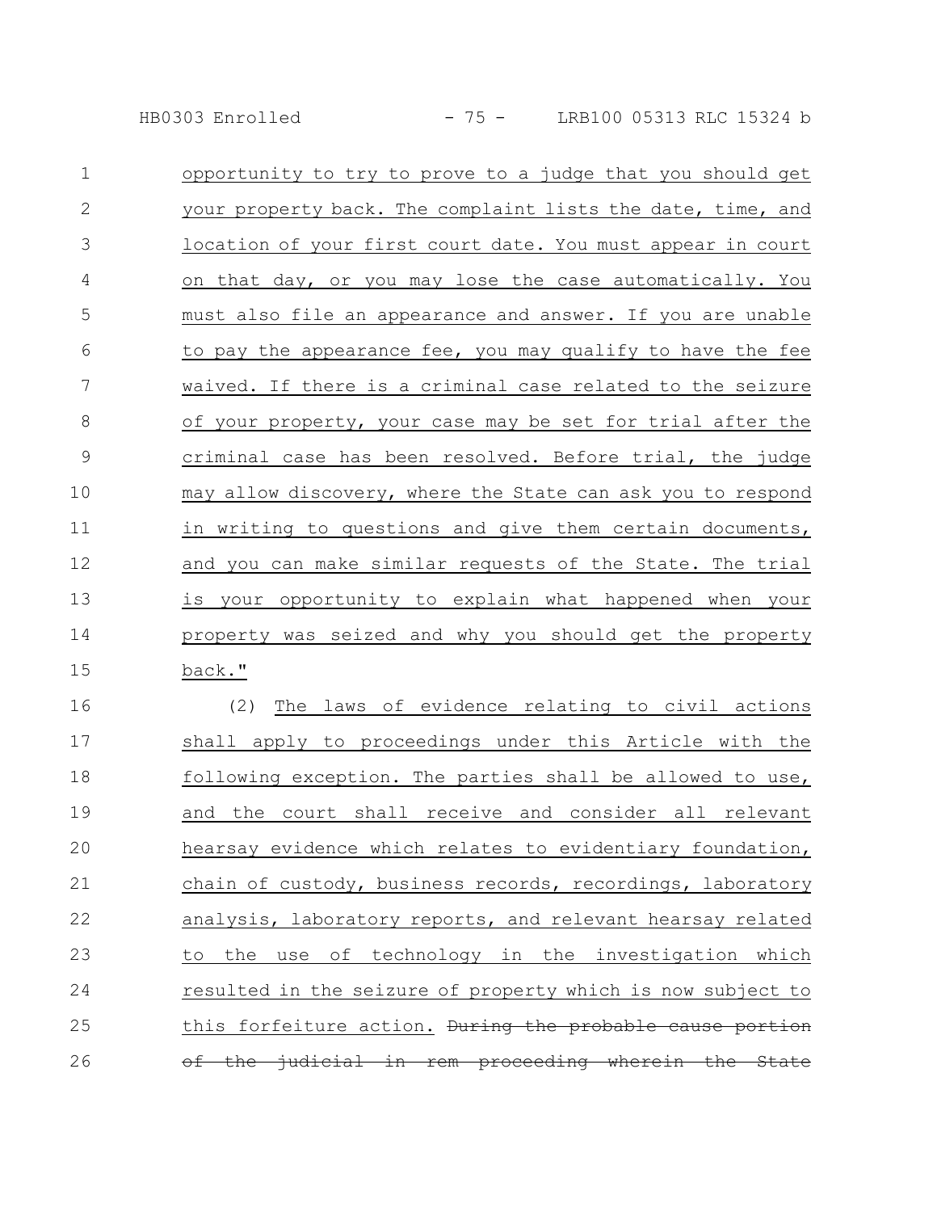opportunity to try to prove to a judge that you should get your property back. The complaint lists the date, time, and location of your first court date. You must appear in court on that day, or you may lose the case automatically. You must also file an appearance and answer. If you are unable to pay the appearance fee, you may qualify to have the fee waived. If there is a criminal case related to the seizure of your property, your case may be set for trial after the criminal case has been resolved. Before trial, the judge may allow discovery, where the State can ask you to respond in writing to questions and give them certain documents, and you can make similar requests of the State. The trial is your opportunity to explain what happened when your property was seized and why you should get the property back."

(2) The laws of evidence relating to civil actions shall apply to proceedings under this Article with the following exception. The parties shall be allowed to use, and the court shall receive and consider all relevant hearsay evidence which relates to evidentiary foundation, chain of custody, business records, recordings, laboratory analysis, laboratory reports, and relevant hearsay related to the use of technology in the investigation which resulted in the seizure of property which is now subject to this forfeiture action. ~~During the probable cause portion of the judicial in rem proceeding wherein the State~~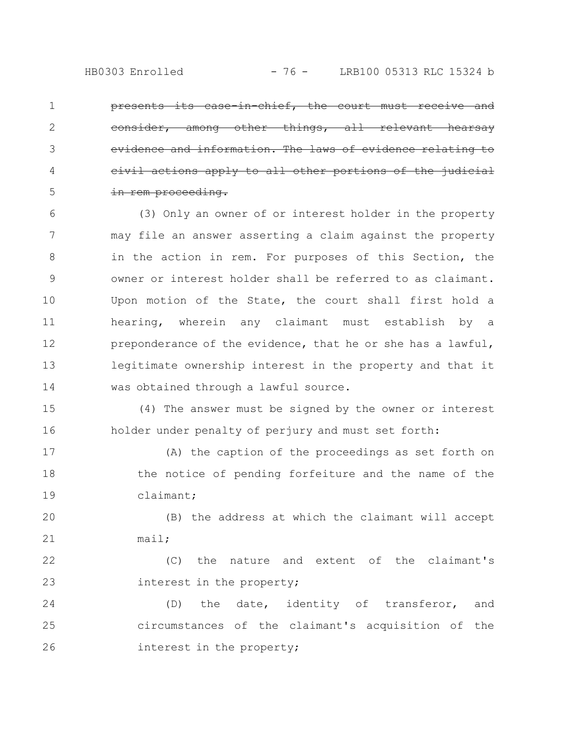~~presents its case-in-chief, the court must receive and consider, among other things, all relevant hearsay evidence and information. The laws of evidence relating to civil actions apply to all other portions of the judicial in rem proceeding.~~

(3) Only an owner of or interest holder in the property may file an answer asserting a claim against the property in the action in rem. For purposes of this Section, the owner or interest holder shall be referred to as claimant. Upon motion of the State, the court shall first hold a hearing, wherein any claimant must establish by a preponderance of the evidence, that he or she has a lawful, legitimate ownership interest in the property and that it was obtained through a lawful source.

(4) The answer must be signed by the owner or interest holder under penalty of perjury and must set forth:

(A) the caption of the proceedings as set forth on the notice of pending forfeiture and the name of the claimant;

(B) the address at which the claimant will accept mail;

(C) the nature and extent of the claimant's interest in the property;

(D) the date, identity of transferor, and circumstances of the claimant's acquisition of the interest in the property;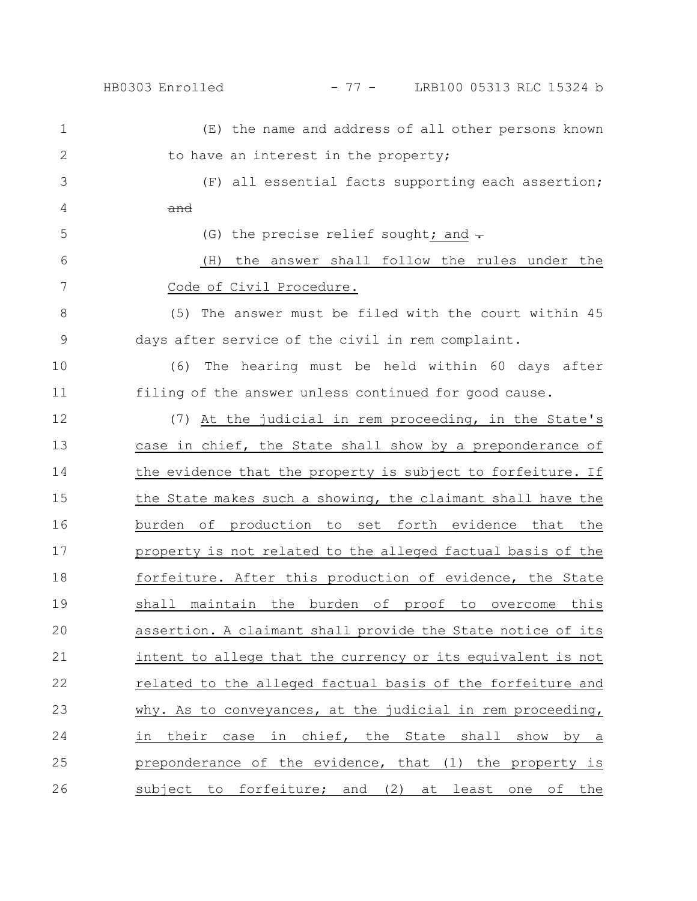(E) the name and address of all other persons known to have an interest in the property;

(F) all essential facts supporting each assertion; ~~and~~

(G) the precise relief sought; and ~~.~~

(H) the answer shall follow the rules under the Code of Civil Procedure.

(5) The answer must be filed with the court within 45 days after service of the civil in rem complaint.

(6) The hearing must be held within 60 days after filing of the answer unless continued for good cause.

(7) At the judicial in rem proceeding, in the State's case in chief, the State shall show by a preponderance of the evidence that the property is subject to forfeiture. If the State makes such a showing, the claimant shall have the burden of production to set forth evidence that the property is not related to the alleged factual basis of the forfeiture. After this production of evidence, the State shall maintain the burden of proof to overcome this assertion. A claimant shall provide the State notice of its intent to allege that the currency or its equivalent is not related to the alleged factual basis of the forfeiture and why. As to conveyances, at the judicial in rem proceeding, in their case in chief, the State shall show by a preponderance of the evidence, that (1) the property is subject to forfeiture; and (2) at least one of the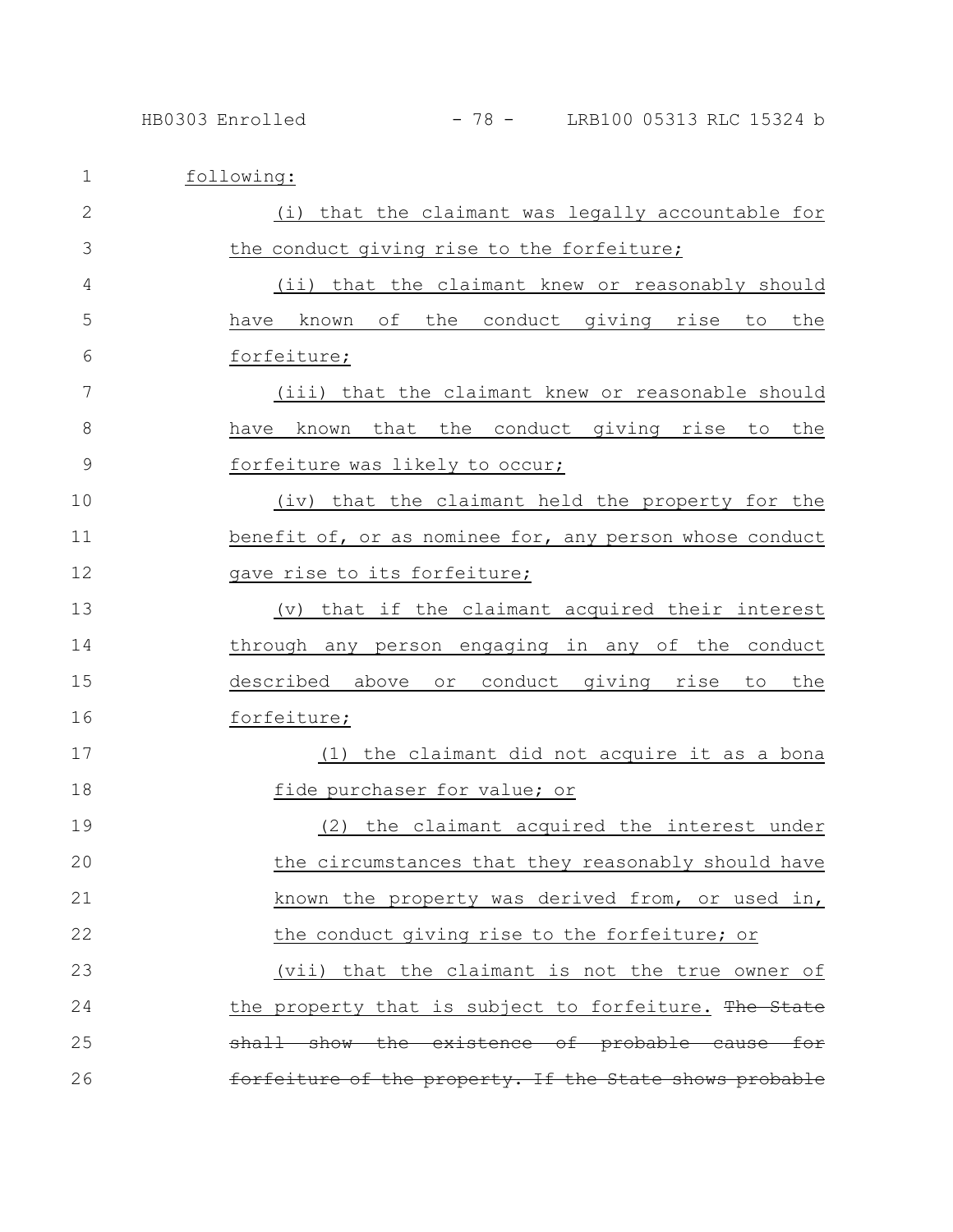following:

(i) that the claimant was legally accountable for the conduct giving rise to the forfeiture;

(ii) that the claimant knew or reasonably should have known of the conduct giving rise to the forfeiture;

(iii) that the claimant knew or reasonable should have known that the conduct giving rise to the forfeiture was likely to occur;

(iv) that the claimant held the property for the benefit of, or as nominee for, any person whose conduct gave rise to its forfeiture;

(v) that if the claimant acquired their interest through any person engaging in any of the conduct described above or conduct giving rise to the forfeiture;

(1) the claimant did not acquire it as a bona fide purchaser for value; or

(2) the claimant acquired the interest under the circumstances that they reasonably should have known the property was derived from, or used in, the conduct giving rise to the forfeiture; or

(vii) that the claimant is not the true owner of the property that is subject to forfeiture. ~~The State shall show the existence of probable cause for forfeiture of the property. If the State shows probable~~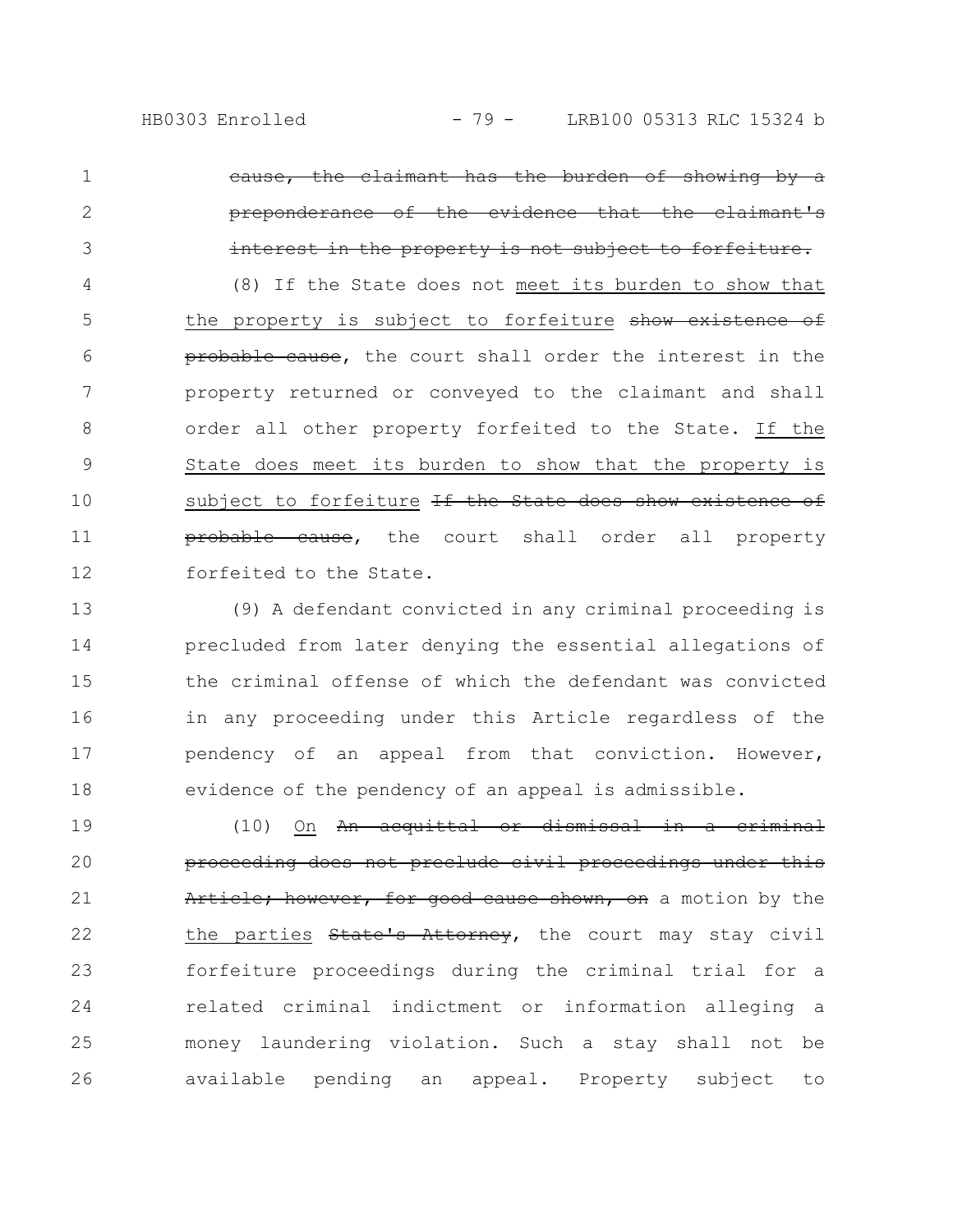~~cause, the claimant has the burden of showing by a preponderance of the evidence that the claimant's interest in the property is not subject to forfeiture.~~

(8) If the State does not <u>meet its burden to show that the property is subject to forfeiture</u> ~~show existence of probable cause~~, the court shall order the interest in the property returned or conveyed to the claimant and shall order all other property forfeited to the State. <u>If the State does meet its burden to show that the property is subject to forfeiture</u> ~~If the State does show existence of probable cause~~, the court shall order all property forfeited to the State.

(9) A defendant convicted in any criminal proceeding is precluded from later denying the essential allegations of the criminal offense of which the defendant was convicted in any proceeding under this Article regardless of the pendency of an appeal from that conviction. However, evidence of the pendency of an appeal is admissible.

(10) <u>On</u> ~~An acquittal or dismissal in a criminal proceeding does not preclude civil proceedings under this Article; however, for good cause shown, on~~ a motion by the <u>the parties</u> ~~State's Attorney~~, the court may stay civil forfeiture proceedings during the criminal trial for a related criminal indictment or information alleging a money laundering violation. Such a stay shall not be available pending an appeal. Property subject to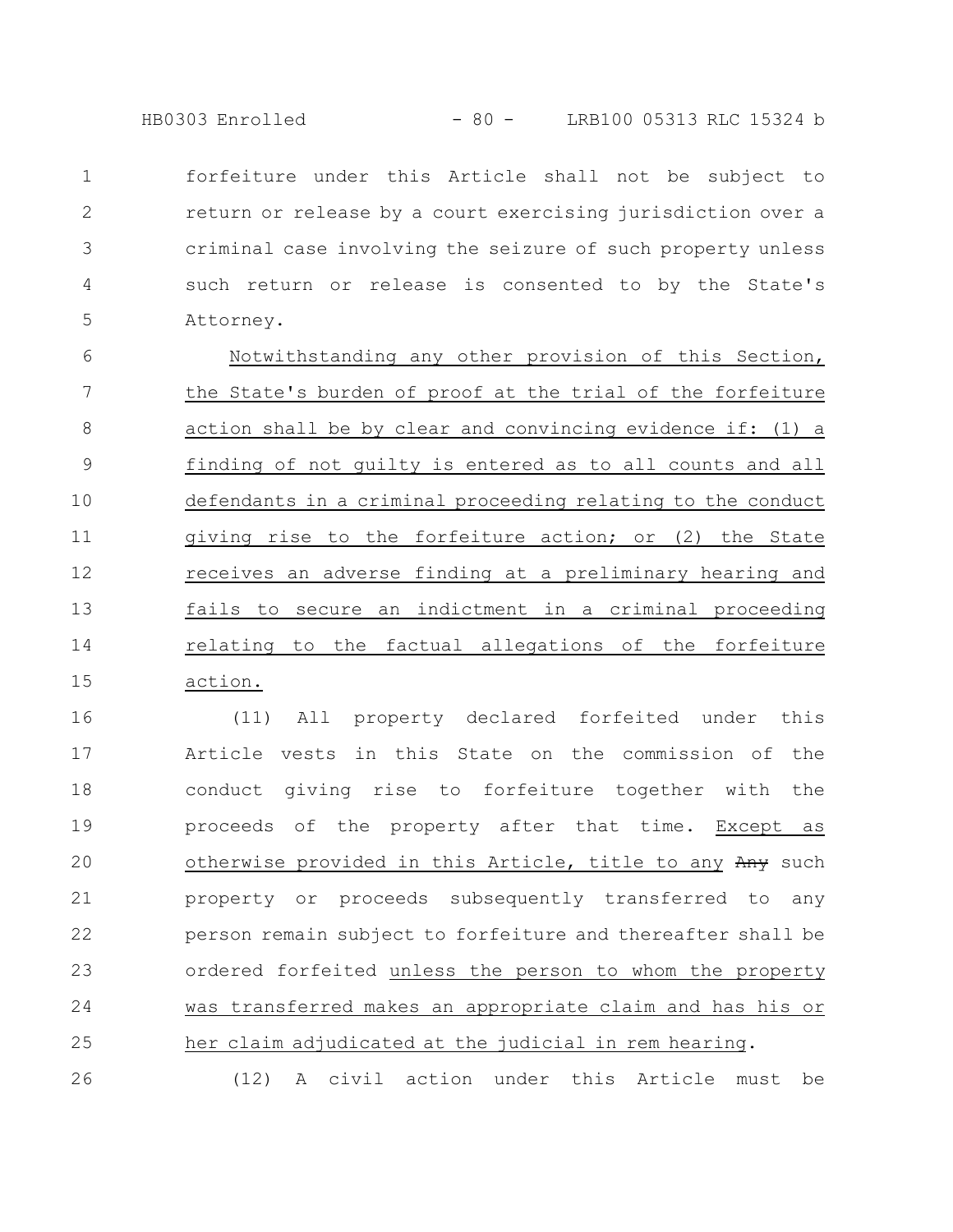forfeiture under this Article shall not be subject to return or release by a court exercising jurisdiction over a criminal case involving the seizure of such property unless such return or release is consented to by the State's Attorney.

Notwithstanding any other provision of this Section, the State's burden of proof at the trial of the forfeiture action shall be by clear and convincing evidence if: (1) a finding of not guilty is entered as to all counts and all defendants in a criminal proceeding relating to the conduct giving rise to the forfeiture action; or (2) the State receives an adverse finding at a preliminary hearing and fails to secure an indictment in a criminal proceeding relating to the factual allegations of the forfeiture action.

(11) All property declared forfeited under this Article vests in this State on the commission of the conduct giving rise to forfeiture together with the proceeds of the property after that time. Except as otherwise provided in this Article, title to any ~~Any~~ such property or proceeds subsequently transferred to any person remain subject to forfeiture and thereafter shall be ordered forfeited unless the person to whom the property was transferred makes an appropriate claim and has his or her claim adjudicated at the judicial in rem hearing.

(12) A civil action under this Article must be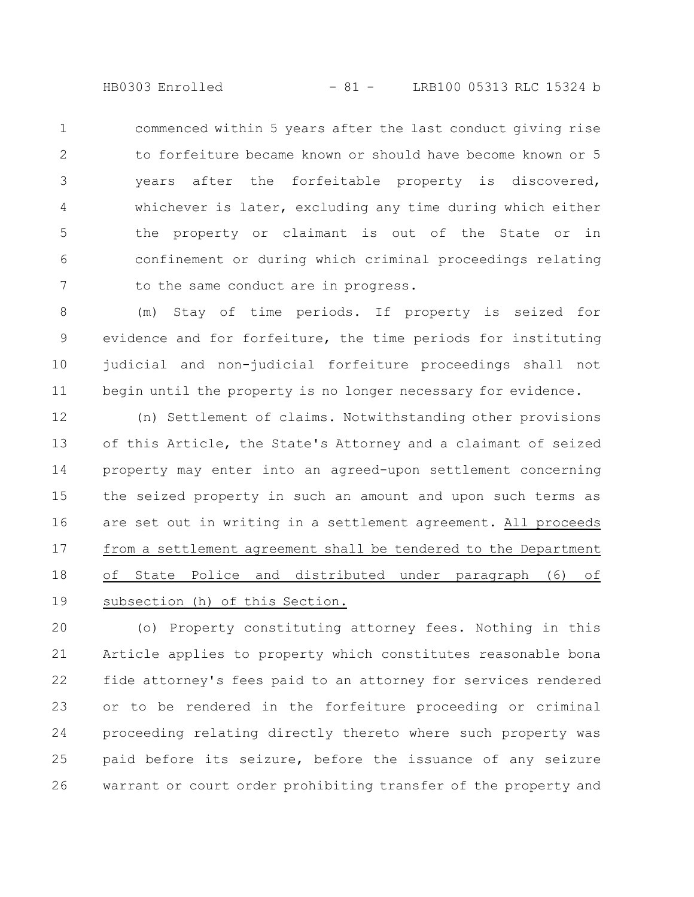commenced within 5 years after the last conduct giving rise to forfeiture became known or should have become known or 5 years after the forfeitable property is discovered, whichever is later, excluding any time during which either the property or claimant is out of the State or in confinement or during which criminal proceedings relating to the same conduct are in progress.

(m) Stay of time periods. If property is seized for evidence and for forfeiture, the time periods for instituting judicial and non-judicial forfeiture proceedings shall not begin until the property is no longer necessary for evidence.

(n) Settlement of claims. Notwithstanding other provisions of this Article, the State's Attorney and a claimant of seized property may enter into an agreed-upon settlement concerning the seized property in such an amount and upon such terms as are set out in writing in a settlement agreement. <u>All proceeds from a settlement agreement shall be tendered to the Department of State Police and distributed under paragraph (6) of subsection (h) of this Section.</u>

(o) Property constituting attorney fees. Nothing in this Article applies to property which constitutes reasonable bona fide attorney's fees paid to an attorney for services rendered or to be rendered in the forfeiture proceeding or criminal proceeding relating directly thereto where such property was paid before its seizure, before the issuance of any seizure warrant or court order prohibiting transfer of the property and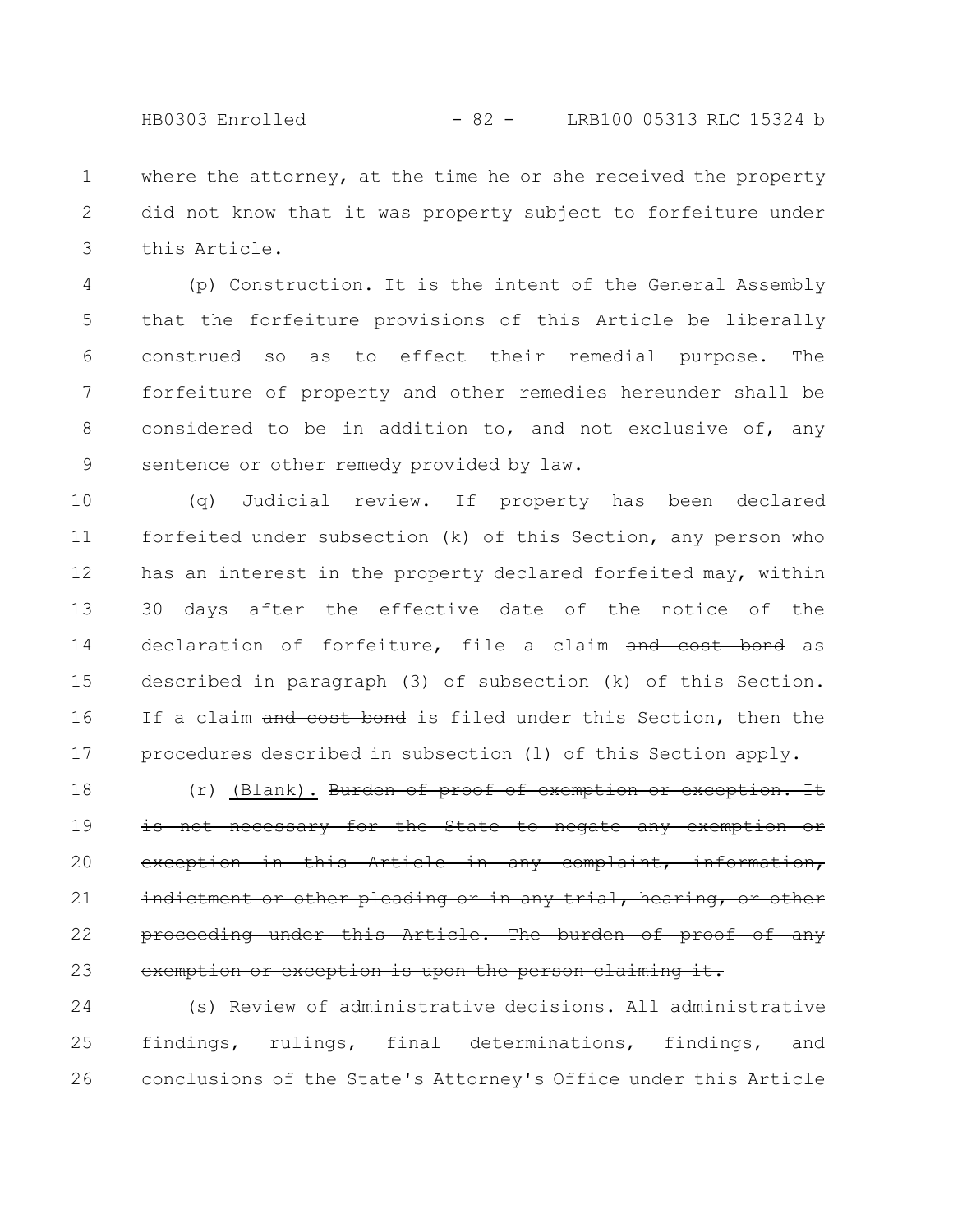where the attorney, at the time he or she received the property did not know that it was property subject to forfeiture under this Article.

(p) Construction. It is the intent of the General Assembly that the forfeiture provisions of this Article be liberally construed so as to effect their remedial purpose. The forfeiture of property and other remedies hereunder shall be considered to be in addition to, and not exclusive of, any sentence or other remedy provided by law.

(q) Judicial review. If property has been declared forfeited under subsection (k) of this Section, any person who has an interest in the property declared forfeited may, within 30 days after the effective date of the notice of the declaration of forfeiture, file a claim ~~and cost bond~~ as described in paragraph (3) of subsection (k) of this Section. If a claim ~~and cost bond~~ is filed under this Section, then the procedures described in subsection (l) of this Section apply.

(r) <u>(Blank).</u> ~~Burden of proof of exemption or exception. It is not necessary for the State to negate any exemption or exception in this Article in any complaint, information, indictment or other pleading or in any trial, hearing, or other proceeding under this Article. The burden of proof of any exemption or exception is upon the person claiming it.~~

(s) Review of administrative decisions. All administrative findings, rulings, final determinations, findings, and conclusions of the State's Attorney's Office under this Article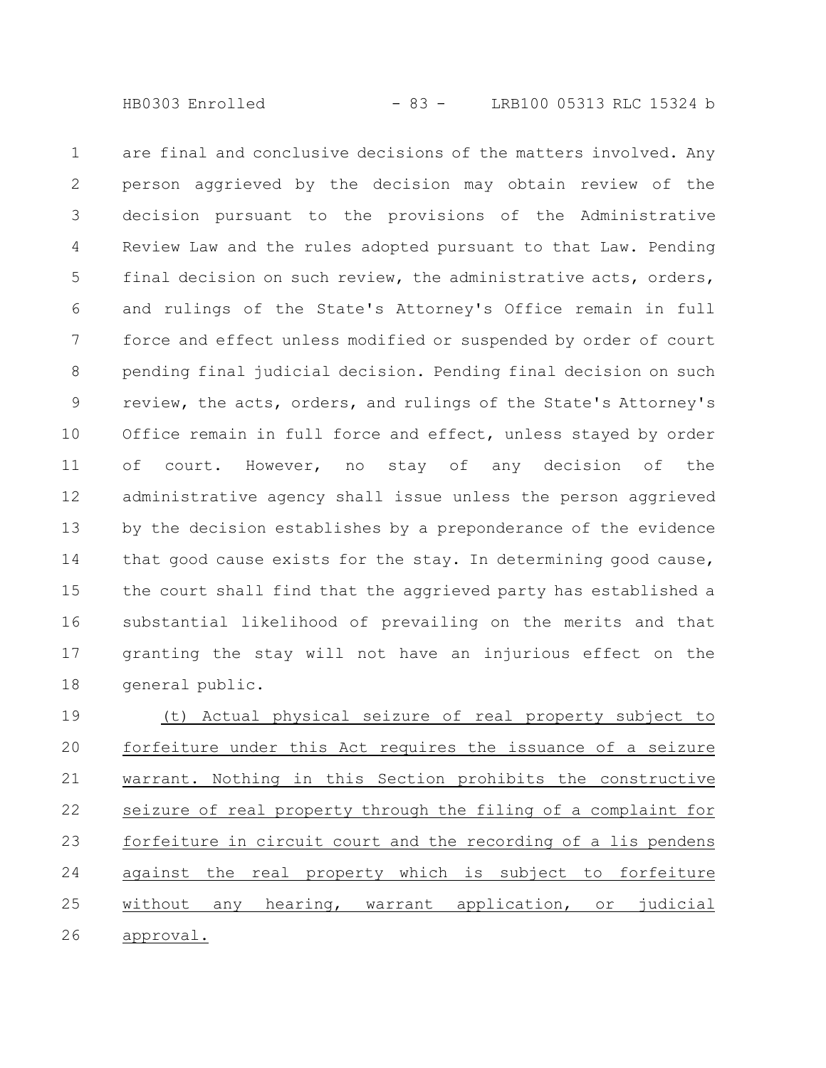are final and conclusive decisions of the matters involved. Any person aggrieved by the decision may obtain review of the decision pursuant to the provisions of the Administrative Review Law and the rules adopted pursuant to that Law. Pending final decision on such review, the administrative acts, orders, and rulings of the State's Attorney's Office remain in full force and effect unless modified or suspended by order of court pending final judicial decision. Pending final decision on such review, the acts, orders, and rulings of the State's Attorney's Office remain in full force and effect, unless stayed by order of court. However, no stay of any decision of the administrative agency shall issue unless the person aggrieved by the decision establishes by a preponderance of the evidence that good cause exists for the stay. In determining good cause, the court shall find that the aggrieved party has established a substantial likelihood of prevailing on the merits and that granting the stay will not have an injurious effect on the general public.

(t) Actual physical seizure of real property subject to forfeiture under this Act requires the issuance of a seizure warrant. Nothing in this Section prohibits the constructive seizure of real property through the filing of a complaint for forfeiture in circuit court and the recording of a lis pendens against the real property which is subject to forfeiture without any hearing, warrant application, or judicial approval.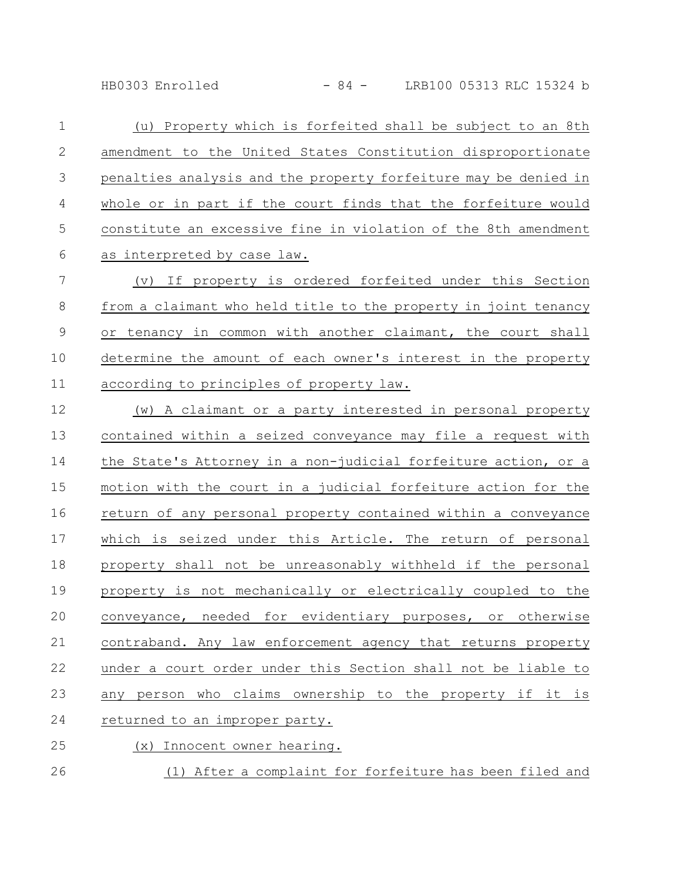(u) Property which is forfeited shall be subject to an 8th amendment to the United States Constitution disproportionate penalties analysis and the property forfeiture may be denied in whole or in part if the court finds that the forfeiture would constitute an excessive fine in violation of the 8th amendment as interpreted by case law.

(v) If property is ordered forfeited under this Section from a claimant who held title to the property in joint tenancy or tenancy in common with another claimant, the court shall determine the amount of each owner's interest in the property according to principles of property law.

(w) A claimant or a party interested in personal property contained within a seized conveyance may file a request with the State's Attorney in a non-judicial forfeiture action, or a motion with the court in a judicial forfeiture action for the return of any personal property contained within a conveyance which is seized under this Article. The return of personal property shall not be unreasonably withheld if the personal property is not mechanically or electrically coupled to the conveyance, needed for evidentiary purposes, or otherwise contraband. Any law enforcement agency that returns property under a court order under this Section shall not be liable to any person who claims ownership to the property if it is returned to an improper party.

(x) Innocent owner hearing.

(1) After a complaint for forfeiture has been filed and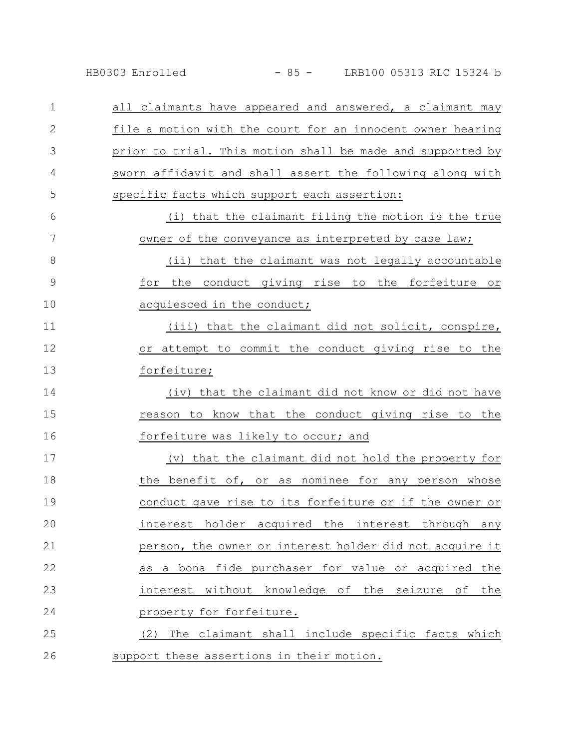all claimants have appeared and answered, a claimant may file a motion with the court for an innocent owner hearing prior to trial. This motion shall be made and supported by sworn affidavit and shall assert the following along with specific facts which support each assertion:

(i) that the claimant filing the motion is the true owner of the conveyance as interpreted by case law;

(ii) that the claimant was not legally accountable for the conduct giving rise to the forfeiture or acquiesced in the conduct;

(iii) that the claimant did not solicit, conspire, or attempt to commit the conduct giving rise to the forfeiture;

(iv) that the claimant did not know or did not have reason to know that the conduct giving rise to the forfeiture was likely to occur; and

(v) that the claimant did not hold the property for the benefit of, or as nominee for any person whose conduct gave rise to its forfeiture or if the owner or interest holder acquired the interest through any person, the owner or interest holder did not acquire it as a bona fide purchaser for value or acquired the interest without knowledge of the seizure of the property for forfeiture.

(2) The claimant shall include specific facts which support these assertions in their motion.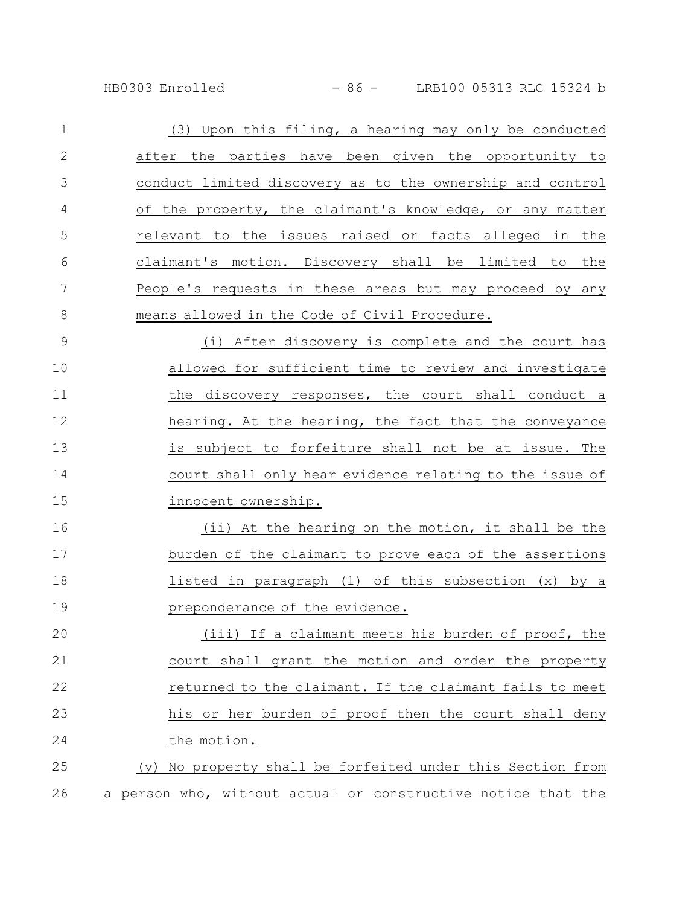(3) Upon this filing, a hearing may only be conducted after the parties have been given the opportunity to conduct limited discovery as to the ownership and control of the property, the claimant's knowledge, or any matter relevant to the issues raised or facts alleged in the claimant's motion. Discovery shall be limited to the People's requests in these areas but may proceed by any means allowed in the Code of Civil Procedure.

(i) After discovery is complete and the court has allowed for sufficient time to review and investigate the discovery responses, the court shall conduct a hearing. At the hearing, the fact that the conveyance is subject to forfeiture shall not be at issue. The court shall only hear evidence relating to the issue of innocent ownership.

(ii) At the hearing on the motion, it shall be the burden of the claimant to prove each of the assertions listed in paragraph (1) of this subsection (x) by a preponderance of the evidence.

(iii) If a claimant meets his burden of proof, the court shall grant the motion and order the property returned to the claimant. If the claimant fails to meet his or her burden of proof then the court shall deny the motion.

(y) No property shall be forfeited under this Section from a person who, without actual or constructive notice that the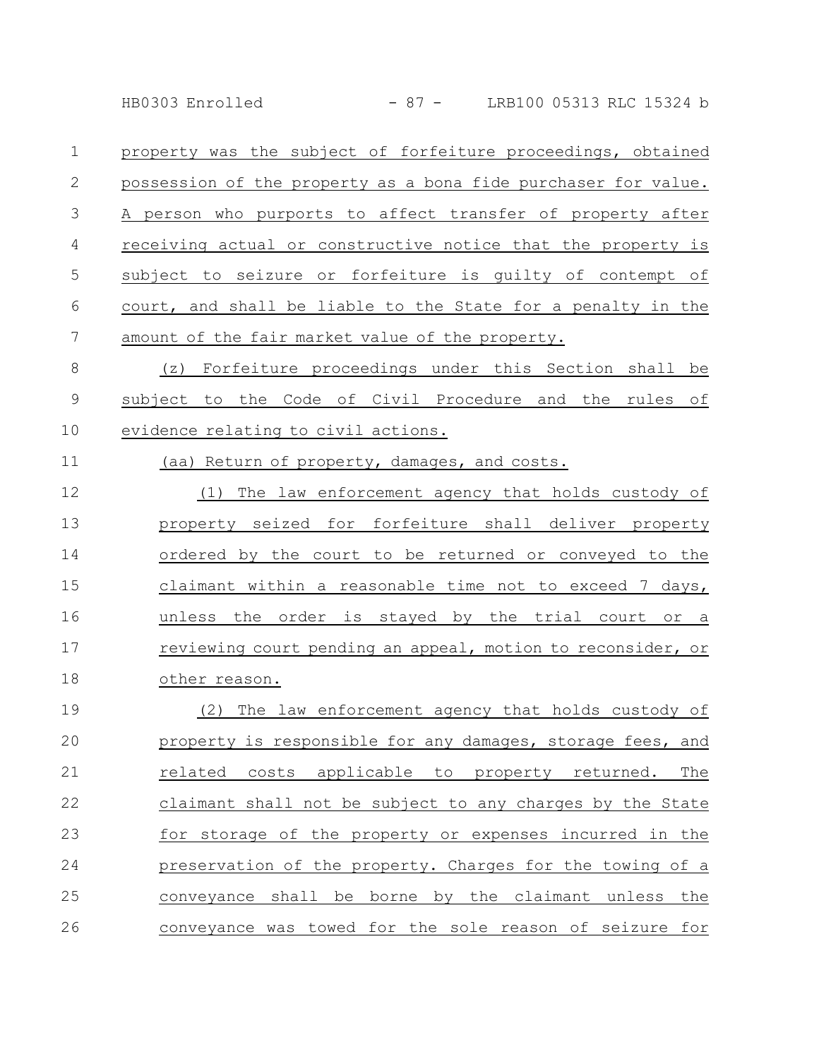property was the subject of forfeiture proceedings, obtained possession of the property as a bona fide purchaser for value. A person who purports to affect transfer of property after receiving actual or constructive notice that the property is subject to seizure or forfeiture is guilty of contempt of court, and shall be liable to the State for a penalty in the amount of the fair market value of the property.

(z) Forfeiture proceedings under this Section shall be subject to the Code of Civil Procedure and the rules of evidence relating to civil actions.

(aa) Return of property, damages, and costs.

(1) The law enforcement agency that holds custody of property seized for forfeiture shall deliver property ordered by the court to be returned or conveyed to the claimant within a reasonable time not to exceed 7 days, unless the order is stayed by the trial court or a reviewing court pending an appeal, motion to reconsider, or other reason.

(2) The law enforcement agency that holds custody of property is responsible for any damages, storage fees, and related costs applicable to property returned. The claimant shall not be subject to any charges by the State for storage of the property or expenses incurred in the preservation of the property. Charges for the towing of a conveyance shall be borne by the claimant unless the conveyance was towed for the sole reason of seizure for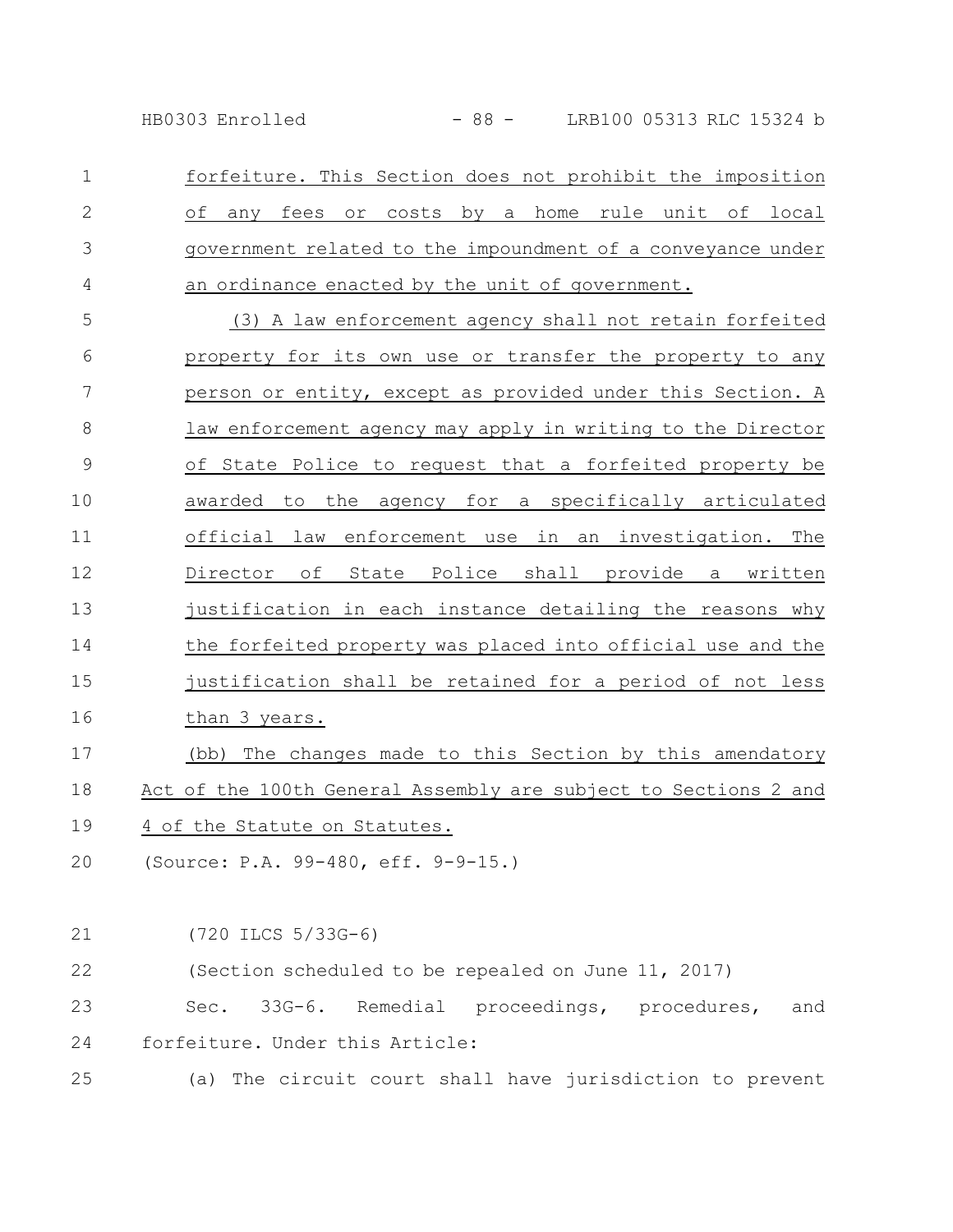forfeiture. This Section does not prohibit the imposition of any fees or costs by a home rule unit of local government related to the impoundment of a conveyance under an ordinance enacted by the unit of government.

(3) A law enforcement agency shall not retain forfeited property for its own use or transfer the property to any person or entity, except as provided under this Section. A law enforcement agency may apply in writing to the Director of State Police to request that a forfeited property be awarded to the agency for a specifically articulated official law enforcement use in an investigation. The Director of State Police shall provide a written justification in each instance detailing the reasons why the forfeited property was placed into official use and the justification shall be retained for a period of not less than 3 years.

(bb) The changes made to this Section by this amendatory Act of the 100th General Assembly are subject to Sections 2 and 4 of the Statute on Statutes.

(Source: P.A. 99-480, eff. 9-9-15.)

(720 ILCS 5/33G-6)

(Section scheduled to be repealed on June 11, 2017)

Sec. 33G-6. Remedial proceedings, procedures, and forfeiture. Under this Article:

(a) The circuit court shall have jurisdiction to prevent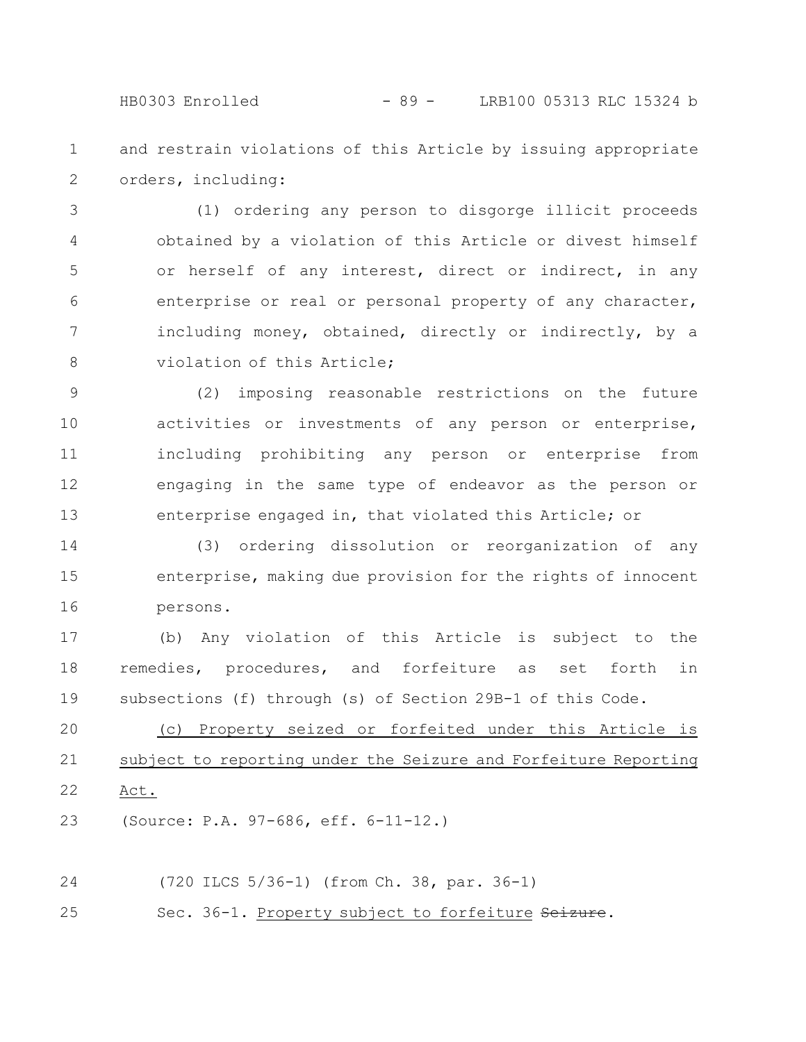and restrain violations of this Article by issuing appropriate orders, including:

(1) ordering any person to disgorge illicit proceeds obtained by a violation of this Article or divest himself or herself of any interest, direct or indirect, in any enterprise or real or personal property of any character, including money, obtained, directly or indirectly, by a violation of this Article;

(2) imposing reasonable restrictions on the future activities or investments of any person or enterprise, including prohibiting any person or enterprise from engaging in the same type of endeavor as the person or enterprise engaged in, that violated this Article; or

(3) ordering dissolution or reorganization of any enterprise, making due provision for the rights of innocent persons.

(b) Any violation of this Article is subject to the remedies, procedures, and forfeiture as set forth in subsections (f) through (s) of Section 29B-1 of this Code.

(c) Property seized or forfeited under this Article is subject to reporting under the Seizure and Forfeiture Reporting Act.

(Source: P.A. 97-686, eff. 6-11-12.)

(720 ILCS 5/36-1) (from Ch. 38, par. 36-1)

Sec. 36-1. Property subject to forfeiture ~~Seizure~~.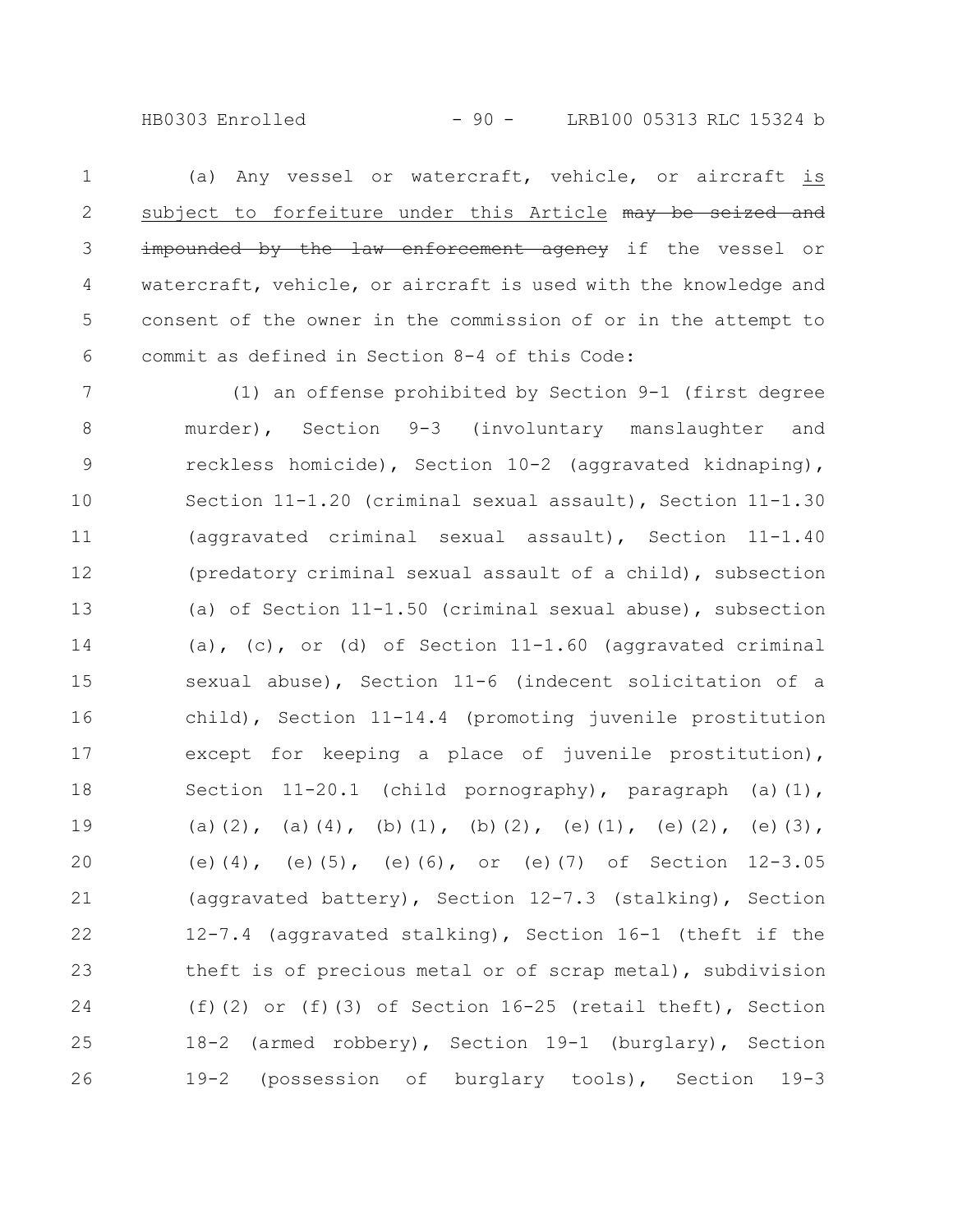(a) Any vessel or watercraft, vehicle, or aircraft is subject to forfeiture under this Article ~~may be seized and impounded by the law enforcement agency~~ if the vessel or watercraft, vehicle, or aircraft is used with the knowledge and consent of the owner in the commission of or in the attempt to commit as defined in Section 8-4 of this Code:

(1) an offense prohibited by Section 9-1 (first degree murder), Section 9-3 (involuntary manslaughter and reckless homicide), Section 10-2 (aggravated kidnaping), Section 11-1.20 (criminal sexual assault), Section 11-1.30 (aggravated criminal sexual assault), Section 11-1.40 (predatory criminal sexual assault of a child), subsection (a) of Section 11-1.50 (criminal sexual abuse), subsection (a), (c), or (d) of Section 11-1.60 (aggravated criminal sexual abuse), Section 11-6 (indecent solicitation of a child), Section 11-14.4 (promoting juvenile prostitution except for keeping a place of juvenile prostitution), Section 11-20.1 (child pornography), paragraph (a)(1), (a)(2), (a)(4), (b)(1), (b)(2), (e)(1), (e)(2), (e)(3), (e)(4), (e)(5), (e)(6), or (e)(7) of Section 12-3.05 (aggravated battery), Section 12-7.3 (stalking), Section 12-7.4 (aggravated stalking), Section 16-1 (theft if the theft is of precious metal or of scrap metal), subdivision (f)(2) or (f)(3) of Section 16-25 (retail theft), Section 18-2 (armed robbery), Section 19-1 (burglary), Section 19-2 (possession of burglary tools), Section 19-3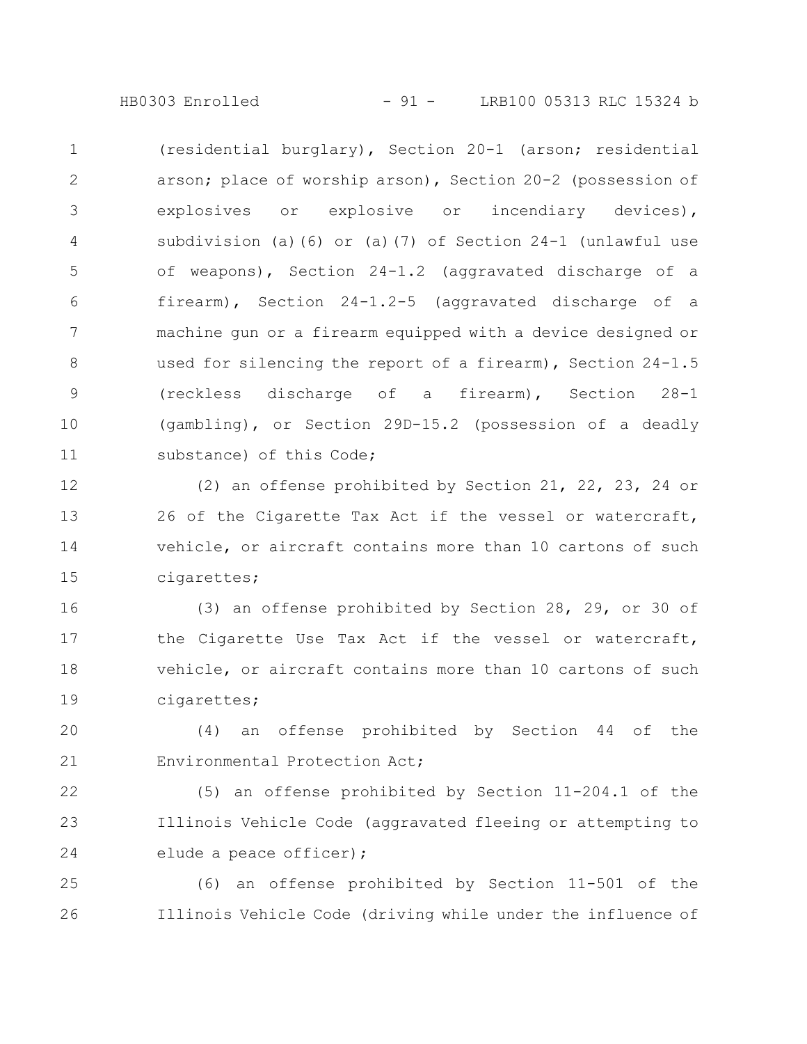(residential burglary), Section 20-1 (arson; residential arson; place of worship arson), Section 20-2 (possession of explosives or explosive or incendiary devices), subdivision (a)(6) or (a)(7) of Section 24-1 (unlawful use of weapons), Section 24-1.2 (aggravated discharge of a firearm), Section 24-1.2-5 (aggravated discharge of a machine gun or a firearm equipped with a device designed or used for silencing the report of a firearm), Section 24-1.5 (reckless discharge of a firearm), Section 28-1 (gambling), or Section 29D-15.2 (possession of a deadly substance) of this Code;

(2) an offense prohibited by Section 21, 22, 23, 24 or 26 of the Cigarette Tax Act if the vessel or watercraft, vehicle, or aircraft contains more than 10 cartons of such cigarettes;

(3) an offense prohibited by Section 28, 29, or 30 of the Cigarette Use Tax Act if the vessel or watercraft, vehicle, or aircraft contains more than 10 cartons of such cigarettes;

(4) an offense prohibited by Section 44 of the Environmental Protection Act;

(5) an offense prohibited by Section 11-204.1 of the Illinois Vehicle Code (aggravated fleeing or attempting to elude a peace officer);

(6) an offense prohibited by Section 11-501 of the Illinois Vehicle Code (driving while under the influence of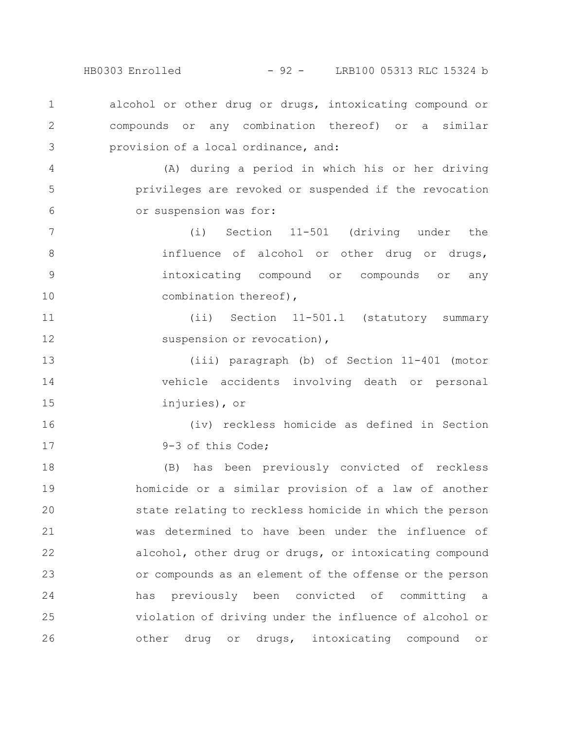alcohol or other drug or drugs, intoxicating compound or compounds or any combination thereof) or a similar provision of a local ordinance, and:

(A) during a period in which his or her driving privileges are revoked or suspended if the revocation or suspension was for:

(i) Section 11-501 (driving under the influence of alcohol or other drug or drugs, intoxicating compound or compounds or any combination thereof),

(ii) Section 11-501.1 (statutory summary suspension or revocation),

(iii) paragraph (b) of Section 11-401 (motor vehicle accidents involving death or personal injuries), or

(iv) reckless homicide as defined in Section 9-3 of this Code;

(B) has been previously convicted of reckless homicide or a similar provision of a law of another state relating to reckless homicide in which the person was determined to have been under the influence of alcohol, other drug or drugs, or intoxicating compound or compounds as an element of the offense or the person has previously been convicted of committing a violation of driving under the influence of alcohol or other drug or drugs, intoxicating compound or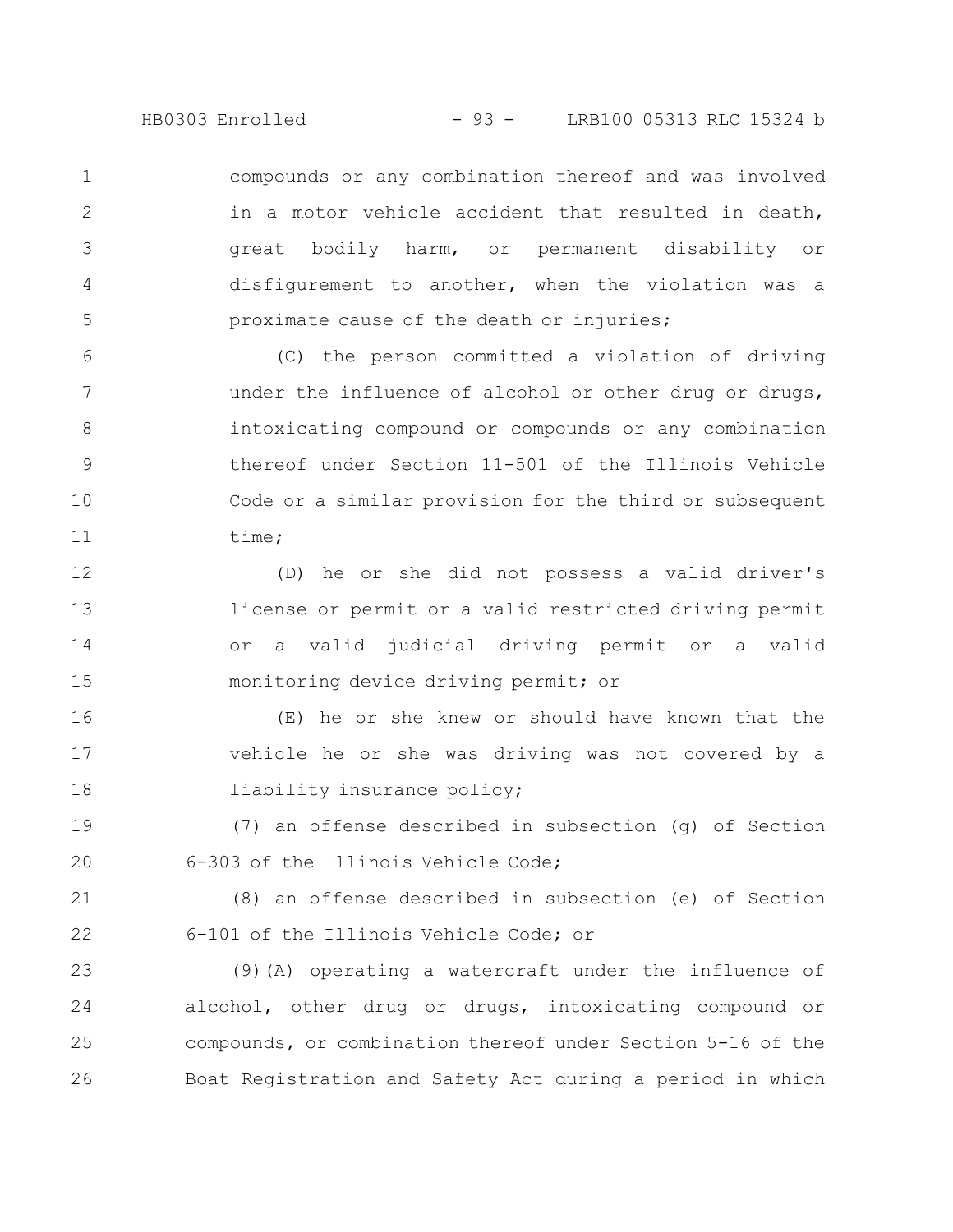compounds or any combination thereof and was involved in a motor vehicle accident that resulted in death, great bodily harm, or permanent disability or disfigurement to another, when the violation was a proximate cause of the death or injuries;

(C) the person committed a violation of driving under the influence of alcohol or other drug or drugs, intoxicating compound or compounds or any combination thereof under Section 11-501 of the Illinois Vehicle Code or a similar provision for the third or subsequent time;

(D) he or she did not possess a valid driver's license or permit or a valid restricted driving permit or a valid judicial driving permit or a valid monitoring device driving permit; or

(E) he or she knew or should have known that the vehicle he or she was driving was not covered by a liability insurance policy;

(7) an offense described in subsection (g) of Section 6-303 of the Illinois Vehicle Code;

(8) an offense described in subsection (e) of Section 6-101 of the Illinois Vehicle Code; or

(9)(A) operating a watercraft under the influence of alcohol, other drug or drugs, intoxicating compound or compounds, or combination thereof under Section 5-16 of the Boat Registration and Safety Act during a period in which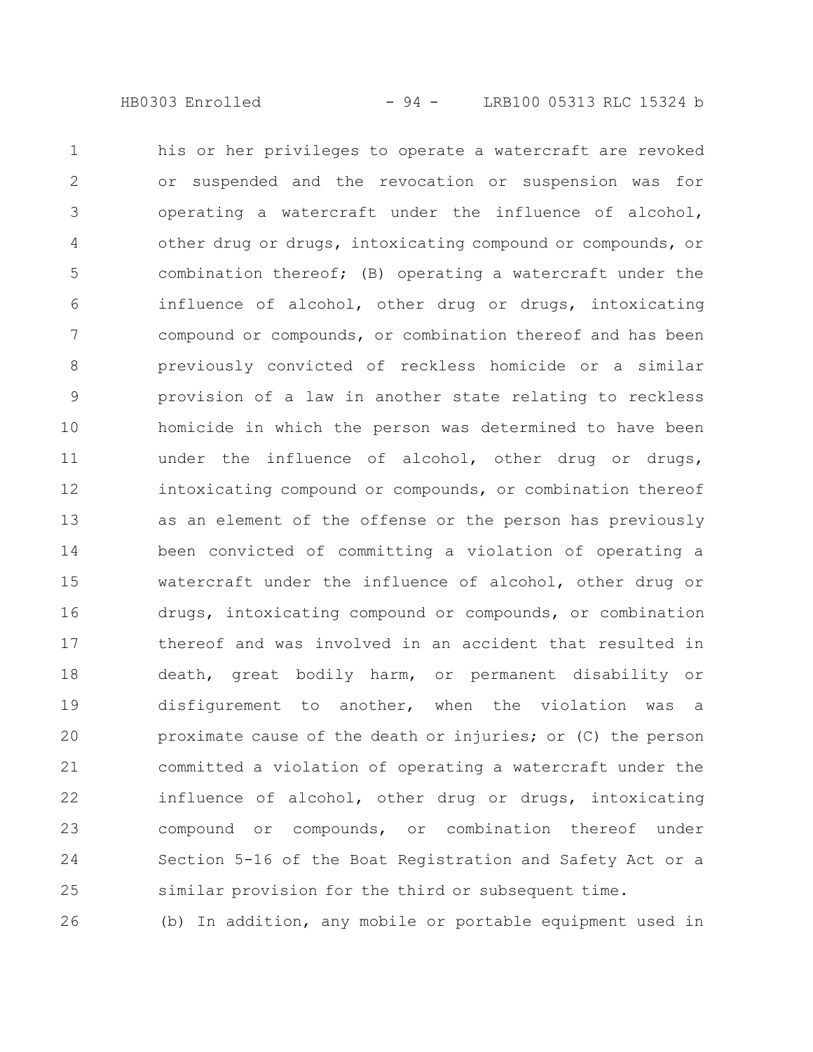his or her privileges to operate a watercraft are revoked or suspended and the revocation or suspension was for operating a watercraft under the influence of alcohol, other drug or drugs, intoxicating compound or compounds, or combination thereof; (B) operating a watercraft under the influence of alcohol, other drug or drugs, intoxicating compound or compounds, or combination thereof and has been previously convicted of reckless homicide or a similar provision of a law in another state relating to reckless homicide in which the person was determined to have been under the influence of alcohol, other drug or drugs, intoxicating compound or compounds, or combination thereof as an element of the offense or the person has previously been convicted of committing a violation of operating a watercraft under the influence of alcohol, other drug or drugs, intoxicating compound or compounds, or combination thereof and was involved in an accident that resulted in death, great bodily harm, or permanent disability or disfigurement to another, when the violation was a proximate cause of the death or injuries; or (C) the person committed a violation of operating a watercraft under the influence of alcohol, other drug or drugs, intoxicating compound or compounds, or combination thereof under Section 5-16 of the Boat Registration and Safety Act or a similar provision for the third or subsequent time.

(b) In addition, any mobile or portable equipment used in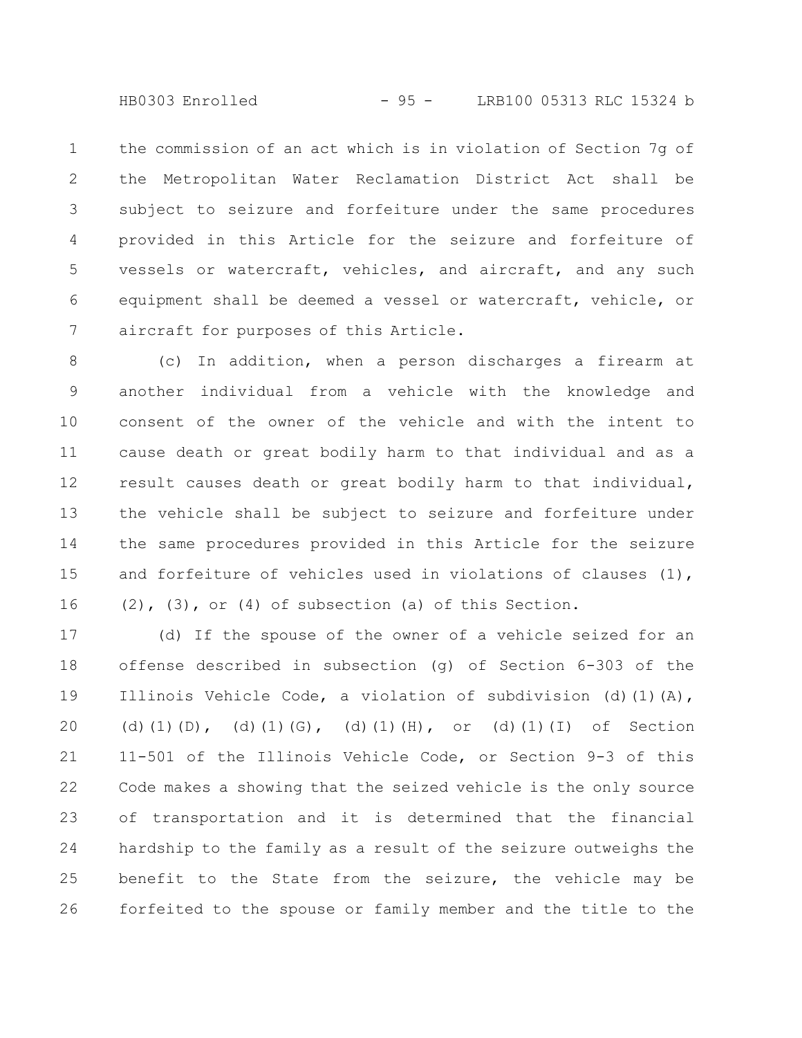the commission of an act which is in violation of Section 7g of the Metropolitan Water Reclamation District Act shall be subject to seizure and forfeiture under the same procedures provided in this Article for the seizure and forfeiture of vessels or watercraft, vehicles, and aircraft, and any such equipment shall be deemed a vessel or watercraft, vehicle, or aircraft for purposes of this Article.

(c) In addition, when a person discharges a firearm at another individual from a vehicle with the knowledge and consent of the owner of the vehicle and with the intent to cause death or great bodily harm to that individual and as a result causes death or great bodily harm to that individual, the vehicle shall be subject to seizure and forfeiture under the same procedures provided in this Article for the seizure and forfeiture of vehicles used in violations of clauses (1), (2), (3), or (4) of subsection (a) of this Section.

(d) If the spouse of the owner of a vehicle seized for an offense described in subsection (g) of Section 6-303 of the Illinois Vehicle Code, a violation of subdivision (d)(1)(A), (d)(1)(D), (d)(1)(G), (d)(1)(H), or (d)(1)(I) of Section 11-501 of the Illinois Vehicle Code, or Section 9-3 of this Code makes a showing that the seized vehicle is the only source of transportation and it is determined that the financial hardship to the family as a result of the seizure outweighs the benefit to the State from the seizure, the vehicle may be forfeited to the spouse or family member and the title to the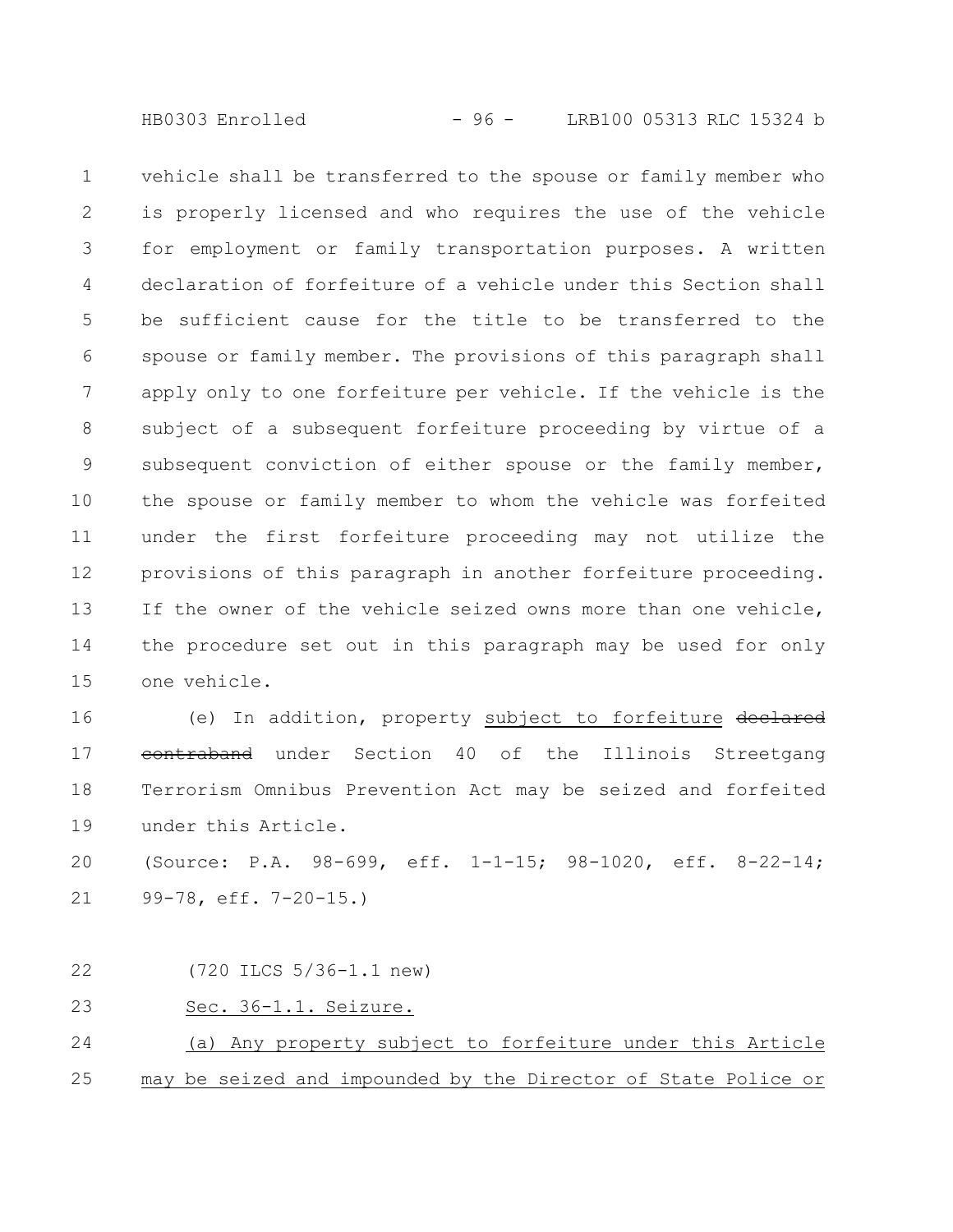vehicle shall be transferred to the spouse or family member who is properly licensed and who requires the use of the vehicle for employment or family transportation purposes. A written declaration of forfeiture of a vehicle under this Section shall be sufficient cause for the title to be transferred to the spouse or family member. The provisions of this paragraph shall apply only to one forfeiture per vehicle. If the vehicle is the subject of a subsequent forfeiture proceeding by virtue of a subsequent conviction of either spouse or the family member, the spouse or family member to whom the vehicle was forfeited under the first forfeiture proceeding may not utilize the provisions of this paragraph in another forfeiture proceeding. If the owner of the vehicle seized owns more than one vehicle, the procedure set out in this paragraph may be used for only one vehicle.

(e) In addition, property <u>subject to forfeiture</u> ~~declared contraband~~ under Section 40 of the Illinois Streetgang Terrorism Omnibus Prevention Act may be seized and forfeited under this Article.

(Source: P.A. 98-699, eff. 1-1-15; 98-1020, eff. 8-22-14; 99-78, eff. 7-20-15.)

(720 ILCS 5/36-1.1 new)

<u>Sec. 36-1.1. Seizure.</u>

<u>(a) Any property subject to forfeiture under this Article may be seized and impounded by the Director of State Police or</u>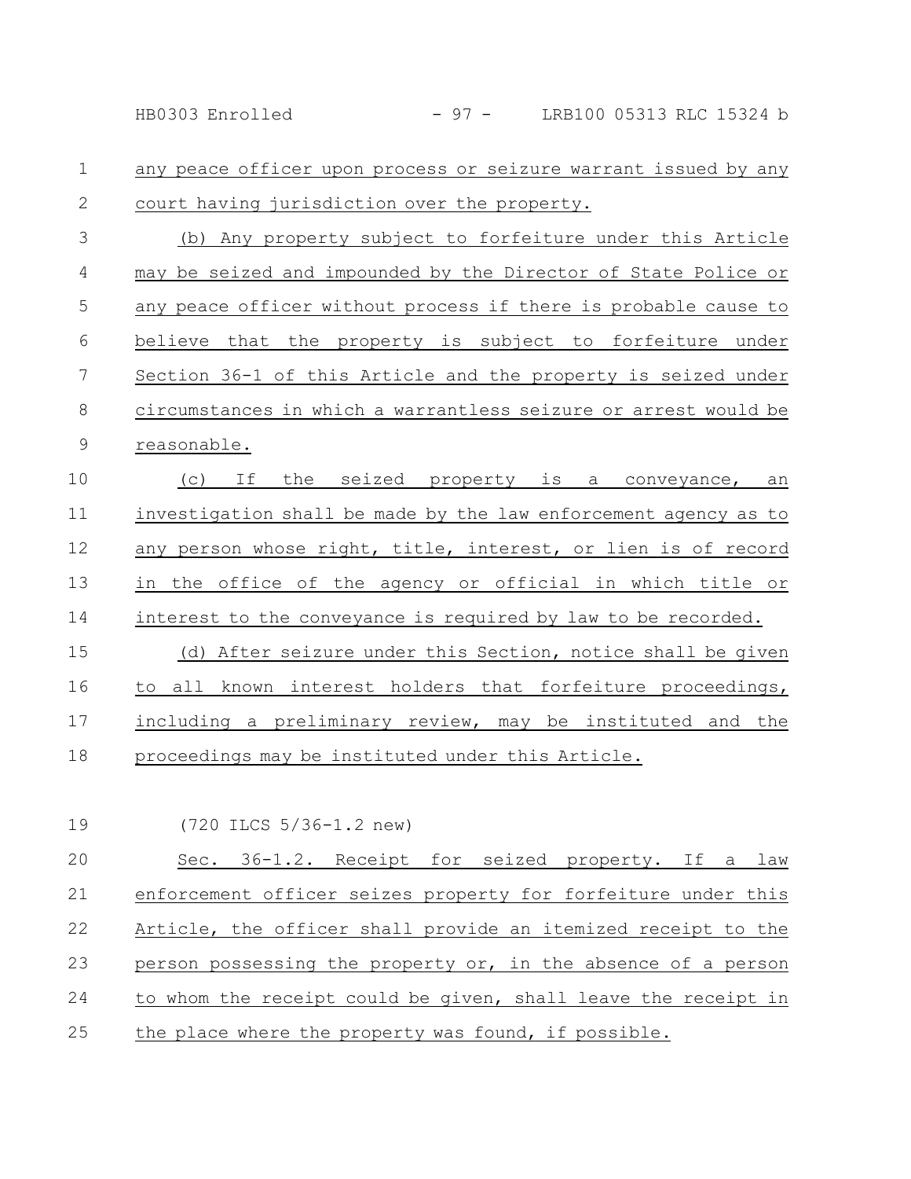any peace officer upon process or seizure warrant issued by any court having jurisdiction over the property.

(b) Any property subject to forfeiture under this Article may be seized and impounded by the Director of State Police or any peace officer without process if there is probable cause to believe that the property is subject to forfeiture under Section 36-1 of this Article and the property is seized under circumstances in which a warrantless seizure or arrest would be reasonable.

(c) If the seized property is a conveyance, an investigation shall be made by the law enforcement agency as to any person whose right, title, interest, or lien is of record in the office of the agency or official in which title or interest to the conveyance is required by law to be recorded.

(d) After seizure under this Section, notice shall be given to all known interest holders that forfeiture proceedings, including a preliminary review, may be instituted and the proceedings may be instituted under this Article.

(720 ILCS 5/36-1.2 new)

Sec. 36-1.2. Receipt for seized property. If a law enforcement officer seizes property for forfeiture under this Article, the officer shall provide an itemized receipt to the person possessing the property or, in the absence of a person to whom the receipt could be given, shall leave the receipt in the place where the property was found, if possible.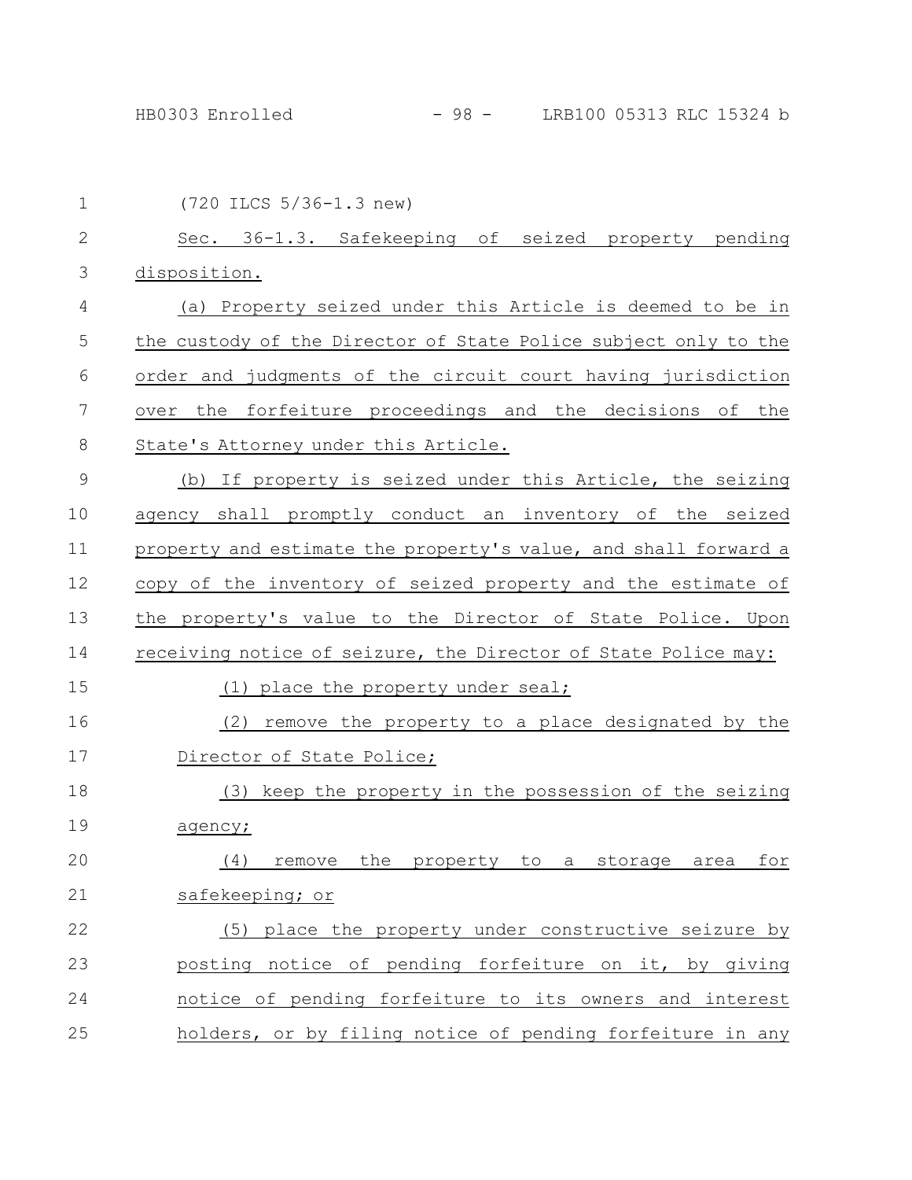(720 ILCS 5/36-1.3 new)

Sec. 36-1.3. Safekeeping of seized property pending disposition.

(a) Property seized under this Article is deemed to be in the custody of the Director of State Police subject only to the order and judgments of the circuit court having jurisdiction over the forfeiture proceedings and the decisions of the State's Attorney under this Article.

(b) If property is seized under this Article, the seizing agency shall promptly conduct an inventory of the seized property and estimate the property's value, and shall forward a copy of the inventory of seized property and the estimate of the property's value to the Director of State Police. Upon receiving notice of seizure, the Director of State Police may:

(1) place the property under seal;

(2) remove the property to a place designated by the Director of State Police;

(3) keep the property in the possession of the seizing agency;

(4) remove the property to a storage area for safekeeping; or

(5) place the property under constructive seizure by posting notice of pending forfeiture on it, by giving notice of pending forfeiture to its owners and interest holders, or by filing notice of pending forfeiture in any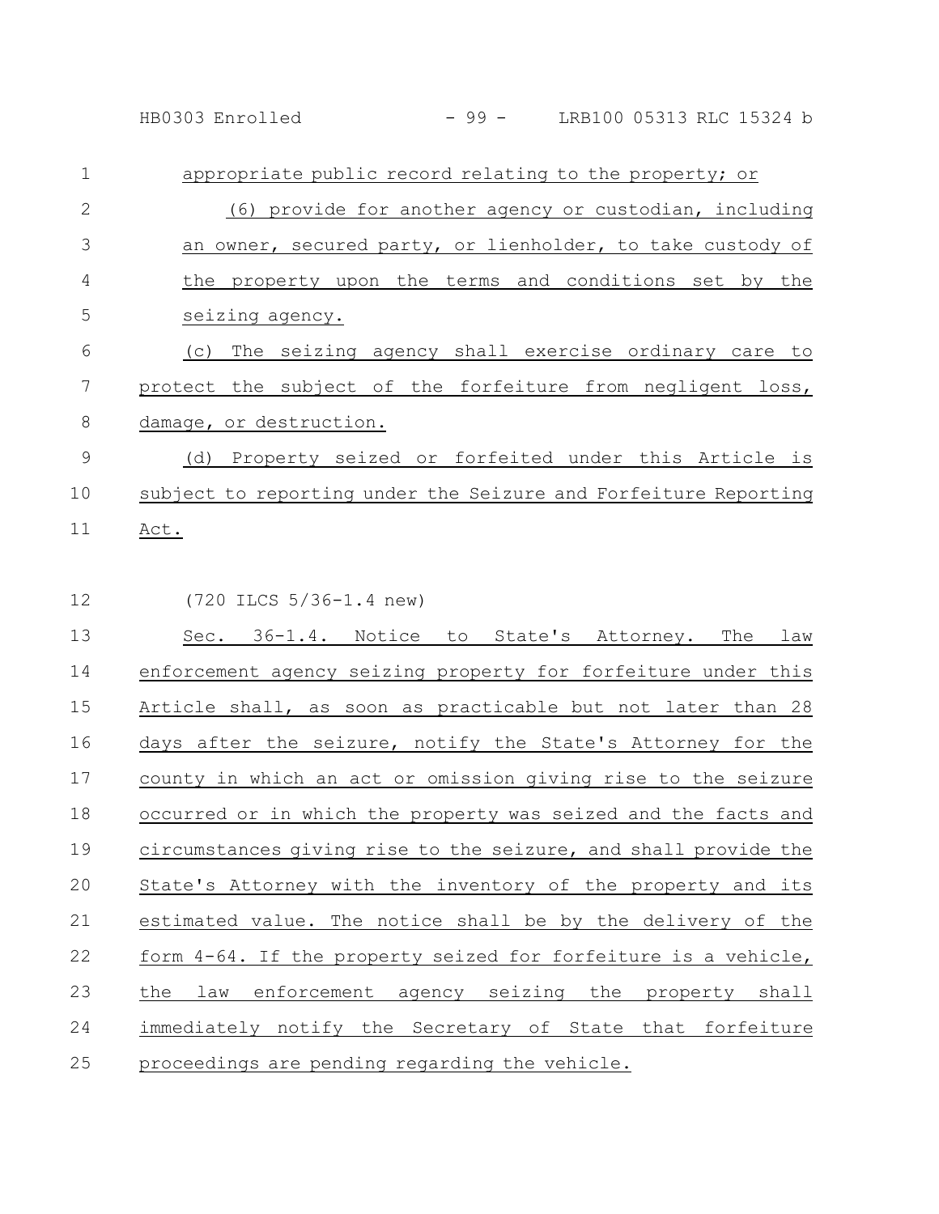appropriate public record relating to the property; or

(6) provide for another agency or custodian, including an owner, secured party, or lienholder, to take custody of the property upon the terms and conditions set by the seizing agency.

(c) The seizing agency shall exercise ordinary care to protect the subject of the forfeiture from negligent loss, damage, or destruction.

(d) Property seized or forfeited under this Article is subject to reporting under the Seizure and Forfeiture Reporting Act.

(720 ILCS 5/36-1.4 new)

Sec. 36-1.4. Notice to State's Attorney. The law enforcement agency seizing property for forfeiture under this Article shall, as soon as practicable but not later than 28 days after the seizure, notify the State's Attorney for the county in which an act or omission giving rise to the seizure occurred or in which the property was seized and the facts and circumstances giving rise to the seizure, and shall provide the State's Attorney with the inventory of the property and its estimated value. The notice shall be by the delivery of the form 4-64. If the property seized for forfeiture is a vehicle, the law enforcement agency seizing the property shall immediately notify the Secretary of State that forfeiture proceedings are pending regarding the vehicle.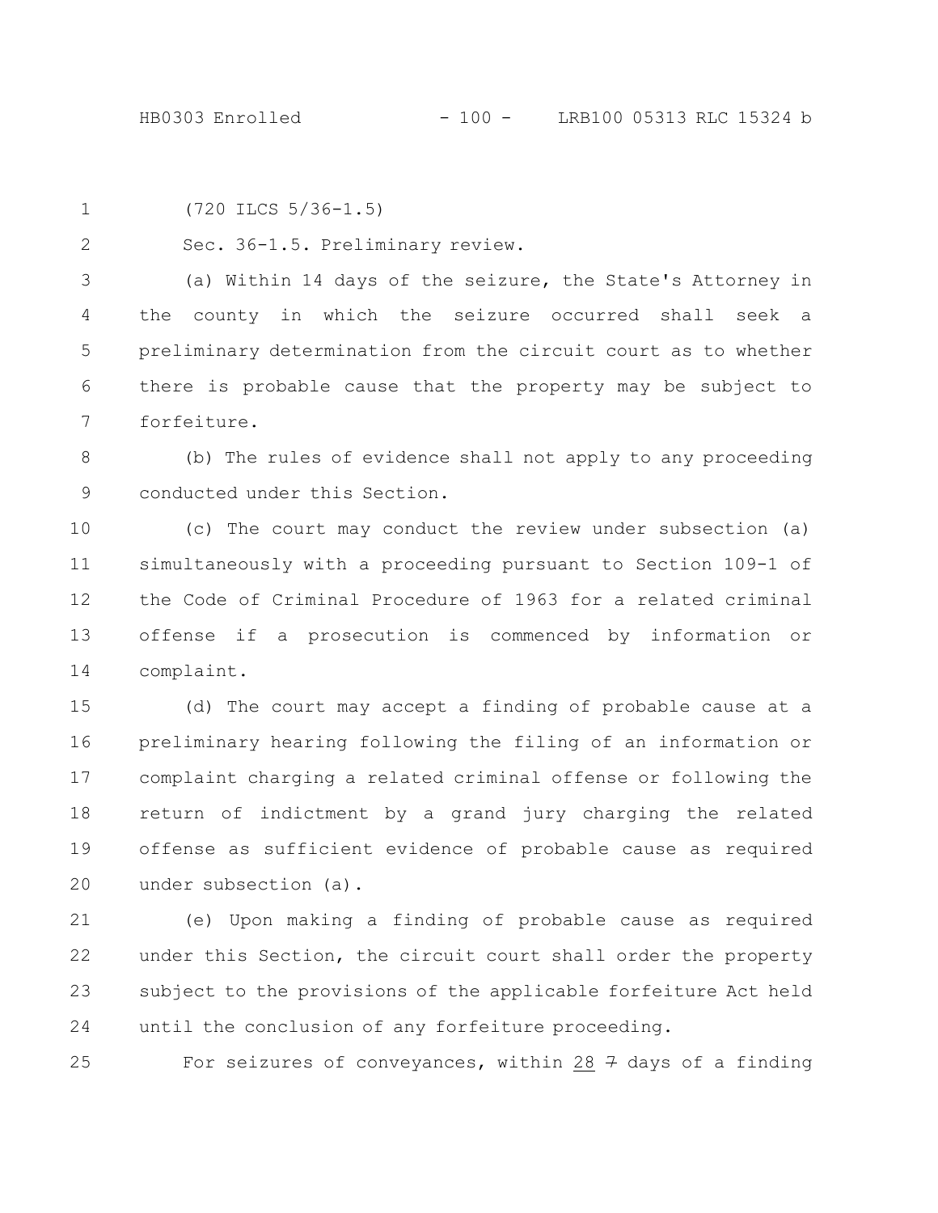(720 ILCS 5/36-1.5)

Sec. 36-1.5. Preliminary review.

(a) Within 14 days of the seizure, the State's Attorney in the county in which the seizure occurred shall seek a preliminary determination from the circuit court as to whether there is probable cause that the property may be subject to forfeiture.

(b) The rules of evidence shall not apply to any proceeding conducted under this Section.

(c) The court may conduct the review under subsection (a) simultaneously with a proceeding pursuant to Section 109-1 of the Code of Criminal Procedure of 1963 for a related criminal offense if a prosecution is commenced by information or complaint.

(d) The court may accept a finding of probable cause at a preliminary hearing following the filing of an information or complaint charging a related criminal offense or following the return of indictment by a grand jury charging the related offense as sufficient evidence of probable cause as required under subsection (a).

(e) Upon making a finding of probable cause as required under this Section, the circuit court shall order the property subject to the provisions of the applicable forfeiture Act held until the conclusion of any forfeiture proceeding.

For seizures of conveyances, within 28 ~~7~~ days of a finding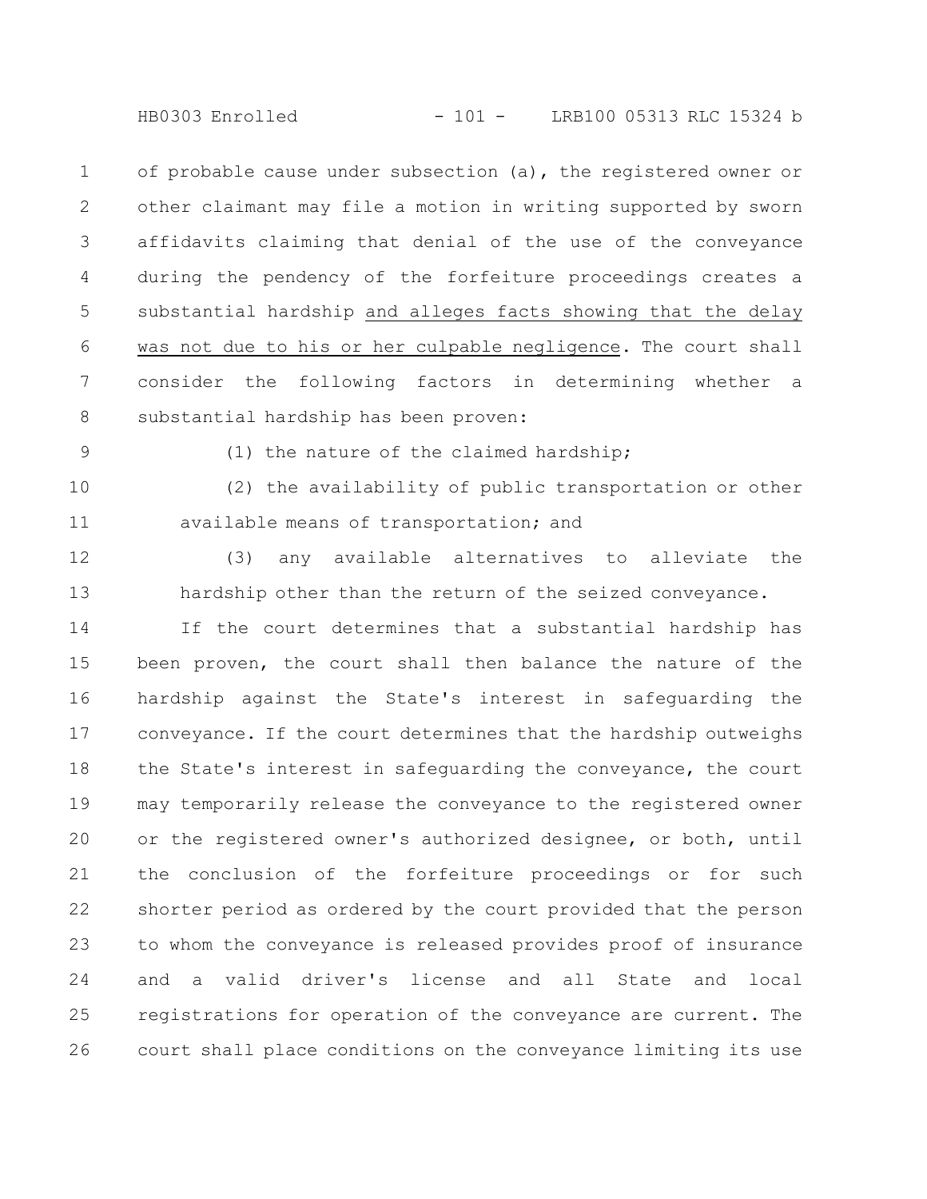of probable cause under subsection (a), the registered owner or other claimant may file a motion in writing supported by sworn affidavits claiming that denial of the use of the conveyance during the pendency of the forfeiture proceedings creates a substantial hardship <u>and alleges facts showing that the delay was not due to his or her culpable negligence</u>. The court shall consider the following factors in determining whether a substantial hardship has been proven:

(1) the nature of the claimed hardship;

(2) the availability of public transportation or other available means of transportation; and

(3) any available alternatives to alleviate the hardship other than the return of the seized conveyance.

If the court determines that a substantial hardship has been proven, the court shall then balance the nature of the hardship against the State's interest in safeguarding the conveyance. If the court determines that the hardship outweighs the State's interest in safeguarding the conveyance, the court may temporarily release the conveyance to the registered owner or the registered owner's authorized designee, or both, until the conclusion of the forfeiture proceedings or for such shorter period as ordered by the court provided that the person to whom the conveyance is released provides proof of insurance and a valid driver's license and all State and local registrations for operation of the conveyance are current. The court shall place conditions on the conveyance limiting its use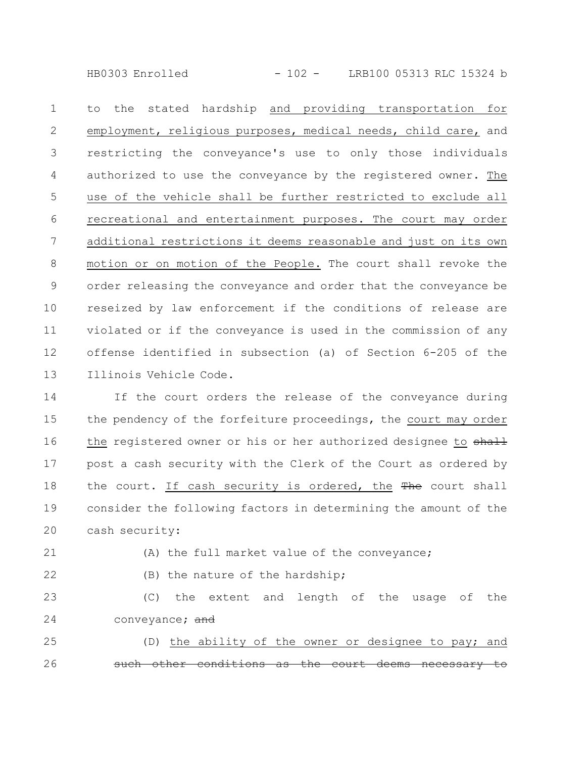to the stated hardship and providing transportation for employment, religious purposes, medical needs, child care, and restricting the conveyance's use to only those individuals authorized to use the conveyance by the registered owner. The use of the vehicle shall be further restricted to exclude all recreational and entertainment purposes. The court may order additional restrictions it deems reasonable and just on its own motion or on motion of the People. The court shall revoke the order releasing the conveyance and order that the conveyance be reseized by law enforcement if the conditions of release are violated or if the conveyance is used in the commission of any offense identified in subsection (a) of Section 6-205 of the Illinois Vehicle Code.

If the court orders the release of the conveyance during the pendency of the forfeiture proceedings, the court may order the registered owner or his or her authorized designee to ~~shall~~ post a cash security with the Clerk of the Court as ordered by the court. If cash security is ordered, the ~~The~~ court shall consider the following factors in determining the amount of the cash security:

(A) the full market value of the conveyance;

(B) the nature of the hardship;

(C) the extent and length of the usage of the conveyance; ~~and~~

(D) the ability of the owner or designee to pay; and ~~such other conditions as the court deems necessary to~~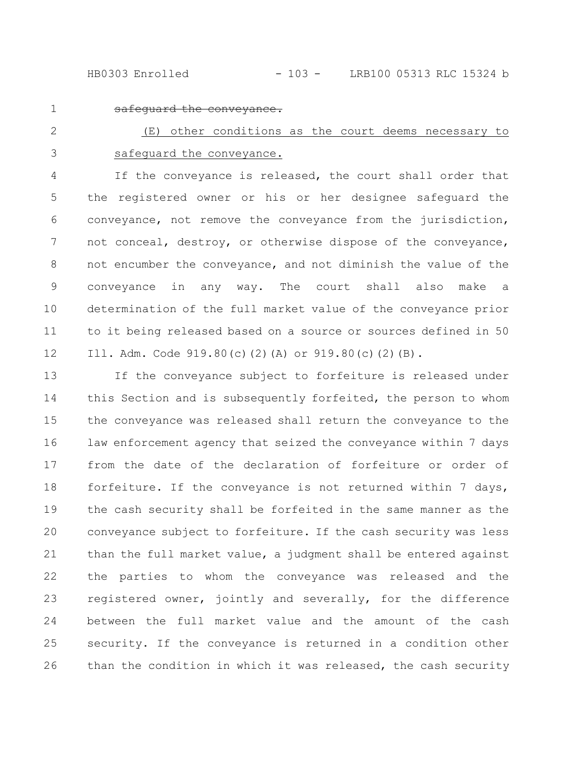~~safeguard the conveyance.~~

(E) other conditions as the court deems necessary to safeguard the conveyance.

If the conveyance is released, the court shall order that the registered owner or his or her designee safeguard the conveyance, not remove the conveyance from the jurisdiction, not conceal, destroy, or otherwise dispose of the conveyance, not encumber the conveyance, and not diminish the value of the conveyance in any way. The court shall also make a determination of the full market value of the conveyance prior to it being released based on a source or sources defined in 50 Ill. Adm. Code 919.80(c)(2)(A) or 919.80(c)(2)(B).

If the conveyance subject to forfeiture is released under this Section and is subsequently forfeited, the person to whom the conveyance was released shall return the conveyance to the law enforcement agency that seized the conveyance within 7 days from the date of the declaration of forfeiture or order of forfeiture. If the conveyance is not returned within 7 days, the cash security shall be forfeited in the same manner as the conveyance subject to forfeiture. If the cash security was less than the full market value, a judgment shall be entered against the parties to whom the conveyance was released and the registered owner, jointly and severally, for the difference between the full market value and the amount of the cash security. If the conveyance is returned in a condition other than the condition in which it was released, the cash security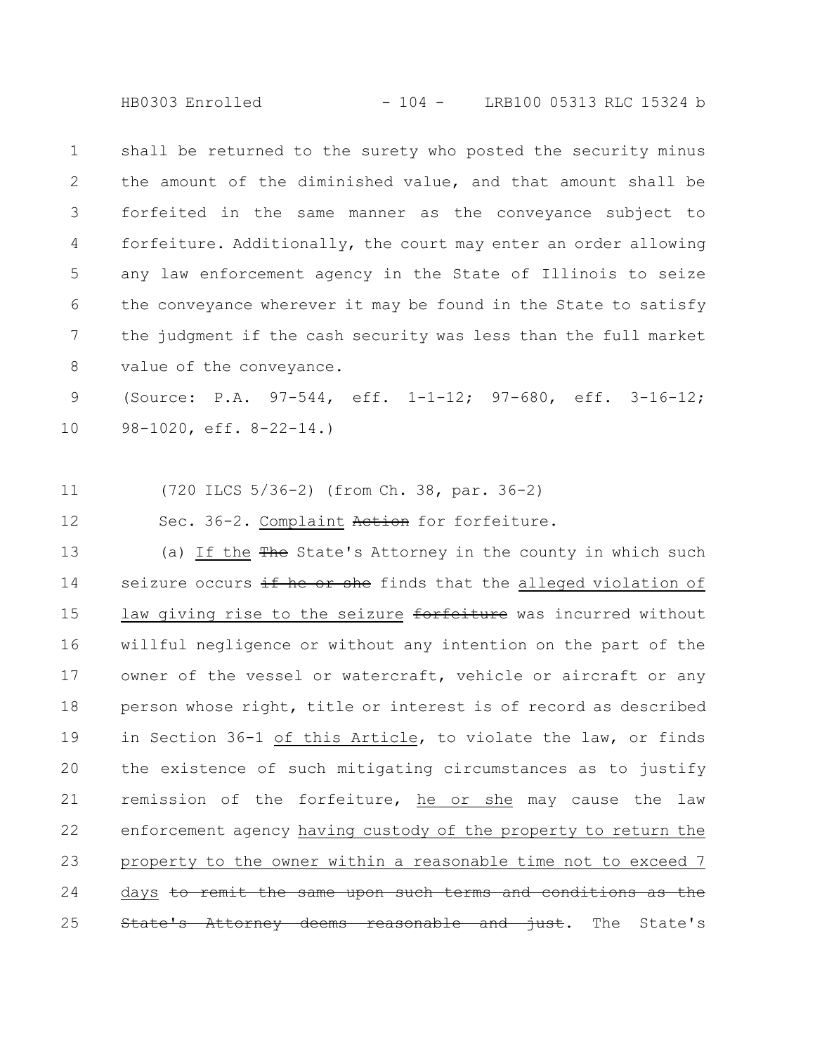shall be returned to the surety who posted the security minus the amount of the diminished value, and that amount shall be forfeited in the same manner as the conveyance subject to forfeiture. Additionally, the court may enter an order allowing any law enforcement agency in the State of Illinois to seize the conveyance wherever it may be found in the State to satisfy the judgment if the cash security was less than the full market value of the conveyance.

(Source: P.A. 97-544, eff. 1-1-12; 97-680, eff. 3-16-12; 98-1020, eff. 8-22-14.)

(720 ILCS 5/36-2) (from Ch. 38, par. 36-2)

Sec. 36-2. Complaint ~~Action~~ for forfeiture.

(a) If the ~~The~~ State's Attorney in the county in which such seizure occurs ~~if he or she~~ finds that the alleged violation of law giving rise to the seizure ~~forfeiture~~ was incurred without willful negligence or without any intention on the part of the owner of the vessel or watercraft, vehicle or aircraft or any person whose right, title or interest is of record as described in Section 36-1 of this Article, to violate the law, or finds the existence of such mitigating circumstances as to justify remission of the forfeiture, he or she may cause the law enforcement agency having custody of the property to return the property to the owner within a reasonable time not to exceed 7 days ~~to remit the same upon such terms and conditions as the State's Attorney deems reasonable and just~~. The State's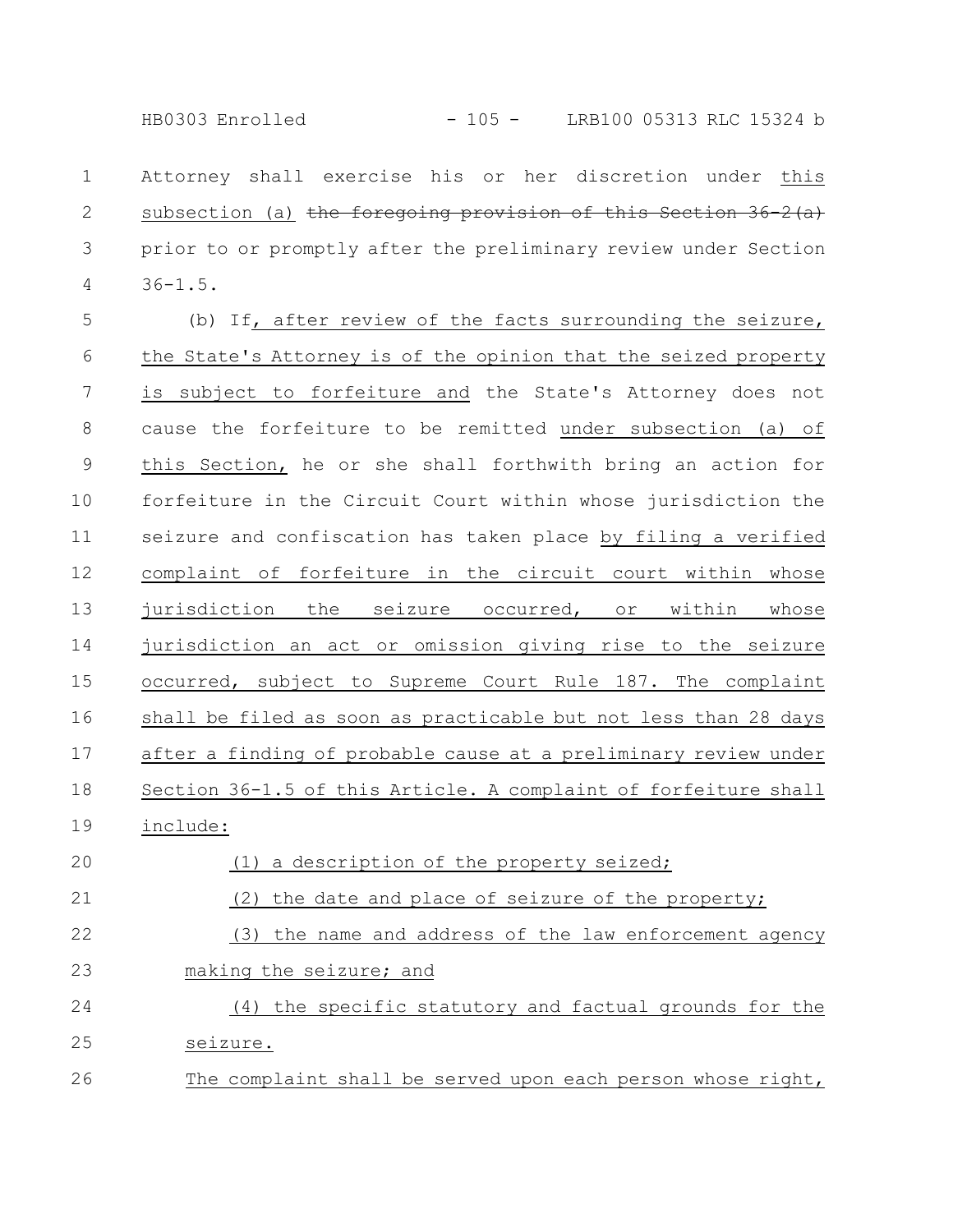Attorney shall exercise his or her discretion under this subsection (a) ~~the foregoing provision of this Section 36-2(a)~~ prior to or promptly after the preliminary review under Section 36-1.5.

(b) If, after review of the facts surrounding the seizure, the State's Attorney is of the opinion that the seized property is subject to forfeiture and the State's Attorney does not cause the forfeiture to be remitted under subsection (a) of this Section, he or she shall forthwith bring an action for forfeiture in the Circuit Court within whose jurisdiction the seizure and confiscation has taken place by filing a verified complaint of forfeiture in the circuit court within whose jurisdiction the seizure occurred, or within whose jurisdiction an act or omission giving rise to the seizure occurred, subject to Supreme Court Rule 187. The complaint shall be filed as soon as practicable but not less than 28 days after a finding of probable cause at a preliminary review under Section 36-1.5 of this Article. A complaint of forfeiture shall include:

(1) a description of the property seized;

(2) the date and place of seizure of the property;

(3) the name and address of the law enforcement agency making the seizure; and

(4) the specific statutory and factual grounds for the seizure.

The complaint shall be served upon each person whose right,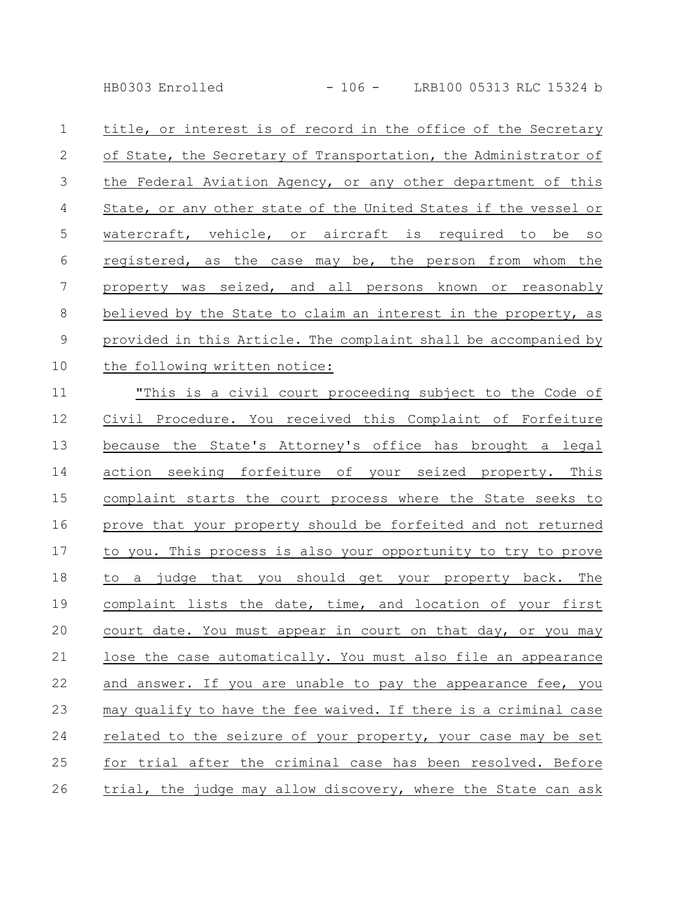title, or interest is of record in the office of the Secretary of State, the Secretary of Transportation, the Administrator of the Federal Aviation Agency, or any other department of this State, or any other state of the United States if the vessel or watercraft, vehicle, or aircraft is required to be so registered, as the case may be, the person from whom the property was seized, and all persons known or reasonably believed by the State to claim an interest in the property, as provided in this Article. The complaint shall be accompanied by the following written notice:

"This is a civil court proceeding subject to the Code of Civil Procedure. You received this Complaint of Forfeiture because the State's Attorney's office has brought a legal action seeking forfeiture of your seized property. This complaint starts the court process where the State seeks to prove that your property should be forfeited and not returned to you. This process is also your opportunity to try to prove to a judge that you should get your property back. The complaint lists the date, time, and location of your first court date. You must appear in court on that day, or you may lose the case automatically. You must also file an appearance and answer. If you are unable to pay the appearance fee, you may qualify to have the fee waived. If there is a criminal case related to the seizure of your property, your case may be set for trial after the criminal case has been resolved. Before trial, the judge may allow discovery, where the State can ask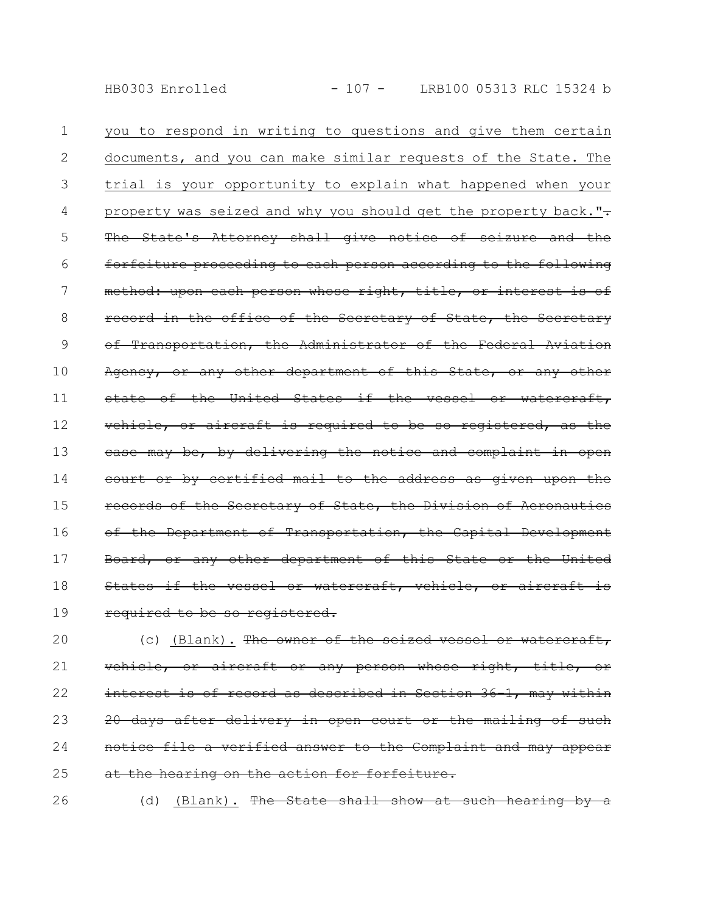you to respond in writing to questions and give them certain documents, and you can make similar requests of the State. The trial is your opportunity to explain what happened when your property was seized and why you should get the property back.". ~~The State's Attorney shall give notice of seizure and the forfeiture proceeding to each person according to the following method: upon each person whose right, title, or interest is of record in the office of the Secretary of State, the Secretary of Transportation, the Administrator of the Federal Aviation Agency, or any other department of this State, or any other state of the United States if the vessel or watercraft, vehicle, or aircraft is required to be so registered, as the case may be, by delivering the notice and complaint in open court or by certified mail to the address as given upon the records of the Secretary of State, the Division of Aeronautics of the Department of Transportation, the Capital Development Board, or any other department of this State or the United States if the vessel or watercraft, vehicle, or aircraft is required to be so registered.~~

(c) (Blank). ~~The owner of the seized vessel or watercraft, vehicle, or aircraft or any person whose right, title, or interest is of record as described in Section 36-1, may within 20 days after delivery in open court or the mailing of such notice file a verified answer to the Complaint and may appear at the hearing on the action for forfeiture.~~

(d) (Blank). ~~The State shall show at such hearing by a~~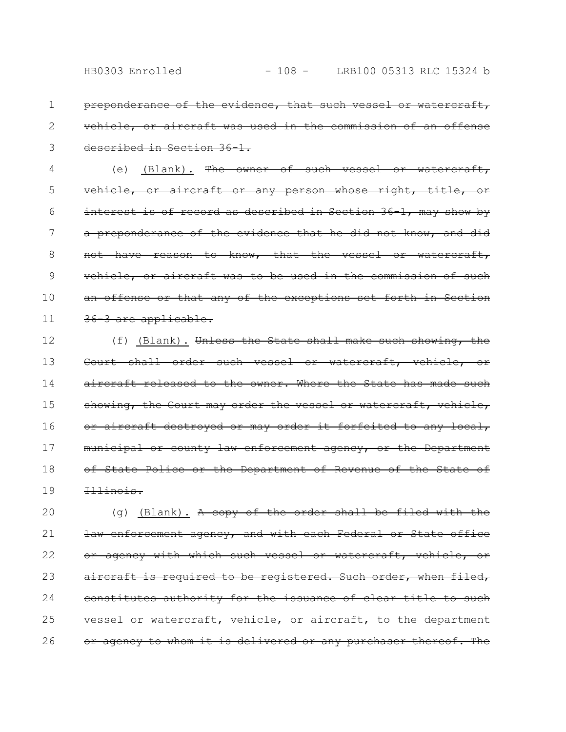~~preponderance of the evidence, that such vessel or watercraft, vehicle, or aircraft was used in the commission of an offense described in Section 36-1.~~

(e) <u>(Blank).</u> ~~The owner of such vessel or watercraft, vehicle, or aircraft or any person whose right, title, or interest is of record as described in Section 36-1, may show by a preponderance of the evidence that he did not know, and did not have reason to know, that the vessel or watercraft, vehicle, or aircraft was to be used in the commission of such an offense or that any of the exceptions set forth in Section 36-3 are applicable.~~

(f) <u>(Blank).</u> ~~Unless the State shall make such showing, the Court shall order such vessel or watercraft, vehicle, or aircraft released to the owner. Where the State has made such showing, the Court may order the vessel or watercraft, vehicle, or aircraft destroyed or may order it forfeited to any local, municipal or county law enforcement agency, or the Department of State Police or the Department of Revenue of the State of Illinois.~~

(g) <u>(Blank).</u> ~~A copy of the order shall be filed with the law enforcement agency, and with each Federal or State office or agency with which such vessel or watercraft, vehicle, or aircraft is required to be registered. Such order, when filed, constitutes authority for the issuance of clear title to such vessel or watercraft, vehicle, or aircraft, to the department or agency to whom it is delivered or any purchaser thereof. The~~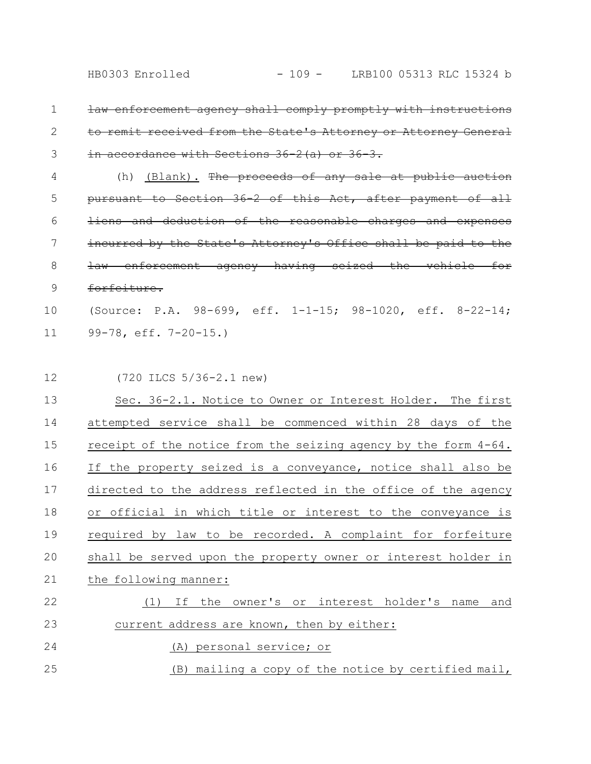~~law enforcement agency shall comply promptly with instructions to remit received from the State's Attorney or Attorney General in accordance with Sections 36-2(a) or 36-3.~~

(h) <u>(Blank).</u> ~~The proceeds of any sale at public auction pursuant to Section 36-2 of this Act, after payment of all liens and deduction of the reasonable charges and expenses incurred by the State's Attorney's Office shall be paid to the law enforcement agency having seized the vehicle for forfeiture.~~

(Source: P.A. 98-699, eff. 1-1-15; 98-1020, eff. 8-22-14; 99-78, eff. 7-20-15.)

(720 ILCS 5/36-2.1 new)

<u>Sec. 36-2.1. Notice to Owner or Interest Holder. The first attempted service shall be commenced within 28 days of the receipt of the notice from the seizing agency by the form 4-64. If the property seized is a conveyance, notice shall also be directed to the address reflected in the office of the agency or official in which title or interest to the conveyance is required by law to be recorded. A complaint for forfeiture shall be served upon the property owner or interest holder in the following manner:</u>

<u>(1) If the owner's or interest holder's name and current address are known, then by either:</u>

<u>(A) personal service; or</u>

<u>(B) mailing a copy of the notice by certified mail,</u>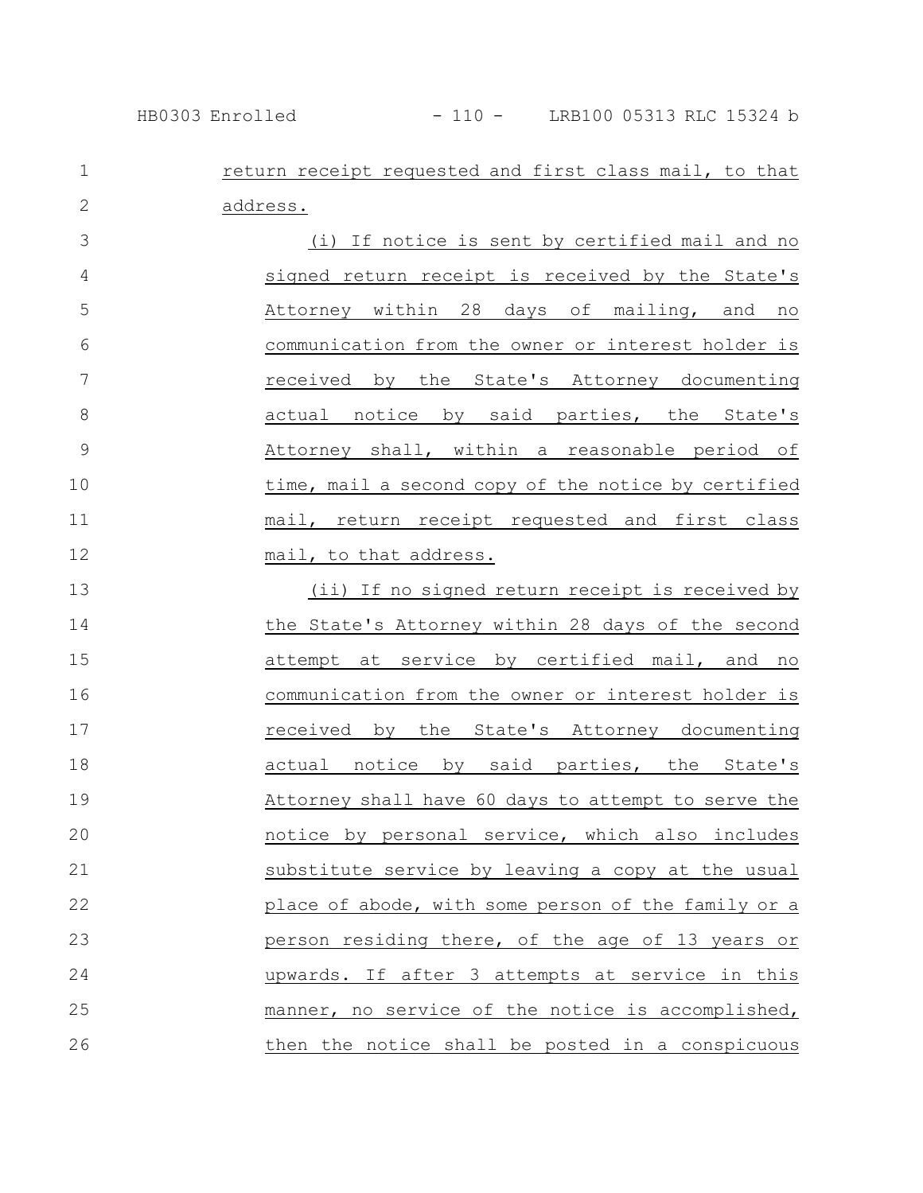return receipt requested and first class mail, to that address.

(i) If notice is sent by certified mail and no signed return receipt is received by the State's Attorney within 28 days of mailing, and no communication from the owner or interest holder is received by the State's Attorney documenting actual notice by said parties, the State's Attorney shall, within a reasonable period of time, mail a second copy of the notice by certified mail, return receipt requested and first class mail, to that address.

(ii) If no signed return receipt is received by the State's Attorney within 28 days of the second attempt at service by certified mail, and no communication from the owner or interest holder is received by the State's Attorney documenting actual notice by said parties, the State's Attorney shall have 60 days to attempt to serve the notice by personal service, which also includes substitute service by leaving a copy at the usual place of abode, with some person of the family or a person residing there, of the age of 13 years or upwards. If after 3 attempts at service in this manner, no service of the notice is accomplished, then the notice shall be posted in a conspicuous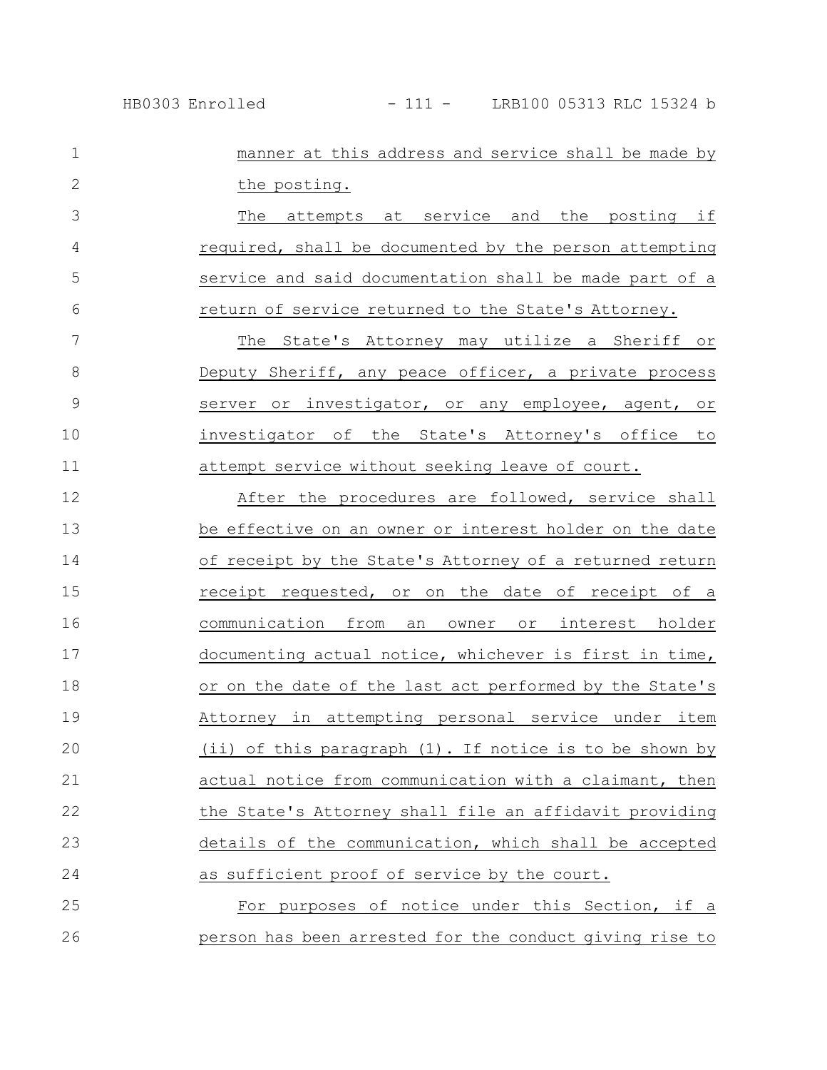manner at this address and service shall be made by the posting.

The attempts at service and the posting if required, shall be documented by the person attempting service and said documentation shall be made part of a return of service returned to the State's Attorney.

The State's Attorney may utilize a Sheriff or Deputy Sheriff, any peace officer, a private process server or investigator, or any employee, agent, or investigator of the State's Attorney's office to attempt service without seeking leave of court.

After the procedures are followed, service shall be effective on an owner or interest holder on the date of receipt by the State's Attorney of a returned return receipt requested, or on the date of receipt of a communication from an owner or interest holder documenting actual notice, whichever is first in time, or on the date of the last act performed by the State's Attorney in attempting personal service under item (ii) of this paragraph (1). If notice is to be shown by actual notice from communication with a claimant, then the State's Attorney shall file an affidavit providing details of the communication, which shall be accepted as sufficient proof of service by the court.

For purposes of notice under this Section, if a person has been arrested for the conduct giving rise to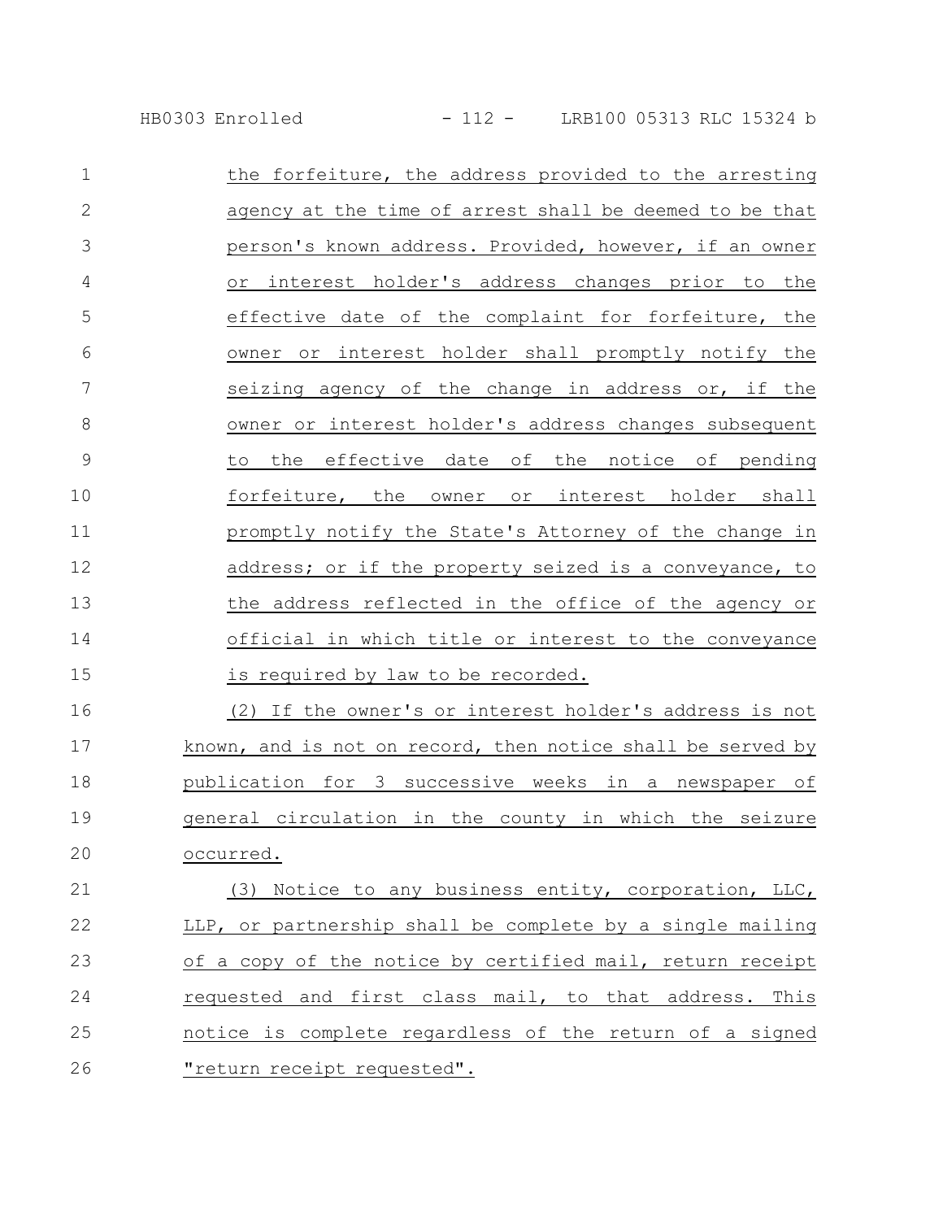the forfeiture, the address provided to the arresting agency at the time of arrest shall be deemed to be that person's known address. Provided, however, if an owner or interest holder's address changes prior to the effective date of the complaint for forfeiture, the owner or interest holder shall promptly notify the seizing agency of the change in address or, if the owner or interest holder's address changes subsequent to the effective date of the notice of pending forfeiture, the owner or interest holder shall promptly notify the State's Attorney of the change in address; or if the property seized is a conveyance, to the address reflected in the office of the agency or official in which title or interest to the conveyance is required by law to be recorded.

(2) If the owner's or interest holder's address is not known, and is not on record, then notice shall be served by publication for 3 successive weeks in a newspaper of general circulation in the county in which the seizure occurred.

(3) Notice to any business entity, corporation, LLC, LLP, or partnership shall be complete by a single mailing of a copy of the notice by certified mail, return receipt requested and first class mail, to that address. This notice is complete regardless of the return of a signed "return receipt requested".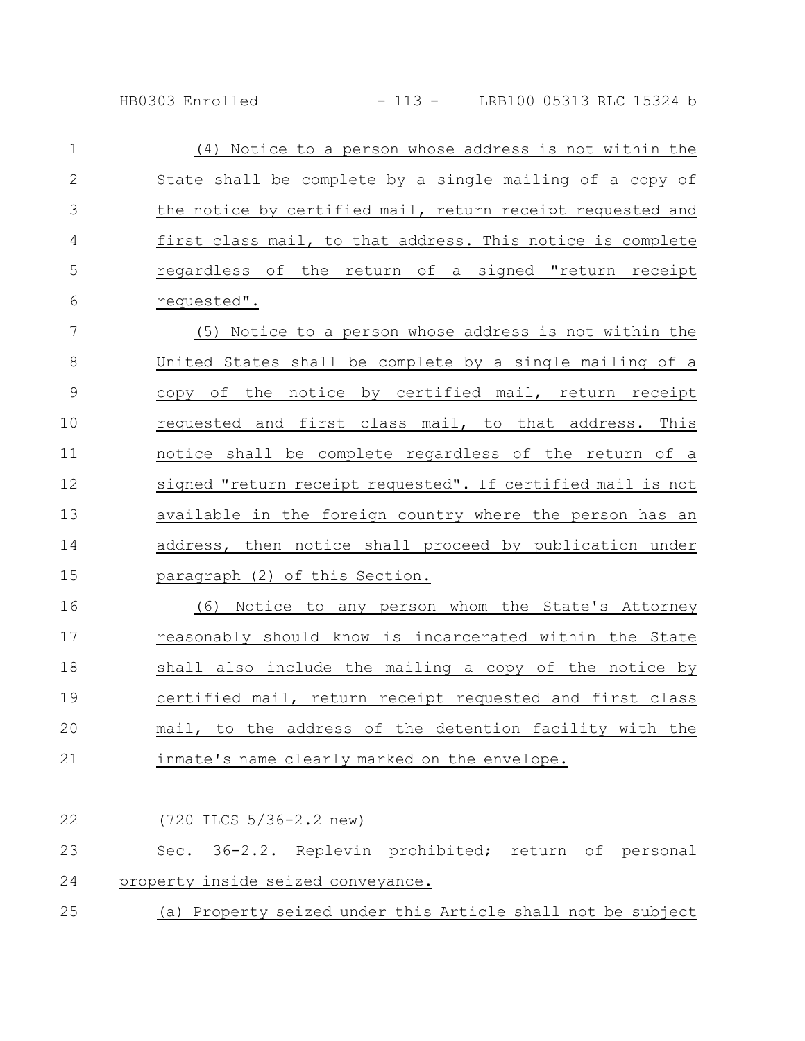(4) Notice to a person whose address is not within the State shall be complete by a single mailing of a copy of the notice by certified mail, return receipt requested and first class mail, to that address. This notice is complete regardless of the return of a signed "return receipt requested".

(5) Notice to a person whose address is not within the United States shall be complete by a single mailing of a copy of the notice by certified mail, return receipt requested and first class mail, to that address. This notice shall be complete regardless of the return of a signed "return receipt requested". If certified mail is not available in the foreign country where the person has an address, then notice shall proceed by publication under paragraph (2) of this Section.

(6) Notice to any person whom the State's Attorney reasonably should know is incarcerated within the State shall also include the mailing a copy of the notice by certified mail, return receipt requested and first class mail, to the address of the detention facility with the inmate's name clearly marked on the envelope.

(720 ILCS 5/36-2.2 new)

Sec. 36-2.2. Replevin prohibited; return of personal property inside seized conveyance.

(a) Property seized under this Article shall not be subject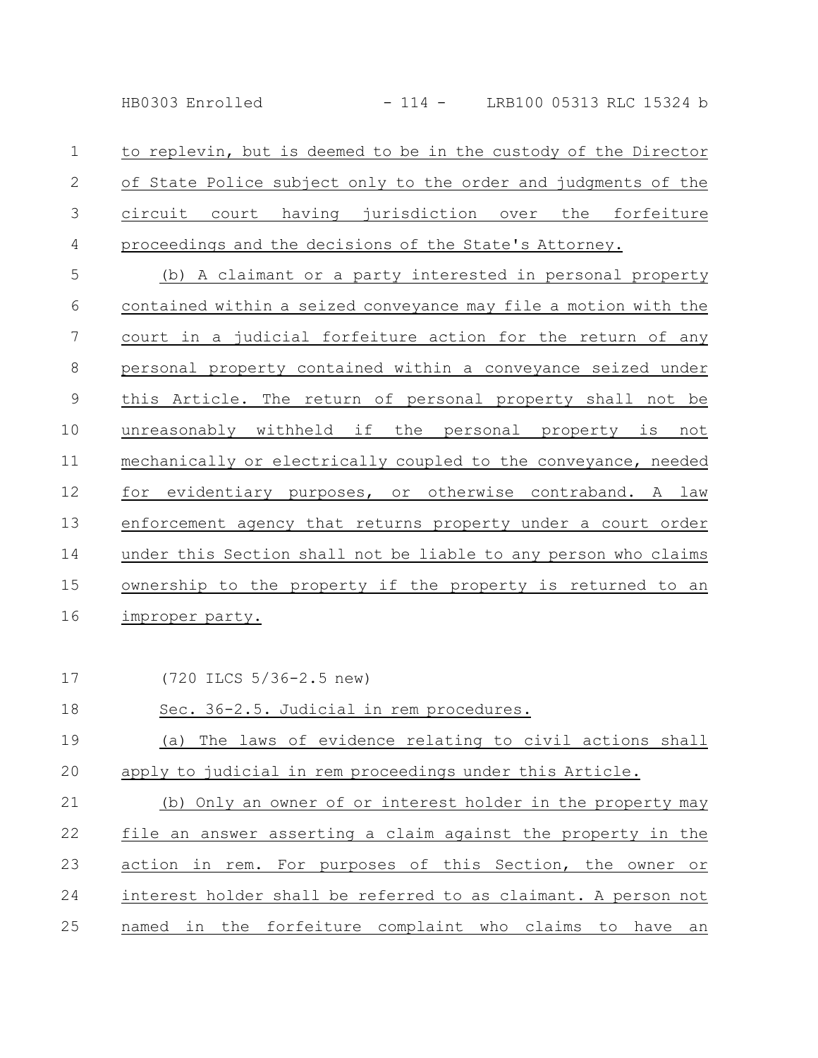to replevin, but is deemed to be in the custody of the Director of State Police subject only to the order and judgments of the circuit court having jurisdiction over the forfeiture proceedings and the decisions of the State's Attorney.

(b) A claimant or a party interested in personal property contained within a seized conveyance may file a motion with the court in a judicial forfeiture action for the return of any personal property contained within a conveyance seized under this Article. The return of personal property shall not be unreasonably withheld if the personal property is not mechanically or electrically coupled to the conveyance, needed for evidentiary purposes, or otherwise contraband. A law enforcement agency that returns property under a court order under this Section shall not be liable to any person who claims ownership to the property if the property is returned to an improper party.

(720 ILCS 5/36-2.5 new)

Sec. 36-2.5. Judicial in rem procedures.

(a) The laws of evidence relating to civil actions shall apply to judicial in rem proceedings under this Article.

(b) Only an owner of or interest holder in the property may file an answer asserting a claim against the property in the action in rem. For purposes of this Section, the owner or interest holder shall be referred to as claimant. A person not named in the forfeiture complaint who claims to have an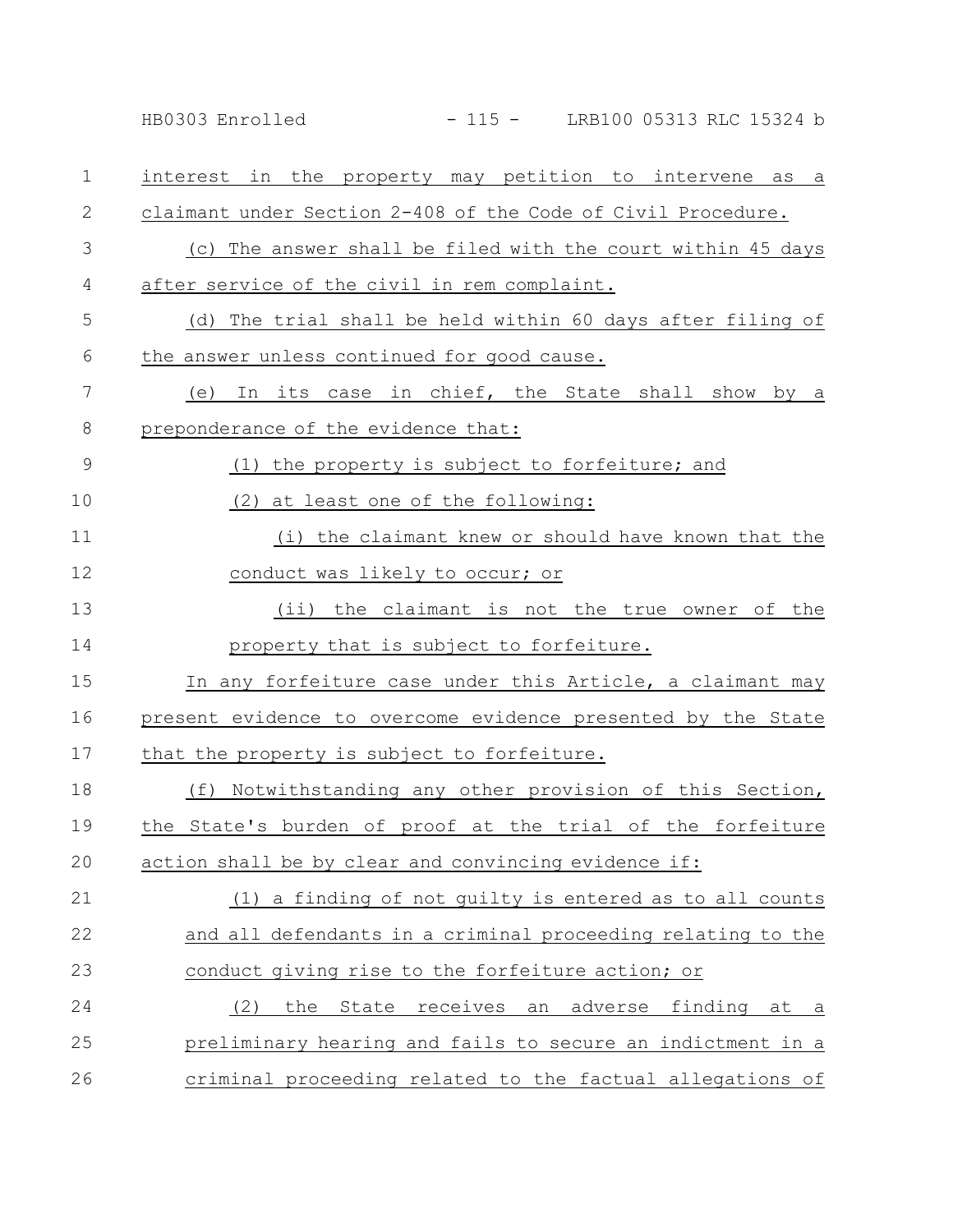interest in the property may petition to intervene as a claimant under Section 2-408 of the Code of Civil Procedure.

(c) The answer shall be filed with the court within 45 days after service of the civil in rem complaint.

(d) The trial shall be held within 60 days after filing of the answer unless continued for good cause.

(e) In its case in chief, the State shall show by a preponderance of the evidence that:

(1) the property is subject to forfeiture; and

(2) at least one of the following:

(i) the claimant knew or should have known that the conduct was likely to occur; or

(ii) the claimant is not the true owner of the property that is subject to forfeiture.

In any forfeiture case under this Article, a claimant may present evidence to overcome evidence presented by the State that the property is subject to forfeiture.

(f) Notwithstanding any other provision of this Section, the State's burden of proof at the trial of the forfeiture action shall be by clear and convincing evidence if:

(1) a finding of not guilty is entered as to all counts and all defendants in a criminal proceeding relating to the conduct giving rise to the forfeiture action; or

(2) the State receives an adverse finding at a preliminary hearing and fails to secure an indictment in a criminal proceeding related to the factual allegations of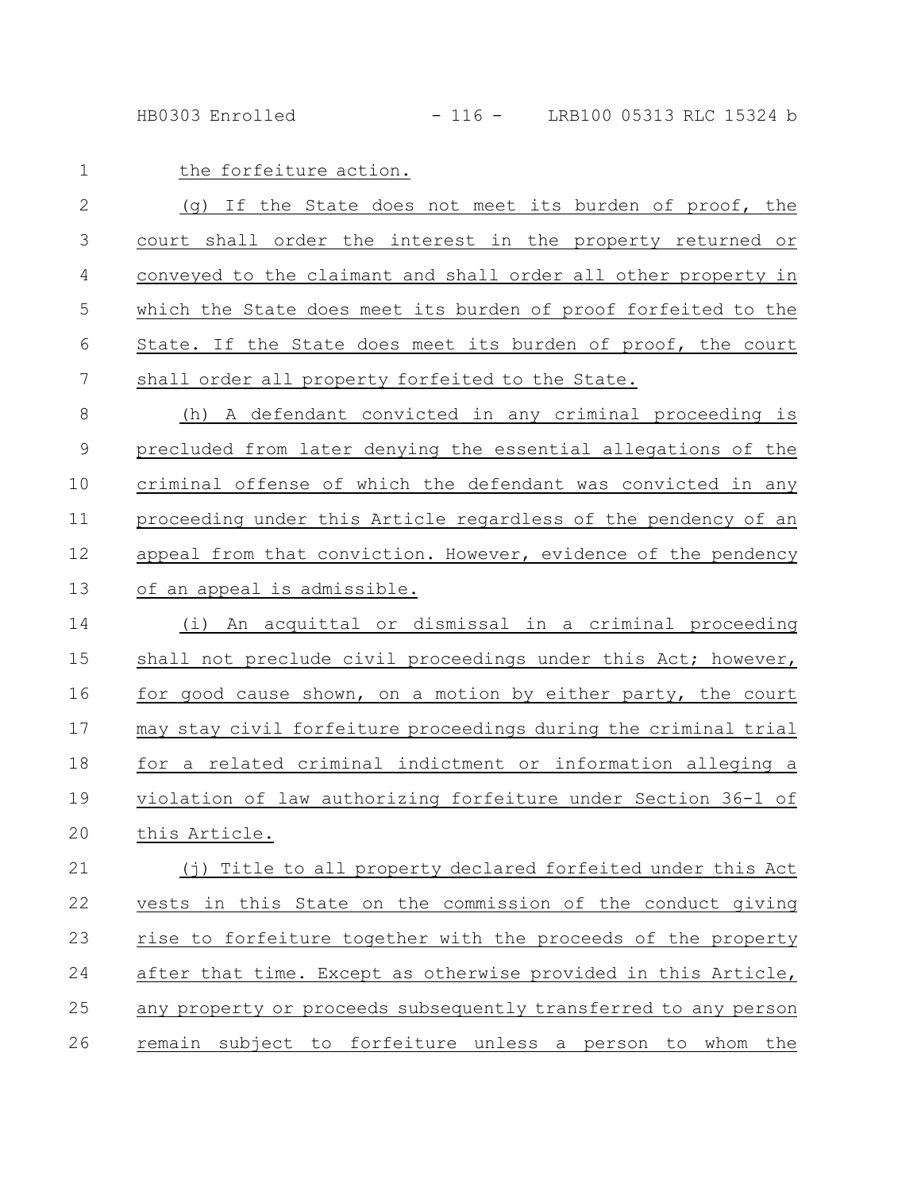the forfeiture action.

(g) If the State does not meet its burden of proof, the court shall order the interest in the property returned or conveyed to the claimant and shall order all other property in which the State does meet its burden of proof forfeited to the State. If the State does meet its burden of proof, the court shall order all property forfeited to the State.

(h) A defendant convicted in any criminal proceeding is precluded from later denying the essential allegations of the criminal offense of which the defendant was convicted in any proceeding under this Article regardless of the pendency of an appeal from that conviction. However, evidence of the pendency of an appeal is admissible.

(i) An acquittal or dismissal in a criminal proceeding shall not preclude civil proceedings under this Act; however, for good cause shown, on a motion by either party, the court may stay civil forfeiture proceedings during the criminal trial for a related criminal indictment or information alleging a violation of law authorizing forfeiture under Section 36-1 of this Article.

(j) Title to all property declared forfeited under this Act vests in this State on the commission of the conduct giving rise to forfeiture together with the proceeds of the property after that time. Except as otherwise provided in this Article, any property or proceeds subsequently transferred to any person remain subject to forfeiture unless a person to whom the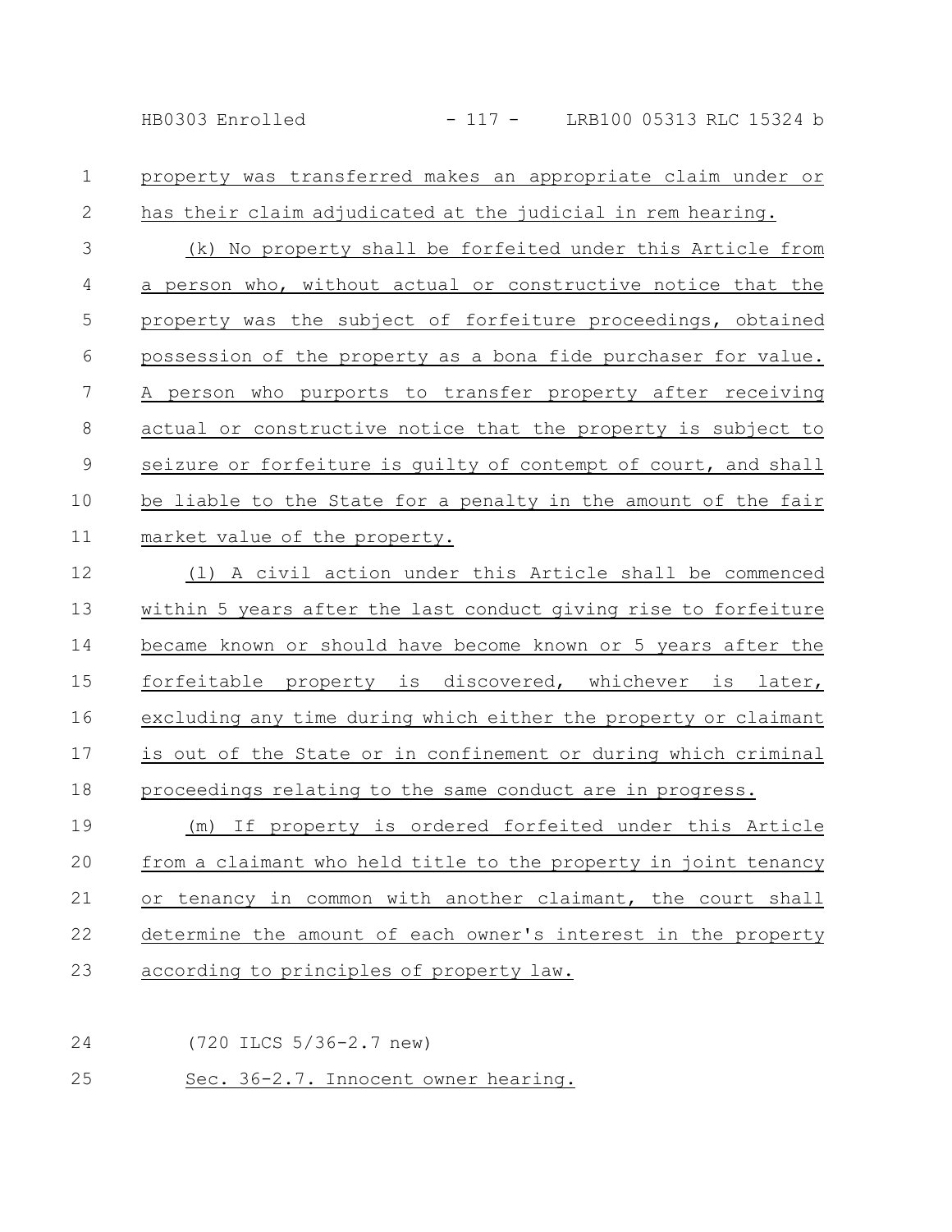property was transferred makes an appropriate claim under or has their claim adjudicated at the judicial in rem hearing.

(k) No property shall be forfeited under this Article from a person who, without actual or constructive notice that the property was the subject of forfeiture proceedings, obtained possession of the property as a bona fide purchaser for value. A person who purports to transfer property after receiving actual or constructive notice that the property is subject to seizure or forfeiture is guilty of contempt of court, and shall be liable to the State for a penalty in the amount of the fair market value of the property.

(l) A civil action under this Article shall be commenced within 5 years after the last conduct giving rise to forfeiture became known or should have become known or 5 years after the forfeitable property is discovered, whichever is later, excluding any time during which either the property or claimant is out of the State or in confinement or during which criminal proceedings relating to the same conduct are in progress.

(m) If property is ordered forfeited under this Article from a claimant who held title to the property in joint tenancy or tenancy in common with another claimant, the court shall determine the amount of each owner's interest in the property according to principles of property law.

(720 ILCS 5/36-2.7 new)

Sec. 36-2.7. Innocent owner hearing.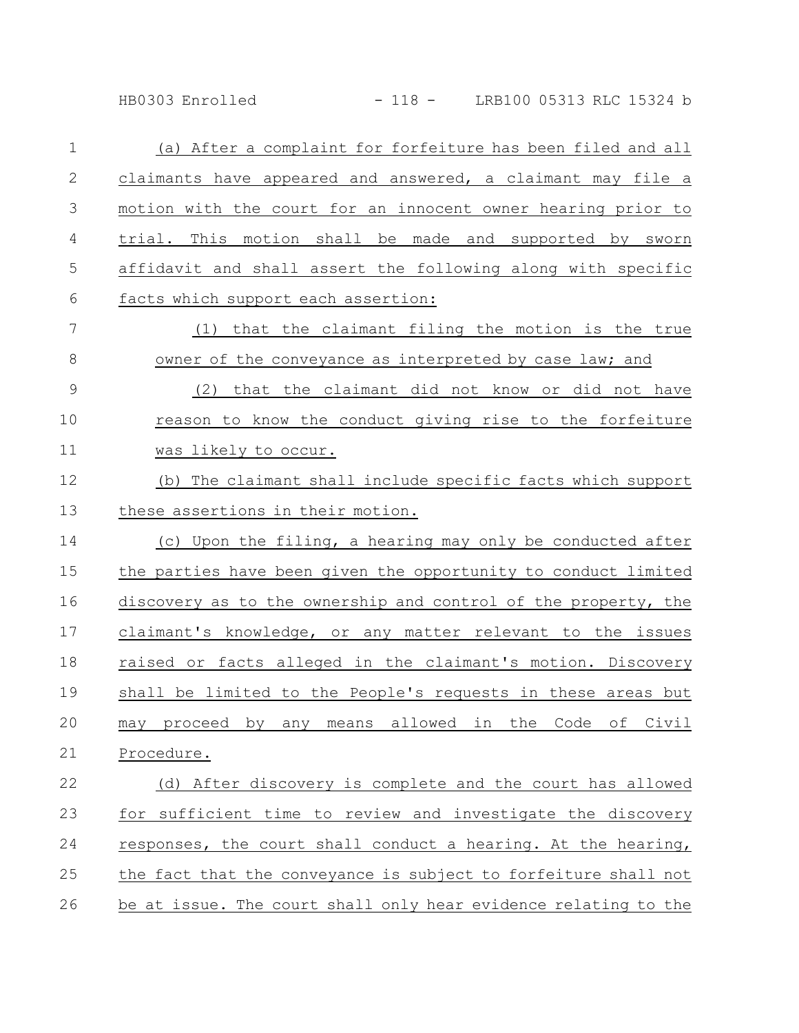(a) After a complaint for forfeiture has been filed and all claimants have appeared and answered, a claimant may file a motion with the court for an innocent owner hearing prior to trial. This motion shall be made and supported by sworn affidavit and shall assert the following along with specific facts which support each assertion:

(1) that the claimant filing the motion is the true owner of the conveyance as interpreted by case law; and

(2) that the claimant did not know or did not have reason to know the conduct giving rise to the forfeiture was likely to occur.

(b) The claimant shall include specific facts which support these assertions in their motion.

(c) Upon the filing, a hearing may only be conducted after the parties have been given the opportunity to conduct limited discovery as to the ownership and control of the property, the claimant's knowledge, or any matter relevant to the issues raised or facts alleged in the claimant's motion. Discovery shall be limited to the People's requests in these areas but may proceed by any means allowed in the Code of Civil Procedure.

(d) After discovery is complete and the court has allowed for sufficient time to review and investigate the discovery responses, the court shall conduct a hearing. At the hearing, the fact that the conveyance is subject to forfeiture shall not be at issue. The court shall only hear evidence relating to the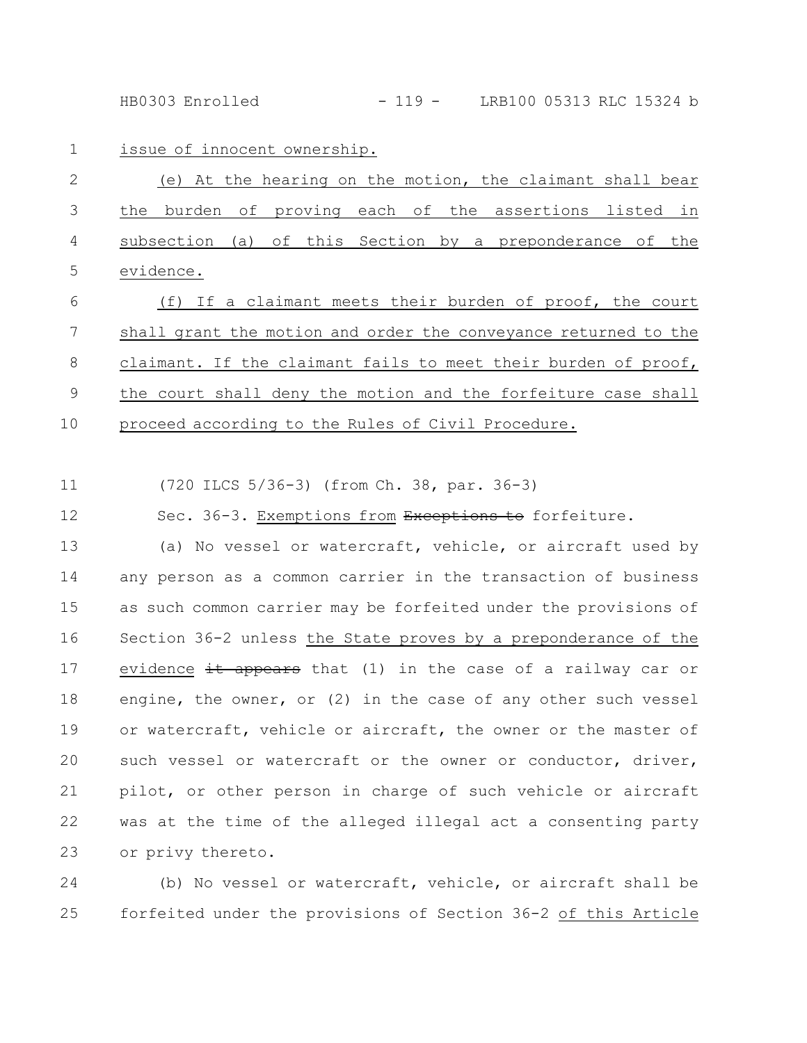issue of innocent ownership.

(e) At the hearing on the motion, the claimant shall bear the burden of proving each of the assertions listed in subsection (a) of this Section by a preponderance of the evidence.

(f) If a claimant meets their burden of proof, the court shall grant the motion and order the conveyance returned to the claimant. If the claimant fails to meet their burden of proof, the court shall deny the motion and the forfeiture case shall proceed according to the Rules of Civil Procedure.

(720 ILCS 5/36-3) (from Ch. 38, par. 36-3)

Sec. 36-3. Exemptions from ~~Exceptions to~~ forfeiture.

(a) No vessel or watercraft, vehicle, or aircraft used by any person as a common carrier in the transaction of business as such common carrier may be forfeited under the provisions of Section 36-2 unless the State proves by a preponderance of the evidence ~~it appears~~ that (1) in the case of a railway car or engine, the owner, or (2) in the case of any other such vessel or watercraft, vehicle or aircraft, the owner or the master of such vessel or watercraft or the owner or conductor, driver, pilot, or other person in charge of such vehicle or aircraft was at the time of the alleged illegal act a consenting party or privy thereto.

(b) No vessel or watercraft, vehicle, or aircraft shall be forfeited under the provisions of Section 36-2 of this Article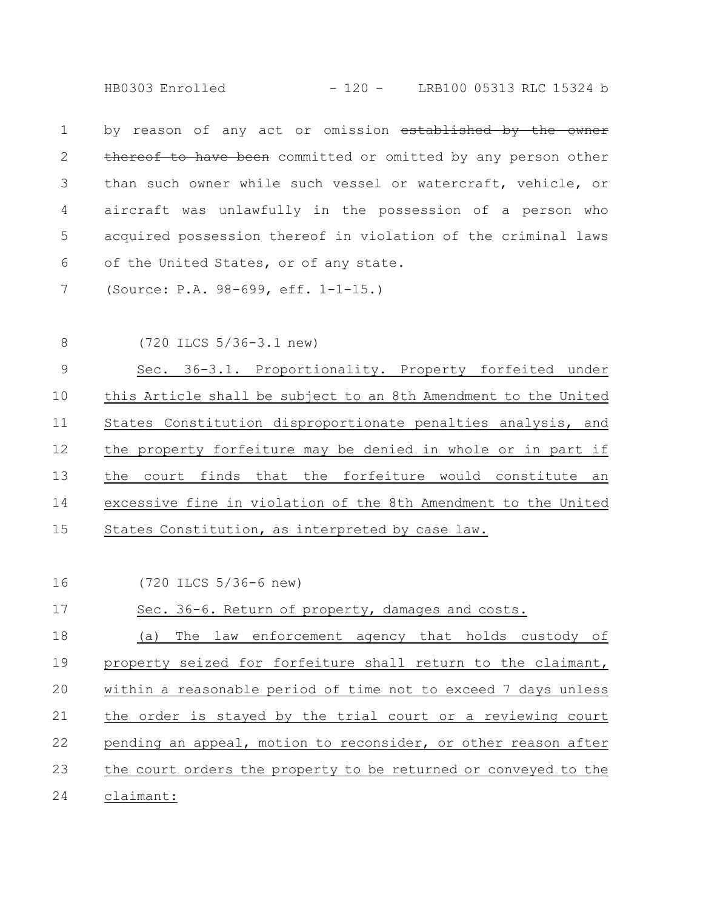by reason of any act or omission ~~established by the owner thereof to have been~~ committed or omitted by any person other than such owner while such vessel or watercraft, vehicle, or aircraft was unlawfully in the possession of a person who acquired possession thereof in violation of the criminal laws of the United States, or of any state.

(Source: P.A. 98-699, eff. 1-1-15.)

(720 ILCS 5/36-3.1 new)

Sec. 36-3.1. Proportionality. Property forfeited under this Article shall be subject to an 8th Amendment to the United States Constitution disproportionate penalties analysis, and the property forfeiture may be denied in whole or in part if the court finds that the forfeiture would constitute an excessive fine in violation of the 8th Amendment to the United States Constitution, as interpreted by case law.

(720 ILCS 5/36-6 new)

Sec. 36-6. Return of property, damages and costs.

(a) The law enforcement agency that holds custody of property seized for forfeiture shall return to the claimant, within a reasonable period of time not to exceed 7 days unless the order is stayed by the trial court or a reviewing court pending an appeal, motion to reconsider, or other reason after the court orders the property to be returned or conveyed to the claimant: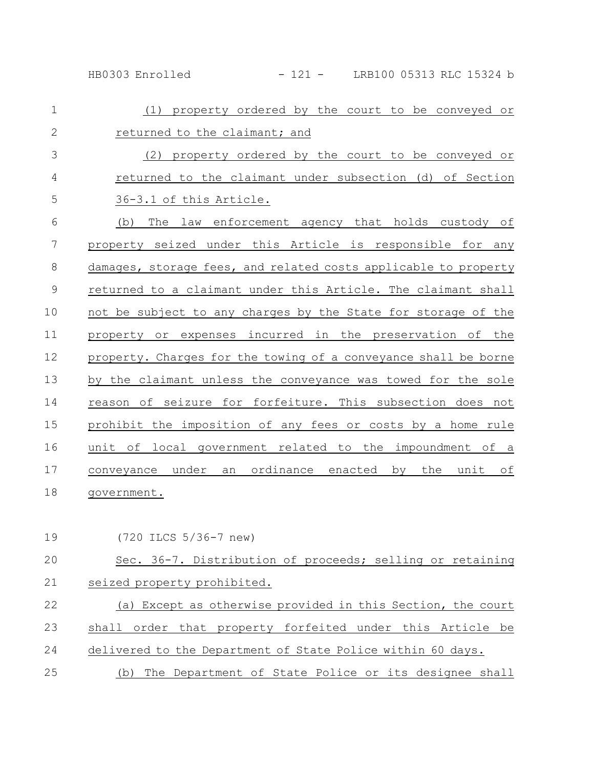(1) property ordered by the court to be conveyed or returned to the claimant; and

(2) property ordered by the court to be conveyed or returned to the claimant under subsection (d) of Section 36-3.1 of this Article.

(b) The law enforcement agency that holds custody of property seized under this Article is responsible for any damages, storage fees, and related costs applicable to property returned to a claimant under this Article. The claimant shall not be subject to any charges by the State for storage of the property or expenses incurred in the preservation of the property. Charges for the towing of a conveyance shall be borne by the claimant unless the conveyance was towed for the sole reason of seizure for forfeiture. This subsection does not prohibit the imposition of any fees or costs by a home rule unit of local government related to the impoundment of a conveyance under an ordinance enacted by the unit of government.

(720 ILCS 5/36-7 new)

Sec. 36-7. Distribution of proceeds; selling or retaining seized property prohibited.

(a) Except as otherwise provided in this Section, the court shall order that property forfeited under this Article be delivered to the Department of State Police within 60 days.

(b) The Department of State Police or its designee shall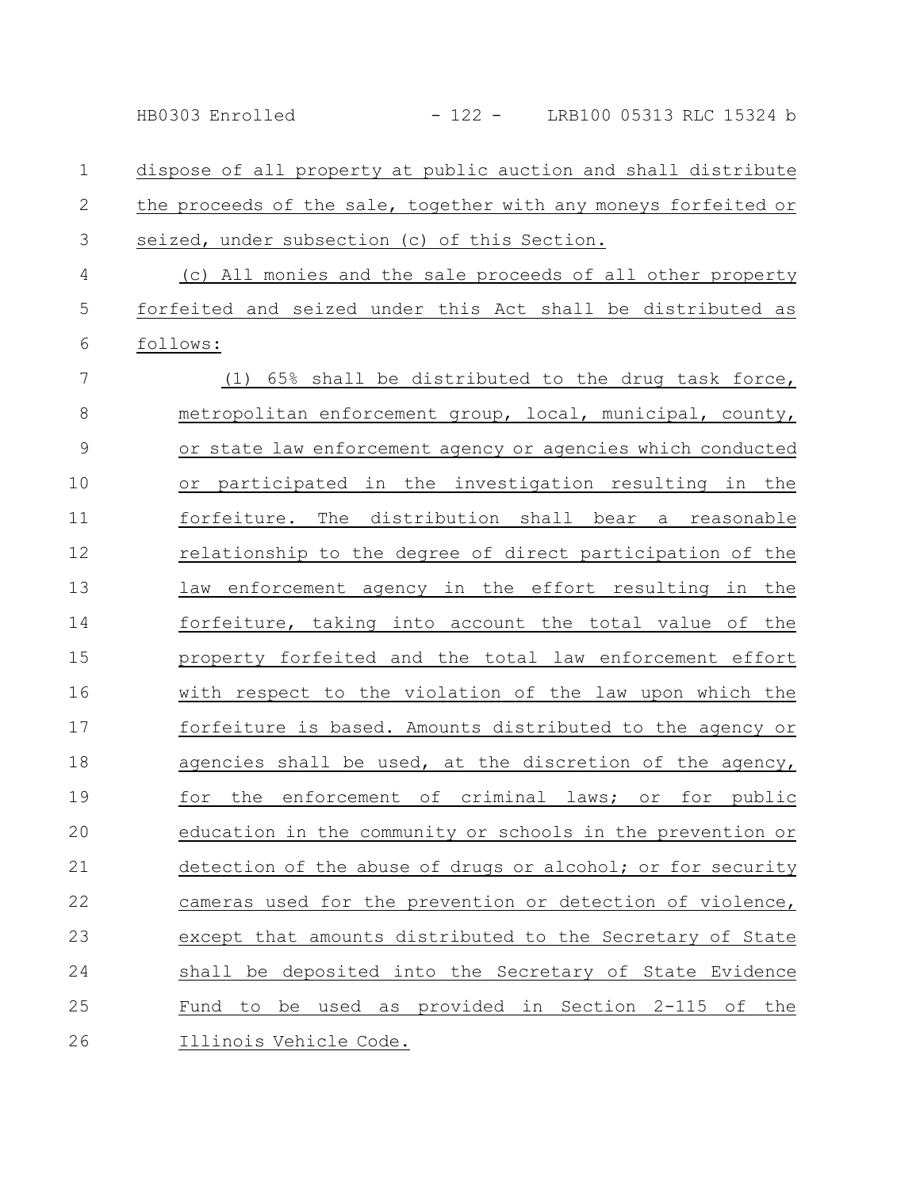dispose of all property at public auction and shall distribute the proceeds of the sale, together with any moneys forfeited or seized, under subsection (c) of this Section.

(c) All monies and the sale proceeds of all other property forfeited and seized under this Act shall be distributed as follows:

(1) 65% shall be distributed to the drug task force, metropolitan enforcement group, local, municipal, county, or state law enforcement agency or agencies which conducted or participated in the investigation resulting in the forfeiture. The distribution shall bear a reasonable relationship to the degree of direct participation of the law enforcement agency in the effort resulting in the forfeiture, taking into account the total value of the property forfeited and the total law enforcement effort with respect to the violation of the law upon which the forfeiture is based. Amounts distributed to the agency or agencies shall be used, at the discretion of the agency, for the enforcement of criminal laws; or for public education in the community or schools in the prevention or detection of the abuse of drugs or alcohol; or for security cameras used for the prevention or detection of violence, except that amounts distributed to the Secretary of State shall be deposited into the Secretary of State Evidence Fund to be used as provided in Section 2-115 of the Illinois Vehicle Code.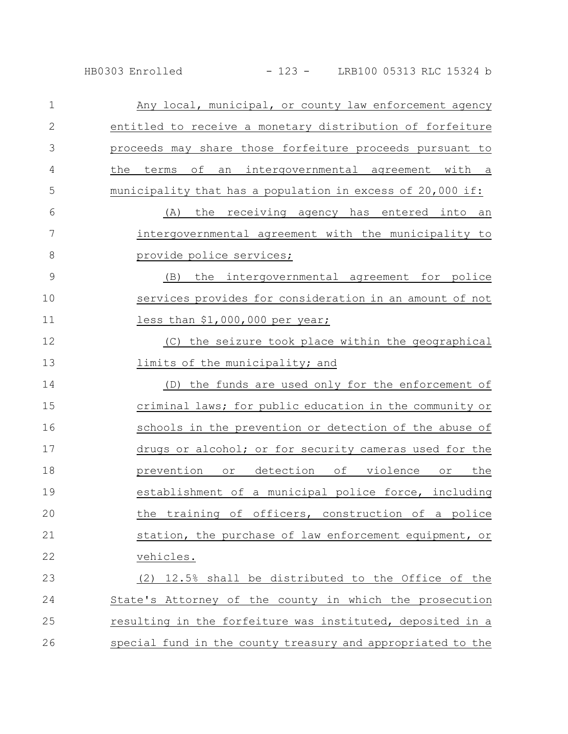Any local, municipal, or county law enforcement agency entitled to receive a monetary distribution of forfeiture proceeds may share those forfeiture proceeds pursuant to the terms of an intergovernmental agreement with a municipality that has a population in excess of 20,000 if:

(A) the receiving agency has entered into an intergovernmental agreement with the municipality to provide police services;

(B) the intergovernmental agreement for police services provides for consideration in an amount of not less than $1,000,000 per year;

(C) the seizure took place within the geographical limits of the municipality; and

(D) the funds are used only for the enforcement of criminal laws; for public education in the community or schools in the prevention or detection of the abuse of drugs or alcohol; or for security cameras used for the prevention or detection of violence or the establishment of a municipal police force, including the training of officers, construction of a police station, the purchase of law enforcement equipment, or vehicles.

(2) 12.5% shall be distributed to the Office of the State's Attorney of the county in which the prosecution resulting in the forfeiture was instituted, deposited in a special fund in the county treasury and appropriated to the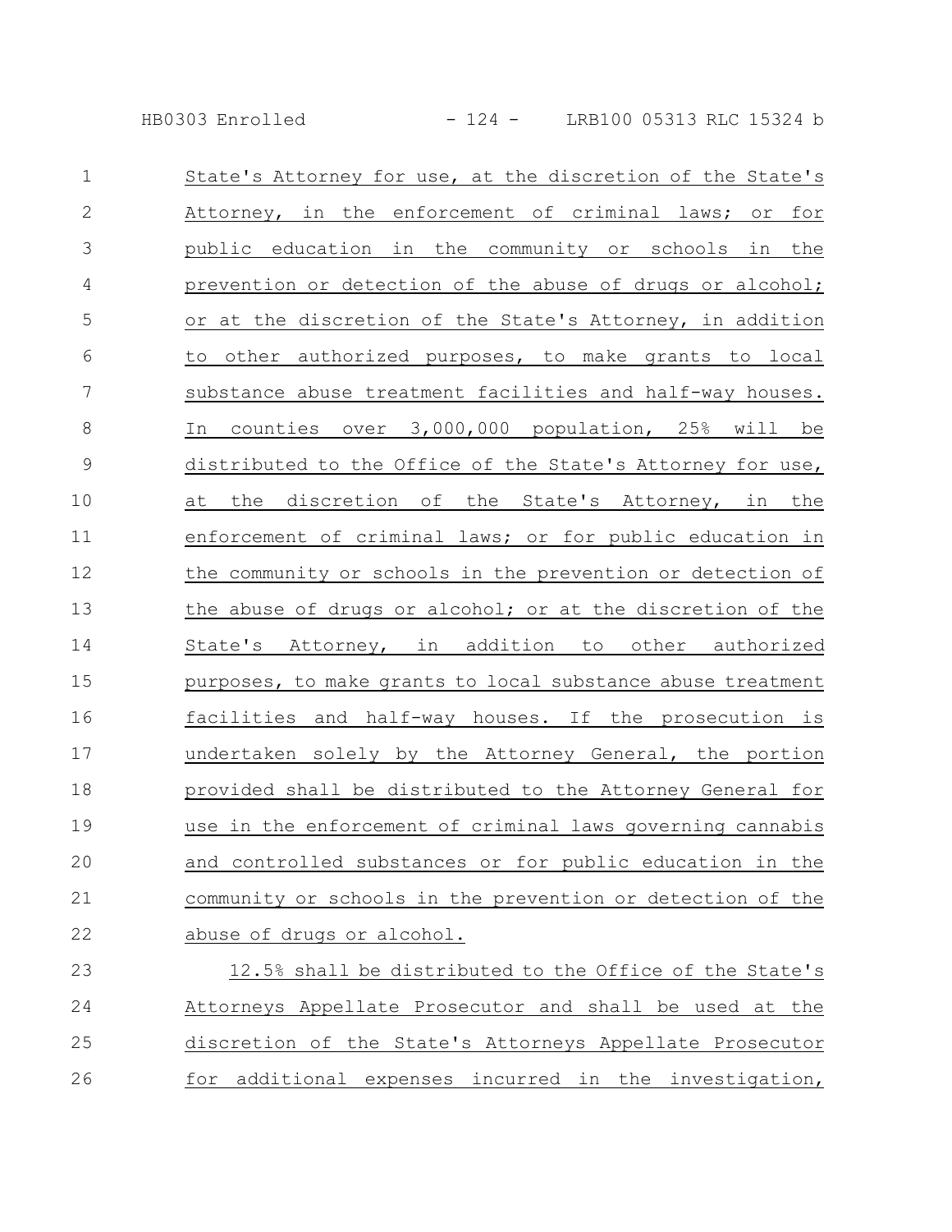State's Attorney for use, at the discretion of the State's Attorney, in the enforcement of criminal laws; or for public education in the community or schools in the prevention or detection of the abuse of drugs or alcohol; or at the discretion of the State's Attorney, in addition to other authorized purposes, to make grants to local substance abuse treatment facilities and half-way houses. In counties over 3,000,000 population, 25% will be distributed to the Office of the State's Attorney for use, at the discretion of the State's Attorney, in the enforcement of criminal laws; or for public education in the community or schools in the prevention or detection of the abuse of drugs or alcohol; or at the discretion of the State's Attorney, in addition to other authorized purposes, to make grants to local substance abuse treatment facilities and half-way houses. If the prosecution is undertaken solely by the Attorney General, the portion provided shall be distributed to the Attorney General for use in the enforcement of criminal laws governing cannabis and controlled substances or for public education in the community or schools in the prevention or detection of the abuse of drugs or alcohol.

12.5% shall be distributed to the Office of the State's Attorneys Appellate Prosecutor and shall be used at the discretion of the State's Attorneys Appellate Prosecutor for additional expenses incurred in the investigation,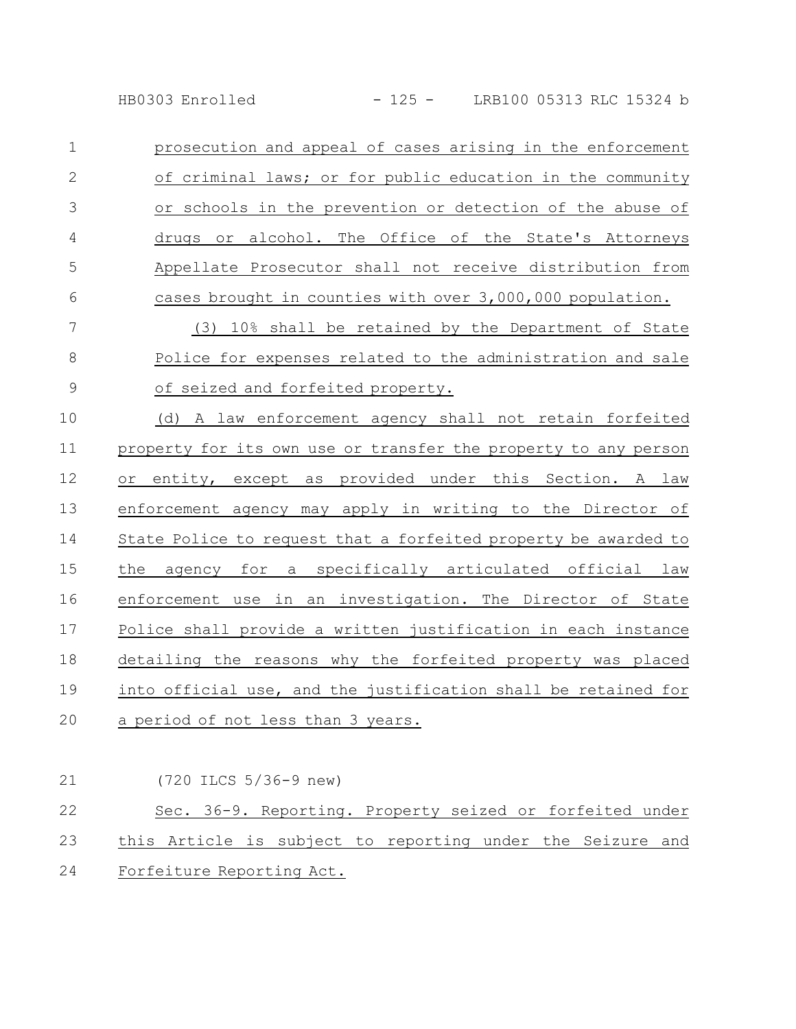prosecution and appeal of cases arising in the enforcement of criminal laws; or for public education in the community or schools in the prevention or detection of the abuse of drugs or alcohol. The Office of the State's Attorneys Appellate Prosecutor shall not receive distribution from cases brought in counties with over 3,000,000 population.

(3) 10% shall be retained by the Department of State Police for expenses related to the administration and sale of seized and forfeited property.

(d) A law enforcement agency shall not retain forfeited property for its own use or transfer the property to any person or entity, except as provided under this Section. A law enforcement agency may apply in writing to the Director of State Police to request that a forfeited property be awarded to the agency for a specifically articulated official law enforcement use in an investigation. The Director of State Police shall provide a written justification in each instance detailing the reasons why the forfeited property was placed into official use, and the justification shall be retained for a period of not less than 3 years.

(720 ILCS 5/36-9 new)

Sec. 36-9. Reporting. Property seized or forfeited under this Article is subject to reporting under the Seizure and Forfeiture Reporting Act.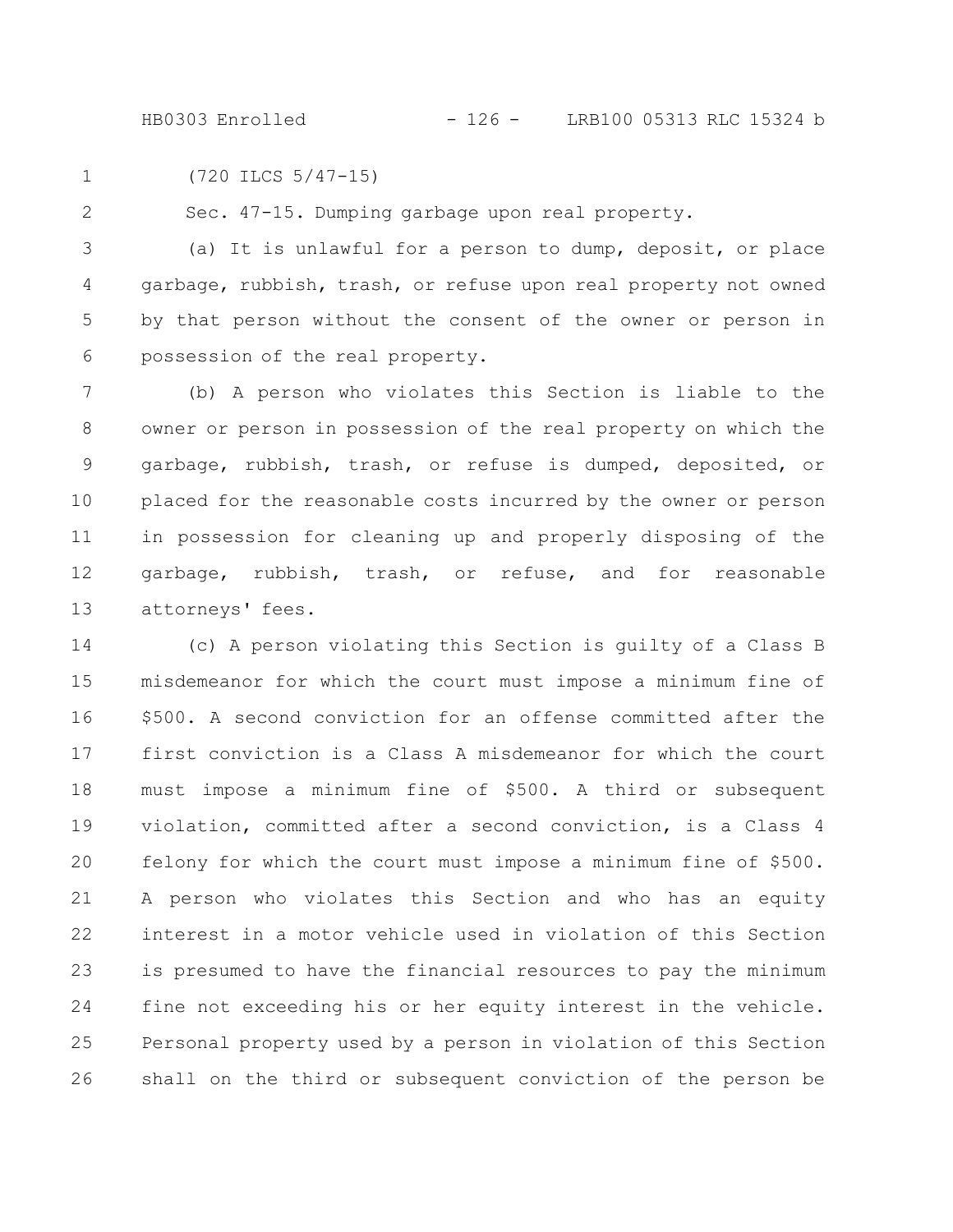(720 ILCS 5/47-15)

Sec. 47-15. Dumping garbage upon real property.

(a) It is unlawful for a person to dump, deposit, or place garbage, rubbish, trash, or refuse upon real property not owned by that person without the consent of the owner or person in possession of the real property.

(b) A person who violates this Section is liable to the owner or person in possession of the real property on which the garbage, rubbish, trash, or refuse is dumped, deposited, or placed for the reasonable costs incurred by the owner or person in possession for cleaning up and properly disposing of the garbage, rubbish, trash, or refuse, and for reasonable attorneys' fees.

(c) A person violating this Section is guilty of a Class B misdemeanor for which the court must impose a minimum fine of $500. A second conviction for an offense committed after the first conviction is a Class A misdemeanor for which the court must impose a minimum fine of $500. A third or subsequent violation, committed after a second conviction, is a Class 4 felony for which the court must impose a minimum fine of $500. A person who violates this Section and who has an equity interest in a motor vehicle used in violation of this Section is presumed to have the financial resources to pay the minimum fine not exceeding his or her equity interest in the vehicle. Personal property used by a person in violation of this Section shall on the third or subsequent conviction of the person be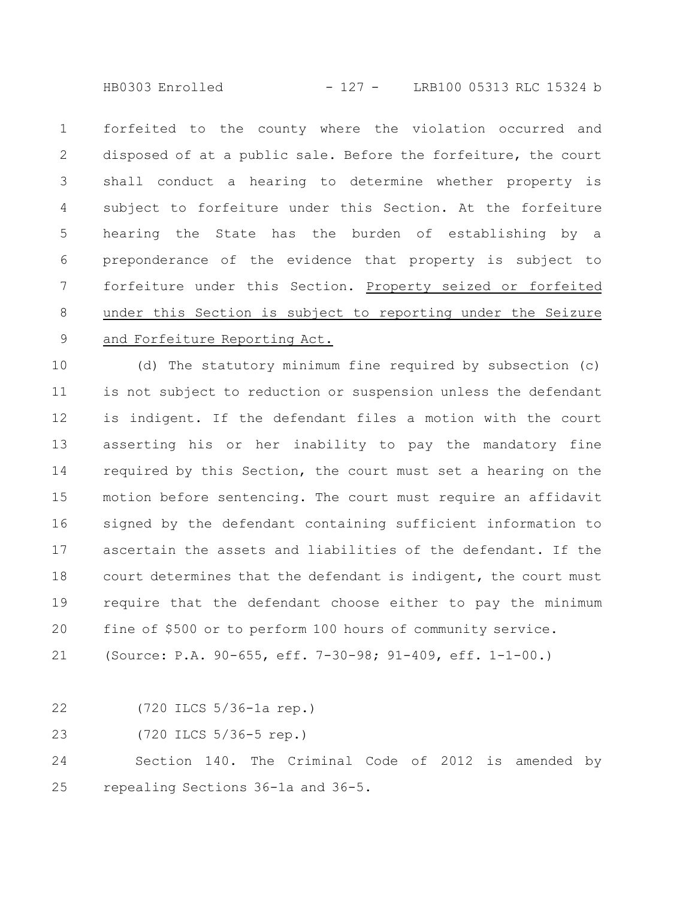forfeited to the county where the violation occurred and disposed of at a public sale. Before the forfeiture, the court shall conduct a hearing to determine whether property is subject to forfeiture under this Section. At the forfeiture hearing the State has the burden of establishing by a preponderance of the evidence that property is subject to forfeiture under this Section. <u>Property seized or forfeited under this Section is subject to reporting under the Seizure and Forfeiture Reporting Act.</u>

(d) The statutory minimum fine required by subsection (c) is not subject to reduction or suspension unless the defendant is indigent. If the defendant files a motion with the court asserting his or her inability to pay the mandatory fine required by this Section, the court must set a hearing on the motion before sentencing. The court must require an affidavit signed by the defendant containing sufficient information to ascertain the assets and liabilities of the defendant. If the court determines that the defendant is indigent, the court must require that the defendant choose either to pay the minimum fine of $500 or to perform 100 hours of community service.

(Source: P.A. 90-655, eff. 7-30-98; 91-409, eff. 1-1-00.)

(720 ILCS 5/36-1a rep.)

(720 ILCS 5/36-5 rep.)

Section 140. The Criminal Code of 2012 is amended by repealing Sections 36-1a and 36-5.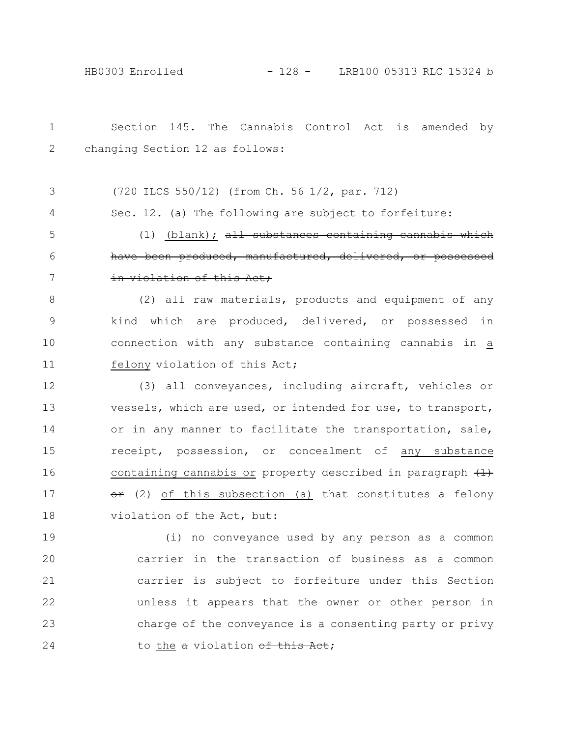Section 145. The Cannabis Control Act is amended by changing Section 12 as follows:

(720 ILCS 550/12) (from Ch. 56 1/2, par. 712)

Sec. 12. (a) The following are subject to forfeiture:

(1) (blank); ~~all substances containing cannabis which have been produced, manufactured, delivered, or possessed in violation of this Act;~~

(2) all raw materials, products and equipment of any kind which are produced, delivered, or possessed in connection with any substance containing cannabis in a felony violation of this Act;

(3) all conveyances, including aircraft, vehicles or vessels, which are used, or intended for use, to transport, or in any manner to facilitate the transportation, sale, receipt, possession, or concealment of any substance containing cannabis or property described in paragraph ~~(1) or~~ (2) of this subsection (a) that constitutes a felony violation of the Act, but:

(i) no conveyance used by any person as a common carrier in the transaction of business as a common carrier is subject to forfeiture under this Section unless it appears that the owner or other person in charge of the conveyance is a consenting party or privy to the ~~a~~ violation ~~of this Act~~;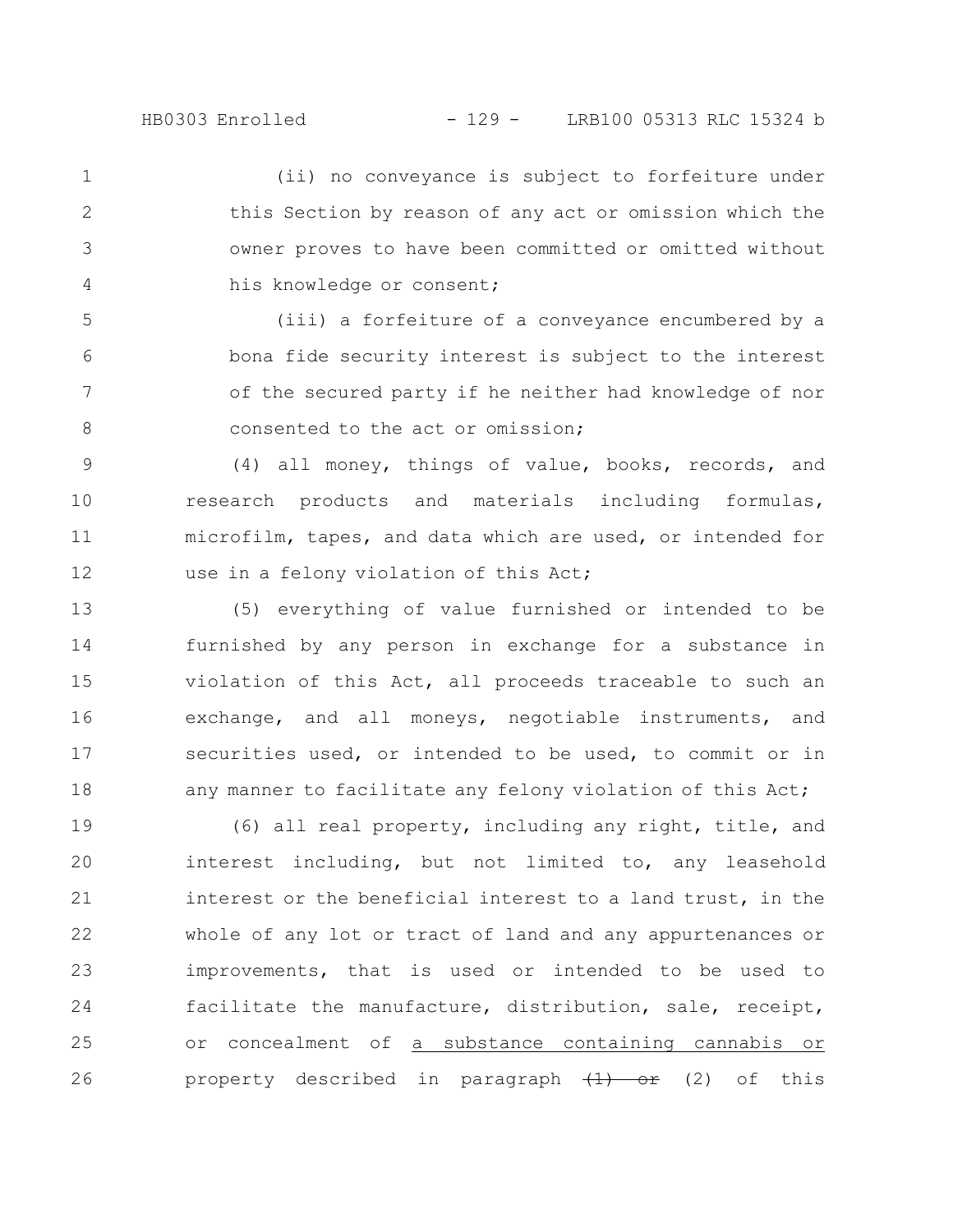(ii) no conveyance is subject to forfeiture under this Section by reason of any act or omission which the owner proves to have been committed or omitted without his knowledge or consent;

(iii) a forfeiture of a conveyance encumbered by a bona fide security interest is subject to the interest of the secured party if he neither had knowledge of nor consented to the act or omission;

(4) all money, things of value, books, records, and research products and materials including formulas, microfilm, tapes, and data which are used, or intended for use in a felony violation of this Act;

(5) everything of value furnished or intended to be furnished by any person in exchange for a substance in violation of this Act, all proceeds traceable to such an exchange, and all moneys, negotiable instruments, and securities used, or intended to be used, to commit or in any manner to facilitate any felony violation of this Act;

(6) all real property, including any right, title, and interest including, but not limited to, any leasehold interest or the beneficial interest to a land trust, in the whole of any lot or tract of land and any appurtenances or improvements, that is used or intended to be used to facilitate the manufacture, distribution, sale, receipt, or concealment of <u>a substance containing cannabis or</u> property described in paragraph ~~(1) or~~ (2) of this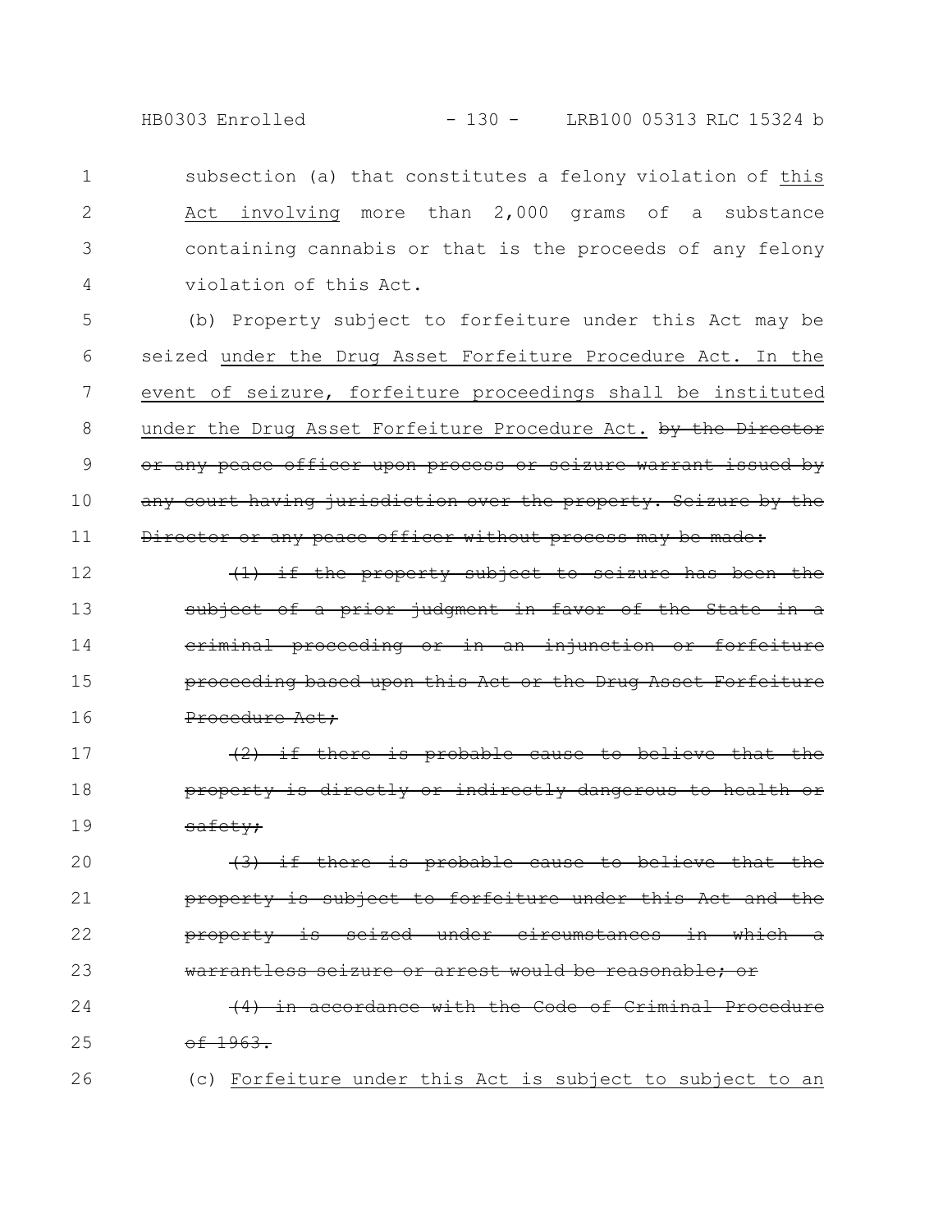subsection (a) that constitutes a felony violation of this Act involving more than 2,000 grams of a substance containing cannabis or that is the proceeds of any felony violation of this Act.

(b) Property subject to forfeiture under this Act may be seized under the Drug Asset Forfeiture Procedure Act. In the event of seizure, forfeiture proceedings shall be instituted under the Drug Asset Forfeiture Procedure Act. ~~by the Director or any peace officer upon process or seizure warrant issued by any court having jurisdiction over the property. Seizure by the Director or any peace officer without process may be made:~~

~~(1) if the property subject to seizure has been the subject of a prior judgment in favor of the State in a criminal proceeding or in an injunction or forfeiture proceeding based upon this Act or the Drug Asset Forfeiture Procedure Act;~~

~~(2) if there is probable cause to believe that the property is directly or indirectly dangerous to health or safety;~~

~~(3) if there is probable cause to believe that the property is subject to forfeiture under this Act and the property is seized under circumstances in which a warrantless seizure or arrest would be reasonable; or~~

~~(4) in accordance with the Code of Criminal Procedure of 1963.~~

(c) Forfeiture under this Act is subject to subject to an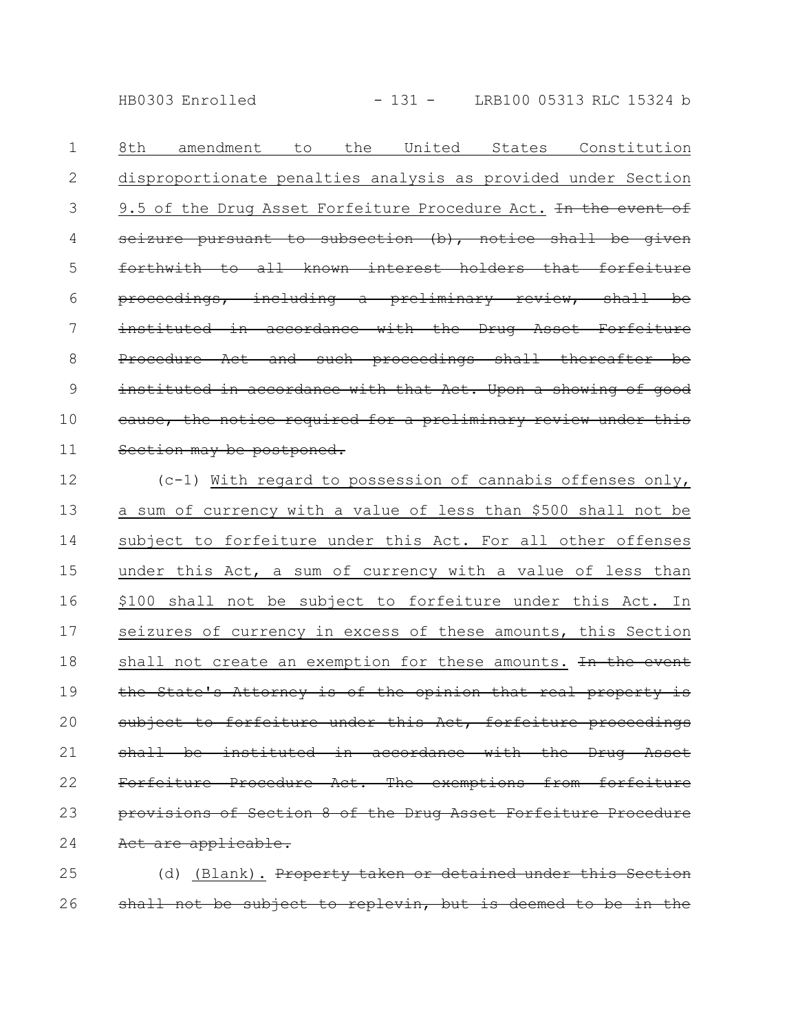8th amendment to the United States Constitution disproportionate penalties analysis as provided under Section 9.5 of the Drug Asset Forfeiture Procedure Act. ~~In the event of seizure pursuant to subsection (b), notice shall be given forthwith to all known interest holders that forfeiture proceedings, including a preliminary review, shall be instituted in accordance with the Drug Asset Forfeiture Procedure Act and such proceedings shall thereafter be instituted in accordance with that Act. Upon a showing of good cause, the notice required for a preliminary review under this Section may be postponed.~~

(c-1) With regard to possession of cannabis offenses only, a sum of currency with a value of less than $500 shall not be subject to forfeiture under this Act. For all other offenses under this Act, a sum of currency with a value of less than $100 shall not be subject to forfeiture under this Act. In seizures of currency in excess of these amounts, this Section shall not create an exemption for these amounts. ~~In the event the State's Attorney is of the opinion that real property is subject to forfeiture under this Act, forfeiture proceedings shall be instituted in accordance with the Drug Asset Forfeiture Procedure Act. The exemptions from forfeiture provisions of Section 8 of the Drug Asset Forfeiture Procedure Act are applicable.~~

(d) (Blank). ~~Property taken or detained under this Section shall not be subject to replevin, but is deemed to be in the~~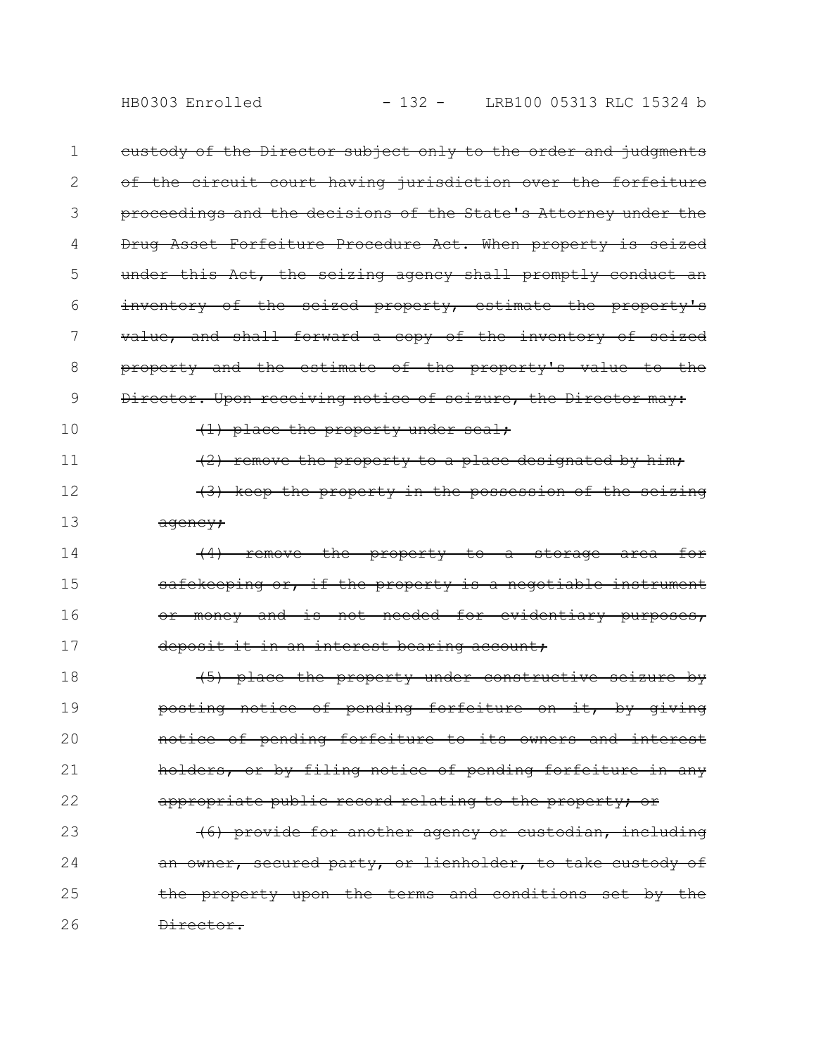~~custody of the Director subject only to the order and judgments of the circuit court having jurisdiction over the forfeiture proceedings and the decisions of the State's Attorney under the Drug Asset Forfeiture Procedure Act. When property is seized under this Act, the seizing agency shall promptly conduct an inventory of the seized property, estimate the property's value, and shall forward a copy of the inventory of seized property and the estimate of the property's value to the Director. Upon receiving notice of seizure, the Director may:~~

~~(1) place the property under seal;~~

~~(2) remove the property to a place designated by him;~~

~~(3) keep the property in the possession of the seizing agency;~~

~~(4) remove the property to a storage area for safekeeping or, if the property is a negotiable instrument or money and is not needed for evidentiary purposes, deposit it in an interest bearing account;~~

~~(5) place the property under constructive seizure by posting notice of pending forfeiture on it, by giving notice of pending forfeiture to its owners and interest holders, or by filing notice of pending forfeiture in any appropriate public record relating to the property; or~~

~~(6) provide for another agency or custodian, including an owner, secured party, or lienholder, to take custody of the property upon the terms and conditions set by the Director.~~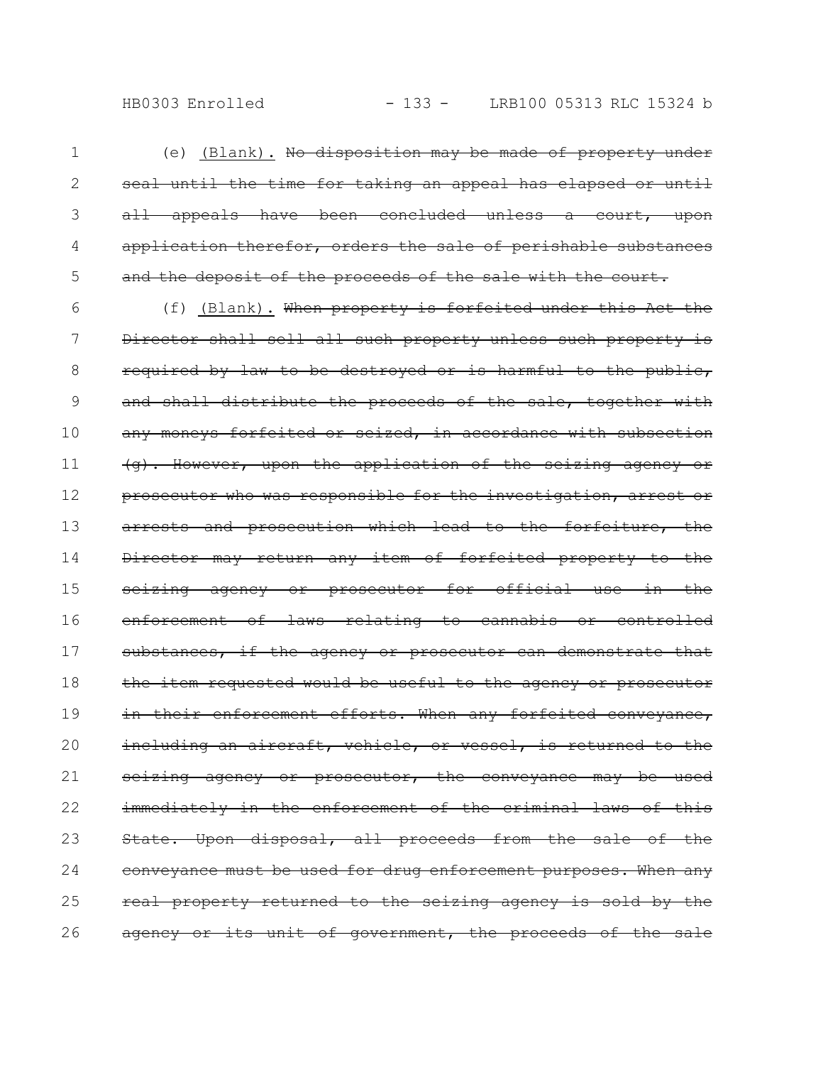(e) <u>(Blank).</u> ~~No disposition may be made of property under seal until the time for taking an appeal has elapsed or until all appeals have been concluded unless a court, upon application therefor, orders the sale of perishable substances and the deposit of the proceeds of the sale with the court.~~

(f) <u>(Blank).</u> ~~When property is forfeited under this Act the Director shall sell all such property unless such property is required by law to be destroyed or is harmful to the public, and shall distribute the proceeds of the sale, together with any moneys forfeited or seized, in accordance with subsection (g). However, upon the application of the seizing agency or prosecutor who was responsible for the investigation, arrest or arrests and prosecution which lead to the forfeiture, the Director may return any item of forfeited property to the seizing agency or prosecutor for official use in the enforcement of laws relating to cannabis or controlled substances, if the agency or prosecutor can demonstrate that the item requested would be useful to the agency or prosecutor in their enforcement efforts. When any forfeited conveyance, including an aircraft, vehicle, or vessel, is returned to the seizing agency or prosecutor, the conveyance may be used immediately in the enforcement of the criminal laws of this State. Upon disposal, all proceeds from the sale of the conveyance must be used for drug enforcement purposes. When any real property returned to the seizing agency is sold by the agency or its unit of government, the proceeds of the sale~~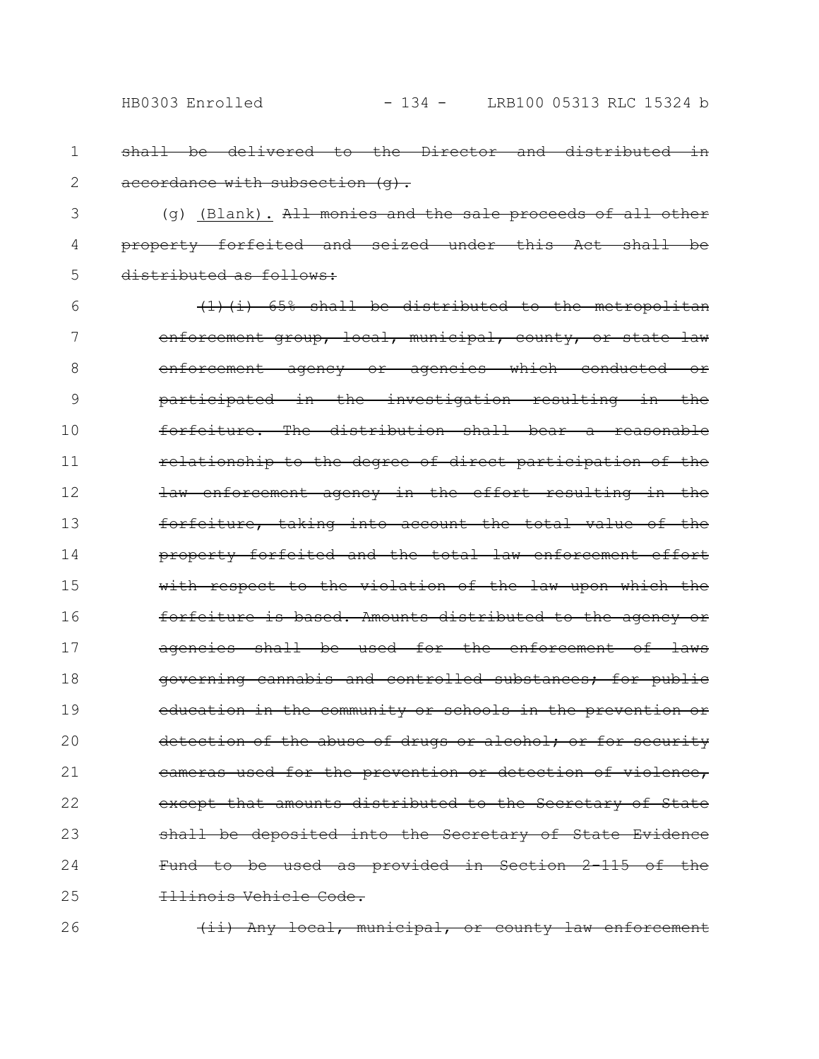~~shall be delivered to the Director and distributed in accordance with subsection (g).~~

(g) <u>(Blank).</u> ~~All monies and the sale proceeds of all other property forfeited and seized under this Act shall be distributed as follows:~~

~~(1)(i) 65% shall be distributed to the metropolitan enforcement group, local, municipal, county, or state law enforcement agency or agencies which conducted or participated in the investigation resulting in the forfeiture. The distribution shall bear a reasonable relationship to the degree of direct participation of the law enforcement agency in the effort resulting in the forfeiture, taking into account the total value of the property forfeited and the total law enforcement effort with respect to the violation of the law upon which the forfeiture is based. Amounts distributed to the agency or agencies shall be used for the enforcement of laws governing cannabis and controlled substances; for public education in the community or schools in the prevention or detection of the abuse of drugs or alcohol; or for security cameras used for the prevention or detection of violence, except that amounts distributed to the Secretary of State shall be deposited into the Secretary of State Evidence Fund to be used as provided in Section 2-115 of the Illinois Vehicle Code.~~

~~(ii) Any local, municipal, or county law enforcement~~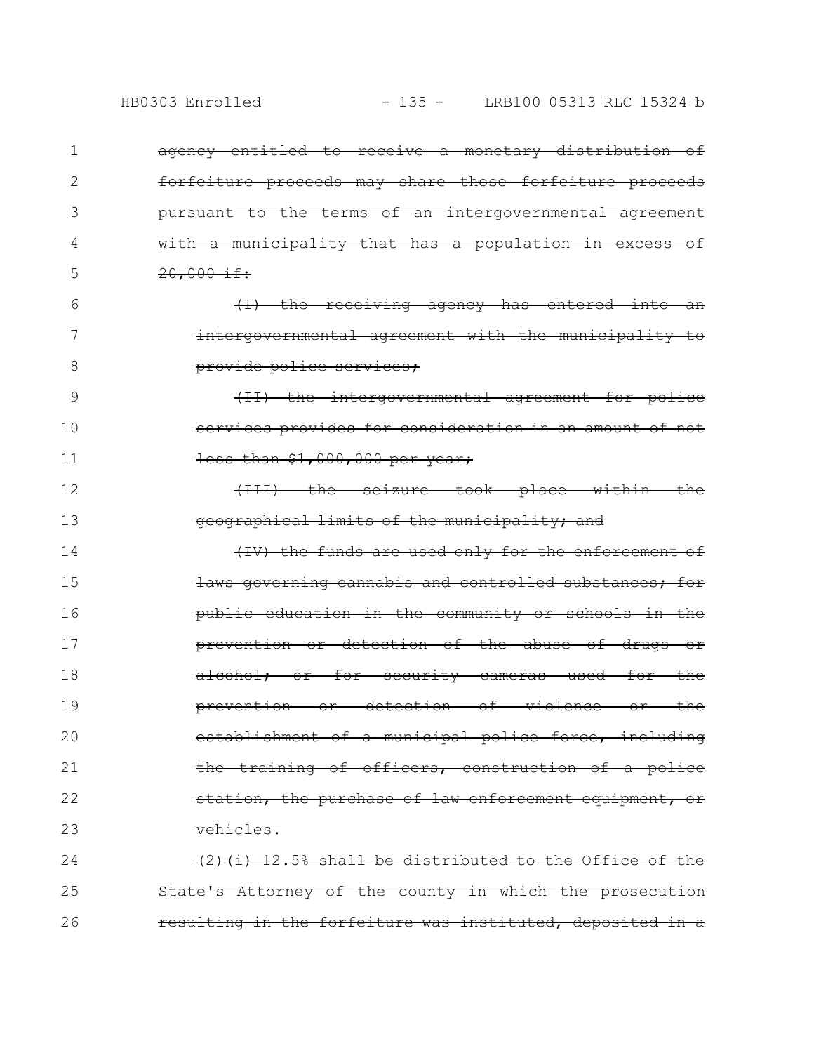~~agency entitled to receive a monetary distribution of forfeiture proceeds may share those forfeiture proceeds pursuant to the terms of an intergovernmental agreement with a municipality that has a population in excess of 20,000 if:~~

~~(I) the receiving agency has entered into an intergovernmental agreement with the municipality to provide police services;~~

~~(II) the intergovernmental agreement for police services provides for consideration in an amount of not less than $1,000,000 per year;~~

~~(III) the seizure took place within the geographical limits of the municipality; and~~

~~(IV) the funds are used only for the enforcement of laws governing cannabis and controlled substances; for public education in the community or schools in the prevention or detection of the abuse of drugs or alcohol; or for security cameras used for the prevention or detection of violence or the establishment of a municipal police force, including the training of officers, construction of a police station, the purchase of law enforcement equipment, or vehicles.~~

~~(2)(i) 12.5% shall be distributed to the Office of the State's Attorney of the county in which the prosecution resulting in the forfeiture was instituted, deposited in a~~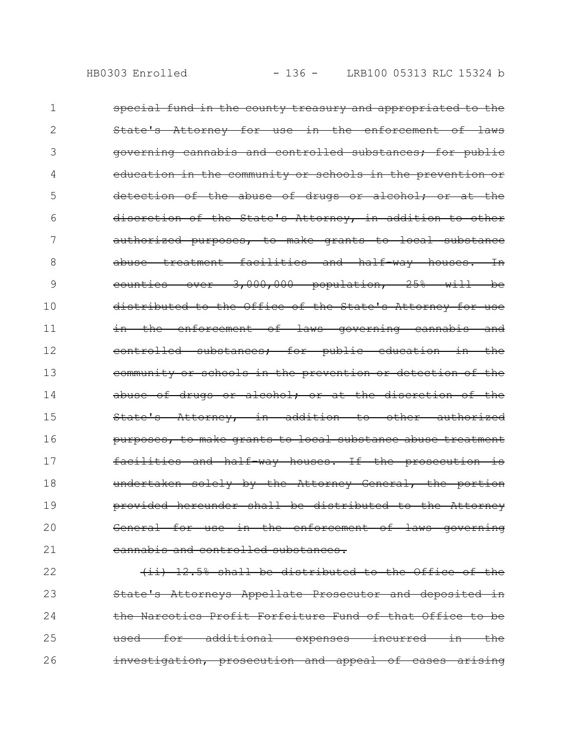~~special fund in the county treasury and appropriated to the State's Attorney for use in the enforcement of laws governing cannabis and controlled substances; for public education in the community or schools in the prevention or detection of the abuse of drugs or alcohol; or at the discretion of the State's Attorney, in addition to other authorized purposes, to make grants to local substance abuse treatment facilities and half-way houses. In counties over 3,000,000 population, 25% will be distributed to the Office of the State's Attorney for use in the enforcement of laws governing cannabis and controlled substances; for public education in the community or schools in the prevention or detection of the abuse of drugs or alcohol; or at the discretion of the State's Attorney, in addition to other authorized purposes, to make grants to local substance abuse treatment facilities and half-way houses. If the prosecution is undertaken solely by the Attorney General, the portion provided hereunder shall be distributed to the Attorney General for use in the enforcement of laws governing cannabis and controlled substances.~~

~~(ii) 12.5% shall be distributed to the Office of the State's Attorneys Appellate Prosecutor and deposited in the Narcotics Profit Forfeiture Fund of that Office to be used for additional expenses incurred in the investigation, prosecution and appeal of cases arising~~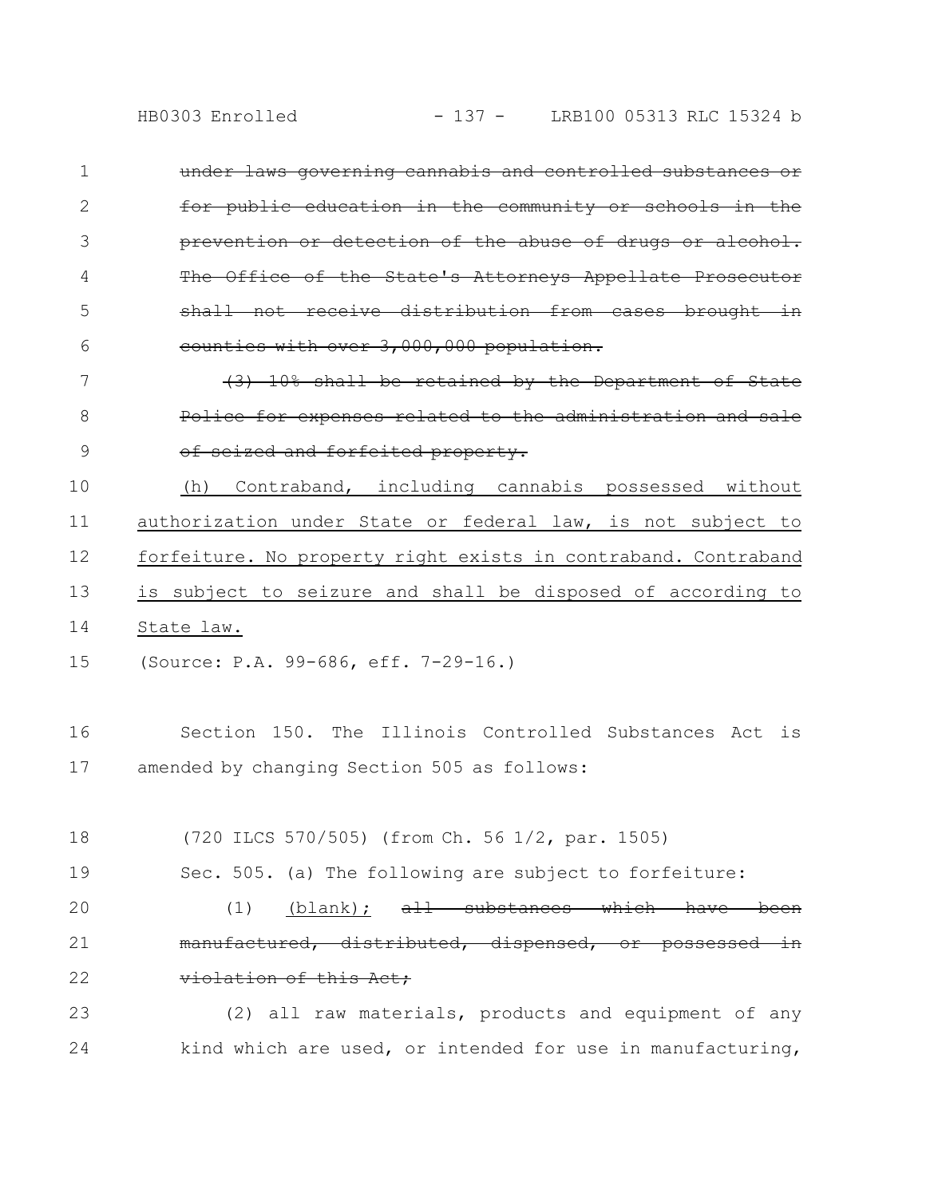~~under laws governing cannabis and controlled substances or for public education in the community or schools in the prevention or detection of the abuse of drugs or alcohol. The Office of the State's Attorneys Appellate Prosecutor shall not receive distribution from cases brought in counties with over 3,000,000 population.~~

~~(3) 10% shall be retained by the Department of State Police for expenses related to the administration and sale of seized and forfeited property.~~

<u>(h) Contraband, including cannabis possessed without authorization under State or federal law, is not subject to forfeiture. No property right exists in contraband. Contraband is subject to seizure and shall be disposed of according to State law.</u>

(Source: P.A. 99-686, eff. 7-29-16.)

Section 150. The Illinois Controlled Substances Act is amended by changing Section 505 as follows:

(720 ILCS 570/505) (from Ch. 56 1/2, par. 1505)

Sec. 505. (a) The following are subject to forfeiture:

(1) <u>(blank);</u> ~~all substances which have been manufactured, distributed, dispensed, or possessed in violation of this Act;~~

(2) all raw materials, products and equipment of any kind which are used, or intended for use in manufacturing,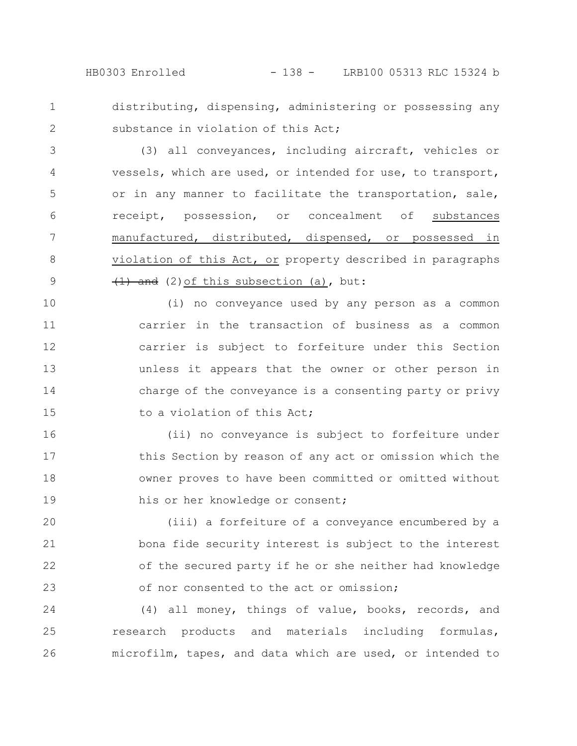distributing, dispensing, administering or possessing any substance in violation of this Act;

(3) all conveyances, including aircraft, vehicles or vessels, which are used, or intended for use, to transport, or in any manner to facilitate the transportation, sale, receipt, possession, or concealment of substances manufactured, distributed, dispensed, or possessed in violation of this Act, or property described in paragraphs ~~(1) and~~ (2) of this subsection (a), but:

(i) no conveyance used by any person as a common carrier in the transaction of business as a common carrier is subject to forfeiture under this Section unless it appears that the owner or other person in charge of the conveyance is a consenting party or privy to a violation of this Act;

(ii) no conveyance is subject to forfeiture under this Section by reason of any act or omission which the owner proves to have been committed or omitted without his or her knowledge or consent;

(iii) a forfeiture of a conveyance encumbered by a bona fide security interest is subject to the interest of the secured party if he or she neither had knowledge of nor consented to the act or omission;

(4) all money, things of value, books, records, and research products and materials including formulas, microfilm, tapes, and data which are used, or intended to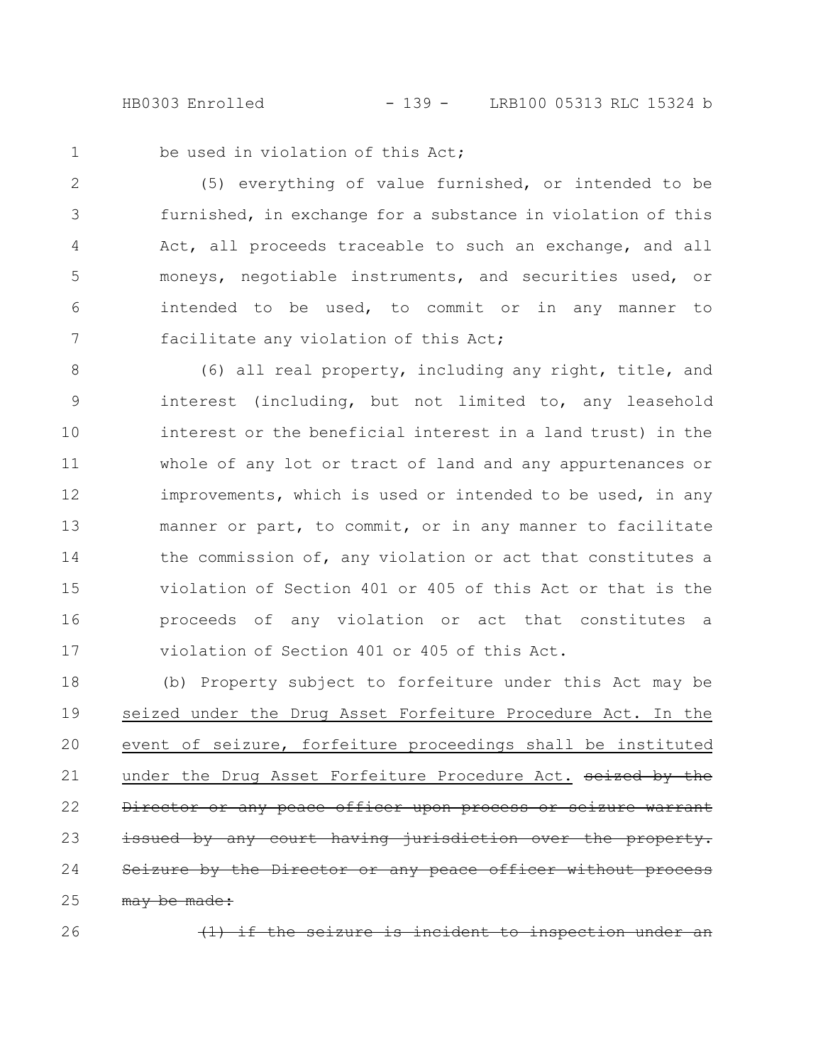be used in violation of this Act;

(5) everything of value furnished, or intended to be furnished, in exchange for a substance in violation of this Act, all proceeds traceable to such an exchange, and all moneys, negotiable instruments, and securities used, or intended to be used, to commit or in any manner to facilitate any violation of this Act;

(6) all real property, including any right, title, and interest (including, but not limited to, any leasehold interest or the beneficial interest in a land trust) in the whole of any lot or tract of land and any appurtenances or improvements, which is used or intended to be used, in any manner or part, to commit, or in any manner to facilitate the commission of, any violation or act that constitutes a violation of Section 401 or 405 of this Act or that is the proceeds of any violation or act that constitutes a violation of Section 401 or 405 of this Act.

(b) Property subject to forfeiture under this Act may be seized under the Drug Asset Forfeiture Procedure Act. In the event of seizure, forfeiture proceedings shall be instituted under the Drug Asset Forfeiture Procedure Act. ~~seized by the Director or any peace officer upon process or seizure warrant issued by any court having jurisdiction over the property. Seizure by the Director or any peace officer without process may be made:~~

~~(1) if the seizure is incident to inspection under an~~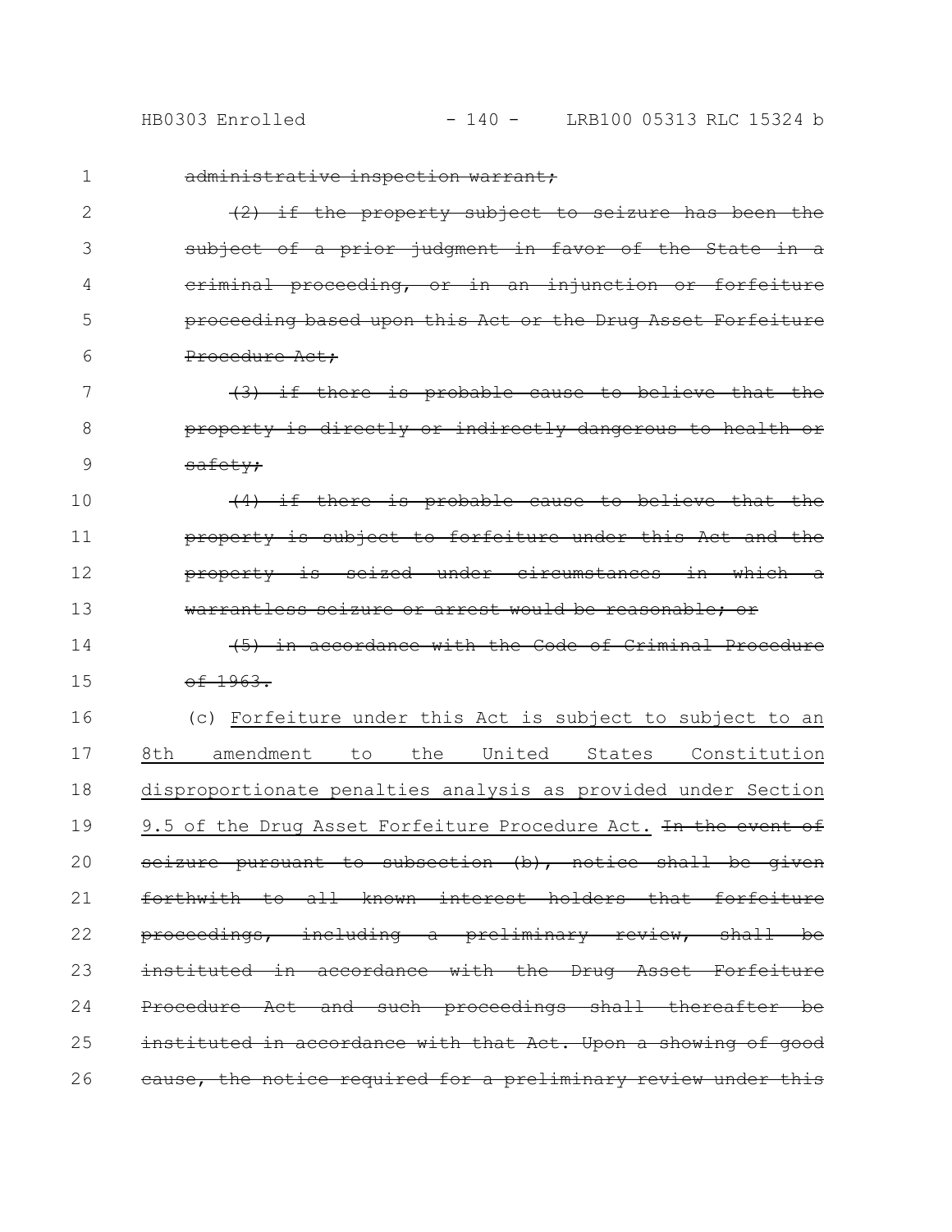~~administrative inspection warrant;~~

~~(2) if the property subject to seizure has been the subject of a prior judgment in favor of the State in a criminal proceeding, or in an injunction or forfeiture proceeding based upon this Act or the Drug Asset Forfeiture Procedure Act;~~

~~(3) if there is probable cause to believe that the property is directly or indirectly dangerous to health or safety;~~

~~(4) if there is probable cause to believe that the property is subject to forfeiture under this Act and the property is seized under circumstances in which a warrantless seizure or arrest would be reasonable; or~~

~~(5) in accordance with the Code of Criminal Procedure of 1963.~~

(c) <u>Forfeiture under this Act is subject to subject to an 8th amendment to the United States Constitution disproportionate penalties analysis as provided under Section 9.5 of the Drug Asset Forfeiture Procedure Act.</u> ~~In the event of seizure pursuant to subsection (b), notice shall be given forthwith to all known interest holders that forfeiture proceedings, including a preliminary review, shall be instituted in accordance with the Drug Asset Forfeiture Procedure Act and such proceedings shall thereafter be instituted in accordance with that Act. Upon a showing of good cause, the notice required for a preliminary review under this~~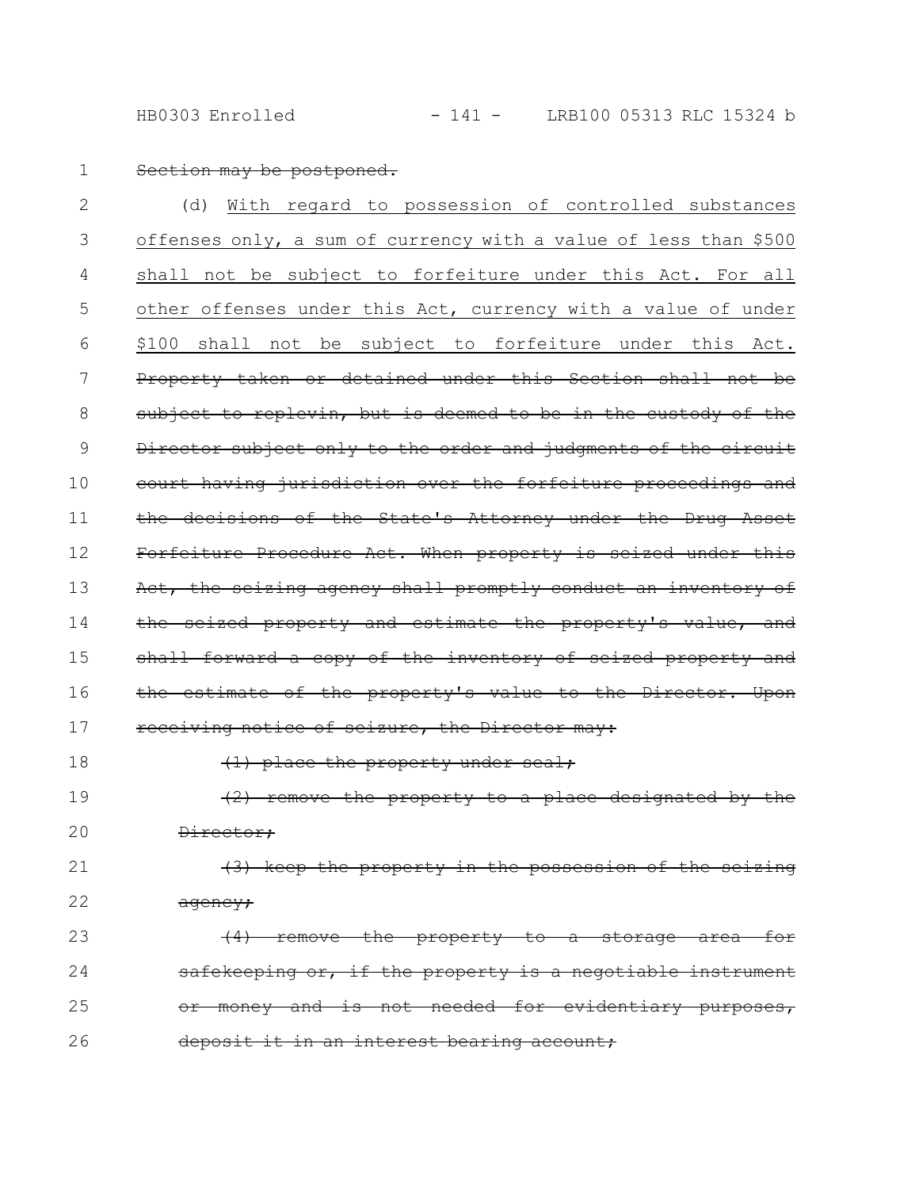~~Section may be postponed.~~

(d) <u>With regard to possession of controlled substances offenses only, a sum of currency with a value of less than $500 shall not be subject to forfeiture under this Act. For all other offenses under this Act, currency with a value of under $100 shall not be subject to forfeiture under this Act.</u> ~~Property taken or detained under this Section shall not be subject to replevin, but is deemed to be in the custody of the Director subject only to the order and judgments of the circuit court having jurisdiction over the forfeiture proceedings and the decisions of the State's Attorney under the Drug Asset Forfeiture Procedure Act. When property is seized under this Act, the seizing agency shall promptly conduct an inventory of the seized property and estimate the property's value, and shall forward a copy of the inventory of seized property and the estimate of the property's value to the Director. Upon receiving notice of seizure, the Director may:~~

~~(1) place the property under seal;~~

~~(2) remove the property to a place designated by the Director;~~

~~(3) keep the property in the possession of the seizing agency;~~

~~(4) remove the property to a storage area for safekeeping or, if the property is a negotiable instrument or money and is not needed for evidentiary purposes, deposit it in an interest bearing account;~~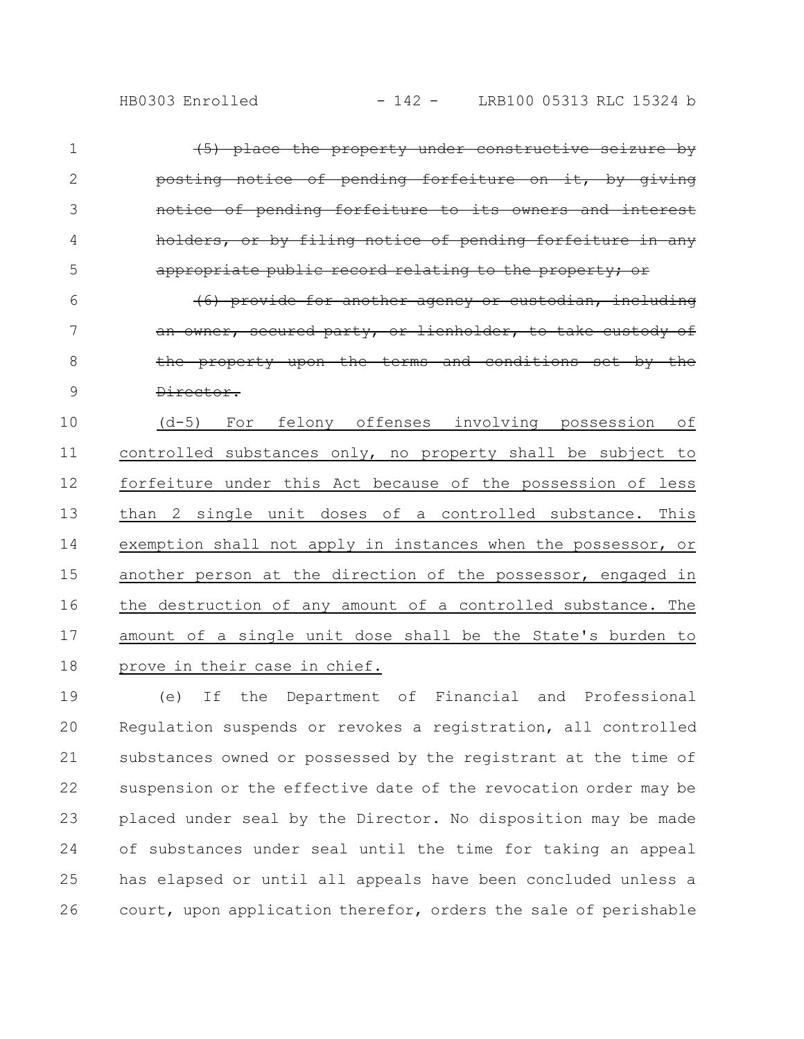~~(5) place the property under constructive seizure by posting notice of pending forfeiture on it, by giving notice of pending forfeiture to its owners and interest holders, or by filing notice of pending forfeiture in any appropriate public record relating to the property; or~~

~~(6) provide for another agency or custodian, including an owner, secured party, or lienholder, to take custody of the property upon the terms and conditions set by the Director.~~

<u>(d-5) For felony offenses involving possession of controlled substances only, no property shall be subject to forfeiture under this Act because of the possession of less than 2 single unit doses of a controlled substance. This exemption shall not apply in instances when the possessor, or another person at the direction of the possessor, engaged in the destruction of any amount of a controlled substance. The amount of a single unit dose shall be the State's burden to prove in their case in chief.</u>

(e) If the Department of Financial and Professional Regulation suspends or revokes a registration, all controlled substances owned or possessed by the registrant at the time of suspension or the effective date of the revocation order may be placed under seal by the Director. No disposition may be made of substances under seal until the time for taking an appeal has elapsed or until all appeals have been concluded unless a court, upon application therefor, orders the sale of perishable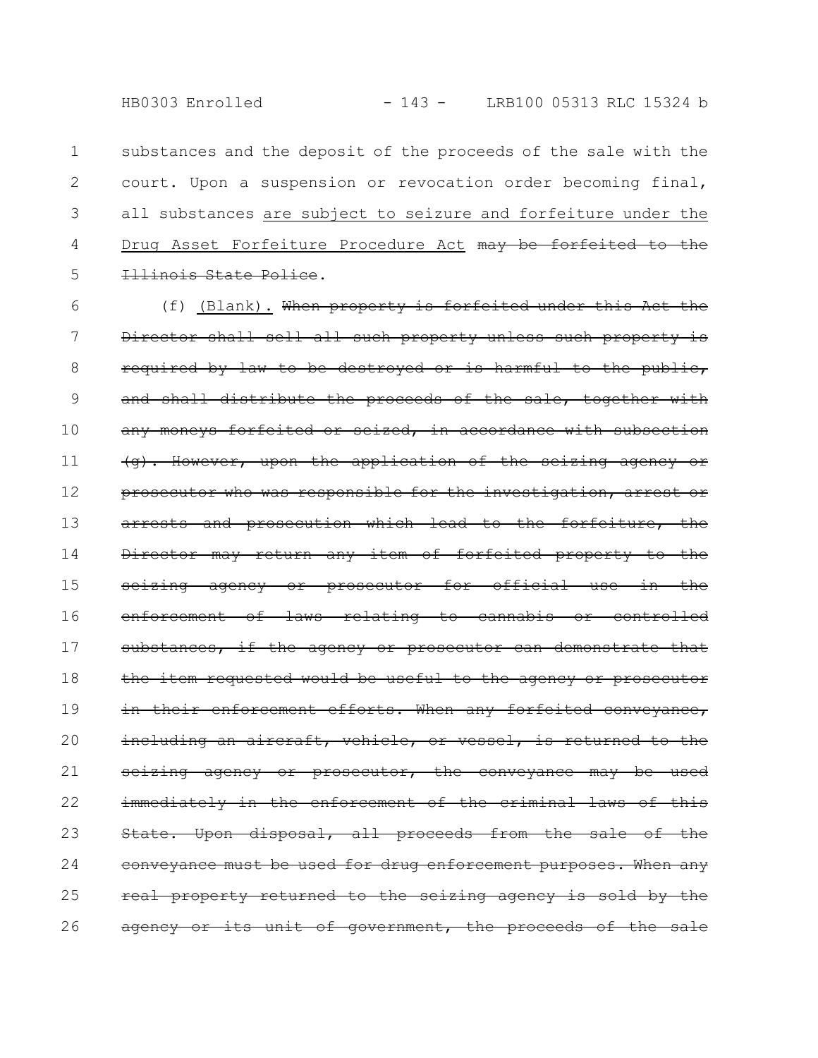substances and the deposit of the proceeds of the sale with the court. Upon a suspension or revocation order becoming final, all substances <u>are subject to seizure and forfeiture under the Drug Asset Forfeiture Procedure Act</u> ~~may be forfeited to the Illinois State Police~~.

(f) <u>(Blank).</u> ~~When property is forfeited under this Act the Director shall sell all such property unless such property is required by law to be destroyed or is harmful to the public, and shall distribute the proceeds of the sale, together with any moneys forfeited or seized, in accordance with subsection (g). However, upon the application of the seizing agency or prosecutor who was responsible for the investigation, arrest or arrests and prosecution which lead to the forfeiture, the Director may return any item of forfeited property to the seizing agency or prosecutor for official use in the enforcement of laws relating to cannabis or controlled substances, if the agency or prosecutor can demonstrate that the item requested would be useful to the agency or prosecutor in their enforcement efforts. When any forfeited conveyance, including an aircraft, vehicle, or vessel, is returned to the seizing agency or prosecutor, the conveyance may be used immediately in the enforcement of the criminal laws of this State. Upon disposal, all proceeds from the sale of the conveyance must be used for drug enforcement purposes. When any real property returned to the seizing agency is sold by the agency or its unit of government, the proceeds of the sale~~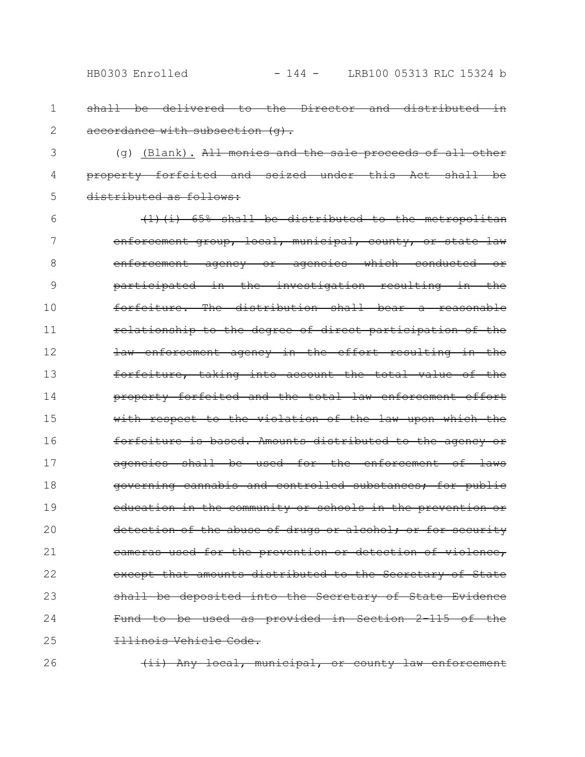~~shall be delivered to the Director and distributed in accordance with subsection (g).~~

(g) <u>(Blank).</u> ~~All monies and the sale proceeds of all other property forfeited and seized under this Act shall be distributed as follows:~~

~~(1)(i) 65% shall be distributed to the metropolitan enforcement group, local, municipal, county, or state law enforcement agency or agencies which conducted or participated in the investigation resulting in the forfeiture. The distribution shall bear a reasonable relationship to the degree of direct participation of the law enforcement agency in the effort resulting in the forfeiture, taking into account the total value of the property forfeited and the total law enforcement effort with respect to the violation of the law upon which the forfeiture is based. Amounts distributed to the agency or agencies shall be used for the enforcement of laws governing cannabis and controlled substances; for public education in the community or schools in the prevention or detection of the abuse of drugs or alcohol; or for security cameras used for the prevention or detection of violence, except that amounts distributed to the Secretary of State shall be deposited into the Secretary of State Evidence Fund to be used as provided in Section 2-115 of the Illinois Vehicle Code.~~

~~(ii) Any local, municipal, or county law enforcement~~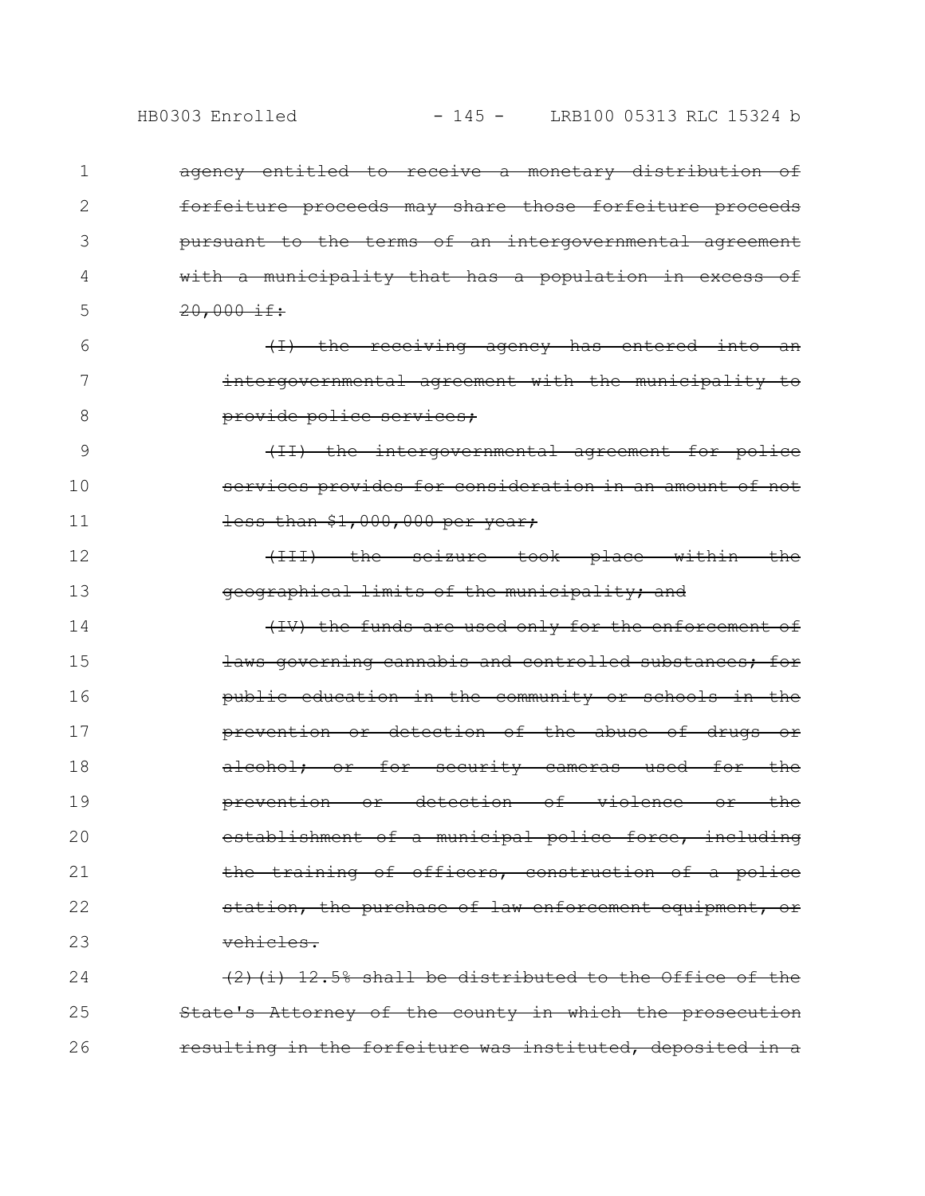~~agency entitled to receive a monetary distribution of forfeiture proceeds may share those forfeiture proceeds pursuant to the terms of an intergovernmental agreement with a municipality that has a population in excess of 20,000 if:~~

~~(I) the receiving agency has entered into an intergovernmental agreement with the municipality to provide police services;~~

~~(II) the intergovernmental agreement for police services provides for consideration in an amount of not less than $1,000,000 per year;~~

~~(III) the seizure took place within the geographical limits of the municipality; and~~

~~(IV) the funds are used only for the enforcement of laws governing cannabis and controlled substances; for public education in the community or schools in the prevention or detection of the abuse of drugs or alcohol; or for security cameras used for the prevention or detection of violence or the establishment of a municipal police force, including the training of officers, construction of a police station, the purchase of law enforcement equipment, or vehicles.~~

~~(2)(i) 12.5% shall be distributed to the Office of the State's Attorney of the county in which the prosecution resulting in the forfeiture was instituted, deposited in a~~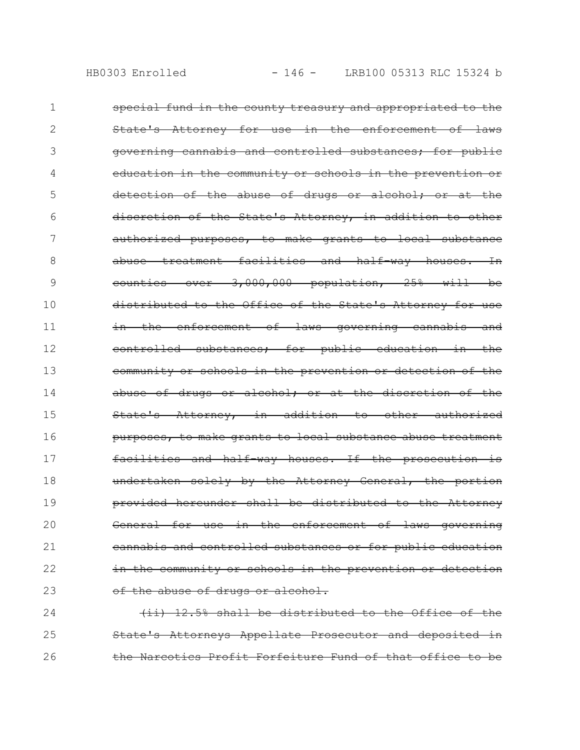~~special fund in the county treasury and appropriated to the State's Attorney for use in the enforcement of laws governing cannabis and controlled substances; for public education in the community or schools in the prevention or detection of the abuse of drugs or alcohol; or at the discretion of the State's Attorney, in addition to other authorized purposes, to make grants to local substance abuse treatment facilities and half-way houses. In counties over 3,000,000 population, 25% will be distributed to the Office of the State's Attorney for use in the enforcement of laws governing cannabis and controlled substances; for public education in the community or schools in the prevention or detection of the abuse of drugs or alcohol; or at the discretion of the State's Attorney, in addition to other authorized purposes, to make grants to local substance abuse treatment facilities and half-way houses. If the prosecution is undertaken solely by the Attorney General, the portion provided hereunder shall be distributed to the Attorney General for use in the enforcement of laws governing cannabis and controlled substances or for public education in the community or schools in the prevention or detection of the abuse of drugs or alcohol.~~

~~(ii) 12.5% shall be distributed to the Office of the State's Attorneys Appellate Prosecutor and deposited in the Narcotics Profit Forfeiture Fund of that office to be~~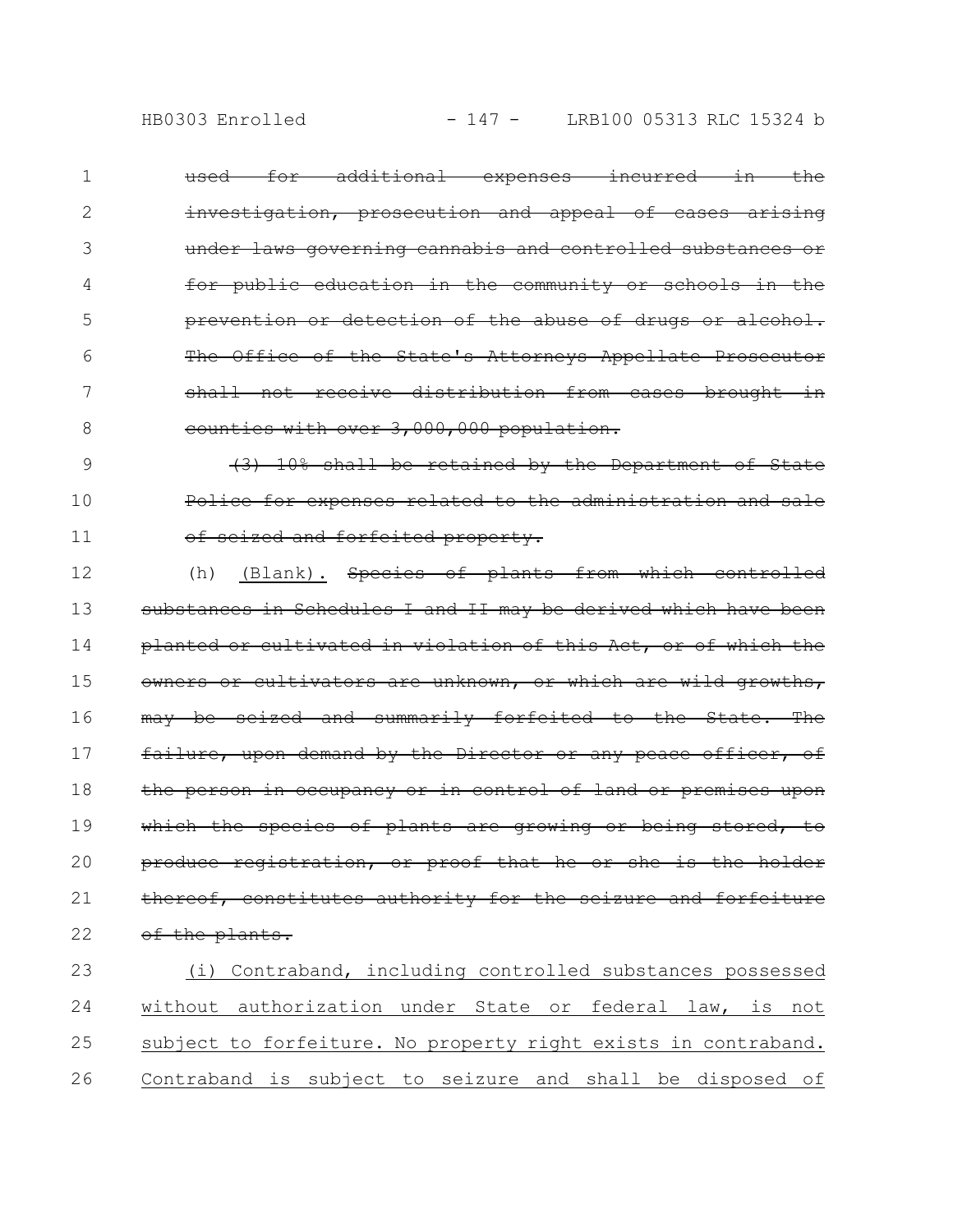~~used for additional expenses incurred in the investigation, prosecution and appeal of cases arising under laws governing cannabis and controlled substances or for public education in the community or schools in the prevention or detection of the abuse of drugs or alcohol. The Office of the State's Attorneys Appellate Prosecutor shall not receive distribution from cases brought in counties with over 3,000,000 population.~~

~~(3) 10% shall be retained by the Department of State Police for expenses related to the administration and sale of seized and forfeited property.~~

(h) <u>(Blank).</u> ~~Species of plants from which controlled substances in Schedules I and II may be derived which have been planted or cultivated in violation of this Act, or of which the owners or cultivators are unknown, or which are wild growths, may be seized and summarily forfeited to the State. The failure, upon demand by the Director or any peace officer, of the person in occupancy or in control of land or premises upon which the species of plants are growing or being stored, to produce registration, or proof that he or she is the holder thereof, constitutes authority for the seizure and forfeiture of the plants.~~

<u>(i) Contraband, including controlled substances possessed without authorization under State or federal law, is not subject to forfeiture. No property right exists in contraband. Contraband is subject to seizure and shall be disposed of</u>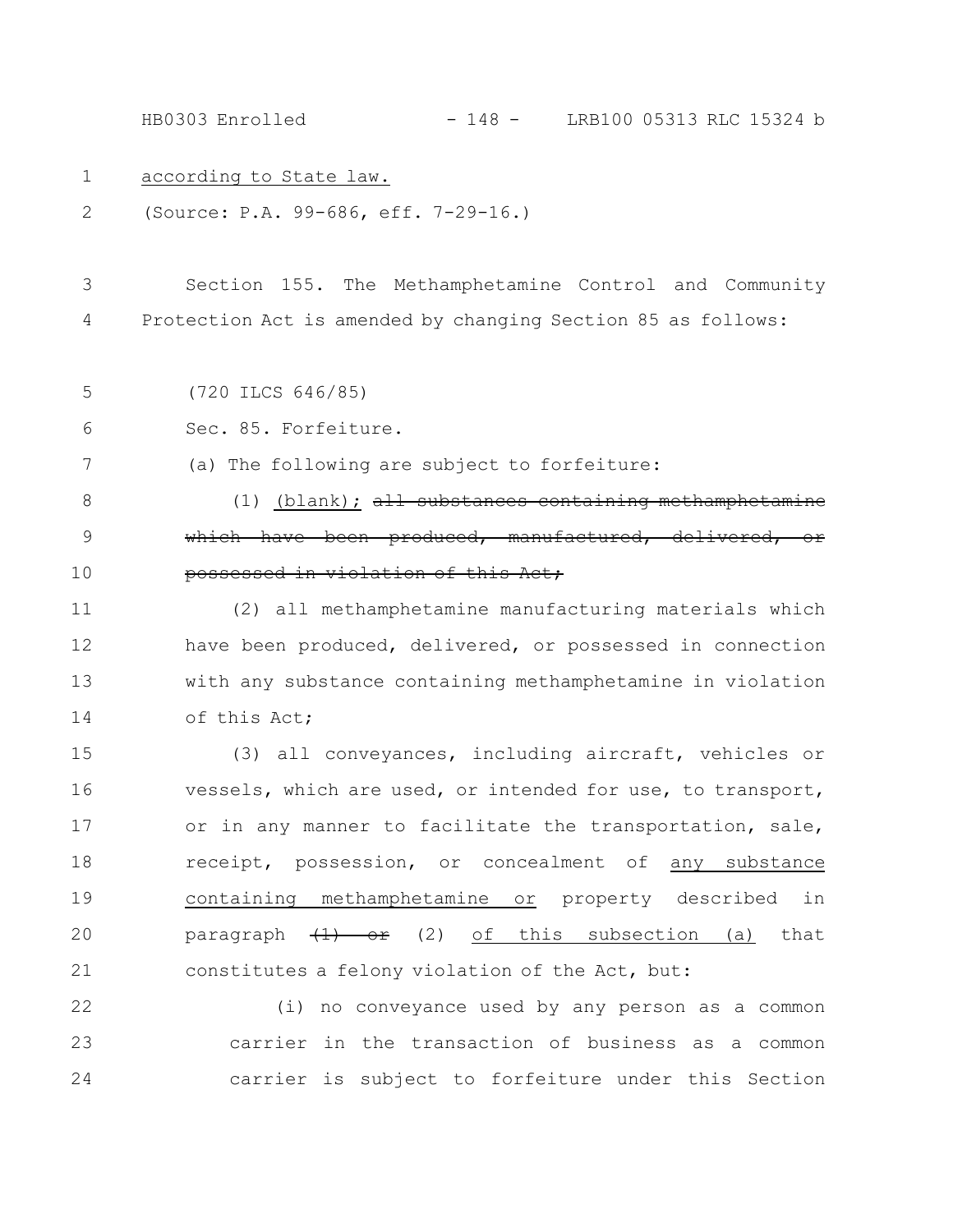according to State law.

(Source: P.A. 99-686, eff. 7-29-16.)

Section 155. The Methamphetamine Control and Community Protection Act is amended by changing Section 85 as follows:

(720 ILCS 646/85)

Sec. 85. Forfeiture.

(a) The following are subject to forfeiture:

(1) (blank); ~~all substances containing methamphetamine which have been produced, manufactured, delivered, or possessed in violation of this Act;~~

(2) all methamphetamine manufacturing materials which have been produced, delivered, or possessed in connection with any substance containing methamphetamine in violation of this Act;

(3) all conveyances, including aircraft, vehicles or vessels, which are used, or intended for use, to transport, or in any manner to facilitate the transportation, sale, receipt, possession, or concealment of any substance containing methamphetamine or property described in paragraph ~~(1) or~~ (2) of this subsection (a) that constitutes a felony violation of the Act, but:

(i) no conveyance used by any person as a common carrier in the transaction of business as a common carrier is subject to forfeiture under this Section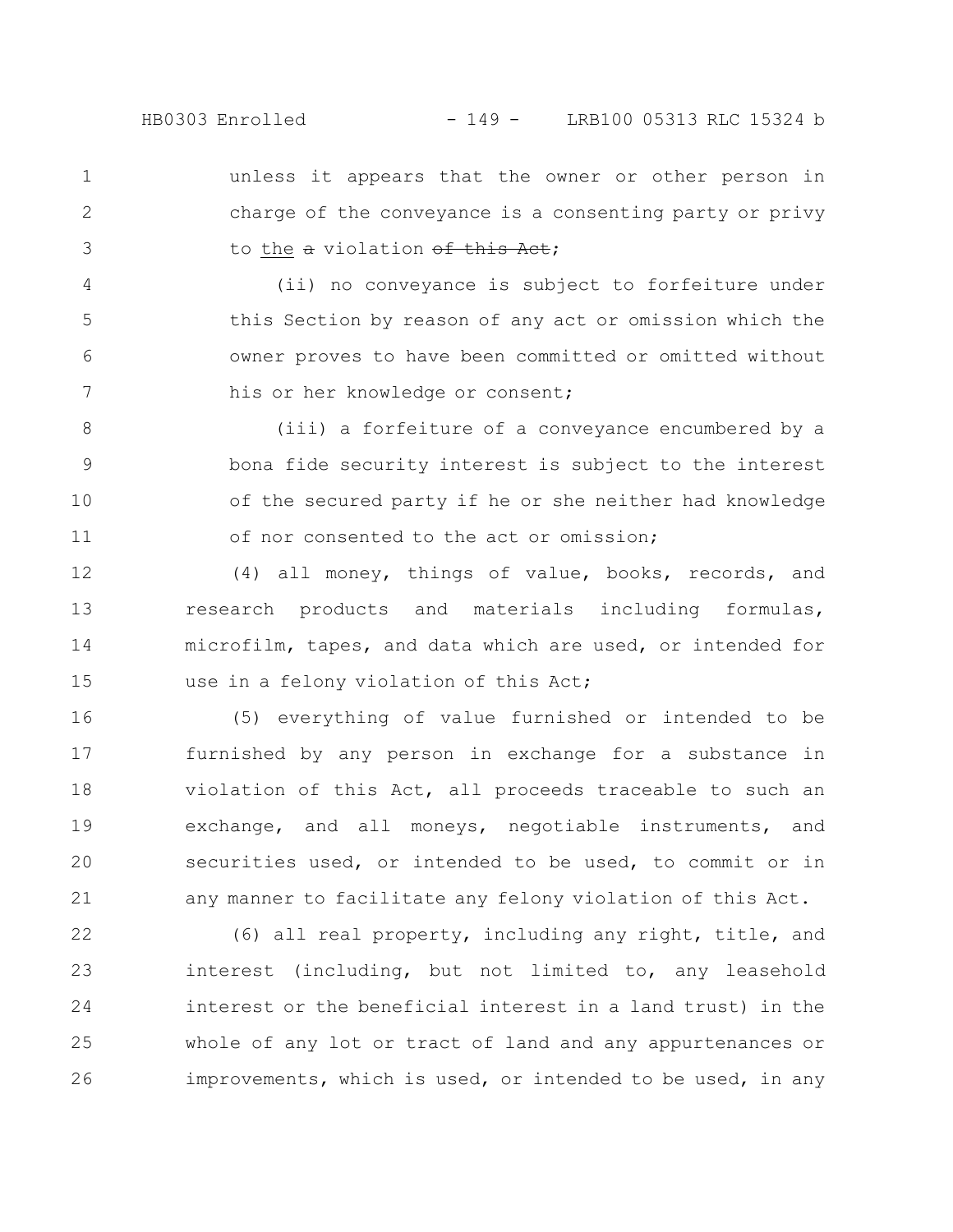unless it appears that the owner or other person in charge of the conveyance is a consenting party or privy to <u>the</u> ~~a~~ violation ~~of this Act~~;

(ii) no conveyance is subject to forfeiture under this Section by reason of any act or omission which the owner proves to have been committed or omitted without his or her knowledge or consent;

(iii) a forfeiture of a conveyance encumbered by a bona fide security interest is subject to the interest of the secured party if he or she neither had knowledge of nor consented to the act or omission;

(4) all money, things of value, books, records, and research products and materials including formulas, microfilm, tapes, and data which are used, or intended for use in a felony violation of this Act;

(5) everything of value furnished or intended to be furnished by any person in exchange for a substance in violation of this Act, all proceeds traceable to such an exchange, and all moneys, negotiable instruments, and securities used, or intended to be used, to commit or in any manner to facilitate any felony violation of this Act.

(6) all real property, including any right, title, and interest (including, but not limited to, any leasehold interest or the beneficial interest in a land trust) in the whole of any lot or tract of land and any appurtenances or improvements, which is used, or intended to be used, in any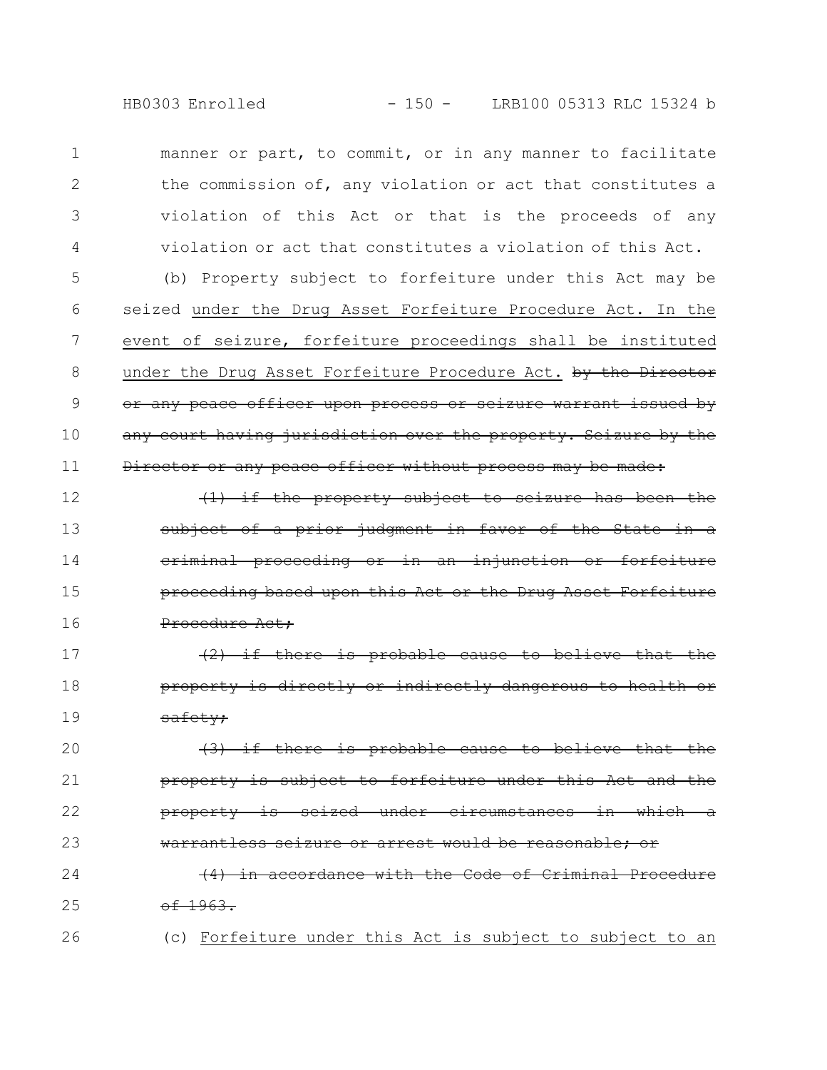manner or part, to commit, or in any manner to facilitate the commission of, any violation or act that constitutes a violation of this Act or that is the proceeds of any violation or act that constitutes a violation of this Act.

(b) Property subject to forfeiture under this Act may be seized <u>under the Drug Asset Forfeiture Procedure Act. In the event of seizure, forfeiture proceedings shall be instituted under the Drug Asset Forfeiture Procedure Act.</u> ~~by the Director or any peace officer upon process or seizure warrant issued by any court having jurisdiction over the property. Seizure by the Director or any peace officer without process may be made:~~

~~(1) if the property subject to seizure has been the subject of a prior judgment in favor of the State in a criminal proceeding or in an injunction or forfeiture proceeding based upon this Act or the Drug Asset Forfeiture Procedure Act;~~

~~(2) if there is probable cause to believe that the property is directly or indirectly dangerous to health or safety;~~

~~(3) if there is probable cause to believe that the property is subject to forfeiture under this Act and the property is seized under circumstances in which a warrantless seizure or arrest would be reasonable; or~~

~~(4) in accordance with the Code of Criminal Procedure of 1963.~~

(c) <u>Forfeiture under this Act is subject to subject to an</u>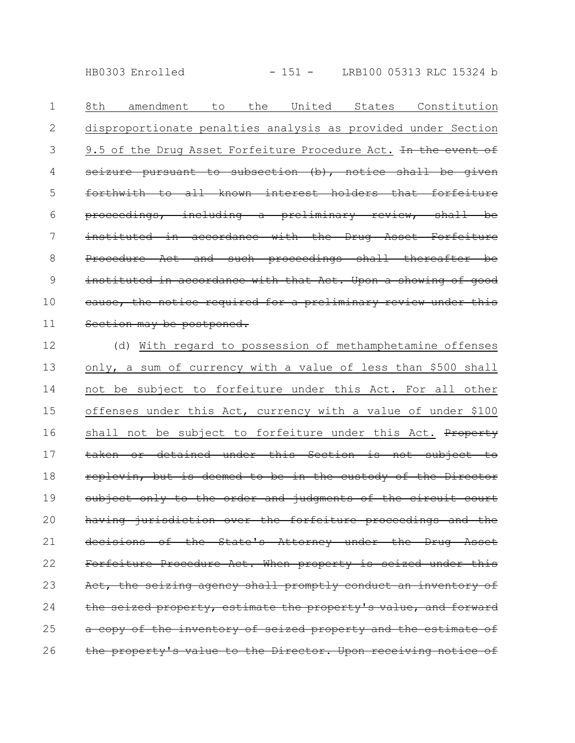8th amendment to the United States Constitution disproportionate penalties analysis as provided under Section 9.5 of the Drug Asset Forfeiture Procedure Act. ~~In the event of seizure pursuant to subsection (b), notice shall be given forthwith to all known interest holders that forfeiture proceedings, including a preliminary review, shall be instituted in accordance with the Drug Asset Forfeiture Procedure Act and such proceedings shall thereafter be instituted in accordance with that Act. Upon a showing of good cause, the notice required for a preliminary review under this Section may be postponed.~~

(d) With regard to possession of methamphetamine offenses only, a sum of currency with a value of less than $500 shall not be subject to forfeiture under this Act. For all other offenses under this Act, currency with a value of under $100 shall not be subject to forfeiture under this Act. ~~Property taken or detained under this Section is not subject to replevin, but is deemed to be in the custody of the Director subject only to the order and judgments of the circuit court having jurisdiction over the forfeiture proceedings and the decisions of the State's Attorney under the Drug Asset Forfeiture Procedure Act. When property is seized under this Act, the seizing agency shall promptly conduct an inventory of the seized property, estimate the property's value, and forward a copy of the inventory of seized property and the estimate of the property's value to the Director. Upon receiving notice of~~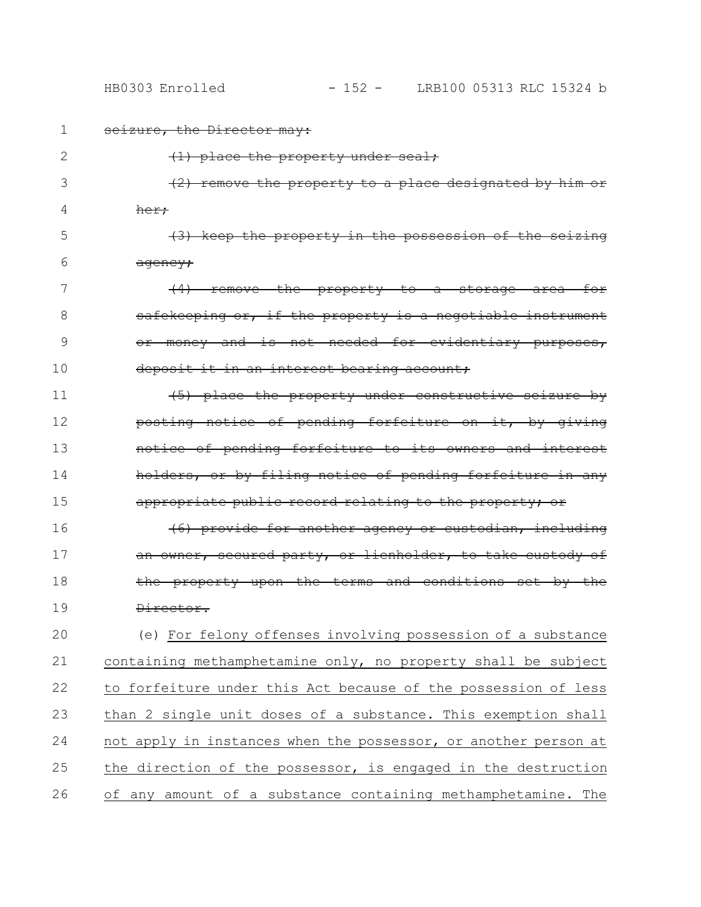~~seizure, the Director may:~~

~~(1) place the property under seal;~~

~~(2) remove the property to a place designated by him or her;~~

~~(3) keep the property in the possession of the seizing agency;~~

~~(4) remove the property to a storage area for safekeeping or, if the property is a negotiable instrument or money and is not needed for evidentiary purposes, deposit it in an interest bearing account;~~

~~(5) place the property under constructive seizure by posting notice of pending forfeiture on it, by giving notice of pending forfeiture to its owners and interest holders, or by filing notice of pending forfeiture in any appropriate public record relating to the property; or~~

~~(6) provide for another agency or custodian, including an owner, secured party, or lienholder, to take custody of the property upon the terms and conditions set by the Director.~~

(e) <u>For felony offenses involving possession of a substance containing methamphetamine only, no property shall be subject to forfeiture under this Act because of the possession of less than 2 single unit doses of a substance. This exemption shall not apply in instances when the possessor, or another person at the direction of the possessor, is engaged in the destruction of any amount of a substance containing methamphetamine. The</u>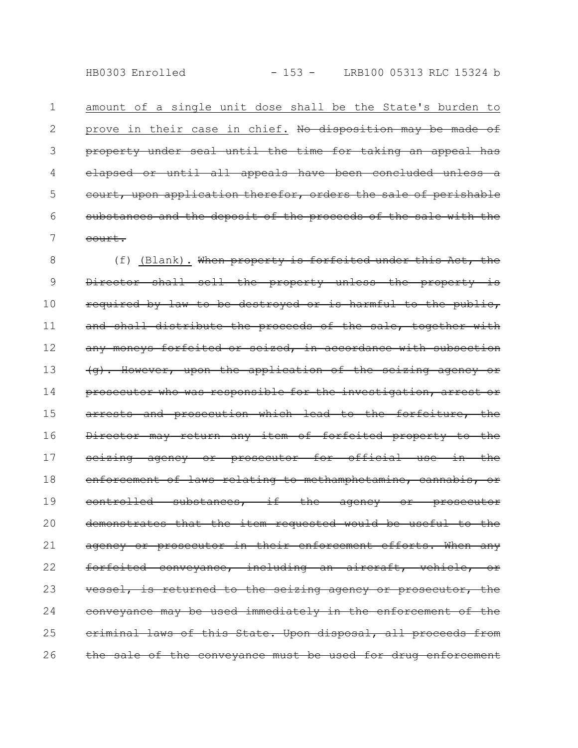amount of a single unit dose shall be the State's burden to prove in their case in chief. ~~No disposition may be made of property under seal until the time for taking an appeal has elapsed or until all appeals have been concluded unless a court, upon application therefor, orders the sale of perishable substances and the deposit of the proceeds of the sale with the court.~~

(f) (Blank). ~~When property is forfeited under this Act, the Director shall sell the property unless the property is required by law to be destroyed or is harmful to the public, and shall distribute the proceeds of the sale, together with any moneys forfeited or seized, in accordance with subsection (g). However, upon the application of the seizing agency or prosecutor who was responsible for the investigation, arrest or arrests and prosecution which lead to the forfeiture, the Director may return any item of forfeited property to the seizing agency or prosecutor for official use in the enforcement of laws relating to methamphetamine, cannabis, or controlled substances, if the agency or prosecutor demonstrates that the item requested would be useful to the agency or prosecutor in their enforcement efforts. When any forfeited conveyance, including an aircraft, vehicle, or vessel, is returned to the seizing agency or prosecutor, the conveyance may be used immediately in the enforcement of the criminal laws of this State. Upon disposal, all proceeds from the sale of the conveyance must be used for drug enforcement~~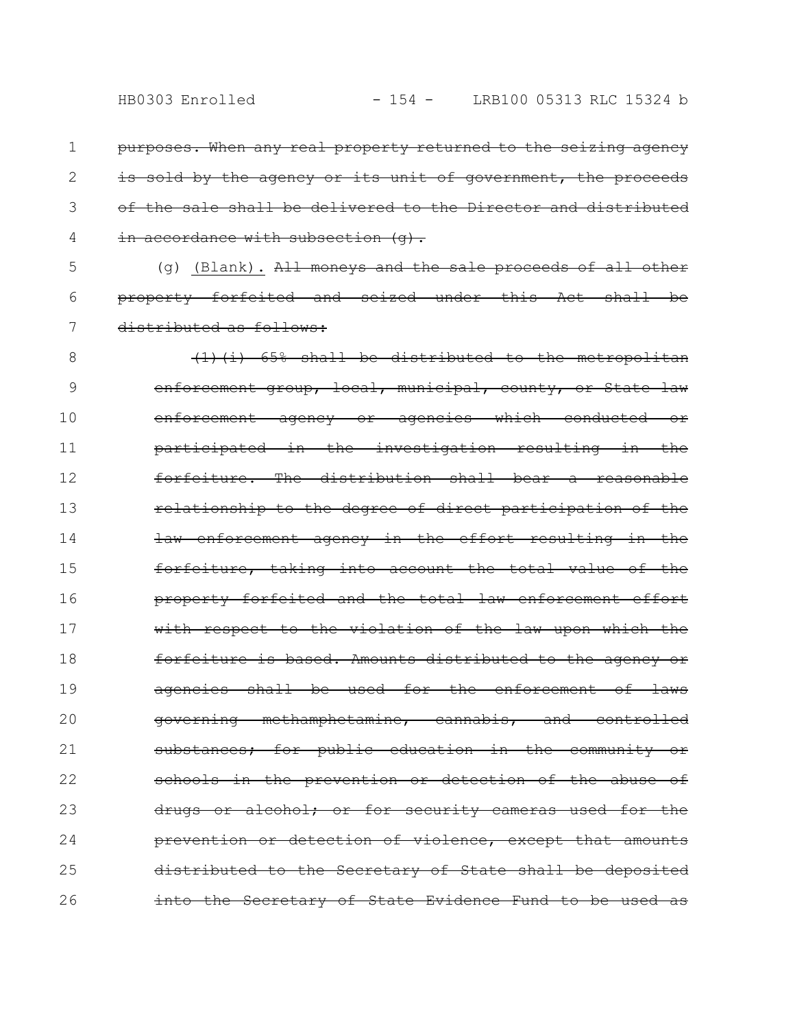~~purposes. When any real property returned to the seizing agency is sold by the agency or its unit of government, the proceeds of the sale shall be delivered to the Director and distributed in accordance with subsection (g).~~

(g) (Blank). ~~All moneys and the sale proceeds of all other property forfeited and seized under this Act shall be distributed as follows:~~

~~(1)(i) 65% shall be distributed to the metropolitan enforcement group, local, municipal, county, or State law enforcement agency or agencies which conducted or participated in the investigation resulting in the forfeiture. The distribution shall bear a reasonable relationship to the degree of direct participation of the law enforcement agency in the effort resulting in the forfeiture, taking into account the total value of the property forfeited and the total law enforcement effort with respect to the violation of the law upon which the forfeiture is based. Amounts distributed to the agency or agencies shall be used for the enforcement of laws governing methamphetamine, cannabis, and controlled substances; for public education in the community or schools in the prevention or detection of the abuse of drugs or alcohol; or for security cameras used for the prevention or detection of violence, except that amounts distributed to the Secretary of State shall be deposited into the Secretary of State Evidence Fund to be used as~~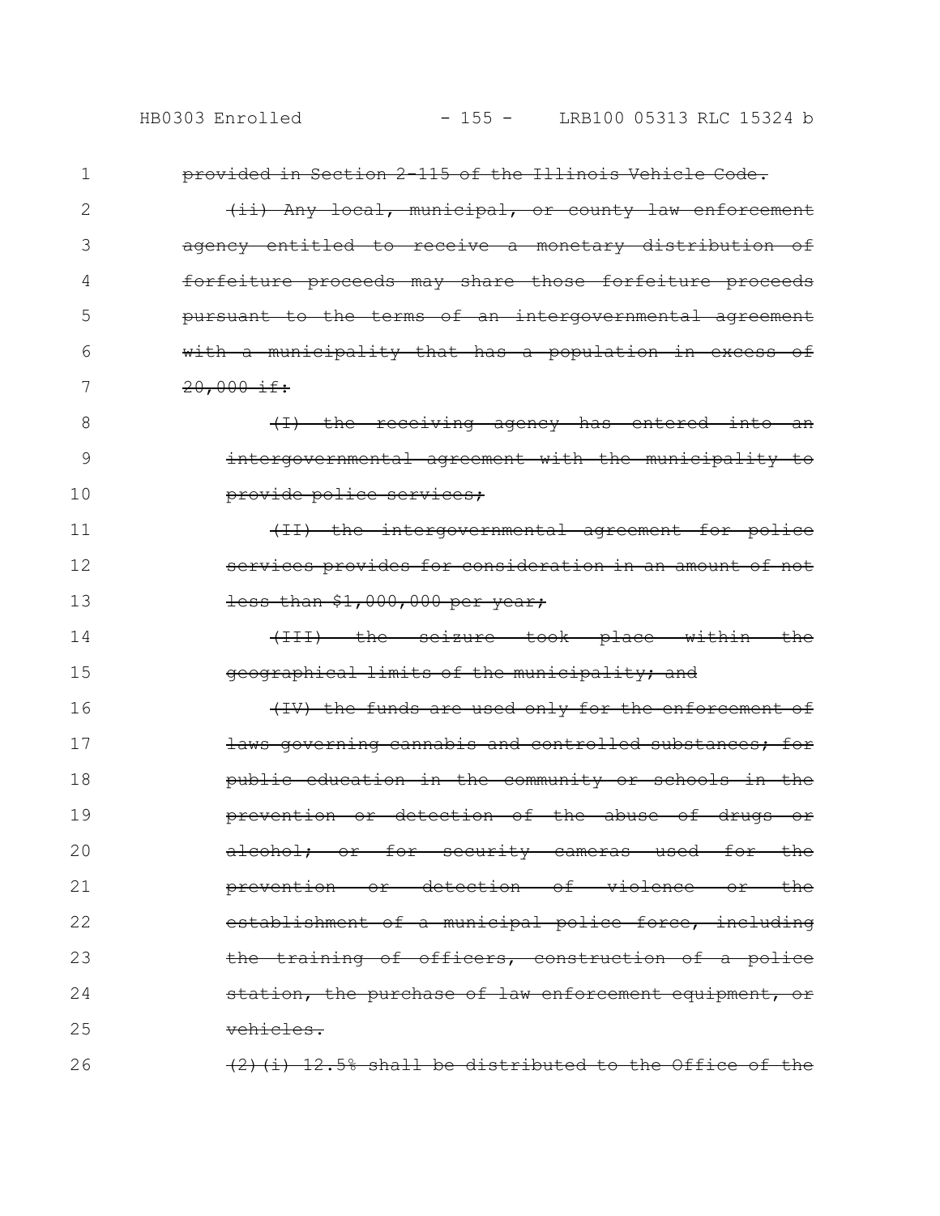~~provided in Section 2-115 of the Illinois Vehicle Code.~~

~~(ii) Any local, municipal, or county law enforcement agency entitled to receive a monetary distribution of forfeiture proceeds may share those forfeiture proceeds pursuant to the terms of an intergovernmental agreement with a municipality that has a population in excess of 20,000 if:~~

~~(I) the receiving agency has entered into an intergovernmental agreement with the municipality to provide police services;~~

~~(II) the intergovernmental agreement for police services provides for consideration in an amount of not less than $1,000,000 per year;~~

~~(III) the seizure took place within the geographical limits of the municipality; and~~

~~(IV) the funds are used only for the enforcement of laws governing cannabis and controlled substances; for public education in the community or schools in the prevention or detection of the abuse of drugs or alcohol; or for security cameras used for the prevention or detection of violence or the establishment of a municipal police force, including the training of officers, construction of a police station, the purchase of law enforcement equipment, or vehicles.~~

~~(2)(i) 12.5% shall be distributed to the Office of the~~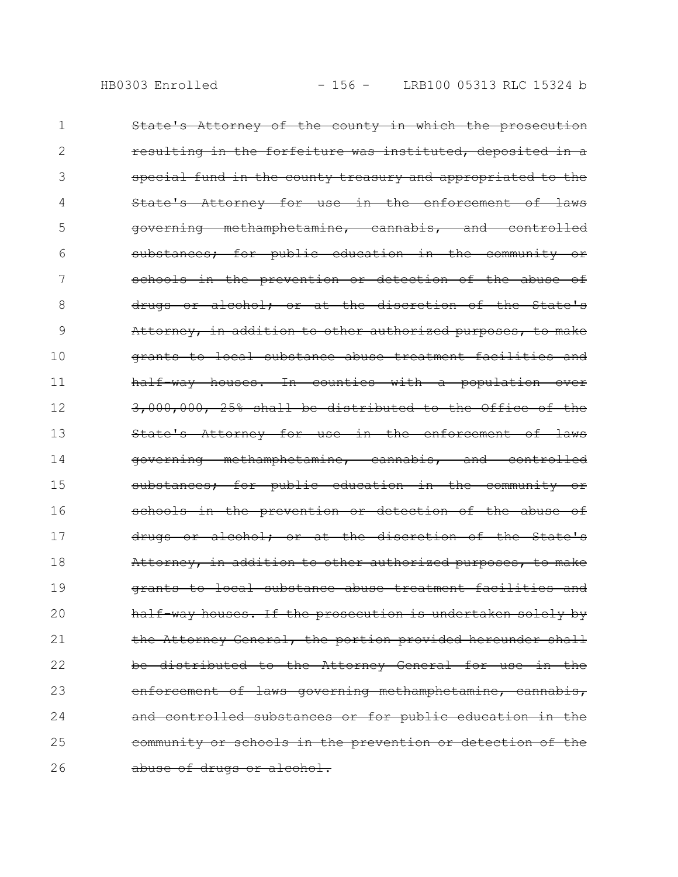~~State's Attorney of the county in which the prosecution resulting in the forfeiture was instituted, deposited in a special fund in the county treasury and appropriated to the State's Attorney for use in the enforcement of laws governing methamphetamine, cannabis, and controlled substances; for public education in the community or schools in the prevention or detection of the abuse of drugs or alcohol; or at the discretion of the State's Attorney, in addition to other authorized purposes, to make grants to local substance abuse treatment facilities and half-way houses. In counties with a population over 3,000,000, 25% shall be distributed to the Office of the State's Attorney for use in the enforcement of laws governing methamphetamine, cannabis, and controlled substances; for public education in the community or schools in the prevention or detection of the abuse of drugs or alcohol; or at the discretion of the State's Attorney, in addition to other authorized purposes, to make grants to local substance abuse treatment facilities and half-way houses. If the prosecution is undertaken solely by the Attorney General, the portion provided hereunder shall be distributed to the Attorney General for use in the enforcement of laws governing methamphetamine, cannabis, and controlled substances or for public education in the community or schools in the prevention or detection of the abuse of drugs or alcohol.~~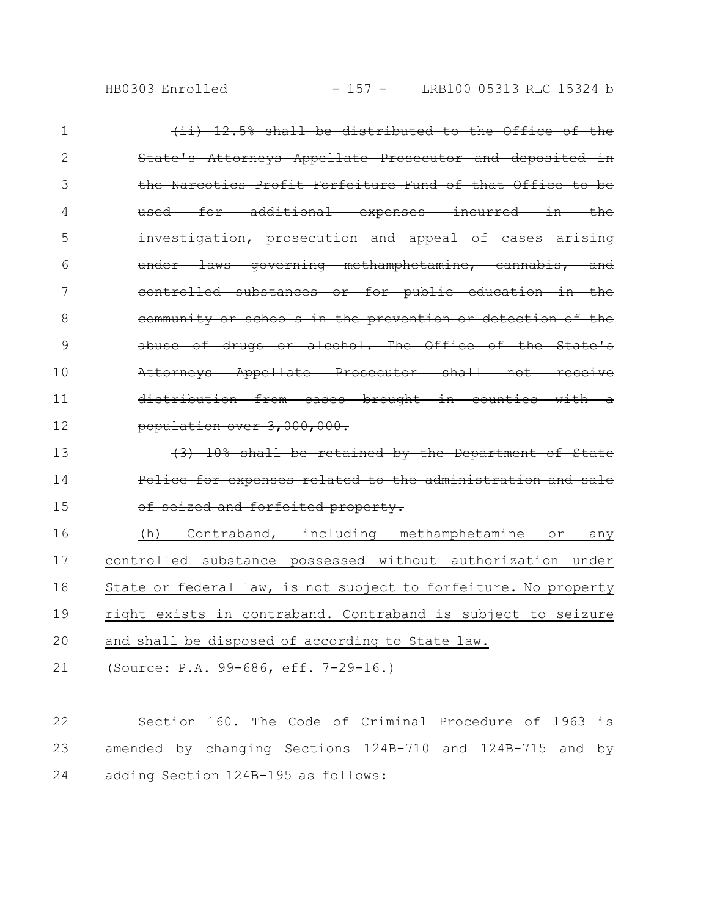~~(ii) 12.5% shall be distributed to the Office of the State's Attorneys Appellate Prosecutor and deposited in the Narcotics Profit Forfeiture Fund of that Office to be used for additional expenses incurred in the investigation, prosecution and appeal of cases arising under laws governing methamphetamine, cannabis, and controlled substances or for public education in the community or schools in the prevention or detection of the abuse of drugs or alcohol. The Office of the State's Attorneys Appellate Prosecutor shall not receive distribution from cases brought in counties with a population over 3,000,000.~~

~~(3) 10% shall be retained by the Department of State Police for expenses related to the administration and sale of seized and forfeited property.~~

<u>(h) Contraband, including methamphetamine or any controlled substance possessed without authorization under State or federal law, is not subject to forfeiture. No property right exists in contraband. Contraband is subject to seizure and shall be disposed of according to State law.</u>

(Source: P.A. 99-686, eff. 7-29-16.)

Section 160. The Code of Criminal Procedure of 1963 is amended by changing Sections 124B-710 and 124B-715 and by adding Section 124B-195 as follows: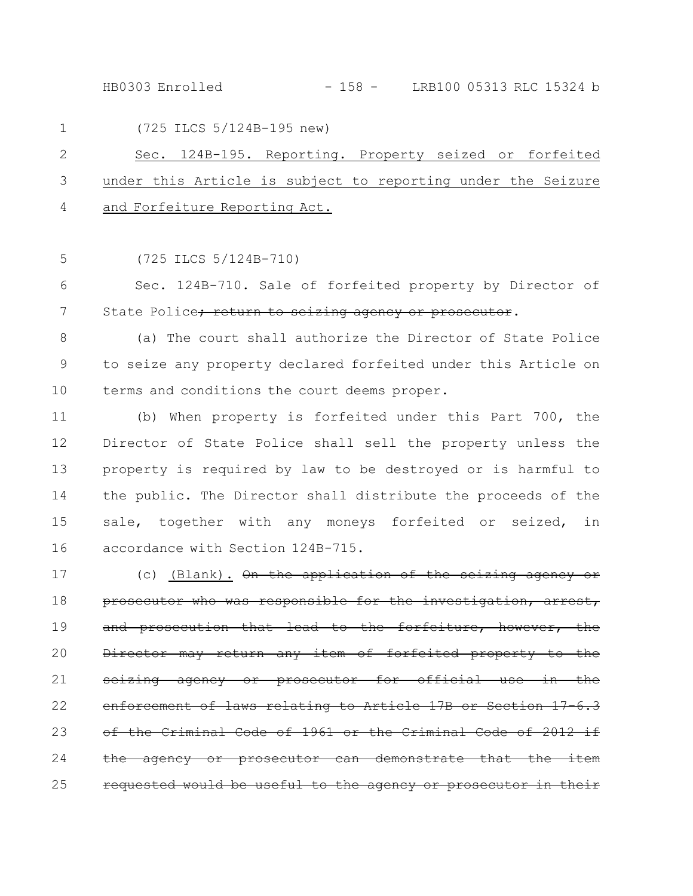(725 ILCS 5/124B-195 new)

Sec. 124B-195. Reporting. Property seized or forfeited under this Article is subject to reporting under the Seizure and Forfeiture Reporting Act.

(725 ILCS 5/124B-710)

Sec. 124B-710. Sale of forfeited property by Director of State Police~~; return to seizing agency or prosecutor~~.

(a) The court shall authorize the Director of State Police to seize any property declared forfeited under this Article on terms and conditions the court deems proper.

(b) When property is forfeited under this Part 700, the Director of State Police shall sell the property unless the property is required by law to be destroyed or is harmful to the public. The Director shall distribute the proceeds of the sale, together with any moneys forfeited or seized, in accordance with Section 124B-715.

(c) (Blank). ~~On the application of the seizing agency or prosecutor who was responsible for the investigation, arrest, and prosecution that lead to the forfeiture, however, the Director may return any item of forfeited property to the seizing agency or prosecutor for official use in the enforcement of laws relating to Article 17B or Section 17-6.3 of the Criminal Code of 1961 or the Criminal Code of 2012 if the agency or prosecutor can demonstrate that the item requested would be useful to the agency or prosecutor in their~~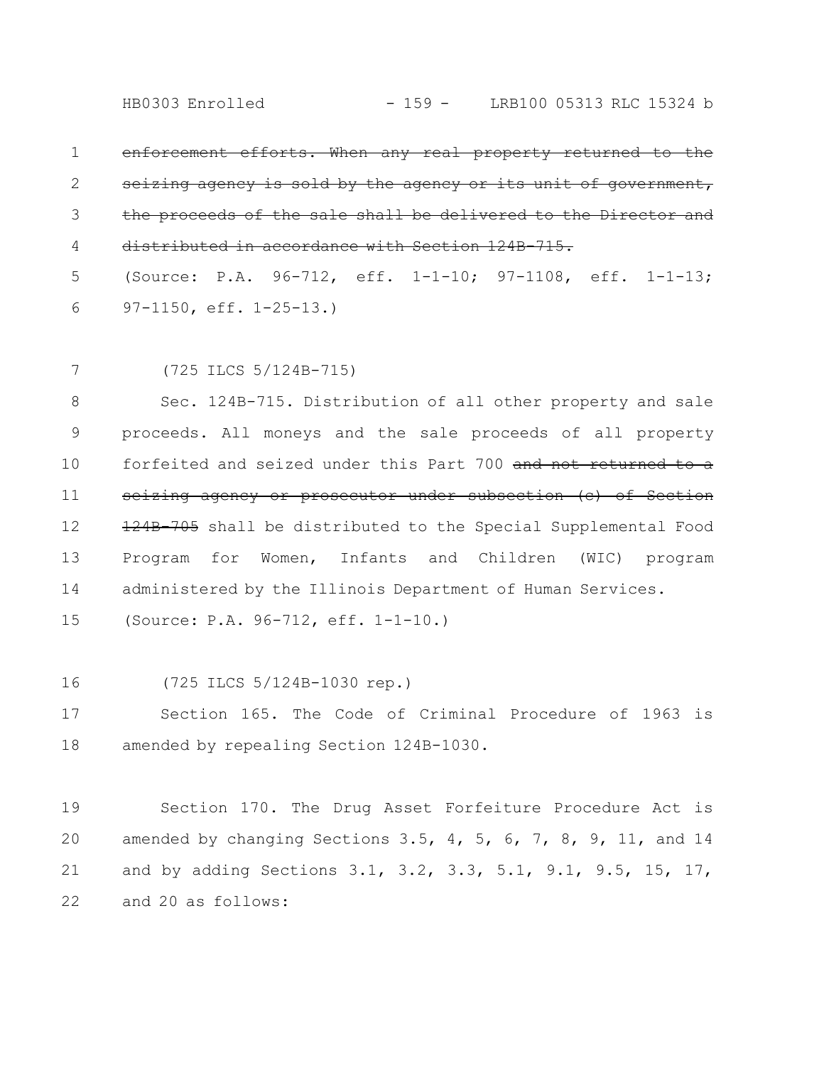~~enforcement efforts. When any real property returned to the seizing agency is sold by the agency or its unit of government, the proceeds of the sale shall be delivered to the Director and distributed in accordance with Section 124B-715.~~

(Source: P.A. 96-712, eff. 1-1-10; 97-1108, eff. 1-1-13; 97-1150, eff. 1-25-13.)

(725 ILCS 5/124B-715)

Sec. 124B-715. Distribution of all other property and sale proceeds. All moneys and the sale proceeds of all property forfeited and seized under this Part 700 ~~and not returned to a seizing agency or prosecutor under subsection (c) of Section 124B-705~~ shall be distributed to the Special Supplemental Food Program for Women, Infants and Children (WIC) program administered by the Illinois Department of Human Services.

(Source: P.A. 96-712, eff. 1-1-10.)

(725 ILCS 5/124B-1030 rep.)

Section 165. The Code of Criminal Procedure of 1963 is amended by repealing Section 124B-1030.

Section 170. The Drug Asset Forfeiture Procedure Act is amended by changing Sections 3.5, 4, 5, 6, 7, 8, 9, 11, and 14 and by adding Sections 3.1, 3.2, 3.3, 5.1, 9.1, 9.5, 15, 17, and 20 as follows: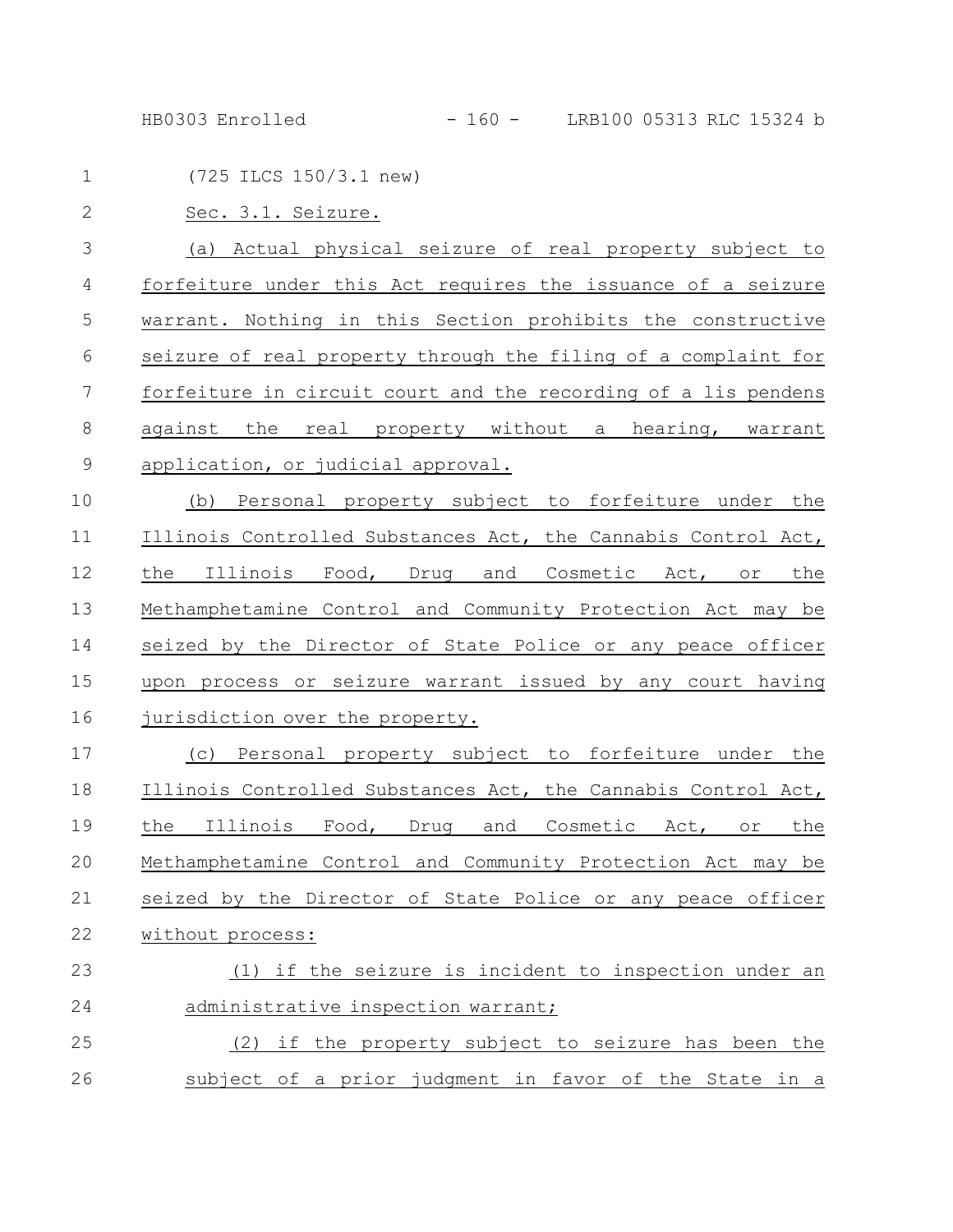(725 ILCS 150/3.1 new)

Sec. 3.1. Seizure.

(a) Actual physical seizure of real property subject to forfeiture under this Act requires the issuance of a seizure warrant. Nothing in this Section prohibits the constructive seizure of real property through the filing of a complaint for forfeiture in circuit court and the recording of a lis pendens against the real property without a hearing, warrant application, or judicial approval.

(b) Personal property subject to forfeiture under the Illinois Controlled Substances Act, the Cannabis Control Act, the Illinois Food, Drug and Cosmetic Act, or the Methamphetamine Control and Community Protection Act may be seized by the Director of State Police or any peace officer upon process or seizure warrant issued by any court having jurisdiction over the property.

(c) Personal property subject to forfeiture under the Illinois Controlled Substances Act, the Cannabis Control Act, the Illinois Food, Drug and Cosmetic Act, or the Methamphetamine Control and Community Protection Act may be seized by the Director of State Police or any peace officer without process:

(1) if the seizure is incident to inspection under an administrative inspection warrant;

(2) if the property subject to seizure has been the subject of a prior judgment in favor of the State in a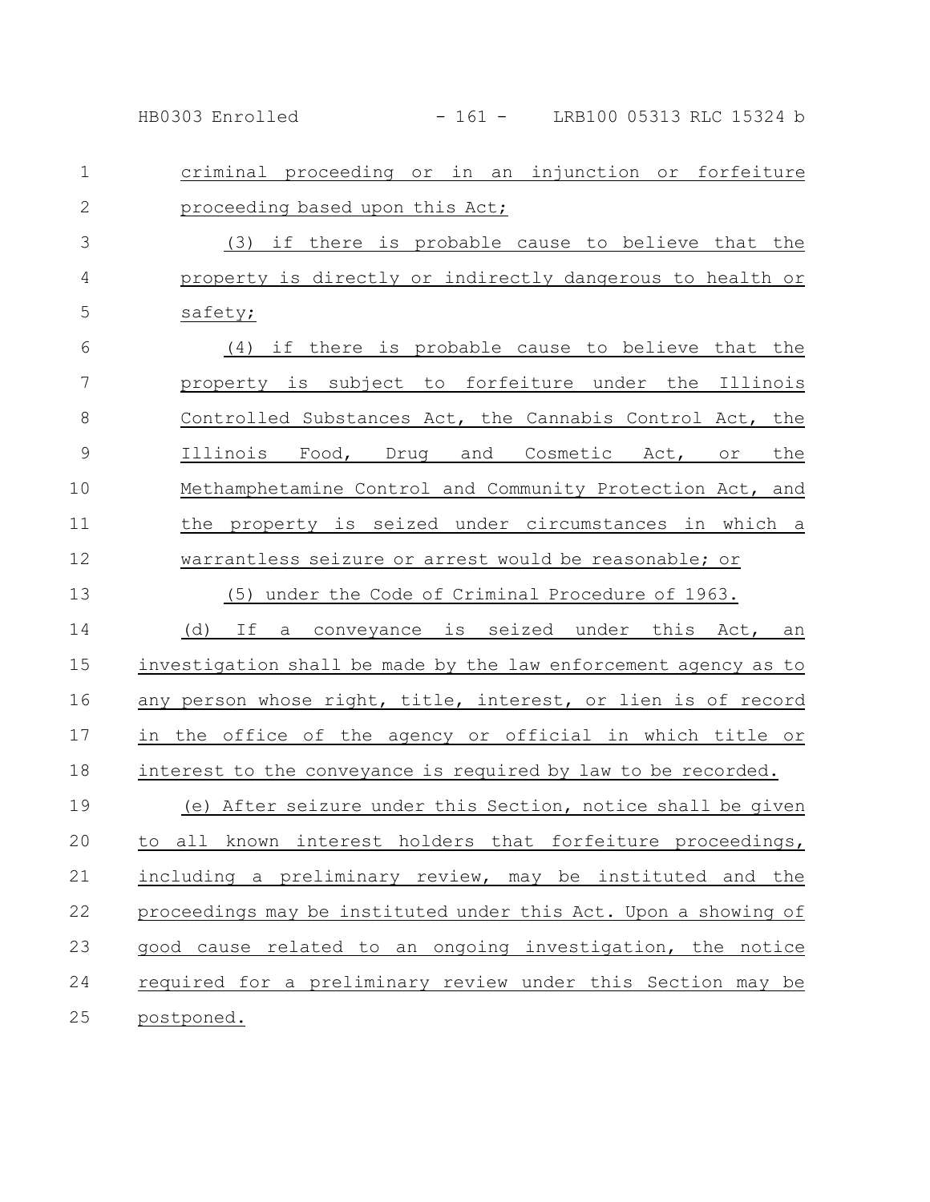criminal proceeding or in an injunction or forfeiture proceeding based upon this Act;

(3) if there is probable cause to believe that the property is directly or indirectly dangerous to health or safety;

(4) if there is probable cause to believe that the property is subject to forfeiture under the Illinois Controlled Substances Act, the Cannabis Control Act, the Illinois Food, Drug and Cosmetic Act, or the Methamphetamine Control and Community Protection Act, and the property is seized under circumstances in which a warrantless seizure or arrest would be reasonable; or

(5) under the Code of Criminal Procedure of 1963.

(d) If a conveyance is seized under this Act, an investigation shall be made by the law enforcement agency as to any person whose right, title, interest, or lien is of record in the office of the agency or official in which title or interest to the conveyance is required by law to be recorded.

(e) After seizure under this Section, notice shall be given to all known interest holders that forfeiture proceedings, including a preliminary review, may be instituted and the proceedings may be instituted under this Act. Upon a showing of good cause related to an ongoing investigation, the notice required for a preliminary review under this Section may be postponed.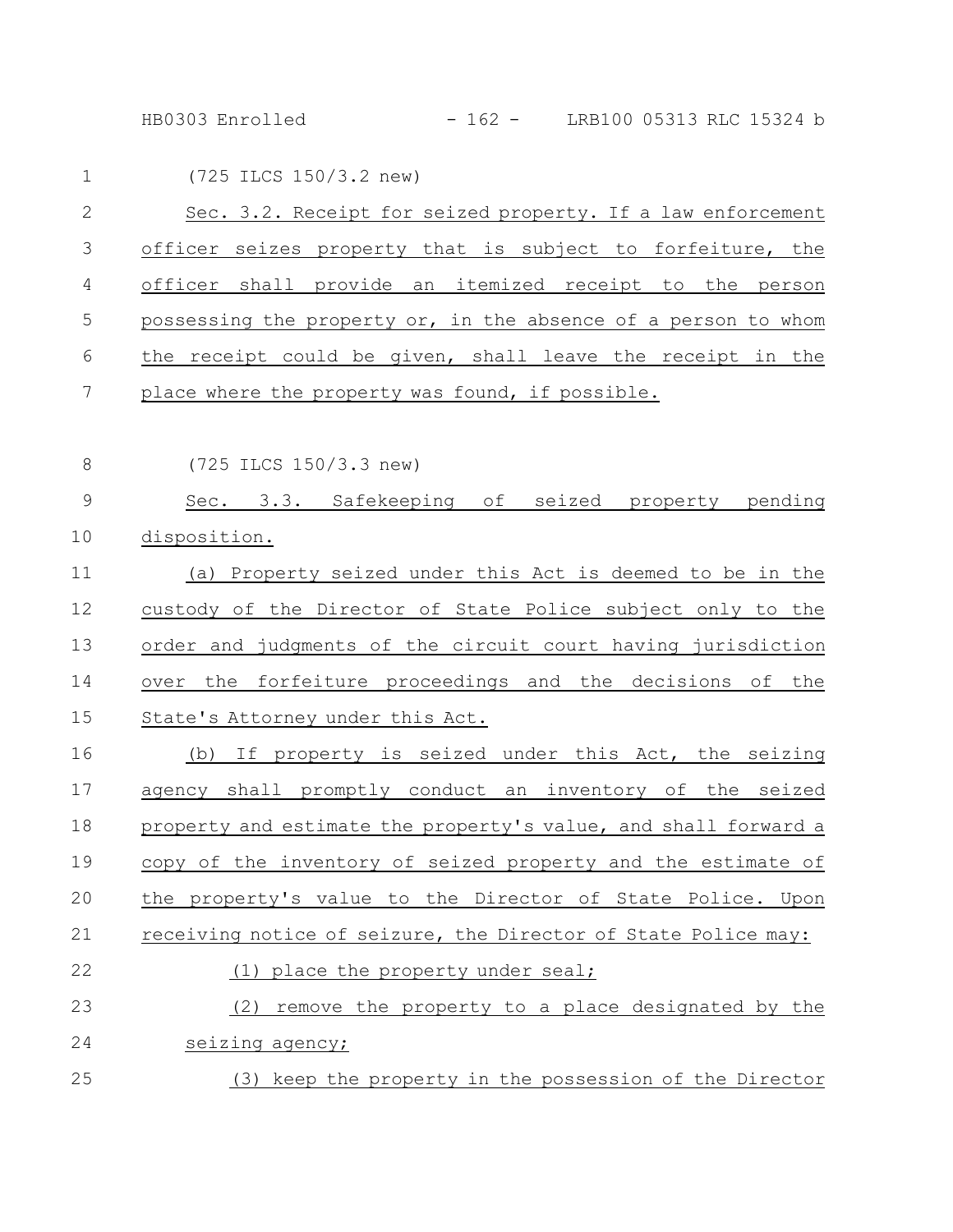(725 ILCS 150/3.2 new)

Sec. 3.2. Receipt for seized property. If a law enforcement officer seizes property that is subject to forfeiture, the officer shall provide an itemized receipt to the person possessing the property or, in the absence of a person to whom the receipt could be given, shall leave the receipt in the place where the property was found, if possible.

(725 ILCS 150/3.3 new)

Sec. 3.3. Safekeeping of seized property pending disposition.

(a) Property seized under this Act is deemed to be in the custody of the Director of State Police subject only to the order and judgments of the circuit court having jurisdiction over the forfeiture proceedings and the decisions of the State's Attorney under this Act.

(b) If property is seized under this Act, the seizing agency shall promptly conduct an inventory of the seized property and estimate the property's value, and shall forward a copy of the inventory of seized property and the estimate of the property's value to the Director of State Police. Upon receiving notice of seizure, the Director of State Police may:

(1) place the property under seal;

(2) remove the property to a place designated by the seizing agency;

(3) keep the property in the possession of the Director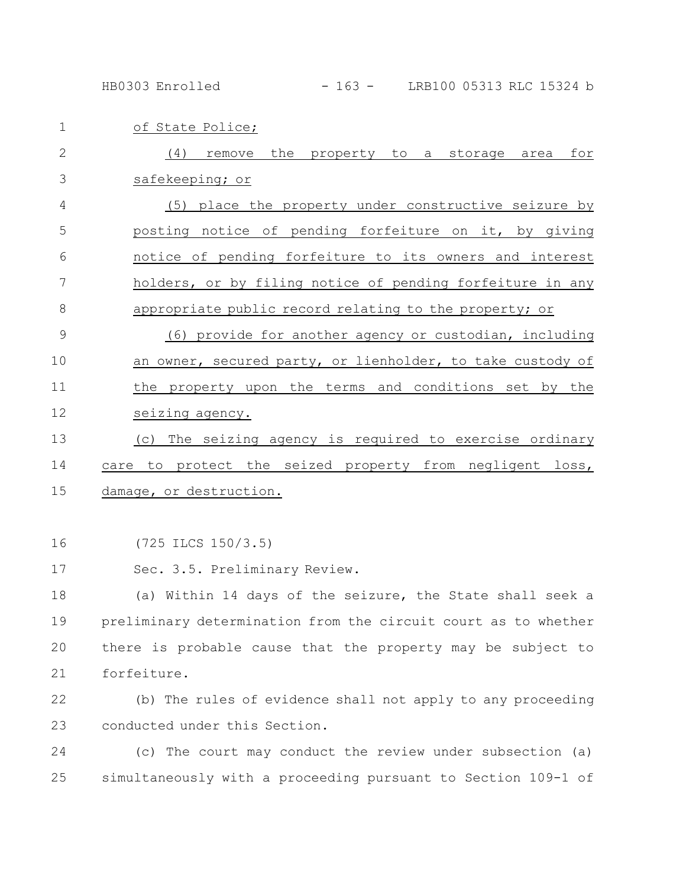of State Police;

(4) remove the property to a storage area for safekeeping; or

(5) place the property under constructive seizure by posting notice of pending forfeiture on it, by giving notice of pending forfeiture to its owners and interest holders, or by filing notice of pending forfeiture in any appropriate public record relating to the property; or

(6) provide for another agency or custodian, including an owner, secured party, or lienholder, to take custody of the property upon the terms and conditions set by the seizing agency.

(c) The seizing agency is required to exercise ordinary care to protect the seized property from negligent loss, damage, or destruction.

(725 ILCS 150/3.5)

Sec. 3.5. Preliminary Review.

(a) Within 14 days of the seizure, the State shall seek a preliminary determination from the circuit court as to whether there is probable cause that the property may be subject to forfeiture.

(b) The rules of evidence shall not apply to any proceeding conducted under this Section.

(c) The court may conduct the review under subsection (a) simultaneously with a proceeding pursuant to Section 109-1 of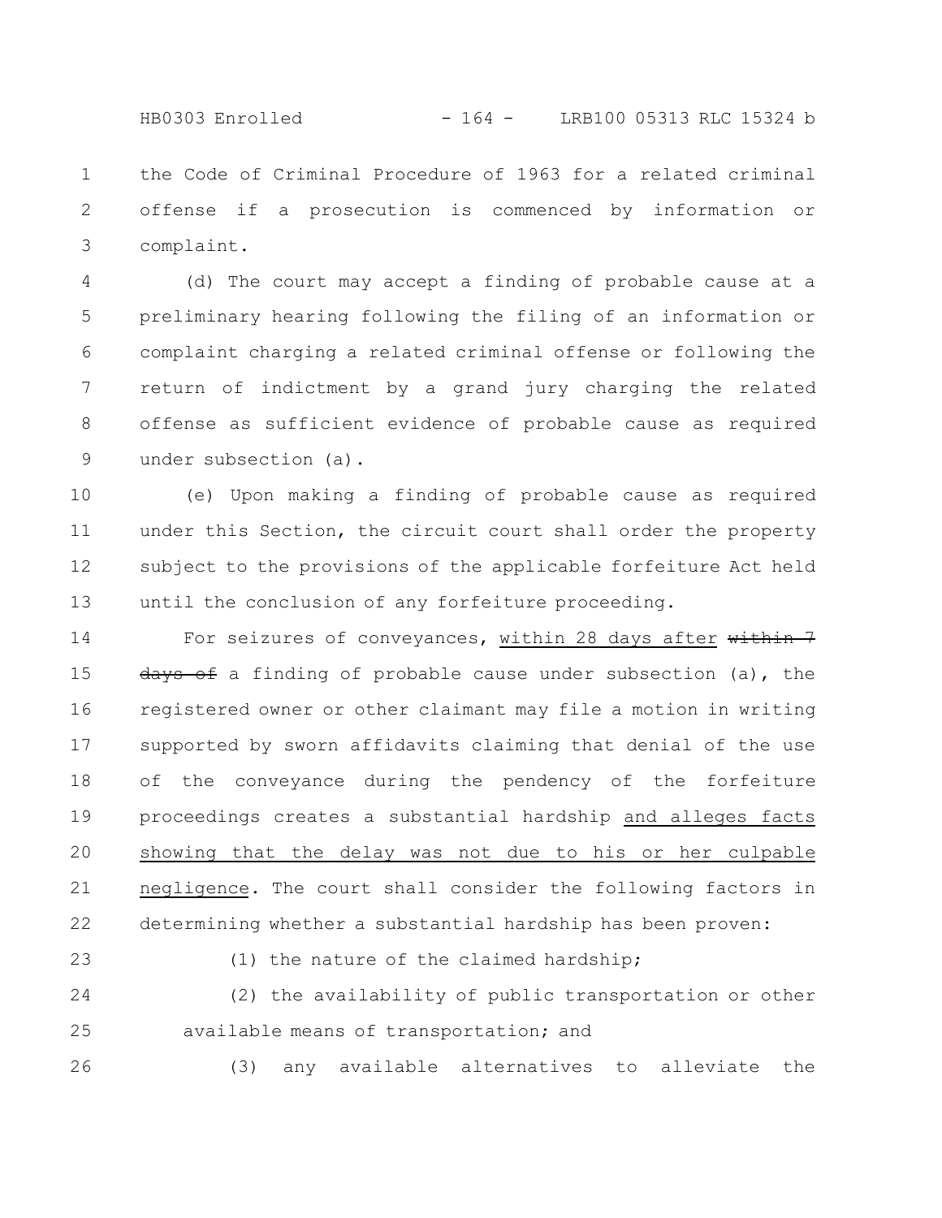the Code of Criminal Procedure of 1963 for a related criminal offense if a prosecution is commenced by information or complaint.

(d) The court may accept a finding of probable cause at a preliminary hearing following the filing of an information or complaint charging a related criminal offense or following the return of indictment by a grand jury charging the related offense as sufficient evidence of probable cause as required under subsection (a).

(e) Upon making a finding of probable cause as required under this Section, the circuit court shall order the property subject to the provisions of the applicable forfeiture Act held until the conclusion of any forfeiture proceeding.

For seizures of conveyances, <u>within 28 days after</u> ~~within 7 days of~~ a finding of probable cause under subsection (a), the registered owner or other claimant may file a motion in writing supported by sworn affidavits claiming that denial of the use of the conveyance during the pendency of the forfeiture proceedings creates a substantial hardship <u>and alleges facts showing that the delay was not due to his or her culpable negligence</u>. The court shall consider the following factors in determining whether a substantial hardship has been proven:

(1) the nature of the claimed hardship;

(2) the availability of public transportation or other available means of transportation; and

(3) any available alternatives to alleviate the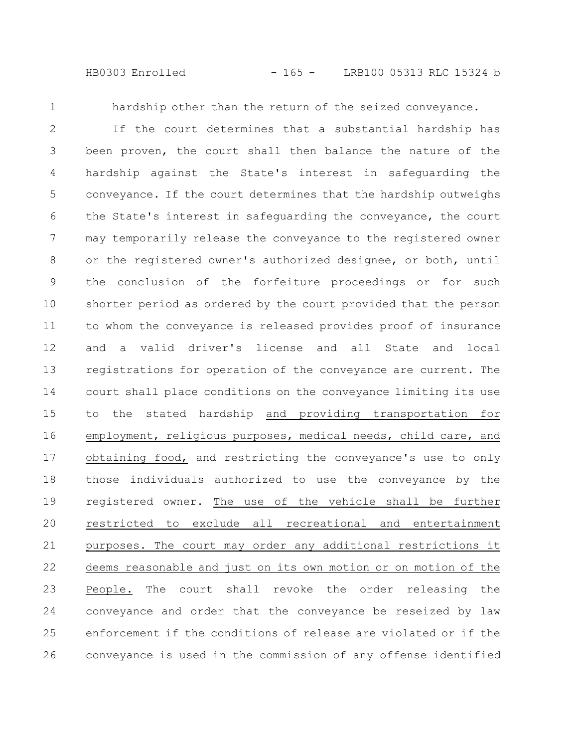hardship other than the return of the seized conveyance.

If the court determines that a substantial hardship has been proven, the court shall then balance the nature of the hardship against the State's interest in safeguarding the conveyance. If the court determines that the hardship outweighs the State's interest in safeguarding the conveyance, the court may temporarily release the conveyance to the registered owner or the registered owner's authorized designee, or both, until the conclusion of the forfeiture proceedings or for such shorter period as ordered by the court provided that the person to whom the conveyance is released provides proof of insurance and a valid driver's license and all State and local registrations for operation of the conveyance are current. The court shall place conditions on the conveyance limiting its use to the stated hardship and providing transportation for employment, religious purposes, medical needs, child care, and obtaining food, and restricting the conveyance's use to only those individuals authorized to use the conveyance by the registered owner. The use of the vehicle shall be further restricted to exclude all recreational and entertainment purposes. The court may order any additional restrictions it deems reasonable and just on its own motion or on motion of the People. The court shall revoke the order releasing the conveyance and order that the conveyance be reseized by law enforcement if the conditions of release are violated or if the conveyance is used in the commission of any offense identified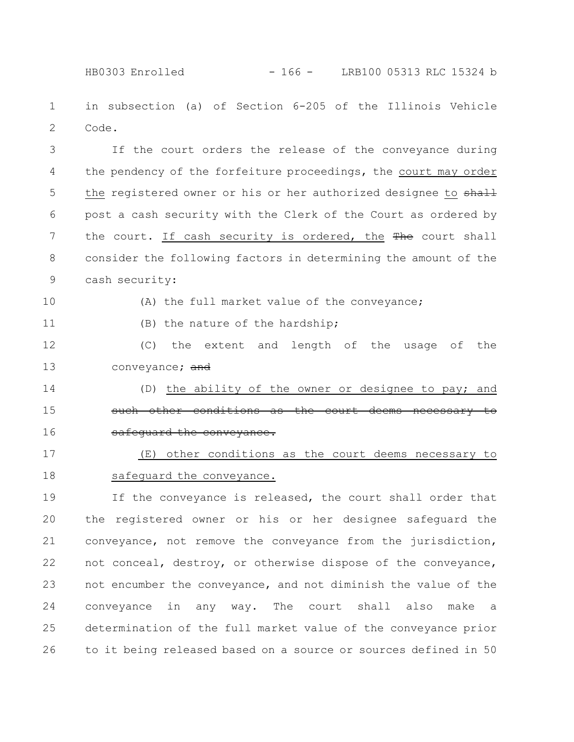in subsection (a) of Section 6-205 of the Illinois Vehicle Code.

If the court orders the release of the conveyance during the pendency of the forfeiture proceedings, the court may order the registered owner or his or her authorized designee to ~~shall~~ post a cash security with the Clerk of the Court as ordered by the court. If cash security is ordered, the ~~The~~ court shall consider the following factors in determining the amount of the cash security:

(A) the full market value of the conveyance;

(B) the nature of the hardship;

(C) the extent and length of the usage of the conveyance; ~~and~~

(D) the ability of the owner or designee to pay; and ~~such other conditions as the court deems necessary to safeguard the conveyance.~~

(E) other conditions as the court deems necessary to safeguard the conveyance.

If the conveyance is released, the court shall order that the registered owner or his or her designee safeguard the conveyance, not remove the conveyance from the jurisdiction, not conceal, destroy, or otherwise dispose of the conveyance, not encumber the conveyance, and not diminish the value of the conveyance in any way. The court shall also make a determination of the full market value of the conveyance prior to it being released based on a source or sources defined in 50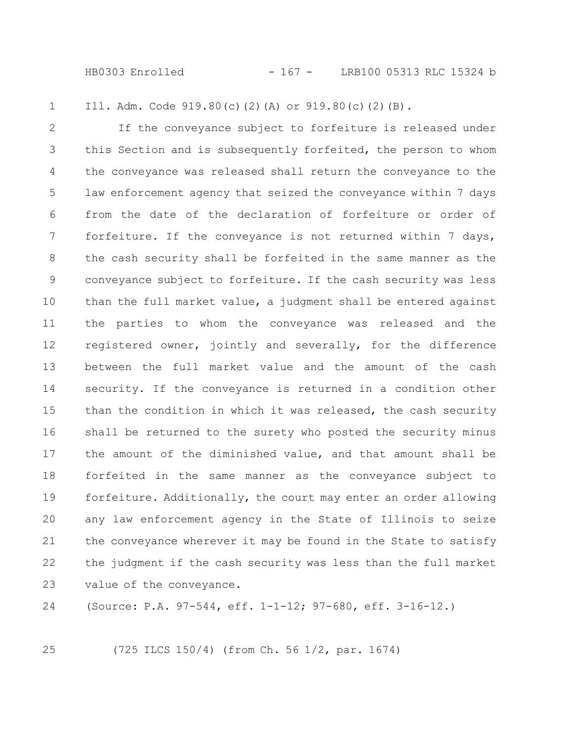Ill. Adm. Code 919.80(c)(2)(A) or 919.80(c)(2)(B).

If the conveyance subject to forfeiture is released under this Section and is subsequently forfeited, the person to whom the conveyance was released shall return the conveyance to the law enforcement agency that seized the conveyance within 7 days from the date of the declaration of forfeiture or order of forfeiture. If the conveyance is not returned within 7 days, the cash security shall be forfeited in the same manner as the conveyance subject to forfeiture. If the cash security was less than the full market value, a judgment shall be entered against the parties to whom the conveyance was released and the registered owner, jointly and severally, for the difference between the full market value and the amount of the cash security. If the conveyance is returned in a condition other than the condition in which it was released, the cash security shall be returned to the surety who posted the security minus the amount of the diminished value, and that amount shall be forfeited in the same manner as the conveyance subject to forfeiture. Additionally, the court may enter an order allowing any law enforcement agency in the State of Illinois to seize the conveyance wherever it may be found in the State to satisfy the judgment if the cash security was less than the full market value of the conveyance.

(Source: P.A. 97-544, eff. 1-1-12; 97-680, eff. 3-16-12.)

(725 ILCS 150/4) (from Ch. 56 1/2, par. 1674)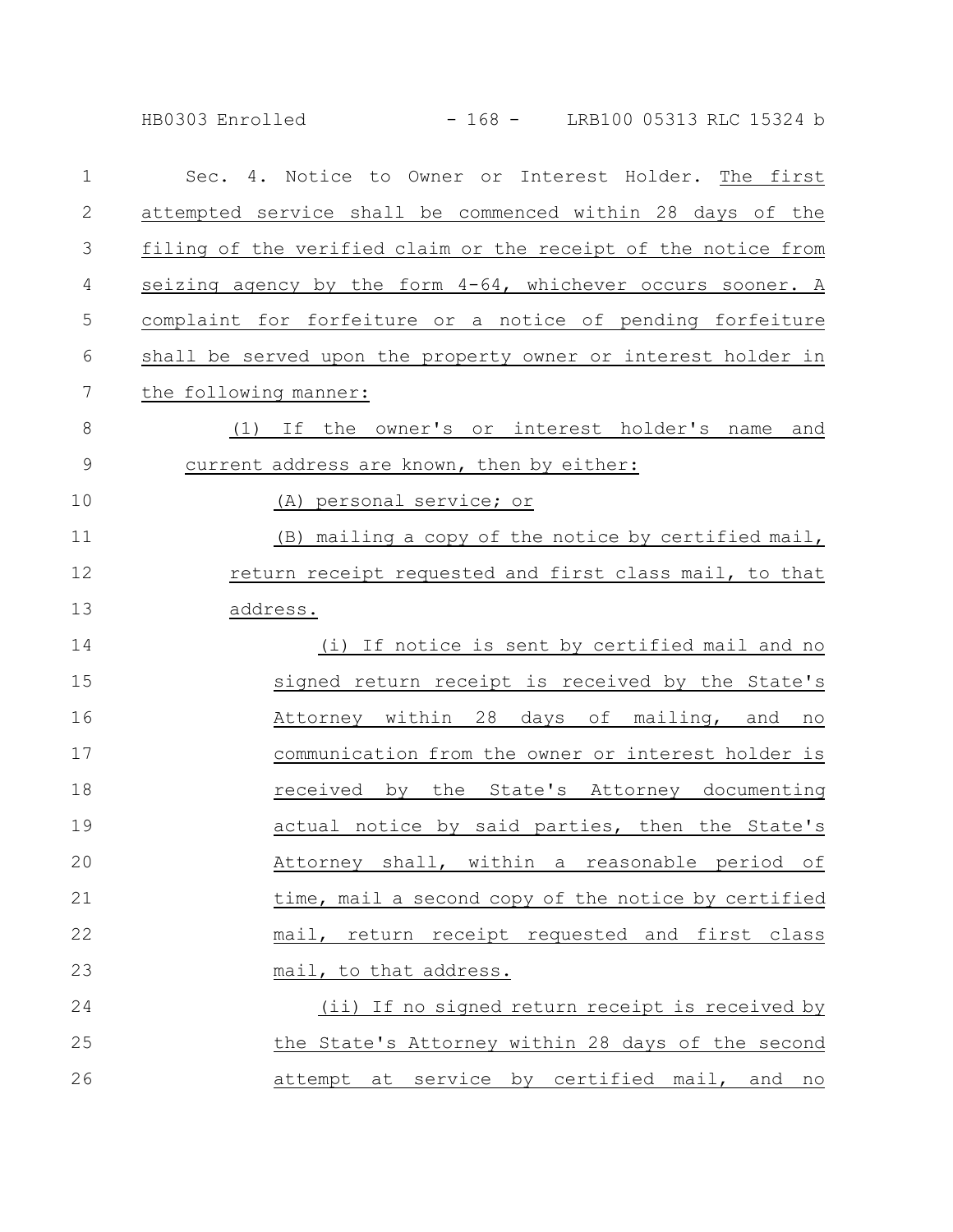Sec. 4. Notice to Owner or Interest Holder. The first attempted service shall be commenced within 28 days of the filing of the verified claim or the receipt of the notice from seizing agency by the form 4-64, whichever occurs sooner. A complaint for forfeiture or a notice of pending forfeiture shall be served upon the property owner or interest holder in the following manner:

(1) If the owner's or interest holder's name and current address are known, then by either:

(A) personal service; or

(B) mailing a copy of the notice by certified mail, return receipt requested and first class mail, to that address.

(i) If notice is sent by certified mail and no signed return receipt is received by the State's Attorney within 28 days of mailing, and no communication from the owner or interest holder is received by the State's Attorney documenting actual notice by said parties, then the State's Attorney shall, within a reasonable period of time, mail a second copy of the notice by certified mail, return receipt requested and first class mail, to that address.

(ii) If no signed return receipt is received by the State's Attorney within 28 days of the second attempt at service by certified mail, and no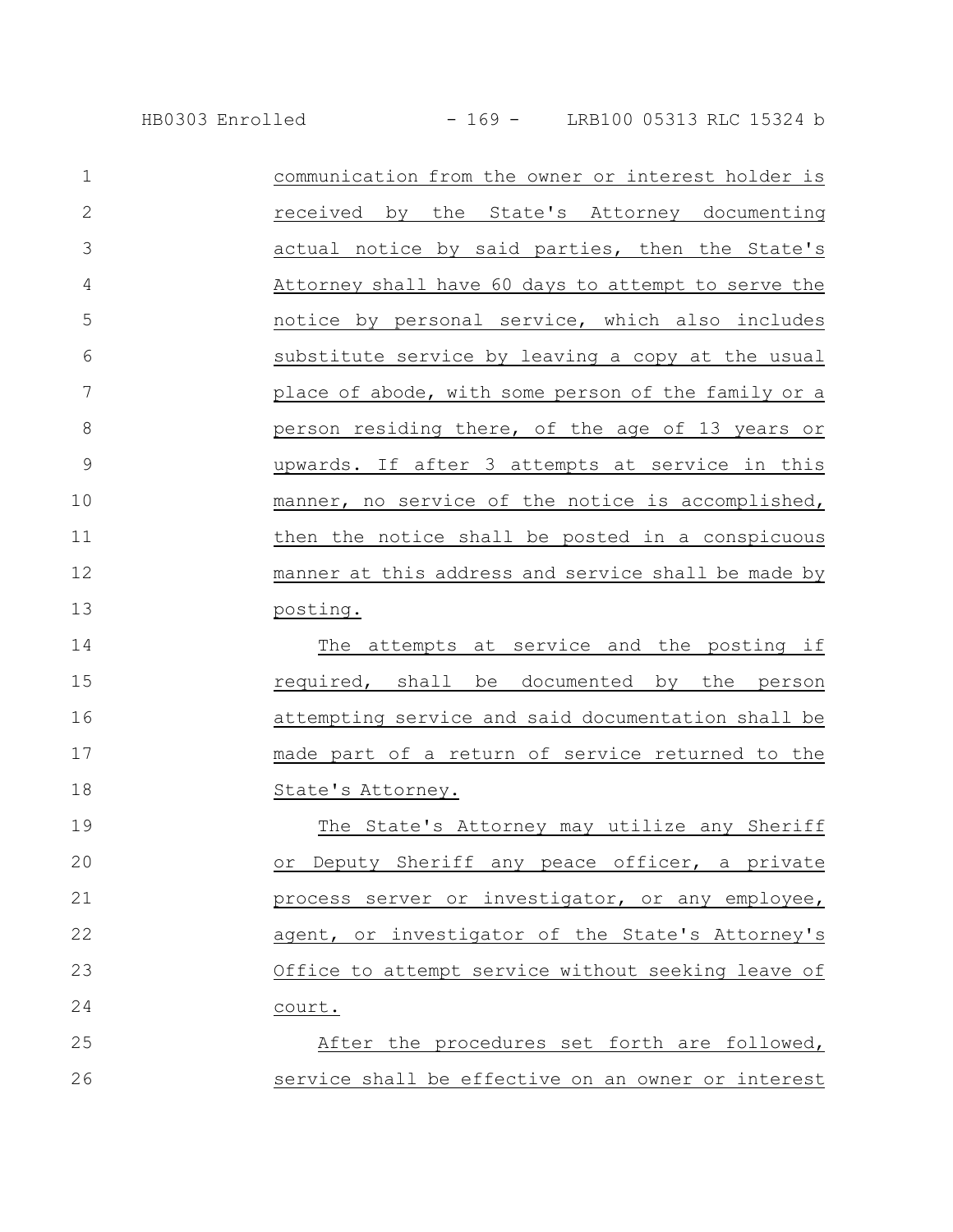communication from the owner or interest holder is received by the State's Attorney documenting actual notice by said parties, then the State's Attorney shall have 60 days to attempt to serve the notice by personal service, which also includes substitute service by leaving a copy at the usual place of abode, with some person of the family or a person residing there, of the age of 13 years or upwards. If after 3 attempts at service in this manner, no service of the notice is accomplished, then the notice shall be posted in a conspicuous manner at this address and service shall be made by posting.

The attempts at service and the posting if required, shall be documented by the person attempting service and said documentation shall be made part of a return of service returned to the State's Attorney.

The State's Attorney may utilize any Sheriff or Deputy Sheriff any peace officer, a private process server or investigator, or any employee, agent, or investigator of the State's Attorney's Office to attempt service without seeking leave of court.

After the procedures set forth are followed, service shall be effective on an owner or interest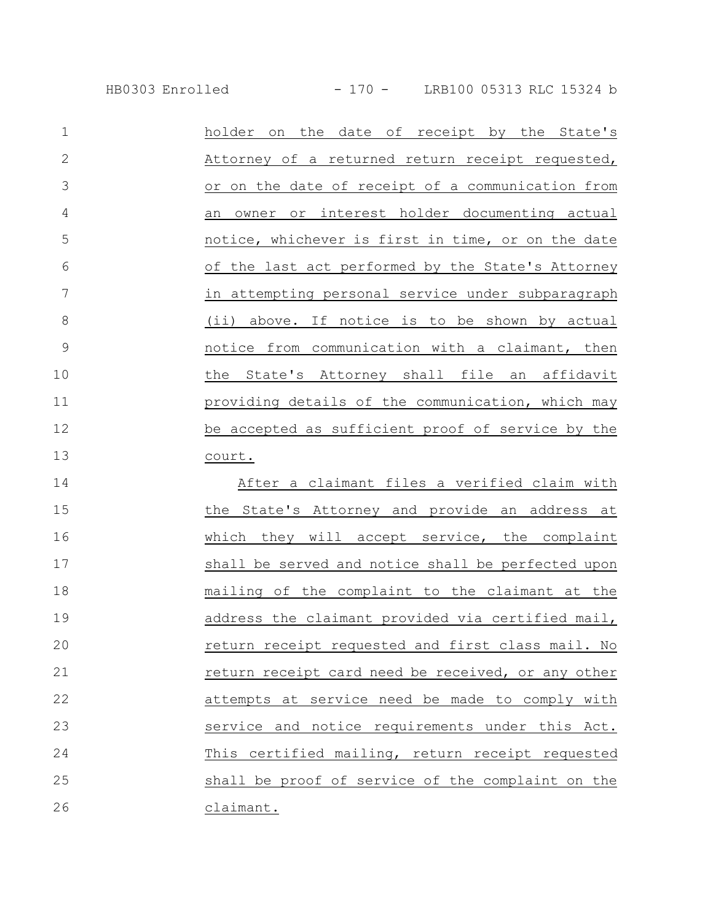holder on the date of receipt by the State's Attorney of a returned return receipt requested, or on the date of receipt of a communication from an owner or interest holder documenting actual notice, whichever is first in time, or on the date of the last act performed by the State's Attorney in attempting personal service under subparagraph (ii) above. If notice is to be shown by actual notice from communication with a claimant, then the State's Attorney shall file an affidavit providing details of the communication, which may be accepted as sufficient proof of service by the court.

After a claimant files a verified claim with the State's Attorney and provide an address at which they will accept service, the complaint shall be served and notice shall be perfected upon mailing of the complaint to the claimant at the address the claimant provided via certified mail, return receipt requested and first class mail. No return receipt card need be received, or any other attempts at service need be made to comply with service and notice requirements under this Act. This certified mailing, return receipt requested shall be proof of service of the complaint on the claimant.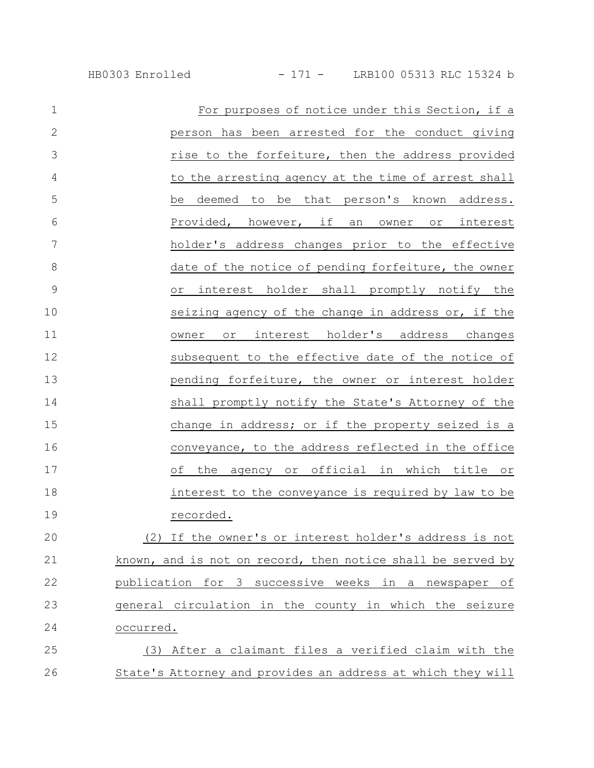For purposes of notice under this Section, if a person has been arrested for the conduct giving rise to the forfeiture, then the address provided to the arresting agency at the time of arrest shall be deemed to be that person's known address. Provided, however, if an owner or interest holder's address changes prior to the effective date of the notice of pending forfeiture, the owner or interest holder shall promptly notify the seizing agency of the change in address or, if the owner or interest holder's address changes subsequent to the effective date of the notice of pending forfeiture, the owner or interest holder shall promptly notify the State's Attorney of the change in address; or if the property seized is a conveyance, to the address reflected in the office of the agency or official in which title or interest to the conveyance is required by law to be recorded.

(2) If the owner's or interest holder's address is not known, and is not on record, then notice shall be served by publication for 3 successive weeks in a newspaper of general circulation in the county in which the seizure occurred.

(3) After a claimant files a verified claim with the State's Attorney and provides an address at which they will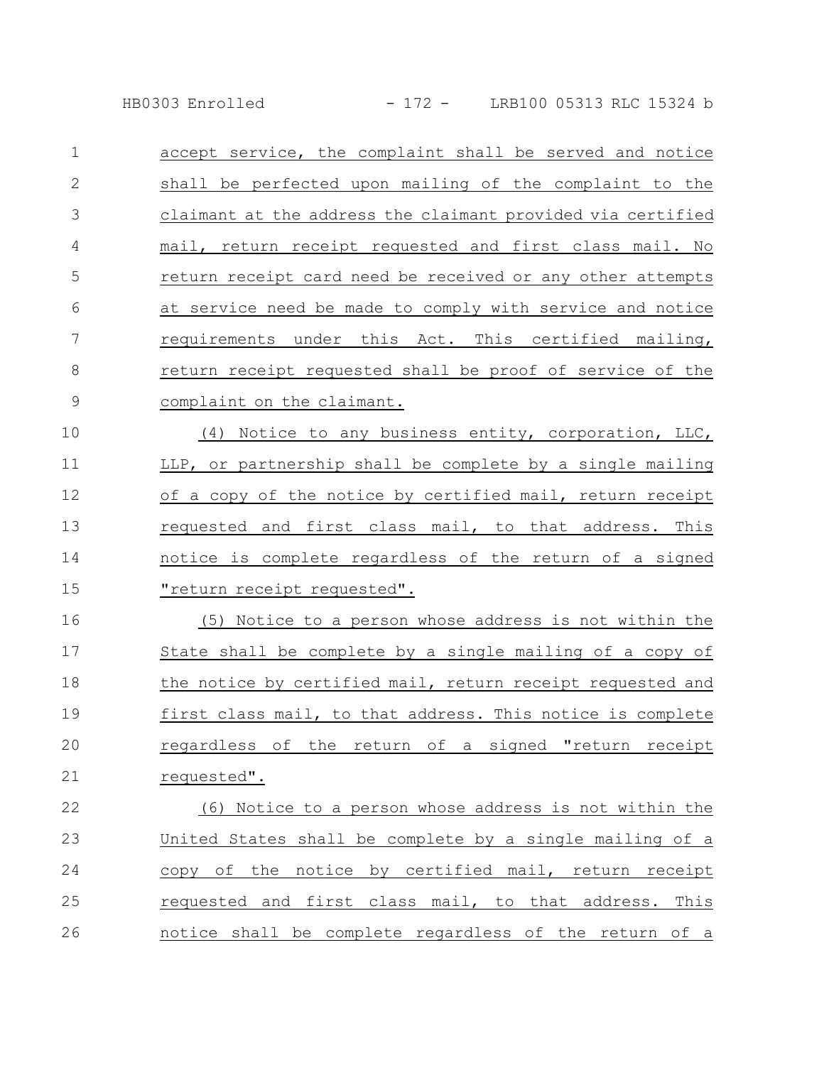accept service, the complaint shall be served and notice shall be perfected upon mailing of the complaint to the claimant at the address the claimant provided via certified mail, return receipt requested and first class mail. No return receipt card need be received or any other attempts at service need be made to comply with service and notice requirements under this Act. This certified mailing, return receipt requested shall be proof of service of the complaint on the claimant.

(4) Notice to any business entity, corporation, LLC, LLP, or partnership shall be complete by a single mailing of a copy of the notice by certified mail, return receipt requested and first class mail, to that address. This notice is complete regardless of the return of a signed "return receipt requested".

(5) Notice to a person whose address is not within the State shall be complete by a single mailing of a copy of the notice by certified mail, return receipt requested and first class mail, to that address. This notice is complete regardless of the return of a signed "return receipt requested".

(6) Notice to a person whose address is not within the United States shall be complete by a single mailing of a copy of the notice by certified mail, return receipt requested and first class mail, to that address. This notice shall be complete regardless of the return of a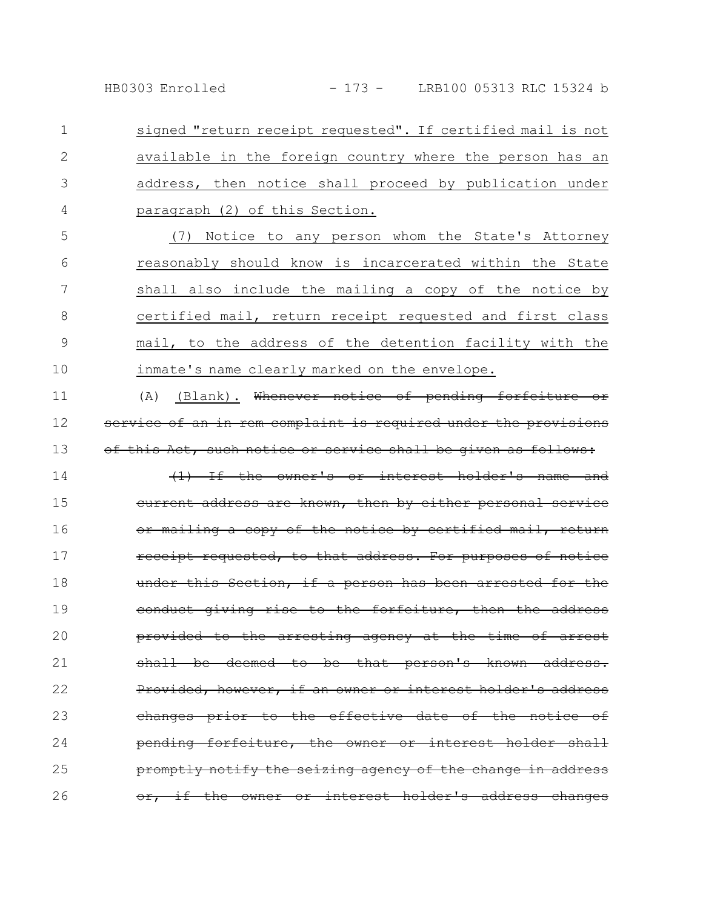signed "return receipt requested". If certified mail is not available in the foreign country where the person has an address, then notice shall proceed by publication under paragraph (2) of this Section.

(7) Notice to any person whom the State's Attorney reasonably should know is incarcerated within the State shall also include the mailing a copy of the notice by certified mail, return receipt requested and first class mail, to the address of the detention facility with the inmate's name clearly marked on the envelope.

(A) (Blank). ~~Whenever notice of pending forfeiture or service of an in rem complaint is required under the provisions of this Act, such notice or service shall be given as follows:~~

~~(1) If the owner's or interest holder's name and current address are known, then by either personal service or mailing a copy of the notice by certified mail, return receipt requested, to that address. For purposes of notice under this Section, if a person has been arrested for the conduct giving rise to the forfeiture, then the address provided to the arresting agency at the time of arrest shall be deemed to be that person's known address. Provided, however, if an owner or interest holder's address changes prior to the effective date of the notice of pending forfeiture, the owner or interest holder shall promptly notify the seizing agency of the change in address or, if the owner or interest holder's address changes~~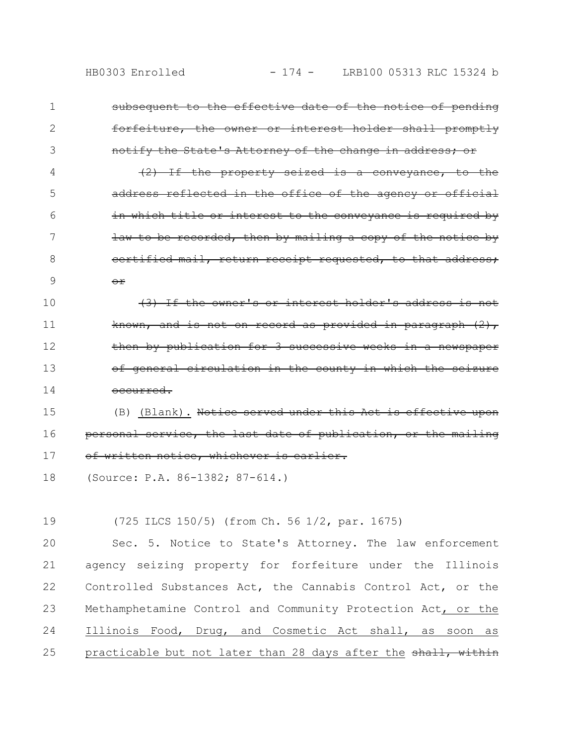~~subsequent to the effective date of the notice of pending forfeiture, the owner or interest holder shall promptly notify the State's Attorney of the change in address; or~~

~~(2) If the property seized is a conveyance, to the address reflected in the office of the agency or official in which title or interest to the conveyance is required by law to be recorded, then by mailing a copy of the notice by certified mail, return receipt requested, to that address; or~~

~~(3) If the owner's or interest holder's address is not known, and is not on record as provided in paragraph (2), then by publication for 3 successive weeks in a newspaper of general circulation in the county in which the seizure occurred.~~

(B) <u>(Blank).</u> ~~Notice served under this Act is effective upon personal service, the last date of publication, or the mailing of written notice, whichever is earlier.~~

(Source: P.A. 86-1382; 87-614.)

(725 ILCS 150/5) (from Ch. 56 1/2, par. 1675)

Sec. 5. Notice to State's Attorney. The law enforcement agency seizing property for forfeiture under the Illinois Controlled Substances Act, the Cannabis Control Act, or the Methamphetamine Control and Community Protection Act<u>, or the Illinois Food, Drug, and Cosmetic Act shall, as soon as practicable but not later than 28 days after the</u> ~~shall, within~~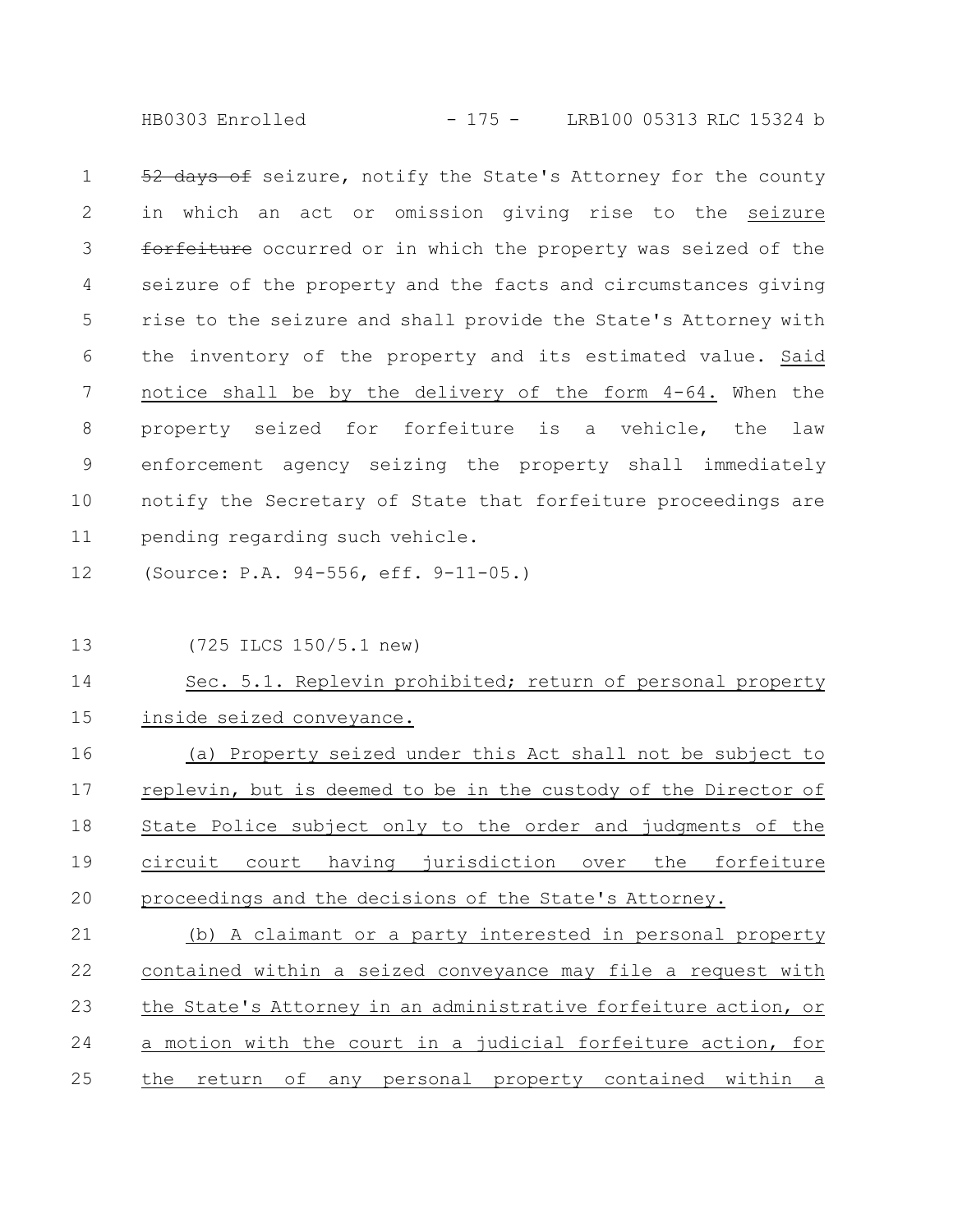~~52 days of~~ seizure, notify the State's Attorney for the county in which an act or omission giving rise to the seizure ~~forfeiture~~ occurred or in which the property was seized of the seizure of the property and the facts and circumstances giving rise to the seizure and shall provide the State's Attorney with the inventory of the property and its estimated value. Said notice shall be by the delivery of the form 4-64. When the property seized for forfeiture is a vehicle, the law enforcement agency seizing the property shall immediately notify the Secretary of State that forfeiture proceedings are pending regarding such vehicle.

(Source: P.A. 94-556, eff. 9-11-05.)

(725 ILCS 150/5.1 new)

Sec. 5.1. Replevin prohibited; return of personal property inside seized conveyance.

(a) Property seized under this Act shall not be subject to replevin, but is deemed to be in the custody of the Director of State Police subject only to the order and judgments of the circuit court having jurisdiction over the forfeiture proceedings and the decisions of the State's Attorney.

(b) A claimant or a party interested in personal property contained within a seized conveyance may file a request with the State's Attorney in an administrative forfeiture action, or a motion with the court in a judicial forfeiture action, for the return of any personal property contained within a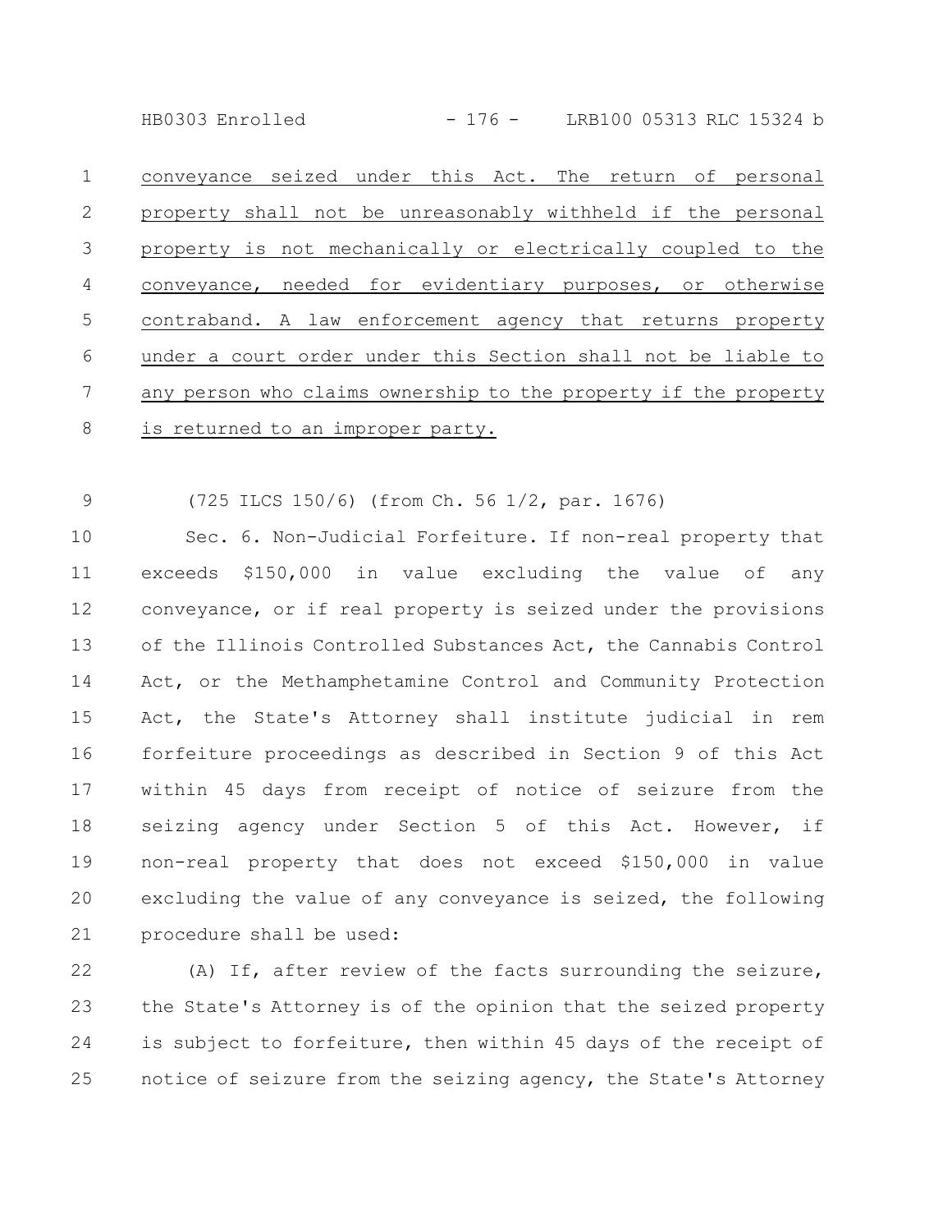conveyance seized under this Act. The return of personal property shall not be unreasonably withheld if the personal property is not mechanically or electrically coupled to the conveyance, needed for evidentiary purposes, or otherwise contraband. A law enforcement agency that returns property under a court order under this Section shall not be liable to any person who claims ownership to the property if the property is returned to an improper party.

(725 ILCS 150/6) (from Ch. 56 1/2, par. 1676)

Sec. 6. Non-Judicial Forfeiture. If non-real property that exceeds $150,000 in value excluding the value of any conveyance, or if real property is seized under the provisions of the Illinois Controlled Substances Act, the Cannabis Control Act, or the Methamphetamine Control and Community Protection Act, the State's Attorney shall institute judicial in rem forfeiture proceedings as described in Section 9 of this Act within 45 days from receipt of notice of seizure from the seizing agency under Section 5 of this Act. However, if non-real property that does not exceed $150,000 in value excluding the value of any conveyance is seized, the following procedure shall be used:

(A) If, after review of the facts surrounding the seizure, the State's Attorney is of the opinion that the seized property is subject to forfeiture, then within 45 days of the receipt of notice of seizure from the seizing agency, the State's Attorney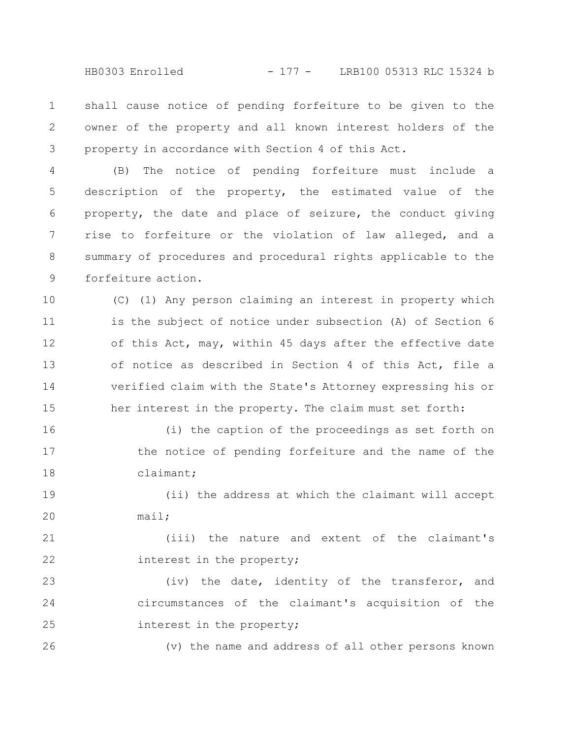shall cause notice of pending forfeiture to be given to the owner of the property and all known interest holders of the property in accordance with Section 4 of this Act.

(B) The notice of pending forfeiture must include a description of the property, the estimated value of the property, the date and place of seizure, the conduct giving rise to forfeiture or the violation of law alleged, and a summary of procedures and procedural rights applicable to the forfeiture action.

(C) (1) Any person claiming an interest in property which is the subject of notice under subsection (A) of Section 6 of this Act, may, within 45 days after the effective date of notice as described in Section 4 of this Act, file a verified claim with the State's Attorney expressing his or her interest in the property. The claim must set forth:

(i) the caption of the proceedings as set forth on the notice of pending forfeiture and the name of the claimant;

(ii) the address at which the claimant will accept mail;

(iii) the nature and extent of the claimant's interest in the property;

(iv) the date, identity of the transferor, and circumstances of the claimant's acquisition of the interest in the property;

(v) the name and address of all other persons known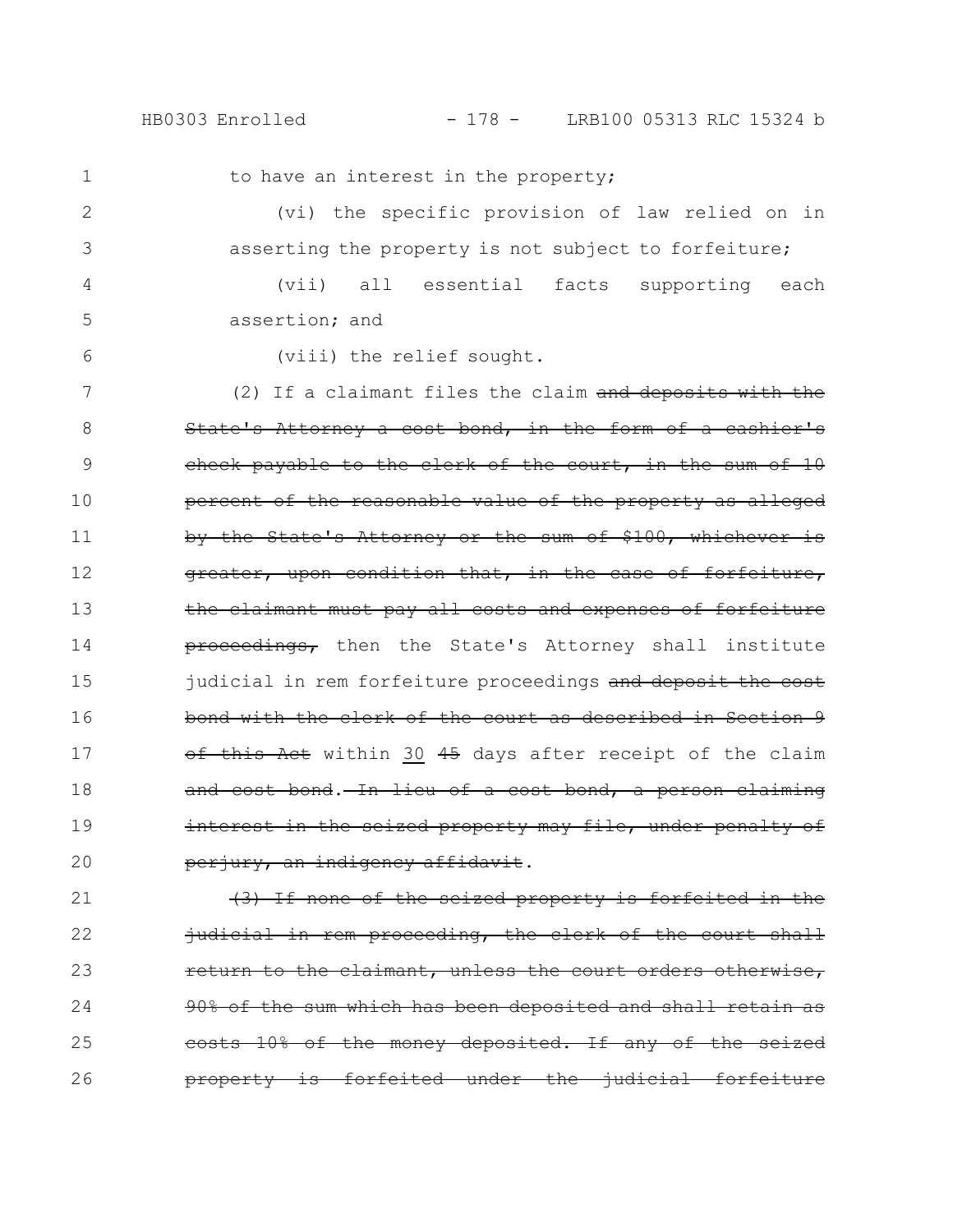to have an interest in the property;

(vi) the specific provision of law relied on in asserting the property is not subject to forfeiture;

(vii) all essential facts supporting each assertion; and

(viii) the relief sought.

(2) If a claimant files the claim ~~and deposits with the State's Attorney a cost bond, in the form of a cashier's check payable to the clerk of the court, in the sum of 10 percent of the reasonable value of the property as alleged by the State's Attorney or the sum of $100, whichever is greater, upon condition that, in the case of forfeiture, the claimant must pay all costs and expenses of forfeiture proceedings,~~ then the State's Attorney shall institute judicial in rem forfeiture proceedings ~~and deposit the cost bond with the clerk of the court as described in Section 9 of this Act~~ within <u>30</u> ~~45~~ days after receipt of the claim ~~and cost bond~~. ~~In lieu of a cost bond, a person claiming interest in the seized property may file, under penalty of perjury, an indigency affidavit~~.

~~(3) If none of the seized property is forfeited in the judicial in rem proceeding, the clerk of the court shall return to the claimant, unless the court orders otherwise, 90% of the sum which has been deposited and shall retain as costs 10% of the money deposited. If any of the seized property is forfeited under the judicial forfeiture~~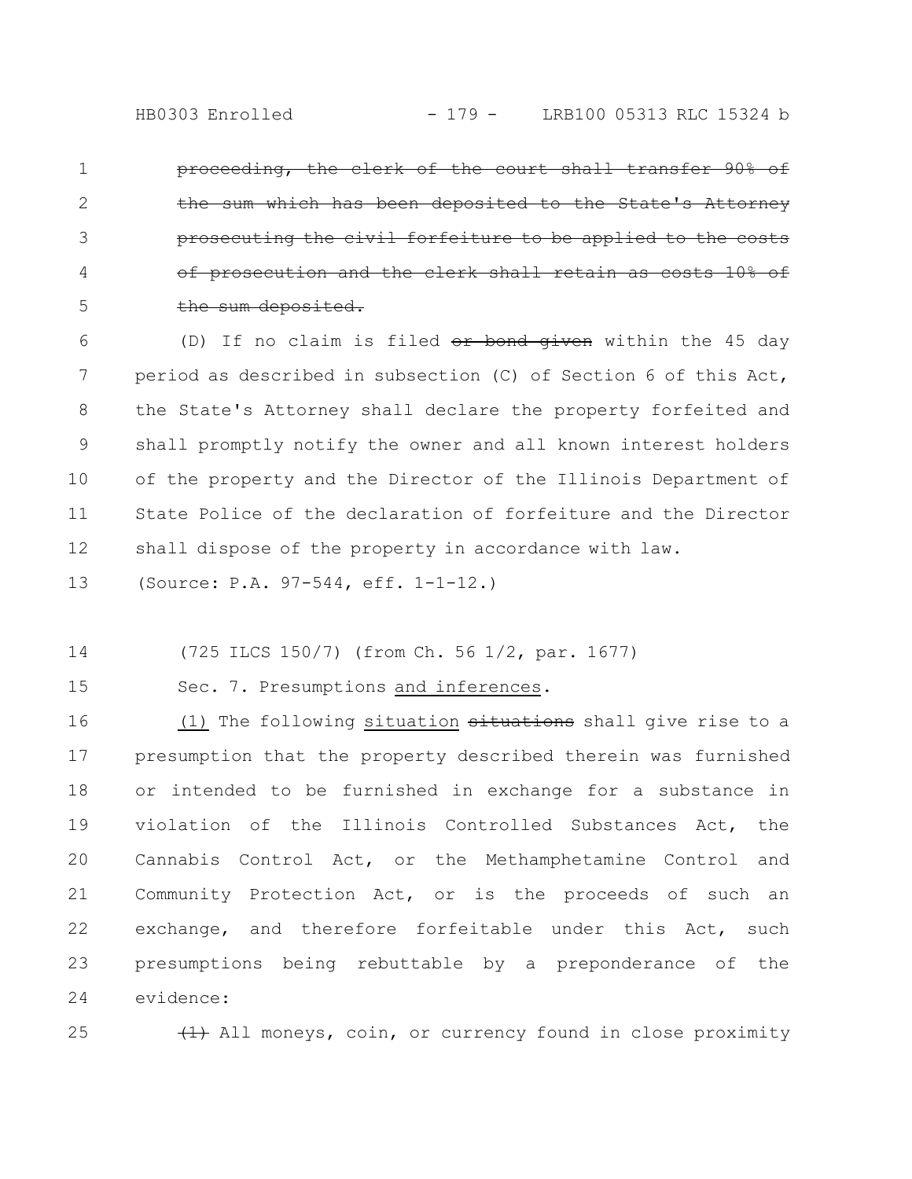~~proceeding, the clerk of the court shall transfer 90% of the sum which has been deposited to the State's Attorney prosecuting the civil forfeiture to be applied to the costs of prosecution and the clerk shall retain as costs 10% of the sum deposited.~~

(D) If no claim is filed ~~or bond given~~ within the 45 day period as described in subsection (C) of Section 6 of this Act, the State's Attorney shall declare the property forfeited and shall promptly notify the owner and all known interest holders of the property and the Director of the Illinois Department of State Police of the declaration of forfeiture and the Director shall dispose of the property in accordance with law.

(Source: P.A. 97-544, eff. 1-1-12.)

(725 ILCS 150/7) (from Ch. 56 1/2, par. 1677)

Sec. 7. Presumptions <u>and inferences</u>.

<u>(1)</u> The following <u>situation</u> ~~situations~~ shall give rise to a presumption that the property described therein was furnished or intended to be furnished in exchange for a substance in violation of the Illinois Controlled Substances Act, the Cannabis Control Act, or the Methamphetamine Control and Community Protection Act, or is the proceeds of such an exchange, and therefore forfeitable under this Act, such presumptions being rebuttable by a preponderance of the evidence:

~~(1)~~ All moneys, coin, or currency found in close proximity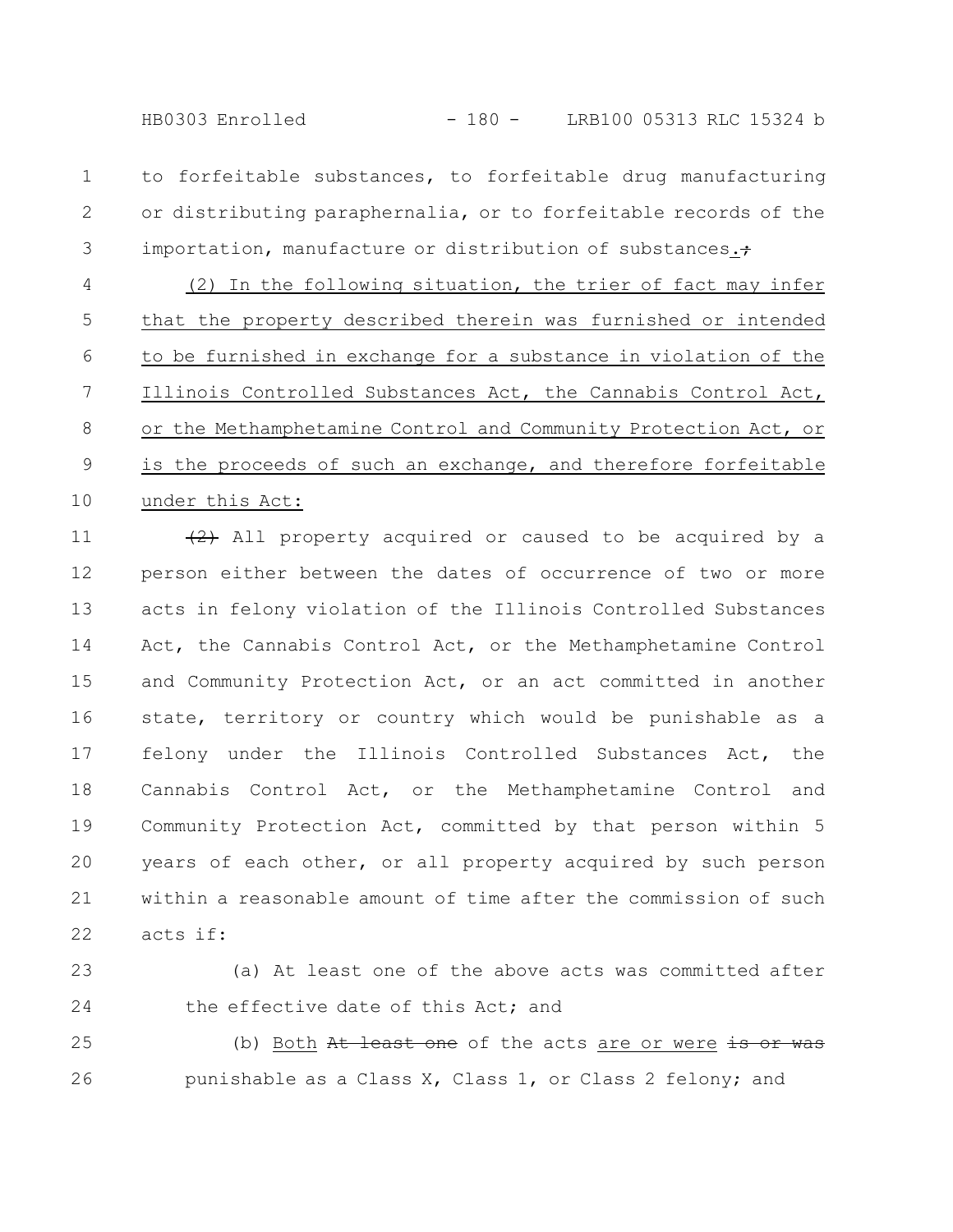to forfeitable substances, to forfeitable drug manufacturing or distributing paraphernalia, or to forfeitable records of the importation, manufacture or distribution of substances.;

(2) In the following situation, the trier of fact may infer that the property described therein was furnished or intended to be furnished in exchange for a substance in violation of the Illinois Controlled Substances Act, the Cannabis Control Act, or the Methamphetamine Control and Community Protection Act, or is the proceeds of such an exchange, and therefore forfeitable under this Act:

~~(2)~~ All property acquired or caused to be acquired by a person either between the dates of occurrence of two or more acts in felony violation of the Illinois Controlled Substances Act, the Cannabis Control Act, or the Methamphetamine Control and Community Protection Act, or an act committed in another state, territory or country which would be punishable as a felony under the Illinois Controlled Substances Act, the Cannabis Control Act, or the Methamphetamine Control and Community Protection Act, committed by that person within 5 years of each other, or all property acquired by such person within a reasonable amount of time after the commission of such acts if:

(a) At least one of the above acts was committed after the effective date of this Act; and

(b) Both ~~At least one~~ of the acts are or were ~~is or was~~ punishable as a Class X, Class 1, or Class 2 felony; and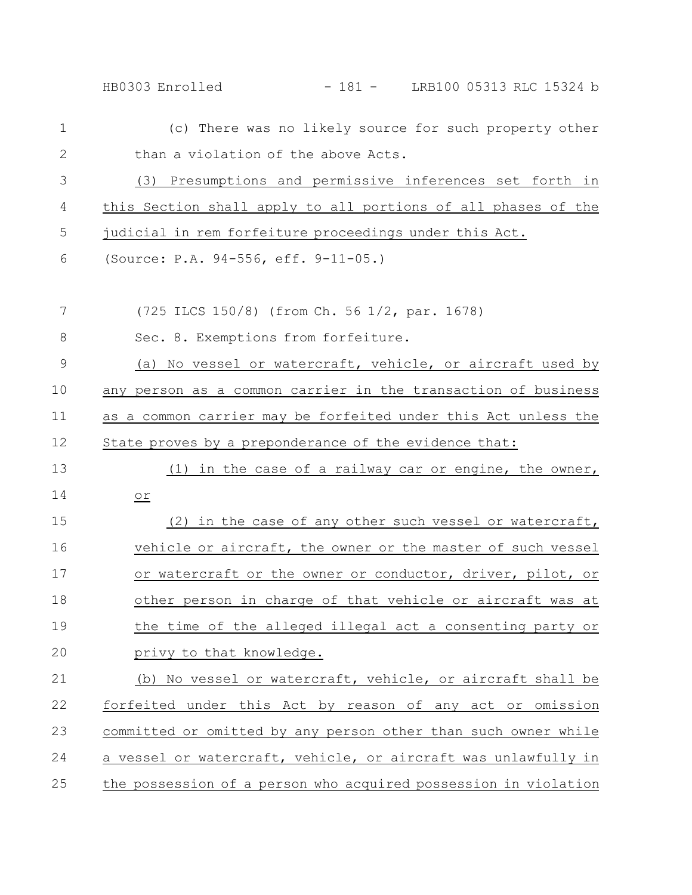(c) There was no likely source for such property other than a violation of the above Acts.

(3) Presumptions and permissive inferences set forth in this Section shall apply to all portions of all phases of the judicial in rem forfeiture proceedings under this Act.

(Source: P.A. 94-556, eff. 9-11-05.)

(725 ILCS 150/8) (from Ch. 56 1/2, par. 1678)

Sec. 8. Exemptions from forfeiture.

(a) No vessel or watercraft, vehicle, or aircraft used by any person as a common carrier in the transaction of business as a common carrier may be forfeited under this Act unless the State proves by a preponderance of the evidence that:

(1) in the case of a railway car or engine, the owner, or

(2) in the case of any other such vessel or watercraft, vehicle or aircraft, the owner or the master of such vessel or watercraft or the owner or conductor, driver, pilot, or other person in charge of that vehicle or aircraft was at the time of the alleged illegal act a consenting party or privy to that knowledge.

(b) No vessel or watercraft, vehicle, or aircraft shall be forfeited under this Act by reason of any act or omission committed or omitted by any person other than such owner while a vessel or watercraft, vehicle, or aircraft was unlawfully in the possession of a person who acquired possession in violation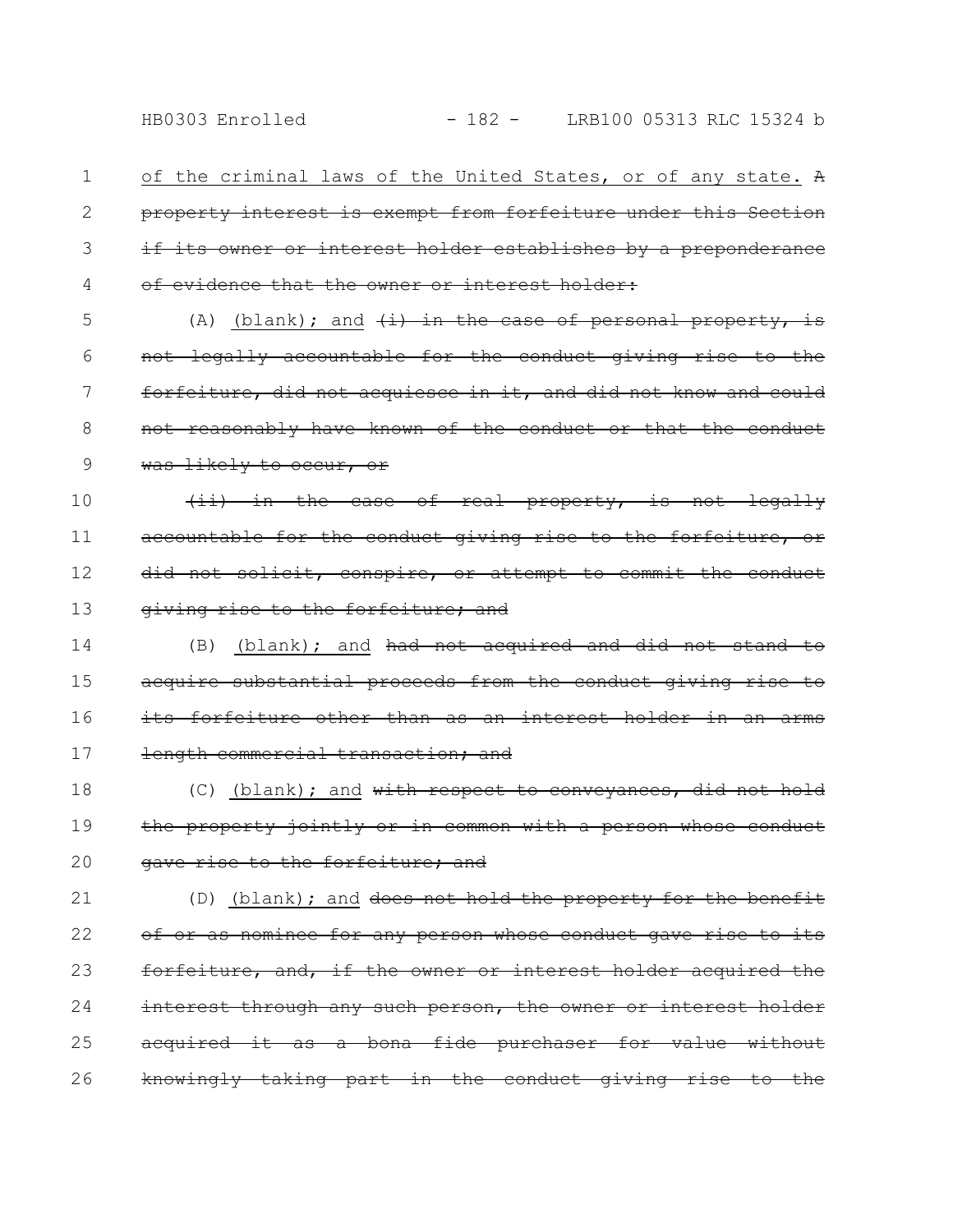<u>of the criminal laws of the United States, or of any state.</u> ~~A property interest is exempt from forfeiture under this Section if its owner or interest holder establishes by a preponderance of evidence that the owner or interest holder:~~

(A) <u>(blank); and</u> ~~(i) in the case of personal property, is not legally accountable for the conduct giving rise to the forfeiture, did not acquiesce in it, and did not know and could not reasonably have known of the conduct or that the conduct was likely to occur, or~~

~~(ii) in the case of real property, is not legally accountable for the conduct giving rise to the forfeiture, or did not solicit, conspire, or attempt to commit the conduct giving rise to the forfeiture; and~~

(B) <u>(blank); and</u> ~~had not acquired and did not stand to acquire substantial proceeds from the conduct giving rise to its forfeiture other than as an interest holder in an arms length commercial transaction; and~~

(C) <u>(blank); and</u> ~~with respect to conveyances, did not hold the property jointly or in common with a person whose conduct gave rise to the forfeiture; and~~

(D) <u>(blank); and</u> ~~does not hold the property for the benefit of or as nominee for any person whose conduct gave rise to its forfeiture, and, if the owner or interest holder acquired the interest through any such person, the owner or interest holder acquired it as a bona fide purchaser for value without knowingly taking part in the conduct giving rise to the~~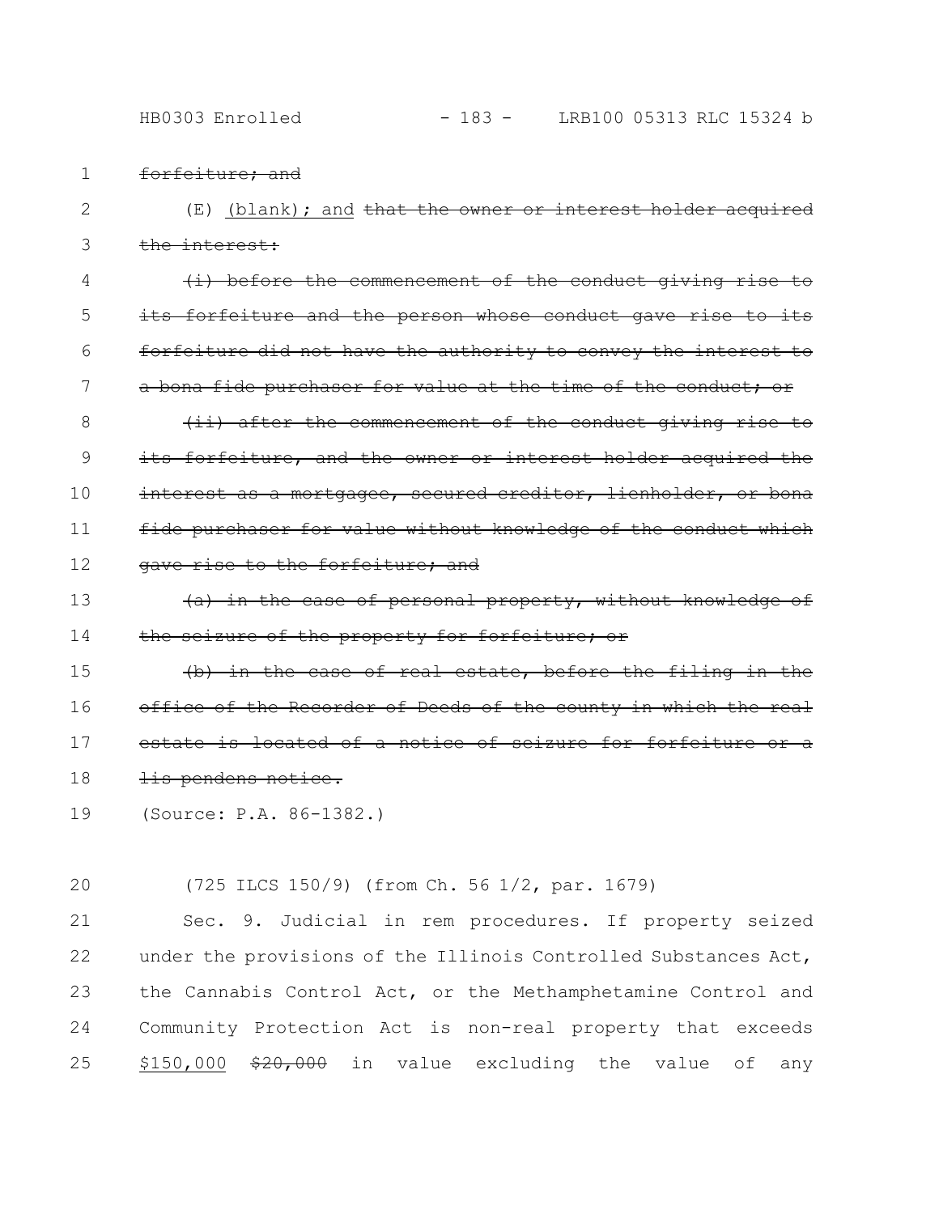~~forfeiture; and~~

(E) <u>(blank); and</u> ~~that the owner or interest holder acquired the interest:~~

~~(i) before the commencement of the conduct giving rise to its forfeiture and the person whose conduct gave rise to its forfeiture did not have the authority to convey the interest to a bona fide purchaser for value at the time of the conduct; or~~

~~(ii) after the commencement of the conduct giving rise to its forfeiture, and the owner or interest holder acquired the interest as a mortgagee, secured creditor, lienholder, or bona fide purchaser for value without knowledge of the conduct which gave rise to the forfeiture; and~~

~~(a) in the case of personal property, without knowledge of the seizure of the property for forfeiture; or~~

~~(b) in the case of real estate, before the filing in the office of the Recorder of Deeds of the county in which the real estate is located of a notice of seizure for forfeiture or a lis pendens notice.~~

(Source: P.A. 86-1382.)

(725 ILCS 150/9) (from Ch. 56 1/2, par. 1679)

Sec. 9. Judicial in rem procedures. If property seized under the provisions of the Illinois Controlled Substances Act, the Cannabis Control Act, or the Methamphetamine Control and Community Protection Act is non-real property that exceeds <u>$150,000</u> ~~$20,000~~ in value excluding the value of any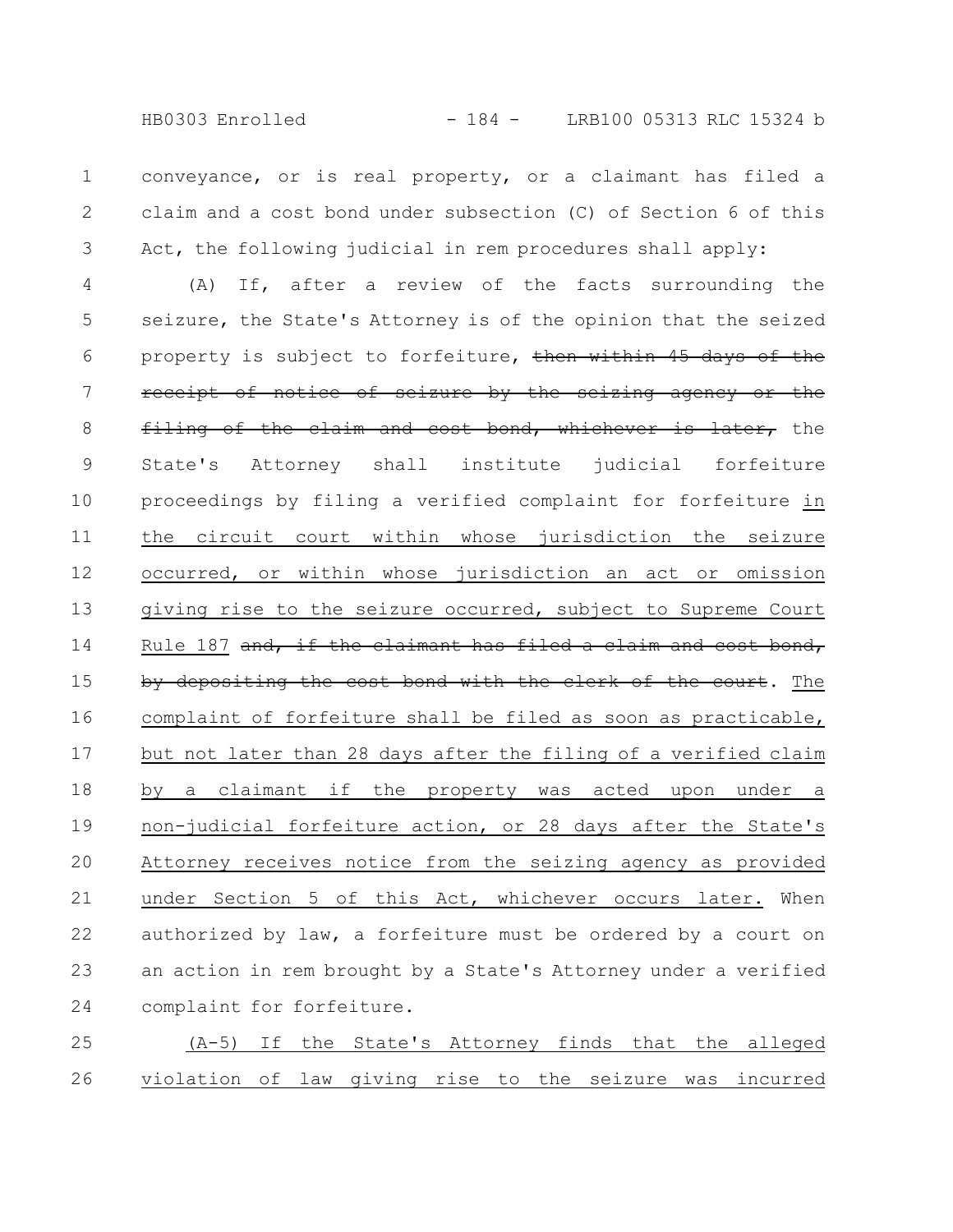conveyance, or is real property, or a claimant has filed a claim and a cost bond under subsection (C) of Section 6 of this Act, the following judicial in rem procedures shall apply:

(A) If, after a review of the facts surrounding the seizure, the State's Attorney is of the opinion that the seized property is subject to forfeiture, ~~then within 45 days of the receipt of notice of seizure by the seizing agency or the filing of the claim and cost bond, whichever is later,~~ the State's Attorney shall institute judicial forfeiture proceedings by filing a verified complaint for forfeiture <u>in the circuit court within whose jurisdiction the seizure occurred, or within whose jurisdiction an act or omission giving rise to the seizure occurred, subject to Supreme Court Rule 187</u> ~~and, if the claimant has filed a claim and cost bond, by depositing the cost bond with the clerk of the court~~. <u>The complaint of forfeiture shall be filed as soon as practicable, but not later than 28 days after the filing of a verified claim by a claimant if the property was acted upon under a non-judicial forfeiture action, or 28 days after the State's Attorney receives notice from the seizing agency as provided under Section 5 of this Act, whichever occurs later.</u> When authorized by law, a forfeiture must be ordered by a court on an action in rem brought by a State's Attorney under a verified complaint for forfeiture.

<u>(A-5) If the State's Attorney finds that the alleged violation of law giving rise to the seizure was incurred</u>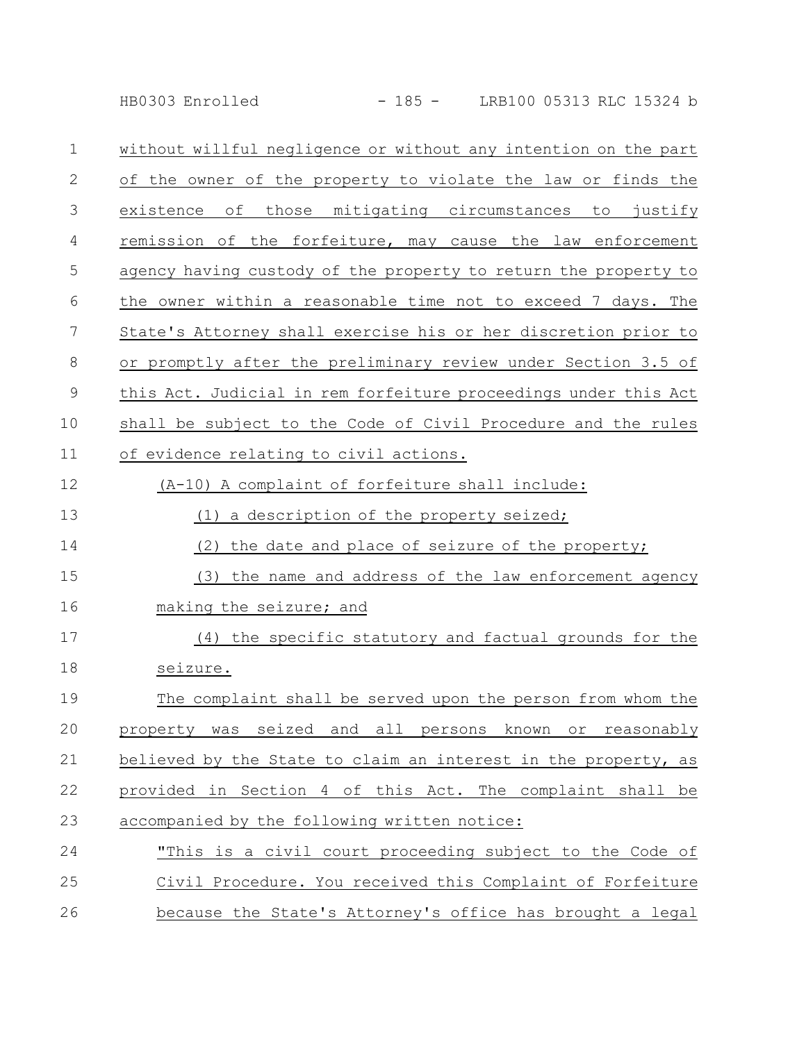without willful negligence or without any intention on the part of the owner of the property to violate the law or finds the existence of those mitigating circumstances to justify remission of the forfeiture, may cause the law enforcement agency having custody of the property to return the property to the owner within a reasonable time not to exceed 7 days. The State's Attorney shall exercise his or her discretion prior to or promptly after the preliminary review under Section 3.5 of this Act. Judicial in rem forfeiture proceedings under this Act shall be subject to the Code of Civil Procedure and the rules of evidence relating to civil actions.

(A-10) A complaint of forfeiture shall include:

(1) a description of the property seized;

(2) the date and place of seizure of the property;

(3) the name and address of the law enforcement agency making the seizure; and

(4) the specific statutory and factual grounds for the seizure.

The complaint shall be served upon the person from whom the property was seized and all persons known or reasonably believed by the State to claim an interest in the property, as provided in Section 4 of this Act. The complaint shall be accompanied by the following written notice:

"This is a civil court proceeding subject to the Code of Civil Procedure. You received this Complaint of Forfeiture because the State's Attorney's office has brought a legal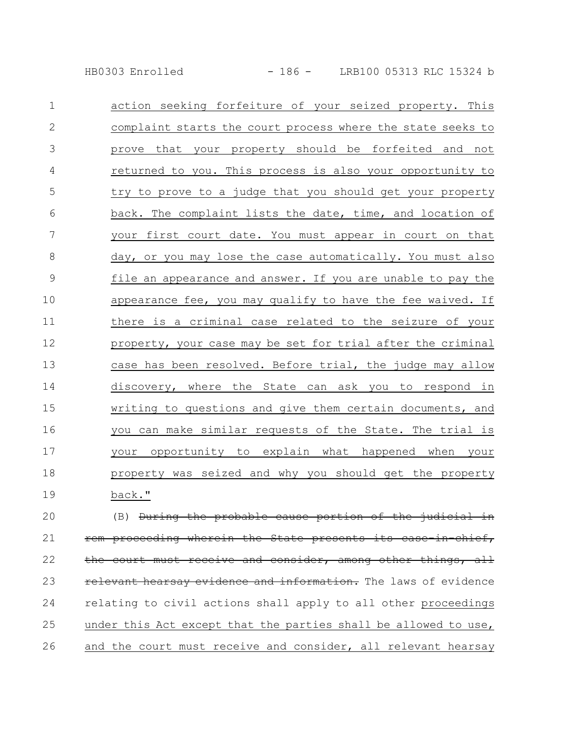action seeking forfeiture of your seized property. This complaint starts the court process where the state seeks to prove that your property should be forfeited and not returned to you. This process is also your opportunity to try to prove to a judge that you should get your property back. The complaint lists the date, time, and location of your first court date. You must appear in court on that day, or you may lose the case automatically. You must also file an appearance and answer. If you are unable to pay the appearance fee, you may qualify to have the fee waived. If there is a criminal case related to the seizure of your property, your case may be set for trial after the criminal case has been resolved. Before trial, the judge may allow discovery, where the State can ask you to respond in writing to questions and give them certain documents, and you can make similar requests of the State. The trial is your opportunity to explain what happened when your property was seized and why you should get the property back."

(B) ~~During the probable cause portion of the judicial in rem proceeding wherein the State presents its case-in-chief, the court must receive and consider, among other things, all relevant hearsay evidence and information.~~ The laws of evidence relating to civil actions shall apply to all other proceedings under this Act except that the parties shall be allowed to use, and the court must receive and consider, all relevant hearsay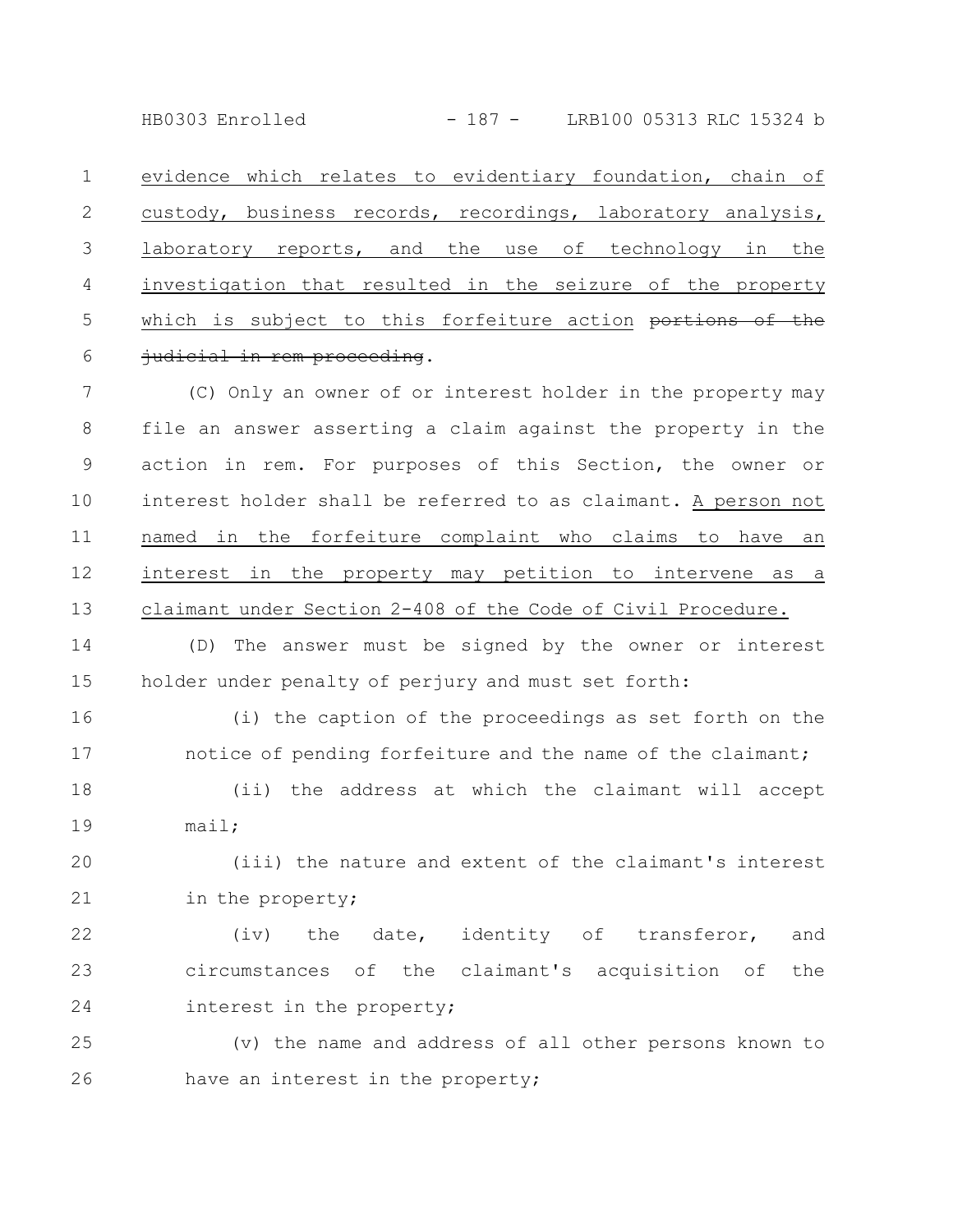<u>evidence which relates to evidentiary foundation, chain of custody, business records, recordings, laboratory analysis, laboratory reports, and the use of technology in the investigation that resulted in the seizure of the property which is subject to this forfeiture action</u> ~~portions of the judicial in rem proceeding~~.

(C) Only an owner of or interest holder in the property may file an answer asserting a claim against the property in the action in rem. For purposes of this Section, the owner or interest holder shall be referred to as claimant. <u>A person not named in the forfeiture complaint who claims to have an interest in the property may petition to intervene as a claimant under Section 2-408 of the Code of Civil Procedure.</u>

(D) The answer must be signed by the owner or interest holder under penalty of perjury and must set forth:

(i) the caption of the proceedings as set forth on the notice of pending forfeiture and the name of the claimant;

(ii) the address at which the claimant will accept mail;

(iii) the nature and extent of the claimant's interest in the property;

(iv) the date, identity of transferor, and circumstances of the claimant's acquisition of the interest in the property;

(v) the name and address of all other persons known to have an interest in the property;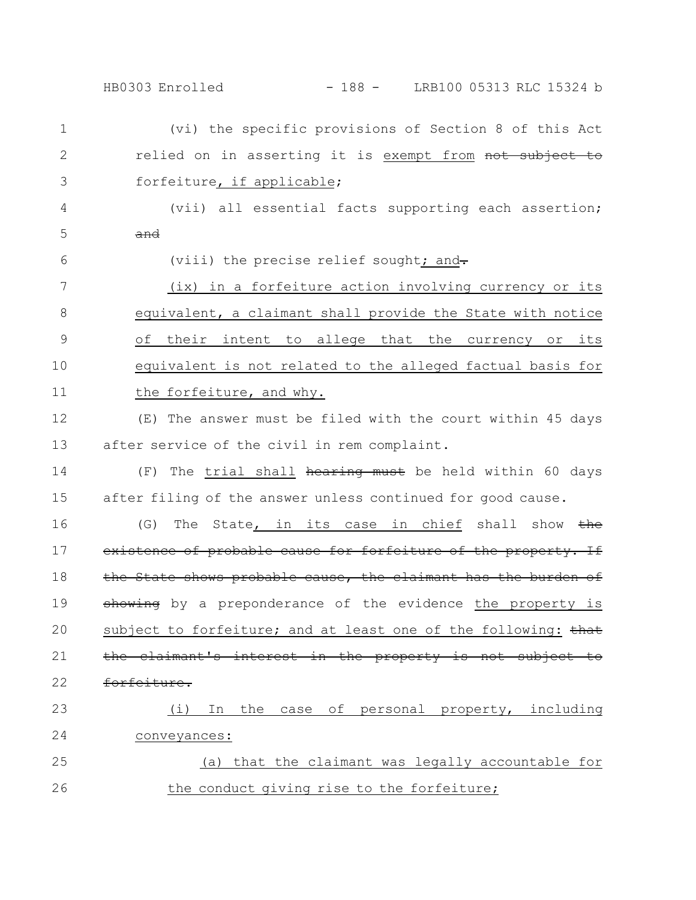(vi) the specific provisions of Section 8 of this Act relied on in asserting it is exempt from ~~not subject to~~ forfeiture, if applicable;

(vii) all essential facts supporting each assertion; ~~and~~

(viii) the precise relief sought; and~~.~~

(ix) in a forfeiture action involving currency or its equivalent, a claimant shall provide the State with notice of their intent to allege that the currency or its equivalent is not related to the alleged factual basis for the forfeiture, and why.

(E) The answer must be filed with the court within 45 days after service of the civil in rem complaint.

(F) The trial shall ~~hearing must~~ be held within 60 days after filing of the answer unless continued for good cause.

(G) The State, in its case in chief shall show ~~the existence of probable cause for forfeiture of the property. If the State shows probable cause, the claimant has the burden of showing~~ by a preponderance of the evidence the property is subject to forfeiture; and at least one of the following: ~~that the claimant's interest in the property is not subject to forfeiture.~~

(i) In the case of personal property, including conveyances:

(a) that the claimant was legally accountable for the conduct giving rise to the forfeiture;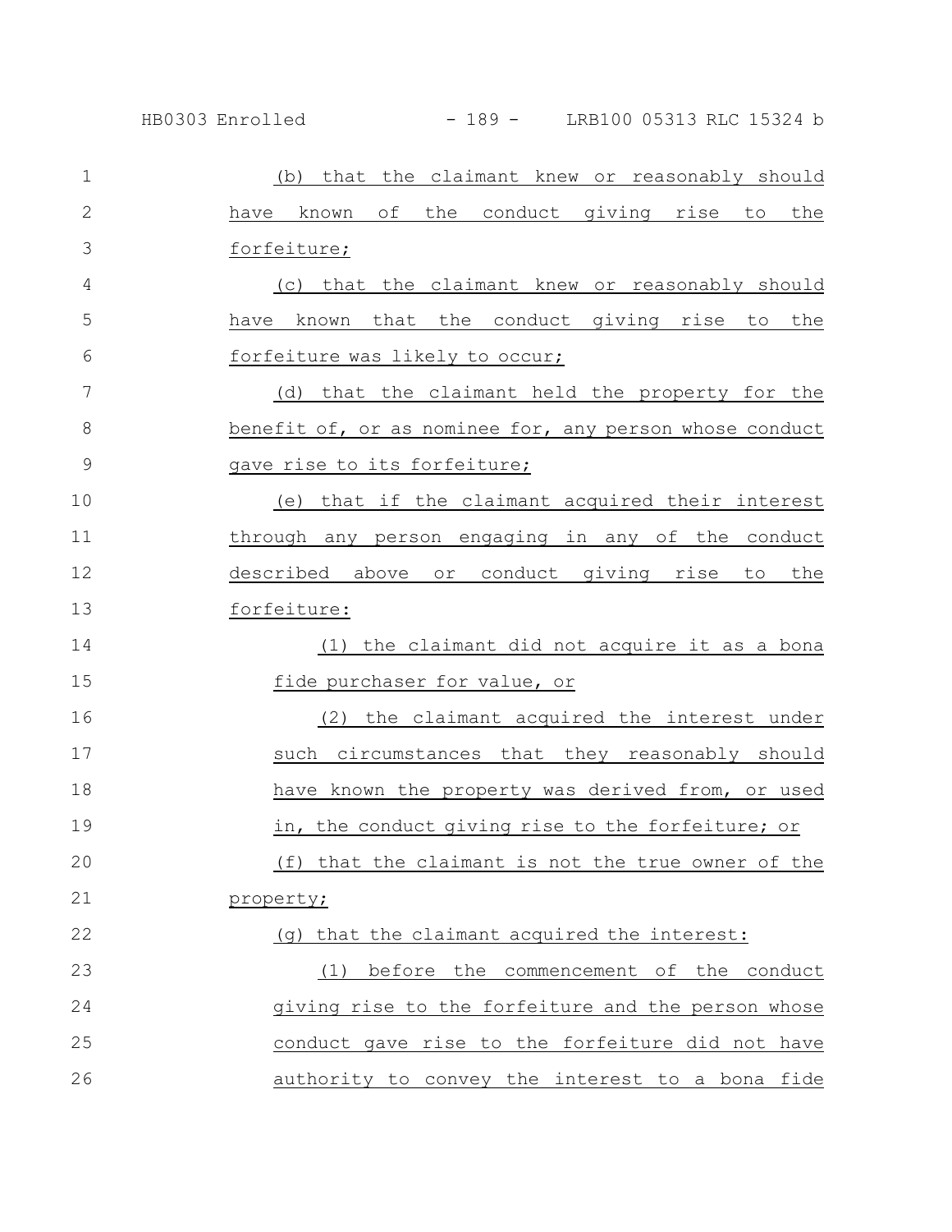(b) that the claimant knew or reasonably should have known of the conduct giving rise to the forfeiture;

(c) that the claimant knew or reasonably should have known that the conduct giving rise to the forfeiture was likely to occur;

(d) that the claimant held the property for the benefit of, or as nominee for, any person whose conduct gave rise to its forfeiture;

(e) that if the claimant acquired their interest through any person engaging in any of the conduct described above or conduct giving rise to the forfeiture:

(1) the claimant did not acquire it as a bona fide purchaser for value, or

(2) the claimant acquired the interest under such circumstances that they reasonably should have known the property was derived from, or used in, the conduct giving rise to the forfeiture; or

(f) that the claimant is not the true owner of the property;

(g) that the claimant acquired the interest:

(1) before the commencement of the conduct giving rise to the forfeiture and the person whose conduct gave rise to the forfeiture did not have authority to convey the interest to a bona fide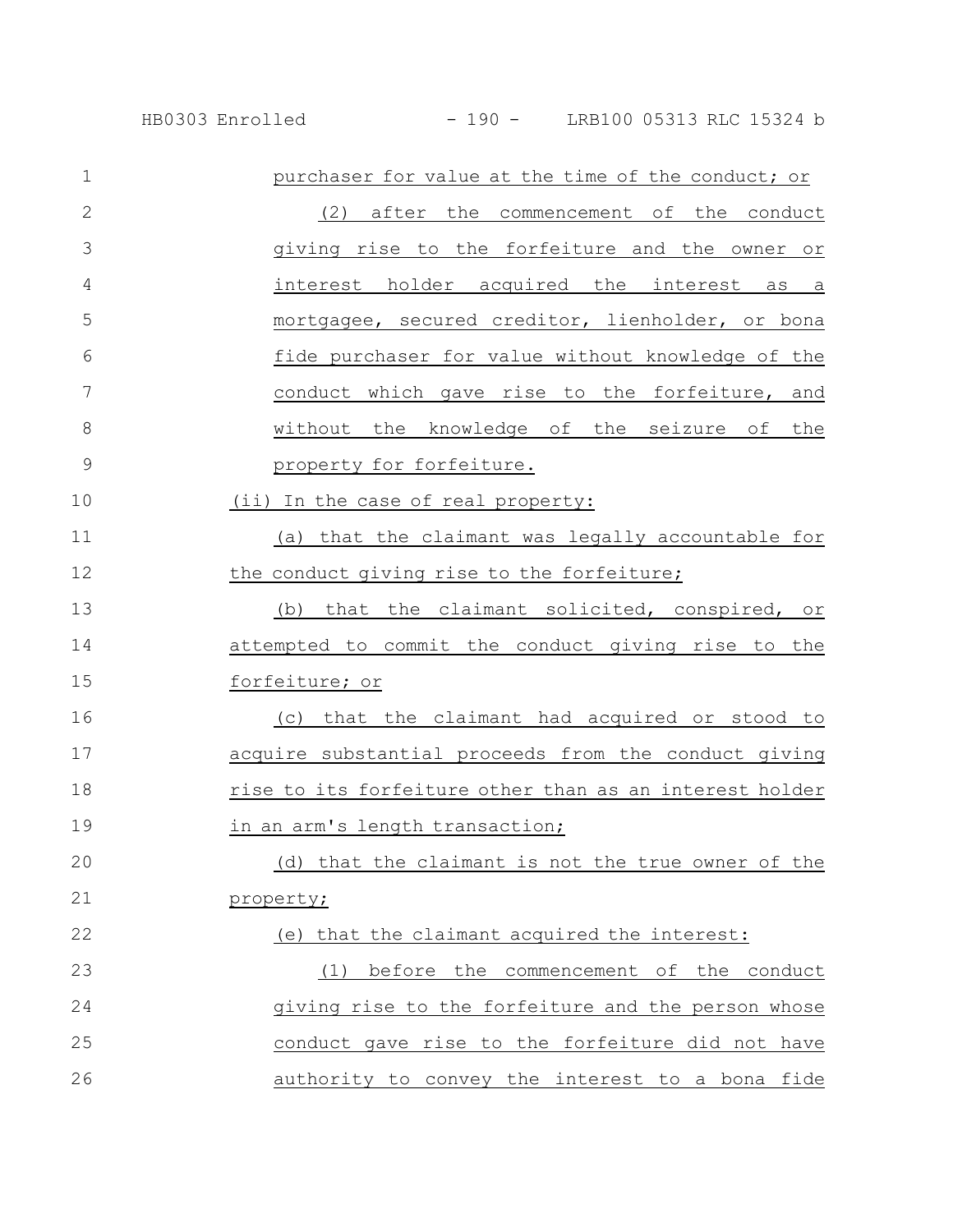purchaser for value at the time of the conduct; or

(2) after the commencement of the conduct giving rise to the forfeiture and the owner or interest holder acquired the interest as a mortgagee, secured creditor, lienholder, or bona fide purchaser for value without knowledge of the conduct which gave rise to the forfeiture, and without the knowledge of the seizure of the property for forfeiture.

(ii) In the case of real property:

(a) that the claimant was legally accountable for the conduct giving rise to the forfeiture;

(b) that the claimant solicited, conspired, or attempted to commit the conduct giving rise to the forfeiture; or

(c) that the claimant had acquired or stood to acquire substantial proceeds from the conduct giving rise to its forfeiture other than as an interest holder in an arm's length transaction;

(d) that the claimant is not the true owner of the property;

(e) that the claimant acquired the interest:

(1) before the commencement of the conduct giving rise to the forfeiture and the person whose conduct gave rise to the forfeiture did not have authority to convey the interest to a bona fide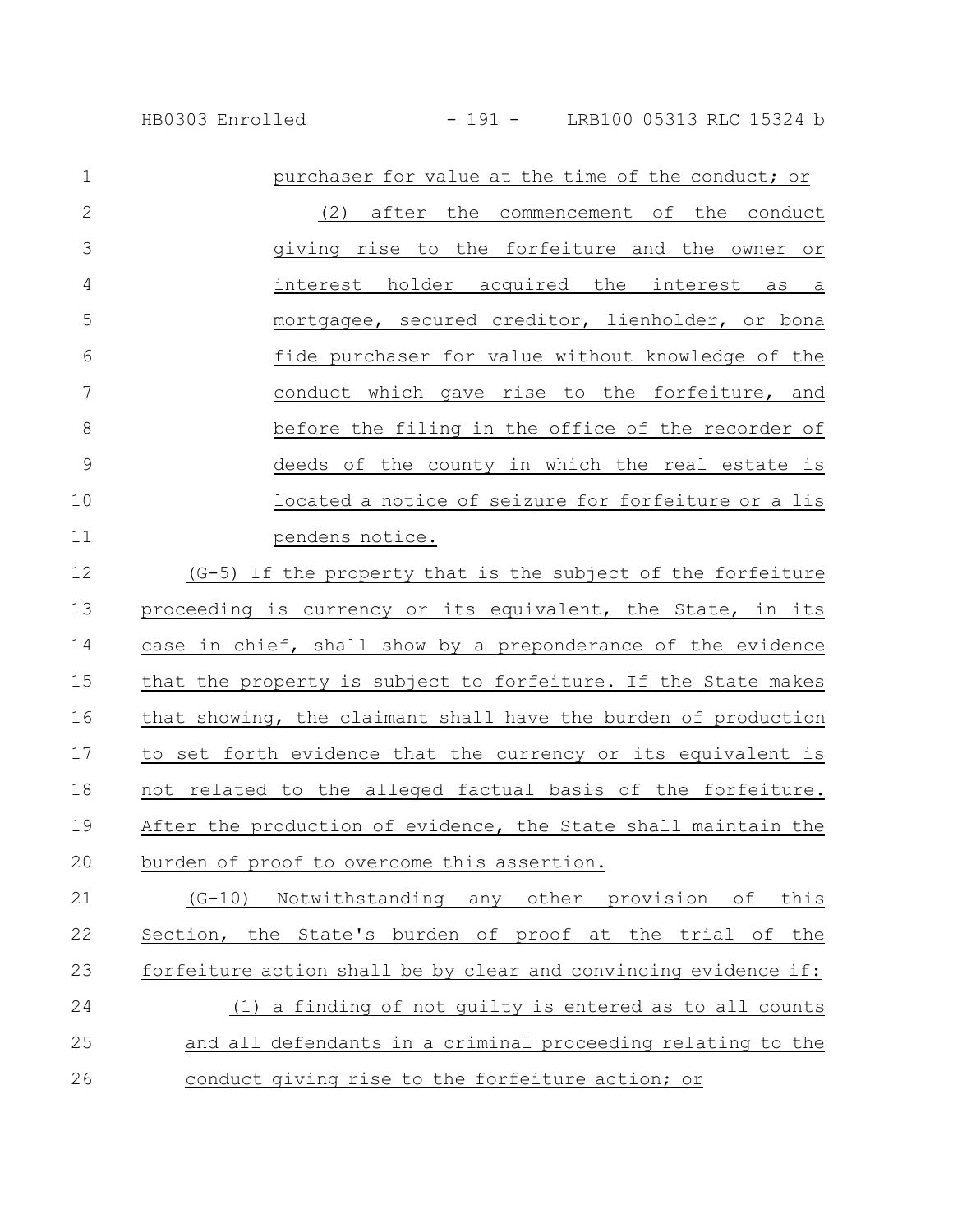purchaser for value at the time of the conduct; or

(2) after the commencement of the conduct giving rise to the forfeiture and the owner or interest holder acquired the interest as a mortgagee, secured creditor, lienholder, or bona fide purchaser for value without knowledge of the conduct which gave rise to the forfeiture, and before the filing in the office of the recorder of deeds of the county in which the real estate is located a notice of seizure for forfeiture or a lis pendens notice.

(G-5) If the property that is the subject of the forfeiture proceeding is currency or its equivalent, the State, in its case in chief, shall show by a preponderance of the evidence that the property is subject to forfeiture. If the State makes that showing, the claimant shall have the burden of production to set forth evidence that the currency or its equivalent is not related to the alleged factual basis of the forfeiture. After the production of evidence, the State shall maintain the burden of proof to overcome this assertion.

(G-10) Notwithstanding any other provision of this Section, the State's burden of proof at the trial of the forfeiture action shall be by clear and convincing evidence if:

(1) a finding of not guilty is entered as to all counts and all defendants in a criminal proceeding relating to the conduct giving rise to the forfeiture action; or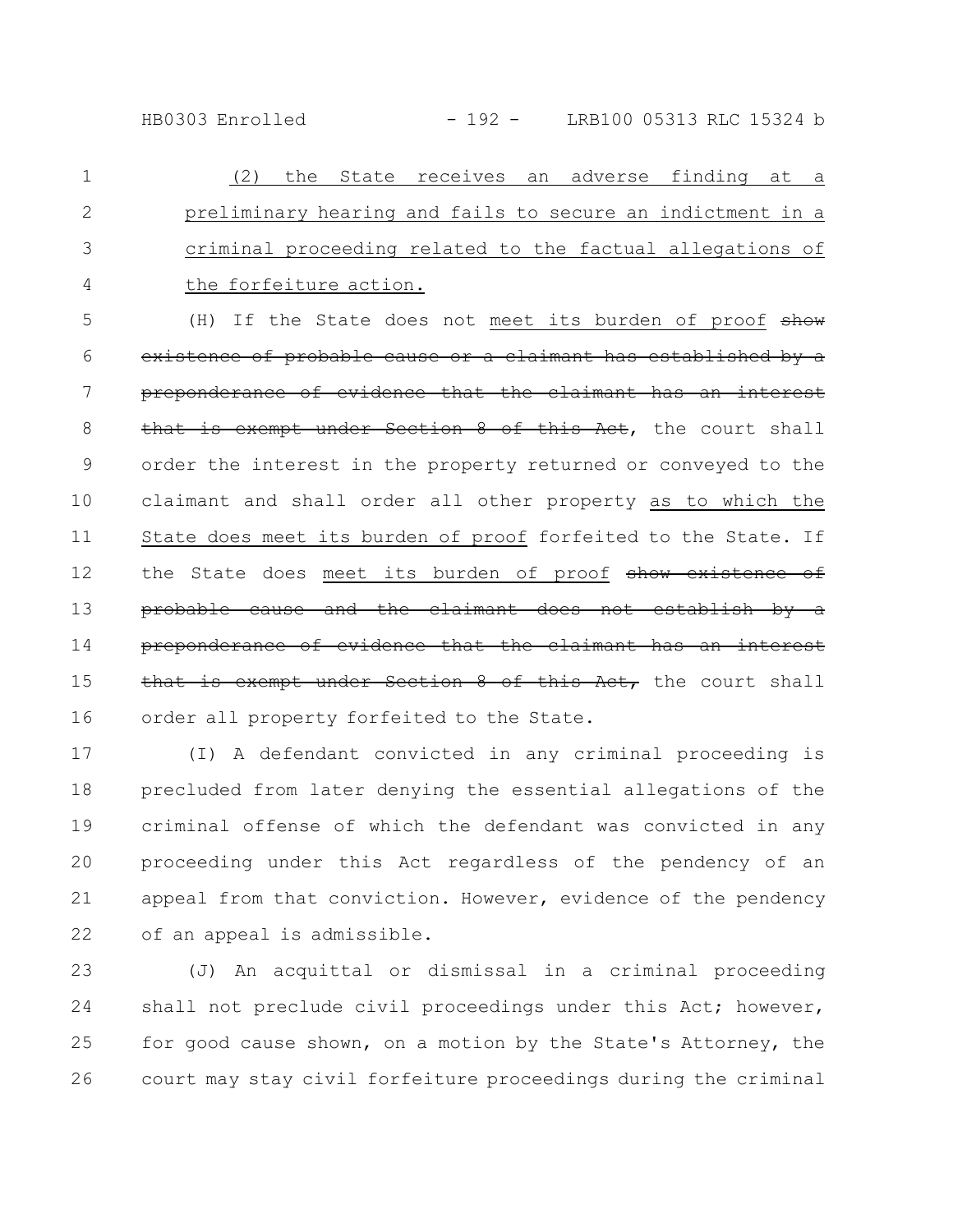(2) the State receives an adverse finding at a preliminary hearing and fails to secure an indictment in a criminal proceeding related to the factual allegations of the forfeiture action.

(H) If the State does not meet its burden of proof ~~show existence of probable cause or a claimant has established by a preponderance of evidence that the claimant has an interest that is exempt under Section 8 of this Act~~, the court shall order the interest in the property returned or conveyed to the claimant and shall order all other property as to which the State does meet its burden of proof forfeited to the State. If the State does meet its burden of proof ~~show existence of probable cause and the claimant does not establish by a preponderance of evidence that the claimant has an interest that is exempt under Section 8 of this Act,~~ the court shall order all property forfeited to the State.

(I) A defendant convicted in any criminal proceeding is precluded from later denying the essential allegations of the criminal offense of which the defendant was convicted in any proceeding under this Act regardless of the pendency of an appeal from that conviction. However, evidence of the pendency of an appeal is admissible.

(J) An acquittal or dismissal in a criminal proceeding shall not preclude civil proceedings under this Act; however, for good cause shown, on a motion by the State's Attorney, the court may stay civil forfeiture proceedings during the criminal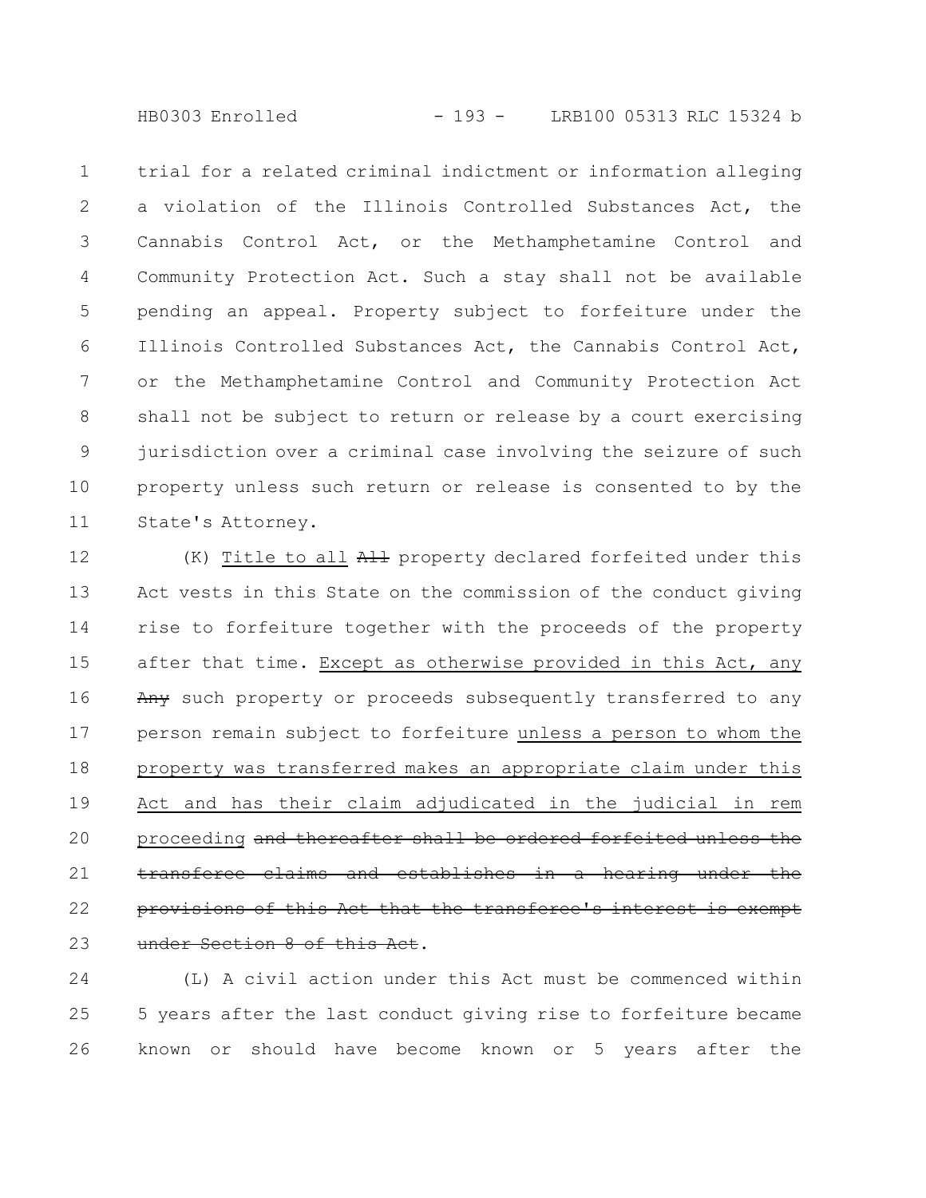trial for a related criminal indictment or information alleging a violation of the Illinois Controlled Substances Act, the Cannabis Control Act, or the Methamphetamine Control and Community Protection Act. Such a stay shall not be available pending an appeal. Property subject to forfeiture under the Illinois Controlled Substances Act, the Cannabis Control Act, or the Methamphetamine Control and Community Protection Act shall not be subject to return or release by a court exercising jurisdiction over a criminal case involving the seizure of such property unless such return or release is consented to by the State's Attorney.

(K) <u>Title to all</u> ~~All~~ property declared forfeited under this Act vests in this State on the commission of the conduct giving rise to forfeiture together with the proceeds of the property after that time. <u>Except as otherwise provided in this Act, any</u> ~~Any~~ such property or proceeds subsequently transferred to any person remain subject to forfeiture <u>unless a person to whom the property was transferred makes an appropriate claim under this Act and has their claim adjudicated in the judicial in rem proceeding</u> ~~and thereafter shall be ordered forfeited unless the transferee claims and establishes in a hearing under the provisions of this Act that the transferee's interest is exempt under Section 8 of this Act~~.

(L) A civil action under this Act must be commenced within 5 years after the last conduct giving rise to forfeiture became known or should have become known or 5 years after the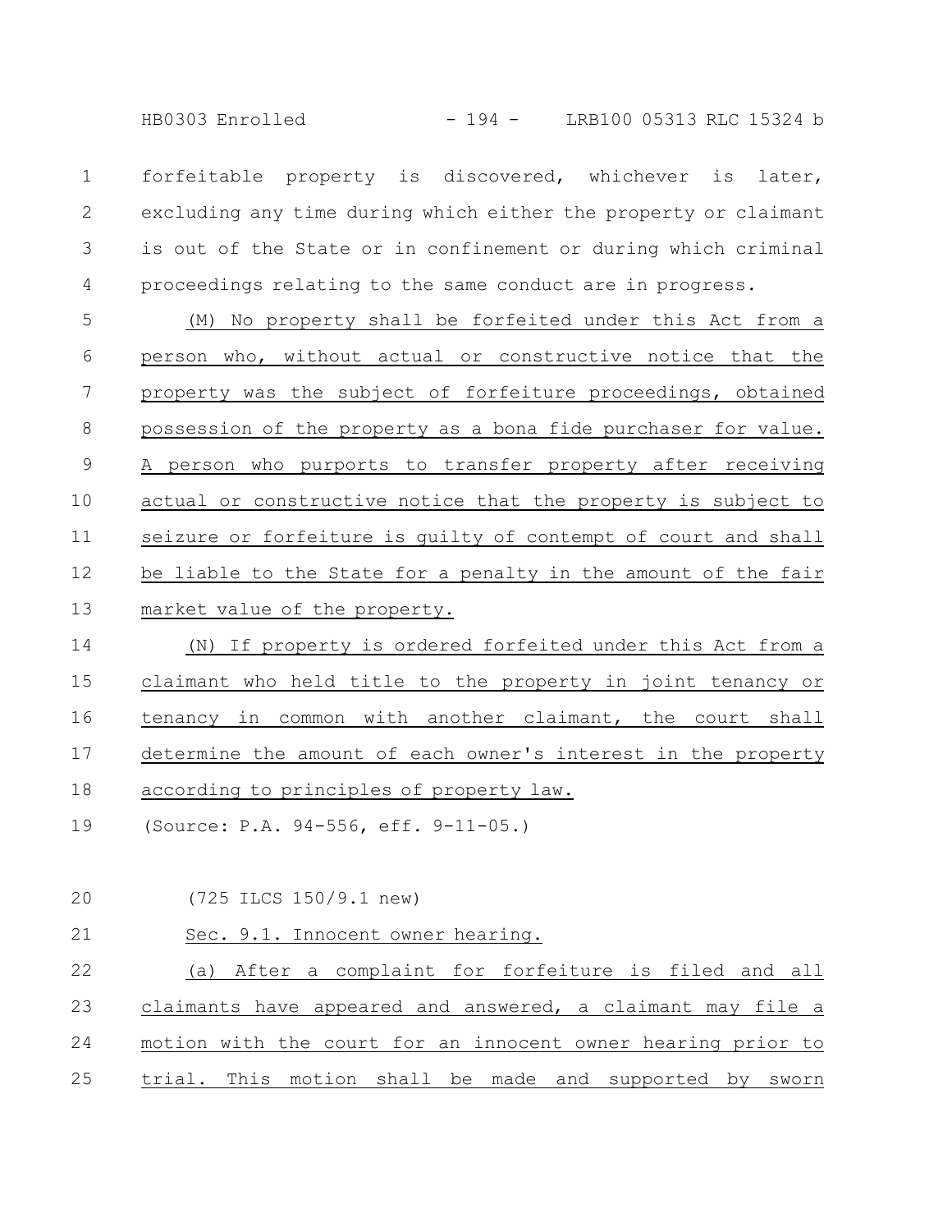forfeitable property is discovered, whichever is later, excluding any time during which either the property or claimant is out of the State or in confinement or during which criminal proceedings relating to the same conduct are in progress.

(M) No property shall be forfeited under this Act from a person who, without actual or constructive notice that the property was the subject of forfeiture proceedings, obtained possession of the property as a bona fide purchaser for value. A person who purports to transfer property after receiving actual or constructive notice that the property is subject to seizure or forfeiture is guilty of contempt of court and shall be liable to the State for a penalty in the amount of the fair market value of the property.

(N) If property is ordered forfeited under this Act from a claimant who held title to the property in joint tenancy or tenancy in common with another claimant, the court shall determine the amount of each owner's interest in the property according to principles of property law.

(Source: P.A. 94-556, eff. 9-11-05.)

(725 ILCS 150/9.1 new)

Sec. 9.1. Innocent owner hearing.

(a) After a complaint for forfeiture is filed and all claimants have appeared and answered, a claimant may file a motion with the court for an innocent owner hearing prior to trial. This motion shall be made and supported by sworn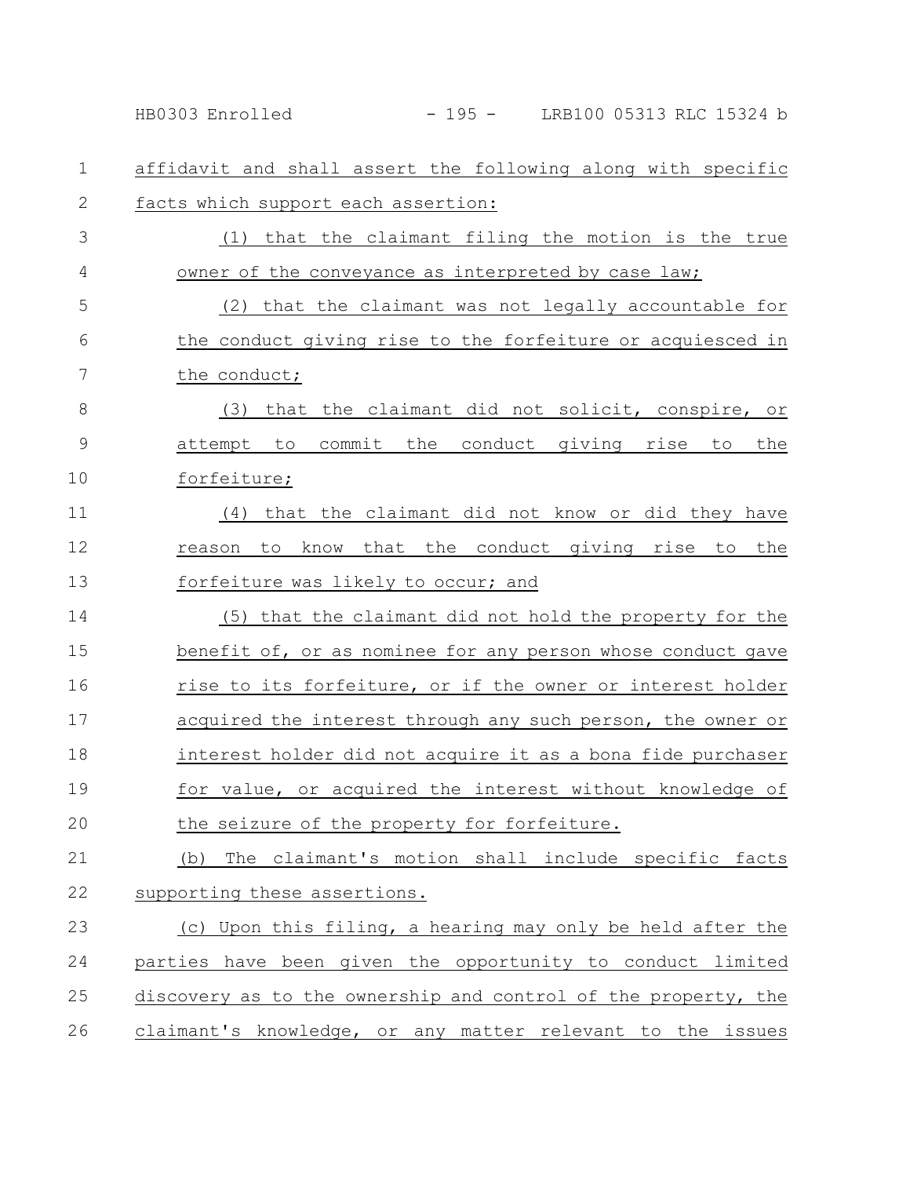affidavit and shall assert the following along with specific facts which support each assertion:

(1) that the claimant filing the motion is the true owner of the conveyance as interpreted by case law;

(2) that the claimant was not legally accountable for the conduct giving rise to the forfeiture or acquiesced in the conduct;

(3) that the claimant did not solicit, conspire, or attempt to commit the conduct giving rise to the forfeiture;

(4) that the claimant did not know or did they have reason to know that the conduct giving rise to the forfeiture was likely to occur; and

(5) that the claimant did not hold the property for the benefit of, or as nominee for any person whose conduct gave rise to its forfeiture, or if the owner or interest holder acquired the interest through any such person, the owner or interest holder did not acquire it as a bona fide purchaser for value, or acquired the interest without knowledge of the seizure of the property for forfeiture.

(b) The claimant's motion shall include specific facts supporting these assertions.

(c) Upon this filing, a hearing may only be held after the parties have been given the opportunity to conduct limited discovery as to the ownership and control of the property, the claimant's knowledge, or any matter relevant to the issues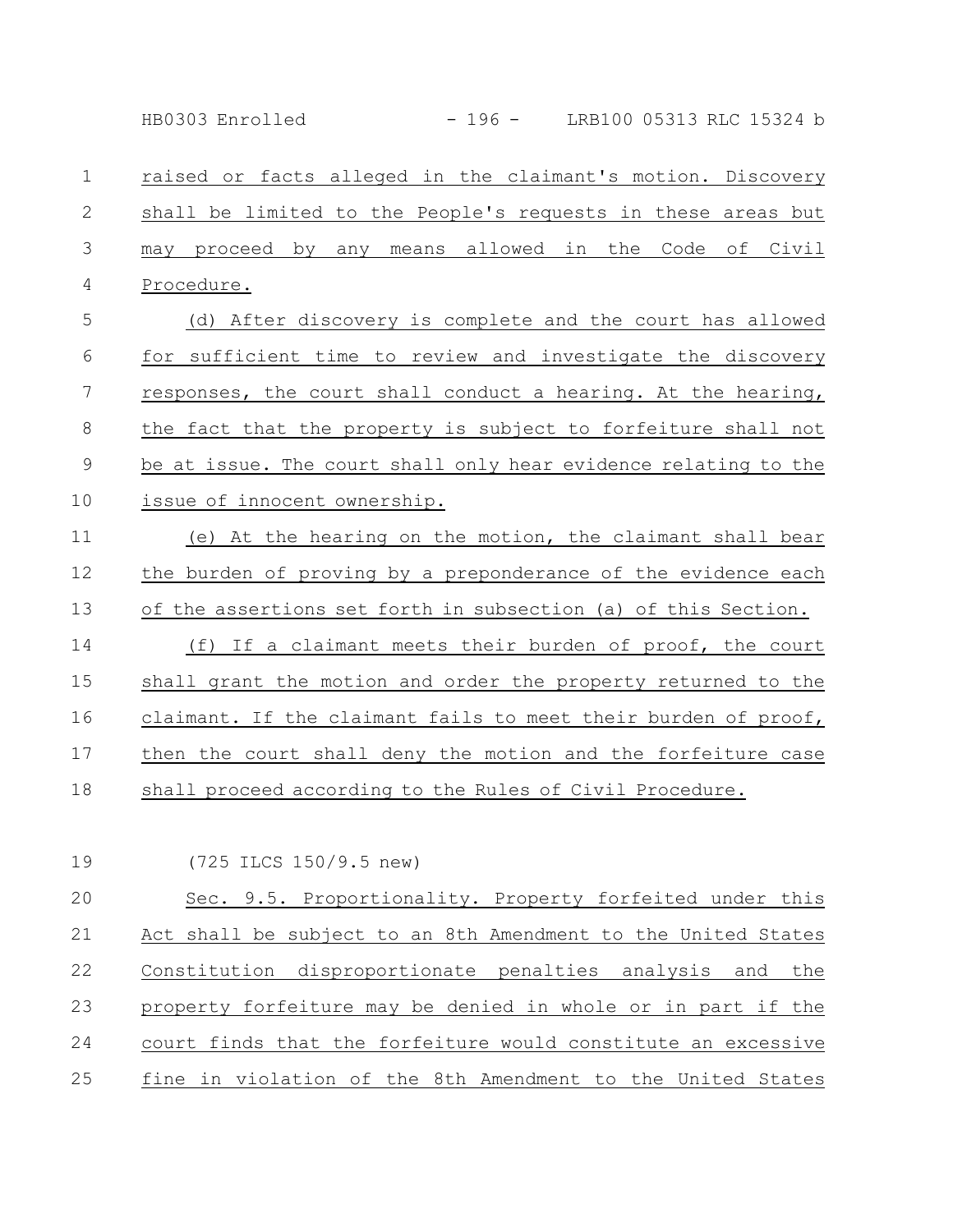raised or facts alleged in the claimant's motion. Discovery shall be limited to the People's requests in these areas but may proceed by any means allowed in the Code of Civil Procedure.

(d) After discovery is complete and the court has allowed for sufficient time to review and investigate the discovery responses, the court shall conduct a hearing. At the hearing, the fact that the property is subject to forfeiture shall not be at issue. The court shall only hear evidence relating to the issue of innocent ownership.

(e) At the hearing on the motion, the claimant shall bear the burden of proving by a preponderance of the evidence each of the assertions set forth in subsection (a) of this Section.

(f) If a claimant meets their burden of proof, the court shall grant the motion and order the property returned to the claimant. If the claimant fails to meet their burden of proof, then the court shall deny the motion and the forfeiture case shall proceed according to the Rules of Civil Procedure.

(725 ILCS 150/9.5 new)

Sec. 9.5. Proportionality. Property forfeited under this Act shall be subject to an 8th Amendment to the United States Constitution disproportionate penalties analysis and the property forfeiture may be denied in whole or in part if the court finds that the forfeiture would constitute an excessive fine in violation of the 8th Amendment to the United States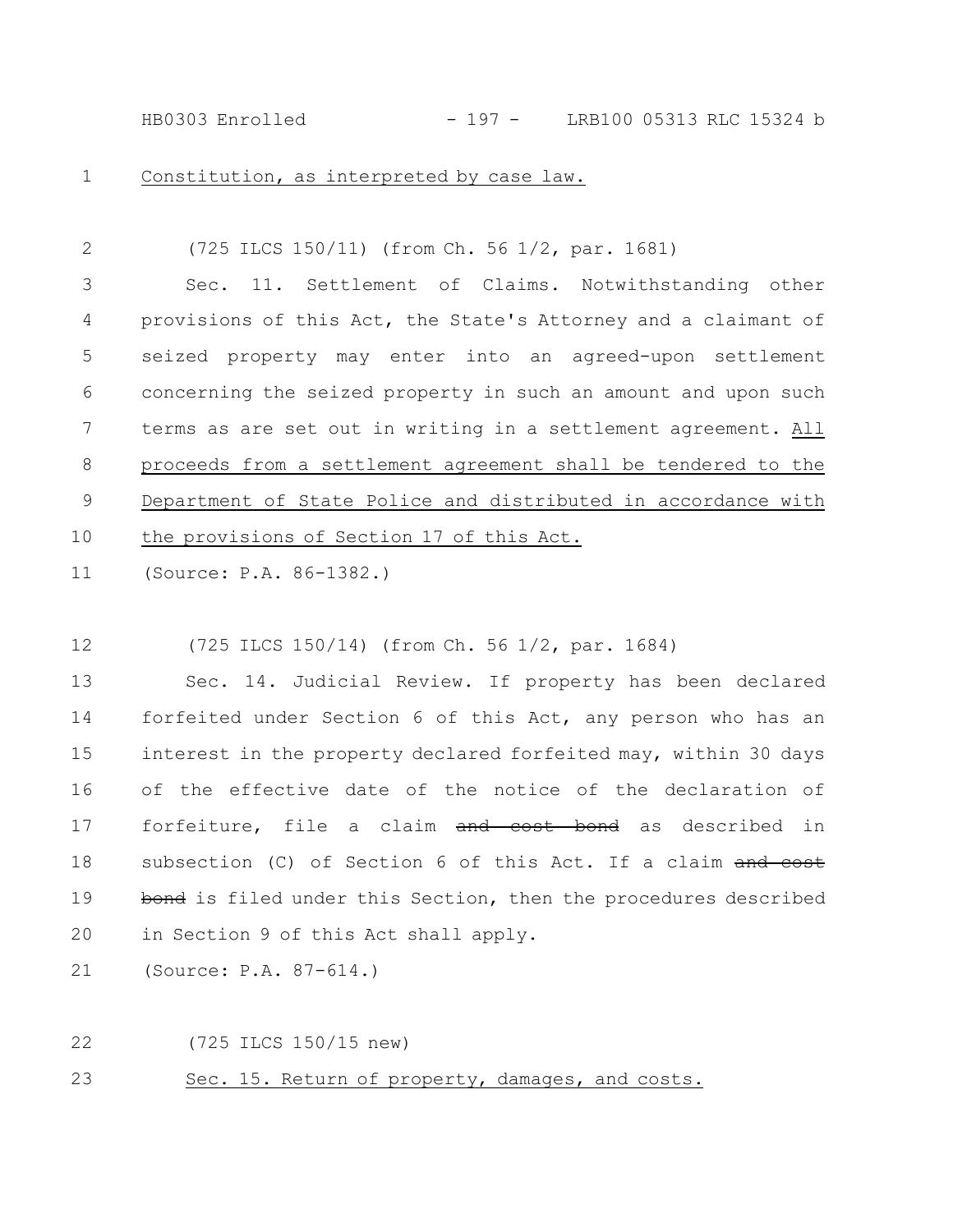Constitution, as interpreted by case law.

(725 ILCS 150/11) (from Ch. 56 1/2, par. 1681)

Sec. 11. Settlement of Claims. Notwithstanding other provisions of this Act, the State's Attorney and a claimant of seized property may enter into an agreed-upon settlement concerning the seized property in such an amount and upon such terms as are set out in writing in a settlement agreement. All proceeds from a settlement agreement shall be tendered to the Department of State Police and distributed in accordance with the provisions of Section 17 of this Act.

(Source: P.A. 86-1382.)

(725 ILCS 150/14) (from Ch. 56 1/2, par. 1684)

Sec. 14. Judicial Review. If property has been declared forfeited under Section 6 of this Act, any person who has an interest in the property declared forfeited may, within 30 days of the effective date of the notice of the declaration of forfeiture, file a claim ~~and cost bond~~ as described in subsection (C) of Section 6 of this Act. If a claim ~~and cost bond~~ is filed under this Section, then the procedures described in Section 9 of this Act shall apply.

(Source: P.A. 87-614.)

(725 ILCS 150/15 new)

Sec. 15. Return of property, damages, and costs.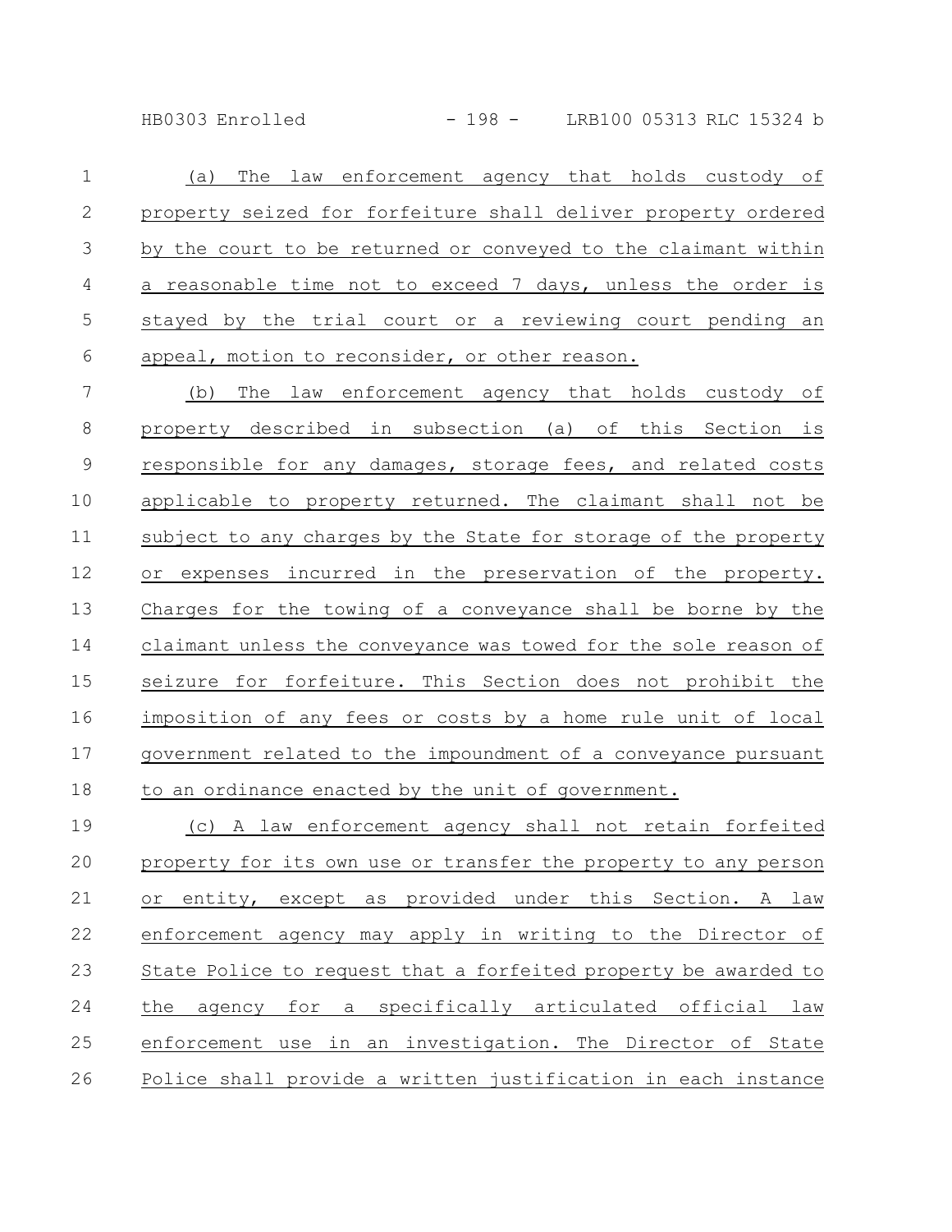(a) The law enforcement agency that holds custody of property seized for forfeiture shall deliver property ordered by the court to be returned or conveyed to the claimant within a reasonable time not to exceed 7 days, unless the order is stayed by the trial court or a reviewing court pending an appeal, motion to reconsider, or other reason.

(b) The law enforcement agency that holds custody of property described in subsection (a) of this Section is responsible for any damages, storage fees, and related costs applicable to property returned. The claimant shall not be subject to any charges by the State for storage of the property or expenses incurred in the preservation of the property. Charges for the towing of a conveyance shall be borne by the claimant unless the conveyance was towed for the sole reason of seizure for forfeiture. This Section does not prohibit the imposition of any fees or costs by a home rule unit of local government related to the impoundment of a conveyance pursuant to an ordinance enacted by the unit of government.

(c) A law enforcement agency shall not retain forfeited property for its own use or transfer the property to any person or entity, except as provided under this Section. A law enforcement agency may apply in writing to the Director of State Police to request that a forfeited property be awarded to the agency for a specifically articulated official law enforcement use in an investigation. The Director of State Police shall provide a written justification in each instance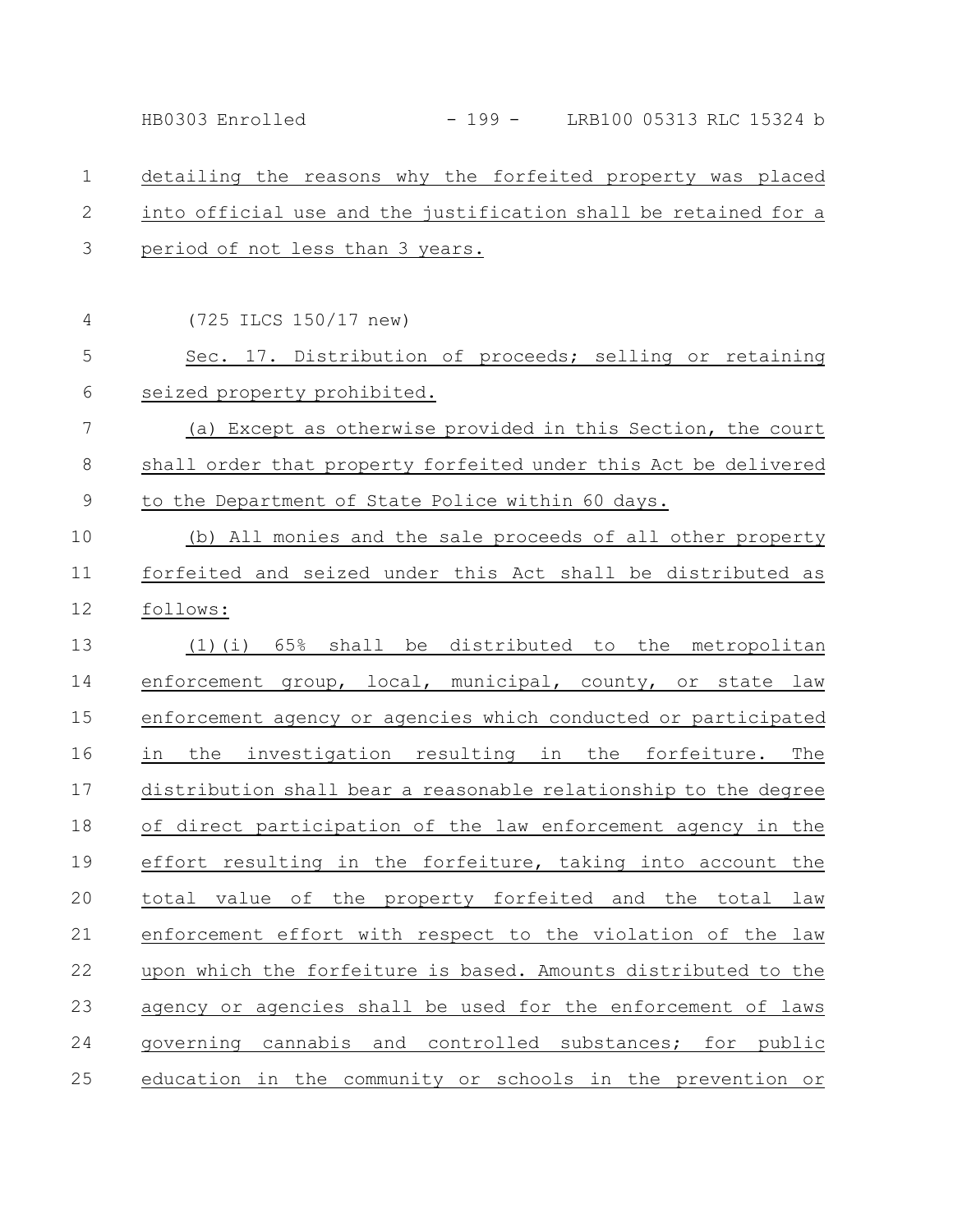detailing the reasons why the forfeited property was placed into official use and the justification shall be retained for a period of not less than 3 years.

(725 ILCS 150/17 new)

Sec. 17. Distribution of proceeds; selling or retaining seized property prohibited.

(a) Except as otherwise provided in this Section, the court shall order that property forfeited under this Act be delivered to the Department of State Police within 60 days.

(b) All monies and the sale proceeds of all other property forfeited and seized under this Act shall be distributed as follows:

(1)(i) 65% shall be distributed to the metropolitan enforcement group, local, municipal, county, or state law enforcement agency or agencies which conducted or participated in the investigation resulting in the forfeiture. The distribution shall bear a reasonable relationship to the degree of direct participation of the law enforcement agency in the effort resulting in the forfeiture, taking into account the total value of the property forfeited and the total law enforcement effort with respect to the violation of the law upon which the forfeiture is based. Amounts distributed to the agency or agencies shall be used for the enforcement of laws governing cannabis and controlled substances; for public education in the community or schools in the prevention or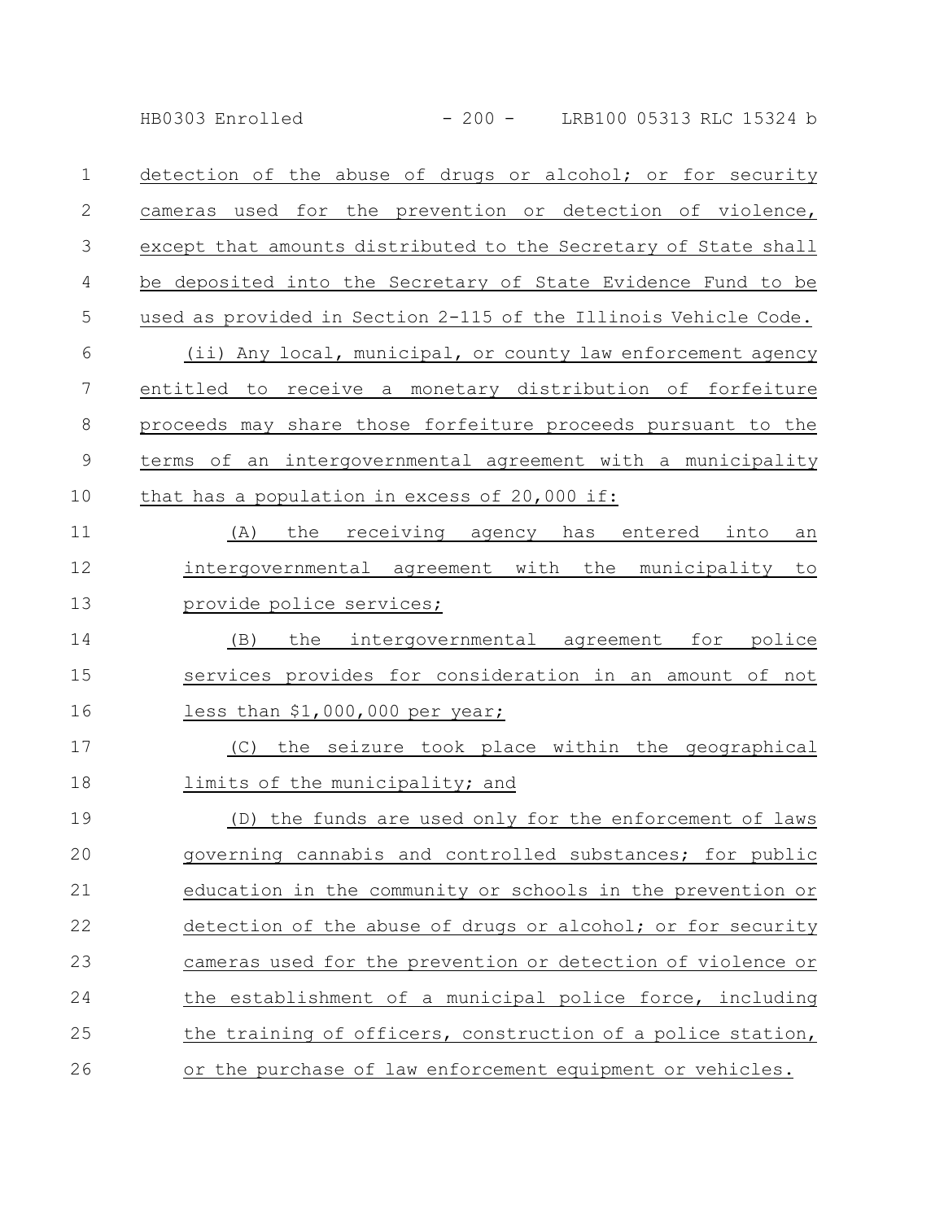detection of the abuse of drugs or alcohol; or for security cameras used for the prevention or detection of violence, except that amounts distributed to the Secretary of State shall be deposited into the Secretary of State Evidence Fund to be used as provided in Section 2-115 of the Illinois Vehicle Code.

(ii) Any local, municipal, or county law enforcement agency entitled to receive a monetary distribution of forfeiture proceeds may share those forfeiture proceeds pursuant to the terms of an intergovernmental agreement with a municipality that has a population in excess of 20,000 if:

(A) the receiving agency has entered into an intergovernmental agreement with the municipality to provide police services;

(B) the intergovernmental agreement for police services provides for consideration in an amount of not less than $1,000,000 per year;

(C) the seizure took place within the geographical limits of the municipality; and

(D) the funds are used only for the enforcement of laws governing cannabis and controlled substances; for public education in the community or schools in the prevention or detection of the abuse of drugs or alcohol; or for security cameras used for the prevention or detection of violence or the establishment of a municipal police force, including the training of officers, construction of a police station, or the purchase of law enforcement equipment or vehicles.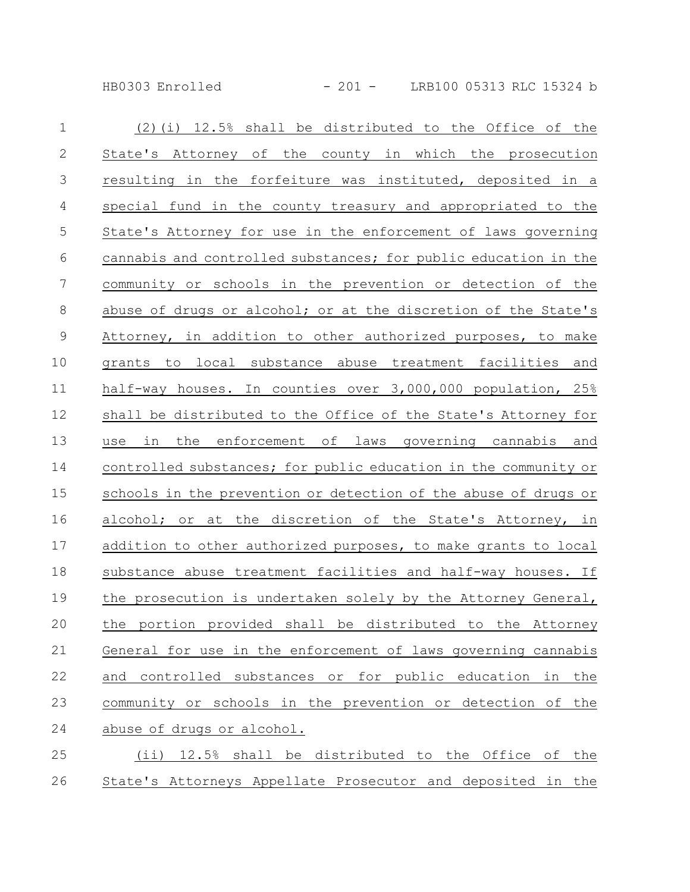(2)(i) 12.5% shall be distributed to the Office of the State's Attorney of the county in which the prosecution resulting in the forfeiture was instituted, deposited in a special fund in the county treasury and appropriated to the State's Attorney for use in the enforcement of laws governing cannabis and controlled substances; for public education in the community or schools in the prevention or detection of the abuse of drugs or alcohol; or at the discretion of the State's Attorney, in addition to other authorized purposes, to make grants to local substance abuse treatment facilities and half-way houses. In counties over 3,000,000 population, 25% shall be distributed to the Office of the State's Attorney for use in the enforcement of laws governing cannabis and controlled substances; for public education in the community or schools in the prevention or detection of the abuse of drugs or alcohol; or at the discretion of the State's Attorney, in addition to other authorized purposes, to make grants to local substance abuse treatment facilities and half-way houses. If the prosecution is undertaken solely by the Attorney General, the portion provided shall be distributed to the Attorney General for use in the enforcement of laws governing cannabis and controlled substances or for public education in the community or schools in the prevention or detection of the abuse of drugs or alcohol.

(ii) 12.5% shall be distributed to the Office of the State's Attorneys Appellate Prosecutor and deposited in the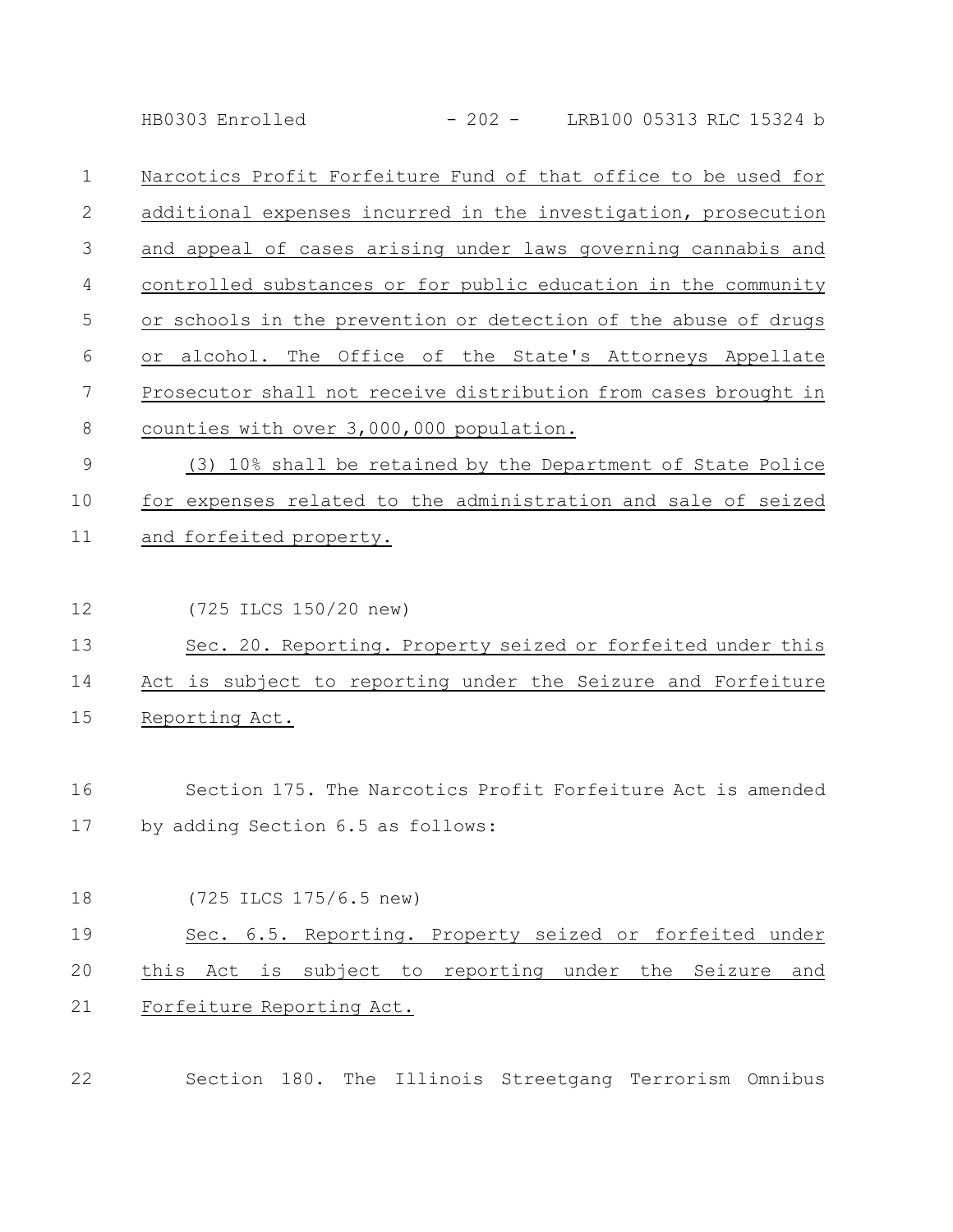Narcotics Profit Forfeiture Fund of that office to be used for additional expenses incurred in the investigation, prosecution and appeal of cases arising under laws governing cannabis and controlled substances or for public education in the community or schools in the prevention or detection of the abuse of drugs or alcohol. The Office of the State's Attorneys Appellate Prosecutor shall not receive distribution from cases brought in counties with over 3,000,000 population.

(3) 10% shall be retained by the Department of State Police for expenses related to the administration and sale of seized and forfeited property.

(725 ILCS 150/20 new)

Sec. 20. Reporting. Property seized or forfeited under this Act is subject to reporting under the Seizure and Forfeiture Reporting Act.

Section 175. The Narcotics Profit Forfeiture Act is amended by adding Section 6.5 as follows:

(725 ILCS 175/6.5 new)

Sec. 6.5. Reporting. Property seized or forfeited under this Act is subject to reporting under the Seizure and Forfeiture Reporting Act.

Section 180. The Illinois Streetgang Terrorism Omnibus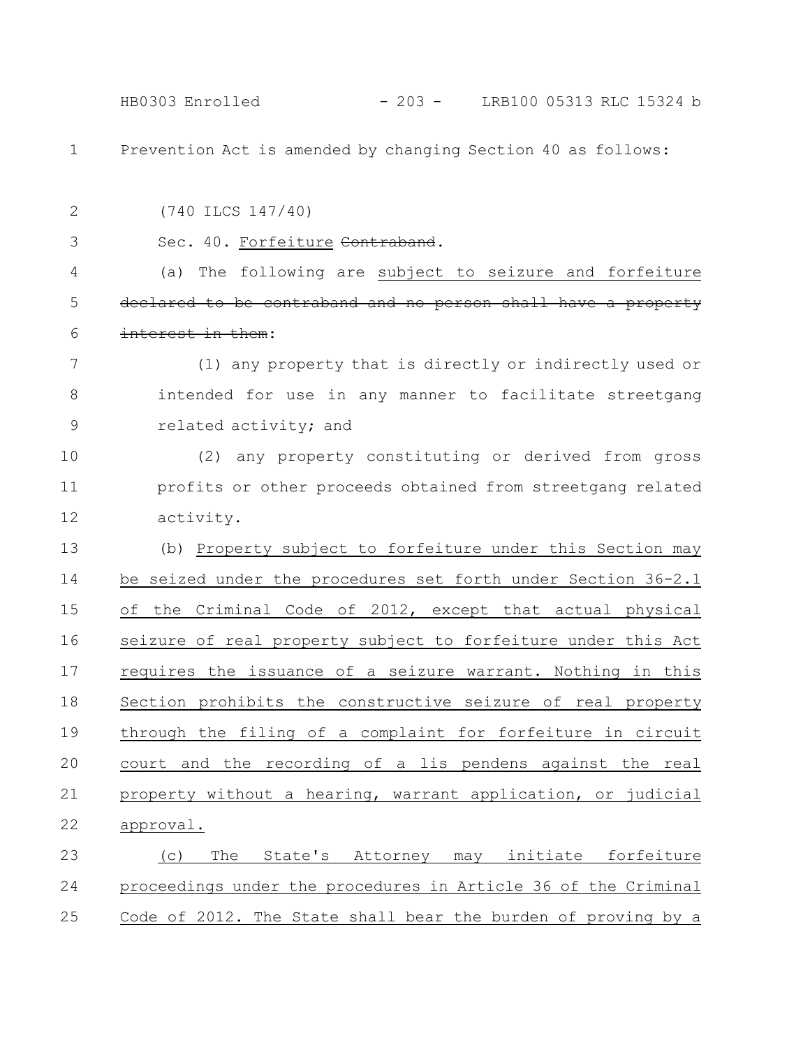Prevention Act is amended by changing Section 40 as follows:

(740 ILCS 147/40)

Sec. 40. Forfeiture ~~Contraband~~.

(a) The following are subject to seizure and forfeiture ~~declared to be contraband and no person shall have a property interest in them~~:

(1) any property that is directly or indirectly used or intended for use in any manner to facilitate streetgang related activity; and

(2) any property constituting or derived from gross profits or other proceeds obtained from streetgang related activity.

(b) Property subject to forfeiture under this Section may be seized under the procedures set forth under Section 36-2.1 of the Criminal Code of 2012, except that actual physical seizure of real property subject to forfeiture under this Act requires the issuance of a seizure warrant. Nothing in this Section prohibits the constructive seizure of real property through the filing of a complaint for forfeiture in circuit court and the recording of a lis pendens against the real property without a hearing, warrant application, or judicial approval.

(c) The State's Attorney may initiate forfeiture proceedings under the procedures in Article 36 of the Criminal Code of 2012. The State shall bear the burden of proving by a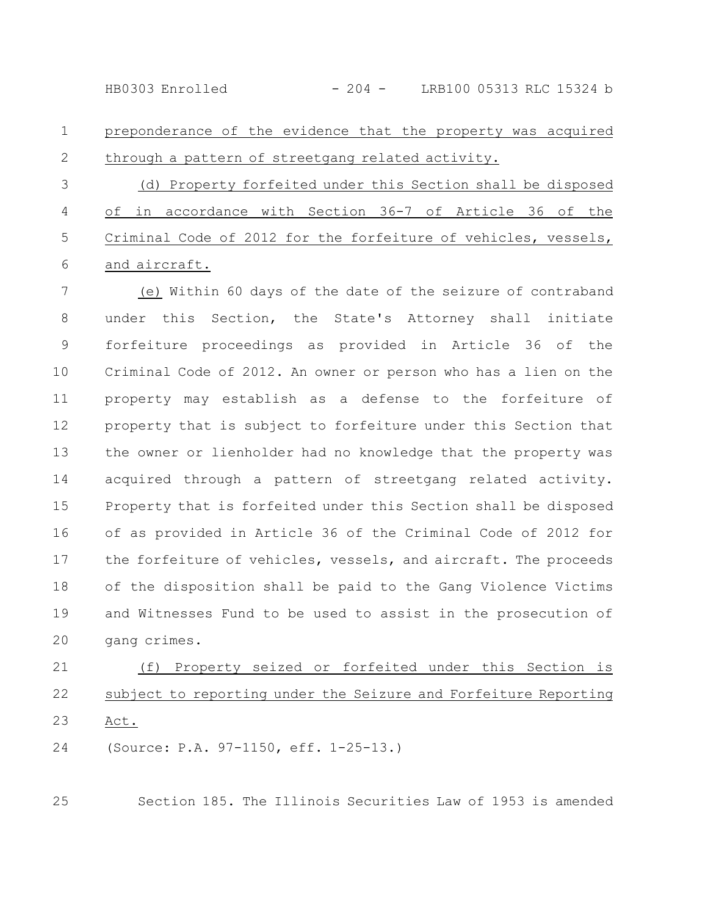preponderance of the evidence that the property was acquired through a pattern of streetgang related activity.

(d) Property forfeited under this Section shall be disposed of in accordance with Section 36-7 of Article 36 of the Criminal Code of 2012 for the forfeiture of vehicles, vessels, and aircraft.

(e) Within 60 days of the date of the seizure of contraband under this Section, the State's Attorney shall initiate forfeiture proceedings as provided in Article 36 of the Criminal Code of 2012. An owner or person who has a lien on the property may establish as a defense to the forfeiture of property that is subject to forfeiture under this Section that the owner or lienholder had no knowledge that the property was acquired through a pattern of streetgang related activity. Property that is forfeited under this Section shall be disposed of as provided in Article 36 of the Criminal Code of 2012 for the forfeiture of vehicles, vessels, and aircraft. The proceeds of the disposition shall be paid to the Gang Violence Victims and Witnesses Fund to be used to assist in the prosecution of gang crimes.

(f) Property seized or forfeited under this Section is subject to reporting under the Seizure and Forfeiture Reporting Act.

(Source: P.A. 97-1150, eff. 1-25-13.)

Section 185. The Illinois Securities Law of 1953 is amended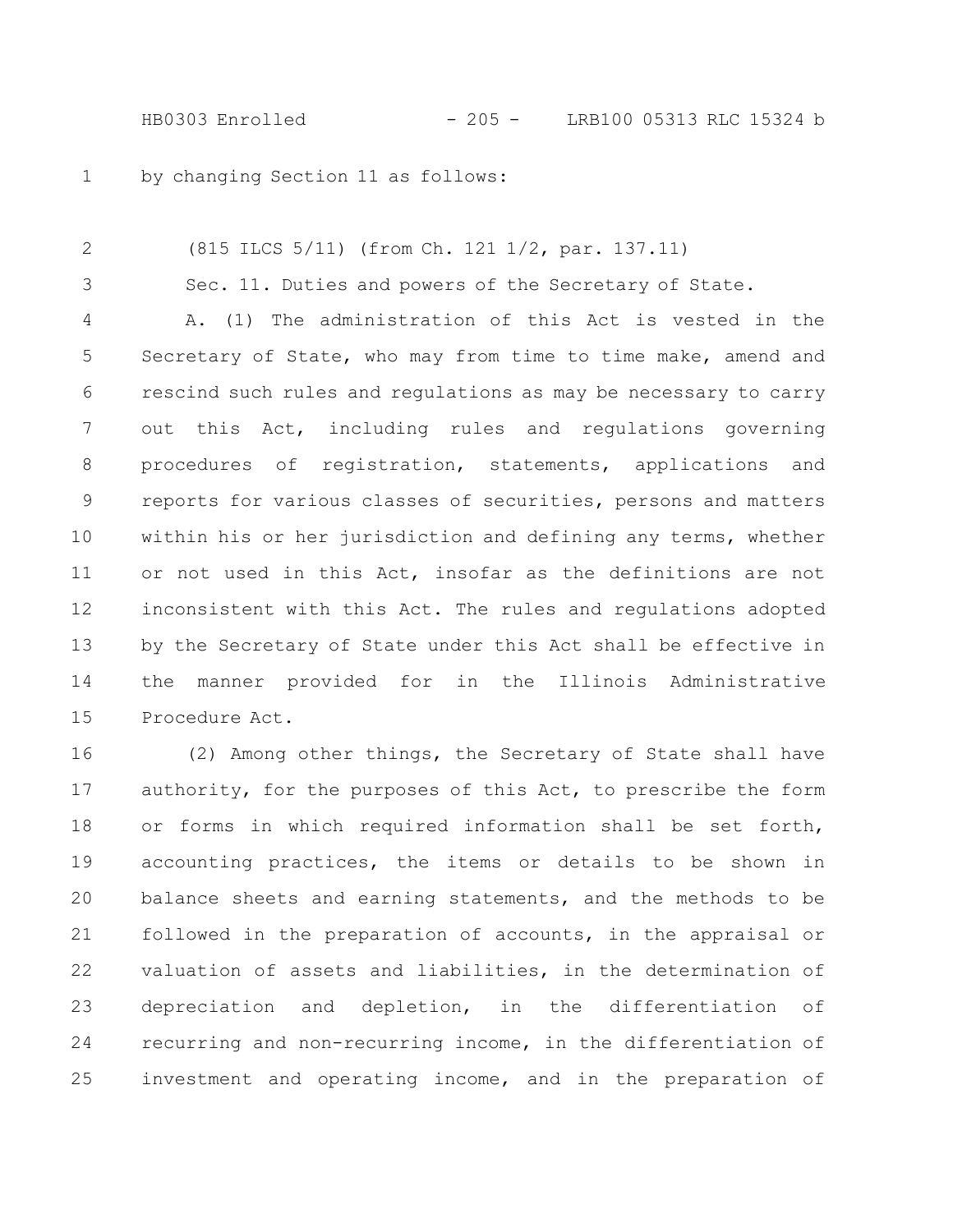by changing Section 11 as follows:

(815 ILCS 5/11) (from Ch. 121 1/2, par. 137.11)

Sec. 11. Duties and powers of the Secretary of State.

A. (1) The administration of this Act is vested in the Secretary of State, who may from time to time make, amend and rescind such rules and regulations as may be necessary to carry out this Act, including rules and regulations governing procedures of registration, statements, applications and reports for various classes of securities, persons and matters within his or her jurisdiction and defining any terms, whether or not used in this Act, insofar as the definitions are not inconsistent with this Act. The rules and regulations adopted by the Secretary of State under this Act shall be effective in the manner provided for in the Illinois Administrative Procedure Act.

(2) Among other things, the Secretary of State shall have authority, for the purposes of this Act, to prescribe the form or forms in which required information shall be set forth, accounting practices, the items or details to be shown in balance sheets and earning statements, and the methods to be followed in the preparation of accounts, in the appraisal or valuation of assets and liabilities, in the determination of depreciation and depletion, in the differentiation of recurring and non-recurring income, in the differentiation of investment and operating income, and in the preparation of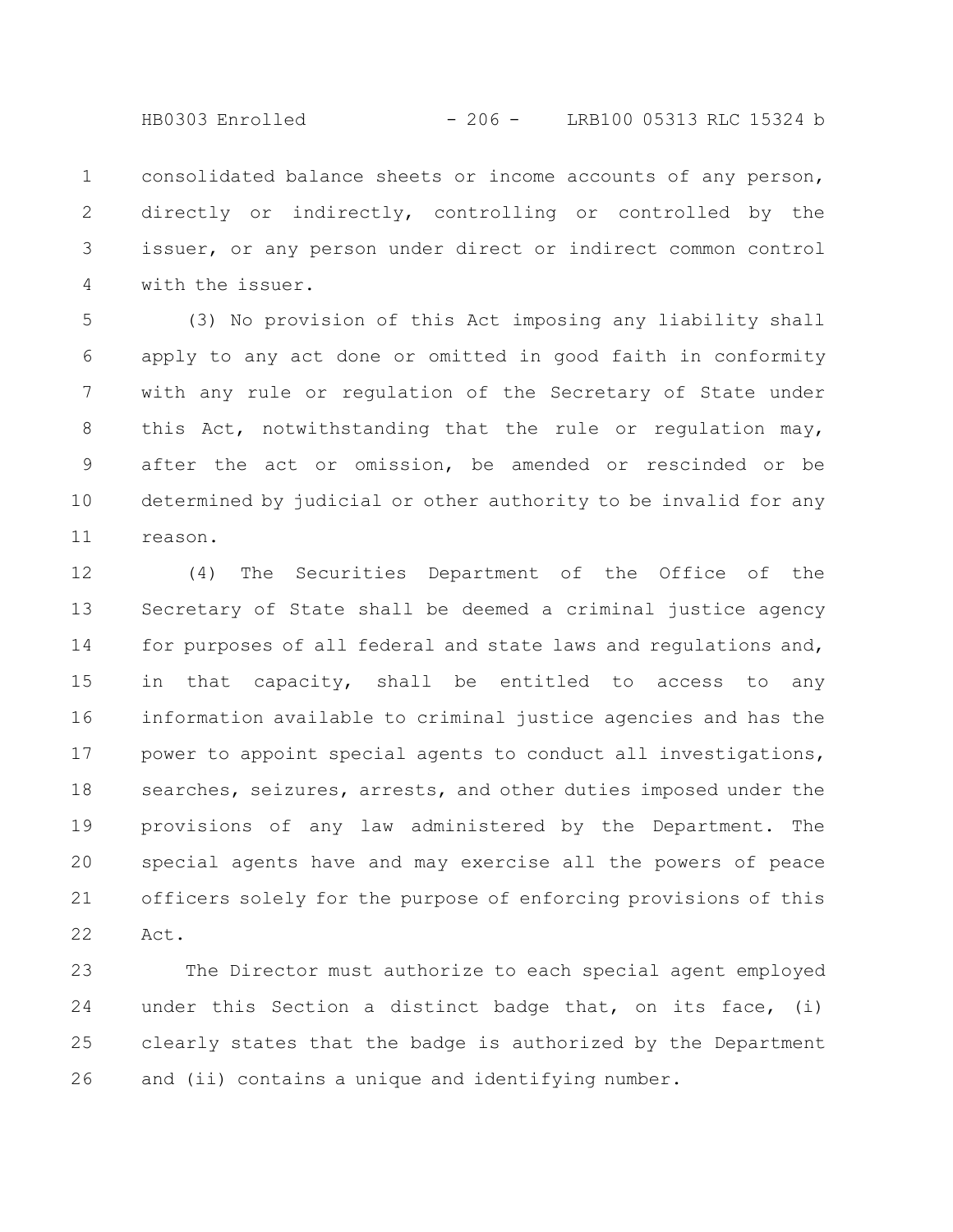consolidated balance sheets or income accounts of any person, directly or indirectly, controlling or controlled by the issuer, or any person under direct or indirect common control with the issuer.

(3) No provision of this Act imposing any liability shall apply to any act done or omitted in good faith in conformity with any rule or regulation of the Secretary of State under this Act, notwithstanding that the rule or regulation may, after the act or omission, be amended or rescinded or be determined by judicial or other authority to be invalid for any reason.

(4) The Securities Department of the Office of the Secretary of State shall be deemed a criminal justice agency for purposes of all federal and state laws and regulations and, in that capacity, shall be entitled to access to any information available to criminal justice agencies and has the power to appoint special agents to conduct all investigations, searches, seizures, arrests, and other duties imposed under the provisions of any law administered by the Department. The special agents have and may exercise all the powers of peace officers solely for the purpose of enforcing provisions of this Act.

The Director must authorize to each special agent employed under this Section a distinct badge that, on its face, (i) clearly states that the badge is authorized by the Department and (ii) contains a unique and identifying number.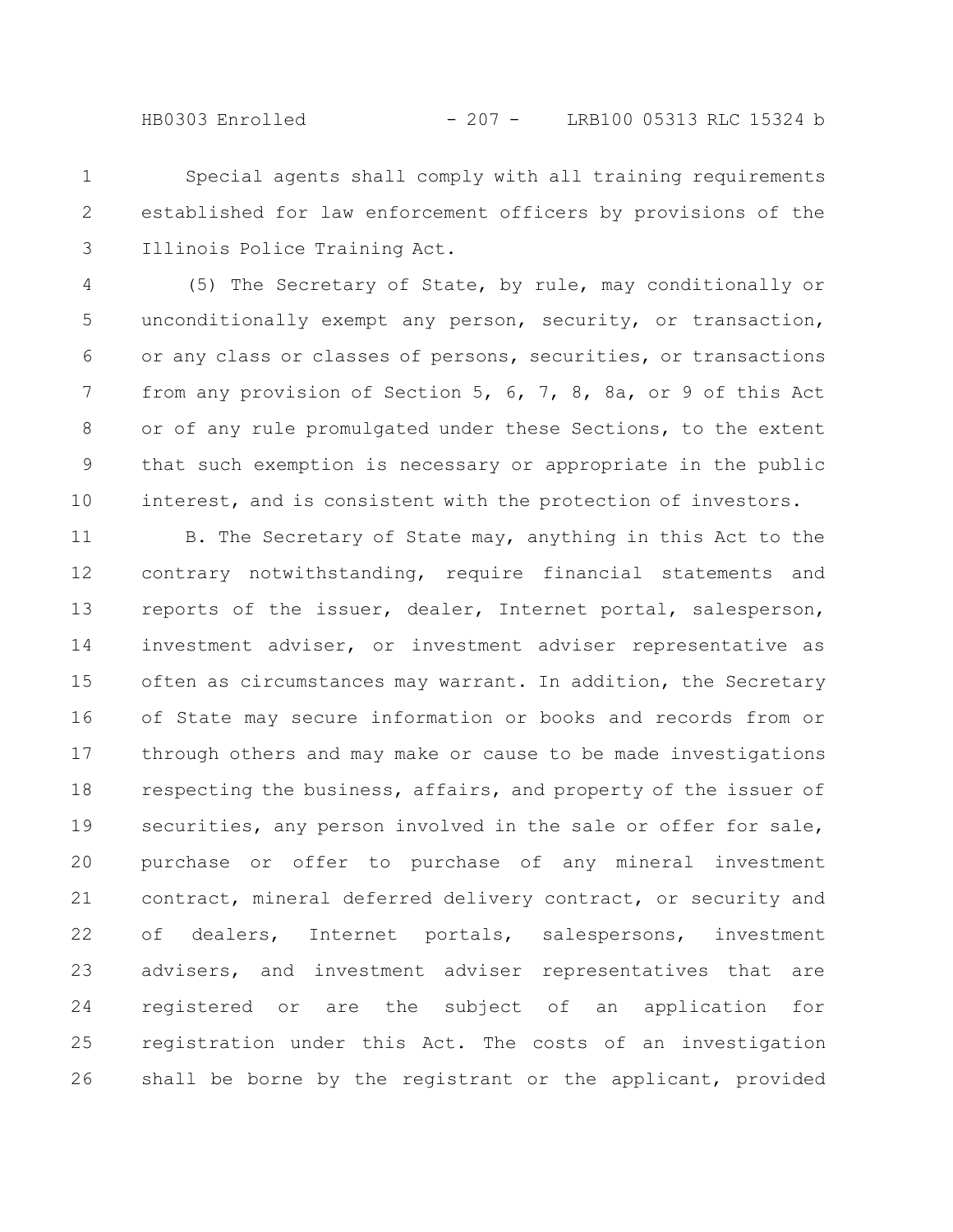Special agents shall comply with all training requirements established for law enforcement officers by provisions of the Illinois Police Training Act.

(5) The Secretary of State, by rule, may conditionally or unconditionally exempt any person, security, or transaction, or any class or classes of persons, securities, or transactions from any provision of Section 5, 6, 7, 8, 8a, or 9 of this Act or of any rule promulgated under these Sections, to the extent that such exemption is necessary or appropriate in the public interest, and is consistent with the protection of investors.

B. The Secretary of State may, anything in this Act to the contrary notwithstanding, require financial statements and reports of the issuer, dealer, Internet portal, salesperson, investment adviser, or investment adviser representative as often as circumstances may warrant. In addition, the Secretary of State may secure information or books and records from or through others and may make or cause to be made investigations respecting the business, affairs, and property of the issuer of securities, any person involved in the sale or offer for sale, purchase or offer to purchase of any mineral investment contract, mineral deferred delivery contract, or security and of dealers, Internet portals, salespersons, investment advisers, and investment adviser representatives that are registered or are the subject of an application for registration under this Act. The costs of an investigation shall be borne by the registrant or the applicant, provided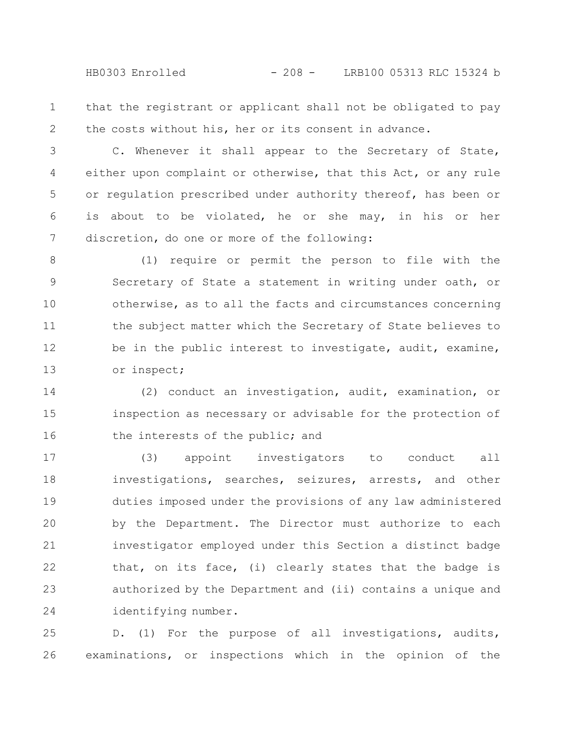that the registrant or applicant shall not be obligated to pay the costs without his, her or its consent in advance.

C. Whenever it shall appear to the Secretary of State, either upon complaint or otherwise, that this Act, or any rule or regulation prescribed under authority thereof, has been or is about to be violated, he or she may, in his or her discretion, do one or more of the following:

(1) require or permit the person to file with the Secretary of State a statement in writing under oath, or otherwise, as to all the facts and circumstances concerning the subject matter which the Secretary of State believes to be in the public interest to investigate, audit, examine, or inspect;

(2) conduct an investigation, audit, examination, or inspection as necessary or advisable for the protection of the interests of the public; and

(3) appoint investigators to conduct all investigations, searches, seizures, arrests, and other duties imposed under the provisions of any law administered by the Department. The Director must authorize to each investigator employed under this Section a distinct badge that, on its face, (i) clearly states that the badge is authorized by the Department and (ii) contains a unique and identifying number.

D. (1) For the purpose of all investigations, audits, examinations, or inspections which in the opinion of the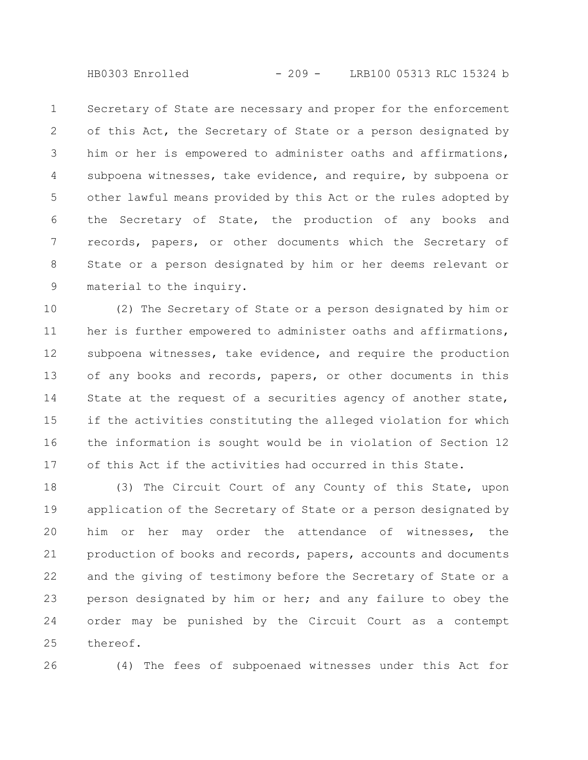Secretary of State are necessary and proper for the enforcement of this Act, the Secretary of State or a person designated by him or her is empowered to administer oaths and affirmations, subpoena witnesses, take evidence, and require, by subpoena or other lawful means provided by this Act or the rules adopted by the Secretary of State, the production of any books and records, papers, or other documents which the Secretary of State or a person designated by him or her deems relevant or material to the inquiry.

(2) The Secretary of State or a person designated by him or her is further empowered to administer oaths and affirmations, subpoena witnesses, take evidence, and require the production of any books and records, papers, or other documents in this State at the request of a securities agency of another state, if the activities constituting the alleged violation for which the information is sought would be in violation of Section 12 of this Act if the activities had occurred in this State.

(3) The Circuit Court of any County of this State, upon application of the Secretary of State or a person designated by him or her may order the attendance of witnesses, the production of books and records, papers, accounts and documents and the giving of testimony before the Secretary of State or a person designated by him or her; and any failure to obey the order may be punished by the Circuit Court as a contempt thereof.

(4) The fees of subpoenaed witnesses under this Act for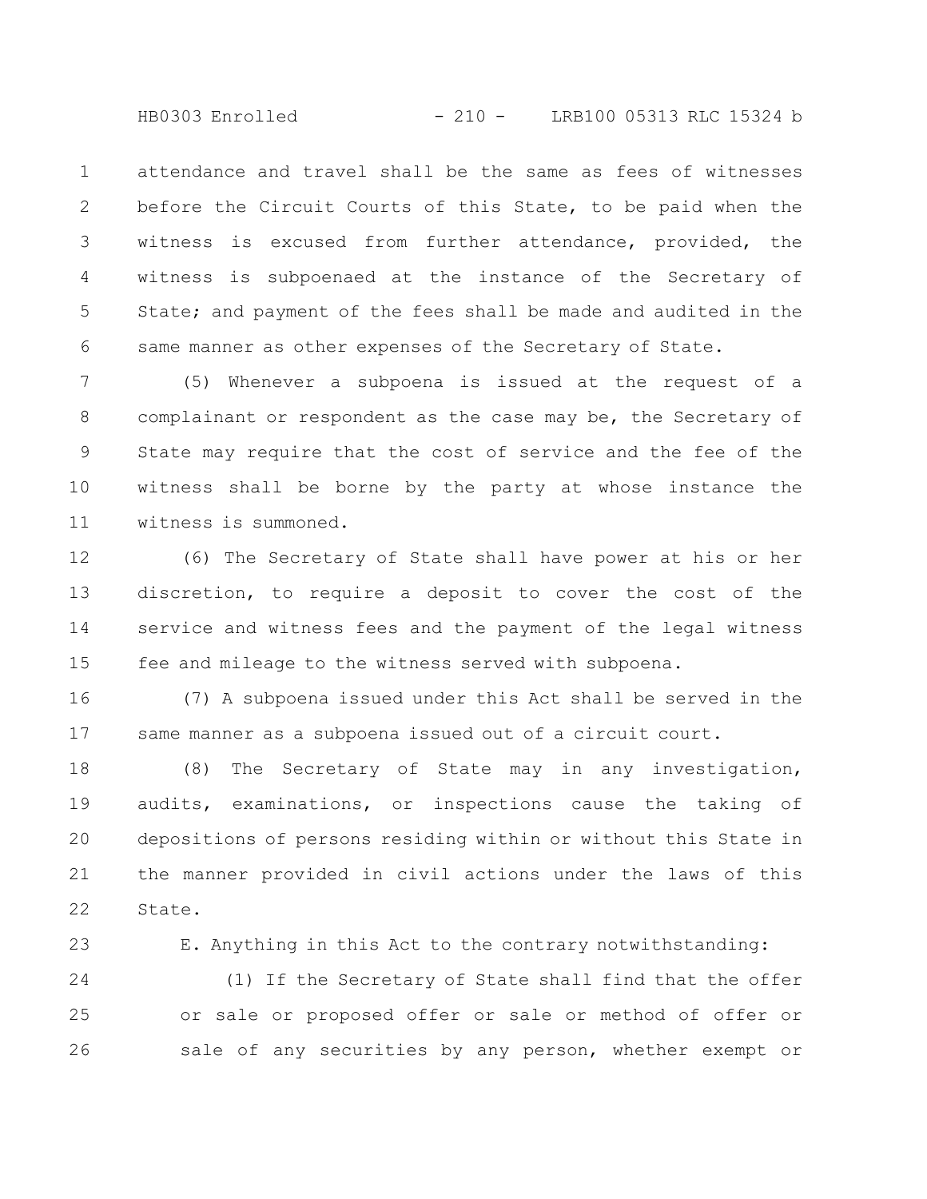attendance and travel shall be the same as fees of witnesses before the Circuit Courts of this State, to be paid when the witness is excused from further attendance, provided, the witness is subpoenaed at the instance of the Secretary of State; and payment of the fees shall be made and audited in the same manner as other expenses of the Secretary of State.

(5) Whenever a subpoena is issued at the request of a complainant or respondent as the case may be, the Secretary of State may require that the cost of service and the fee of the witness shall be borne by the party at whose instance the witness is summoned.

(6) The Secretary of State shall have power at his or her discretion, to require a deposit to cover the cost of the service and witness fees and the payment of the legal witness fee and mileage to the witness served with subpoena.

(7) A subpoena issued under this Act shall be served in the same manner as a subpoena issued out of a circuit court.

(8) The Secretary of State may in any investigation, audits, examinations, or inspections cause the taking of depositions of persons residing within or without this State in the manner provided in civil actions under the laws of this State.

E. Anything in this Act to the contrary notwithstanding:

(1) If the Secretary of State shall find that the offer or sale or proposed offer or sale or method of offer or sale of any securities by any person, whether exempt or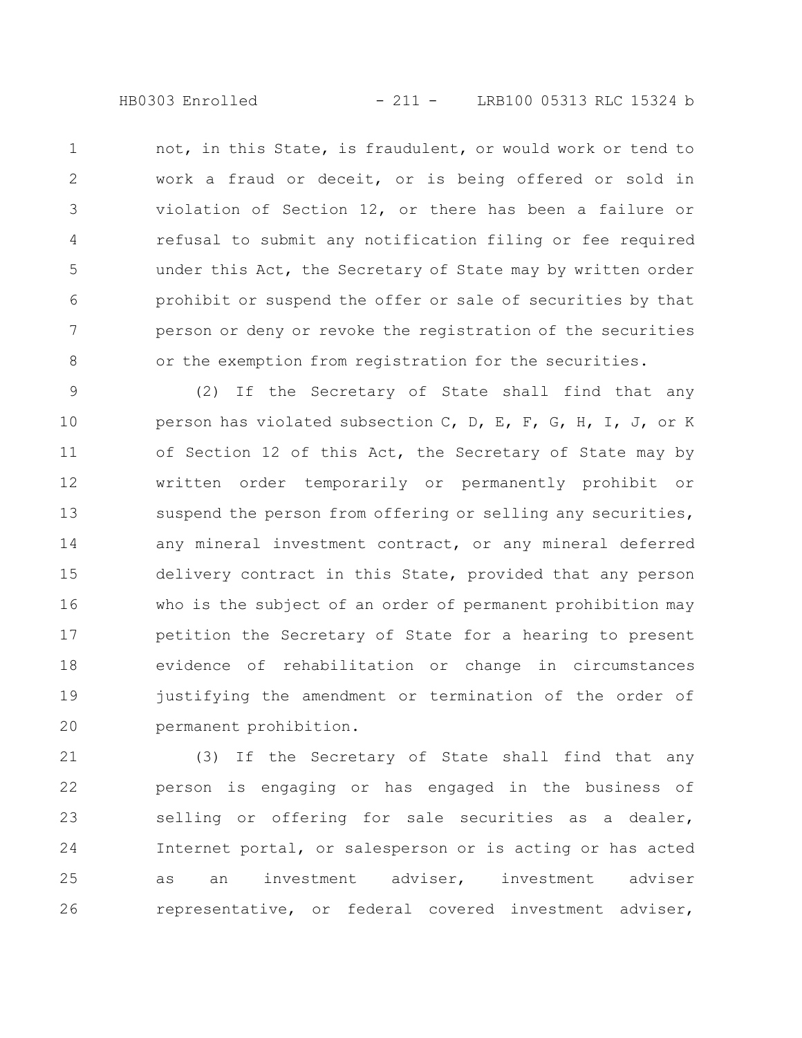not, in this State, is fraudulent, or would work or tend to work a fraud or deceit, or is being offered or sold in violation of Section 12, or there has been a failure or refusal to submit any notification filing or fee required under this Act, the Secretary of State may by written order prohibit or suspend the offer or sale of securities by that person or deny or revoke the registration of the securities or the exemption from registration for the securities.

(2) If the Secretary of State shall find that any person has violated subsection C, D, E, F, G, H, I, J, or K of Section 12 of this Act, the Secretary of State may by written order temporarily or permanently prohibit or suspend the person from offering or selling any securities, any mineral investment contract, or any mineral deferred delivery contract in this State, provided that any person who is the subject of an order of permanent prohibition may petition the Secretary of State for a hearing to present evidence of rehabilitation or change in circumstances justifying the amendment or termination of the order of permanent prohibition.

(3) If the Secretary of State shall find that any person is engaging or has engaged in the business of selling or offering for sale securities as a dealer, Internet portal, or salesperson or is acting or has acted as an investment adviser, investment adviser representative, or federal covered investment adviser,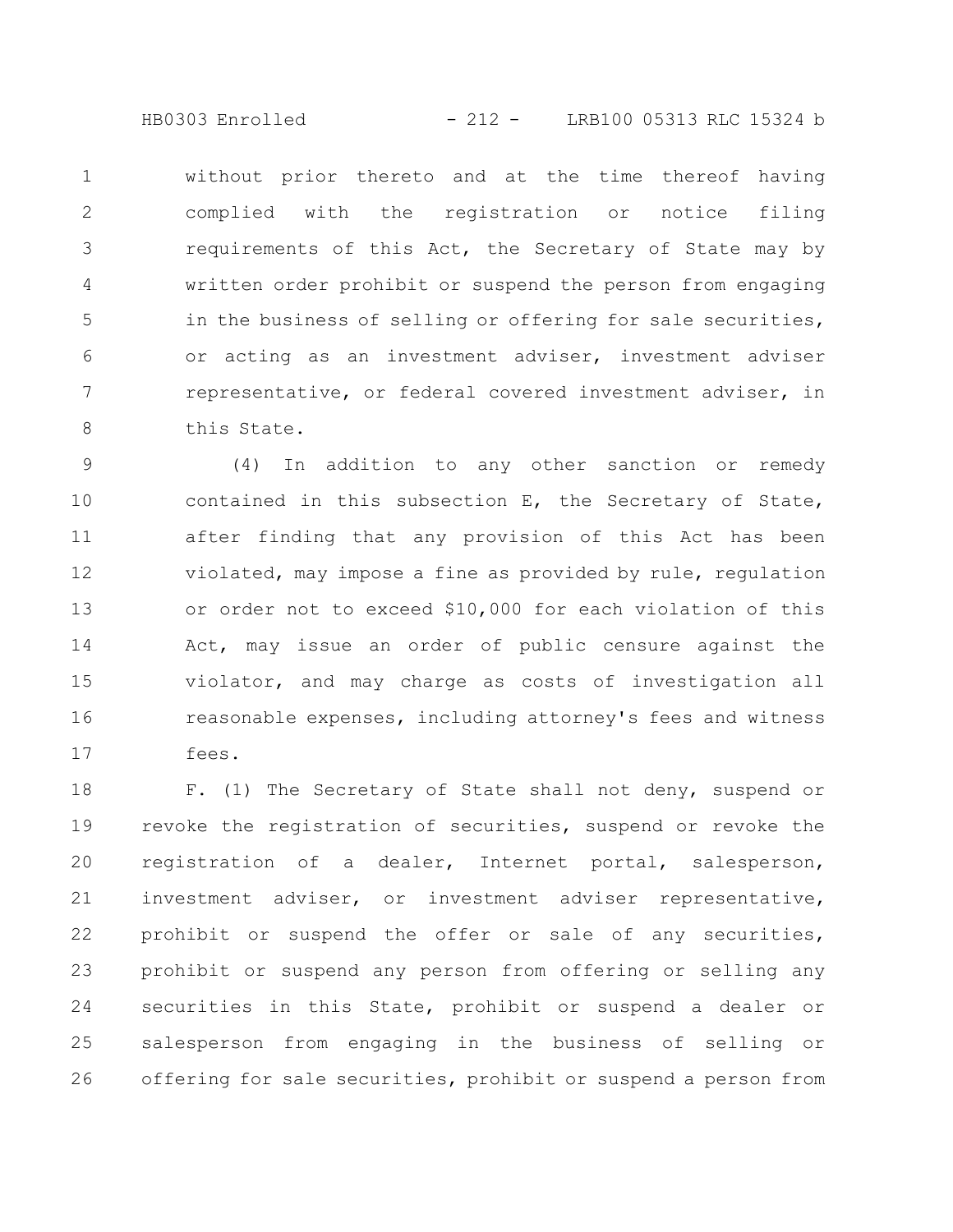without prior thereto and at the time thereof having complied with the registration or notice filing requirements of this Act, the Secretary of State may by written order prohibit or suspend the person from engaging in the business of selling or offering for sale securities, or acting as an investment adviser, investment adviser representative, or federal covered investment adviser, in this State.

(4) In addition to any other sanction or remedy contained in this subsection E, the Secretary of State, after finding that any provision of this Act has been violated, may impose a fine as provided by rule, regulation or order not to exceed $10,000 for each violation of this Act, may issue an order of public censure against the violator, and may charge as costs of investigation all reasonable expenses, including attorney's fees and witness fees.

F. (1) The Secretary of State shall not deny, suspend or revoke the registration of securities, suspend or revoke the registration of a dealer, Internet portal, salesperson, investment adviser, or investment adviser representative, prohibit or suspend the offer or sale of any securities, prohibit or suspend any person from offering or selling any securities in this State, prohibit or suspend a dealer or salesperson from engaging in the business of selling or offering for sale securities, prohibit or suspend a person from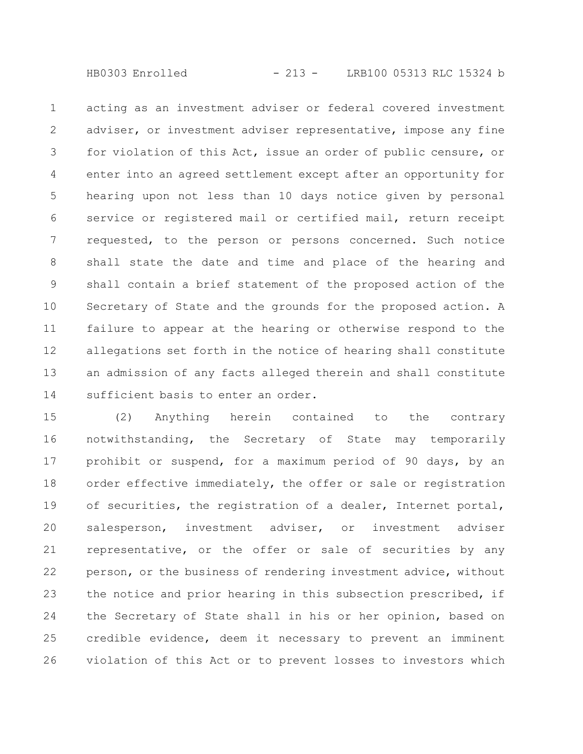acting as an investment adviser or federal covered investment adviser, or investment adviser representative, impose any fine for violation of this Act, issue an order of public censure, or enter into an agreed settlement except after an opportunity for hearing upon not less than 10 days notice given by personal service or registered mail or certified mail, return receipt requested, to the person or persons concerned. Such notice shall state the date and time and place of the hearing and shall contain a brief statement of the proposed action of the Secretary of State and the grounds for the proposed action. A failure to appear at the hearing or otherwise respond to the allegations set forth in the notice of hearing shall constitute an admission of any facts alleged therein and shall constitute sufficient basis to enter an order.

(2) Anything herein contained to the contrary notwithstanding, the Secretary of State may temporarily prohibit or suspend, for a maximum period of 90 days, by an order effective immediately, the offer or sale or registration of securities, the registration of a dealer, Internet portal, salesperson, investment adviser, or investment adviser representative, or the offer or sale of securities by any person, or the business of rendering investment advice, without the notice and prior hearing in this subsection prescribed, if the Secretary of State shall in his or her opinion, based on credible evidence, deem it necessary to prevent an imminent violation of this Act or to prevent losses to investors which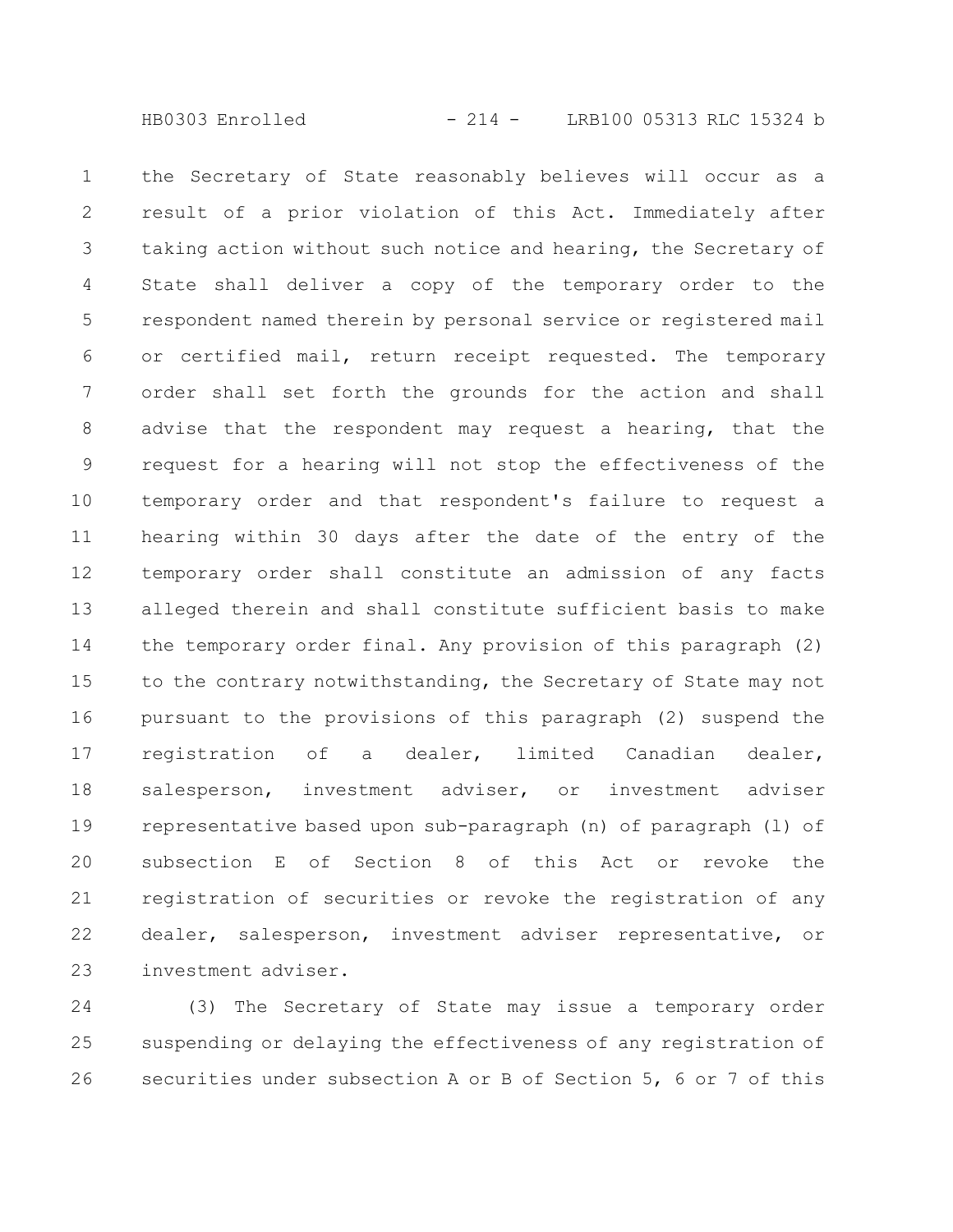the Secretary of State reasonably believes will occur as a result of a prior violation of this Act. Immediately after taking action without such notice and hearing, the Secretary of State shall deliver a copy of the temporary order to the respondent named therein by personal service or registered mail or certified mail, return receipt requested. The temporary order shall set forth the grounds for the action and shall advise that the respondent may request a hearing, that the request for a hearing will not stop the effectiveness of the temporary order and that respondent's failure to request a hearing within 30 days after the date of the entry of the temporary order shall constitute an admission of any facts alleged therein and shall constitute sufficient basis to make the temporary order final. Any provision of this paragraph (2) to the contrary notwithstanding, the Secretary of State may not pursuant to the provisions of this paragraph (2) suspend the registration of a dealer, limited Canadian dealer, salesperson, investment adviser, or investment adviser representative based upon sub-paragraph (n) of paragraph (l) of subsection E of Section 8 of this Act or revoke the registration of securities or revoke the registration of any dealer, salesperson, investment adviser representative, or investment adviser.

(3) The Secretary of State may issue a temporary order suspending or delaying the effectiveness of any registration of securities under subsection A or B of Section 5, 6 or 7 of this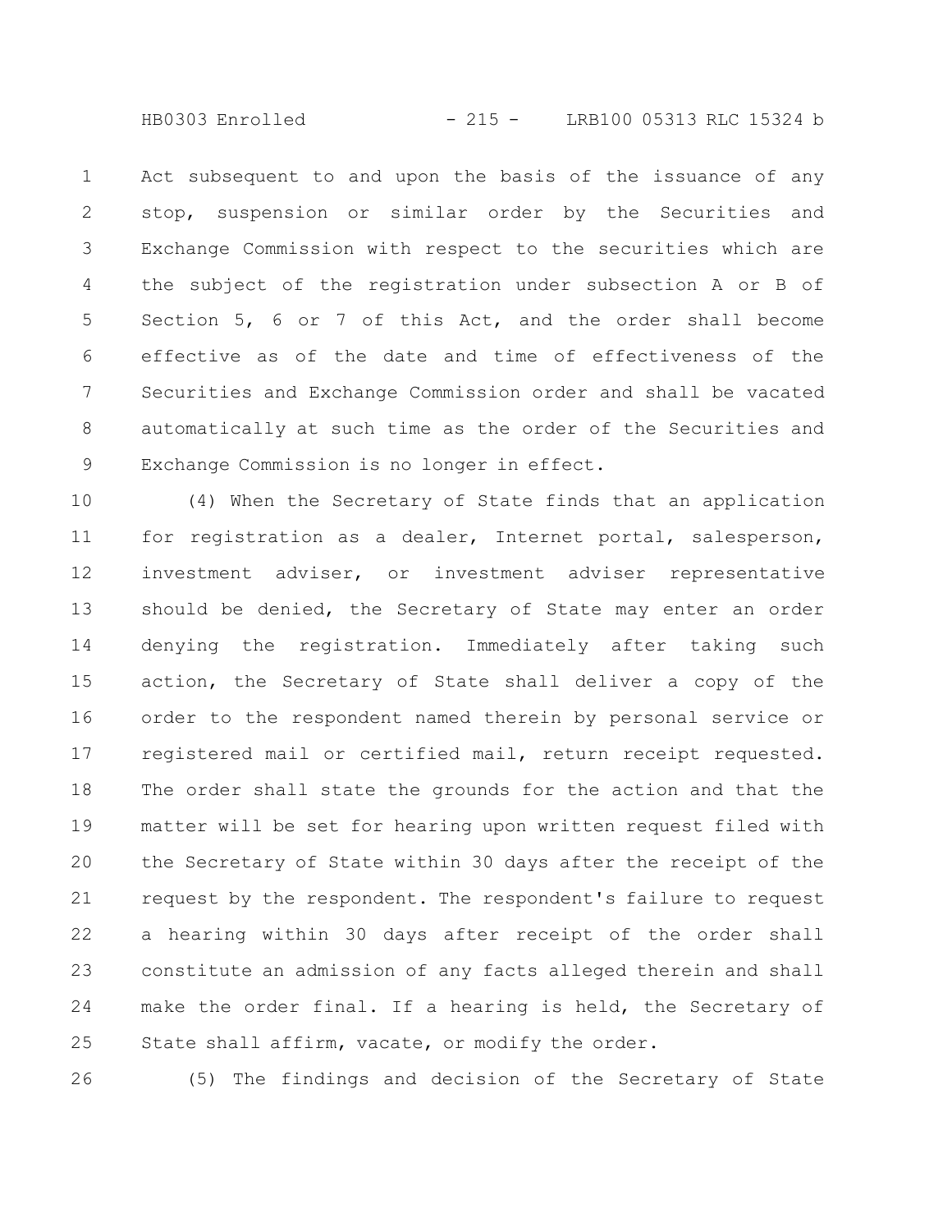Act subsequent to and upon the basis of the issuance of any stop, suspension or similar order by the Securities and Exchange Commission with respect to the securities which are the subject of the registration under subsection A or B of Section 5, 6 or 7 of this Act, and the order shall become effective as of the date and time of effectiveness of the Securities and Exchange Commission order and shall be vacated automatically at such time as the order of the Securities and Exchange Commission is no longer in effect.

(4) When the Secretary of State finds that an application for registration as a dealer, Internet portal, salesperson, investment adviser, or investment adviser representative should be denied, the Secretary of State may enter an order denying the registration. Immediately after taking such action, the Secretary of State shall deliver a copy of the order to the respondent named therein by personal service or registered mail or certified mail, return receipt requested. The order shall state the grounds for the action and that the matter will be set for hearing upon written request filed with the Secretary of State within 30 days after the receipt of the request by the respondent. The respondent's failure to request a hearing within 30 days after receipt of the order shall constitute an admission of any facts alleged therein and shall make the order final. If a hearing is held, the Secretary of State shall affirm, vacate, or modify the order.

(5) The findings and decision of the Secretary of State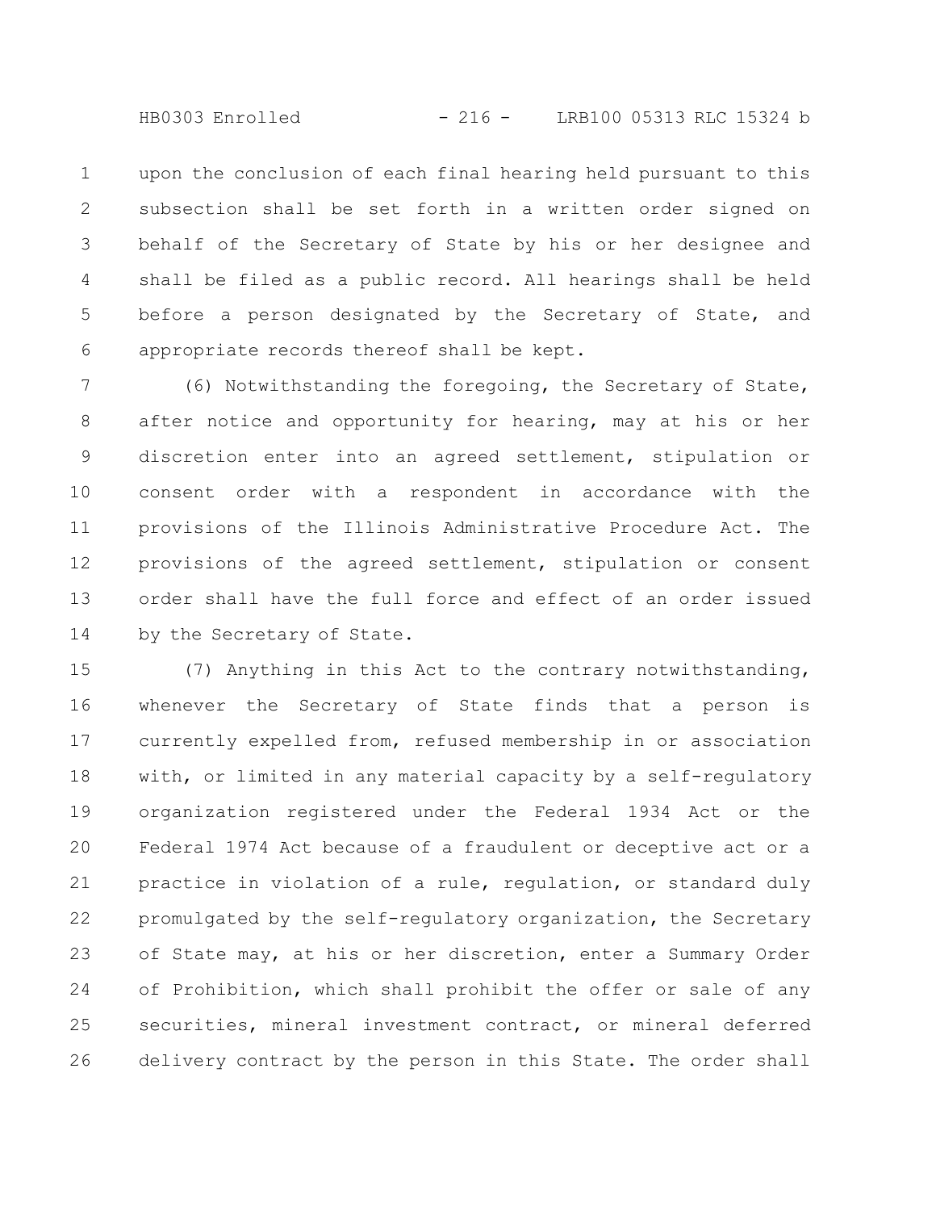upon the conclusion of each final hearing held pursuant to this subsection shall be set forth in a written order signed on behalf of the Secretary of State by his or her designee and shall be filed as a public record. All hearings shall be held before a person designated by the Secretary of State, and appropriate records thereof shall be kept.

(6) Notwithstanding the foregoing, the Secretary of State, after notice and opportunity for hearing, may at his or her discretion enter into an agreed settlement, stipulation or consent order with a respondent in accordance with the provisions of the Illinois Administrative Procedure Act. The provisions of the agreed settlement, stipulation or consent order shall have the full force and effect of an order issued by the Secretary of State.

(7) Anything in this Act to the contrary notwithstanding, whenever the Secretary of State finds that a person is currently expelled from, refused membership in or association with, or limited in any material capacity by a self-regulatory organization registered under the Federal 1934 Act or the Federal 1974 Act because of a fraudulent or deceptive act or a practice in violation of a rule, regulation, or standard duly promulgated by the self-regulatory organization, the Secretary of State may, at his or her discretion, enter a Summary Order of Prohibition, which shall prohibit the offer or sale of any securities, mineral investment contract, or mineral deferred delivery contract by the person in this State. The order shall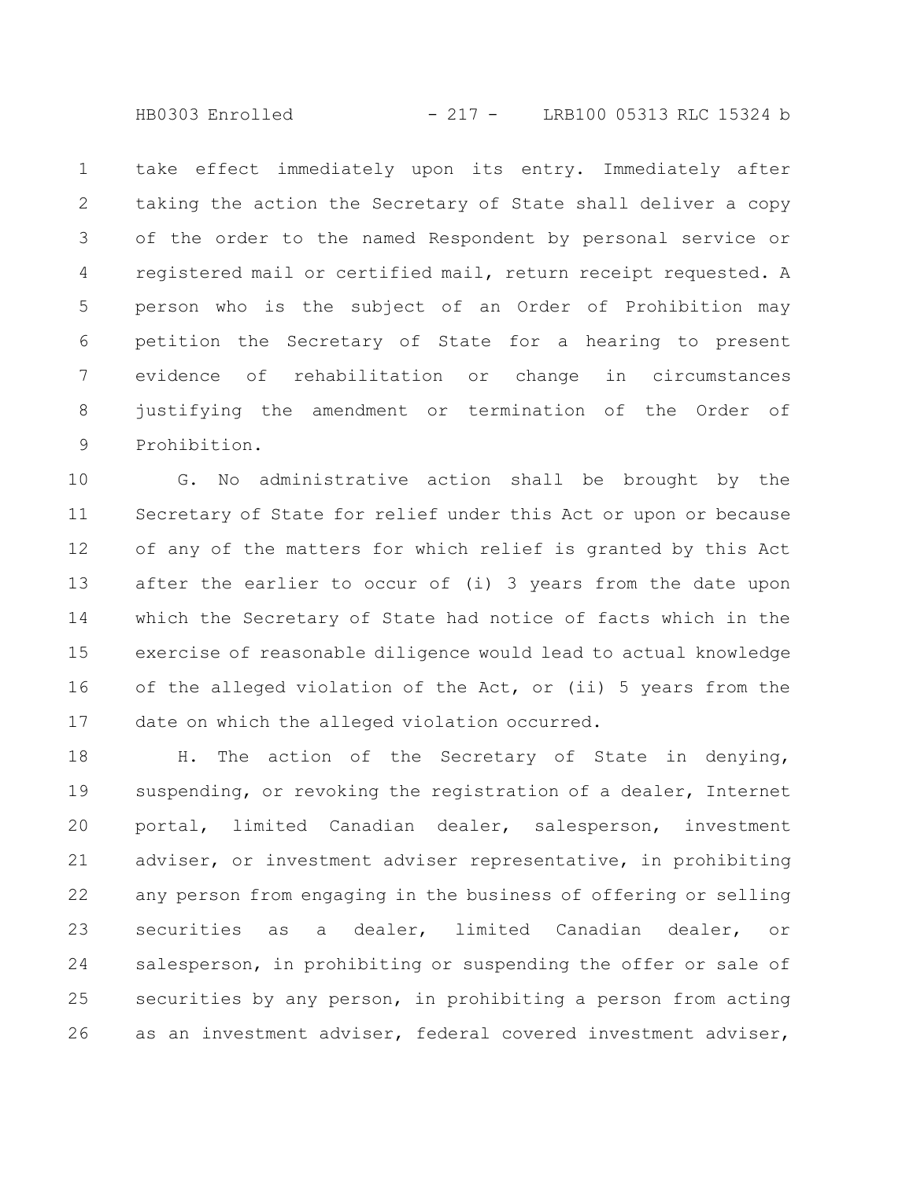take effect immediately upon its entry. Immediately after taking the action the Secretary of State shall deliver a copy of the order to the named Respondent by personal service or registered mail or certified mail, return receipt requested. A person who is the subject of an Order of Prohibition may petition the Secretary of State for a hearing to present evidence of rehabilitation or change in circumstances justifying the amendment or termination of the Order of Prohibition.

G. No administrative action shall be brought by the Secretary of State for relief under this Act or upon or because of any of the matters for which relief is granted by this Act after the earlier to occur of (i) 3 years from the date upon which the Secretary of State had notice of facts which in the exercise of reasonable diligence would lead to actual knowledge of the alleged violation of the Act, or (ii) 5 years from the date on which the alleged violation occurred.

H. The action of the Secretary of State in denying, suspending, or revoking the registration of a dealer, Internet portal, limited Canadian dealer, salesperson, investment adviser, or investment adviser representative, in prohibiting any person from engaging in the business of offering or selling securities as a dealer, limited Canadian dealer, or salesperson, in prohibiting or suspending the offer or sale of securities by any person, in prohibiting a person from acting as an investment adviser, federal covered investment adviser,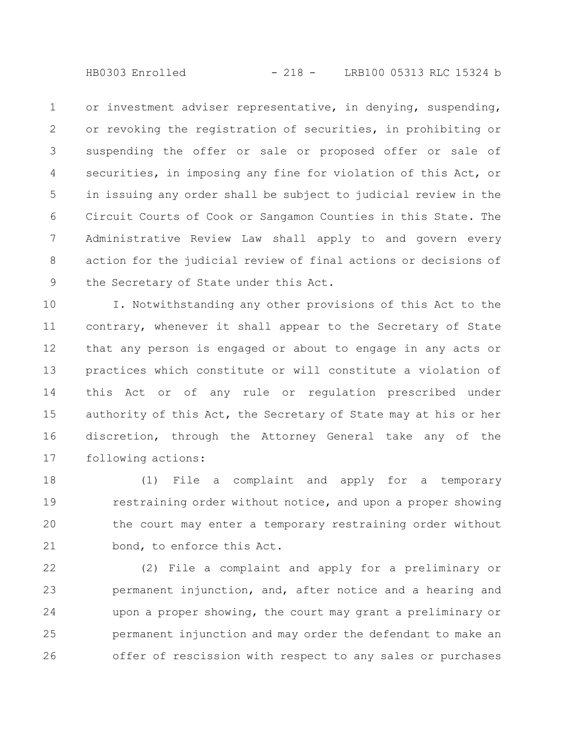or investment adviser representative, in denying, suspending, or revoking the registration of securities, in prohibiting or suspending the offer or sale or proposed offer or sale of securities, in imposing any fine for violation of this Act, or in issuing any order shall be subject to judicial review in the Circuit Courts of Cook or Sangamon Counties in this State. The Administrative Review Law shall apply to and govern every action for the judicial review of final actions or decisions of the Secretary of State under this Act.

I. Notwithstanding any other provisions of this Act to the contrary, whenever it shall appear to the Secretary of State that any person is engaged or about to engage in any acts or practices which constitute or will constitute a violation of this Act or of any rule or regulation prescribed under authority of this Act, the Secretary of State may at his or her discretion, through the Attorney General take any of the following actions:

(1) File a complaint and apply for a temporary restraining order without notice, and upon a proper showing the court may enter a temporary restraining order without bond, to enforce this Act.

(2) File a complaint and apply for a preliminary or permanent injunction, and, after notice and a hearing and upon a proper showing, the court may grant a preliminary or permanent injunction and may order the defendant to make an offer of rescission with respect to any sales or purchases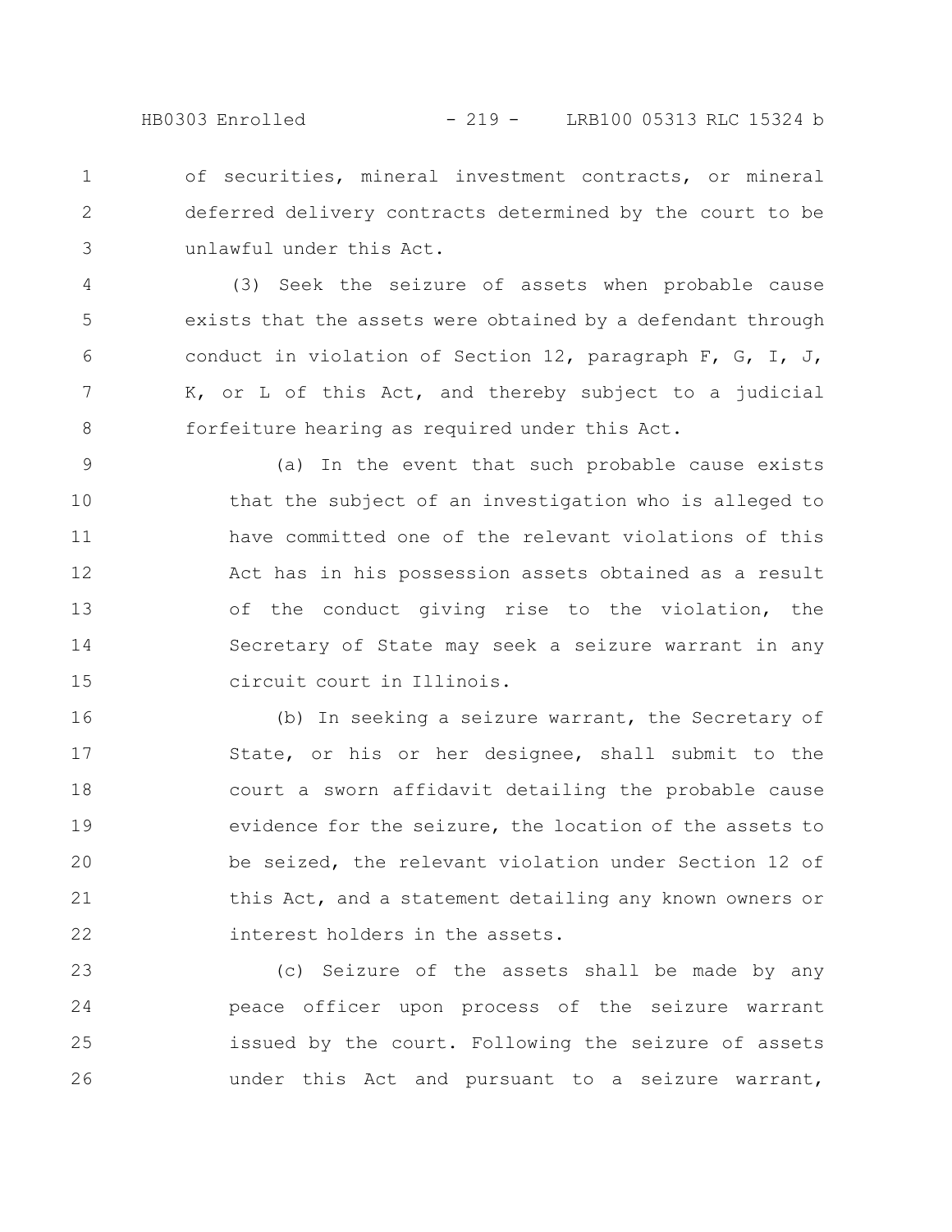of securities, mineral investment contracts, or mineral deferred delivery contracts determined by the court to be unlawful under this Act.

(3) Seek the seizure of assets when probable cause exists that the assets were obtained by a defendant through conduct in violation of Section 12, paragraph F, G, I, J, K, or L of this Act, and thereby subject to a judicial forfeiture hearing as required under this Act.

(a) In the event that such probable cause exists that the subject of an investigation who is alleged to have committed one of the relevant violations of this Act has in his possession assets obtained as a result of the conduct giving rise to the violation, the Secretary of State may seek a seizure warrant in any circuit court in Illinois.

(b) In seeking a seizure warrant, the Secretary of State, or his or her designee, shall submit to the court a sworn affidavit detailing the probable cause evidence for the seizure, the location of the assets to be seized, the relevant violation under Section 12 of this Act, and a statement detailing any known owners or interest holders in the assets.

(c) Seizure of the assets shall be made by any peace officer upon process of the seizure warrant issued by the court. Following the seizure of assets under this Act and pursuant to a seizure warrant,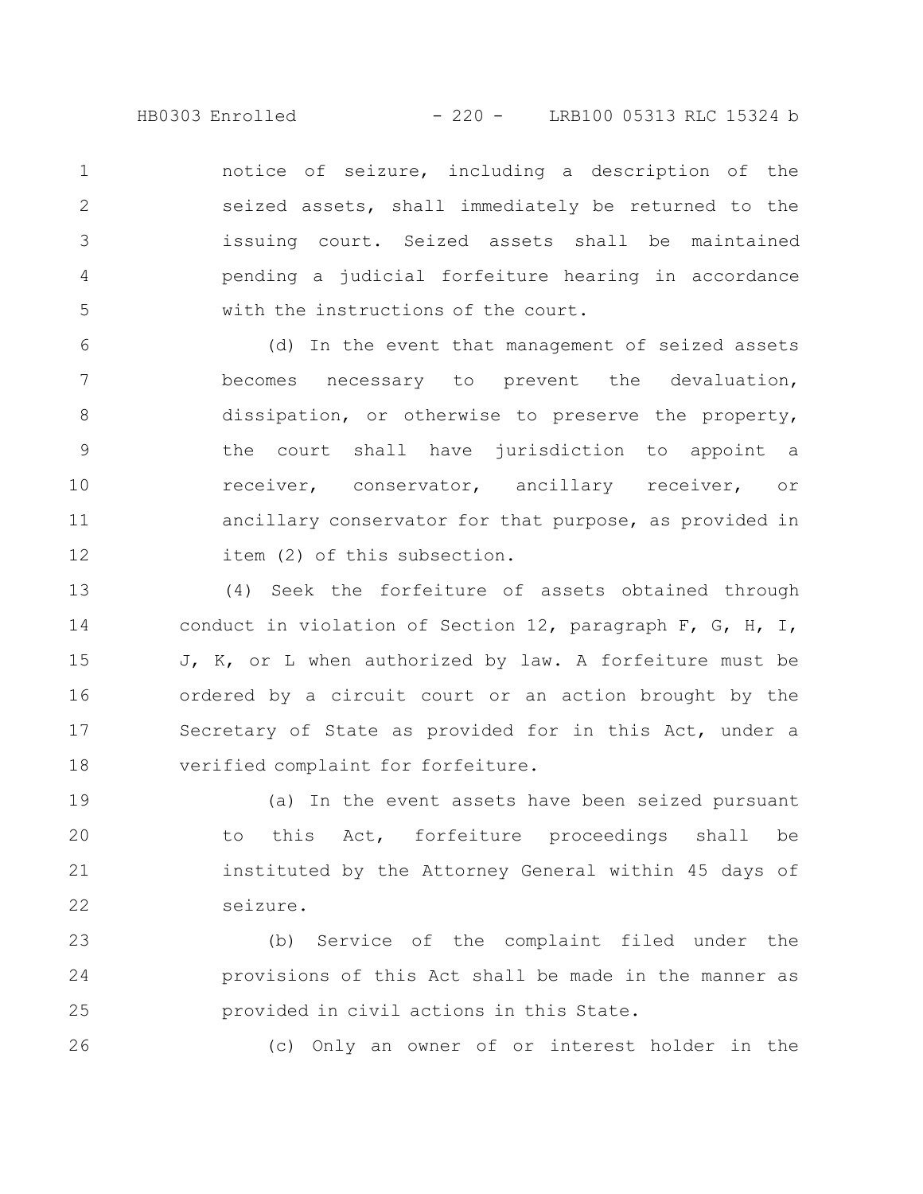notice of seizure, including a description of the seized assets, shall immediately be returned to the issuing court. Seized assets shall be maintained pending a judicial forfeiture hearing in accordance with the instructions of the court.

(d) In the event that management of seized assets becomes necessary to prevent the devaluation, dissipation, or otherwise to preserve the property, the court shall have jurisdiction to appoint a receiver, conservator, ancillary receiver, or ancillary conservator for that purpose, as provided in item (2) of this subsection.

(4) Seek the forfeiture of assets obtained through conduct in violation of Section 12, paragraph F, G, H, I, J, K, or L when authorized by law. A forfeiture must be ordered by a circuit court or an action brought by the Secretary of State as provided for in this Act, under a verified complaint for forfeiture.

(a) In the event assets have been seized pursuant to this Act, forfeiture proceedings shall be instituted by the Attorney General within 45 days of seizure.

(b) Service of the complaint filed under the provisions of this Act shall be made in the manner as provided in civil actions in this State.

(c) Only an owner of or interest holder in the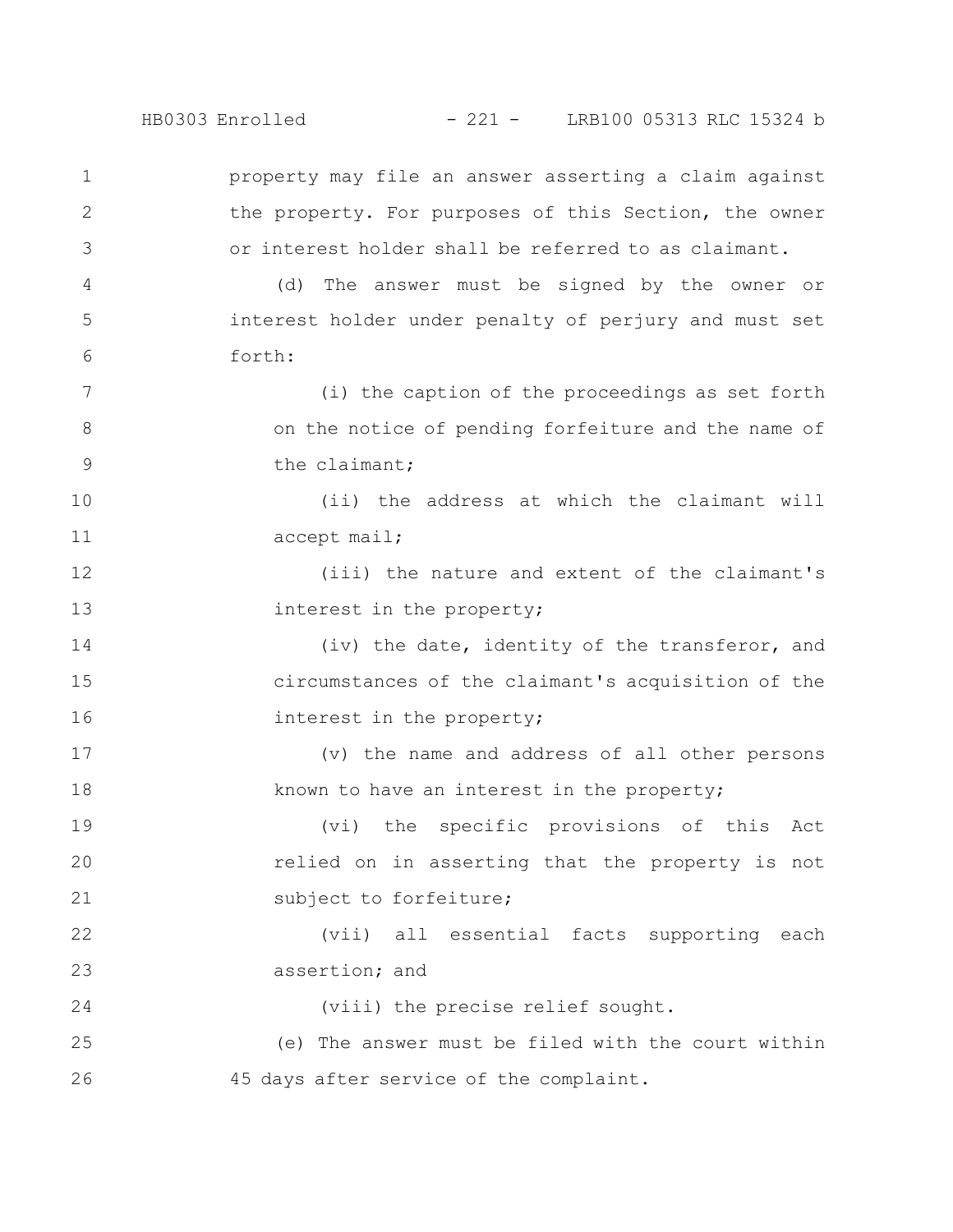property may file an answer asserting a claim against the property. For purposes of this Section, the owner or interest holder shall be referred to as claimant.

(d) The answer must be signed by the owner or interest holder under penalty of perjury and must set forth:

(i) the caption of the proceedings as set forth on the notice of pending forfeiture and the name of the claimant;

(ii) the address at which the claimant will accept mail;

(iii) the nature and extent of the claimant's interest in the property;

(iv) the date, identity of the transferor, and circumstances of the claimant's acquisition of the interest in the property;

(v) the name and address of all other persons known to have an interest in the property;

(vi) the specific provisions of this Act relied on in asserting that the property is not subject to forfeiture;

(vii) all essential facts supporting each assertion; and

(viii) the precise relief sought.

(e) The answer must be filed with the court within 45 days after service of the complaint.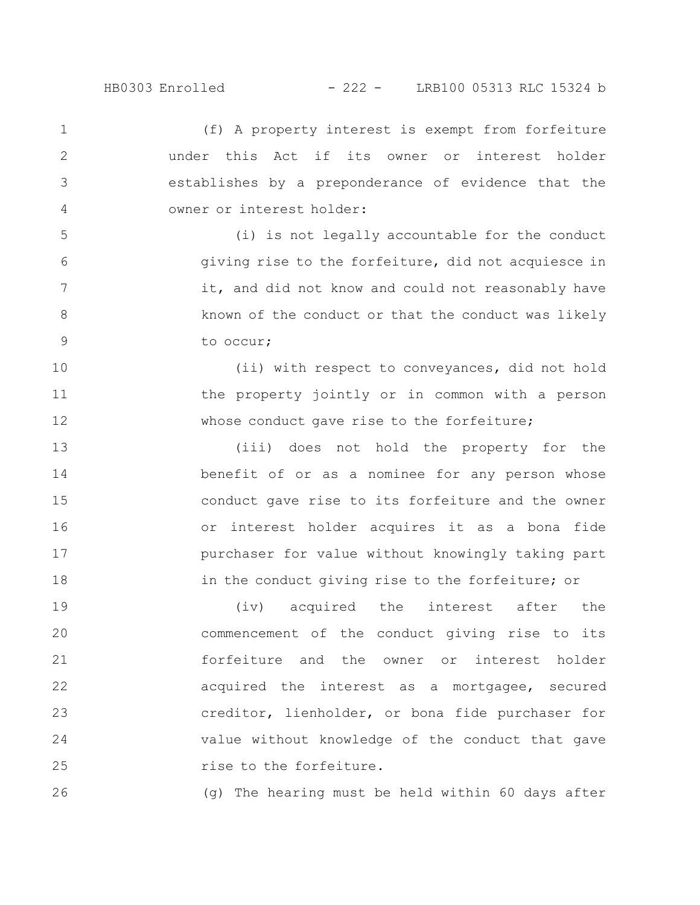(f) A property interest is exempt from forfeiture under this Act if its owner or interest holder establishes by a preponderance of evidence that the owner or interest holder:

(i) is not legally accountable for the conduct giving rise to the forfeiture, did not acquiesce in it, and did not know and could not reasonably have known of the conduct or that the conduct was likely to occur;

(ii) with respect to conveyances, did not hold the property jointly or in common with a person whose conduct gave rise to the forfeiture;

(iii) does not hold the property for the benefit of or as a nominee for any person whose conduct gave rise to its forfeiture and the owner or interest holder acquires it as a bona fide purchaser for value without knowingly taking part in the conduct giving rise to the forfeiture; or

(iv) acquired the interest after the commencement of the conduct giving rise to its forfeiture and the owner or interest holder acquired the interest as a mortgagee, secured creditor, lienholder, or bona fide purchaser for value without knowledge of the conduct that gave rise to the forfeiture.

(g) The hearing must be held within 60 days after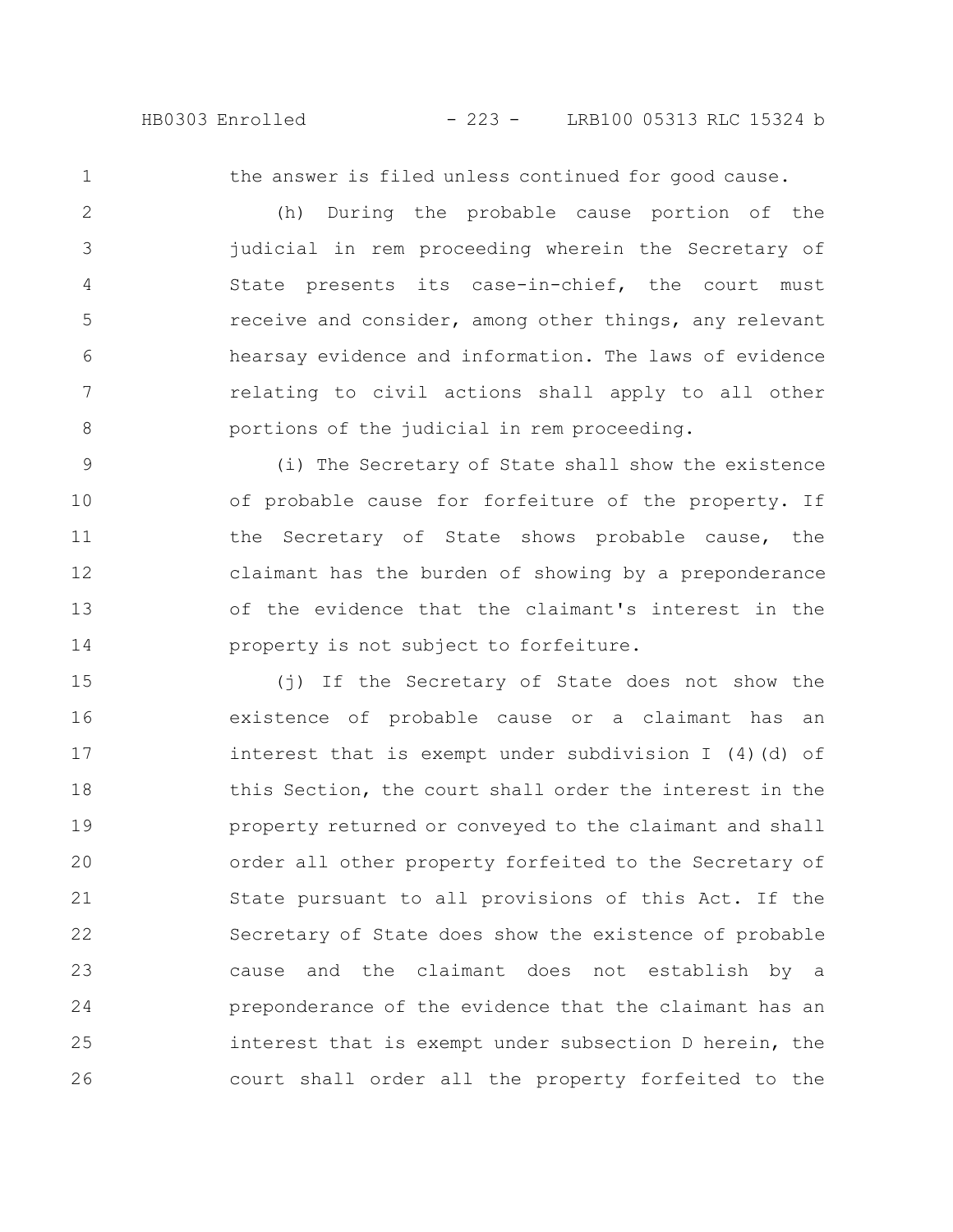the answer is filed unless continued for good cause.

(h) During the probable cause portion of the judicial in rem proceeding wherein the Secretary of State presents its case-in-chief, the court must receive and consider, among other things, any relevant hearsay evidence and information. The laws of evidence relating to civil actions shall apply to all other portions of the judicial in rem proceeding.

(i) The Secretary of State shall show the existence of probable cause for forfeiture of the property. If the Secretary of State shows probable cause, the claimant has the burden of showing by a preponderance of the evidence that the claimant's interest in the property is not subject to forfeiture.

(j) If the Secretary of State does not show the existence of probable cause or a claimant has an interest that is exempt under subdivision I (4)(d) of this Section, the court shall order the interest in the property returned or conveyed to the claimant and shall order all other property forfeited to the Secretary of State pursuant to all provisions of this Act. If the Secretary of State does show the existence of probable cause and the claimant does not establish by a preponderance of the evidence that the claimant has an interest that is exempt under subsection D herein, the court shall order all the property forfeited to the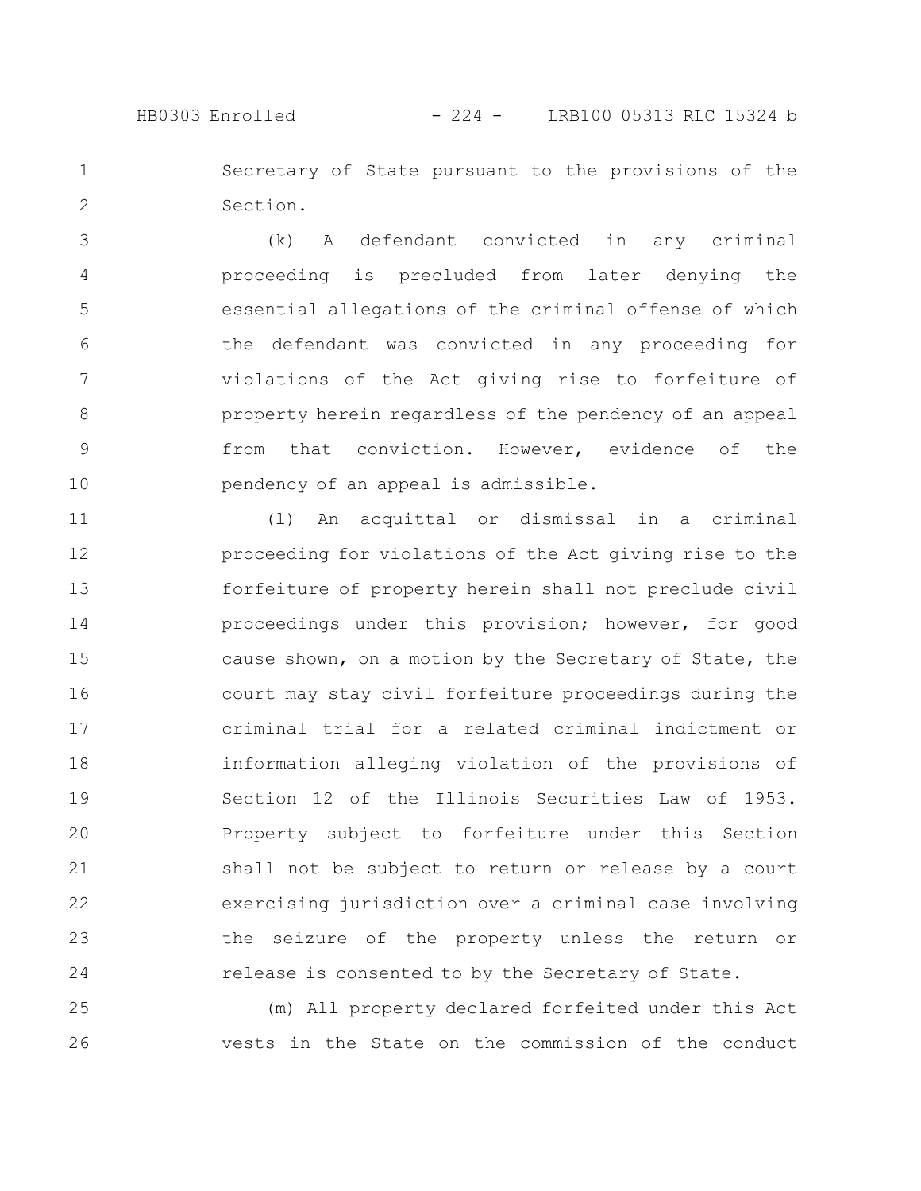Secretary of State pursuant to the provisions of the Section.

(k) A defendant convicted in any criminal proceeding is precluded from later denying the essential allegations of the criminal offense of which the defendant was convicted in any proceeding for violations of the Act giving rise to forfeiture of property herein regardless of the pendency of an appeal from that conviction. However, evidence of the pendency of an appeal is admissible.

(l) An acquittal or dismissal in a criminal proceeding for violations of the Act giving rise to the forfeiture of property herein shall not preclude civil proceedings under this provision; however, for good cause shown, on a motion by the Secretary of State, the court may stay civil forfeiture proceedings during the criminal trial for a related criminal indictment or information alleging violation of the provisions of Section 12 of the Illinois Securities Law of 1953. Property subject to forfeiture under this Section shall not be subject to return or release by a court exercising jurisdiction over a criminal case involving the seizure of the property unless the return or release is consented to by the Secretary of State.

(m) All property declared forfeited under this Act vests in the State on the commission of the conduct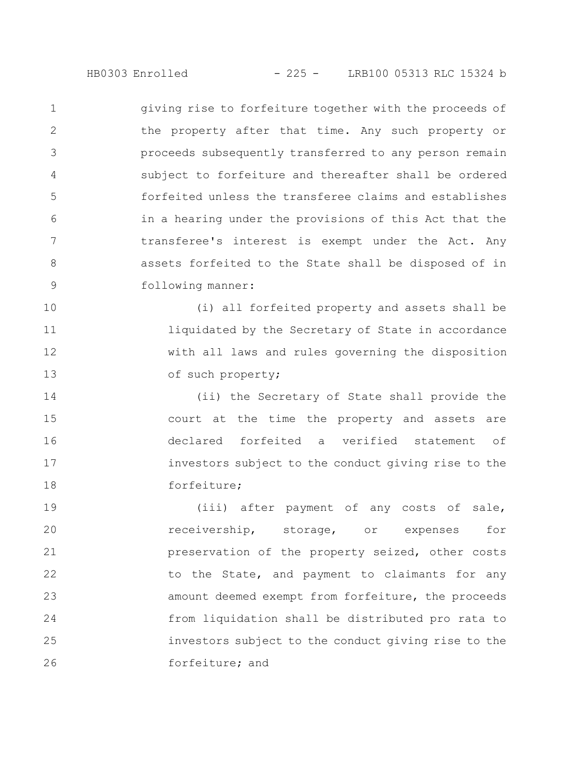giving rise to forfeiture together with the proceeds of the property after that time. Any such property or proceeds subsequently transferred to any person remain subject to forfeiture and thereafter shall be ordered forfeited unless the transferee claims and establishes in a hearing under the provisions of this Act that the transferee's interest is exempt under the Act. Any assets forfeited to the State shall be disposed of in following manner:

(i) all forfeited property and assets shall be liquidated by the Secretary of State in accordance with all laws and rules governing the disposition of such property;

(ii) the Secretary of State shall provide the court at the time the property and assets are declared forfeited a verified statement of investors subject to the conduct giving rise to the forfeiture;

(iii) after payment of any costs of sale, receivership, storage, or expenses for preservation of the property seized, other costs to the State, and payment to claimants for any amount deemed exempt from forfeiture, the proceeds from liquidation shall be distributed pro rata to investors subject to the conduct giving rise to the forfeiture; and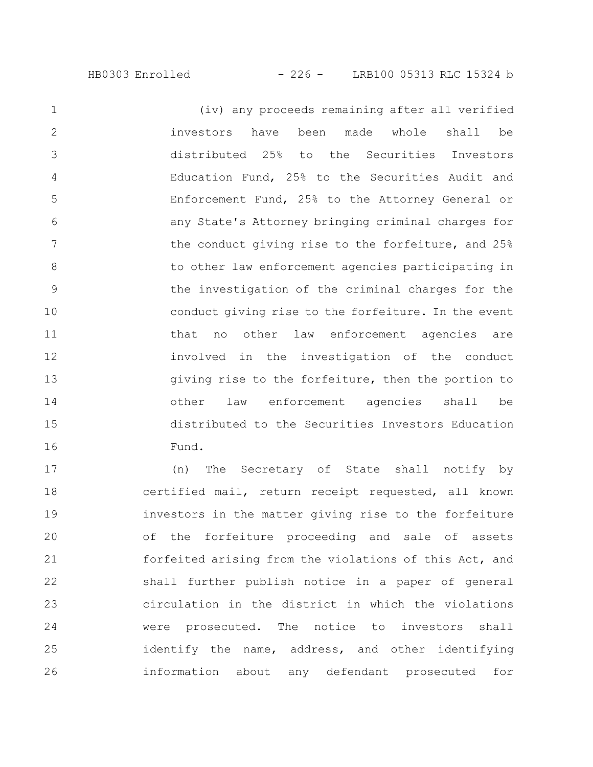(iv) any proceeds remaining after all verified investors have been made whole shall be distributed 25% to the Securities Investors Education Fund, 25% to the Securities Audit and Enforcement Fund, 25% to the Attorney General or any State's Attorney bringing criminal charges for the conduct giving rise to the forfeiture, and 25% to other law enforcement agencies participating in the investigation of the criminal charges for the conduct giving rise to the forfeiture. In the event that no other law enforcement agencies are involved in the investigation of the conduct giving rise to the forfeiture, then the portion to other law enforcement agencies shall be distributed to the Securities Investors Education Fund.

(n) The Secretary of State shall notify by certified mail, return receipt requested, all known investors in the matter giving rise to the forfeiture of the forfeiture proceeding and sale of assets forfeited arising from the violations of this Act, and shall further publish notice in a paper of general circulation in the district in which the violations were prosecuted. The notice to investors shall identify the name, address, and other identifying information about any defendant prosecuted for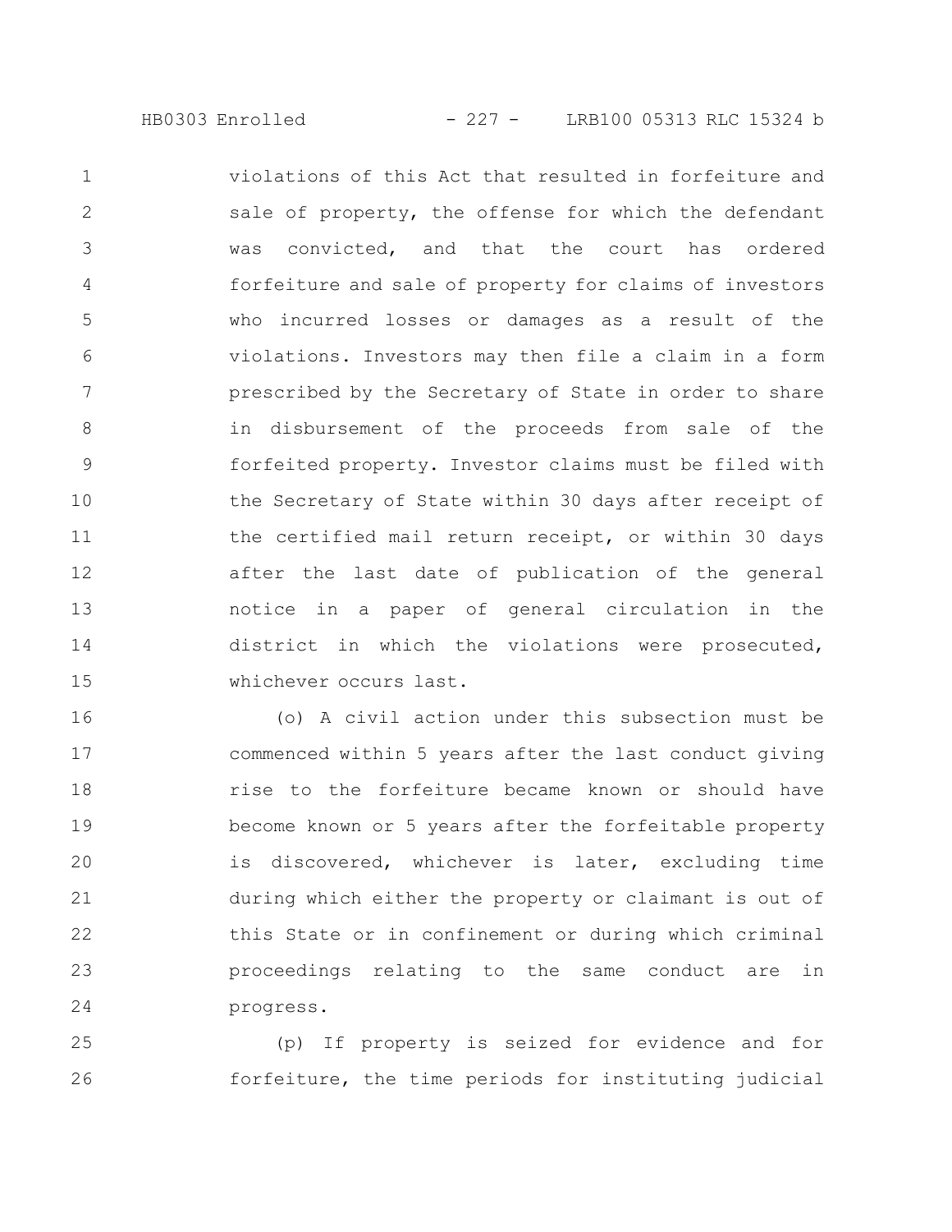violations of this Act that resulted in forfeiture and sale of property, the offense for which the defendant was convicted, and that the court has ordered forfeiture and sale of property for claims of investors who incurred losses or damages as a result of the violations. Investors may then file a claim in a form prescribed by the Secretary of State in order to share in disbursement of the proceeds from sale of the forfeited property. Investor claims must be filed with the Secretary of State within 30 days after receipt of the certified mail return receipt, or within 30 days after the last date of publication of the general notice in a paper of general circulation in the district in which the violations were prosecuted, whichever occurs last.

(o) A civil action under this subsection must be commenced within 5 years after the last conduct giving rise to the forfeiture became known or should have become known or 5 years after the forfeitable property is discovered, whichever is later, excluding time during which either the property or claimant is out of this State or in confinement or during which criminal proceedings relating to the same conduct are in progress.

(p) If property is seized for evidence and for forfeiture, the time periods for instituting judicial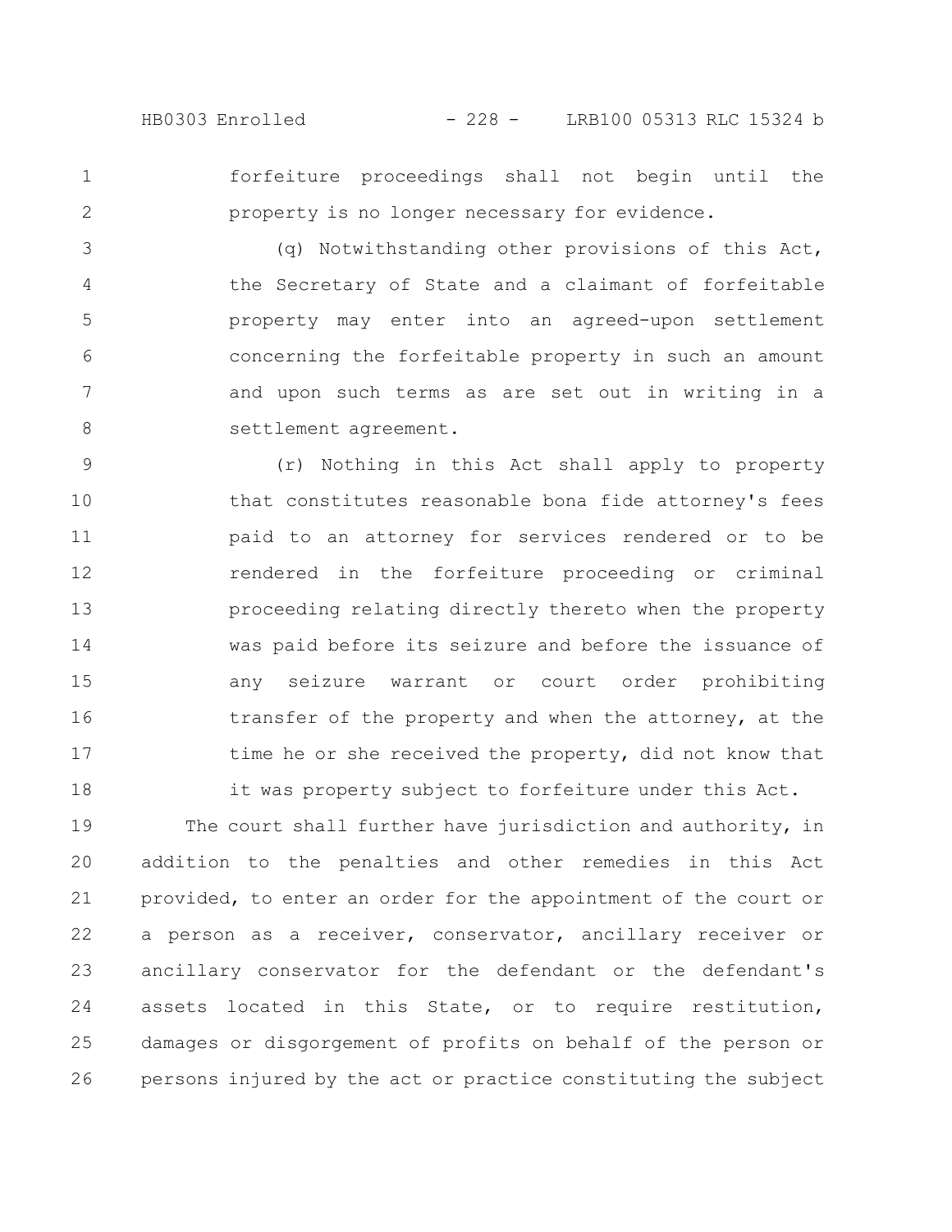forfeiture proceedings shall not begin until the property is no longer necessary for evidence.

(q) Notwithstanding other provisions of this Act, the Secretary of State and a claimant of forfeitable property may enter into an agreed-upon settlement concerning the forfeitable property in such an amount and upon such terms as are set out in writing in a settlement agreement.

(r) Nothing in this Act shall apply to property that constitutes reasonable bona fide attorney's fees paid to an attorney for services rendered or to be rendered in the forfeiture proceeding or criminal proceeding relating directly thereto when the property was paid before its seizure and before the issuance of any seizure warrant or court order prohibiting transfer of the property and when the attorney, at the time he or she received the property, did not know that it was property subject to forfeiture under this Act.

The court shall further have jurisdiction and authority, in addition to the penalties and other remedies in this Act provided, to enter an order for the appointment of the court or a person as a receiver, conservator, ancillary receiver or ancillary conservator for the defendant or the defendant's assets located in this State, or to require restitution, damages or disgorgement of profits on behalf of the person or persons injured by the act or practice constituting the subject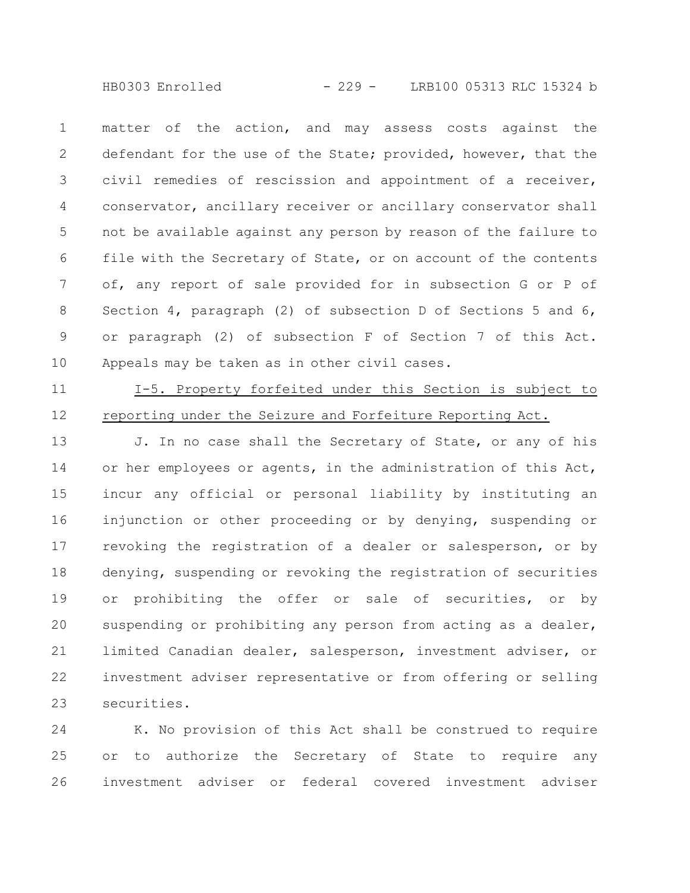matter of the action, and may assess costs against the defendant for the use of the State; provided, however, that the civil remedies of rescission and appointment of a receiver, conservator, ancillary receiver or ancillary conservator shall not be available against any person by reason of the failure to file with the Secretary of State, or on account of the contents of, any report of sale provided for in subsection G or P of Section 4, paragraph (2) of subsection D of Sections 5 and 6, or paragraph (2) of subsection F of Section 7 of this Act. Appeals may be taken as in other civil cases.

I-5. Property forfeited under this Section is subject to reporting under the Seizure and Forfeiture Reporting Act.

J. In no case shall the Secretary of State, or any of his or her employees or agents, in the administration of this Act, incur any official or personal liability by instituting an injunction or other proceeding or by denying, suspending or revoking the registration of a dealer or salesperson, or by denying, suspending or revoking the registration of securities or prohibiting the offer or sale of securities, or by suspending or prohibiting any person from acting as a dealer, limited Canadian dealer, salesperson, investment adviser, or investment adviser representative or from offering or selling securities.

K. No provision of this Act shall be construed to require or to authorize the Secretary of State to require any investment adviser or federal covered investment adviser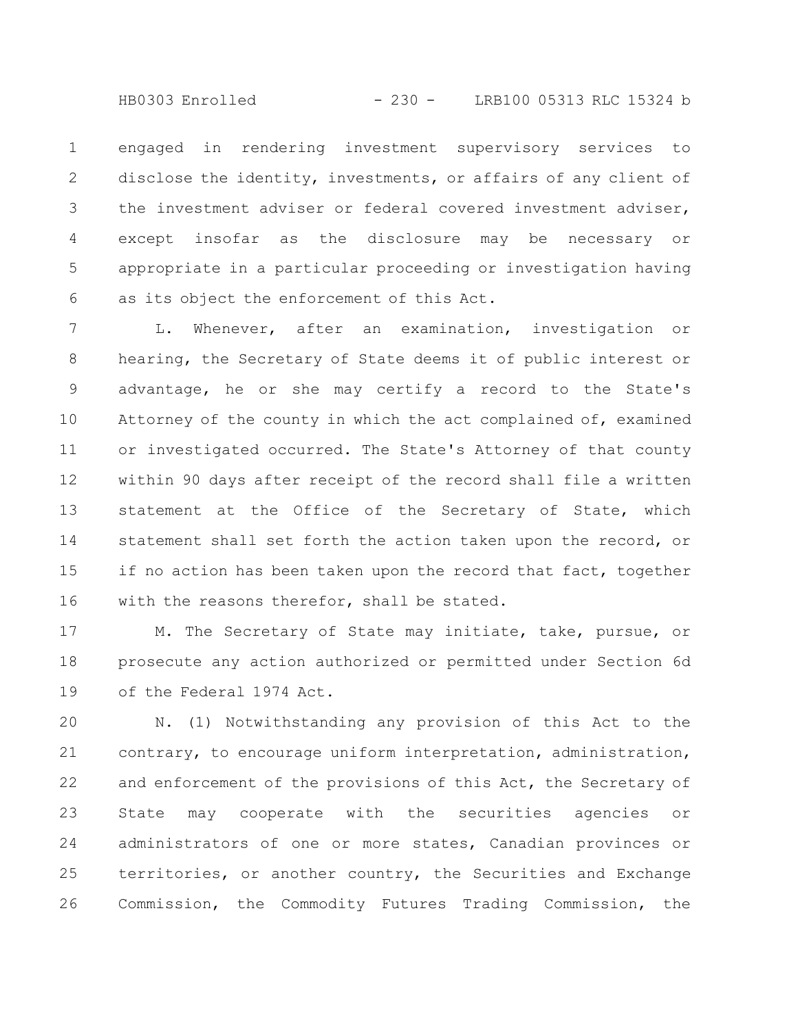engaged in rendering investment supervisory services to disclose the identity, investments, or affairs of any client of the investment adviser or federal covered investment adviser, except insofar as the disclosure may be necessary or appropriate in a particular proceeding or investigation having as its object the enforcement of this Act.

L. Whenever, after an examination, investigation or hearing, the Secretary of State deems it of public interest or advantage, he or she may certify a record to the State's Attorney of the county in which the act complained of, examined or investigated occurred. The State's Attorney of that county within 90 days after receipt of the record shall file a written statement at the Office of the Secretary of State, which statement shall set forth the action taken upon the record, or if no action has been taken upon the record that fact, together with the reasons therefor, shall be stated.

M. The Secretary of State may initiate, take, pursue, or prosecute any action authorized or permitted under Section 6d of the Federal 1974 Act.

N. (1) Notwithstanding any provision of this Act to the contrary, to encourage uniform interpretation, administration, and enforcement of the provisions of this Act, the Secretary of State may cooperate with the securities agencies or administrators of one or more states, Canadian provinces or territories, or another country, the Securities and Exchange Commission, the Commodity Futures Trading Commission, the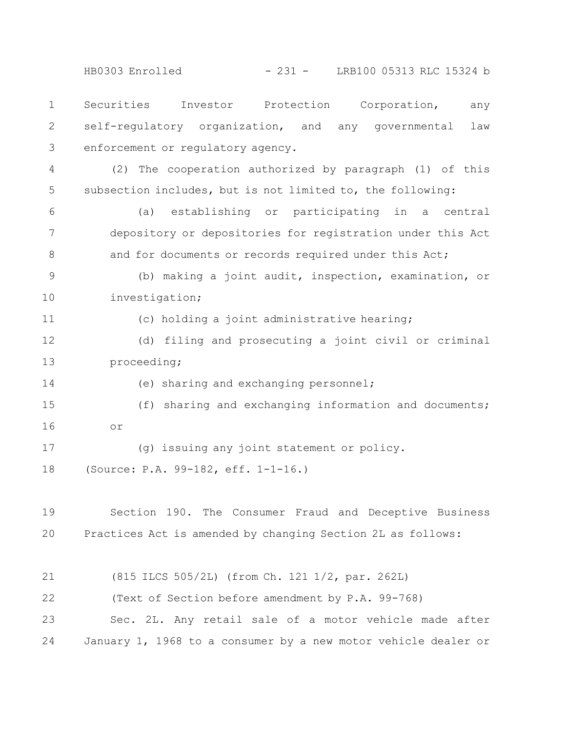Securities Investor Protection Corporation, any self-regulatory organization, and any governmental law enforcement or regulatory agency.

(2) The cooperation authorized by paragraph (1) of this subsection includes, but is not limited to, the following:

(a) establishing or participating in a central depository or depositories for registration under this Act and for documents or records required under this Act;

(b) making a joint audit, inspection, examination, or investigation;

(c) holding a joint administrative hearing;

(d) filing and prosecuting a joint civil or criminal proceeding;

(e) sharing and exchanging personnel;

(f) sharing and exchanging information and documents; or

(g) issuing any joint statement or policy.

(Source: P.A. 99-182, eff. 1-1-16.)

Section 190. The Consumer Fraud and Deceptive Business Practices Act is amended by changing Section 2L as follows:

(815 ILCS 505/2L) (from Ch. 121 1/2, par. 262L)

(Text of Section before amendment by P.A. 99-768)

Sec. 2L. Any retail sale of a motor vehicle made after January 1, 1968 to a consumer by a new motor vehicle dealer or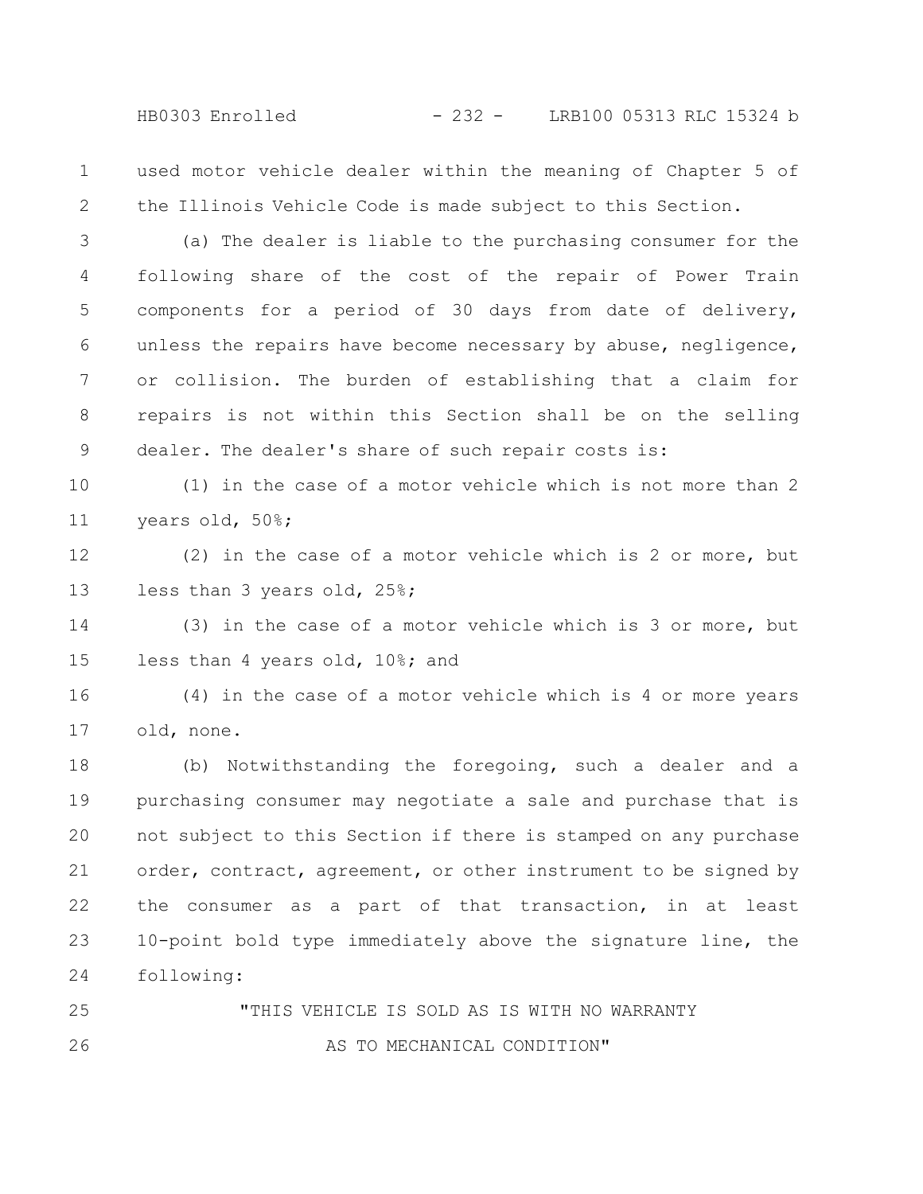used motor vehicle dealer within the meaning of Chapter 5 of the Illinois Vehicle Code is made subject to this Section.

(a) The dealer is liable to the purchasing consumer for the following share of the cost of the repair of Power Train components for a period of 30 days from date of delivery, unless the repairs have become necessary by abuse, negligence, or collision. The burden of establishing that a claim for repairs is not within this Section shall be on the selling dealer. The dealer's share of such repair costs is:

(1) in the case of a motor vehicle which is not more than 2 years old, 50%;

(2) in the case of a motor vehicle which is 2 or more, but less than 3 years old, 25%;

(3) in the case of a motor vehicle which is 3 or more, but less than 4 years old, 10%; and

(4) in the case of a motor vehicle which is 4 or more years old, none.

(b) Notwithstanding the foregoing, such a dealer and a purchasing consumer may negotiate a sale and purchase that is not subject to this Section if there is stamped on any purchase order, contract, agreement, or other instrument to be signed by the consumer as a part of that transaction, in at least 10-point bold type immediately above the signature line, the following:

"THIS VEHICLE IS SOLD AS IS WITH NO WARRANTY
AS TO MECHANICAL CONDITION"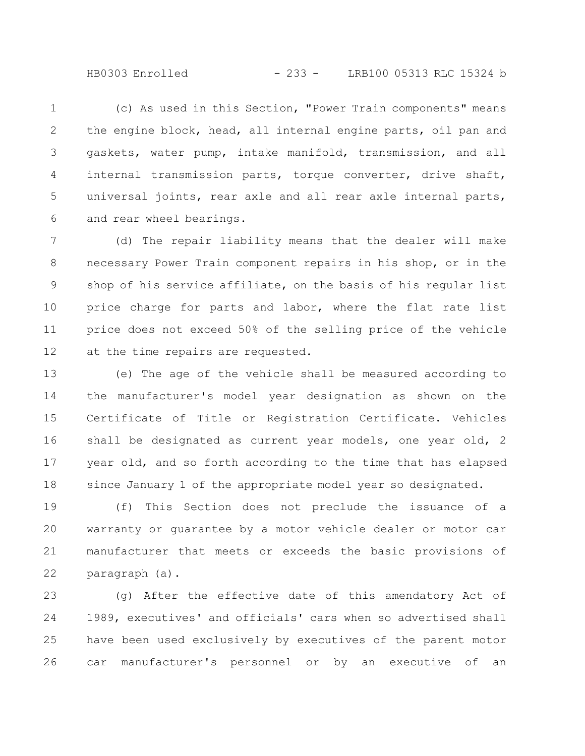(c) As used in this Section, "Power Train components" means the engine block, head, all internal engine parts, oil pan and gaskets, water pump, intake manifold, transmission, and all internal transmission parts, torque converter, drive shaft, universal joints, rear axle and all rear axle internal parts, and rear wheel bearings.

(d) The repair liability means that the dealer will make necessary Power Train component repairs in his shop, or in the shop of his service affiliate, on the basis of his regular list price charge for parts and labor, where the flat rate list price does not exceed 50% of the selling price of the vehicle at the time repairs are requested.

(e) The age of the vehicle shall be measured according to the manufacturer's model year designation as shown on the Certificate of Title or Registration Certificate. Vehicles shall be designated as current year models, one year old, 2 year old, and so forth according to the time that has elapsed since January 1 of the appropriate model year so designated.

(f) This Section does not preclude the issuance of a warranty or guarantee by a motor vehicle dealer or motor car manufacturer that meets or exceeds the basic provisions of paragraph (a).

(g) After the effective date of this amendatory Act of 1989, executives' and officials' cars when so advertised shall have been used exclusively by executives of the parent motor car manufacturer's personnel or by an executive of an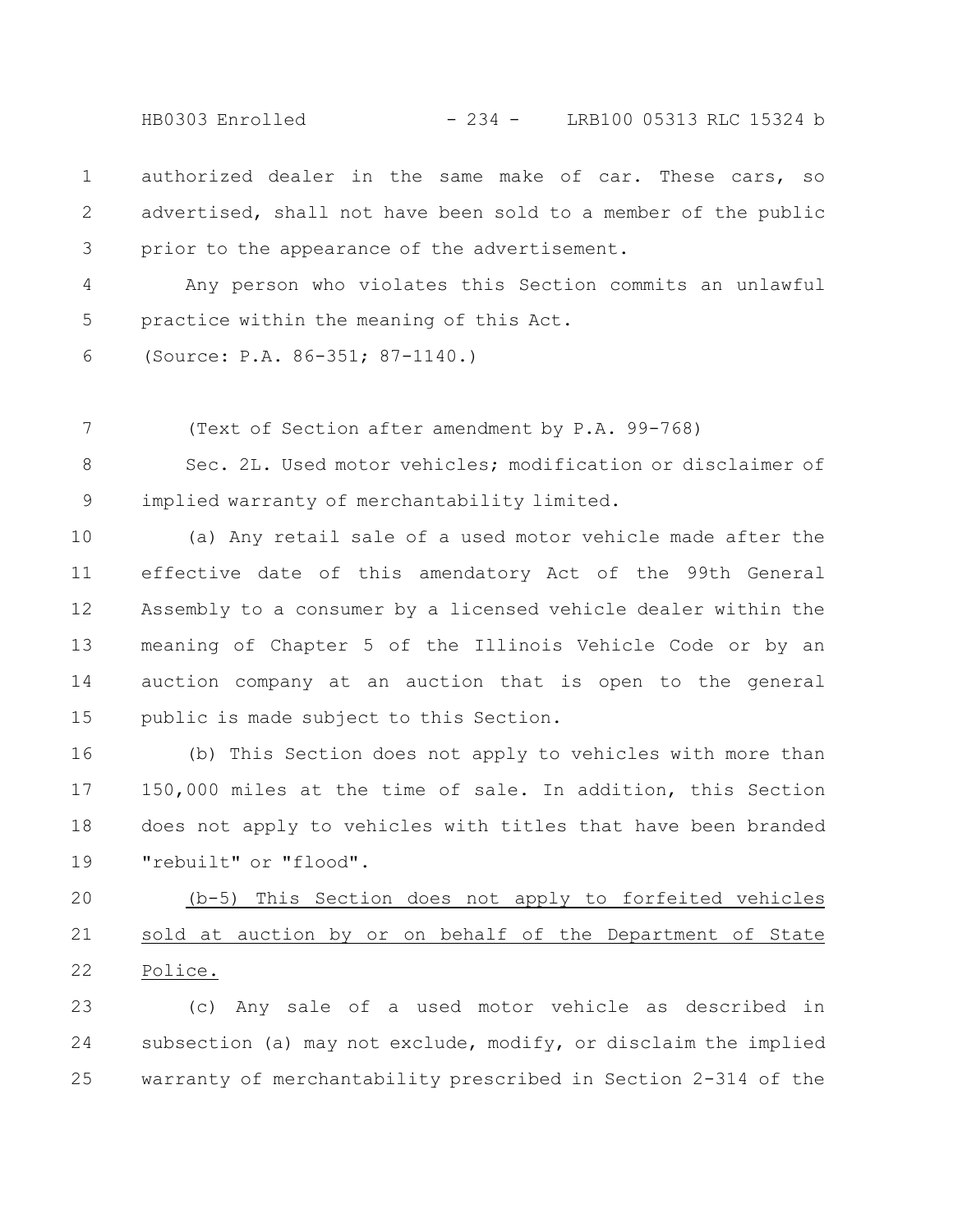authorized dealer in the same make of car. These cars, so advertised, shall not have been sold to a member of the public prior to the appearance of the advertisement.

Any person who violates this Section commits an unlawful practice within the meaning of this Act.

(Source: P.A. 86-351; 87-1140.)

(Text of Section after amendment by P.A. 99-768)

Sec. 2L. Used motor vehicles; modification or disclaimer of implied warranty of merchantability limited.

(a) Any retail sale of a used motor vehicle made after the effective date of this amendatory Act of the 99th General Assembly to a consumer by a licensed vehicle dealer within the meaning of Chapter 5 of the Illinois Vehicle Code or by an auction company at an auction that is open to the general public is made subject to this Section.

(b) This Section does not apply to vehicles with more than 150,000 miles at the time of sale. In addition, this Section does not apply to vehicles with titles that have been branded "rebuilt" or "flood".

(b-5) This Section does not apply to forfeited vehicles sold at auction by or on behalf of the Department of State Police.

(c) Any sale of a used motor vehicle as described in subsection (a) may not exclude, modify, or disclaim the implied warranty of merchantability prescribed in Section 2-314 of the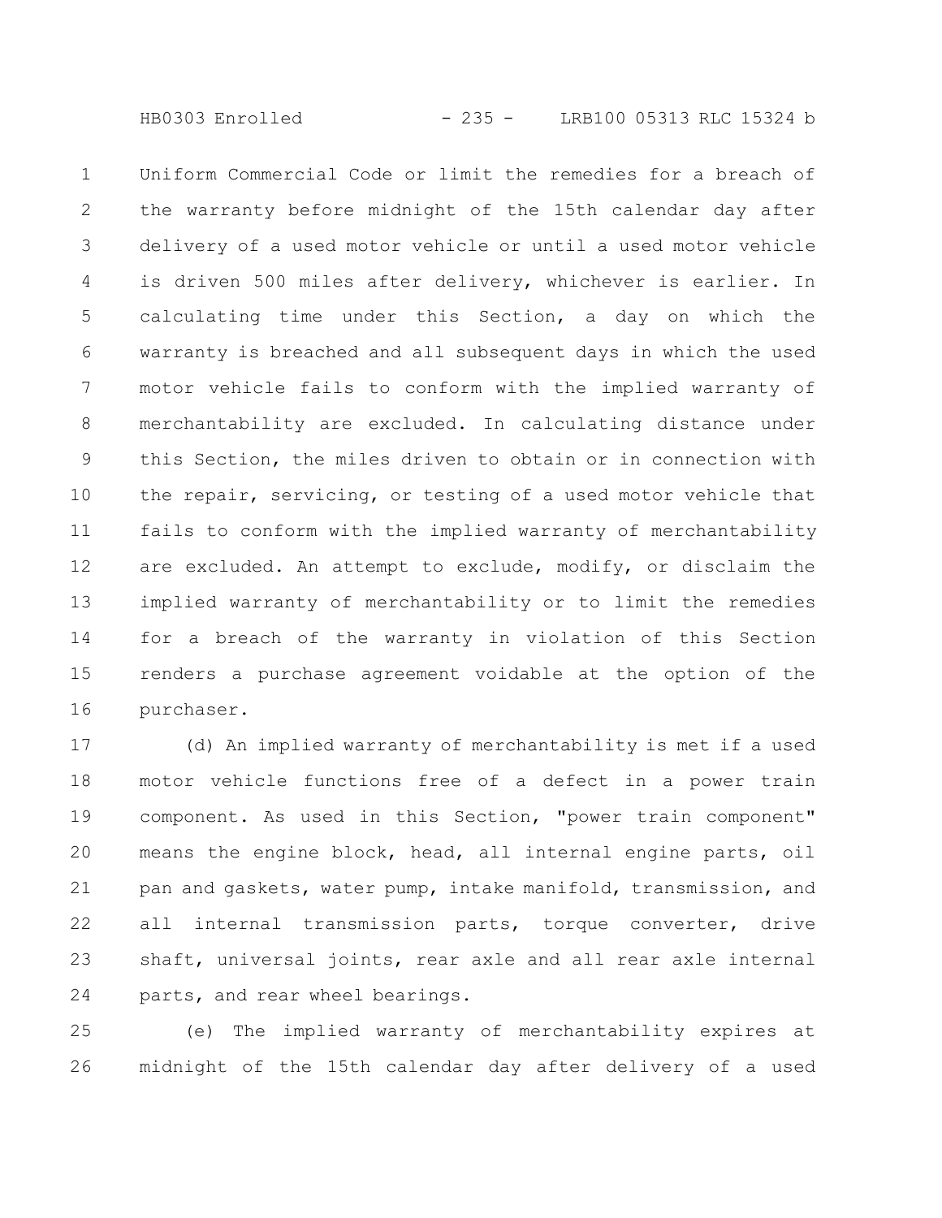Uniform Commercial Code or limit the remedies for a breach of the warranty before midnight of the 15th calendar day after delivery of a used motor vehicle or until a used motor vehicle is driven 500 miles after delivery, whichever is earlier. In calculating time under this Section, a day on which the warranty is breached and all subsequent days in which the used motor vehicle fails to conform with the implied warranty of merchantability are excluded. In calculating distance under this Section, the miles driven to obtain or in connection with the repair, servicing, or testing of a used motor vehicle that fails to conform with the implied warranty of merchantability are excluded. An attempt to exclude, modify, or disclaim the implied warranty of merchantability or to limit the remedies for a breach of the warranty in violation of this Section renders a purchase agreement voidable at the option of the purchaser.

(d) An implied warranty of merchantability is met if a used motor vehicle functions free of a defect in a power train component. As used in this Section, "power train component" means the engine block, head, all internal engine parts, oil pan and gaskets, water pump, intake manifold, transmission, and all internal transmission parts, torque converter, drive shaft, universal joints, rear axle and all rear axle internal parts, and rear wheel bearings.

(e) The implied warranty of merchantability expires at midnight of the 15th calendar day after delivery of a used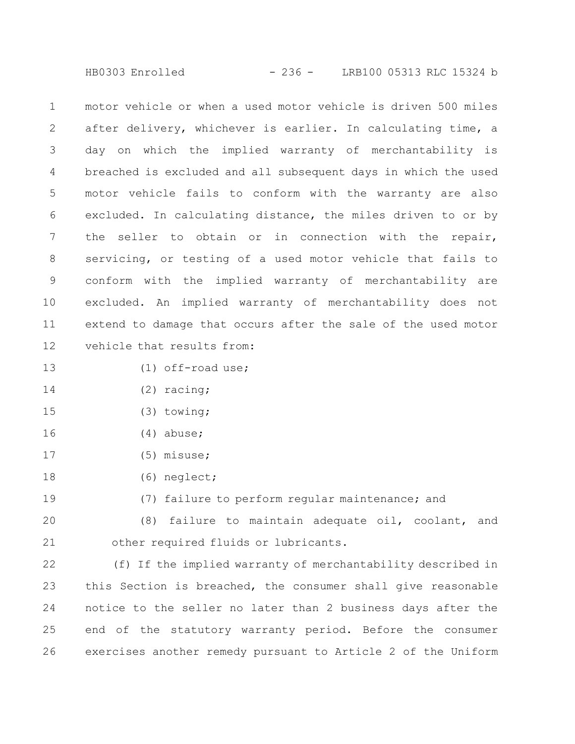motor vehicle or when a used motor vehicle is driven 500 miles after delivery, whichever is earlier. In calculating time, a day on which the implied warranty of merchantability is breached is excluded and all subsequent days in which the used motor vehicle fails to conform with the warranty are also excluded. In calculating distance, the miles driven to or by the seller to obtain or in connection with the repair, servicing, or testing of a used motor vehicle that fails to conform with the implied warranty of merchantability are excluded. An implied warranty of merchantability does not extend to damage that occurs after the sale of the used motor vehicle that results from:

(1) off-road use;

(2) racing;

(3) towing;

(4) abuse;

(5) misuse;

(6) neglect;

(7) failure to perform regular maintenance; and

(8) failure to maintain adequate oil, coolant, and other required fluids or lubricants.

(f) If the implied warranty of merchantability described in this Section is breached, the consumer shall give reasonable notice to the seller no later than 2 business days after the end of the statutory warranty period. Before the consumer exercises another remedy pursuant to Article 2 of the Uniform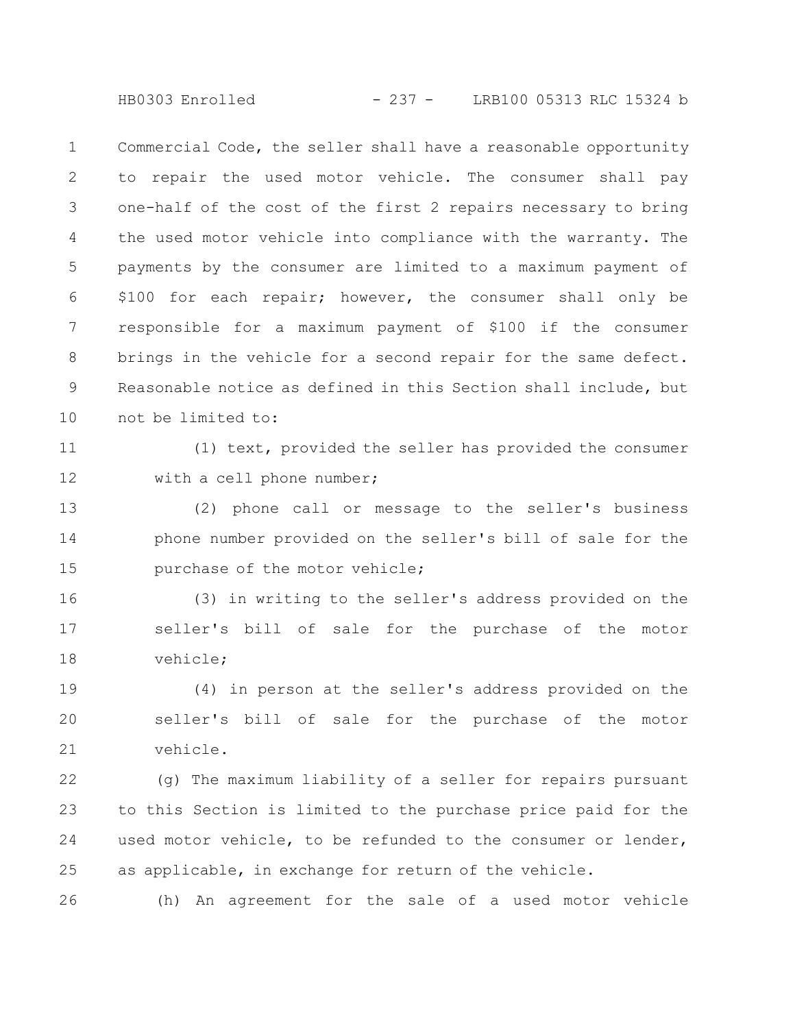Commercial Code, the seller shall have a reasonable opportunity to repair the used motor vehicle. The consumer shall pay one-half of the cost of the first 2 repairs necessary to bring the used motor vehicle into compliance with the warranty. The payments by the consumer are limited to a maximum payment of $100 for each repair; however, the consumer shall only be responsible for a maximum payment of $100 if the consumer brings in the vehicle for a second repair for the same defect. Reasonable notice as defined in this Section shall include, but not be limited to:

(1) text, provided the seller has provided the consumer with a cell phone number;

(2) phone call or message to the seller's business phone number provided on the seller's bill of sale for the purchase of the motor vehicle;

(3) in writing to the seller's address provided on the seller's bill of sale for the purchase of the motor vehicle;

(4) in person at the seller's address provided on the seller's bill of sale for the purchase of the motor vehicle.

(g) The maximum liability of a seller for repairs pursuant to this Section is limited to the purchase price paid for the used motor vehicle, to be refunded to the consumer or lender, as applicable, in exchange for return of the vehicle.

(h) An agreement for the sale of a used motor vehicle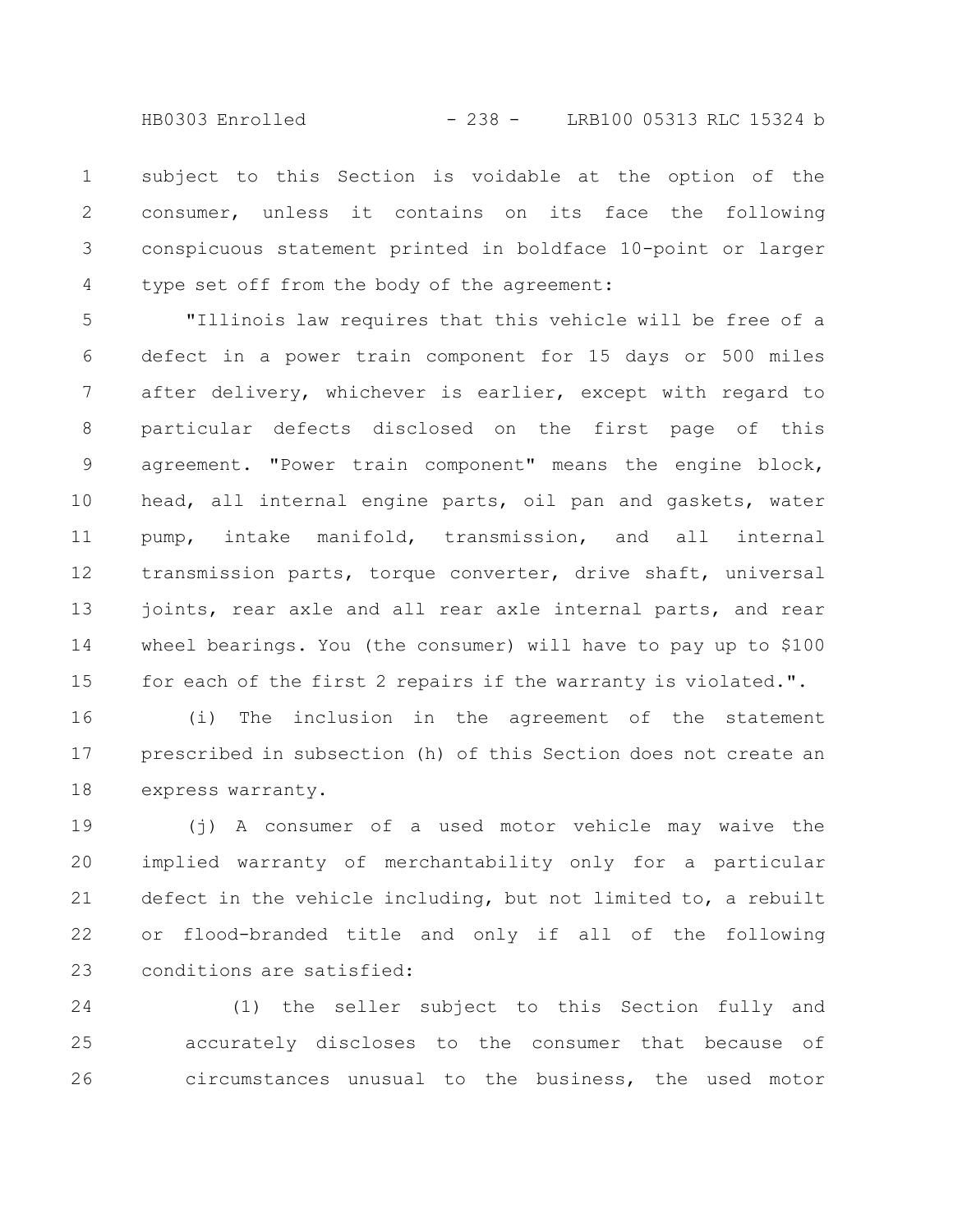subject to this Section is voidable at the option of the consumer, unless it contains on its face the following conspicuous statement printed in boldface 10-point or larger type set off from the body of the agreement:

"Illinois law requires that this vehicle will be free of a defect in a power train component for 15 days or 500 miles after delivery, whichever is earlier, except with regard to particular defects disclosed on the first page of this agreement. "Power train component" means the engine block, head, all internal engine parts, oil pan and gaskets, water pump, intake manifold, transmission, and all internal transmission parts, torque converter, drive shaft, universal joints, rear axle and all rear axle internal parts, and rear wheel bearings. You (the consumer) will have to pay up to $100 for each of the first 2 repairs if the warranty is violated.".

(i) The inclusion in the agreement of the statement prescribed in subsection (h) of this Section does not create an express warranty.

(j) A consumer of a used motor vehicle may waive the implied warranty of merchantability only for a particular defect in the vehicle including, but not limited to, a rebuilt or flood-branded title and only if all of the following conditions are satisfied:

(1) the seller subject to this Section fully and accurately discloses to the consumer that because of circumstances unusual to the business, the used motor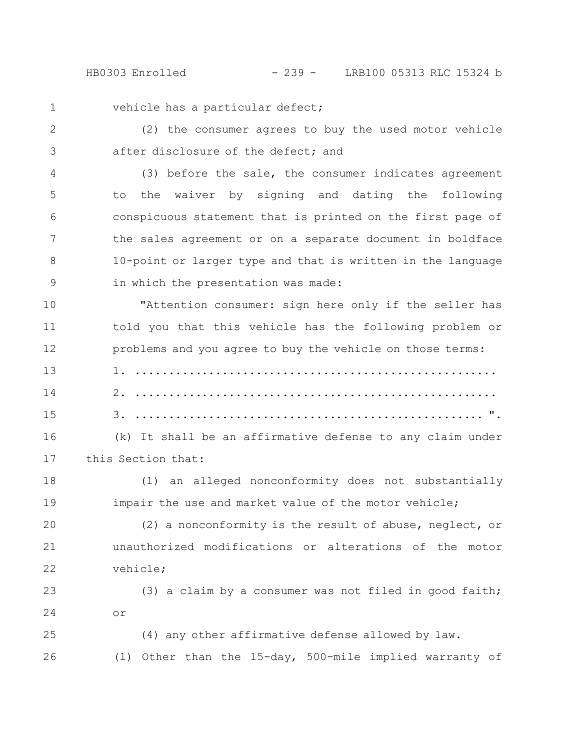vehicle has a particular defect;

(2) the consumer agrees to buy the used motor vehicle after disclosure of the defect; and

(3) before the sale, the consumer indicates agreement to the waiver by signing and dating the following conspicuous statement that is printed on the first page of the sales agreement or on a separate document in boldface 10-point or larger type and that is written in the language in which the presentation was made:

"Attention consumer: sign here only if the seller has told you that this vehicle has the following problem or problems and you agree to buy the vehicle on those terms:

1. ....................................................
2. ....................................................
3. .................................................. ".

(k) It shall be an affirmative defense to any claim under this Section that:

(1) an alleged nonconformity does not substantially impair the use and market value of the motor vehicle;

(2) a nonconformity is the result of abuse, neglect, or unauthorized modifications or alterations of the motor vehicle;

(3) a claim by a consumer was not filed in good faith; or

(4) any other affirmative defense allowed by law.

(l) Other than the 15-day, 500-mile implied warranty of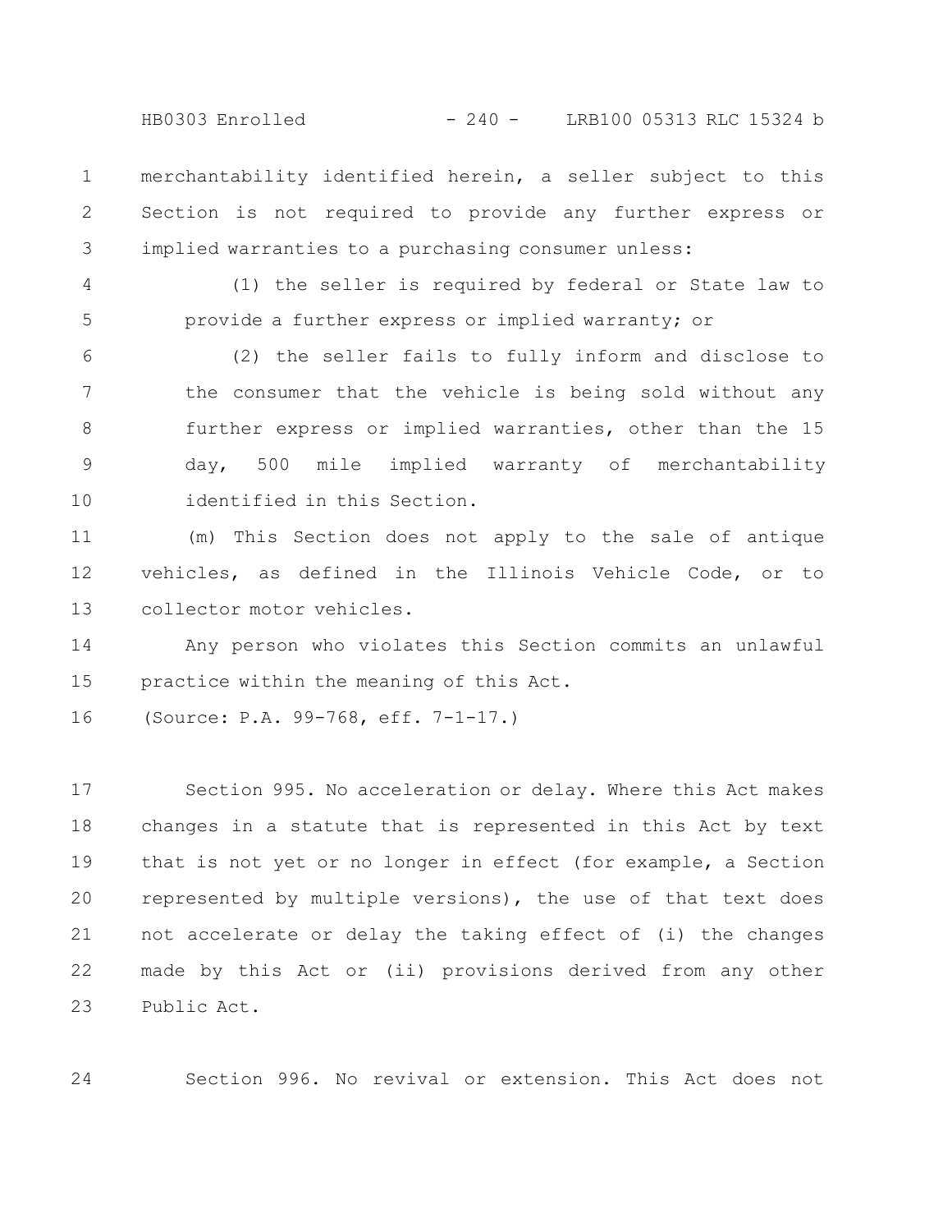merchantability identified herein, a seller subject to this Section is not required to provide any further express or implied warranties to a purchasing consumer unless:

(1) the seller is required by federal or State law to provide a further express or implied warranty; or

(2) the seller fails to fully inform and disclose to the consumer that the vehicle is being sold without any further express or implied warranties, other than the 15 day, 500 mile implied warranty of merchantability identified in this Section.

(m) This Section does not apply to the sale of antique vehicles, as defined in the Illinois Vehicle Code, or to collector motor vehicles.

Any person who violates this Section commits an unlawful practice within the meaning of this Act.

(Source: P.A. 99-768, eff. 7-1-17.)

Section 995. No acceleration or delay. Where this Act makes changes in a statute that is represented in this Act by text that is not yet or no longer in effect (for example, a Section represented by multiple versions), the use of that text does not accelerate or delay the taking effect of (i) the changes made by this Act or (ii) provisions derived from any other Public Act.

Section 996. No revival or extension. This Act does not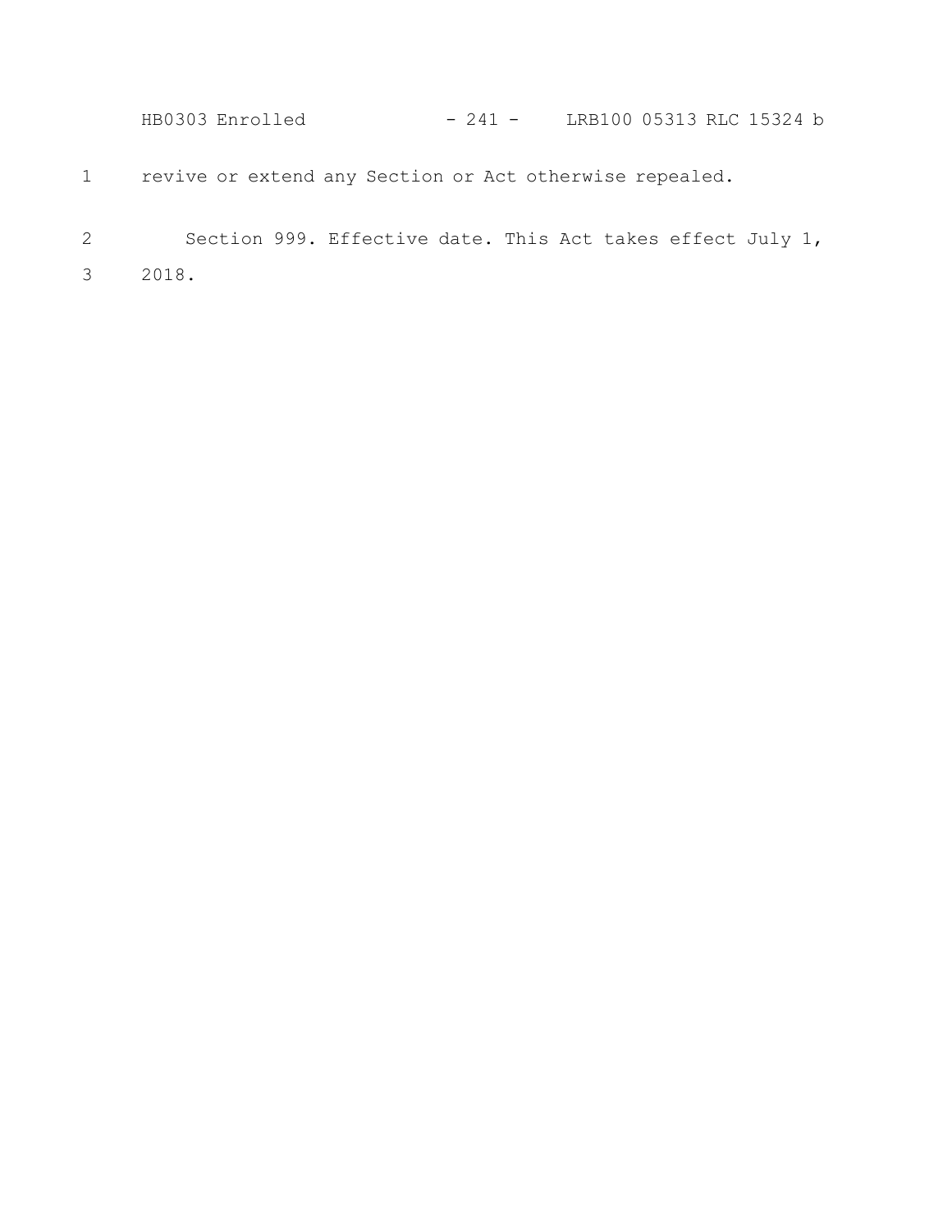revive or extend any Section or Act otherwise repealed.

Section 999. Effective date. This Act takes effect July 1, 2018.